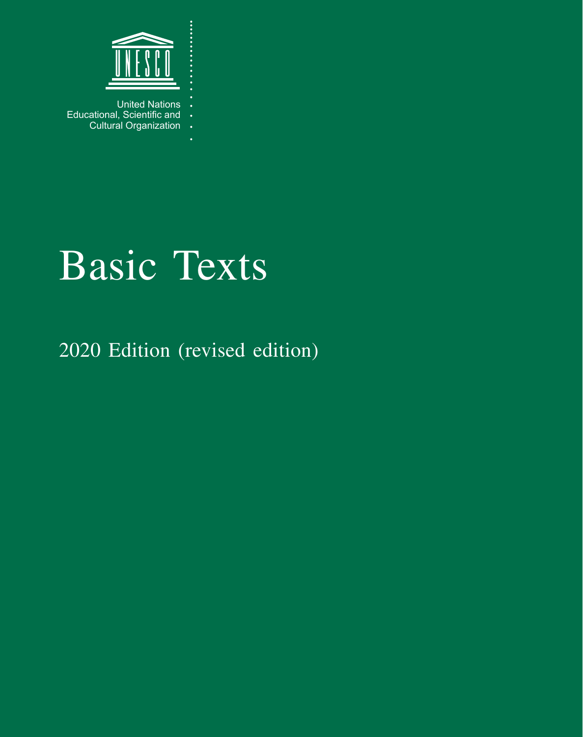United Nations
Educational, Scientific and
Cultural Organization

# Basic Texts

## 2020 Edition (revised edition)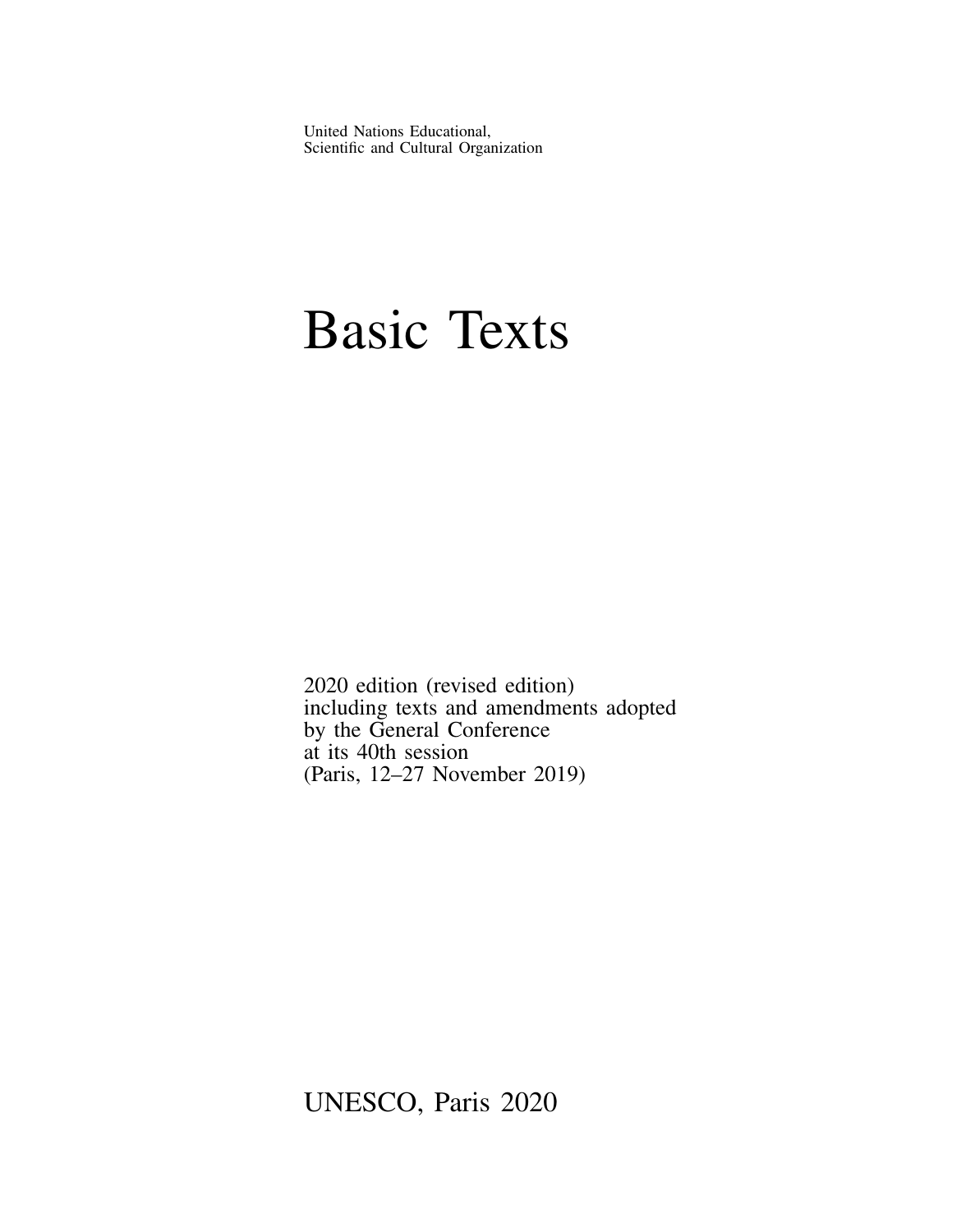United Nations Educational,
Scientific and Cultural Organization

# Basic Texts

2020 edition (revised edition)
including texts and amendments adopted
by the General Conference
at its 40th session
(Paris, 12–27 November 2019)

UNESCO, Paris 2020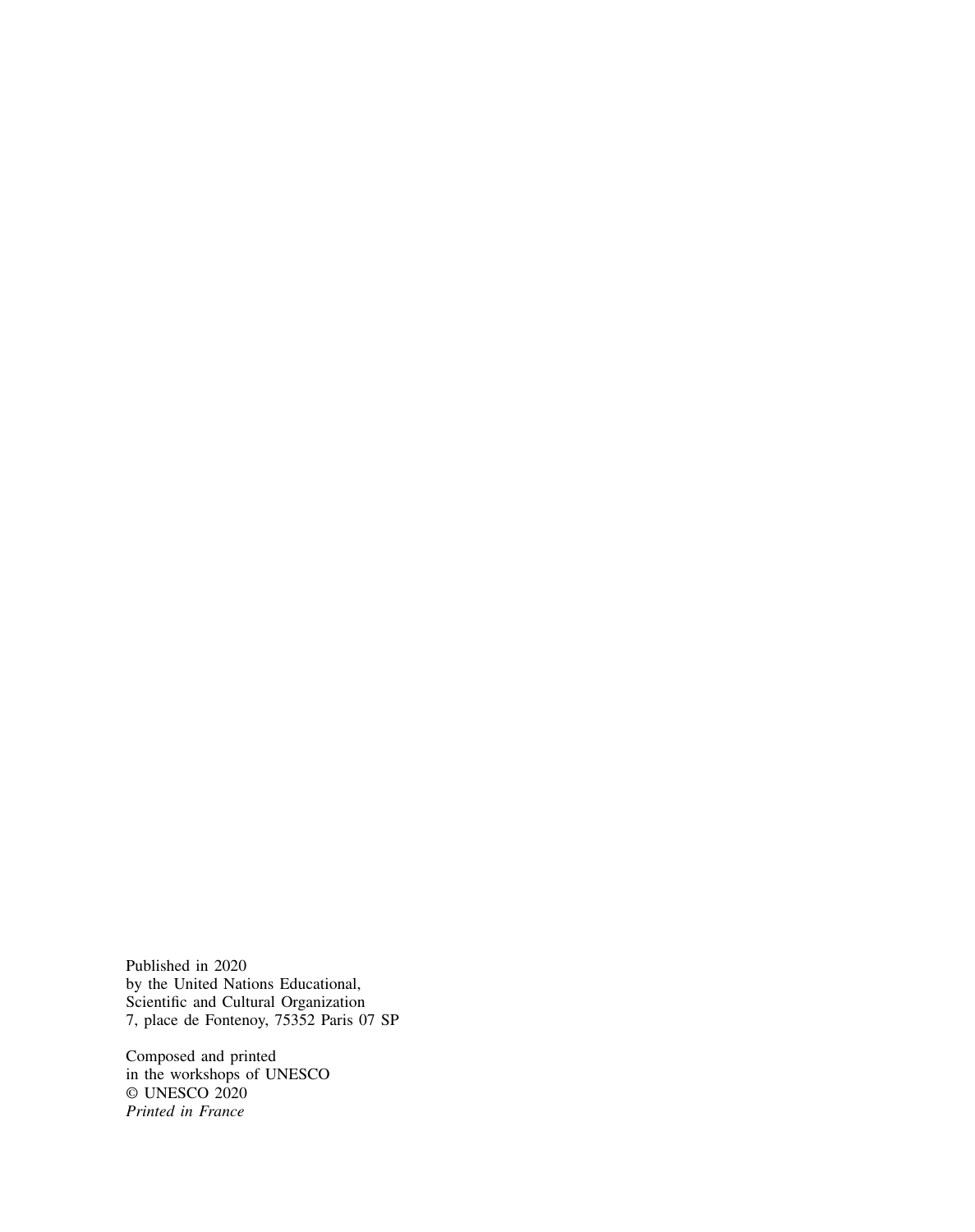Published in 2020
by the United Nations Educational,
Scientific and Cultural Organization
7, place de Fontenoy, 75352 Paris 07 SP

Composed and printed
in the workshops of UNESCO
© UNESCO 2020
*Printed in France*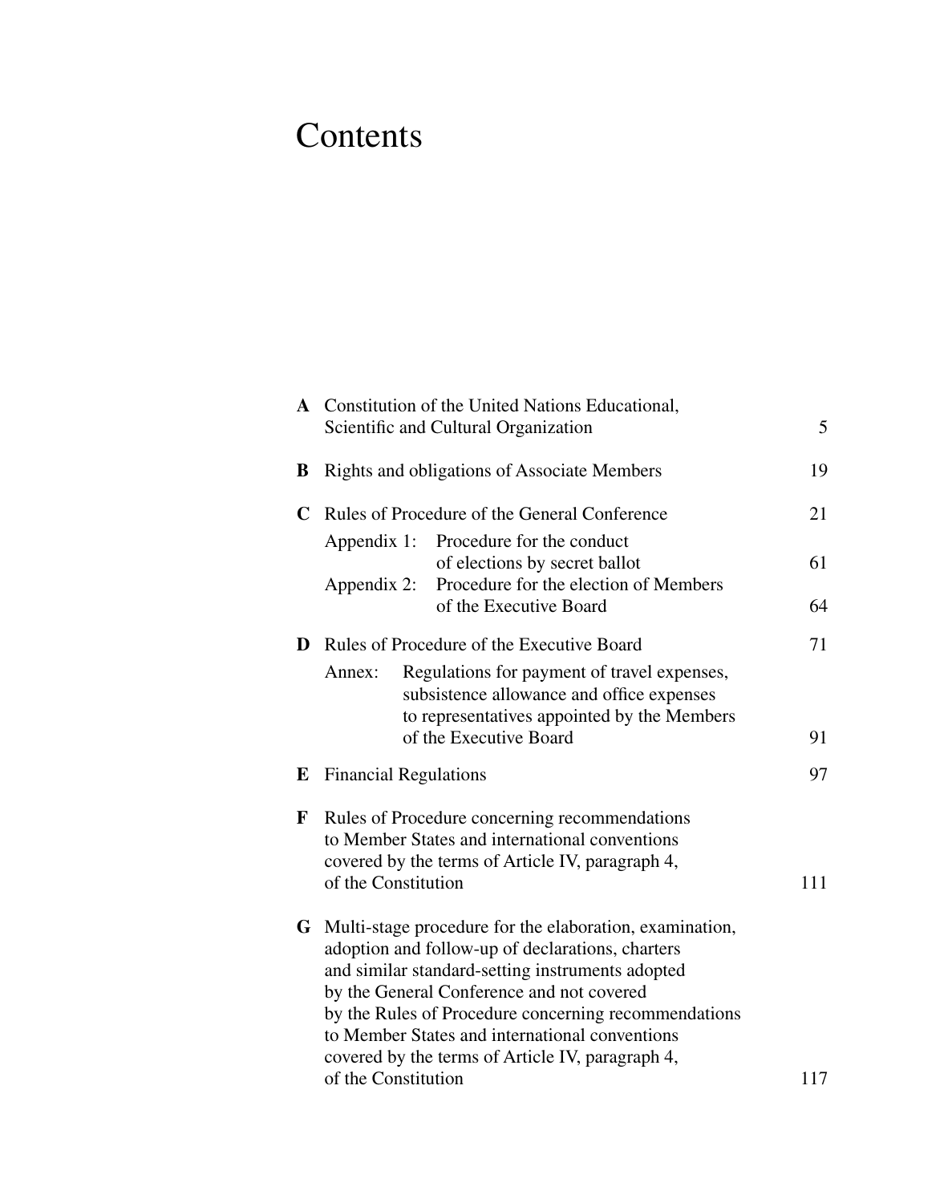# Contents

| | | |
|---|---|---|
| **A** | Constitution of the United Nations Educational, Scientific and Cultural Organization | 5 |
| **B** | Rights and obligations of Associate Members | 19 |
| **C** | Rules of Procedure of the General Conference | 21 |
| | Appendix 1: Procedure for the conduct of elections by secret ballot | 61 |
| | Appendix 2: Procedure for the election of Members of the Executive Board | 64 |
| **D** | Rules of Procedure of the Executive Board | 71 |
| | Annex: Regulations for payment of travel expenses, subsistence allowance and office expenses to representatives appointed by the Members of the Executive Board | 91 |
| **E** | Financial Regulations | 97 |
| **F** | Rules of Procedure concerning recommendations to Member States and international conventions covered by the terms of Article IV, paragraph 4, of the Constitution | 111 |
| **G** | Multi-stage procedure for the elaboration, examination, adoption and follow-up of declarations, charters and similar standard-setting instruments adopted by the General Conference and not covered by the Rules of Procedure concerning recommendations to Member States and international conventions covered by the terms of Article IV, paragraph 4, of the Constitution | 117 |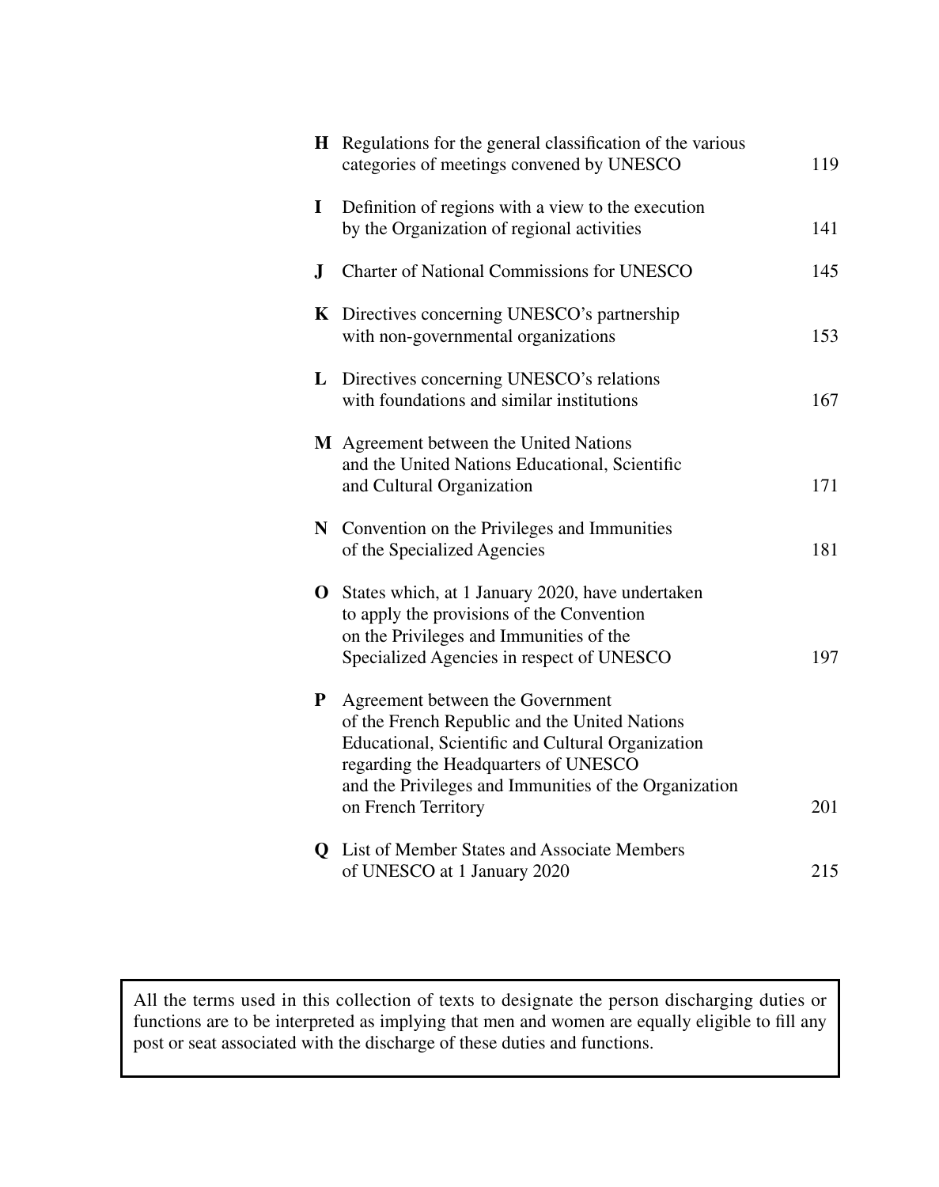| | | |
|---|---|---|
| **H** | Regulations for the general classification of the various categories of meetings convened by UNESCO | 119 |
| **I** | Definition of regions with a view to the execution by the Organization of regional activities | 141 |
| **J** | Charter of National Commissions for UNESCO | 145 |
| **K** | Directives concerning UNESCO's partnership with non-governmental organizations | 153 |
| **L** | Directives concerning UNESCO's relations with foundations and similar institutions | 167 |
| **M** | Agreement between the United Nations and the United Nations Educational, Scientific and Cultural Organization | 171 |
| **N** | Convention on the Privileges and Immunities of the Specialized Agencies | 181 |
| **O** | States which, at 1 January 2020, have undertaken to apply the provisions of the Convention on the Privileges and Immunities of the Specialized Agencies in respect of UNESCO | 197 |
| **P** | Agreement between the Government of the French Republic and the United Nations Educational, Scientific and Cultural Organization regarding the Headquarters of UNESCO and the Privileges and Immunities of the Organization on French Territory | 201 |
| **Q** | List of Member States and Associate Members of UNESCO at 1 January 2020 | 215 |

All the terms used in this collection of texts to designate the person discharging duties or functions are to be interpreted as implying that men and women are equally eligible to fill any post or seat associated with the discharge of these duties and functions.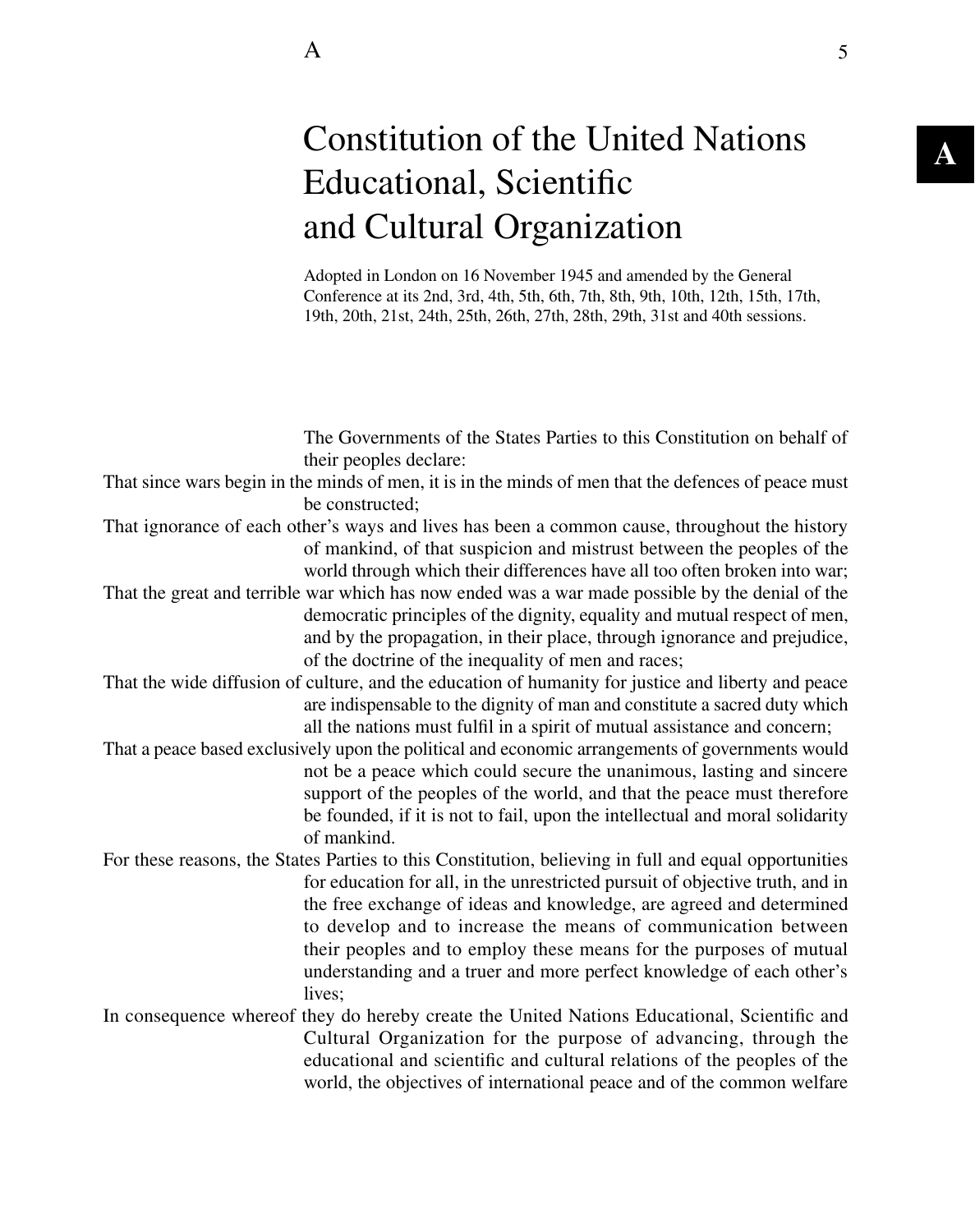# Constitution of the United Nations Educational, Scientific and Cultural Organization

Adopted in London on 16 November 1945 and amended by the General Conference at its 2nd, 3rd, 4th, 5th, 6th, 7th, 8th, 9th, 10th, 12th, 15th, 17th, 19th, 20th, 21st, 24th, 25th, 26th, 27th, 28th, 29th, 31st and 40th sessions.

The Governments of the States Parties to this Constitution on behalf of their peoples declare:

That since wars begin in the minds of men, it is in the minds of men that the defences of peace must be constructed;

That ignorance of each other's ways and lives has been a common cause, throughout the history of mankind, of that suspicion and mistrust between the peoples of the world through which their differences have all too often broken into war;

That the great and terrible war which has now ended was a war made possible by the denial of the democratic principles of the dignity, equality and mutual respect of men, and by the propagation, in their place, through ignorance and prejudice, of the doctrine of the inequality of men and races;

That the wide diffusion of culture, and the education of humanity for justice and liberty and peace are indispensable to the dignity of man and constitute a sacred duty which all the nations must fulfil in a spirit of mutual assistance and concern;

That a peace based exclusively upon the political and economic arrangements of governments would not be a peace which could secure the unanimous, lasting and sincere support of the peoples of the world, and that the peace must therefore be founded, if it is not to fail, upon the intellectual and moral solidarity of mankind.

For these reasons, the States Parties to this Constitution, believing in full and equal opportunities for education for all, in the unrestricted pursuit of objective truth, and in the free exchange of ideas and knowledge, are agreed and determined to develop and to increase the means of communication between their peoples and to employ these means for the purposes of mutual understanding and a truer and more perfect knowledge of each other's lives;

In consequence whereof they do hereby create the United Nations Educational, Scientific and Cultural Organization for the purpose of advancing, through the educational and scientific and cultural relations of the peoples of the world, the objectives of international peace and of the common welfare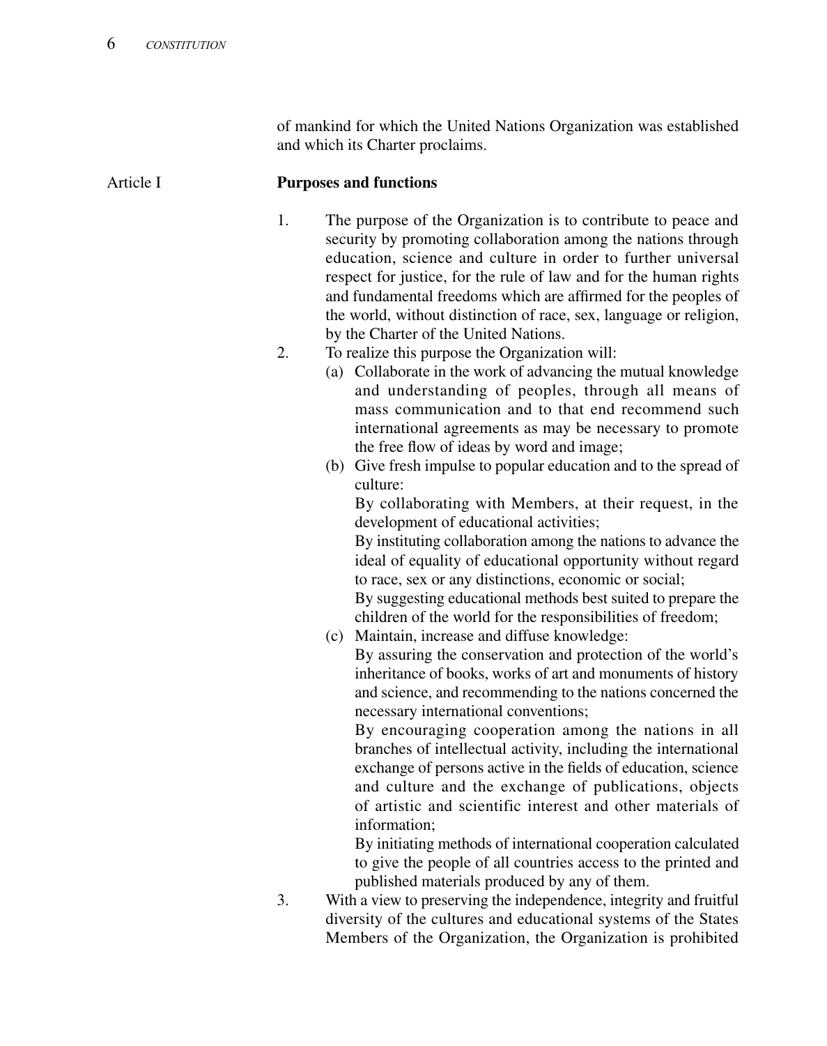of mankind for which the United Nations Organization was established and which its Charter proclaims.

## Article I — Purposes and functions

1. The purpose of the Organization is to contribute to peace and security by promoting collaboration among the nations through education, science and culture in order to further universal respect for justice, for the rule of law and for the human rights and fundamental freedoms which are affirmed for the peoples of the world, without distinction of race, sex, language or religion, by the Charter of the United Nations.

2. To realize this purpose the Organization will:

   (a) Collaborate in the work of advancing the mutual knowledge and understanding of peoples, through all means of mass communication and to that end recommend such international agreements as may be necessary to promote the free flow of ideas by word and image;

   (b) Give fresh impulse to popular education and to the spread of culture:
   By collaborating with Members, at their request, in the development of educational activities;
   By instituting collaboration among the nations to advance the ideal of equality of educational opportunity without regard to race, sex or any distinctions, economic or social;
   By suggesting educational methods best suited to prepare the children of the world for the responsibilities of freedom;

   (c) Maintain, increase and diffuse knowledge:
   By assuring the conservation and protection of the world's inheritance of books, works of art and monuments of history and science, and recommending to the nations concerned the necessary international conventions;
   By encouraging cooperation among the nations in all branches of intellectual activity, including the international exchange of persons active in the fields of education, science and culture and the exchange of publications, objects of artistic and scientific interest and other materials of information;
   By initiating methods of international cooperation calculated to give the people of all countries access to the printed and published materials produced by any of them.

3. With a view to preserving the independence, integrity and fruitful diversity of the cultures and educational systems of the States Members of the Organization, the Organization is prohibited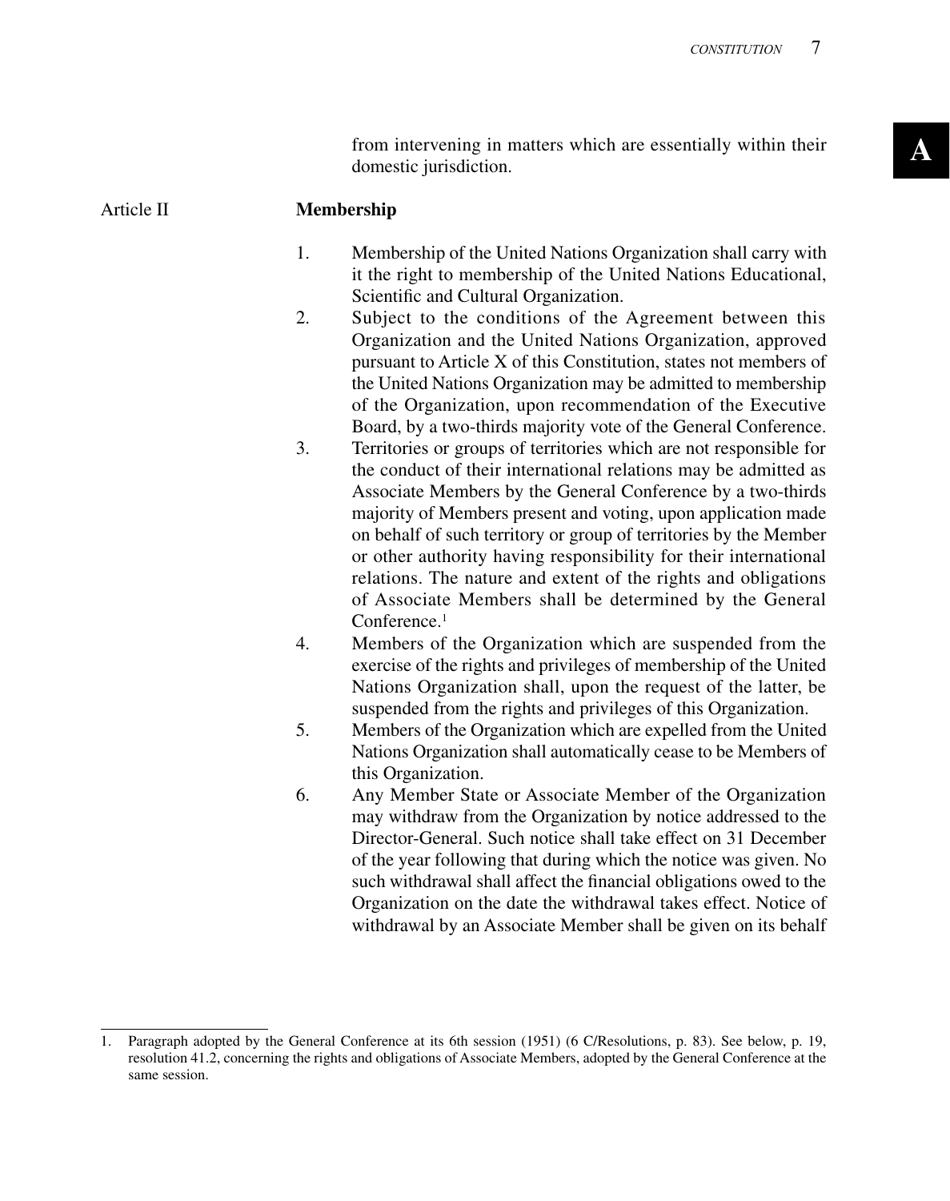from intervening in matters which are essentially within their domestic jurisdiction.

## Article II Membership

1. Membership of the United Nations Organization shall carry with it the right to membership of the United Nations Educational, Scientific and Cultural Organization.
2. Subject to the conditions of the Agreement between this Organization and the United Nations Organization, approved pursuant to Article X of this Constitution, states not members of the United Nations Organization may be admitted to membership of the Organization, upon recommendation of the Executive Board, by a two-thirds majority vote of the General Conference.
3. Territories or groups of territories which are not responsible for the conduct of their international relations may be admitted as Associate Members by the General Conference by a two-thirds majority of Members present and voting, upon application made on behalf of such territory or group of territories by the Member or other authority having responsibility for their international relations. The nature and extent of the rights and obligations of Associate Members shall be determined by the General Conference.[1]
4. Members of the Organization which are suspended from the exercise of the rights and privileges of membership of the United Nations Organization shall, upon the request of the latter, be suspended from the rights and privileges of this Organization.
5. Members of the Organization which are expelled from the United Nations Organization shall automatically cease to be Members of this Organization.
6. Any Member State or Associate Member of the Organization may withdraw from the Organization by notice addressed to the Director-General. Such notice shall take effect on 31 December of the year following that during which the notice was given. No such withdrawal shall affect the financial obligations owed to the Organization on the date the withdrawal takes effect. Notice of withdrawal by an Associate Member shall be given on its behalf

---

1. Paragraph adopted by the General Conference at its 6th session (1951) (6 C/Resolutions, p. 83). See below, p. 19, resolution 41.2, concerning the rights and obligations of Associate Members, adopted by the General Conference at the same session.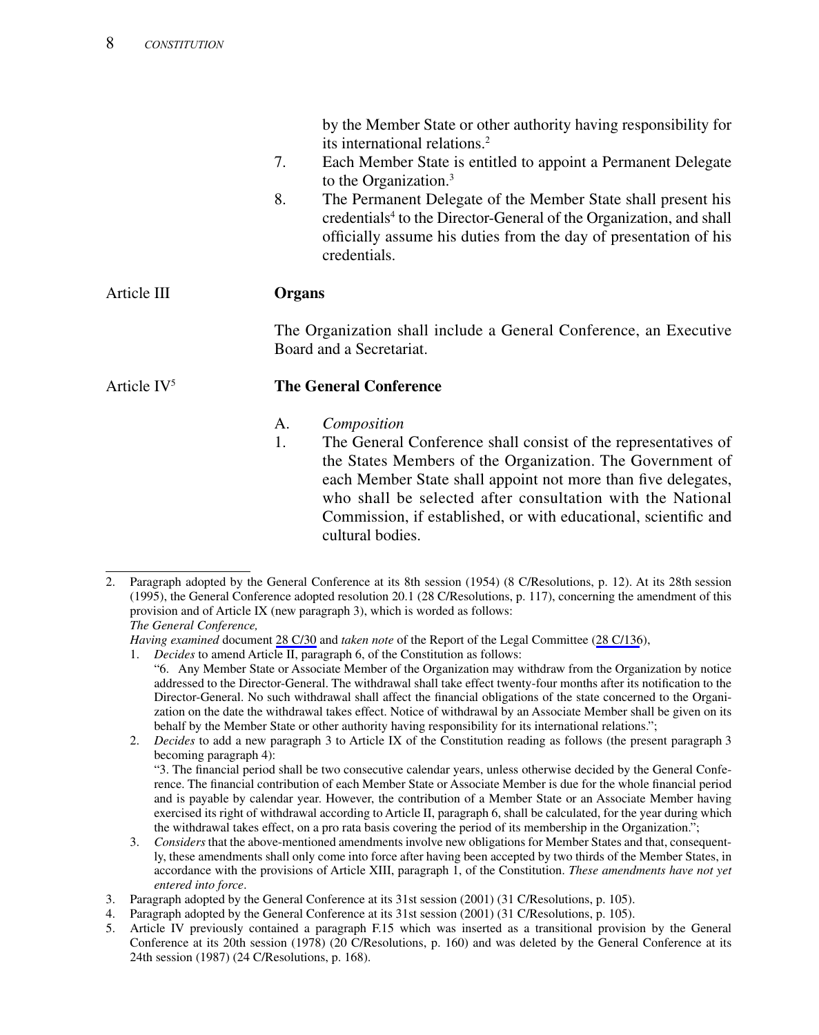by the Member State or other authority having responsibility for its international relations.[2]

7. Each Member State is entitled to appoint a Permanent Delegate to the Organization.[3]

8. The Permanent Delegate of the Member State shall present his credentials[4] to the Director-General of the Organization, and shall officially assume his duties from the day of presentation of his credentials.

## Article III — Organs

The Organization shall include a General Conference, an Executive Board and a Secretariat.

## Article IV[5] — The General Conference

A. *Composition*

1. The General Conference shall consist of the representatives of the States Members of the Organization. The Government of each Member State shall appoint not more than five delegates, who shall be selected after consultation with the National Commission, if established, or with educational, scientific and cultural bodies.

---

2. Paragraph adopted by the General Conference at its 8th session (1954) (8 C/Resolutions, p. 12). At its 28th session (1995), the General Conference adopted resolution 20.1 (28 C/Resolutions, p. 117), concerning the amendment of this provision and of Article IX (new paragraph 3), which is worded as follows:
*The General Conference,*
*Having examined* document 28 C/30 and *taken note* of the Report of the Legal Committee (28 C/136),
   1. *Decides* to amend Article II, paragraph 6, of the Constitution as follows:
   "6. Any Member State or Associate Member of the Organization may withdraw from the Organization by notice addressed to the Director-General. The withdrawal shall take effect twenty-four months after its notification to the Director-General. No such withdrawal shall affect the financial obligations of the state concerned to the Organization on the date the withdrawal takes effect. Notice of withdrawal by an Associate Member shall be given on its behalf by the Member State or other authority having responsibility for its international relations.";
   2. *Decides* to add a new paragraph 3 to Article IX of the Constitution reading as follows (the present paragraph 3 becoming paragraph 4):
   "3. The financial period shall be two consecutive calendar years, unless otherwise decided by the General Conference. The financial contribution of each Member State or Associate Member is due for the whole financial period and is payable by calendar year. However, the contribution of a Member State or an Associate Member having exercised its right of withdrawal according to Article II, paragraph 6, shall be calculated, for the year during which the withdrawal takes effect, on a pro rata basis covering the period of its membership in the Organization.";
   3. *Considers* that the above-mentioned amendments involve new obligations for Member States and that, consequently, these amendments shall only come into force after having been accepted by two thirds of the Member States, in accordance with the provisions of Article XIII, paragraph 1, of the Constitution. *These amendments have not yet entered into force*.
3. Paragraph adopted by the General Conference at its 31st session (2001) (31 C/Resolutions, p. 105).
4. Paragraph adopted by the General Conference at its 31st session (2001) (31 C/Resolutions, p. 105).
5. Article IV previously contained a paragraph F.15 which was inserted as a transitional provision by the General Conference at its 20th session (1978) (20 C/Resolutions, p. 160) and was deleted by the General Conference at its 24th session (1987) (24 C/Resolutions, p. 168).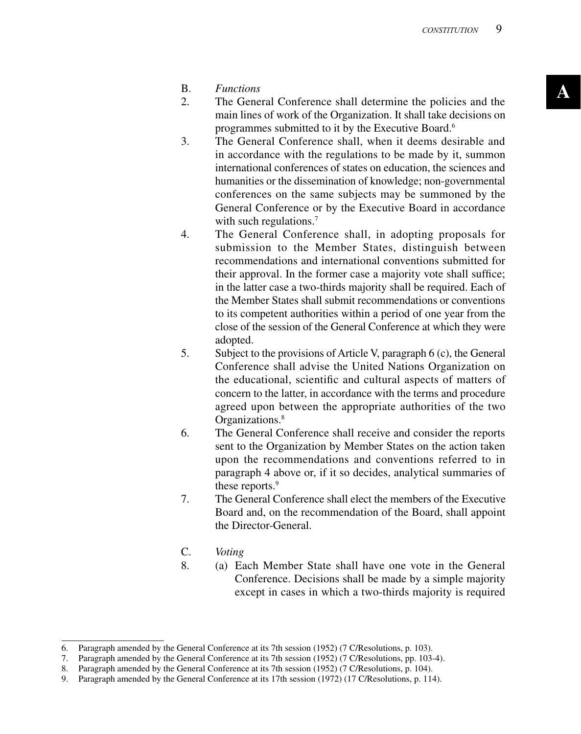B. *Functions*

2. The General Conference shall determine the policies and the main lines of work of the Organization. It shall take decisions on programmes submitted to it by the Executive Board.[6]

3. The General Conference shall, when it deems desirable and in accordance with the regulations to be made by it, summon international conferences of states on education, the sciences and humanities or the dissemination of knowledge; non-governmental conferences on the same subjects may be summoned by the General Conference or by the Executive Board in accordance with such regulations.[7]

4. The General Conference shall, in adopting proposals for submission to the Member States, distinguish between recommendations and international conventions submitted for their approval. In the former case a majority vote shall suffice; in the latter case a two-thirds majority shall be required. Each of the Member States shall submit recommendations or conventions to its competent authorities within a period of one year from the close of the session of the General Conference at which they were adopted.

5. Subject to the provisions of Article V, paragraph 6 (c), the General Conference shall advise the United Nations Organization on the educational, scientific and cultural aspects of matters of concern to the latter, in accordance with the terms and procedure agreed upon between the appropriate authorities of the two Organizations.[8]

6. The General Conference shall receive and consider the reports sent to the Organization by Member States on the action taken upon the recommendations and conventions referred to in paragraph 4 above or, if it so decides, analytical summaries of these reports.[9]

7. The General Conference shall elect the members of the Executive Board and, on the recommendation of the Board, shall appoint the Director-General.

C. *Voting*

8. (a) Each Member State shall have one vote in the General Conference. Decisions shall be made by a simple majority except in cases in which a two-thirds majority is required

---

6. Paragraph amended by the General Conference at its 7th session (1952) (7 C/Resolutions, p. 103).
7. Paragraph amended by the General Conference at its 7th session (1952) (7 C/Resolutions, pp. 103-4).
8. Paragraph amended by the General Conference at its 7th session (1952) (7 C/Resolutions, p. 104).
9. Paragraph amended by the General Conference at its 17th session (1972) (17 C/Resolutions, p. 114).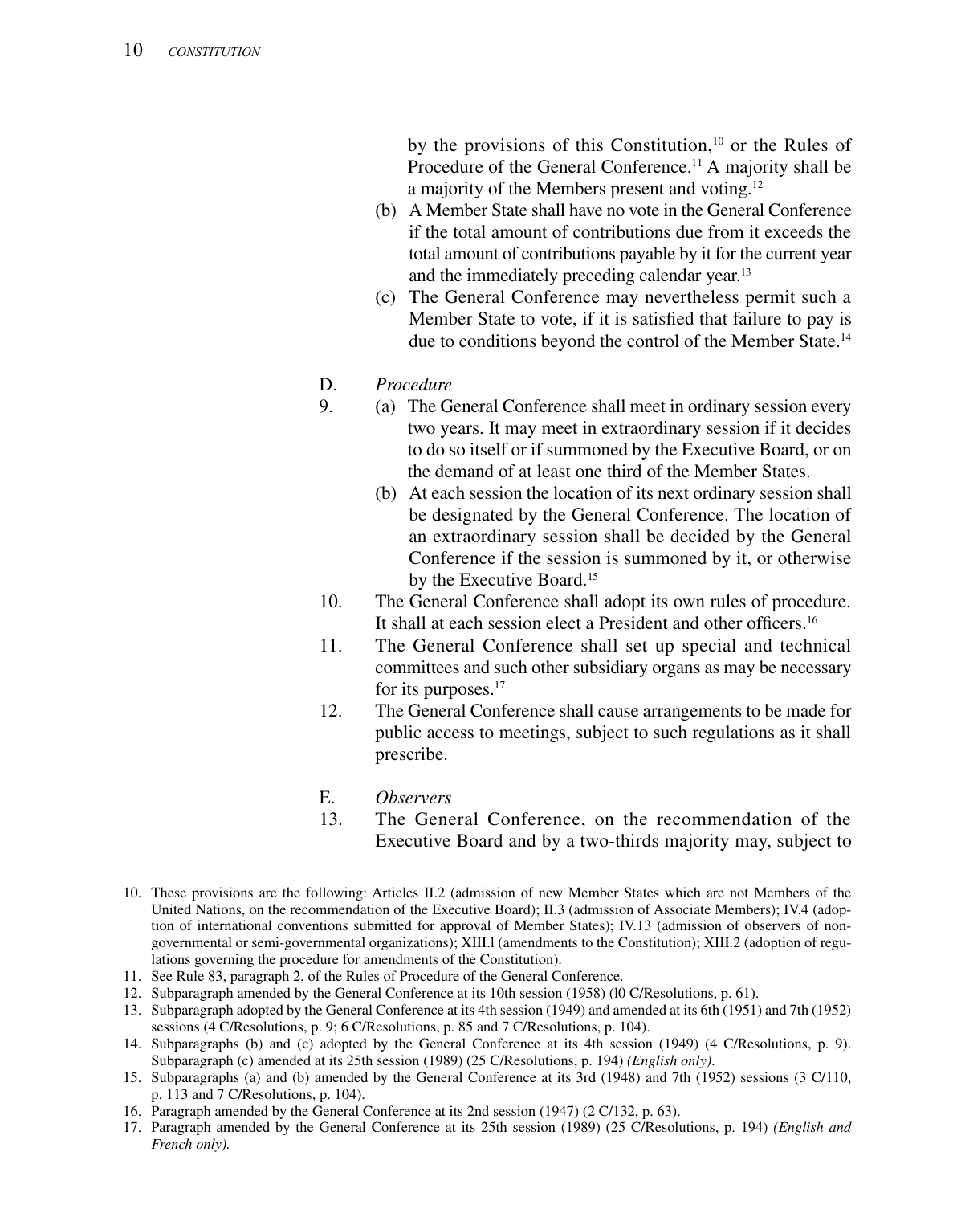by the provisions of this Constitution,[10] or the Rules of Procedure of the General Conference.[11] A majority shall be a majority of the Members present and voting.[12]

(b) A Member State shall have no vote in the General Conference if the total amount of contributions due from it exceeds the total amount of contributions payable by it for the current year and the immediately preceding calendar year.[13]

(c) The General Conference may nevertheless permit such a Member State to vote, if it is satisfied that failure to pay is due to conditions beyond the control of the Member State.[14]

D. *Procedure*

9. (a) The General Conference shall meet in ordinary session every two years. It may meet in extraordinary session if it decides to do so itself or if summoned by the Executive Board, or on the demand of at least one third of the Member States.

(b) At each session the location of its next ordinary session shall be designated by the General Conference. The location of an extraordinary session shall be decided by the General Conference if the session is summoned by it, or otherwise by the Executive Board.[15]

10. The General Conference shall adopt its own rules of procedure. It shall at each session elect a President and other officers.[16]

11. The General Conference shall set up special and technical committees and such other subsidiary organs as may be necessary for its purposes.[17]

12. The General Conference shall cause arrangements to be made for public access to meetings, subject to such regulations as it shall prescribe.

E. *Observers*

13. The General Conference, on the recommendation of the Executive Board and by a two-thirds majority may, subject to

---

10. These provisions are the following: Articles II.2 (admission of new Member States which are not Members of the United Nations, on the recommendation of the Executive Board); II.3 (admission of Associate Members); IV.4 (adoption of international conventions submitted for approval of Member States); IV.13 (admission of observers of non-governmental or semi-governmental organizations); XIII.l (amendments to the Constitution); XIII.2 (adoption of regulations governing the procedure for amendments of the Constitution).
11. See Rule 83, paragraph 2, of the Rules of Procedure of the General Conference.
12. Subparagraph amended by the General Conference at its 10th session (1958) (l0 C/Resolutions, p. 61).
13. Subparagraph adopted by the General Conference at its 4th session (1949) and amended at its 6th (1951) and 7th (1952) sessions (4 C/Resolutions, p. 9; 6 C/Resolutions, p. 85 and 7 C/Resolutions, p. 104).
14. Subparagraphs (b) and (c) adopted by the General Conference at its 4th session (1949) (4 C/Resolutions, p. 9). Subparagraph (c) amended at its 25th session (1989) (25 C/Resolutions, p. 194) *(English only)*.
15. Subparagraphs (a) and (b) amended by the General Conference at its 3rd (1948) and 7th (1952) sessions (3 C/110, p. 113 and 7 C/Resolutions, p. 104).
16. Paragraph amended by the General Conference at its 2nd session (1947) (2 C/132, p. 63).
17. Paragraph amended by the General Conference at its 25th session (1989) (25 C/Resolutions, p. 194) *(English and French only)*.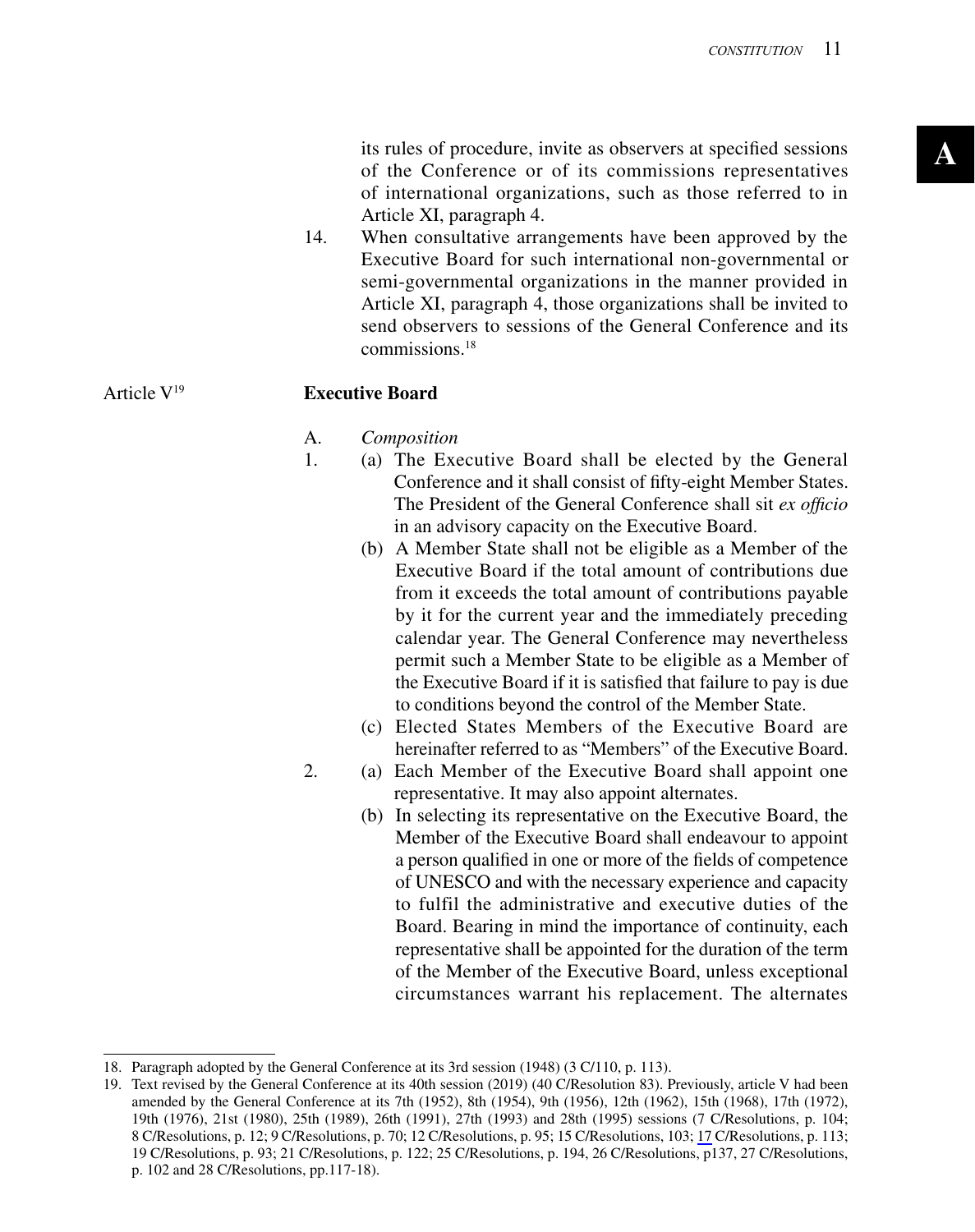its rules of procedure, invite as observers at specified sessions of the Conference or of its commissions representatives of international organizations, such as those referred to in Article XI, paragraph 4.

14. When consultative arrangements have been approved by the Executive Board for such international non-governmental or semi-governmental organizations in the manner provided in Article XI, paragraph 4, those organizations shall be invited to send observers to sessions of the General Conference and its commissions.[18]

## Article V[19] Executive Board

A. *Composition*

1. (a) The Executive Board shall be elected by the General Conference and it shall consist of fifty-eight Member States. The President of the General Conference shall sit *ex officio* in an advisory capacity on the Executive Board.

   (b) A Member State shall not be eligible as a Member of the Executive Board if the total amount of contributions due from it exceeds the total amount of contributions payable by it for the current year and the immediately preceding calendar year. The General Conference may nevertheless permit such a Member State to be eligible as a Member of the Executive Board if it is satisfied that failure to pay is due to conditions beyond the control of the Member State.

   (c) Elected States Members of the Executive Board are hereinafter referred to as "Members" of the Executive Board.

2. (a) Each Member of the Executive Board shall appoint one representative. It may also appoint alternates.

   (b) In selecting its representative on the Executive Board, the Member of the Executive Board shall endeavour to appoint a person qualified in one or more of the fields of competence of UNESCO and with the necessary experience and capacity to fulfil the administrative and executive duties of the Board. Bearing in mind the importance of continuity, each representative shall be appointed for the duration of the term of the Member of the Executive Board, unless exceptional circumstances warrant his replacement. The alternates

---

18. Paragraph adopted by the General Conference at its 3rd session (1948) (3 C/110, p. 113).

19. Text revised by the General Conference at its 40th session (2019) (40 C/Resolution 83). Previously, article V had been amended by the General Conference at its 7th (1952), 8th (1954), 9th (1956), 12th (1962), 15th (1968), 17th (1972), 19th (1976), 21st (1980), 25th (1989), 26th (1991), 27th (1993) and 28th (1995) sessions (7 C/Resolutions, p. 104; 8 C/Resolutions, p. 12; 9 C/Resolutions, p. 70; 12 C/Resolutions, p. 95; 15 C/Resolutions, 103; 17 C/Resolutions, p. 113; 19 C/Resolutions, p. 93; 21 C/Resolutions, p. 122; 25 C/Resolutions, p. 194, 26 C/Resolutions, p137, 27 C/Resolutions, p. 102 and 28 C/Resolutions, pp.117-18).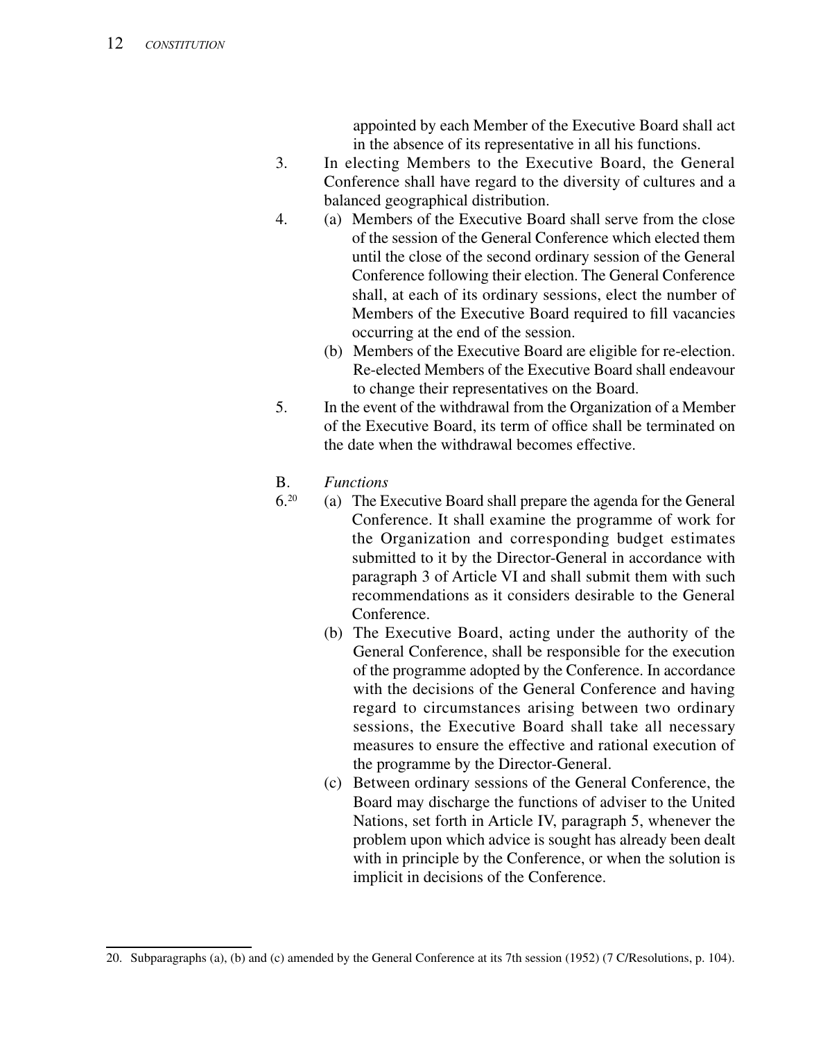appointed by each Member of the Executive Board shall act in the absence of its representative in all his functions.

3. In electing Members to the Executive Board, the General Conference shall have regard to the diversity of cultures and a balanced geographical distribution.

4. (a) Members of the Executive Board shall serve from the close of the session of the General Conference which elected them until the close of the second ordinary session of the General Conference following their election. The General Conference shall, at each of its ordinary sessions, elect the number of Members of the Executive Board required to fill vacancies occurring at the end of the session.

   (b) Members of the Executive Board are eligible for re-election. Re-elected Members of the Executive Board shall endeavour to change their representatives on the Board.

5. In the event of the withdrawal from the Organization of a Member of the Executive Board, its term of office shall be terminated on the date when the withdrawal becomes effective.

B. *Functions*

6.[20] (a) The Executive Board shall prepare the agenda for the General Conference. It shall examine the programme of work for the Organization and corresponding budget estimates submitted to it by the Director-General in accordance with paragraph 3 of Article VI and shall submit them with such recommendations as it considers desirable to the General Conference.

   (b) The Executive Board, acting under the authority of the General Conference, shall be responsible for the execution of the programme adopted by the Conference. In accordance with the decisions of the General Conference and having regard to circumstances arising between two ordinary sessions, the Executive Board shall take all necessary measures to ensure the effective and rational execution of the programme by the Director-General.

   (c) Between ordinary sessions of the General Conference, the Board may discharge the functions of adviser to the United Nations, set forth in Article IV, paragraph 5, whenever the problem upon which advice is sought has already been dealt with in principle by the Conference, or when the solution is implicit in decisions of the Conference.

---

20. Subparagraphs (a), (b) and (c) amended by the General Conference at its 7th session (1952) (7 C/Resolutions, p. 104).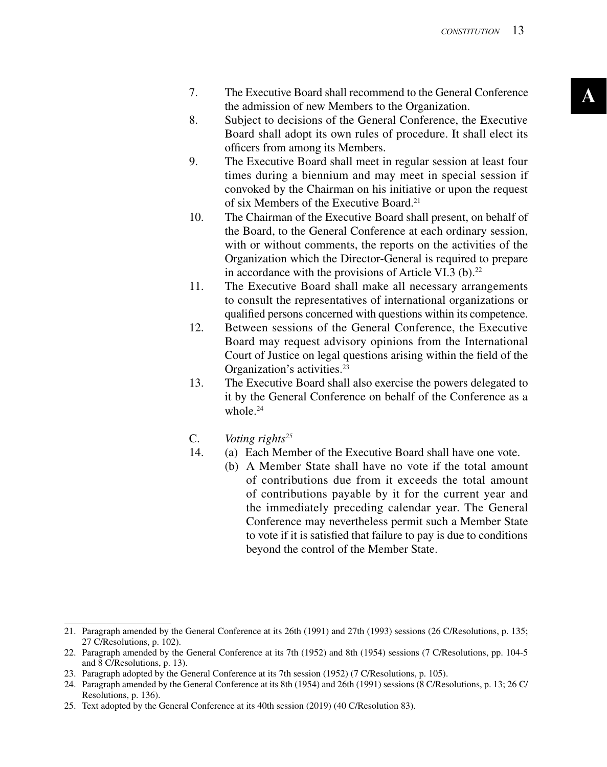7. The Executive Board shall recommend to the General Conference the admission of new Members to the Organization.
8. Subject to decisions of the General Conference, the Executive Board shall adopt its own rules of procedure. It shall elect its officers from among its Members.
9. The Executive Board shall meet in regular session at least four times during a biennium and may meet in special session if convoked by the Chairman on his initiative or upon the request of six Members of the Executive Board.[21]
10. The Chairman of the Executive Board shall present, on behalf of the Board, to the General Conference at each ordinary session, with or without comments, the reports on the activities of the Organization which the Director-General is required to prepare in accordance with the provisions of Article VI.3 (b).[22]
11. The Executive Board shall make all necessary arrangements to consult the representatives of international organizations or qualified persons concerned with questions within its competence.
12. Between sessions of the General Conference, the Executive Board may request advisory opinions from the International Court of Justice on legal questions arising within the field of the Organization's activities.[23]
13. The Executive Board shall also exercise the powers delegated to it by the General Conference on behalf of the Conference as a whole.[24]

C. *Voting rights*[25]

14. (a) Each Member of the Executive Board shall have one vote.

 (b) A Member State shall have no vote if the total amount of contributions due from it exceeds the total amount of contributions payable by it for the current year and the immediately preceding calendar year. The General Conference may nevertheless permit such a Member State to vote if it is satisfied that failure to pay is due to conditions beyond the control of the Member State.

---

21. Paragraph amended by the General Conference at its 26th (1991) and 27th (1993) sessions (26 C/Resolutions, p. 135; 27 C/Resolutions, p. 102).
22. Paragraph amended by the General Conference at its 7th (1952) and 8th (1954) sessions (7 C/Resolutions, pp. 104-5 and 8 C/Resolutions, p. 13).
23. Paragraph adopted by the General Conference at its 7th session (1952) (7 C/Resolutions, p. 105).
24. Paragraph amended by the General Conference at its 8th (1954) and 26th (1991) sessions (8 C/Resolutions, p. 13; 26 C/Resolutions, p. 136).
25. Text adopted by the General Conference at its 40th session (2019) (40 C/Resolution 83).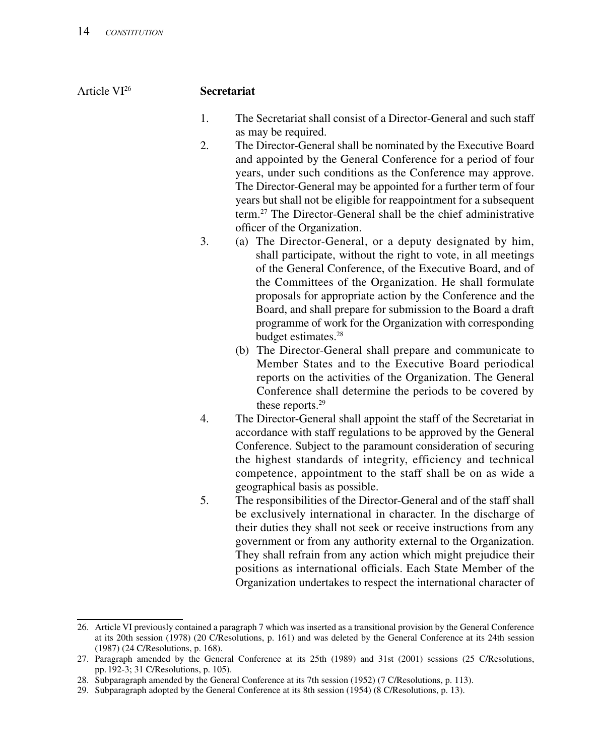## Article VI[26] Secretariat

1. The Secretariat shall consist of a Director-General and such staff as may be required.
2. The Director-General shall be nominated by the Executive Board and appointed by the General Conference for a period of four years, under such conditions as the Conference may approve. The Director-General may be appointed for a further term of four years but shall not be eligible for reappointment for a subsequent term.[27] The Director-General shall be the chief administrative officer of the Organization.
3. (a) The Director-General, or a deputy designated by him, shall participate, without the right to vote, in all meetings of the General Conference, of the Executive Board, and of the Committees of the Organization. He shall formulate proposals for appropriate action by the Conference and the Board, and shall prepare for submission to the Board a draft programme of work for the Organization with corresponding budget estimates.[28]

   (b) The Director-General shall prepare and communicate to Member States and to the Executive Board periodical reports on the activities of the Organization. The General Conference shall determine the periods to be covered by these reports.[29]
4. The Director-General shall appoint the staff of the Secretariat in accordance with staff regulations to be approved by the General Conference. Subject to the paramount consideration of securing the highest standards of integrity, efficiency and technical competence, appointment to the staff shall be on as wide a geographical basis as possible.
5. The responsibilities of the Director-General and of the staff shall be exclusively international in character. In the discharge of their duties they shall not seek or receive instructions from any government or from any authority external to the Organization. They shall refrain from any action which might prejudice their positions as international officials. Each State Member of the Organization undertakes to respect the international character of

---

26. Article VI previously contained a paragraph 7 which was inserted as a transitional provision by the General Conference at its 20th session (1978) (20 C/Resolutions, p. 161) and was deleted by the General Conference at its 24th session (1987) (24 C/Resolutions, p. 168).
27. Paragraph amended by the General Conference at its 25th (1989) and 31st (2001) sessions (25 C/Resolutions, pp. 192-3; 31 C/Resolutions, p. 105).
28. Subparagraph amended by the General Conference at its 7th session (1952) (7 C/Resolutions, p. 113).
29. Subparagraph adopted by the General Conference at its 8th session (1954) (8 C/Resolutions, p. 13).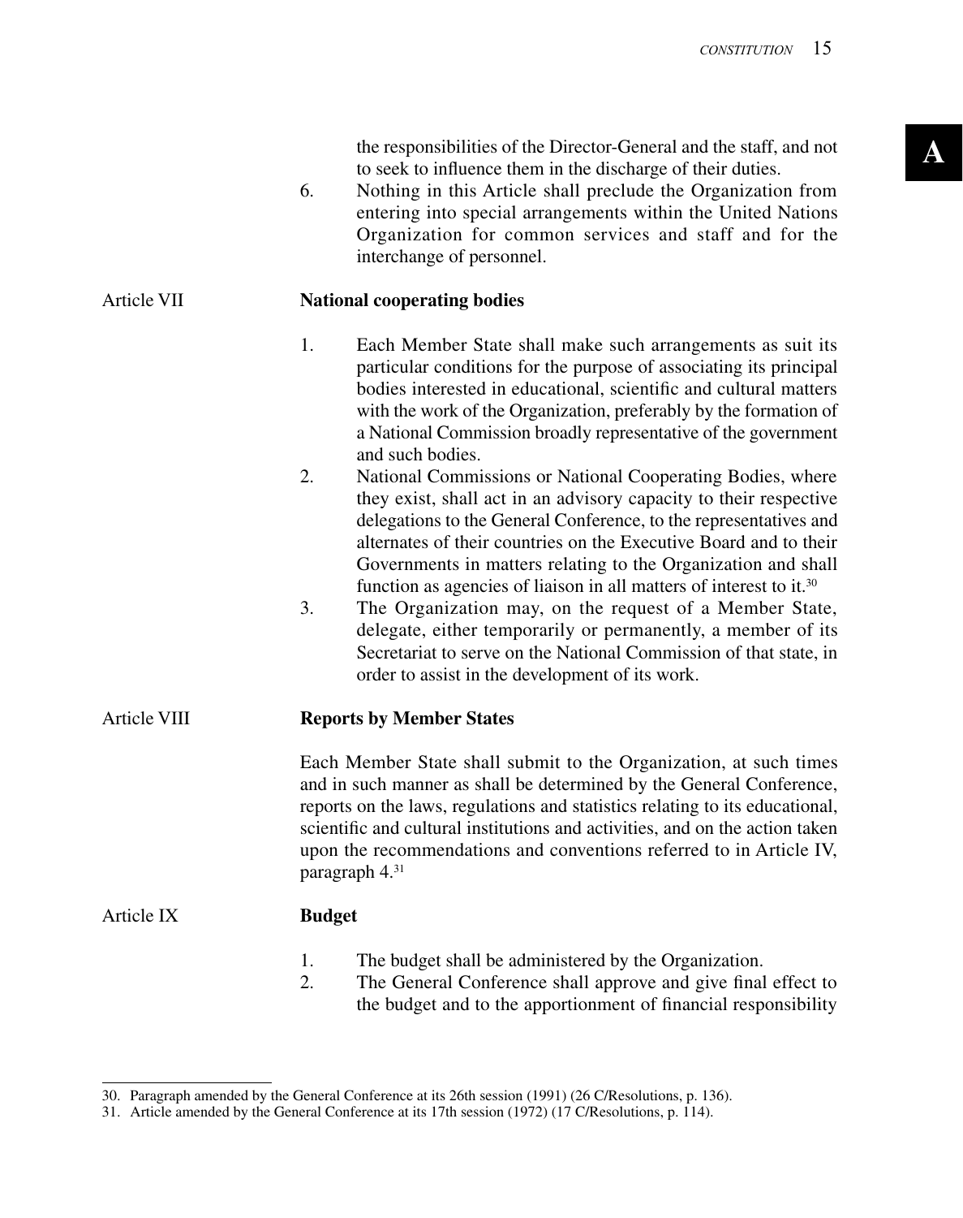the responsibilities of the Director-General and the staff, and not to seek to influence them in the discharge of their duties.

6. Nothing in this Article shall preclude the Organization from entering into special arrangements within the United Nations Organization for common services and staff and for the interchange of personnel.

## Article VII — National cooperating bodies

1. Each Member State shall make such arrangements as suit its particular conditions for the purpose of associating its principal bodies interested in educational, scientific and cultural matters with the work of the Organization, preferably by the formation of a National Commission broadly representative of the government and such bodies.
2. National Commissions or National Cooperating Bodies, where they exist, shall act in an advisory capacity to their respective delegations to the General Conference, to the representatives and alternates of their countries on the Executive Board and to their Governments in matters relating to the Organization and shall function as agencies of liaison in all matters of interest to it.[30]
3. The Organization may, on the request of a Member State, delegate, either temporarily or permanently, a member of its Secretariat to serve on the National Commission of that state, in order to assist in the development of its work.

## Article VIII — Reports by Member States

Each Member State shall submit to the Organization, at such times and in such manner as shall be determined by the General Conference, reports on the laws, regulations and statistics relating to its educational, scientific and cultural institutions and activities, and on the action taken upon the recommendations and conventions referred to in Article IV, paragraph 4.[31]

## Article IX — Budget

1. The budget shall be administered by the Organization.
2. The General Conference shall approve and give final effect to the budget and to the apportionment of financial responsibility

---

30. Paragraph amended by the General Conference at its 26th session (1991) (26 C/Resolutions, p. 136).

31. Article amended by the General Conference at its 17th session (1972) (17 C/Resolutions, p. 114).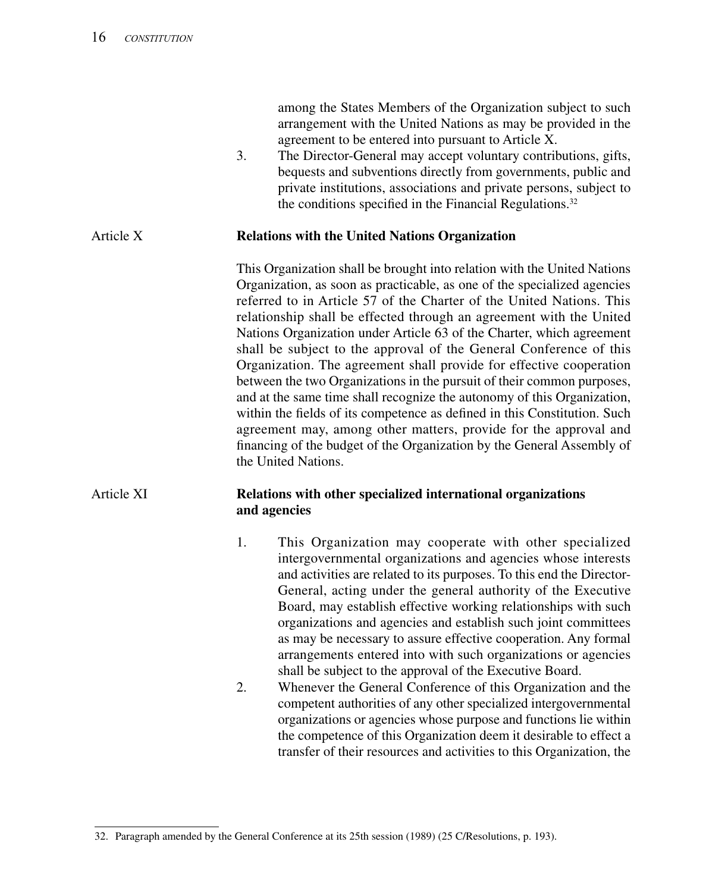among the States Members of the Organization subject to such arrangement with the United Nations as may be provided in the agreement to be entered into pursuant to Article X.

3. The Director-General may accept voluntary contributions, gifts, bequests and subventions directly from governments, public and private institutions, associations and private persons, subject to the conditions specified in the Financial Regulations.[32]

## Article X — Relations with the United Nations Organization

This Organization shall be brought into relation with the United Nations Organization, as soon as practicable, as one of the specialized agencies referred to in Article 57 of the Charter of the United Nations. This relationship shall be effected through an agreement with the United Nations Organization under Article 63 of the Charter, which agreement shall be subject to the approval of the General Conference of this Organization. The agreement shall provide for effective cooperation between the two Organizations in the pursuit of their common purposes, and at the same time shall recognize the autonomy of this Organization, within the fields of its competence as defined in this Constitution. Such agreement may, among other matters, provide for the approval and financing of the budget of the Organization by the General Assembly of the United Nations.

## Article XI — Relations with other specialized international organizations and agencies

1. This Organization may cooperate with other specialized intergovernmental organizations and agencies whose interests and activities are related to its purposes. To this end the Director-General, acting under the general authority of the Executive Board, may establish effective working relationships with such organizations and agencies and establish such joint committees as may be necessary to assure effective cooperation. Any formal arrangements entered into with such organizations or agencies shall be subject to the approval of the Executive Board.
2. Whenever the General Conference of this Organization and the competent authorities of any other specialized intergovernmental organizations or agencies whose purpose and functions lie within the competence of this Organization deem it desirable to effect a transfer of their resources and activities to this Organization, the

---

32. Paragraph amended by the General Conference at its 25th session (1989) (25 C/Resolutions, p. 193).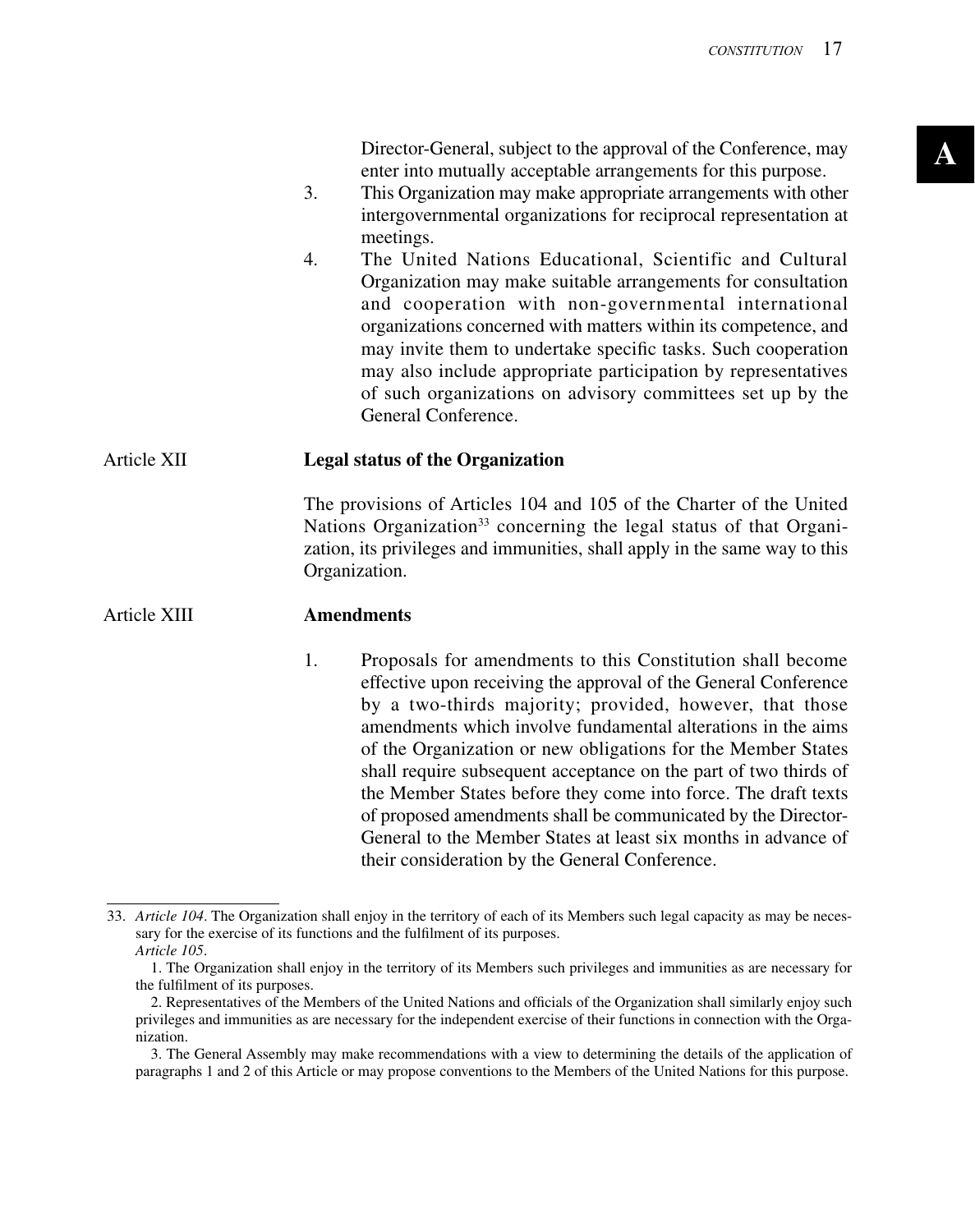Director-General, subject to the approval of the Conference, may enter into mutually acceptable arrangements for this purpose.

3. This Organization may make appropriate arrangements with other intergovernmental organizations for reciprocal representation at meetings.

4. The United Nations Educational, Scientific and Cultural Organization may make suitable arrangements for consultation and cooperation with non-governmental international organizations concerned with matters within its competence, and may invite them to undertake specific tasks. Such cooperation may also include appropriate participation by representatives of such organizations on advisory committees set up by the General Conference.

Article XII **Legal status of the Organization**

The provisions of Articles 104 and 105 of the Charter of the United Nations Organization[33] concerning the legal status of that Organization, its privileges and immunities, shall apply in the same way to this Organization.

Article XIII **Amendments**

1. Proposals for amendments to this Constitution shall become effective upon receiving the approval of the General Conference by a two-thirds majority; provided, however, that those amendments which involve fundamental alterations in the aims of the Organization or new obligations for the Member States shall require subsequent acceptance on the part of two thirds of the Member States before they come into force. The draft texts of proposed amendments shall be communicated by the Director-General to the Member States at least six months in advance of their consideration by the General Conference.

---

33. *Article 104*. The Organization shall enjoy in the territory of each of its Members such legal capacity as may be necessary for the exercise of its functions and the fulfilment of its purposes.
*Article 105*.
1. The Organization shall enjoy in the territory of its Members such privileges and immunities as are necessary for the fulfilment of its purposes.
2. Representatives of the Members of the United Nations and officials of the Organization shall similarly enjoy such privileges and immunities as are necessary for the independent exercise of their functions in connection with the Organization.
3. The General Assembly may make recommendations with a view to determining the details of the application of paragraphs 1 and 2 of this Article or may propose conventions to the Members of the United Nations for this purpose.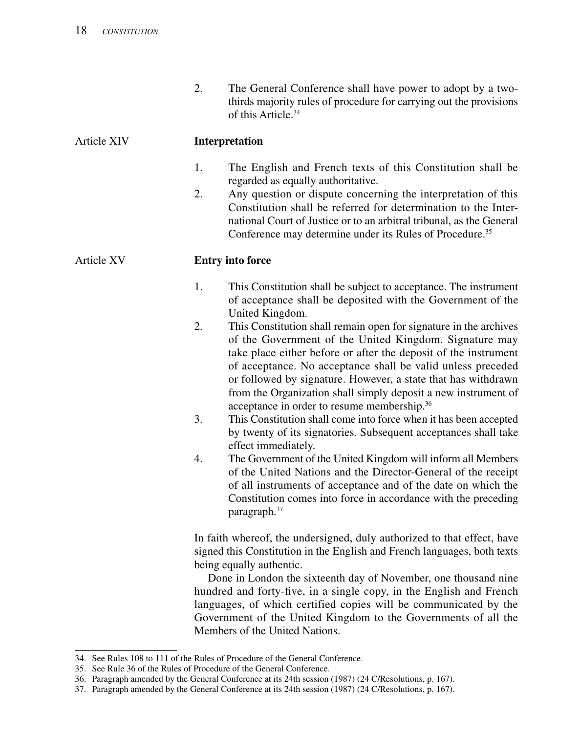2. The General Conference shall have power to adopt by a two-thirds majority rules of procedure for carrying out the provisions of this Article.[34]

## Article XIV — Interpretation

1. The English and French texts of this Constitution shall be regarded as equally authoritative.
2. Any question or dispute concerning the interpretation of this Constitution shall be referred for determination to the International Court of Justice or to an arbitral tribunal, as the General Conference may determine under its Rules of Procedure.[35]

## Article XV — Entry into force

1. This Constitution shall be subject to acceptance. The instrument of acceptance shall be deposited with the Government of the United Kingdom.
2. This Constitution shall remain open for signature in the archives of the Government of the United Kingdom. Signature may take place either before or after the deposit of the instrument of acceptance. No acceptance shall be valid unless preceded or followed by signature. However, a state that has withdrawn from the Organization shall simply deposit a new instrument of acceptance in order to resume membership.[36]
3. This Constitution shall come into force when it has been accepted by twenty of its signatories. Subsequent acceptances shall take effect immediately.
4. The Government of the United Kingdom will inform all Members of the United Nations and the Director-General of the receipt of all instruments of acceptance and of the date on which the Constitution comes into force in accordance with the preceding paragraph.[37]

In faith whereof, the undersigned, duly authorized to that effect, have signed this Constitution in the English and French languages, both texts being equally authentic.

Done in London the sixteenth day of November, one thousand nine hundred and forty-five, in a single copy, in the English and French languages, of which certified copies will be communicated by the Government of the United Kingdom to the Governments of all the Members of the United Nations.

---

34. See Rules 108 to 111 of the Rules of Procedure of the General Conference.
35. See Rule 36 of the Rules of Procedure of the General Conference.
36. Paragraph amended by the General Conference at its 24th session (1987) (24 C/Resolutions, p. 167).
37. Paragraph amended by the General Conference at its 24th session (1987) (24 C/Resolutions, p. 167).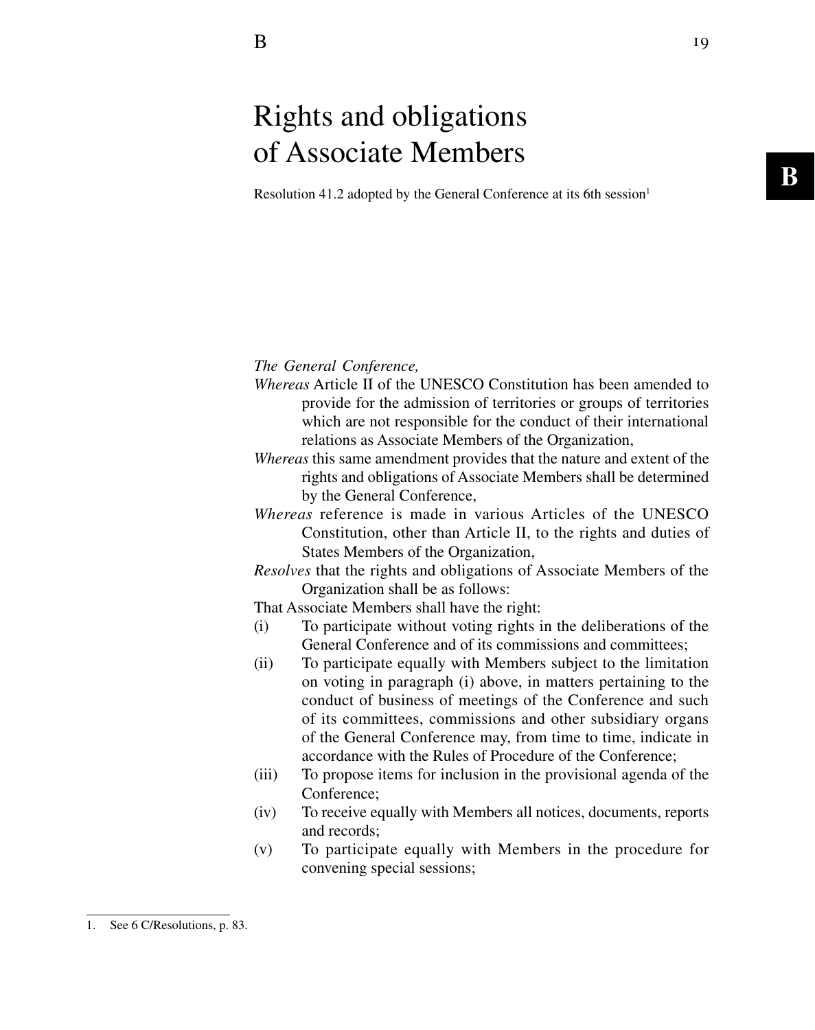# Rights and obligations of Associate Members

Resolution 41.2 adopted by the General Conference at its 6th session[1]

*The General Conference,*

*Whereas* Article II of the UNESCO Constitution has been amended to provide for the admission of territories or groups of territories which are not responsible for the conduct of their international relations as Associate Members of the Organization,

*Whereas* this same amendment provides that the nature and extent of the rights and obligations of Associate Members shall be determined by the General Conference,

*Whereas* reference is made in various Articles of the UNESCO Constitution, other than Article II, to the rights and duties of States Members of the Organization,

*Resolves* that the rights and obligations of Associate Members of the Organization shall be as follows:

That Associate Members shall have the right:

(i) To participate without voting rights in the deliberations of the General Conference and of its commissions and committees;

(ii) To participate equally with Members subject to the limitation on voting in paragraph (i) above, in matters pertaining to the conduct of business of meetings of the Conference and such of its committees, commissions and other subsidiary organs of the General Conference may, from time to time, indicate in accordance with the Rules of Procedure of the Conference;

(iii) To propose items for inclusion in the provisional agenda of the Conference;

(iv) To receive equally with Members all notices, documents, reports and records;

(v) To participate equally with Members in the procedure for convening special sessions;

1. See 6 C/Resolutions, p. 83.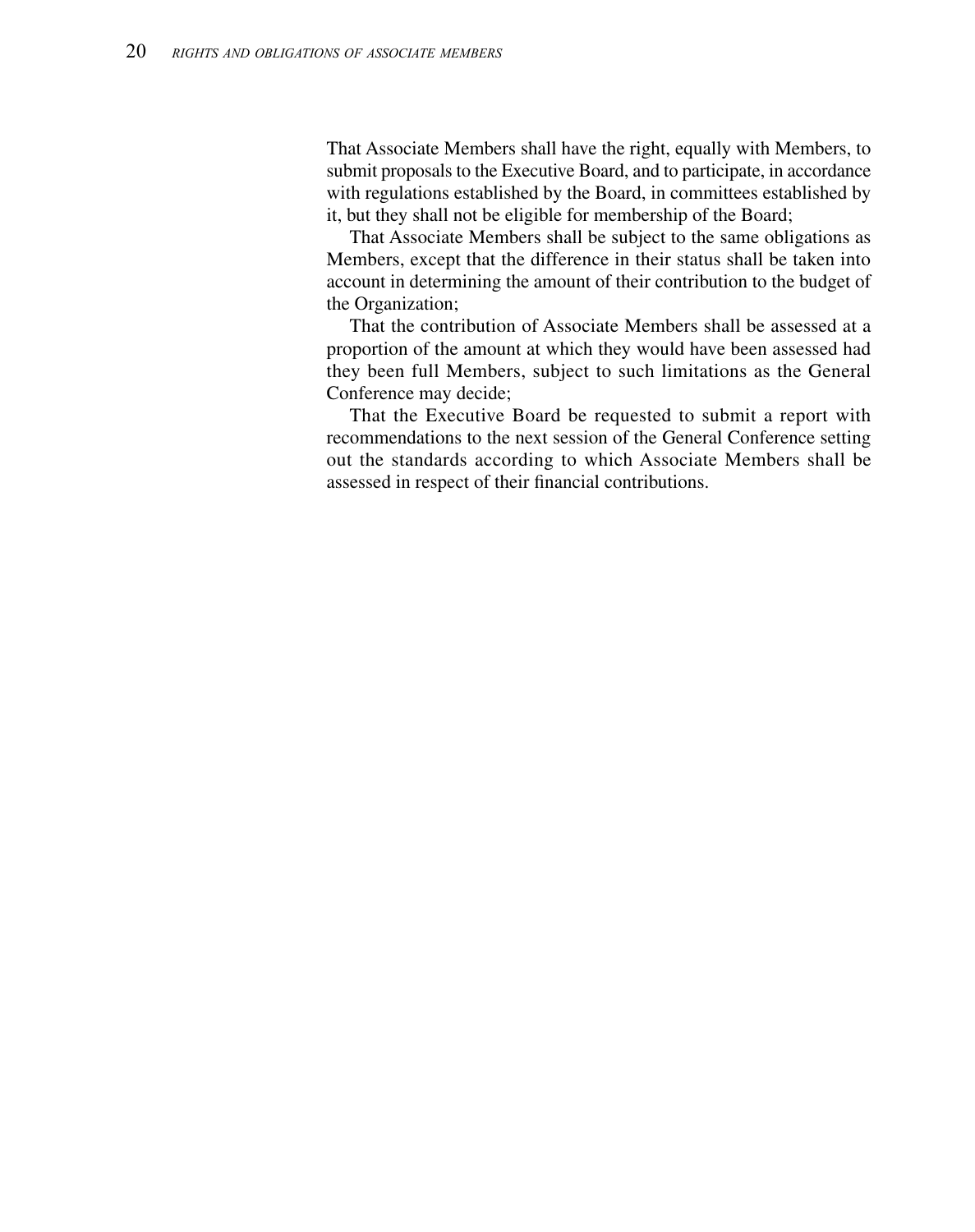That Associate Members shall have the right, equally with Members, to submit proposals to the Executive Board, and to participate, in accordance with regulations established by the Board, in committees established by it, but they shall not be eligible for membership of the Board;

That Associate Members shall be subject to the same obligations as Members, except that the difference in their status shall be taken into account in determining the amount of their contribution to the budget of the Organization;

That the contribution of Associate Members shall be assessed at a proportion of the amount at which they would have been assessed had they been full Members, subject to such limitations as the General Conference may decide;

That the Executive Board be requested to submit a report with recommendations to the next session of the General Conference setting out the standards according to which Associate Members shall be assessed in respect of their financial contributions.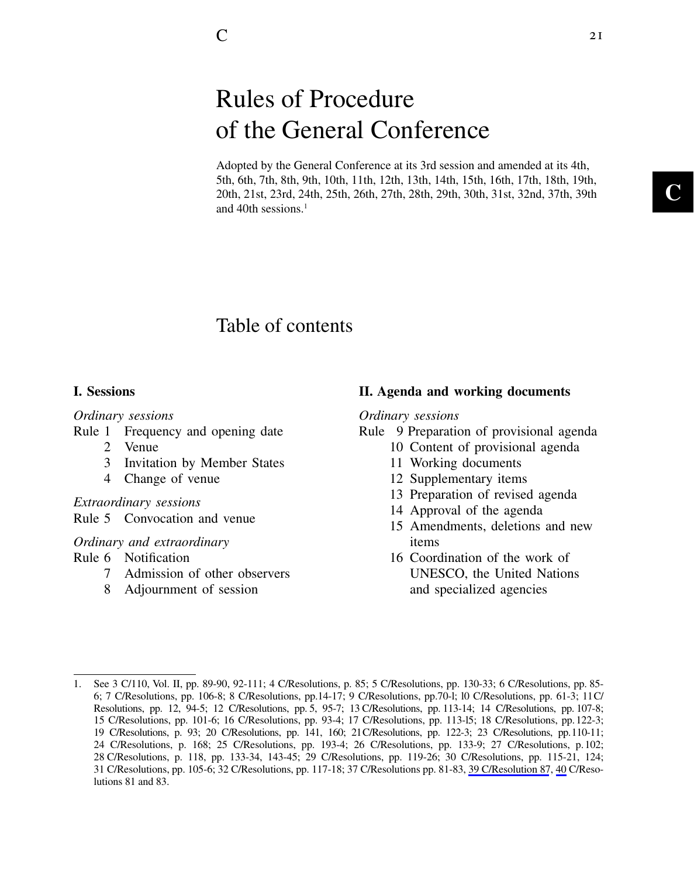# Rules of Procedure of the General Conference

Adopted by the General Conference at its 3rd session and amended at its 4th, 5th, 6th, 7th, 8th, 9th, 10th, 11th, 12th, 13th, 14th, 15th, 16th, 17th, 18th, 19th, 20th, 21st, 23rd, 24th, 25th, 26th, 27th, 28th, 29th, 30th, 31st, 32nd, 37th, 39th and 40th sessions.[1]

## Table of contents

### I. Sessions

*Ordinary sessions*

Rule 1 Frequency and opening date
2 Venue
3 Invitation by Member States
4 Change of venue

*Extraordinary sessions*

Rule 5 Convocation and venue

*Ordinary and extraordinary*

Rule 6 Notification
7 Admission of other observers
8 Adjournment of session

### II. Agenda and working documents

*Ordinary sessions*

Rule 9 Preparation of provisional agenda
10 Content of provisional agenda
11 Working documents
12 Supplementary items
13 Preparation of revised agenda
14 Approval of the agenda
15 Amendments, deletions and new items
16 Coordination of the work of UNESCO, the United Nations and specialized agencies

---

1. See 3 C/110, Vol. II, pp. 89-90, 92-111; 4 C/Resolutions, p. 85; 5 C/Resolutions, pp. 130-33; 6 C/Resolutions, pp. 85-6; 7 C/Resolutions, pp. 106-8; 8 C/Resolutions, pp.14-17; 9 C/Resolutions, pp.70-l; l0 C/Resolutions, pp. 61-3; 11C/Resolutions, pp. 12, 94-5; 12 C/Resolutions, pp. 5, 95-7; 13 C/Resolutions, pp. 113-14; 14 C/Resolutions, pp. 107-8; 15 C/Resolutions, pp. 101-6; 16 C/Resolutions, pp. 93-4; 17 C/Resolutions, pp. 113-l5; 18 C/Resolutions, pp. 122-3; 19 C/Resolutions, p. 93; 20 C/Resolutions, pp. 141, 160; 21C/Resolutions, pp. 122-3; 23 C/Resolutions, pp.110-11; 24 C/Resolutions, p. 168; 25 C/Resolutions, pp. 193-4; 26 C/Resolutions, pp. 133-9; 27 C/Resolutions, p.102; 28 C/Resolutions, p. 118, pp. 133-34, 143-45; 29 C/Resolutions, pp. 119-26; 30 C/Resolutions, pp. 115-21, 124; 31 C/Resolutions, pp. 105-6; 32 C/Resolutions, pp. 117-18; 37 C/Resolutions pp. 81-83, 39 C/Resolution 87, 40 C/Resolutions 81 and 83.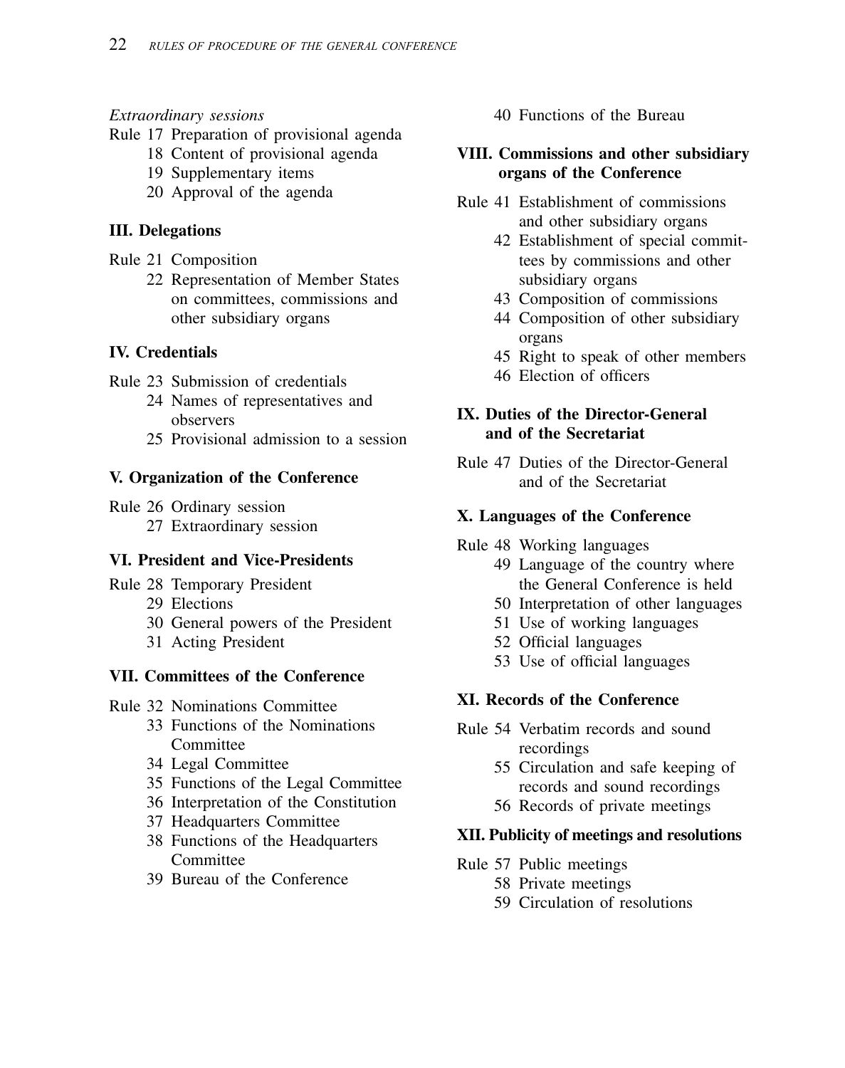*Extraordinary sessions*

Rule 17 Preparation of provisional agenda
18 Content of provisional agenda
19 Supplementary items
20 Approval of the agenda

**III. Delegations**

Rule 21 Composition
22 Representation of Member States on committees, commissions and other subsidiary organs

**IV. Credentials**

Rule 23 Submission of credentials
24 Names of representatives and observers
25 Provisional admission to a session

**V. Organization of the Conference**

Rule 26 Ordinary session
27 Extraordinary session

**VI. President and Vice-Presidents**

Rule 28 Temporary President
29 Elections
30 General powers of the President
31 Acting President

**VII. Committees of the Conference**

Rule 32 Nominations Committee
33 Functions of the Nominations Committee
34 Legal Committee
35 Functions of the Legal Committee
36 Interpretation of the Constitution
37 Headquarters Committee
38 Functions of the Headquarters Committee
39 Bureau of the Conference
40 Functions of the Bureau

**VIII. Commissions and other subsidiary organs of the Conference**

Rule 41 Establishment of commissions and other subsidiary organs
42 Establishment of special committees by commissions and other subsidiary organs
43 Composition of commissions
44 Composition of other subsidiary organs
45 Right to speak of other members
46 Election of officers

**IX. Duties of the Director-General and of the Secretariat**

Rule 47 Duties of the Director-General and of the Secretariat

**X. Languages of the Conference**

Rule 48 Working languages
49 Language of the country where the General Conference is held
50 Interpretation of other languages
51 Use of working languages
52 Official languages
53 Use of official languages

**XI. Records of the Conference**

Rule 54 Verbatim records and sound recordings
55 Circulation and safe keeping of records and sound recordings
56 Records of private meetings

**XII. Publicity of meetings and resolutions**

Rule 57 Public meetings
58 Private meetings
59 Circulation of resolutions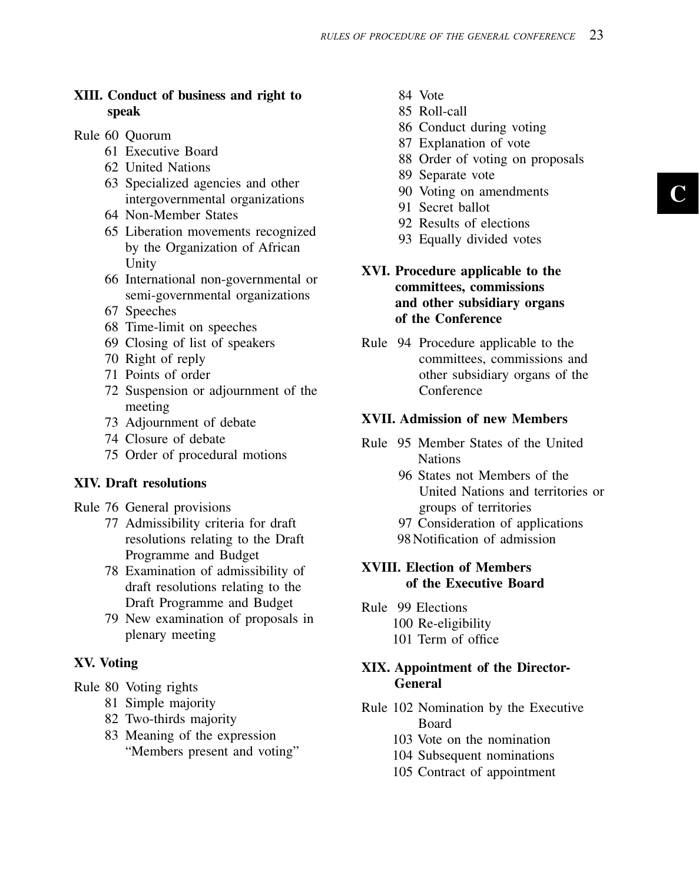## XIII. Conduct of business and right to speak

Rule 60 Quorum
- 61 Executive Board
- 62 United Nations
- 63 Specialized agencies and other intergovernmental organizations
- 64 Non-Member States
- 65 Liberation movements recognized by the Organization of African Unity
- 66 International non-governmental or semi-governmental organizations
- 67 Speeches
- 68 Time-limit on speeches
- 69 Closing of list of speakers
- 70 Right of reply
- 71 Points of order
- 72 Suspension or adjournment of the meeting
- 73 Adjournment of debate
- 74 Closure of debate
- 75 Order of procedural motions

## XIV. Draft resolutions

Rule 76 General provisions
- 77 Admissibility criteria for draft resolutions relating to the Draft Programme and Budget
- 78 Examination of admissibility of draft resolutions relating to the Draft Programme and Budget
- 79 New examination of proposals in plenary meeting

## XV. Voting

Rule 80 Voting rights
- 81 Simple majority
- 82 Two-thirds majority
- 83 Meaning of the expression "Members present and voting"
- 84 Vote
- 85 Roll-call
- 86 Conduct during voting
- 87 Explanation of vote
- 88 Order of voting on proposals
- 89 Separate vote
- 90 Voting on amendments
- 91 Secret ballot
- 92 Results of elections
- 93 Equally divided votes

## XVI. Procedure applicable to the committees, commissions and other subsidiary organs of the Conference

Rule 94 Procedure applicable to the committees, commissions and other subsidiary organs of the Conference

## XVII. Admission of new Members

Rule 95 Member States of the United Nations
- 96 States not Members of the United Nations and territories or groups of territories
- 97 Consideration of applications
- 98 Notification of admission

## XVIII. Election of Members of the Executive Board

Rule 99 Elections
- 100 Re-eligibility
- 101 Term of office

## XIX. Appointment of the Director-General

Rule 102 Nomination by the Executive Board
- 103 Vote on the nomination
- 104 Subsequent nominations
- 105 Contract of appointment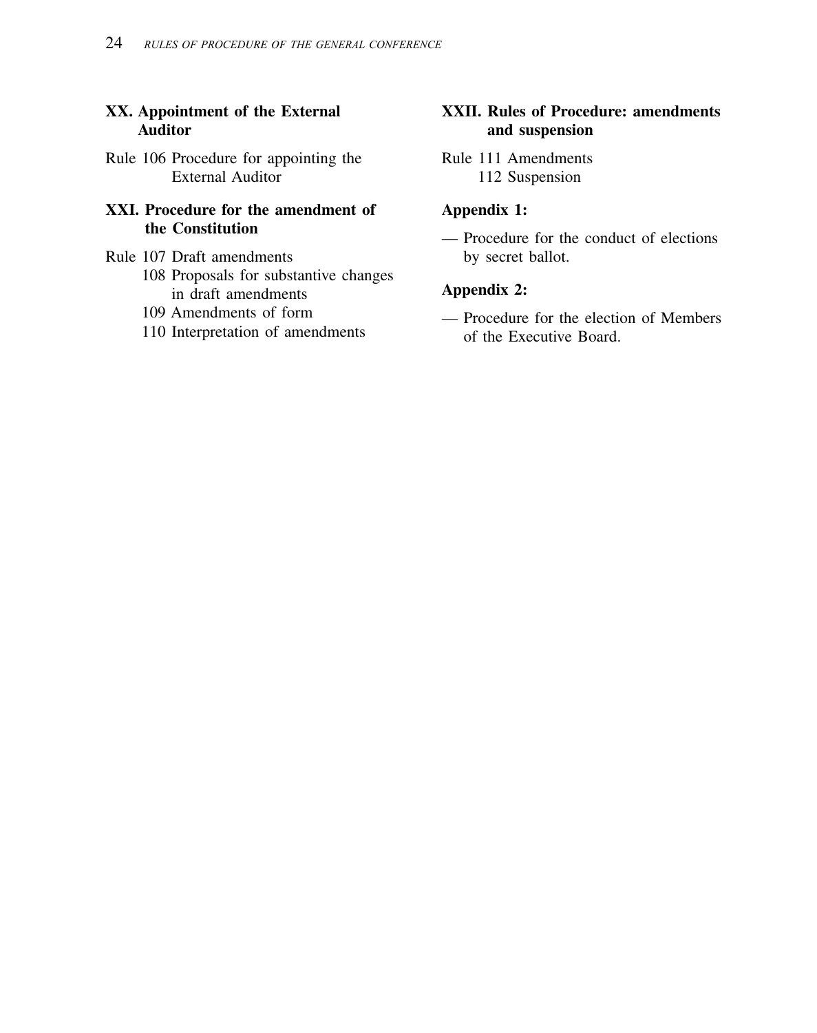**XX. Appointment of the External Auditor**

Rule 106 Procedure for appointing the External Auditor

**XXI. Procedure for the amendment of the Constitution**

Rule 107 Draft amendments
108 Proposals for substantive changes in draft amendments
109 Amendments of form
110 Interpretation of amendments

**XXII. Rules of Procedure: amendments and suspension**

Rule 111 Amendments
112 Suspension

**Appendix 1:**

— Procedure for the conduct of elections by secret ballot.

**Appendix 2:**

— Procedure for the election of Members of the Executive Board.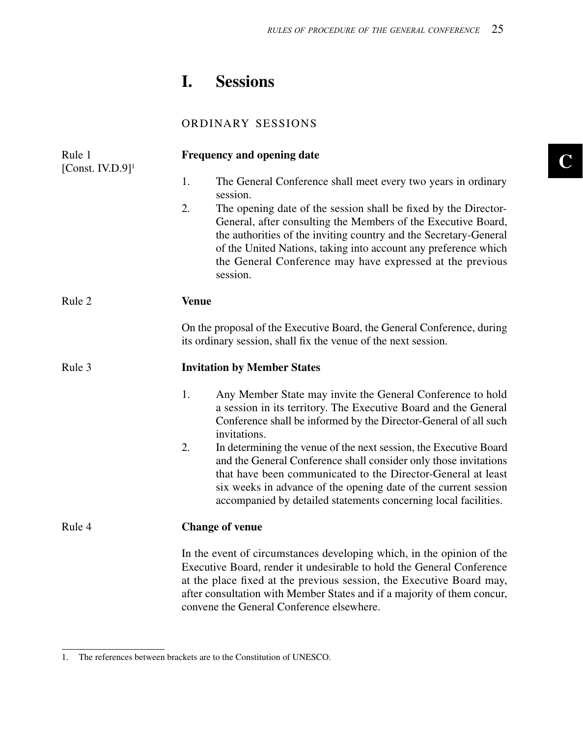# I. Sessions

## ORDINARY SESSIONS

Rule 1
[Const. IV.D.9][1]

### Frequency and opening date

1. The General Conference shall meet every two years in ordinary session.
2. The opening date of the session shall be fixed by the Director-General, after consulting the Members of the Executive Board, the authorities of the inviting country and the Secretary-General of the United Nations, taking into account any preference which the General Conference may have expressed at the previous session.

Rule 2

### Venue

On the proposal of the Executive Board, the General Conference, during its ordinary session, shall fix the venue of the next session.

Rule 3

### Invitation by Member States

1. Any Member State may invite the General Conference to hold a session in its territory. The Executive Board and the General Conference shall be informed by the Director-General of all such invitations.
2. In determining the venue of the next session, the Executive Board and the General Conference shall consider only those invitations that have been communicated to the Director-General at least six weeks in advance of the opening date of the current session accompanied by detailed statements concerning local facilities.

Rule 4

### Change of venue

In the event of circumstances developing which, in the opinion of the Executive Board, render it undesirable to hold the General Conference at the place fixed at the previous session, the Executive Board may, after consultation with Member States and if a majority of them concur, convene the General Conference elsewhere.

---

1. The references between brackets are to the Constitution of UNESCO.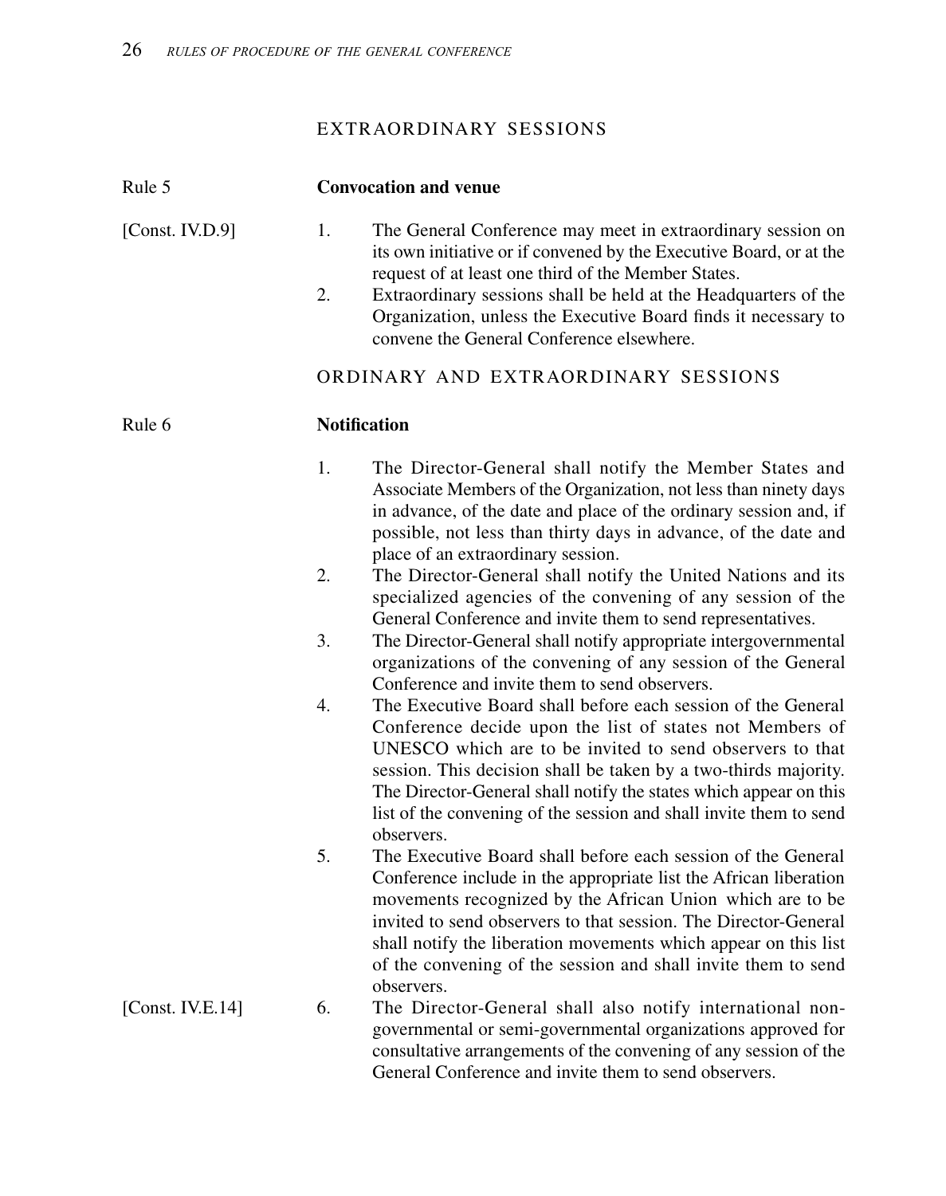## EXTRAORDINARY SESSIONS

Rule 5 **Convocation and venue**

[Const. IV.D.9]

1. The General Conference may meet in extraordinary session on its own initiative or if convened by the Executive Board, or at the request of at least one third of the Member States.
2. Extraordinary sessions shall be held at the Headquarters of the Organization, unless the Executive Board finds it necessary to convene the General Conference elsewhere.

## ORDINARY AND EXTRAORDINARY SESSIONS

Rule 6 **Notification**

1. The Director-General shall notify the Member States and Associate Members of the Organization, not less than ninety days in advance, of the date and place of the ordinary session and, if possible, not less than thirty days in advance, of the date and place of an extraordinary session.
2. The Director-General shall notify the United Nations and its specialized agencies of the convening of any session of the General Conference and invite them to send representatives.
3. The Director-General shall notify appropriate intergovernmental organizations of the convening of any session of the General Conference and invite them to send observers.
4. The Executive Board shall before each session of the General Conference decide upon the list of states not Members of UNESCO which are to be invited to send observers to that session. This decision shall be taken by a two-thirds majority. The Director-General shall notify the states which appear on this list of the convening of the session and shall invite them to send observers.
5. The Executive Board shall before each session of the General Conference include in the appropriate list the African liberation movements recognized by the African Union which are to be invited to send observers to that session. The Director-General shall notify the liberation movements which appear on this list of the convening of the session and shall invite them to send observers.

[Const. IV.E.14]

6. The Director-General shall also notify international non-governmental or semi-governmental organizations approved for consultative arrangements of the convening of any session of the General Conference and invite them to send observers.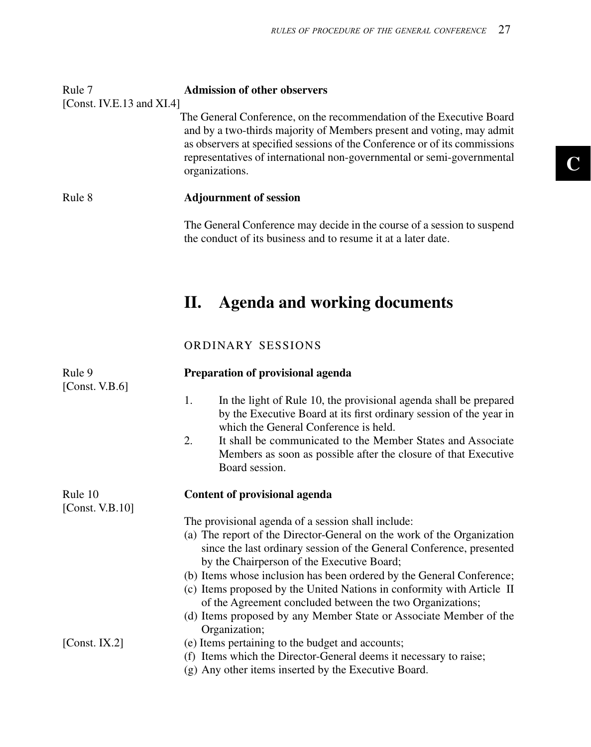Rule 7
[Const. IV.E.13 and XI.4]

**Admission of other observers**

The General Conference, on the recommendation of the Executive Board and by a two-thirds majority of Members present and voting, may admit as observers at specified sessions of the Conference or of its commissions representatives of international non-governmental or semi-governmental organizations.

Rule 8

**Adjournment of session**

The General Conference may decide in the course of a session to suspend the conduct of its business and to resume it at a later date.

# II. Agenda and working documents

## ORDINARY SESSIONS

Rule 9
[Const. V.B.6]

**Preparation of provisional agenda**

1. In the light of Rule 10, the provisional agenda shall be prepared by the Executive Board at its first ordinary session of the year in which the General Conference is held.
2. It shall be communicated to the Member States and Associate Members as soon as possible after the closure of that Executive Board session.

Rule 10
[Const. V.B.10]

**Content of provisional agenda**

The provisional agenda of a session shall include:

(a) The report of the Director-General on the work of the Organization since the last ordinary session of the General Conference, presented by the Chairperson of the Executive Board;
(b) Items whose inclusion has been ordered by the General Conference;
(c) Items proposed by the United Nations in conformity with Article II of the Agreement concluded between the two Organizations;
(d) Items proposed by any Member State or Associate Member of the Organization;
(e) Items pertaining to the budget and accounts; [Const. IX.2]
(f) Items which the Director-General deems it necessary to raise;
(g) Any other items inserted by the Executive Board.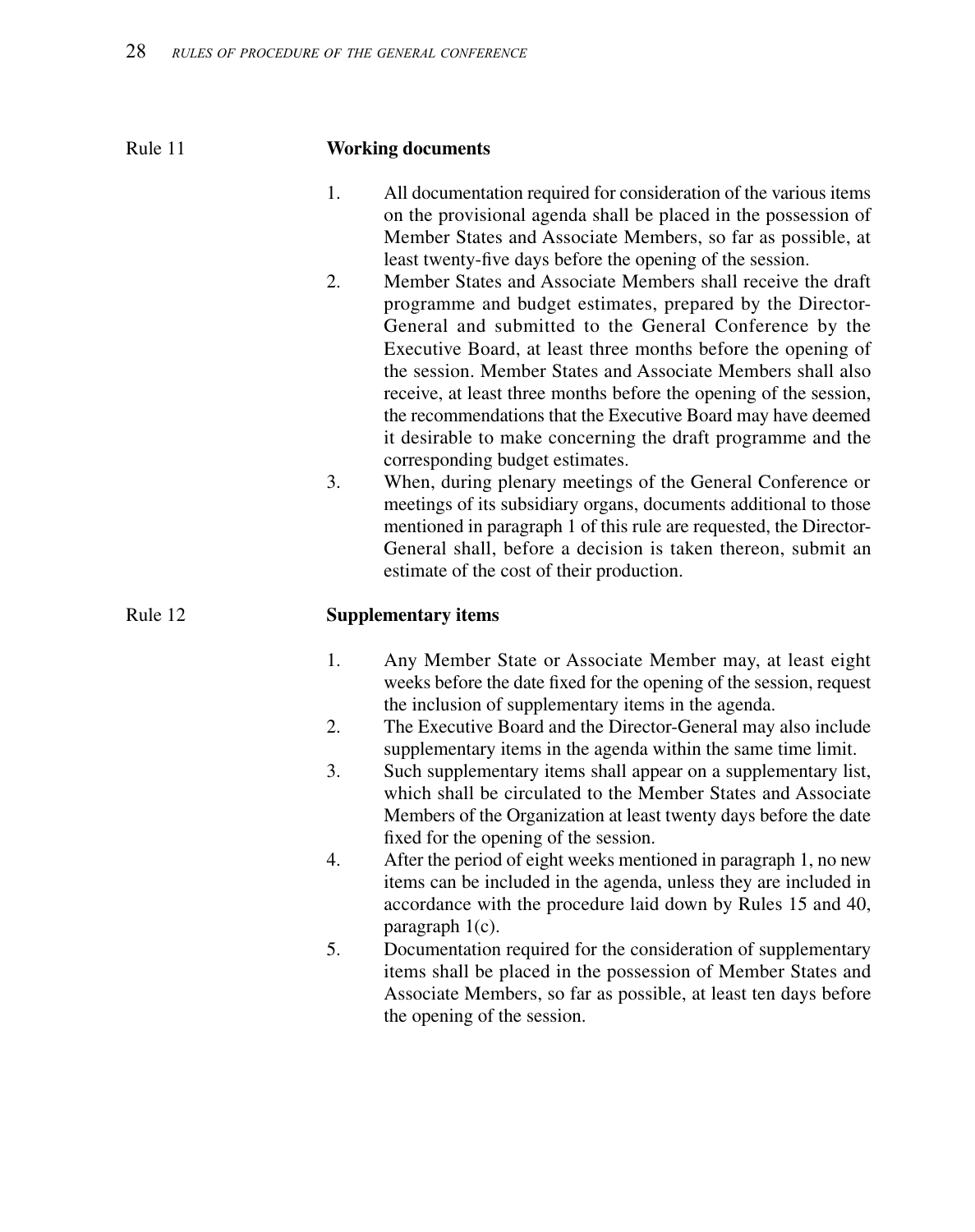## Rule 11 Working documents

1. All documentation required for consideration of the various items on the provisional agenda shall be placed in the possession of Member States and Associate Members, so far as possible, at least twenty-five days before the opening of the session.
2. Member States and Associate Members shall receive the draft programme and budget estimates, prepared by the Director-General and submitted to the General Conference by the Executive Board, at least three months before the opening of the session. Member States and Associate Members shall also receive, at least three months before the opening of the session, the recommendations that the Executive Board may have deemed it desirable to make concerning the draft programme and the corresponding budget estimates.
3. When, during plenary meetings of the General Conference or meetings of its subsidiary organs, documents additional to those mentioned in paragraph 1 of this rule are requested, the Director-General shall, before a decision is taken thereon, submit an estimate of the cost of their production.

## Rule 12 Supplementary items

1. Any Member State or Associate Member may, at least eight weeks before the date fixed for the opening of the session, request the inclusion of supplementary items in the agenda.
2. The Executive Board and the Director-General may also include supplementary items in the agenda within the same time limit.
3. Such supplementary items shall appear on a supplementary list, which shall be circulated to the Member States and Associate Members of the Organization at least twenty days before the date fixed for the opening of the session.
4. After the period of eight weeks mentioned in paragraph 1, no new items can be included in the agenda, unless they are included in accordance with the procedure laid down by Rules 15 and 40, paragraph 1(c).
5. Documentation required for the consideration of supplementary items shall be placed in the possession of Member States and Associate Members, so far as possible, at least ten days before the opening of the session.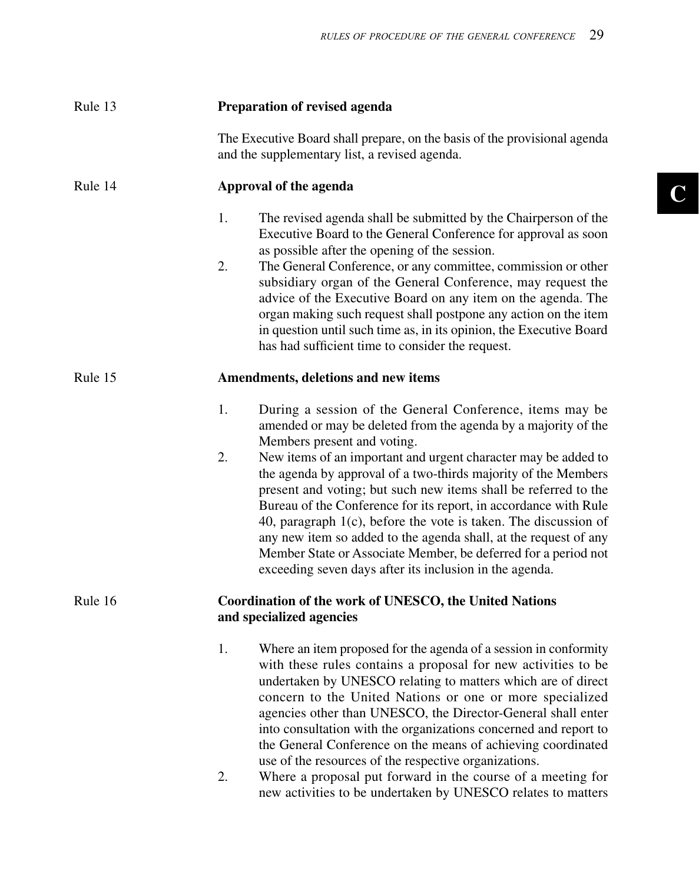Rule 13

**Preparation of revised agenda**

The Executive Board shall prepare, on the basis of the provisional agenda and the supplementary list, a revised agenda.

Rule 14

**Approval of the agenda**

1. The revised agenda shall be submitted by the Chairperson of the Executive Board to the General Conference for approval as soon as possible after the opening of the session.
2. The General Conference, or any committee, commission or other subsidiary organ of the General Conference, may request the advice of the Executive Board on any item on the agenda. The organ making such request shall postpone any action on the item in question until such time as, in its opinion, the Executive Board has had sufficient time to consider the request.

Rule 15

**Amendments, deletions and new items**

1. During a session of the General Conference, items may be amended or may be deleted from the agenda by a majority of the Members present and voting.
2. New items of an important and urgent character may be added to the agenda by approval of a two-thirds majority of the Members present and voting; but such new items shall be referred to the Bureau of the Conference for its report, in accordance with Rule 40, paragraph 1(c), before the vote is taken. The discussion of any new item so added to the agenda shall, at the request of any Member State or Associate Member, be deferred for a period not exceeding seven days after its inclusion in the agenda.

Rule 16

**Coordination of the work of UNESCO, the United Nations and specialized agencies**

1. Where an item proposed for the agenda of a session in conformity with these rules contains a proposal for new activities to be undertaken by UNESCO relating to matters which are of direct concern to the United Nations or one or more specialized agencies other than UNESCO, the Director-General shall enter into consultation with the organizations concerned and report to the General Conference on the means of achieving coordinated use of the resources of the respective organizations.
2. Where a proposal put forward in the course of a meeting for new activities to be undertaken by UNESCO relates to matters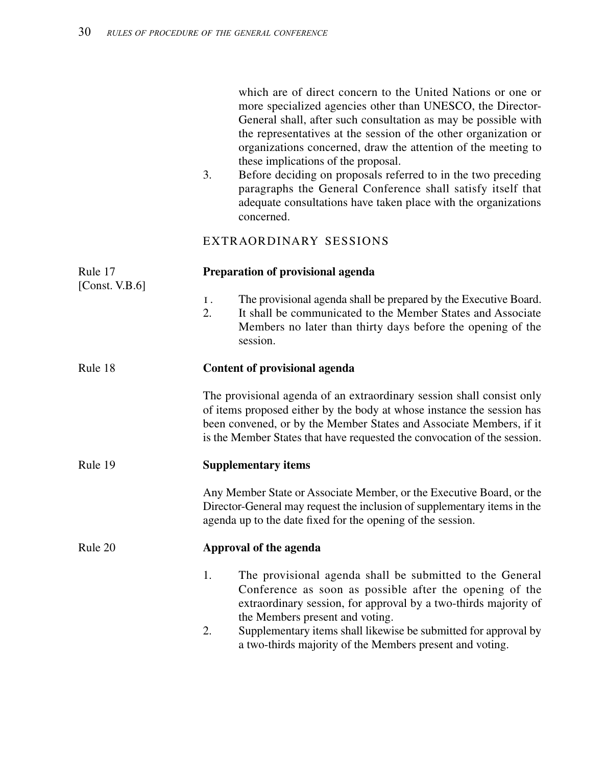which are of direct concern to the United Nations or one or more specialized agencies other than UNESCO, the Director-General shall, after such consultation as may be possible with the representatives at the session of the other organization or organizations concerned, draw the attention of the meeting to these implications of the proposal.

3. Before deciding on proposals referred to in the two preceding paragraphs the General Conference shall satisfy itself that adequate consultations have taken place with the organizations concerned.

## EXTRAORDINARY SESSIONS

Rule 17
[Const. V.B.6]

**Preparation of provisional agenda**

1. The provisional agenda shall be prepared by the Executive Board.
2. It shall be communicated to the Member States and Associate Members no later than thirty days before the opening of the session.

Rule 18

**Content of provisional agenda**

The provisional agenda of an extraordinary session shall consist only of items proposed either by the body at whose instance the session has been convened, or by the Member States and Associate Members, if it is the Member States that have requested the convocation of the session.

Rule 19

**Supplementary items**

Any Member State or Associate Member, or the Executive Board, or the Director-General may request the inclusion of supplementary items in the agenda up to the date fixed for the opening of the session.

Rule 20

**Approval of the agenda**

1. The provisional agenda shall be submitted to the General Conference as soon as possible after the opening of the extraordinary session, for approval by a two-thirds majority of the Members present and voting.
2. Supplementary items shall likewise be submitted for approval by a two-thirds majority of the Members present and voting.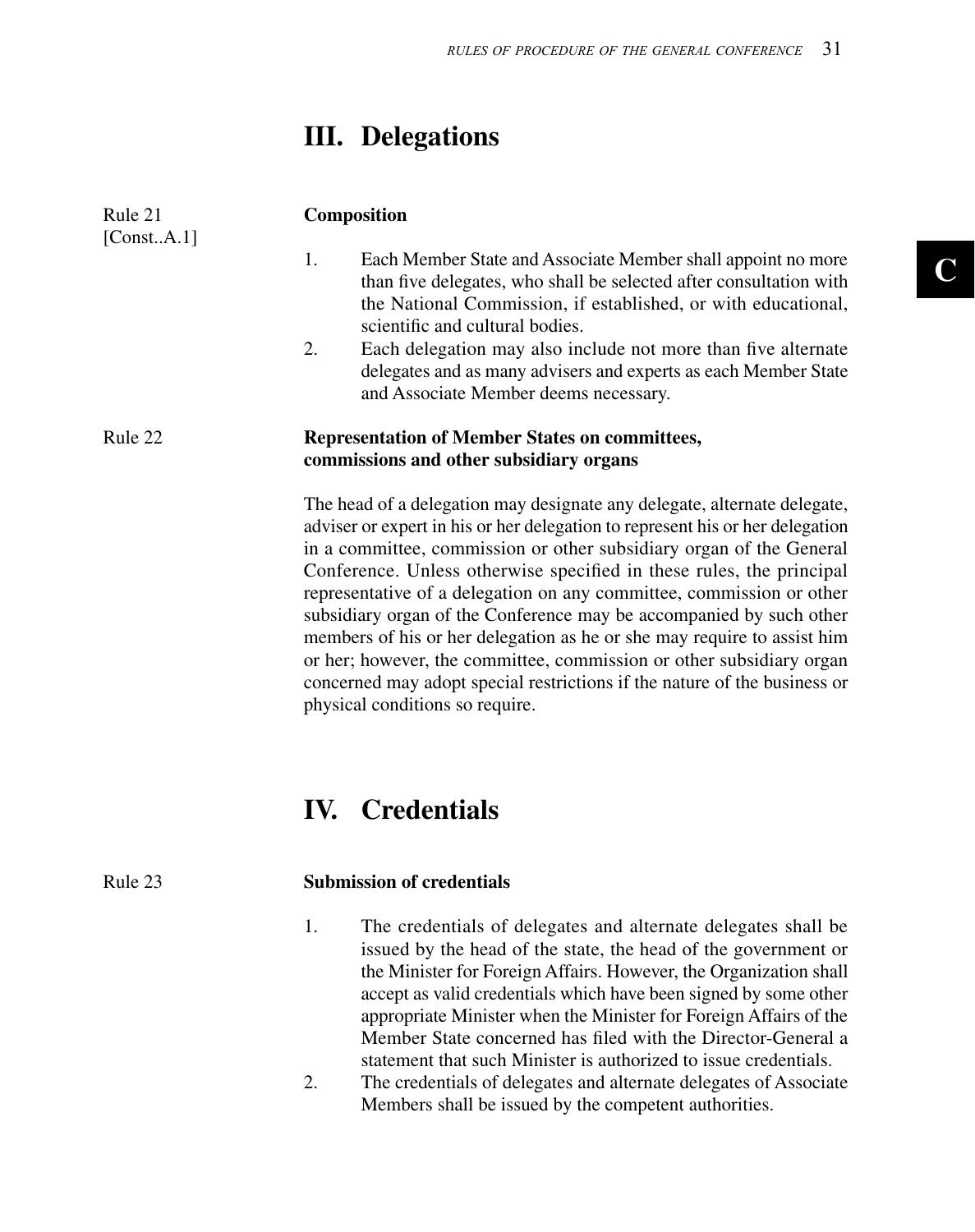## III. Delegations

Rule 21
[Const..A.1]

**Composition**

1. Each Member State and Associate Member shall appoint no more than five delegates, who shall be selected after consultation with the National Commission, if established, or with educational, scientific and cultural bodies.
2. Each delegation may also include not more than five alternate delegates and as many advisers and experts as each Member State and Associate Member deems necessary.

Rule 22

**Representation of Member States on committees, commissions and other subsidiary organs**

The head of a delegation may designate any delegate, alternate delegate, adviser or expert in his or her delegation to represent his or her delegation in a committee, commission or other subsidiary organ of the General Conference. Unless otherwise specified in these rules, the principal representative of a delegation on any committee, commission or other subsidiary organ of the Conference may be accompanied by such other members of his or her delegation as he or she may require to assist him or her; however, the committee, commission or other subsidiary organ concerned may adopt special restrictions if the nature of the business or physical conditions so require.

## IV. Credentials

Rule 23

**Submission of credentials**

1. The credentials of delegates and alternate delegates shall be issued by the head of the state, the head of the government or the Minister for Foreign Affairs. However, the Organization shall accept as valid credentials which have been signed by some other appropriate Minister when the Minister for Foreign Affairs of the Member State concerned has filed with the Director-General a statement that such Minister is authorized to issue credentials.
2. The credentials of delegates and alternate delegates of Associate Members shall be issued by the competent authorities.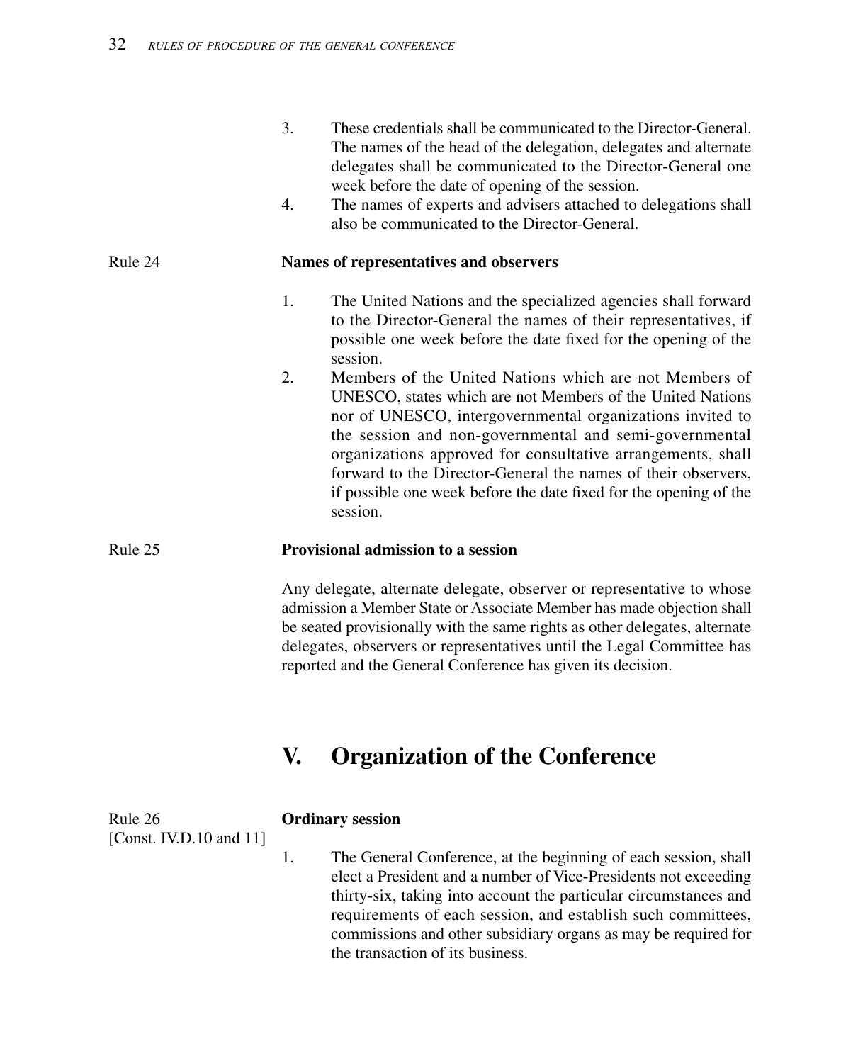3. These credentials shall be communicated to the Director-General. The names of the head of the delegation, delegates and alternate delegates shall be communicated to the Director-General one week before the date of opening of the session.
4. The names of experts and advisers attached to delegations shall also be communicated to the Director-General.

Rule 24

**Names of representatives and observers**

1. The United Nations and the specialized agencies shall forward to the Director-General the names of their representatives, if possible one week before the date fixed for the opening of the session.
2. Members of the United Nations which are not Members of UNESCO, states which are not Members of the United Nations nor of UNESCO, intergovernmental organizations invited to the session and non-governmental and semi-governmental organizations approved for consultative arrangements, shall forward to the Director-General the names of their observers, if possible one week before the date fixed for the opening of the session.

Rule 25

**Provisional admission to a session**

Any delegate, alternate delegate, observer or representative to whose admission a Member State or Associate Member has made objection shall be seated provisionally with the same rights as other delegates, alternate delegates, observers or representatives until the Legal Committee has reported and the General Conference has given its decision.

# V. Organization of the Conference

Rule 26
[Const. IV.D.10 and 11]

**Ordinary session**

1. The General Conference, at the beginning of each session, shall elect a President and a number of Vice-Presidents not exceeding thirty-six, taking into account the particular circumstances and requirements of each session, and establish such committees, commissions and other subsidiary organs as may be required for the transaction of its business.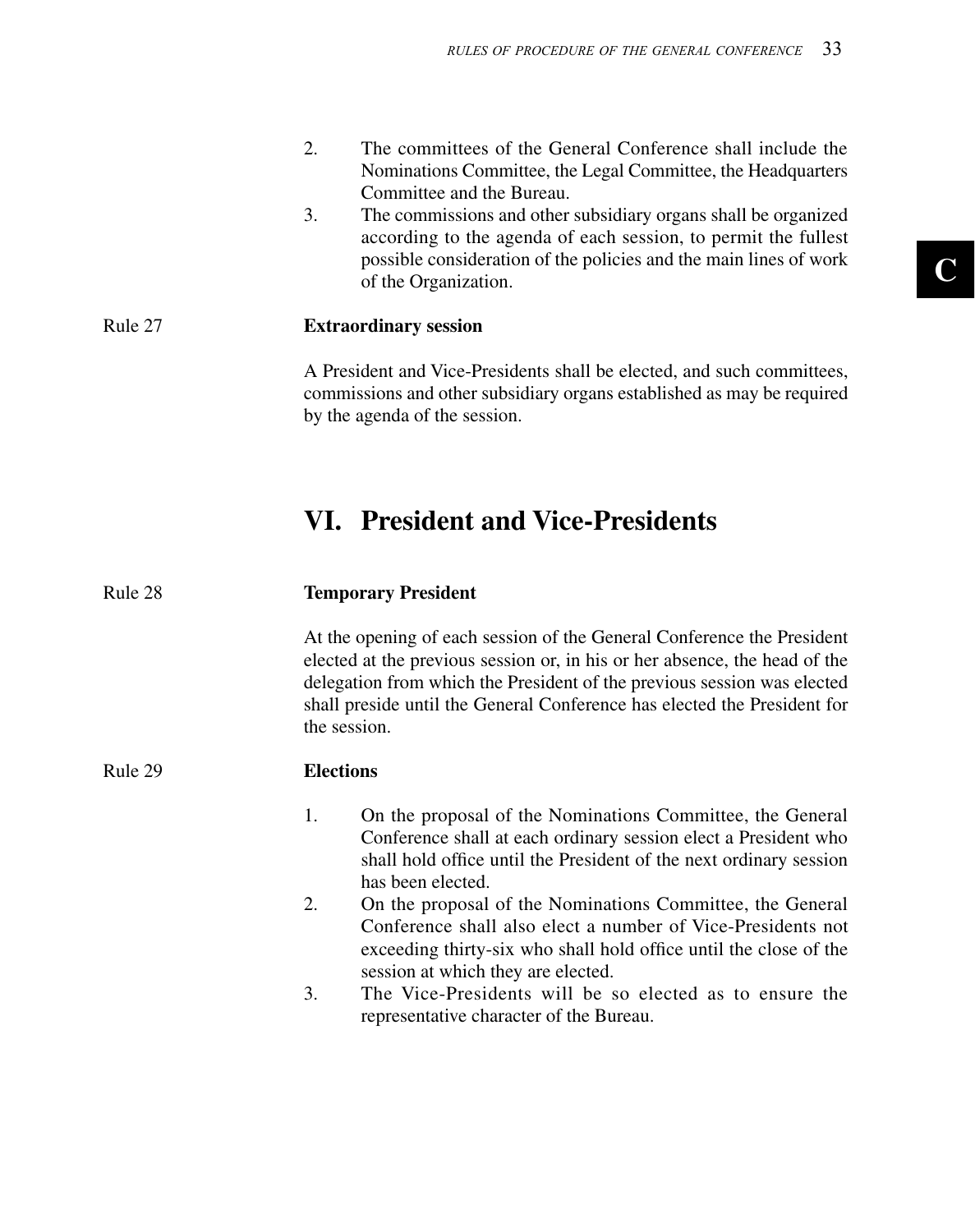2. The committees of the General Conference shall include the Nominations Committee, the Legal Committee, the Headquarters Committee and the Bureau.
3. The commissions and other subsidiary organs shall be organized according to the agenda of each session, to permit the fullest possible consideration of the policies and the main lines of work of the Organization.

Rule 27 **Extraordinary session**

A President and Vice-Presidents shall be elected, and such committees, commissions and other subsidiary organs established as may be required by the agenda of the session.

## VI. President and Vice-Presidents

Rule 28 **Temporary President**

At the opening of each session of the General Conference the President elected at the previous session or, in his or her absence, the head of the delegation from which the President of the previous session was elected shall preside until the General Conference has elected the President for the session.

Rule 29 **Elections**

1. On the proposal of the Nominations Committee, the General Conference shall at each ordinary session elect a President who shall hold office until the President of the next ordinary session has been elected.
2. On the proposal of the Nominations Committee, the General Conference shall also elect a number of Vice-Presidents not exceeding thirty-six who shall hold office until the close of the session at which they are elected.
3. The Vice-Presidents will be so elected as to ensure the representative character of the Bureau.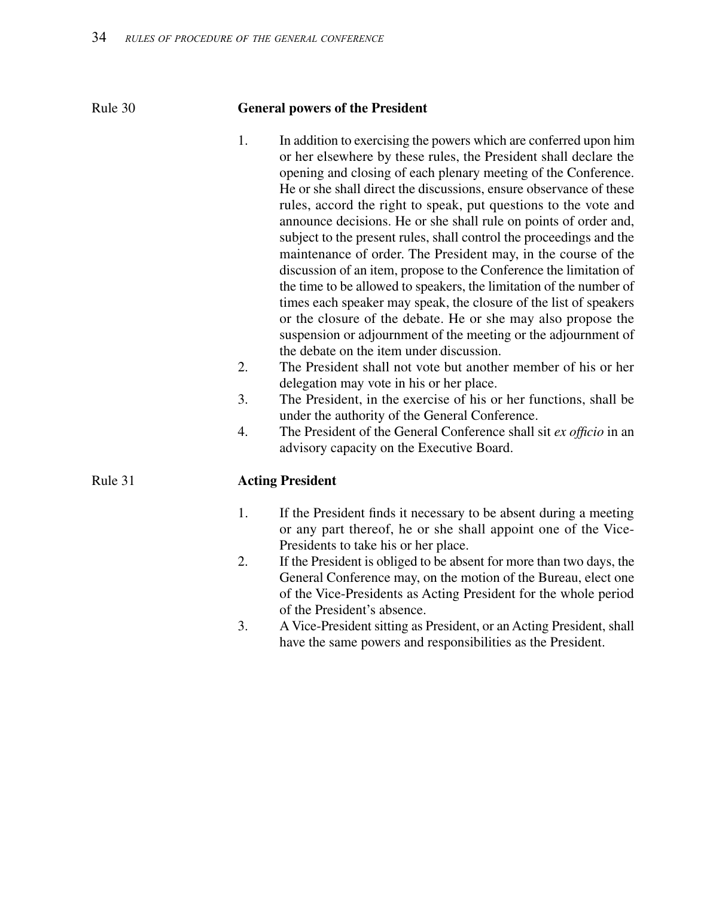## Rule 30 General powers of the President

1. In addition to exercising the powers which are conferred upon him or her elsewhere by these rules, the President shall declare the opening and closing of each plenary meeting of the Conference. He or she shall direct the discussions, ensure observance of these rules, accord the right to speak, put questions to the vote and announce decisions. He or she shall rule on points of order and, subject to the present rules, shall control the proceedings and the maintenance of order. The President may, in the course of the discussion of an item, propose to the Conference the limitation of the time to be allowed to speakers, the limitation of the number of times each speaker may speak, the closure of the list of speakers or the closure of the debate. He or she may also propose the suspension or adjournment of the meeting or the adjournment of the debate on the item under discussion.
2. The President shall not vote but another member of his or her delegation may vote in his or her place.
3. The President, in the exercise of his or her functions, shall be under the authority of the General Conference.
4. The President of the General Conference shall sit *ex officio* in an advisory capacity on the Executive Board.

## Rule 31 Acting President

1. If the President finds it necessary to be absent during a meeting or any part thereof, he or she shall appoint one of the Vice-Presidents to take his or her place.
2. If the President is obliged to be absent for more than two days, the General Conference may, on the motion of the Bureau, elect one of the Vice-Presidents as Acting President for the whole period of the President's absence.
3. A Vice-President sitting as President, or an Acting President, shall have the same powers and responsibilities as the President.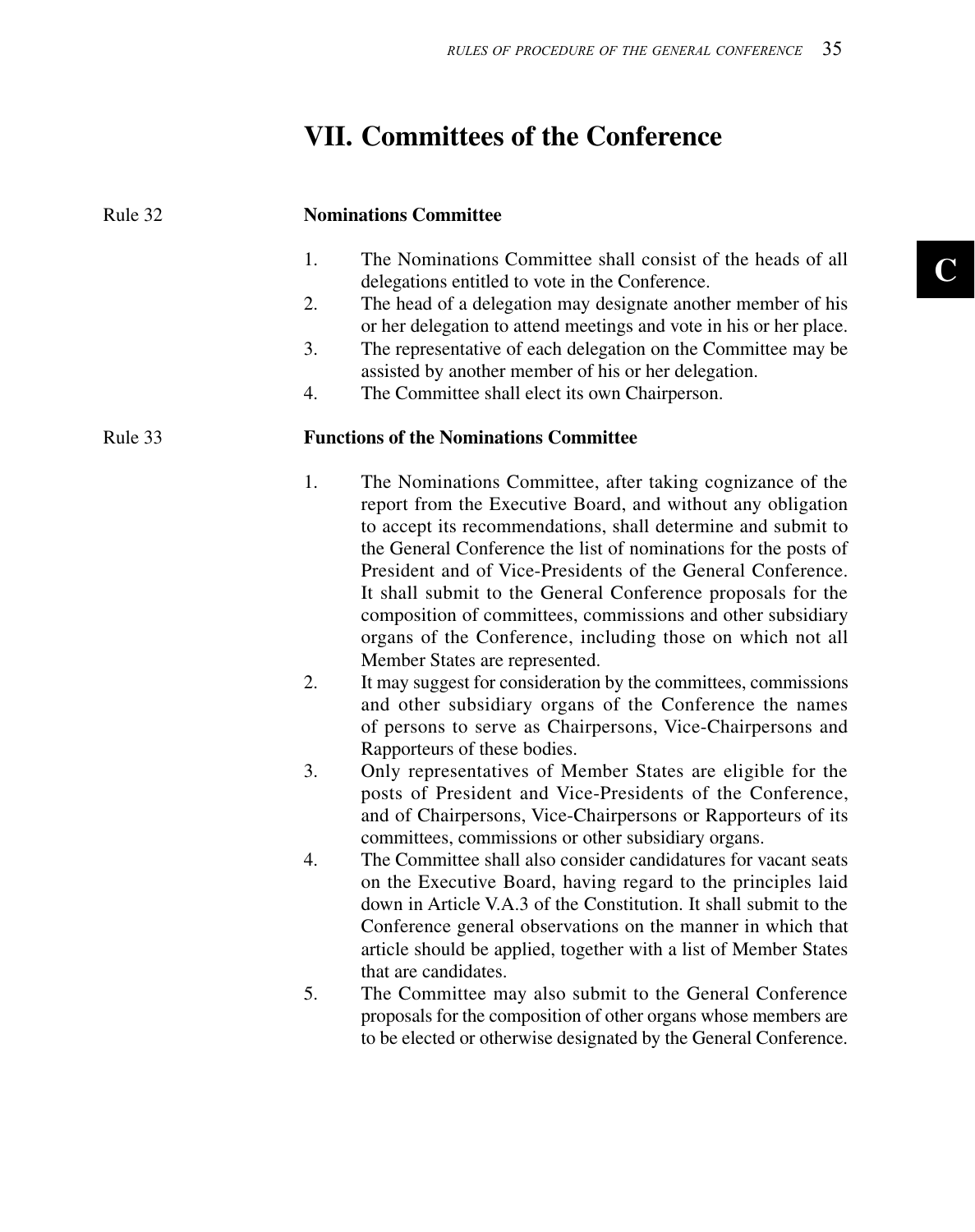# VII. Committees of the Conference

Rule 32

## Nominations Committee

1. The Nominations Committee shall consist of the heads of all delegations entitled to vote in the Conference.
2. The head of a delegation may designate another member of his or her delegation to attend meetings and vote in his or her place.
3. The representative of each delegation on the Committee may be assisted by another member of his or her delegation.
4. The Committee shall elect its own Chairperson.

Rule 33

## Functions of the Nominations Committee

1. The Nominations Committee, after taking cognizance of the report from the Executive Board, and without any obligation to accept its recommendations, shall determine and submit to the General Conference the list of nominations for the posts of President and of Vice-Presidents of the General Conference. It shall submit to the General Conference proposals for the composition of committees, commissions and other subsidiary organs of the Conference, including those on which not all Member States are represented.
2. It may suggest for consideration by the committees, commissions and other subsidiary organs of the Conference the names of persons to serve as Chairpersons, Vice-Chairpersons and Rapporteurs of these bodies.
3. Only representatives of Member States are eligible for the posts of President and Vice-Presidents of the Conference, and of Chairpersons, Vice-Chairpersons or Rapporteurs of its committees, commissions or other subsidiary organs.
4. The Committee shall also consider candidatures for vacant seats on the Executive Board, having regard to the principles laid down in Article V.A.3 of the Constitution. It shall submit to the Conference general observations on the manner in which that article should be applied, together with a list of Member States that are candidates.
5. The Committee may also submit to the General Conference proposals for the composition of other organs whose members are to be elected or otherwise designated by the General Conference.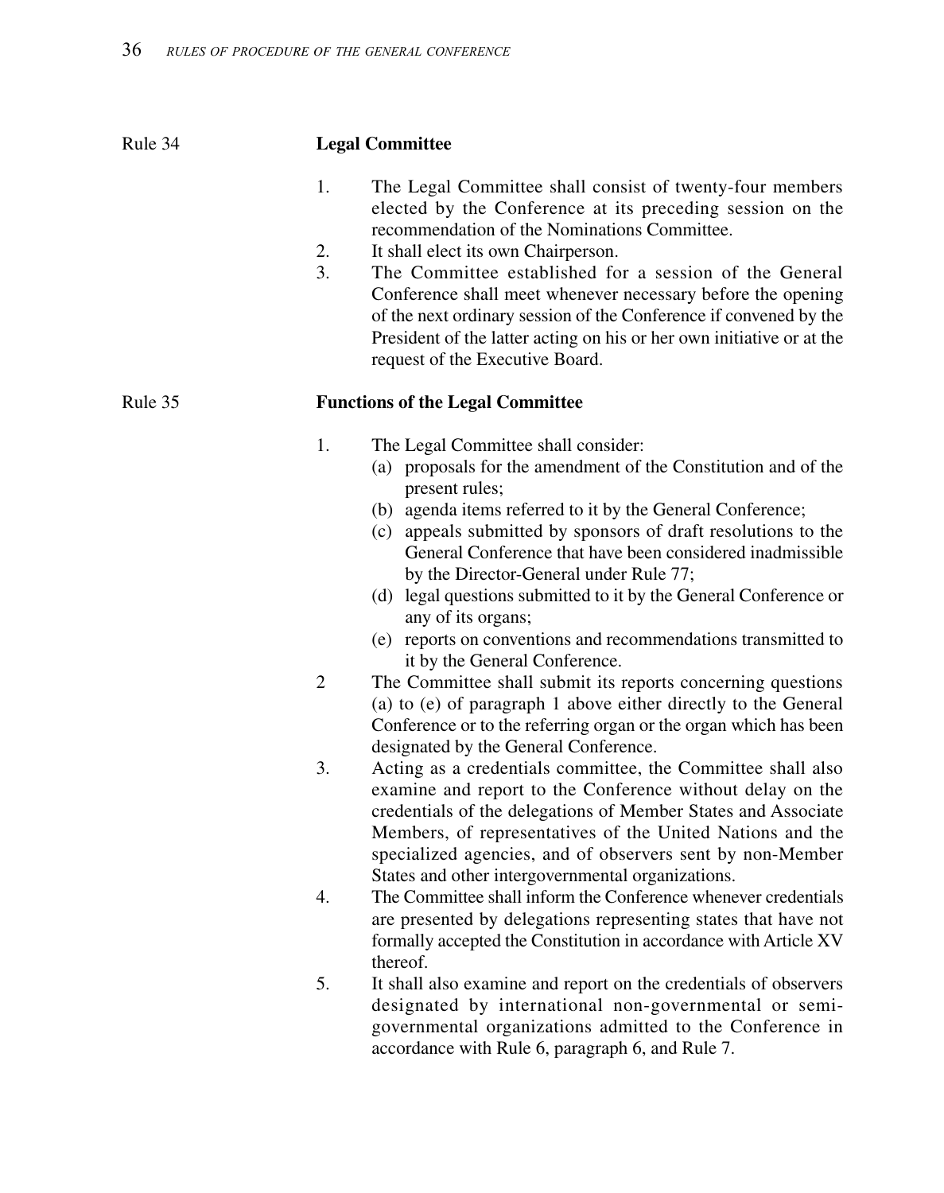## Rule 34 Legal Committee

1. The Legal Committee shall consist of twenty-four members elected by the Conference at its preceding session on the recommendation of the Nominations Committee.
2. It shall elect its own Chairperson.
3. The Committee established for a session of the General Conference shall meet whenever necessary before the opening of the next ordinary session of the Conference if convened by the President of the latter acting on his or her own initiative or at the request of the Executive Board.

## Rule 35 Functions of the Legal Committee

1. The Legal Committee shall consider:
   - (a) proposals for the amendment of the Constitution and of the present rules;
   - (b) agenda items referred to it by the General Conference;
   - (c) appeals submitted by sponsors of draft resolutions to the General Conference that have been considered inadmissible by the Director-General under Rule 77;
   - (d) legal questions submitted to it by the General Conference or any of its organs;
   - (e) reports on conventions and recommendations transmitted to it by the General Conference.
2. The Committee shall submit its reports concerning questions (a) to (e) of paragraph 1 above either directly to the General Conference or to the referring organ or the organ which has been designated by the General Conference.
3. Acting as a credentials committee, the Committee shall also examine and report to the Conference without delay on the credentials of the delegations of Member States and Associate Members, of representatives of the United Nations and the specialized agencies, and of observers sent by non-Member States and other intergovernmental organizations.
4. The Committee shall inform the Conference whenever credentials are presented by delegations representing states that have not formally accepted the Constitution in accordance with Article XV thereof.
5. It shall also examine and report on the credentials of observers designated by international non-governmental or semi-governmental organizations admitted to the Conference in accordance with Rule 6, paragraph 6, and Rule 7.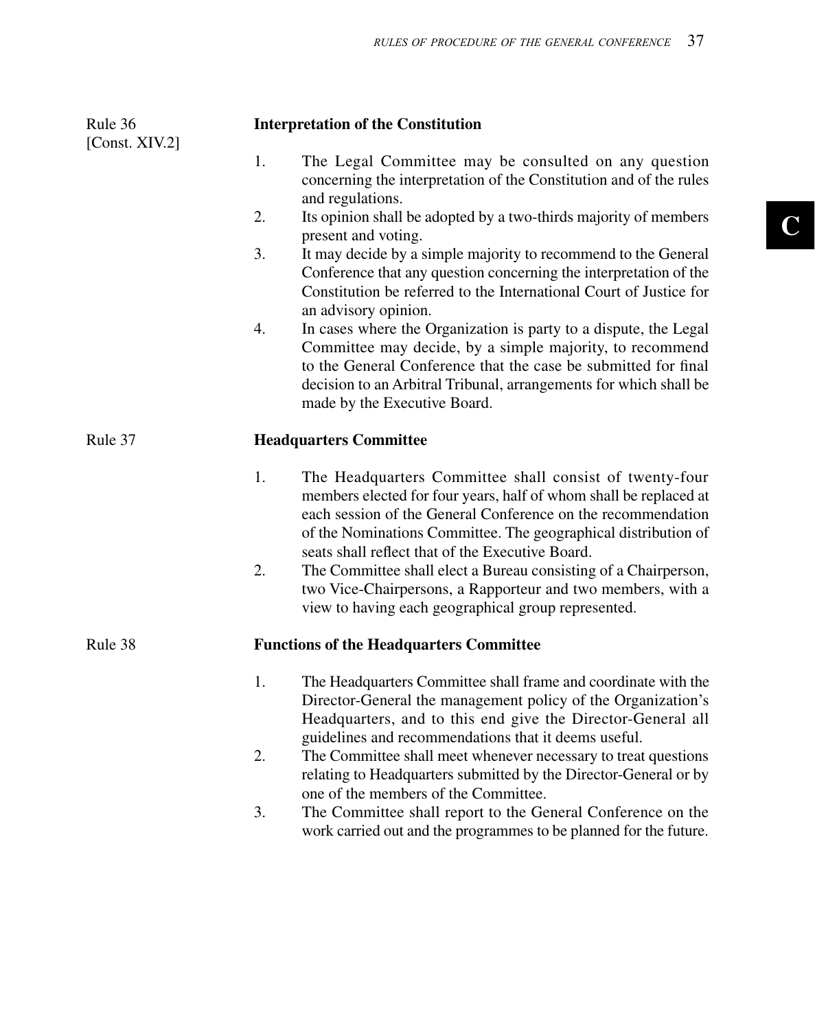Rule 36
[Const. XIV.2]

**Interpretation of the Constitution**

1. The Legal Committee may be consulted on any question concerning the interpretation of the Constitution and of the rules and regulations.
2. Its opinion shall be adopted by a two-thirds majority of members present and voting.
3. It may decide by a simple majority to recommend to the General Conference that any question concerning the interpretation of the Constitution be referred to the International Court of Justice for an advisory opinion.
4. In cases where the Organization is party to a dispute, the Legal Committee may decide, by a simple majority, to recommend to the General Conference that the case be submitted for final decision to an Arbitral Tribunal, arrangements for which shall be made by the Executive Board.

Rule 37

**Headquarters Committee**

1. The Headquarters Committee shall consist of twenty-four members elected for four years, half of whom shall be replaced at each session of the General Conference on the recommendation of the Nominations Committee. The geographical distribution of seats shall reflect that of the Executive Board.
2. The Committee shall elect a Bureau consisting of a Chairperson, two Vice-Chairpersons, a Rapporteur and two members, with a view to having each geographical group represented.

Rule 38

**Functions of the Headquarters Committee**

1. The Headquarters Committee shall frame and coordinate with the Director-General the management policy of the Organization's Headquarters, and to this end give the Director-General all guidelines and recommendations that it deems useful.
2. The Committee shall meet whenever necessary to treat questions relating to Headquarters submitted by the Director-General or by one of the members of the Committee.
3. The Committee shall report to the General Conference on the work carried out and the programmes to be planned for the future.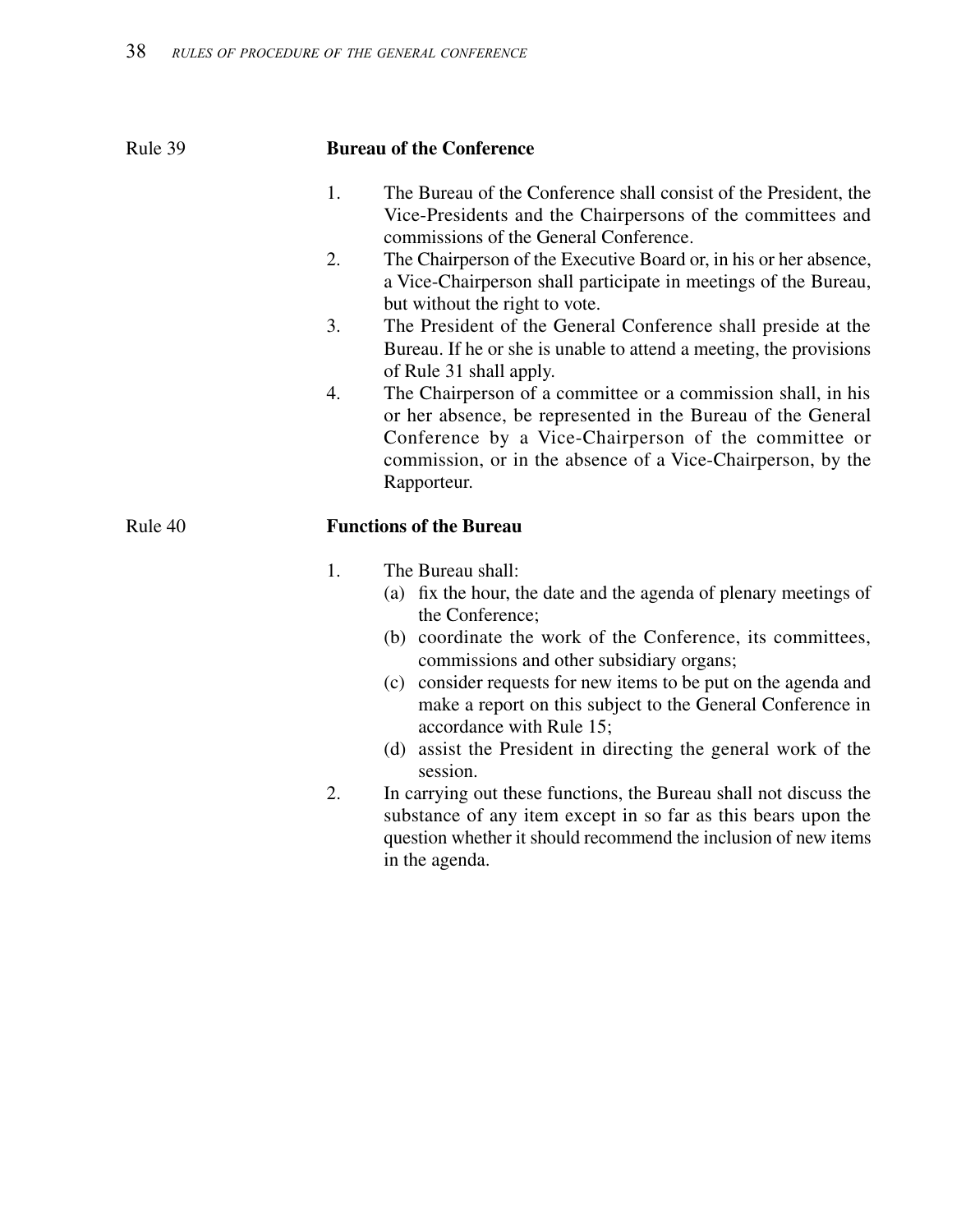Rule 39

## Bureau of the Conference

1. The Bureau of the Conference shall consist of the President, the Vice-Presidents and the Chairpersons of the committees and commissions of the General Conference.
2. The Chairperson of the Executive Board or, in his or her absence, a Vice-Chairperson shall participate in meetings of the Bureau, but without the right to vote.
3. The President of the General Conference shall preside at the Bureau. If he or she is unable to attend a meeting, the provisions of Rule 31 shall apply.
4. The Chairperson of a committee or a commission shall, in his or her absence, be represented in the Bureau of the General Conference by a Vice-Chairperson of the committee or commission, or in the absence of a Vice-Chairperson, by the Rapporteur.

Rule 40

## Functions of the Bureau

1. The Bureau shall:
   (a) fix the hour, the date and the agenda of plenary meetings of the Conference;
   (b) coordinate the work of the Conference, its committees, commissions and other subsidiary organs;
   (c) consider requests for new items to be put on the agenda and make a report on this subject to the General Conference in accordance with Rule 15;
   (d) assist the President in directing the general work of the session.
2. In carrying out these functions, the Bureau shall not discuss the substance of any item except in so far as this bears upon the question whether it should recommend the inclusion of new items in the agenda.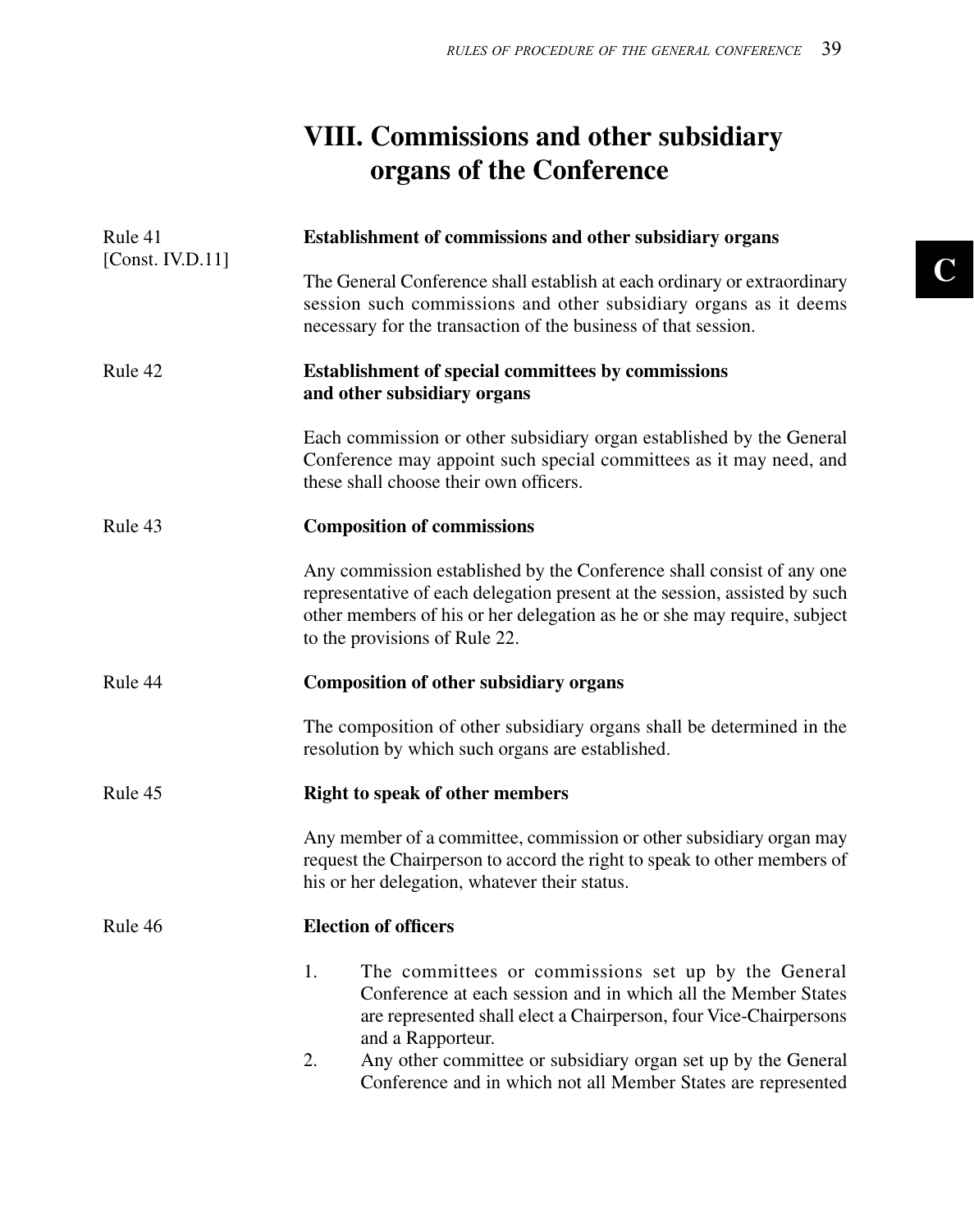# VIII. Commissions and other subsidiary organs of the Conference

Rule 41
[Const. IV.D.11]

**Establishment of commissions and other subsidiary organs**

The General Conference shall establish at each ordinary or extraordinary session such commissions and other subsidiary organs as it deems necessary for the transaction of the business of that session.

Rule 42

**Establishment of special committees by commissions and other subsidiary organs**

Each commission or other subsidiary organ established by the General Conference may appoint such special committees as it may need, and these shall choose their own officers.

Rule 43

**Composition of commissions**

Any commission established by the Conference shall consist of any one representative of each delegation present at the session, assisted by such other members of his or her delegation as he or she may require, subject to the provisions of Rule 22.

Rule 44

**Composition of other subsidiary organs**

The composition of other subsidiary organs shall be determined in the resolution by which such organs are established.

Rule 45

**Right to speak of other members**

Any member of a committee, commission or other subsidiary organ may request the Chairperson to accord the right to speak to other members of his or her delegation, whatever their status.

Rule 46

**Election of officers**

1. The committees or commissions set up by the General Conference at each session and in which all the Member States are represented shall elect a Chairperson, four Vice-Chairpersons and a Rapporteur.
2. Any other committee or subsidiary organ set up by the General Conference and in which not all Member States are represented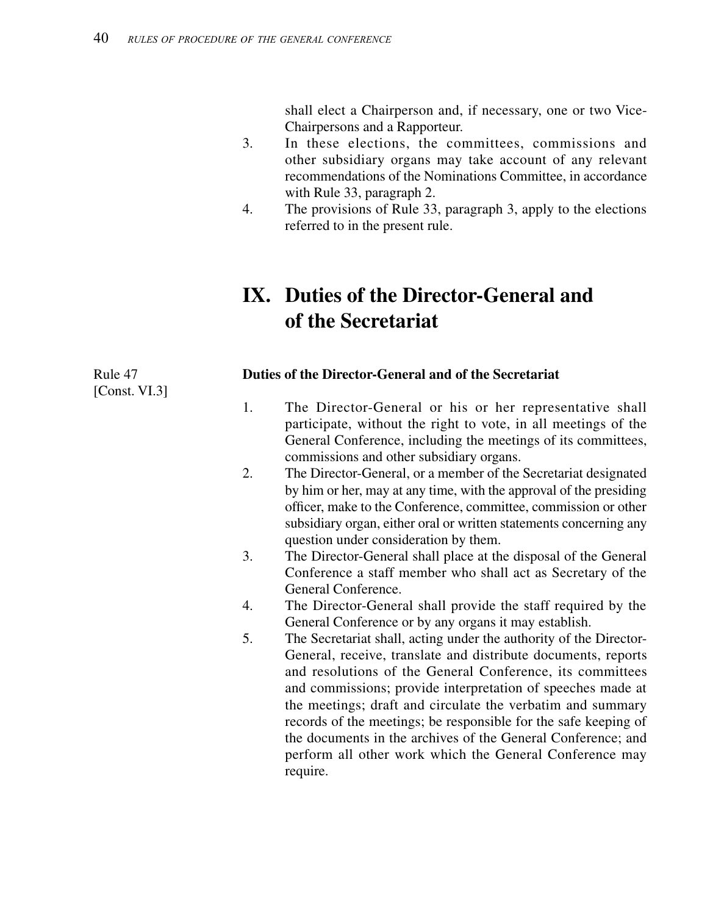shall elect a Chairperson and, if necessary, one or two Vice-Chairpersons and a Rapporteur.

3. In these elections, the committees, commissions and other subsidiary organs may take account of any relevant recommendations of the Nominations Committee, in accordance with Rule 33, paragraph 2.
4. The provisions of Rule 33, paragraph 3, apply to the elections referred to in the present rule.

# IX. Duties of the Director-General and of the Secretariat

Rule 47
[Const. VI.3]

### Duties of the Director-General and of the Secretariat

1. The Director-General or his or her representative shall participate, without the right to vote, in all meetings of the General Conference, including the meetings of its committees, commissions and other subsidiary organs.
2. The Director-General, or a member of the Secretariat designated by him or her, may at any time, with the approval of the presiding officer, make to the Conference, committee, commission or other subsidiary organ, either oral or written statements concerning any question under consideration by them.
3. The Director-General shall place at the disposal of the General Conference a staff member who shall act as Secretary of the General Conference.
4. The Director-General shall provide the staff required by the General Conference or by any organs it may establish.
5. The Secretariat shall, acting under the authority of the Director-General, receive, translate and distribute documents, reports and resolutions of the General Conference, its committees and commissions; provide interpretation of speeches made at the meetings; draft and circulate the verbatim and summary records of the meetings; be responsible for the safe keeping of the documents in the archives of the General Conference; and perform all other work which the General Conference may require.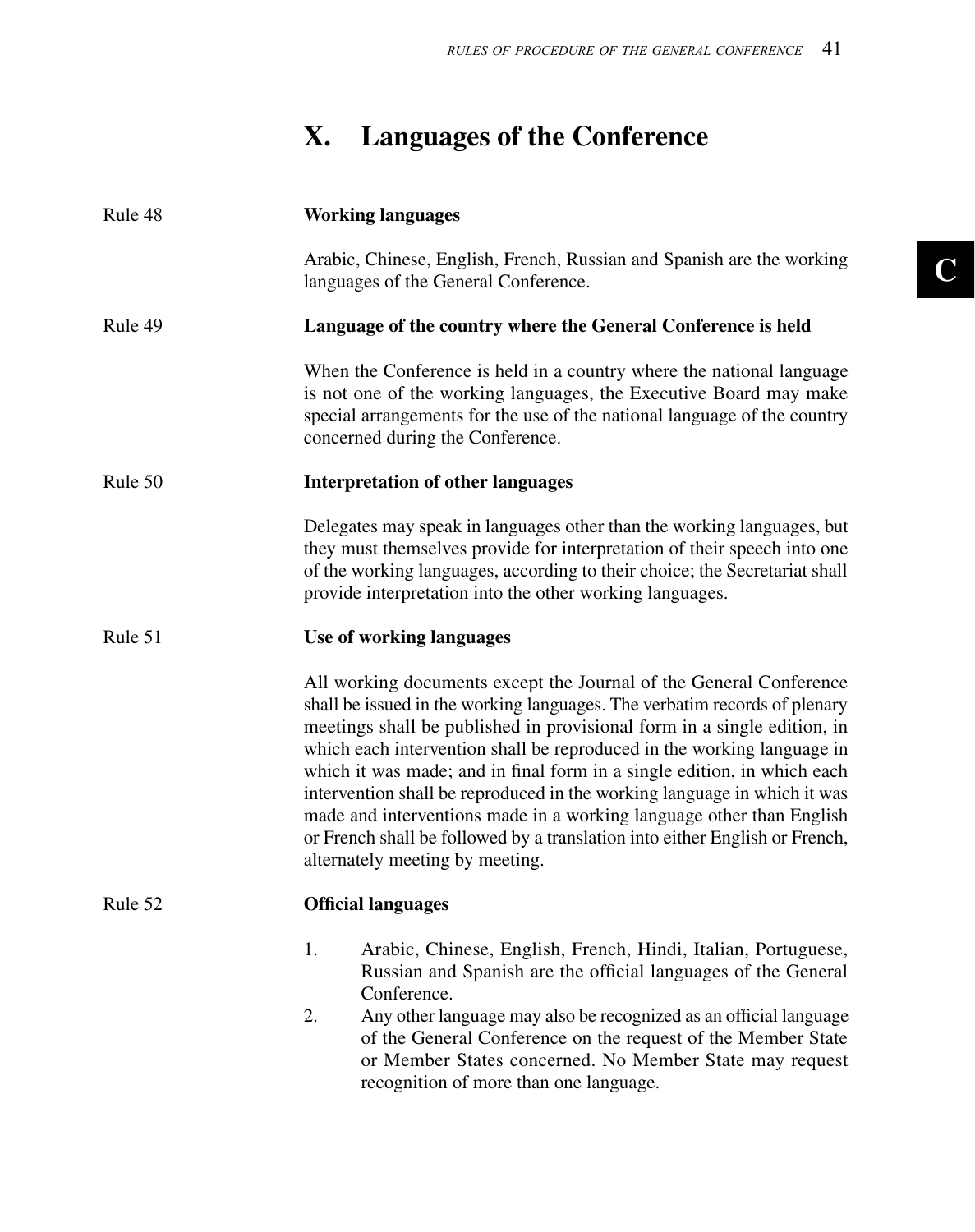# X. Languages of the Conference

Rule 48 **Working languages**

Arabic, Chinese, English, French, Russian and Spanish are the working languages of the General Conference.

Rule 49 **Language of the country where the General Conference is held**

When the Conference is held in a country where the national language is not one of the working languages, the Executive Board may make special arrangements for the use of the national language of the country concerned during the Conference.

Rule 50 **Interpretation of other languages**

Delegates may speak in languages other than the working languages, but they must themselves provide for interpretation of their speech into one of the working languages, according to their choice; the Secretariat shall provide interpretation into the other working languages.

Rule 51 **Use of working languages**

All working documents except the Journal of the General Conference shall be issued in the working languages. The verbatim records of plenary meetings shall be published in provisional form in a single edition, in which each intervention shall be reproduced in the working language in which it was made; and in final form in a single edition, in which each intervention shall be reproduced in the working language in which it was made and interventions made in a working language other than English or French shall be followed by a translation into either English or French, alternately meeting by meeting.

Rule 52 **Official languages**

1. Arabic, Chinese, English, French, Hindi, Italian, Portuguese, Russian and Spanish are the official languages of the General Conference.
2. Any other language may also be recognized as an official language of the General Conference on the request of the Member State or Member States concerned. No Member State may request recognition of more than one language.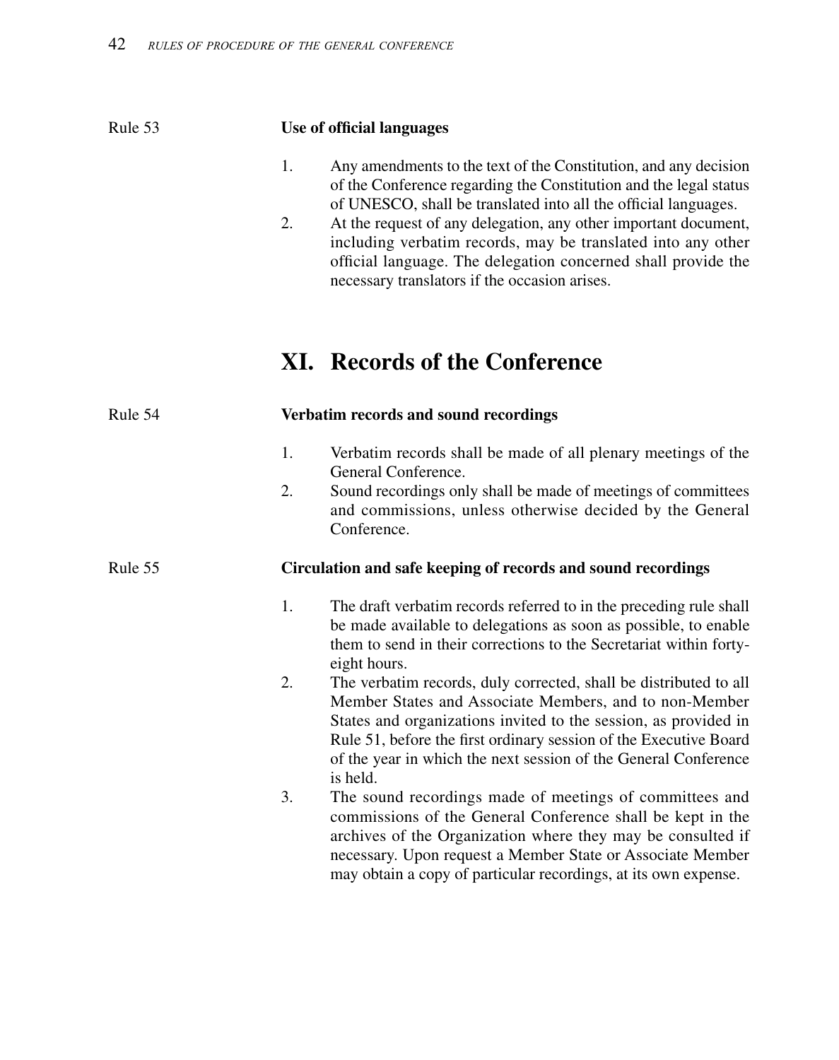**Rule 53** **Use of official languages**

1. Any amendments to the text of the Constitution, and any decision of the Conference regarding the Constitution and the legal status of UNESCO, shall be translated into all the official languages.
2. At the request of any delegation, any other important document, including verbatim records, may be translated into any other official language. The delegation concerned shall provide the necessary translators if the occasion arises.

# XI. Records of the Conference

**Rule 54** **Verbatim records and sound recordings**

1. Verbatim records shall be made of all plenary meetings of the General Conference.
2. Sound recordings only shall be made of meetings of committees and commissions, unless otherwise decided by the General Conference.

**Rule 55** **Circulation and safe keeping of records and sound recordings**

1. The draft verbatim records referred to in the preceding rule shall be made available to delegations as soon as possible, to enable them to send in their corrections to the Secretariat within forty-eight hours.
2. The verbatim records, duly corrected, shall be distributed to all Member States and Associate Members, and to non-Member States and organizations invited to the session, as provided in Rule 51, before the first ordinary session of the Executive Board of the year in which the next session of the General Conference is held.
3. The sound recordings made of meetings of committees and commissions of the General Conference shall be kept in the archives of the Organization where they may be consulted if necessary. Upon request a Member State or Associate Member may obtain a copy of particular recordings, at its own expense.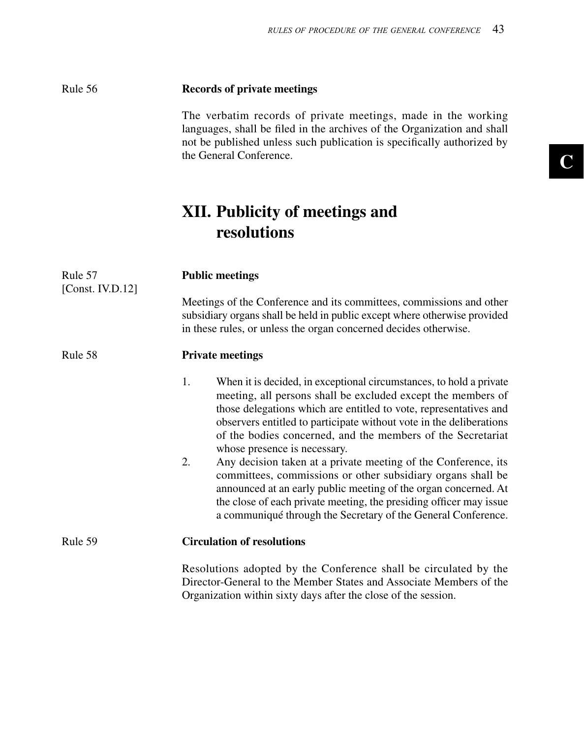Rule 56

**Records of private meetings**

The verbatim records of private meetings, made in the working languages, shall be filed in the archives of the Organization and shall not be published unless such publication is specifically authorized by the General Conference.

## XII. Publicity of meetings and resolutions

Rule 57
[Const. IV.D.12]

**Public meetings**

Meetings of the Conference and its committees, commissions and other subsidiary organs shall be held in public except where otherwise provided in these rules, or unless the organ concerned decides otherwise.

Rule 58

**Private meetings**

1. When it is decided, in exceptional circumstances, to hold a private meeting, all persons shall be excluded except the members of those delegations which are entitled to vote, representatives and observers entitled to participate without vote in the deliberations of the bodies concerned, and the members of the Secretariat whose presence is necessary.
2. Any decision taken at a private meeting of the Conference, its committees, commissions or other subsidiary organs shall be announced at an early public meeting of the organ concerned. At the close of each private meeting, the presiding officer may issue a communiqué through the Secretary of the General Conference.

Rule 59

**Circulation of resolutions**

Resolutions adopted by the Conference shall be circulated by the Director-General to the Member States and Associate Members of the Organization within sixty days after the close of the session.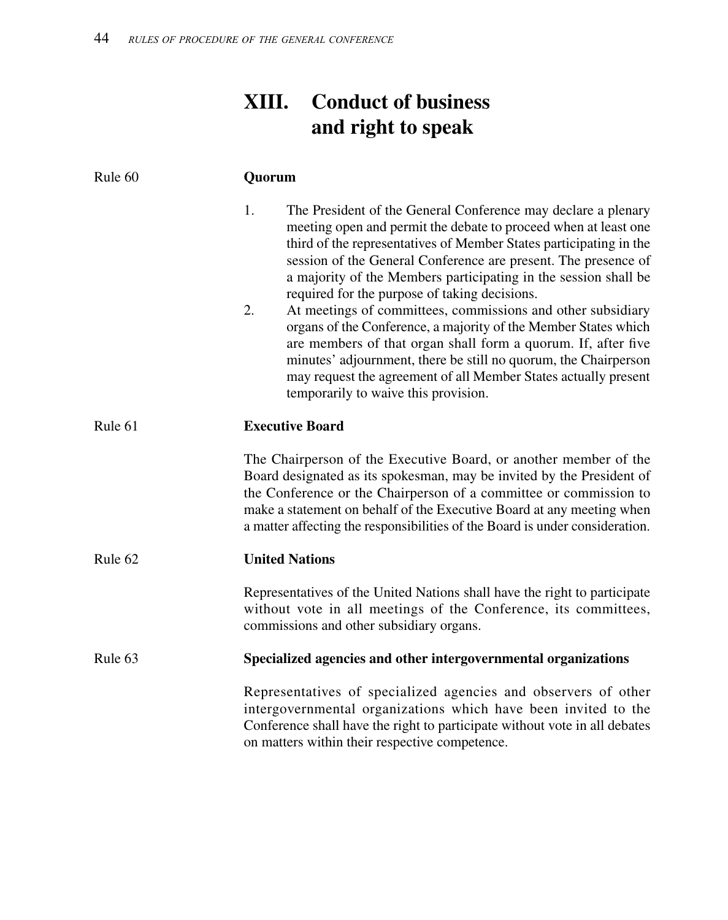# XIII. Conduct of business and right to speak

Rule 60

**Quorum**

1. The President of the General Conference may declare a plenary meeting open and permit the debate to proceed when at least one third of the representatives of Member States participating in the session of the General Conference are present. The presence of a majority of the Members participating in the session shall be required for the purpose of taking decisions.
2. At meetings of committees, commissions and other subsidiary organs of the Conference, a majority of the Member States which are members of that organ shall form a quorum. If, after five minutes' adjournment, there be still no quorum, the Chairperson may request the agreement of all Member States actually present temporarily to waive this provision.

Rule 61

**Executive Board**

The Chairperson of the Executive Board, or another member of the Board designated as its spokesman, may be invited by the President of the Conference or the Chairperson of a committee or commission to make a statement on behalf of the Executive Board at any meeting when a matter affecting the responsibilities of the Board is under consideration.

Rule 62

**United Nations**

Representatives of the United Nations shall have the right to participate without vote in all meetings of the Conference, its committees, commissions and other subsidiary organs.

Rule 63

**Specialized agencies and other intergovernmental organizations**

Representatives of specialized agencies and observers of other intergovernmental organizations which have been invited to the Conference shall have the right to participate without vote in all debates on matters within their respective competence.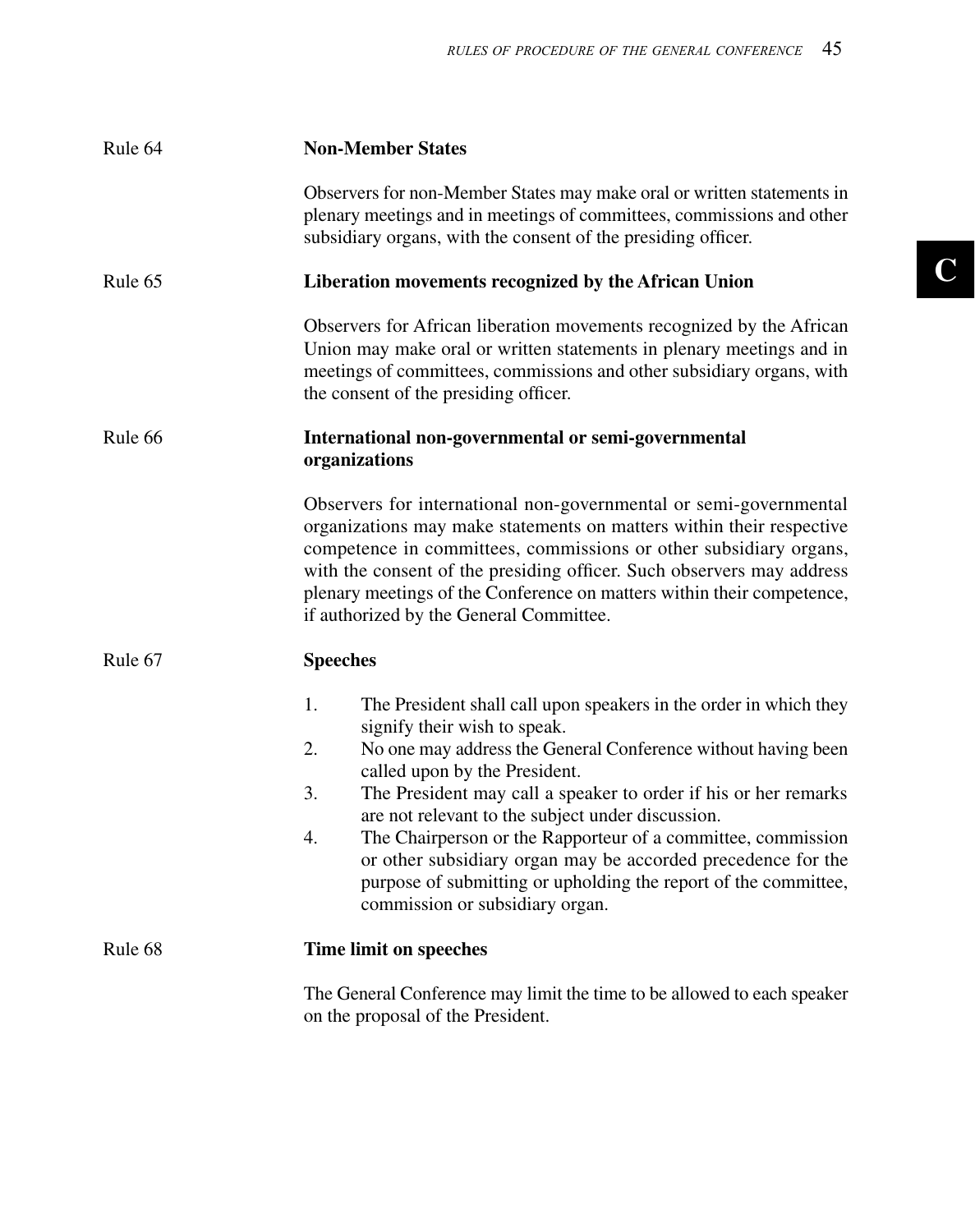### Rule 64 — Non-Member States

Observers for non-Member States may make oral or written statements in plenary meetings and in meetings of committees, commissions and other subsidiary organs, with the consent of the presiding officer.

### Rule 65 — Liberation movements recognized by the African Union

Observers for African liberation movements recognized by the African Union may make oral or written statements in plenary meetings and in meetings of committees, commissions and other subsidiary organs, with the consent of the presiding officer.

### Rule 66 — International non-governmental or semi-governmental organizations

Observers for international non-governmental or semi-governmental organizations may make statements on matters within their respective competence in committees, commissions or other subsidiary organs, with the consent of the presiding officer. Such observers may address plenary meetings of the Conference on matters within their competence, if authorized by the General Committee.

### Rule 67 — Speeches

1. The President shall call upon speakers in the order in which they signify their wish to speak.
2. No one may address the General Conference without having been called upon by the President.
3. The President may call a speaker to order if his or her remarks are not relevant to the subject under discussion.
4. The Chairperson or the Rapporteur of a committee, commission or other subsidiary organ may be accorded precedence for the purpose of submitting or upholding the report of the committee, commission or subsidiary organ.

### Rule 68 — Time limit on speeches

The General Conference may limit the time to be allowed to each speaker on the proposal of the President.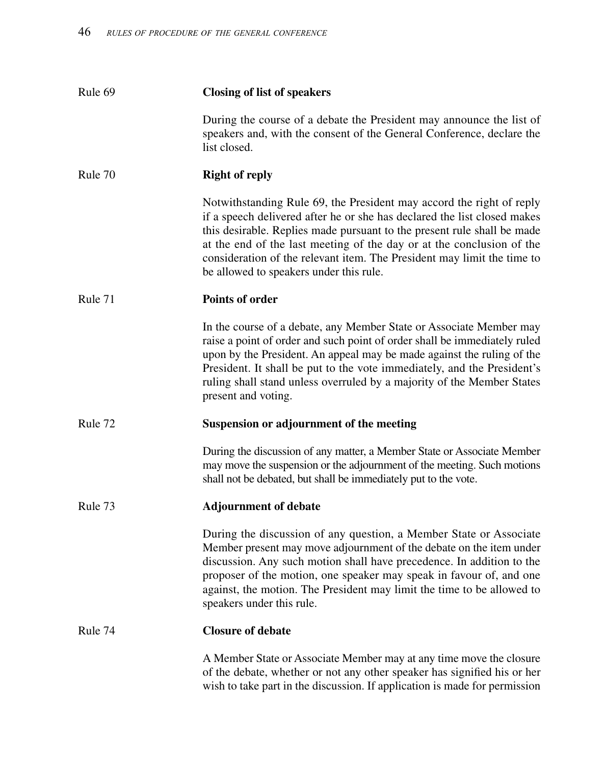### Rule 69 — Closing of list of speakers

During the course of a debate the President may announce the list of speakers and, with the consent of the General Conference, declare the list closed.

### Rule 70 — Right of reply

Notwithstanding Rule 69, the President may accord the right of reply if a speech delivered after he or she has declared the list closed makes this desirable. Replies made pursuant to the present rule shall be made at the end of the last meeting of the day or at the conclusion of the consideration of the relevant item. The President may limit the time to be allowed to speakers under this rule.

### Rule 71 — Points of order

In the course of a debate, any Member State or Associate Member may raise a point of order and such point of order shall be immediately ruled upon by the President. An appeal may be made against the ruling of the President. It shall be put to the vote immediately, and the President's ruling shall stand unless overruled by a majority of the Member States present and voting.

### Rule 72 — Suspension or adjournment of the meeting

During the discussion of any matter, a Member State or Associate Member may move the suspension or the adjournment of the meeting. Such motions shall not be debated, but shall be immediately put to the vote.

### Rule 73 — Adjournment of debate

During the discussion of any question, a Member State or Associate Member present may move adjournment of the debate on the item under discussion. Any such motion shall have precedence. In addition to the proposer of the motion, one speaker may speak in favour of, and one against, the motion. The President may limit the time to be allowed to speakers under this rule.

### Rule 74 — Closure of debate

A Member State or Associate Member may at any time move the closure of the debate, whether or not any other speaker has signified his or her wish to take part in the discussion. If application is made for permission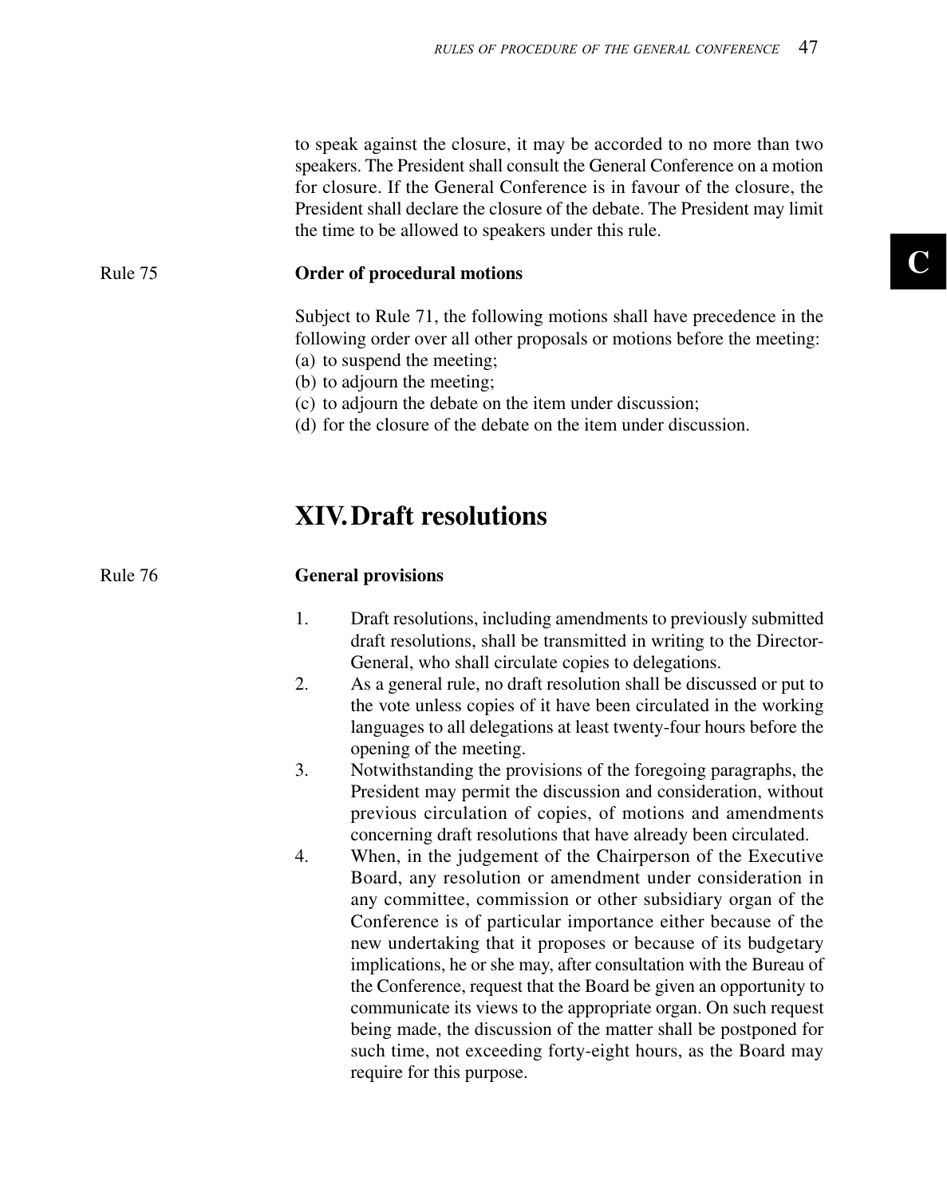to speak against the closure, it may be accorded to no more than two speakers. The President shall consult the General Conference on a motion for closure. If the General Conference is in favour of the closure, the President shall declare the closure of the debate. The President may limit the time to be allowed to speakers under this rule.

Rule 75

**Order of procedural motions**

Subject to Rule 71, the following motions shall have precedence in the following order over all other proposals or motions before the meeting:
(a) to suspend the meeting;
(b) to adjourn the meeting;
(c) to adjourn the debate on the item under discussion;
(d) for the closure of the debate on the item under discussion.

## XIV. Draft resolutions

Rule 76

**General provisions**

1. Draft resolutions, including amendments to previously submitted draft resolutions, shall be transmitted in writing to the Director-General, who shall circulate copies to delegations.
2. As a general rule, no draft resolution shall be discussed or put to the vote unless copies of it have been circulated in the working languages to all delegations at least twenty-four hours before the opening of the meeting.
3. Notwithstanding the provisions of the foregoing paragraphs, the President may permit the discussion and consideration, without previous circulation of copies, of motions and amendments concerning draft resolutions that have already been circulated.
4. When, in the judgement of the Chairperson of the Executive Board, any resolution or amendment under consideration in any committee, commission or other subsidiary organ of the Conference is of particular importance either because of the new undertaking that it proposes or because of its budgetary implications, he or she may, after consultation with the Bureau of the Conference, request that the Board be given an opportunity to communicate its views to the appropriate organ. On such request being made, the discussion of the matter shall be postponed for such time, not exceeding forty-eight hours, as the Board may require for this purpose.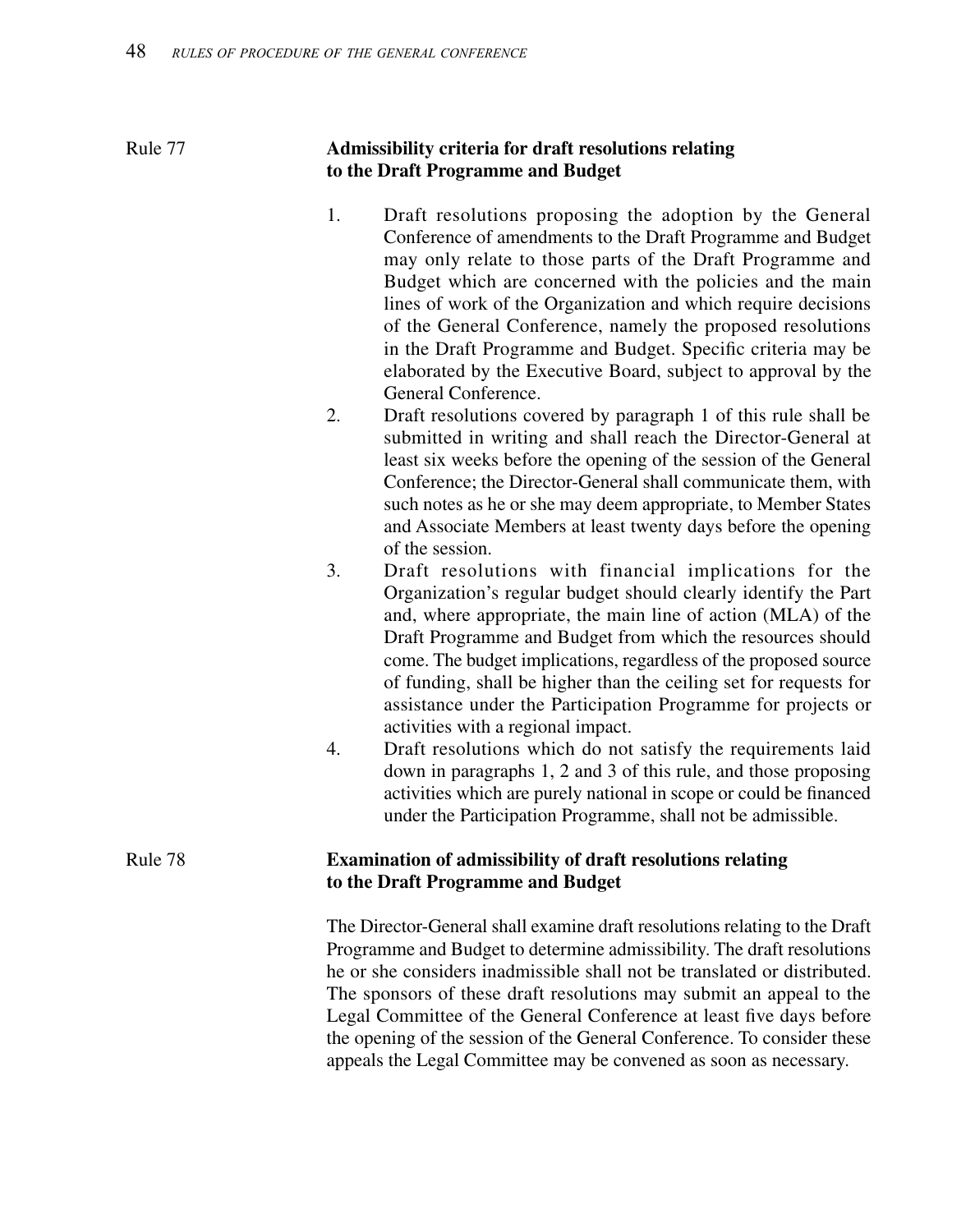Rule 77

## Admissibility criteria for draft resolutions relating to the Draft Programme and Budget

1. Draft resolutions proposing the adoption by the General Conference of amendments to the Draft Programme and Budget may only relate to those parts of the Draft Programme and Budget which are concerned with the policies and the main lines of work of the Organization and which require decisions of the General Conference, namely the proposed resolutions in the Draft Programme and Budget. Specific criteria may be elaborated by the Executive Board, subject to approval by the General Conference.
2. Draft resolutions covered by paragraph 1 of this rule shall be submitted in writing and shall reach the Director-General at least six weeks before the opening of the session of the General Conference; the Director-General shall communicate them, with such notes as he or she may deem appropriate, to Member States and Associate Members at least twenty days before the opening of the session.
3. Draft resolutions with financial implications for the Organization's regular budget should clearly identify the Part and, where appropriate, the main line of action (MLA) of the Draft Programme and Budget from which the resources should come. The budget implications, regardless of the proposed source of funding, shall be higher than the ceiling set for requests for assistance under the Participation Programme for projects or activities with a regional impact.
4. Draft resolutions which do not satisfy the requirements laid down in paragraphs 1, 2 and 3 of this rule, and those proposing activities which are purely national in scope or could be financed under the Participation Programme, shall not be admissible.

Rule 78

## Examination of admissibility of draft resolutions relating to the Draft Programme and Budget

The Director-General shall examine draft resolutions relating to the Draft Programme and Budget to determine admissibility. The draft resolutions he or she considers inadmissible shall not be translated or distributed. The sponsors of these draft resolutions may submit an appeal to the Legal Committee of the General Conference at least five days before the opening of the session of the General Conference. To consider these appeals the Legal Committee may be convened as soon as necessary.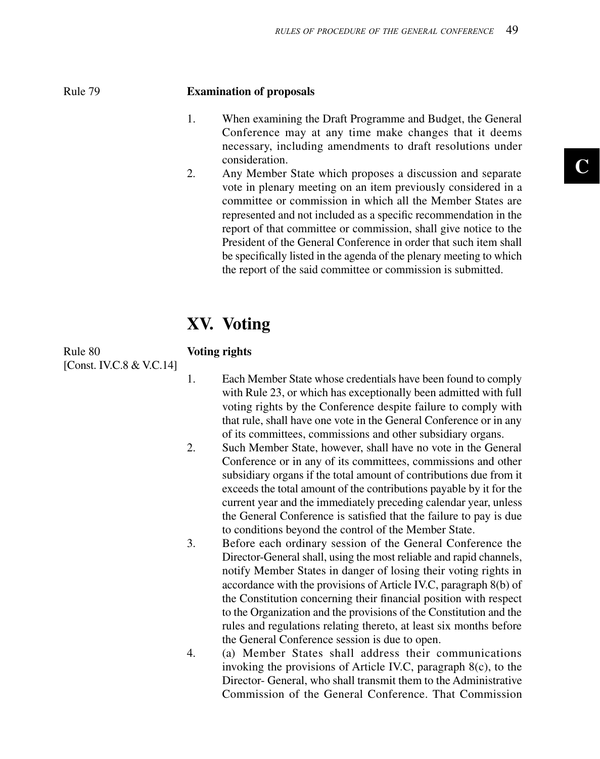Rule 79

**Examination of proposals**

1. When examining the Draft Programme and Budget, the General Conference may at any time make changes that it deems necessary, including amendments to draft resolutions under consideration.
2. Any Member State which proposes a discussion and separate vote in plenary meeting on an item previously considered in a committee or commission in which all the Member States are represented and not included as a specific recommendation in the report of that committee or commission, shall give notice to the President of the General Conference in order that such item shall be specifically listed in the agenda of the plenary meeting to which the report of the said committee or commission is submitted.

# XV. Voting

Rule 80
[Const. IV.C.8 & V.C.14]

**Voting rights**

1. Each Member State whose credentials have been found to comply with Rule 23, or which has exceptionally been admitted with full voting rights by the Conference despite failure to comply with that rule, shall have one vote in the General Conference or in any of its committees, commissions and other subsidiary organs.
2. Such Member State, however, shall have no vote in the General Conference or in any of its committees, commissions and other subsidiary organs if the total amount of contributions due from it exceeds the total amount of the contributions payable by it for the current year and the immediately preceding calendar year, unless the General Conference is satisfied that the failure to pay is due to conditions beyond the control of the Member State.
3. Before each ordinary session of the General Conference the Director-General shall, using the most reliable and rapid channels, notify Member States in danger of losing their voting rights in accordance with the provisions of Article IV.C, paragraph 8(b) of the Constitution concerning their financial position with respect to the Organization and the provisions of the Constitution and the rules and regulations relating thereto, at least six months before the General Conference session is due to open.
4. (a) Member States shall address their communications invoking the provisions of Article IV.C, paragraph 8(c), to the Director- General, who shall transmit them to the Administrative Commission of the General Conference. That Commission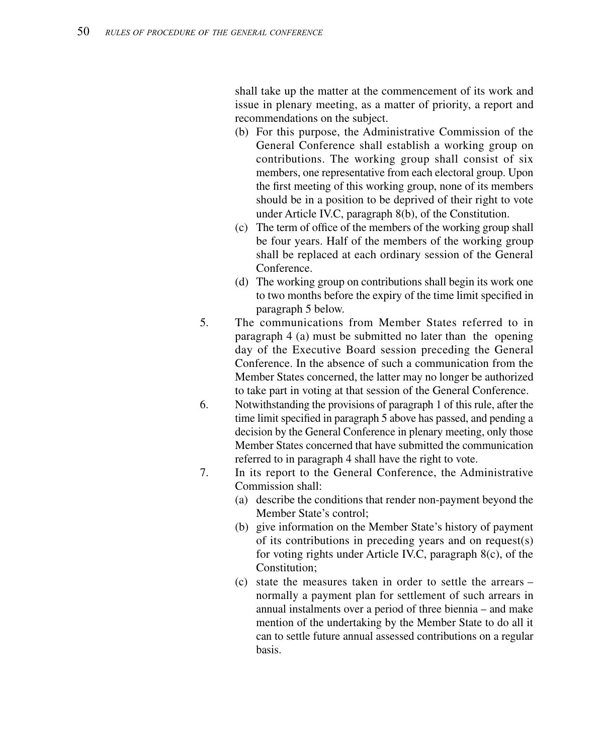shall take up the matter at the commencement of its work and issue in plenary meeting, as a matter of priority, a report and recommendations on the subject.

   (b) For this purpose, the Administrative Commission of the General Conference shall establish a working group on contributions. The working group shall consist of six members, one representative from each electoral group. Upon the first meeting of this working group, none of its members should be in a position to be deprived of their right to vote under Article IV.C, paragraph 8(b), of the Constitution.

   (c) The term of office of the members of the working group shall be four years. Half of the members of the working group shall be replaced at each ordinary session of the General Conference.

   (d) The working group on contributions shall begin its work one to two months before the expiry of the time limit specified in paragraph 5 below.

5. The communications from Member States referred to in paragraph 4 (a) must be submitted no later than the opening day of the Executive Board session preceding the General Conference. In the absence of such a communication from the Member States concerned, the latter may no longer be authorized to take part in voting at that session of the General Conference.

6. Notwithstanding the provisions of paragraph 1 of this rule, after the time limit specified in paragraph 5 above has passed, and pending a decision by the General Conference in plenary meeting, only those Member States concerned that have submitted the communication referred to in paragraph 4 shall have the right to vote.

7. In its report to the General Conference, the Administrative Commission shall:

   (a) describe the conditions that render non-payment beyond the Member State's control;

   (b) give information on the Member State's history of payment of its contributions in preceding years and on request(s) for voting rights under Article IV.C, paragraph 8(c), of the Constitution;

   (c) state the measures taken in order to settle the arrears – normally a payment plan for settlement of such arrears in annual instalments over a period of three biennia – and make mention of the undertaking by the Member State to do all it can to settle future annual assessed contributions on a regular basis.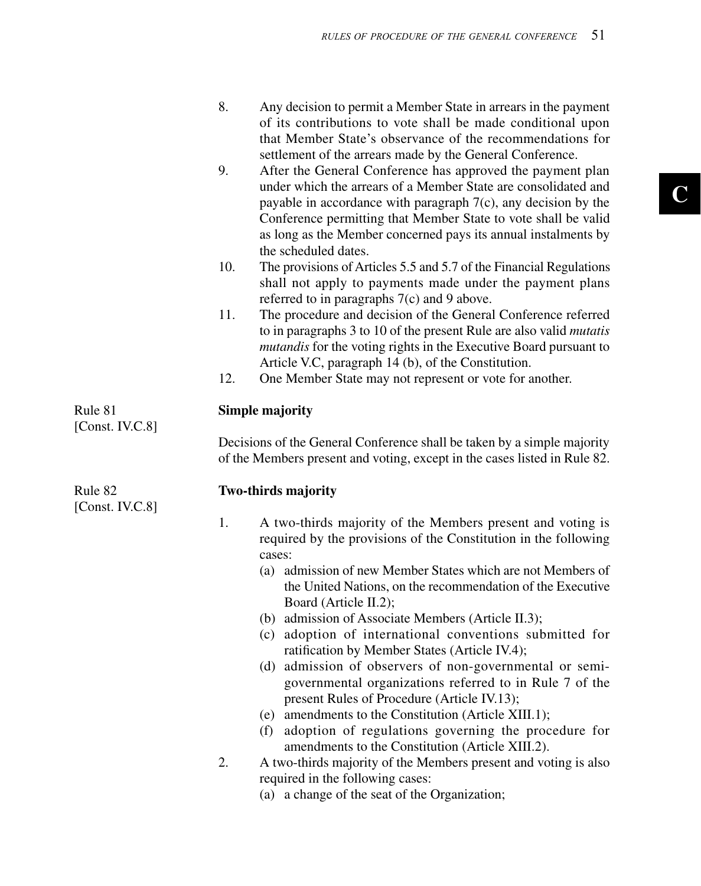8. Any decision to permit a Member State in arrears in the payment of its contributions to vote shall be made conditional upon that Member State's observance of the recommendations for settlement of the arrears made by the General Conference.
9. After the General Conference has approved the payment plan under which the arrears of a Member State are consolidated and payable in accordance with paragraph 7(c), any decision by the Conference permitting that Member State to vote shall be valid as long as the Member concerned pays its annual instalments by the scheduled dates.
10. The provisions of Articles 5.5 and 5.7 of the Financial Regulations shall not apply to payments made under the payment plans referred to in paragraphs 7(c) and 9 above.
11. The procedure and decision of the General Conference referred to in paragraphs 3 to 10 of the present Rule are also valid *mutatis mutandis* for the voting rights in the Executive Board pursuant to Article V.C, paragraph 14 (b), of the Constitution.
12. One Member State may not represent or vote for another.

Rule 81
[Const. IV.C.8]

**Simple majority**

Decisions of the General Conference shall be taken by a simple majority of the Members present and voting, except in the cases listed in Rule 82.

Rule 82
[Const. IV.C.8]

**Two-thirds majority**

1. A two-thirds majority of the Members present and voting is required by the provisions of the Constitution in the following cases:
   (a) admission of new Member States which are not Members of the United Nations, on the recommendation of the Executive Board (Article II.2);
   (b) admission of Associate Members (Article II.3);
   (c) adoption of international conventions submitted for ratification by Member States (Article IV.4);
   (d) admission of observers of non-governmental or semi-governmental organizations referred to in Rule 7 of the present Rules of Procedure (Article IV.13);
   (e) amendments to the Constitution (Article XIII.1);
   (f) adoption of regulations governing the procedure for amendments to the Constitution (Article XIII.2).
2. A two-thirds majority of the Members present and voting is also required in the following cases:
   (a) a change of the seat of the Organization;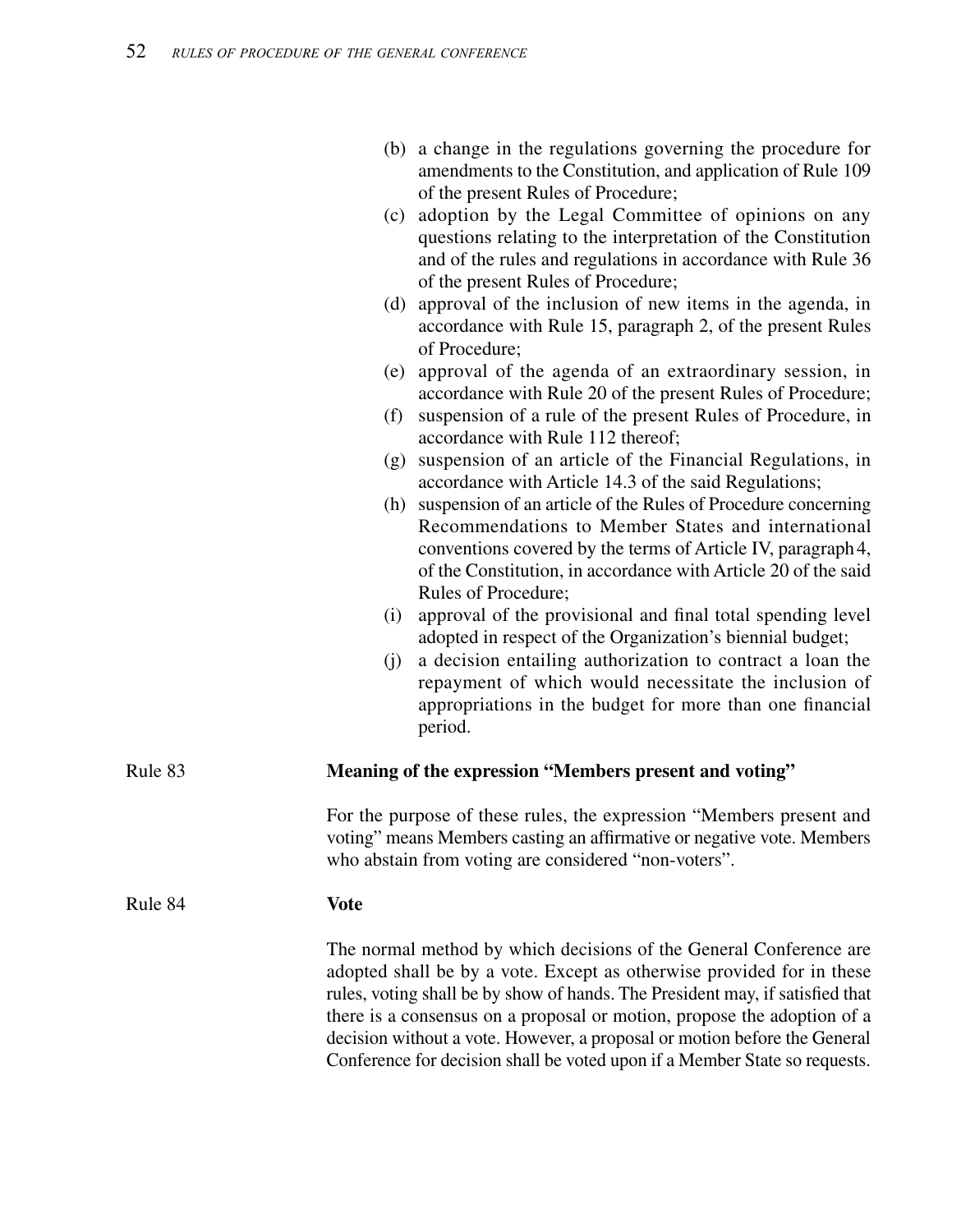(b) a change in the regulations governing the procedure for amendments to the Constitution, and application of Rule 109 of the present Rules of Procedure;
(c) adoption by the Legal Committee of opinions on any questions relating to the interpretation of the Constitution and of the rules and regulations in accordance with Rule 36 of the present Rules of Procedure;
(d) approval of the inclusion of new items in the agenda, in accordance with Rule 15, paragraph 2, of the present Rules of Procedure;
(e) approval of the agenda of an extraordinary session, in accordance with Rule 20 of the present Rules of Procedure;
(f) suspension of a rule of the present Rules of Procedure, in accordance with Rule 112 thereof;
(g) suspension of an article of the Financial Regulations, in accordance with Article 14.3 of the said Regulations;
(h) suspension of an article of the Rules of Procedure concerning Recommendations to Member States and international conventions covered by the terms of Article IV, paragraph 4, of the Constitution, in accordance with Article 20 of the said Rules of Procedure;
(i) approval of the provisional and final total spending level adopted in respect of the Organization's biennial budget;
(j) a decision entailing authorization to contract a loan the repayment of which would necessitate the inclusion of appropriations in the budget for more than one financial period.

Rule 83

**Meaning of the expression "Members present and voting"**

For the purpose of these rules, the expression "Members present and voting" means Members casting an affirmative or negative vote. Members who abstain from voting are considered "non-voters".

Rule 84

**Vote**

The normal method by which decisions of the General Conference are adopted shall be by a vote. Except as otherwise provided for in these rules, voting shall be by show of hands. The President may, if satisfied that there is a consensus on a proposal or motion, propose the adoption of a decision without a vote. However, a proposal or motion before the General Conference for decision shall be voted upon if a Member State so requests.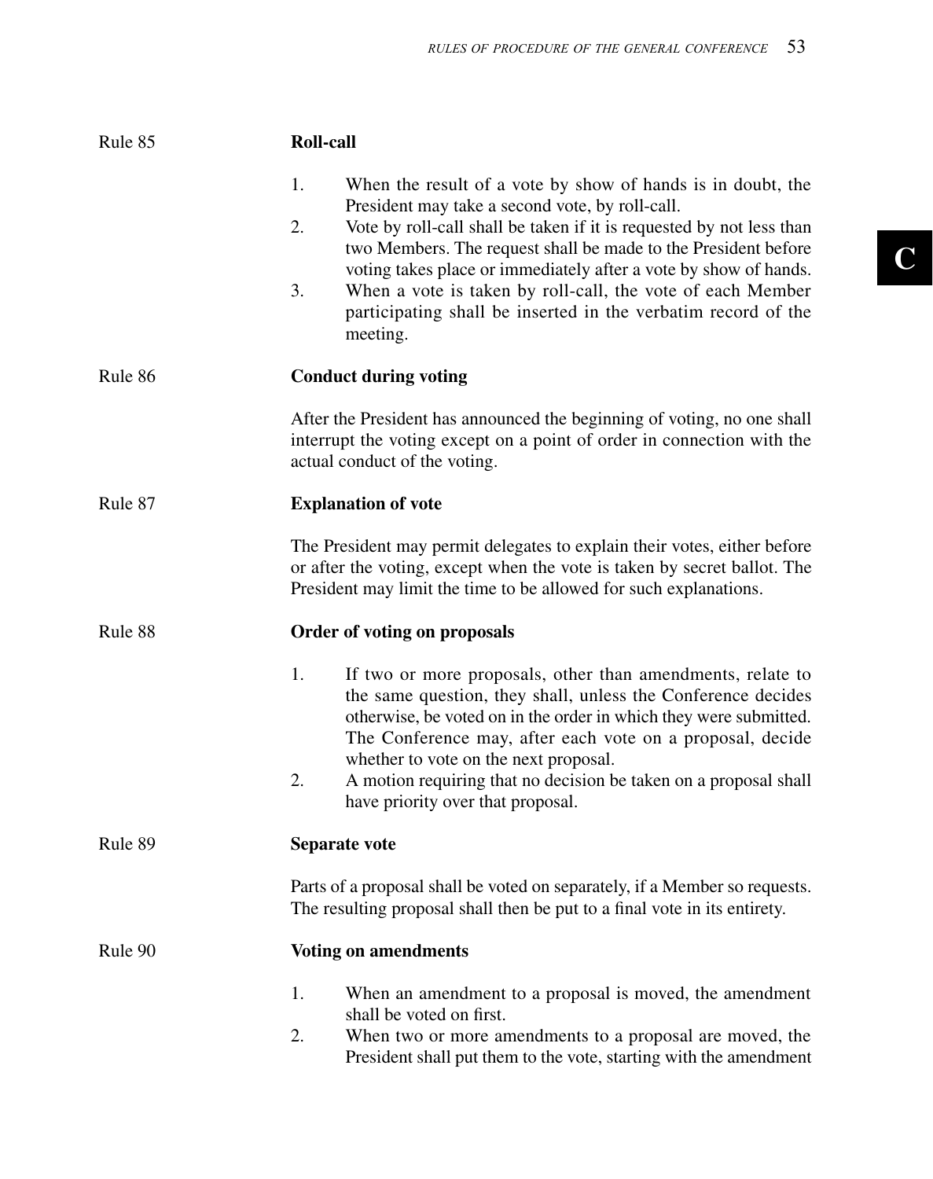### Rule 85 — Roll-call

1. When the result of a vote by show of hands is in doubt, the President may take a second vote, by roll-call.
2. Vote by roll-call shall be taken if it is requested by not less than two Members. The request shall be made to the President before voting takes place or immediately after a vote by show of hands.
3. When a vote is taken by roll-call, the vote of each Member participating shall be inserted in the verbatim record of the meeting.

### Rule 86 — Conduct during voting

After the President has announced the beginning of voting, no one shall interrupt the voting except on a point of order in connection with the actual conduct of the voting.

### Rule 87 — Explanation of vote

The President may permit delegates to explain their votes, either before or after the voting, except when the vote is taken by secret ballot. The President may limit the time to be allowed for such explanations.

### Rule 88 — Order of voting on proposals

1. If two or more proposals, other than amendments, relate to the same question, they shall, unless the Conference decides otherwise, be voted on in the order in which they were submitted. The Conference may, after each vote on a proposal, decide whether to vote on the next proposal.
2. A motion requiring that no decision be taken on a proposal shall have priority over that proposal.

### Rule 89 — Separate vote

Parts of a proposal shall be voted on separately, if a Member so requests. The resulting proposal shall then be put to a final vote in its entirety.

### Rule 90 — Voting on amendments

1. When an amendment to a proposal is moved, the amendment shall be voted on first.
2. When two or more amendments to a proposal are moved, the President shall put them to the vote, starting with the amendment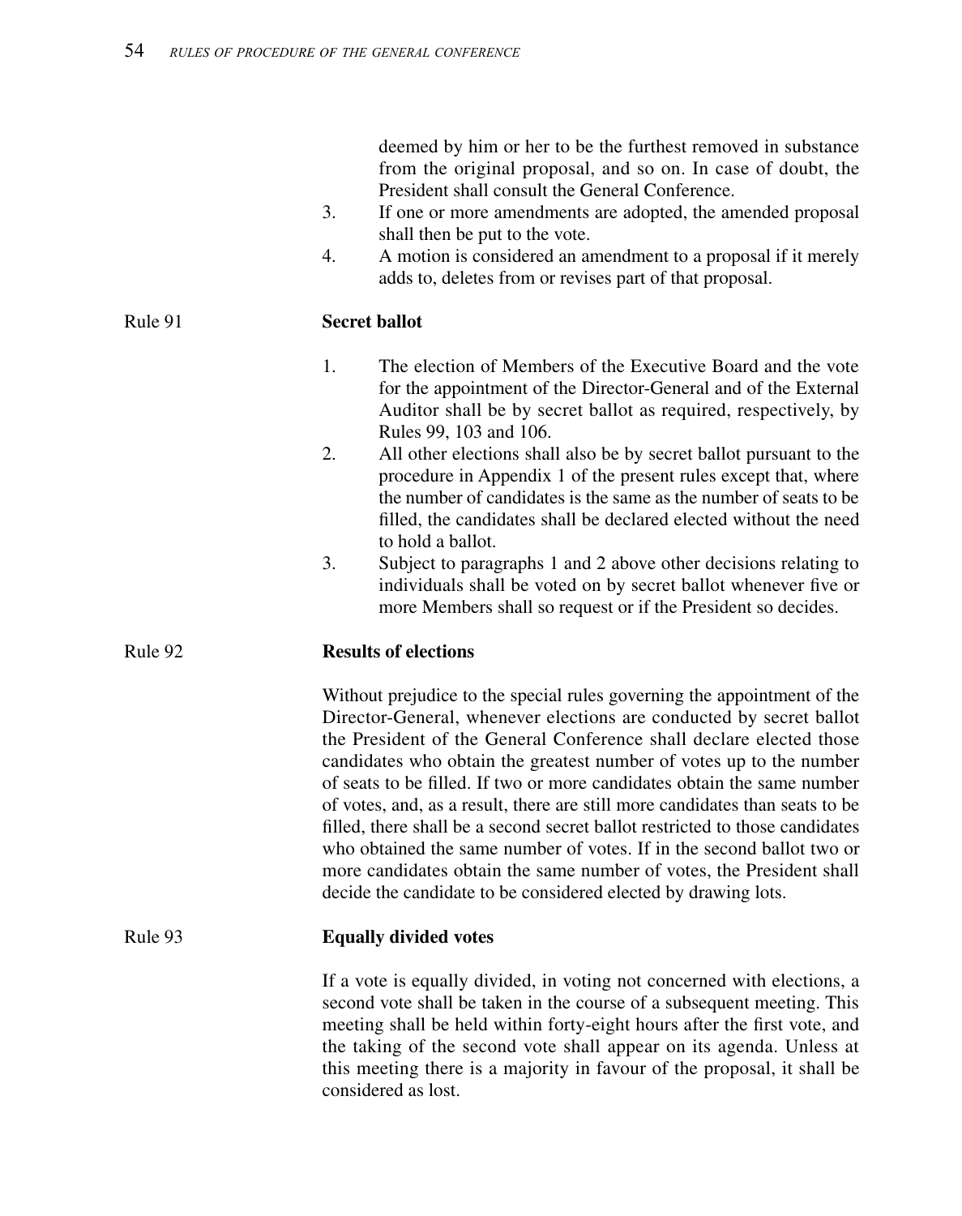deemed by him or her to be the furthest removed in substance from the original proposal, and so on. In case of doubt, the President shall consult the General Conference.

3. If one or more amendments are adopted, the amended proposal shall then be put to the vote.
4. A motion is considered an amendment to a proposal if it merely adds to, deletes from or revises part of that proposal.

Rule 91 **Secret ballot**

1. The election of Members of the Executive Board and the vote for the appointment of the Director-General and of the External Auditor shall be by secret ballot as required, respectively, by Rules 99, 103 and 106.
2. All other elections shall also be by secret ballot pursuant to the procedure in Appendix 1 of the present rules except that, where the number of candidates is the same as the number of seats to be filled, the candidates shall be declared elected without the need to hold a ballot.
3. Subject to paragraphs 1 and 2 above other decisions relating to individuals shall be voted on by secret ballot whenever five or more Members shall so request or if the President so decides.

Rule 92 **Results of elections**

Without prejudice to the special rules governing the appointment of the Director-General, whenever elections are conducted by secret ballot the President of the General Conference shall declare elected those candidates who obtain the greatest number of votes up to the number of seats to be filled. If two or more candidates obtain the same number of votes, and, as a result, there are still more candidates than seats to be filled, there shall be a second secret ballot restricted to those candidates who obtained the same number of votes. If in the second ballot two or more candidates obtain the same number of votes, the President shall decide the candidate to be considered elected by drawing lots.

Rule 93 **Equally divided votes**

If a vote is equally divided, in voting not concerned with elections, a second vote shall be taken in the course of a subsequent meeting. This meeting shall be held within forty-eight hours after the first vote, and the taking of the second vote shall appear on its agenda. Unless at this meeting there is a majority in favour of the proposal, it shall be considered as lost.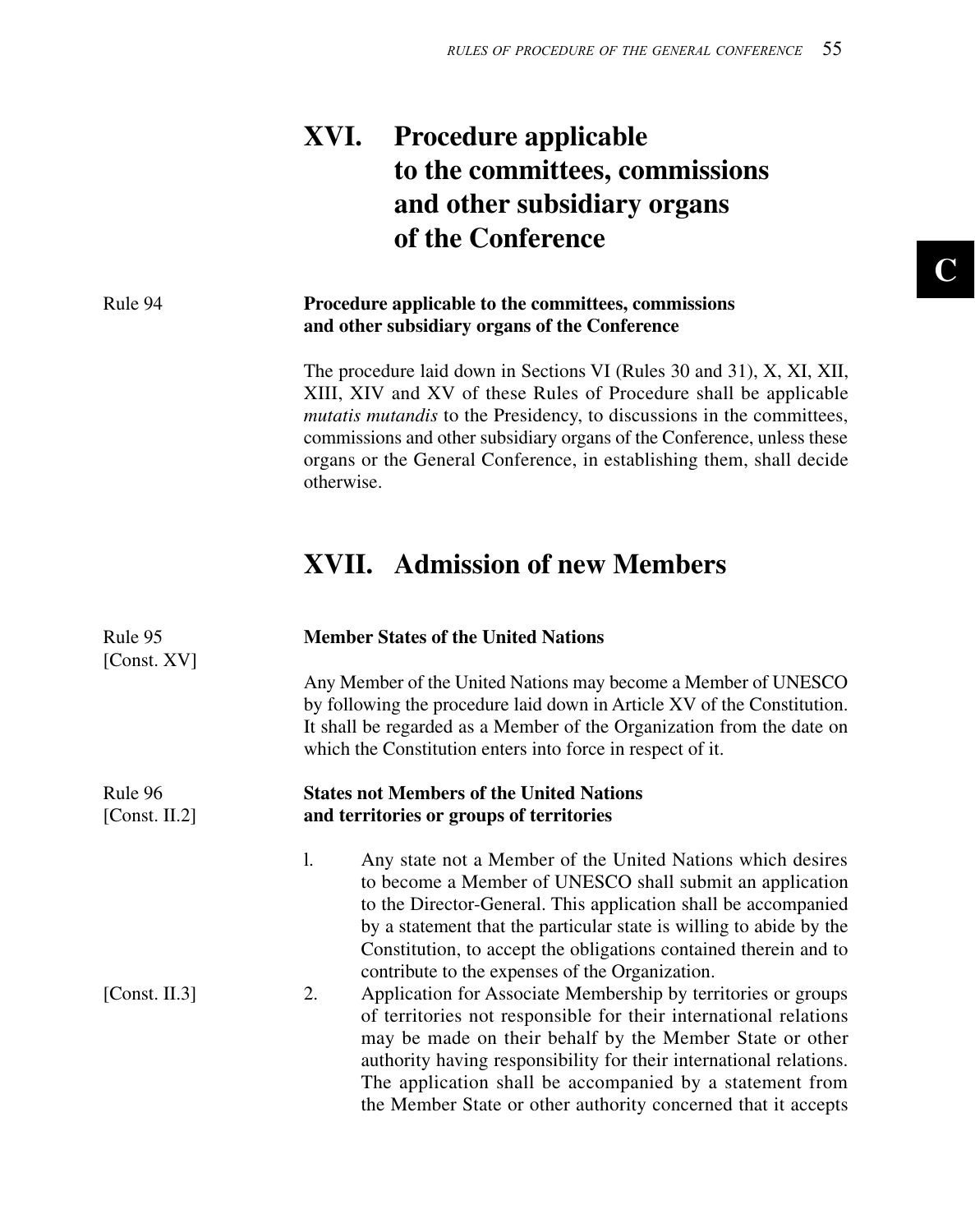# XVI. Procedure applicable to the committees, commissions and other subsidiary organs of the Conference

Rule 94

**Procedure applicable to the committees, commissions and other subsidiary organs of the Conference**

The procedure laid down in Sections VI (Rules 30 and 31), X, XI, XII, XIII, XIV and XV of these Rules of Procedure shall be applicable *mutatis mutandis* to the Presidency, to discussions in the committees, commissions and other subsidiary organs of the Conference, unless these organs or the General Conference, in establishing them, shall decide otherwise.

# XVII. Admission of new Members

Rule 95
[Const. XV]

**Member States of the United Nations**

Any Member of the United Nations may become a Member of UNESCO by following the procedure laid down in Article XV of the Constitution. It shall be regarded as a Member of the Organization from the date on which the Constitution enters into force in respect of it.

Rule 96
[Const. II.2]

**States not Members of the United Nations and territories or groups of territories**

1. Any state not a Member of the United Nations which desires to become a Member of UNESCO shall submit an application to the Director-General. This application shall be accompanied by a statement that the particular state is willing to abide by the Constitution, to accept the obligations contained therein and to contribute to the expenses of the Organization.

[Const. II.3]

2. Application for Associate Membership by territories or groups of territories not responsible for their international relations may be made on their behalf by the Member State or other authority having responsibility for their international relations. The application shall be accompanied by a statement from the Member State or other authority concerned that it accepts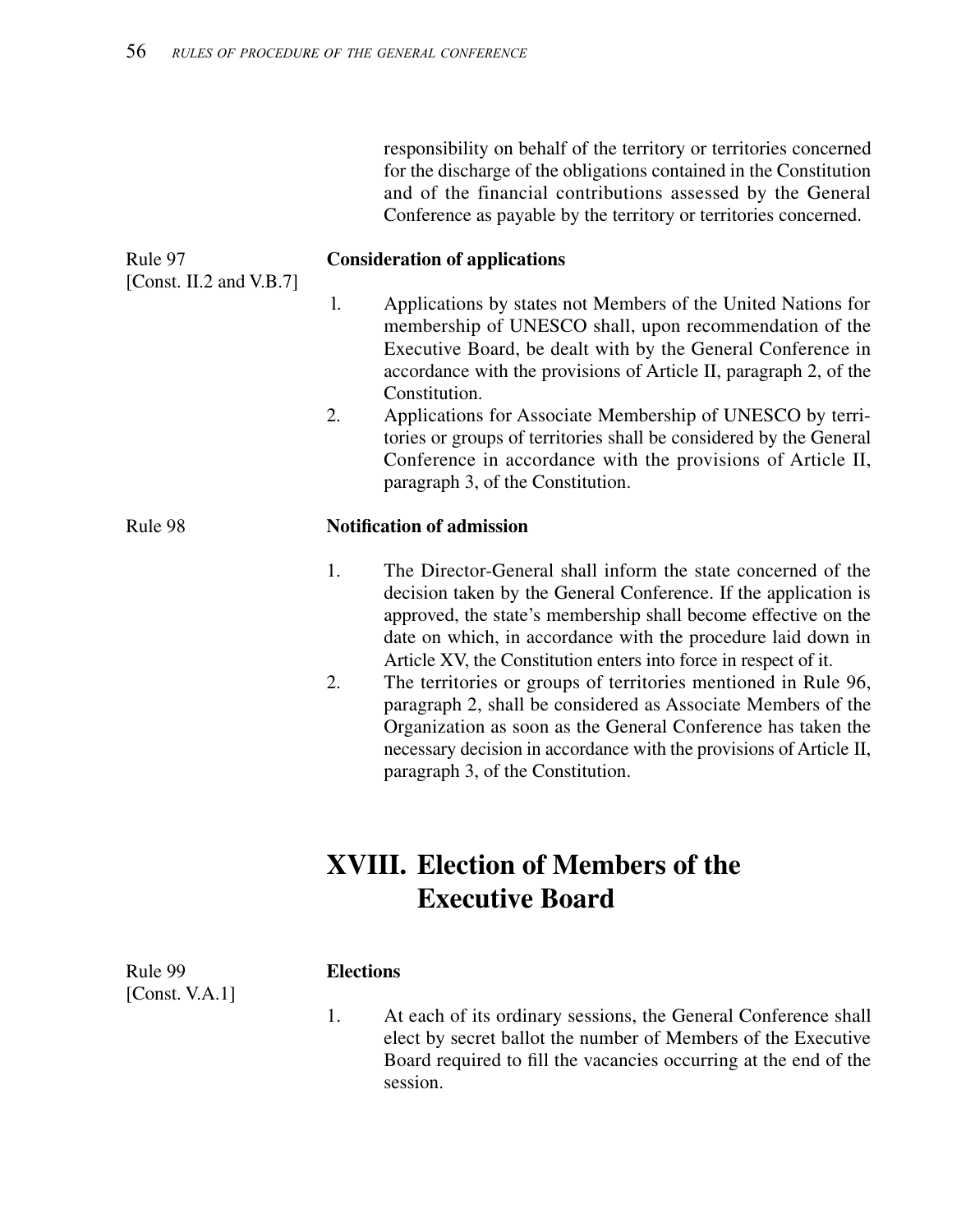responsibility on behalf of the territory or territories concerned for the discharge of the obligations contained in the Constitution and of the financial contributions assessed by the General Conference as payable by the territory or territories concerned.

Rule 97
[Const. II.2 and V.B.7]

**Consideration of applications**

1. Applications by states not Members of the United Nations for membership of UNESCO shall, upon recommendation of the Executive Board, be dealt with by the General Conference in accordance with the provisions of Article II, paragraph 2, of the Constitution.
2. Applications for Associate Membership of UNESCO by territories or groups of territories shall be considered by the General Conference in accordance with the provisions of Article II, paragraph 3, of the Constitution.

Rule 98

**Notification of admission**

1. The Director-General shall inform the state concerned of the decision taken by the General Conference. If the application is approved, the state's membership shall become effective on the date on which, in accordance with the procedure laid down in Article XV, the Constitution enters into force in respect of it.
2. The territories or groups of territories mentioned in Rule 96, paragraph 2, shall be considered as Associate Members of the Organization as soon as the General Conference has taken the necessary decision in accordance with the provisions of Article II, paragraph 3, of the Constitution.

# XVIII. Election of Members of the Executive Board

Rule 99
[Const. V.A.1]

**Elections**

1. At each of its ordinary sessions, the General Conference shall elect by secret ballot the number of Members of the Executive Board required to fill the vacancies occurring at the end of the session.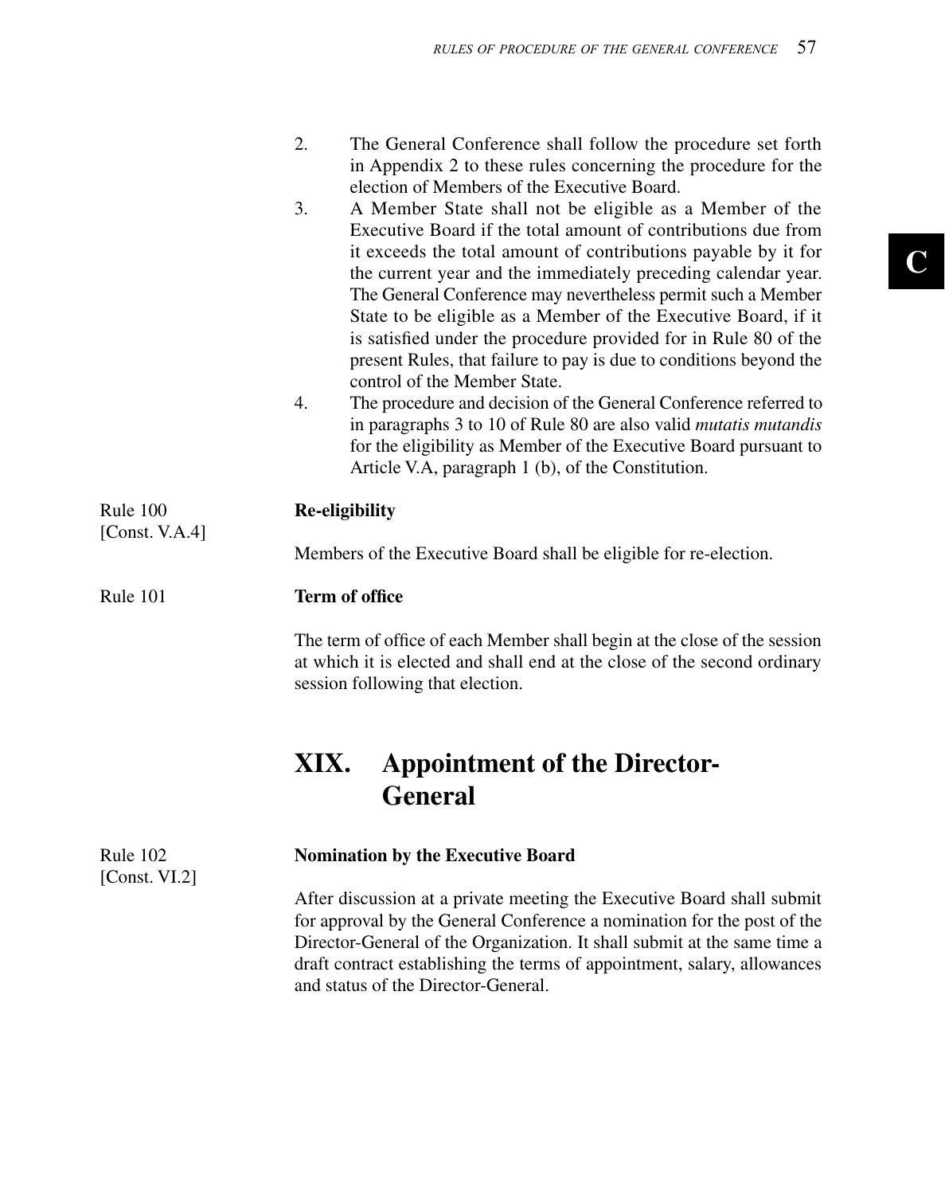2. The General Conference shall follow the procedure set forth in Appendix 2 to these rules concerning the procedure for the election of Members of the Executive Board.
3. A Member State shall not be eligible as a Member of the Executive Board if the total amount of contributions due from it exceeds the total amount of contributions payable by it for the current year and the immediately preceding calendar year. The General Conference may nevertheless permit such a Member State to be eligible as a Member of the Executive Board, if it is satisfied under the procedure provided for in Rule 80 of the present Rules, that failure to pay is due to conditions beyond the control of the Member State.
4. The procedure and decision of the General Conference referred to in paragraphs 3 to 10 of Rule 80 are also valid *mutatis mutandis* for the eligibility as Member of the Executive Board pursuant to Article V.A, paragraph 1 (b), of the Constitution.

Rule 100 [Const. V.A.4]

**Re-eligibility**

Members of the Executive Board shall be eligible for re-election.

Rule 101

**Term of office**

The term of office of each Member shall begin at the close of the session at which it is elected and shall end at the close of the second ordinary session following that election.

## XIX. Appointment of the Director-General

Rule 102 [Const. VI.2]

**Nomination by the Executive Board**

After discussion at a private meeting the Executive Board shall submit for approval by the General Conference a nomination for the post of the Director-General of the Organization. It shall submit at the same time a draft contract establishing the terms of appointment, salary, allowances and status of the Director-General.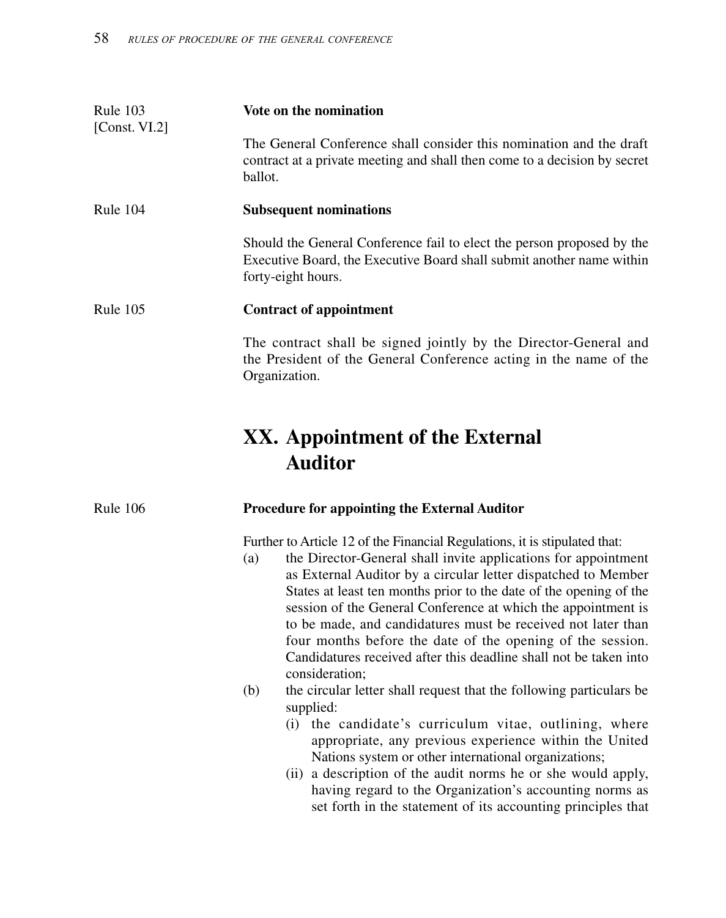Rule 103
[Const. VI.2]

**Vote on the nomination**

The General Conference shall consider this nomination and the draft contract at a private meeting and shall then come to a decision by secret ballot.

Rule 104

**Subsequent nominations**

Should the General Conference fail to elect the person proposed by the Executive Board, the Executive Board shall submit another name within forty-eight hours.

Rule 105

**Contract of appointment**

The contract shall be signed jointly by the Director-General and the President of the General Conference acting in the name of the Organization.

# XX. Appointment of the External Auditor

Rule 106

**Procedure for appointing the External Auditor**

Further to Article 12 of the Financial Regulations, it is stipulated that:

(a) the Director-General shall invite applications for appointment as External Auditor by a circular letter dispatched to Member States at least ten months prior to the date of the opening of the session of the General Conference at which the appointment is to be made, and candidatures must be received not later than four months before the date of the opening of the session. Candidatures received after this deadline shall not be taken into consideration;

(b) the circular letter shall request that the following particulars be supplied:
   (i) the candidate's curriculum vitae, outlining, where appropriate, any previous experience within the United Nations system or other international organizations;
   (ii) a description of the audit norms he or she would apply, having regard to the Organization's accounting norms as set forth in the statement of its accounting principles that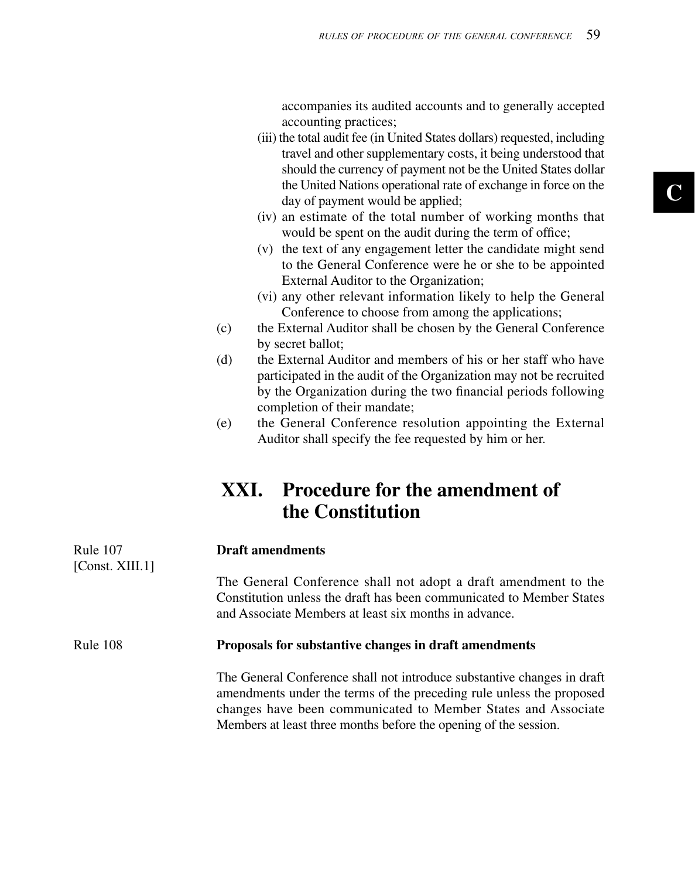accompanies its audited accounts and to generally accepted accounting practices;

(iii) the total audit fee (in United States dollars) requested, including travel and other supplementary costs, it being understood that should the currency of payment not be the United States dollar the United Nations operational rate of exchange in force on the day of payment would be applied;

(iv) an estimate of the total number of working months that would be spent on the audit during the term of office;

(v) the text of any engagement letter the candidate might send to the General Conference were he or she to be appointed External Auditor to the Organization;

(vi) any other relevant information likely to help the General Conference to choose from among the applications;

(c) the External Auditor shall be chosen by the General Conference by secret ballot;

(d) the External Auditor and members of his or her staff who have participated in the audit of the Organization may not be recruited by the Organization during the two financial periods following completion of their mandate;

(e) the General Conference resolution appointing the External Auditor shall specify the fee requested by him or her.

## XXI. Procedure for the amendment of the Constitution

Rule 107
[Const. XIII.1]

**Draft amendments**

The General Conference shall not adopt a draft amendment to the Constitution unless the draft has been communicated to Member States and Associate Members at least six months in advance.

Rule 108

**Proposals for substantive changes in draft amendments**

The General Conference shall not introduce substantive changes in draft amendments under the terms of the preceding rule unless the proposed changes have been communicated to Member States and Associate Members at least three months before the opening of the session.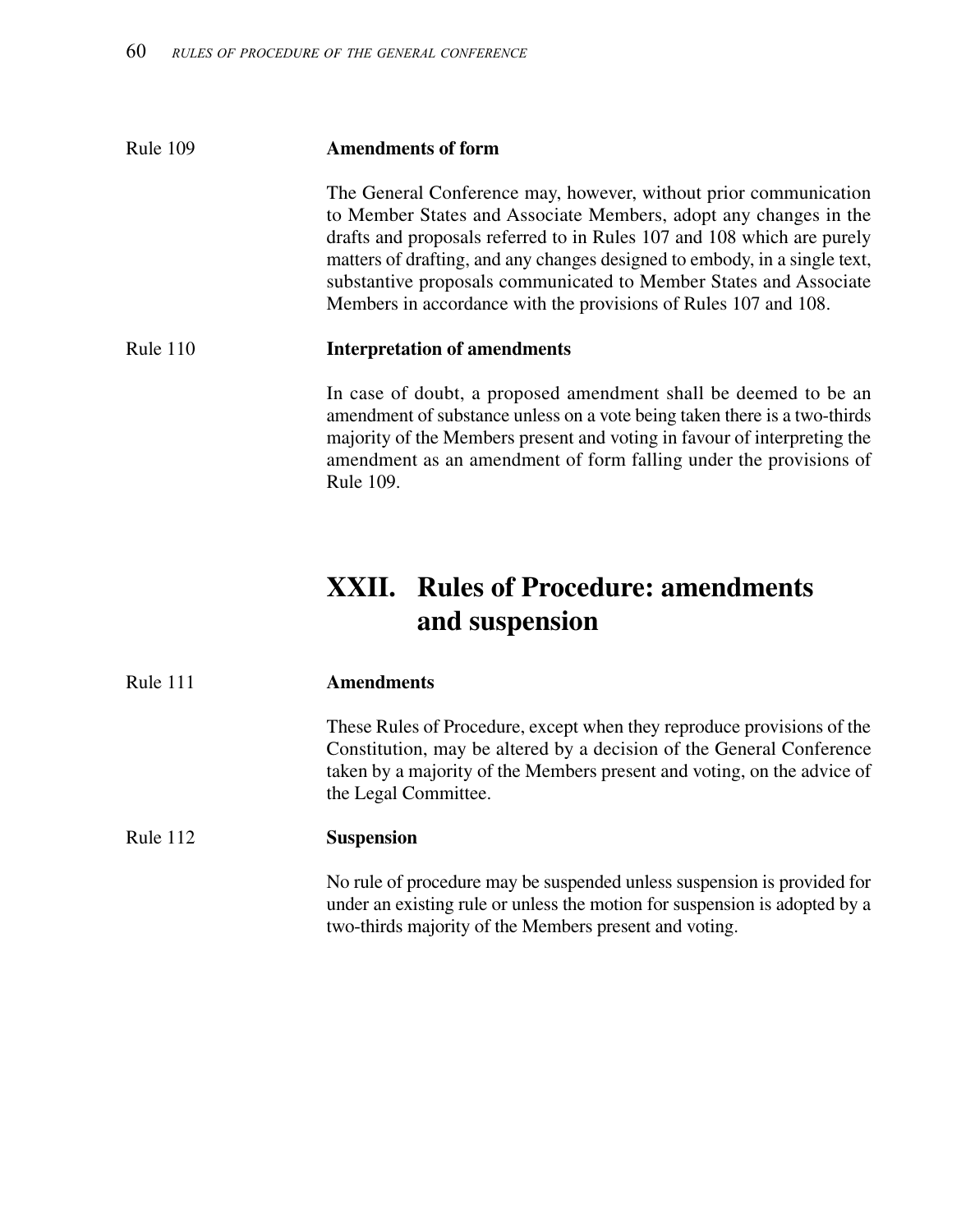Rule 109 **Amendments of form**

The General Conference may, however, without prior communication to Member States and Associate Members, adopt any changes in the drafts and proposals referred to in Rules 107 and 108 which are purely matters of drafting, and any changes designed to embody, in a single text, substantive proposals communicated to Member States and Associate Members in accordance with the provisions of Rules 107 and 108.

Rule 110 **Interpretation of amendments**

In case of doubt, a proposed amendment shall be deemed to be an amendment of substance unless on a vote being taken there is a two-thirds majority of the Members present and voting in favour of interpreting the amendment as an amendment of form falling under the provisions of Rule 109.

## XXII. Rules of Procedure: amendments and suspension

Rule 111 **Amendments**

These Rules of Procedure, except when they reproduce provisions of the Constitution, may be altered by a decision of the General Conference taken by a majority of the Members present and voting, on the advice of the Legal Committee.

Rule 112 **Suspension**

No rule of procedure may be suspended unless suspension is provided for under an existing rule or unless the motion for suspension is adopted by a two-thirds majority of the Members present and voting.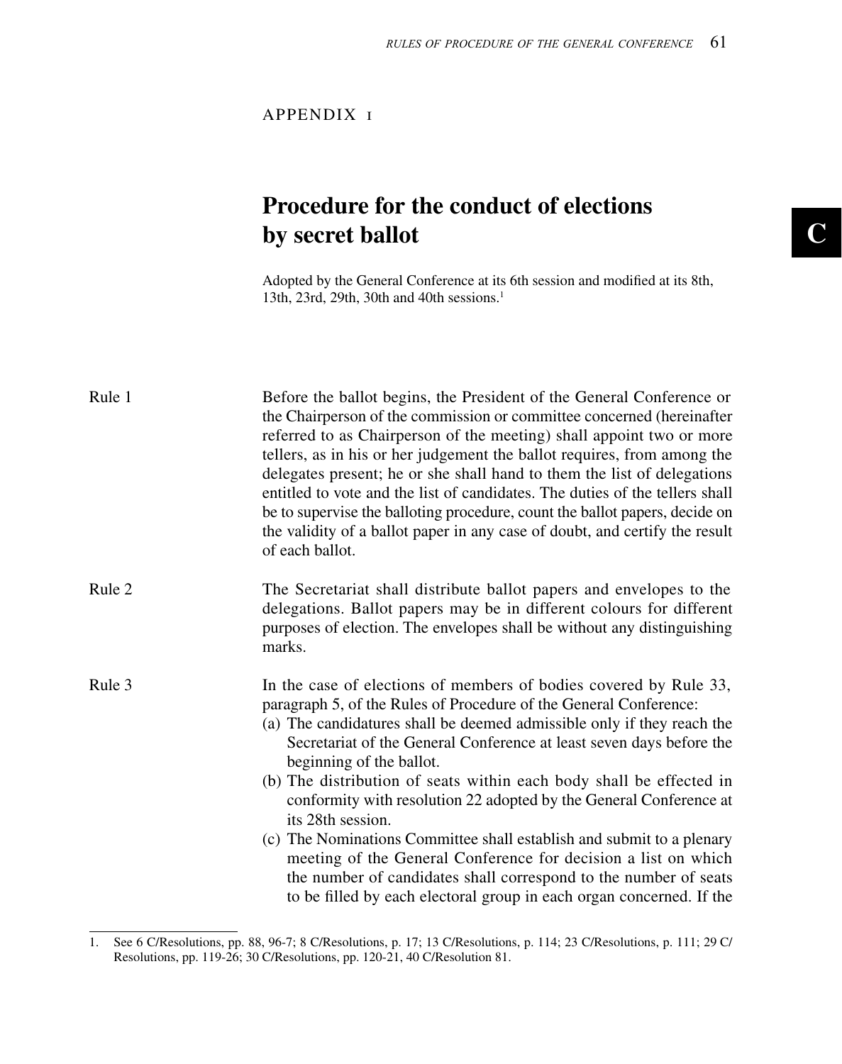APPENDIX I

# Procedure for the conduct of elections by secret ballot

Adopted by the General Conference at its 6th session and modified at its 8th, 13th, 23rd, 29th, 30th and 40th sessions.[1]

**Rule 1**

Before the ballot begins, the President of the General Conference or the Chairperson of the commission or committee concerned (hereinafter referred to as Chairperson of the meeting) shall appoint two or more tellers, as in his or her judgement the ballot requires, from among the delegates present; he or she shall hand to them the list of delegations entitled to vote and the list of candidates. The duties of the tellers shall be to supervise the balloting procedure, count the ballot papers, decide on the validity of a ballot paper in any case of doubt, and certify the result of each ballot.

**Rule 2**

The Secretariat shall distribute ballot papers and envelopes to the delegations. Ballot papers may be in different colours for different purposes of election. The envelopes shall be without any distinguishing marks.

**Rule 3**

In the case of elections of members of bodies covered by Rule 33, paragraph 5, of the Rules of Procedure of the General Conference:

(a) The candidatures shall be deemed admissible only if they reach the Secretariat of the General Conference at least seven days before the beginning of the ballot.

(b) The distribution of seats within each body shall be effected in conformity with resolution 22 adopted by the General Conference at its 28th session.

(c) The Nominations Committee shall establish and submit to a plenary meeting of the General Conference for decision a list on which the number of candidates shall correspond to the number of seats to be filled by each electoral group in each organ concerned. If the

---

1. See 6 C/Resolutions, pp. 88, 96-7; 8 C/Resolutions, p. 17; 13 C/Resolutions, p. 114; 23 C/Resolutions, p. 111; 29 C/Resolutions, pp. 119-26; 30 C/Resolutions, pp. 120-21, 40 C/Resolution 81.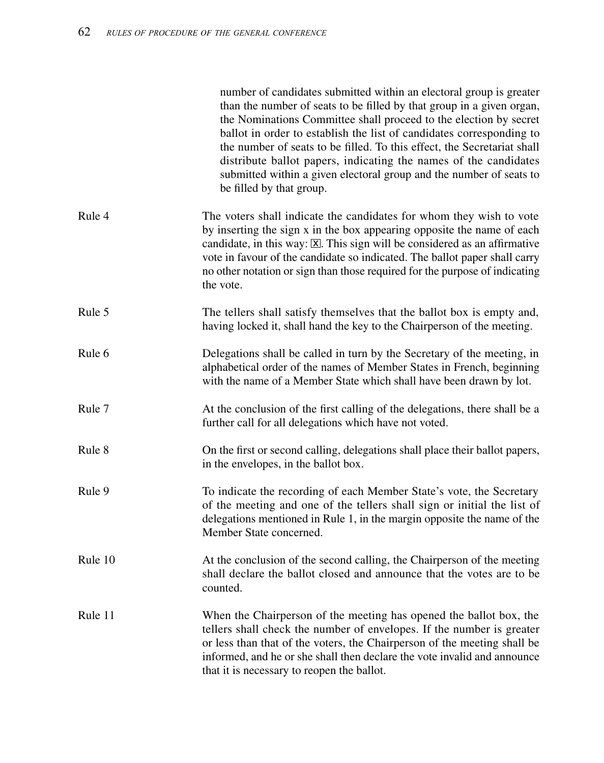number of candidates submitted within an electoral group is greater than the number of seats to be filled by that group in a given organ, the Nominations Committee shall proceed to the election by secret ballot in order to establish the list of candidates corresponding to the number of seats to be filled. To this effect, the Secretariat shall distribute ballot papers, indicating the names of the candidates submitted within a given electoral group and the number of seats to be filled by that group.

Rule 4 The voters shall indicate the candidates for whom they wish to vote by inserting the sign x in the box appearing opposite the name of each candidate, in this way: ☒. This sign will be considered as an affirmative vote in favour of the candidate so indicated. The ballot paper shall carry no other notation or sign than those required for the purpose of indicating the vote.

Rule 5 The tellers shall satisfy themselves that the ballot box is empty and, having locked it, shall hand the key to the Chairperson of the meeting.

Rule 6 Delegations shall be called in turn by the Secretary of the meeting, in alphabetical order of the names of Member States in French, beginning with the name of a Member State which shall have been drawn by lot.

Rule 7 At the conclusion of the first calling of the delegations, there shall be a further call for all delegations which have not voted.

Rule 8 On the first or second calling, delegations shall place their ballot papers, in the envelopes, in the ballot box.

Rule 9 To indicate the recording of each Member State's vote, the Secretary of the meeting and one of the tellers shall sign or initial the list of delegations mentioned in Rule 1, in the margin opposite the name of the Member State concerned.

Rule 10 At the conclusion of the second calling, the Chairperson of the meeting shall declare the ballot closed and announce that the votes are to be counted.

Rule 11 When the Chairperson of the meeting has opened the ballot box, the tellers shall check the number of envelopes. If the number is greater or less than that of the voters, the Chairperson of the meeting shall be informed, and he or she shall then declare the vote invalid and announce that it is necessary to reopen the ballot.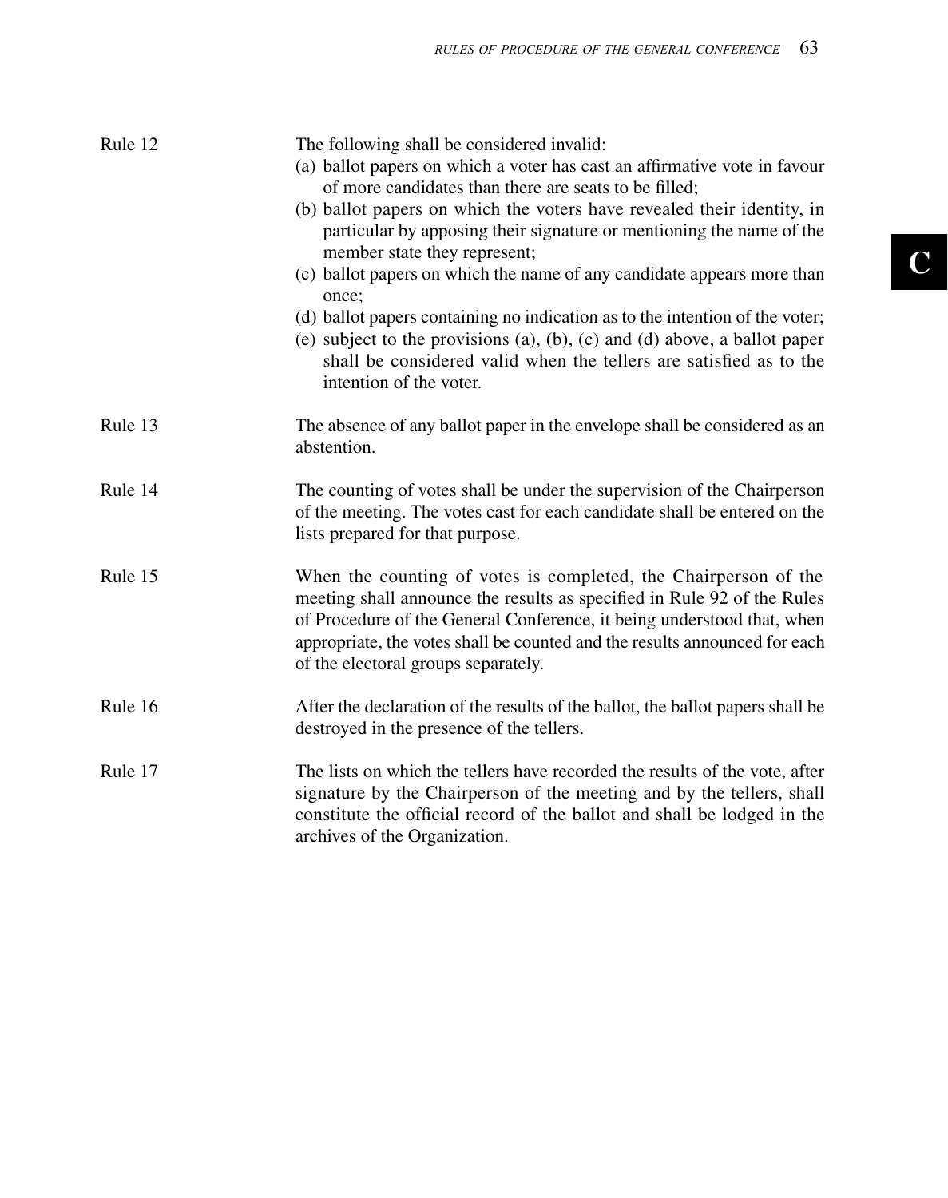**Rule 12**

The following shall be considered invalid:

(a) ballot papers on which a voter has cast an affirmative vote in favour of more candidates than there are seats to be filled;

(b) ballot papers on which the voters have revealed their identity, in particular by apposing their signature or mentioning the name of the member state they represent;

(c) ballot papers on which the name of any candidate appears more than once;

(d) ballot papers containing no indication as to the intention of the voter;

(e) subject to the provisions (a), (b), (c) and (d) above, a ballot paper shall be considered valid when the tellers are satisfied as to the intention of the voter.

**Rule 13**

The absence of any ballot paper in the envelope shall be considered as an abstention.

**Rule 14**

The counting of votes shall be under the supervision of the Chairperson of the meeting. The votes cast for each candidate shall be entered on the lists prepared for that purpose.

**Rule 15**

When the counting of votes is completed, the Chairperson of the meeting shall announce the results as specified in Rule 92 of the Rules of Procedure of the General Conference, it being understood that, when appropriate, the votes shall be counted and the results announced for each of the electoral groups separately.

**Rule 16**

After the declaration of the results of the ballot, the ballot papers shall be destroyed in the presence of the tellers.

**Rule 17**

The lists on which the tellers have recorded the results of the vote, after signature by the Chairperson of the meeting and by the tellers, shall constitute the official record of the ballot and shall be lodged in the archives of the Organization.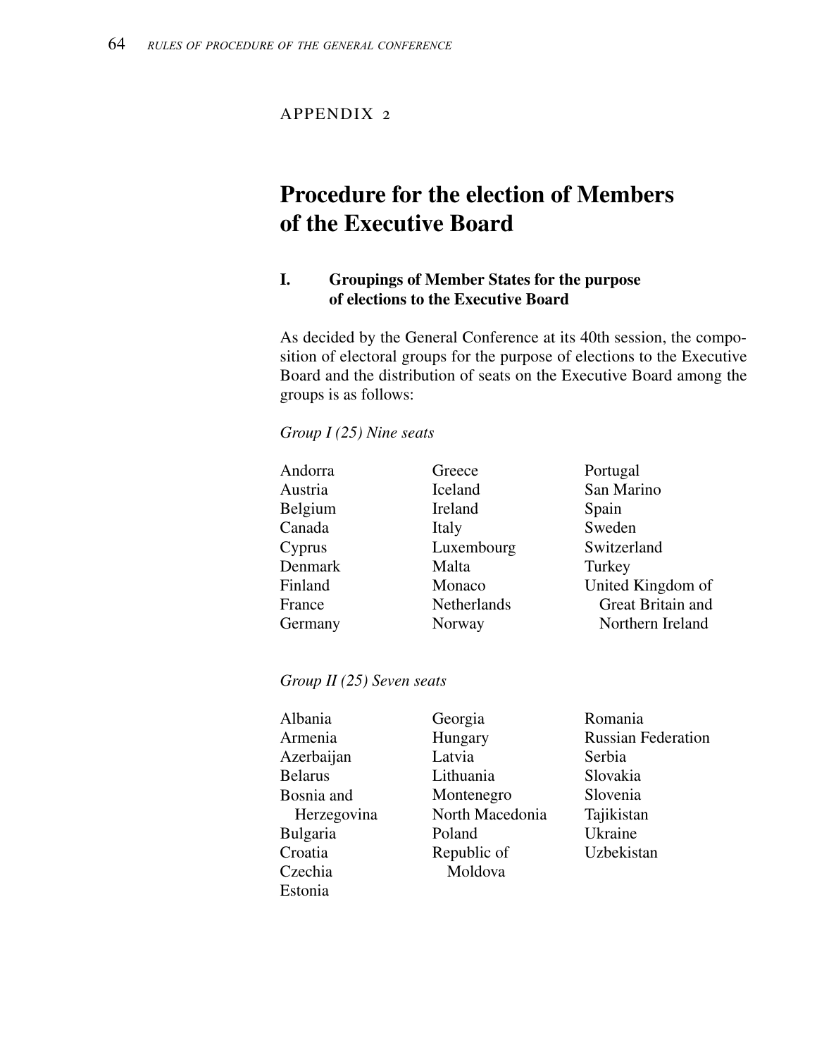APPENDIX 2

# Procedure for the election of Members of the Executive Board

## I. Groupings of Member States for the purpose of elections to the Executive Board

As decided by the General Conference at its 40th session, the composition of electoral groups for the purpose of elections to the Executive Board and the distribution of seats on the Executive Board among the groups is as follows:

*Group I (25) Nine seats*

Andorra
Austria
Belgium
Canada
Cyprus
Denmark
Finland
France
Germany
Greece
Iceland
Ireland
Italy
Luxembourg
Malta
Monaco
Netherlands
Norway
Portugal
San Marino
Spain
Sweden
Switzerland
Turkey
United Kingdom of Great Britain and Northern Ireland

*Group II (25) Seven seats*

Albania
Armenia
Azerbaijan
Belarus
Bosnia and Herzegovina
Bulgaria
Croatia
Czechia
Estonia
Georgia
Hungary
Latvia
Lithuania
Montenegro
North Macedonia
Poland
Republic of Moldova
Romania
Russian Federation
Serbia
Slovakia
Slovenia
Tajikistan
Ukraine
Uzbekistan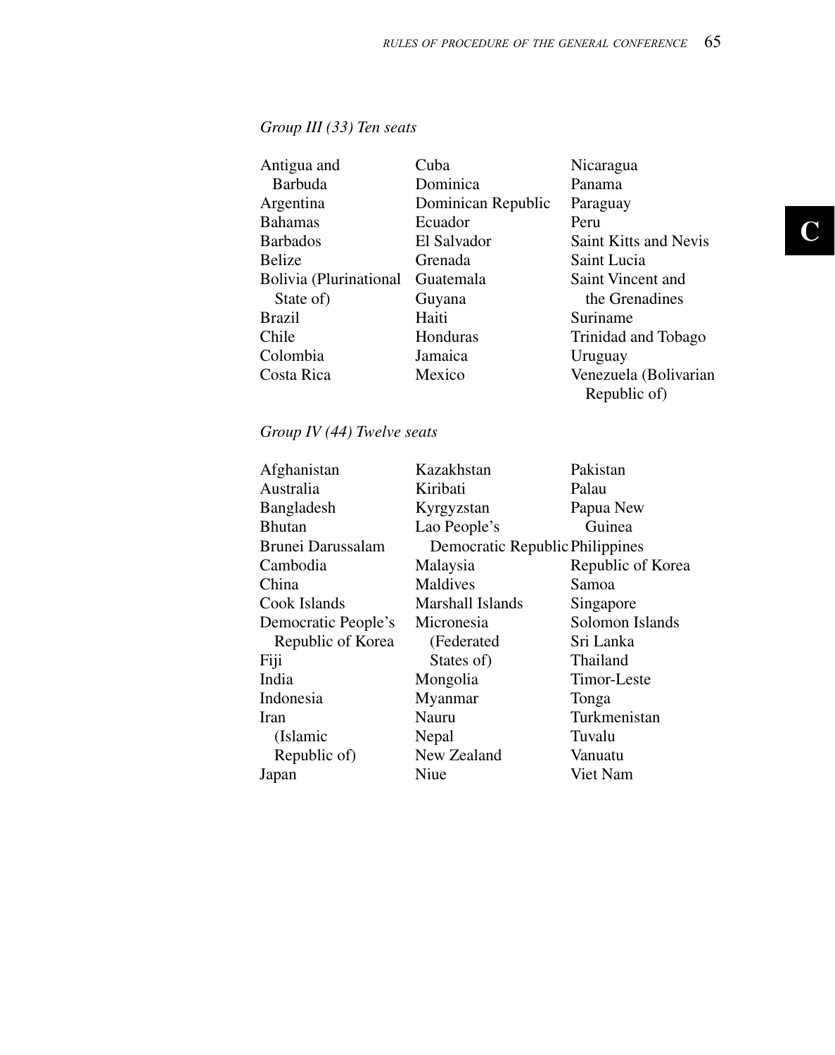*Group III (33) Ten seats*

Antigua and Barbuda
Argentina
Bahamas
Barbados
Belize
Bolivia (Plurinational State of)
Brazil
Chile
Colombia
Costa Rica
Cuba
Dominica
Dominican Republic
Ecuador
El Salvador
Grenada
Guatemala
Guyana
Haiti
Honduras
Jamaica
Mexico
Nicaragua
Panama
Paraguay
Peru
Saint Kitts and Nevis
Saint Lucia
Saint Vincent and the Grenadines
Suriname
Trinidad and Tobago
Uruguay
Venezuela (Bolivarian Republic of)

*Group IV (44) Twelve seats*

Afghanistan
Australia
Bangladesh
Bhutan
Brunei Darussalam
Cambodia
China
Cook Islands
Democratic People's Republic of Korea
Fiji
India
Indonesia
Iran (Islamic Republic of)
Japan
Kazakhstan
Kiribati
Kyrgyzstan
Lao People's Democratic Republic
Malaysia
Maldives
Marshall Islands
Micronesia (Federated States of)
Mongolia
Myanmar
Nauru
Nepal
New Zealand
Niue
Pakistan
Palau
Papua New Guinea
Philippines
Republic of Korea
Samoa
Singapore
Solomon Islands
Sri Lanka
Thailand
Timor-Leste
Tonga
Turkmenistan
Tuvalu
Vanuatu
Viet Nam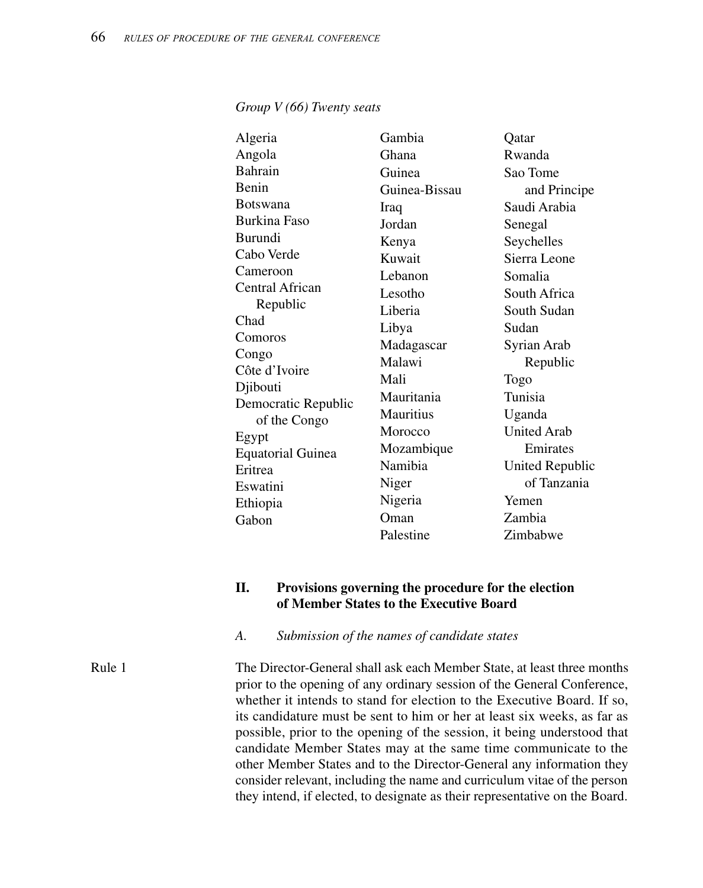*Group V (66) Twenty seats*

Algeria
Angola
Bahrain
Benin
Botswana
Burkina Faso
Burundi
Cabo Verde
Cameroon
Central African Republic
Chad
Comoros
Congo
Côte d'Ivoire
Djibouti
Democratic Republic of the Congo
Egypt
Equatorial Guinea
Eritrea
Eswatini
Ethiopia
Gabon
Gambia
Ghana
Guinea
Guinea-Bissau
Iraq
Jordan
Kenya
Kuwait
Lebanon
Lesotho
Liberia
Libya
Madagascar
Malawi
Mali
Mauritania
Mauritius
Morocco
Mozambique
Namibia
Niger
Nigeria
Oman
Palestine
Qatar
Rwanda
Sao Tome and Principe
Saudi Arabia
Senegal
Seychelles
Sierra Leone
Somalia
South Africa
South Sudan
Sudan
Syrian Arab Republic
Togo
Tunisia
Uganda
United Arab Emirates
United Republic of Tanzania
Yemen
Zambia
Zimbabwe

## II. Provisions governing the procedure for the election of Member States to the Executive Board

### *A. Submission of the names of candidate states*

Rule 1

The Director-General shall ask each Member State, at least three months prior to the opening of any ordinary session of the General Conference, whether it intends to stand for election to the Executive Board. If so, its candidature must be sent to him or her at least six weeks, as far as possible, prior to the opening of the session, it being understood that candidate Member States may at the same time communicate to the other Member States and to the Director-General any information they consider relevant, including the name and curriculum vitae of the person they intend, if elected, to designate as their representative on the Board.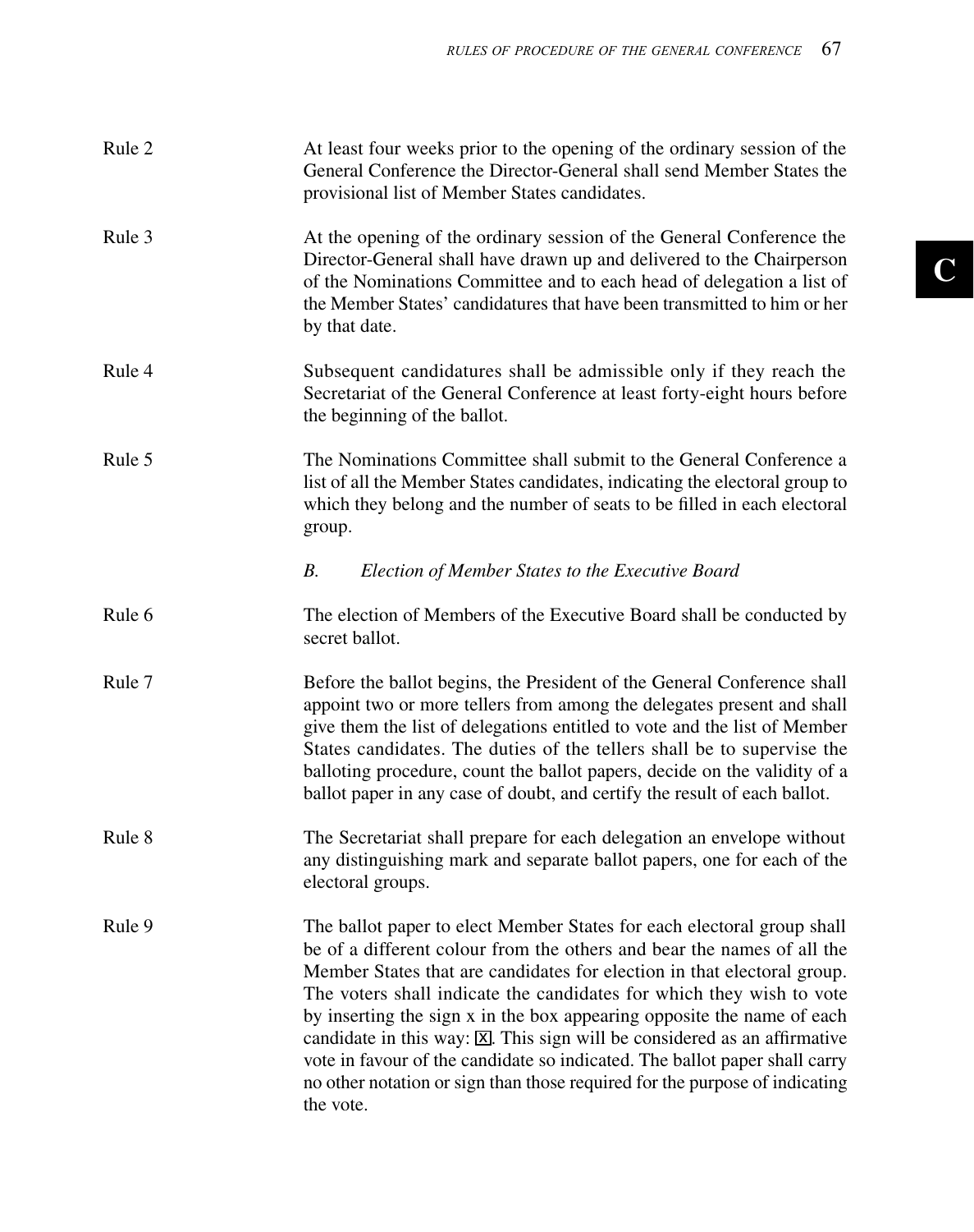Rule 2 At least four weeks prior to the opening of the ordinary session of the General Conference the Director-General shall send Member States the provisional list of Member States candidates.

Rule 3 At the opening of the ordinary session of the General Conference the Director-General shall have drawn up and delivered to the Chairperson of the Nominations Committee and to each head of delegation a list of the Member States' candidatures that have been transmitted to him or her by that date.

Rule 4 Subsequent candidatures shall be admissible only if they reach the Secretariat of the General Conference at least forty-eight hours before the beginning of the ballot.

Rule 5 The Nominations Committee shall submit to the General Conference a list of all the Member States candidates, indicating the electoral group to which they belong and the number of seats to be filled in each electoral group.

### *B. Election of Member States to the Executive Board*

Rule 6 The election of Members of the Executive Board shall be conducted by secret ballot.

Rule 7 Before the ballot begins, the President of the General Conference shall appoint two or more tellers from among the delegates present and shall give them the list of delegations entitled to vote and the list of Member States candidates. The duties of the tellers shall be to supervise the balloting procedure, count the ballot papers, decide on the validity of a ballot paper in any case of doubt, and certify the result of each ballot.

Rule 8 The Secretariat shall prepare for each delegation an envelope without any distinguishing mark and separate ballot papers, one for each of the electoral groups.

Rule 9 The ballot paper to elect Member States for each electoral group shall be of a different colour from the others and bear the names of all the Member States that are candidates for election in that electoral group. The voters shall indicate the candidates for which they wish to vote by inserting the sign x in the box appearing opposite the name of each candidate in this way: ☒. This sign will be considered as an affirmative vote in favour of the candidate so indicated. The ballot paper shall carry no other notation or sign than those required for the purpose of indicating the vote.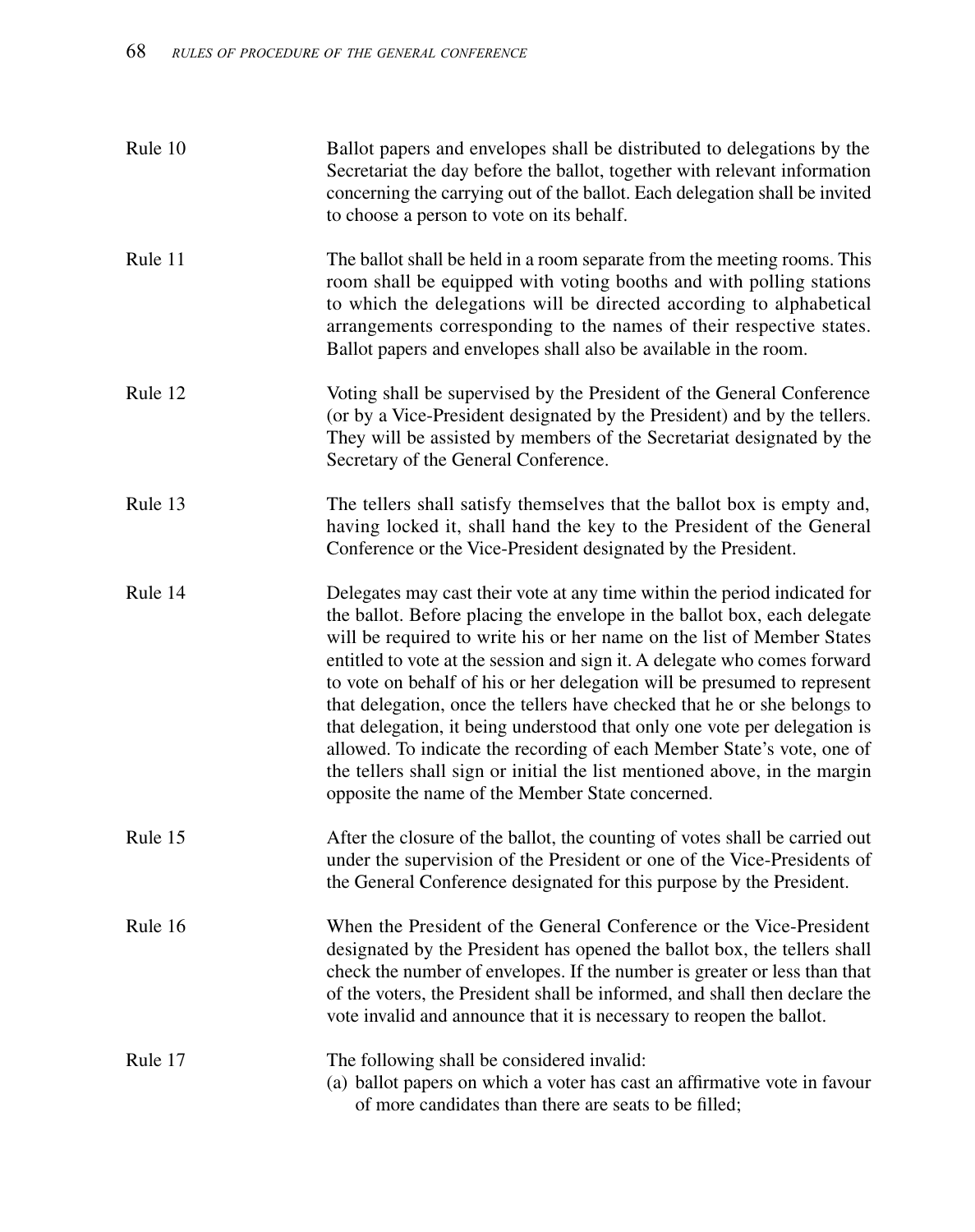Rule 10 Ballot papers and envelopes shall be distributed to delegations by the Secretariat the day before the ballot, together with relevant information concerning the carrying out of the ballot. Each delegation shall be invited to choose a person to vote on its behalf.

Rule 11 The ballot shall be held in a room separate from the meeting rooms. This room shall be equipped with voting booths and with polling stations to which the delegations will be directed according to alphabetical arrangements corresponding to the names of their respective states. Ballot papers and envelopes shall also be available in the room.

Rule 12 Voting shall be supervised by the President of the General Conference (or by a Vice-President designated by the President) and by the tellers. They will be assisted by members of the Secretariat designated by the Secretary of the General Conference.

Rule 13 The tellers shall satisfy themselves that the ballot box is empty and, having locked it, shall hand the key to the President of the General Conference or the Vice-President designated by the President.

Rule 14 Delegates may cast their vote at any time within the period indicated for the ballot. Before placing the envelope in the ballot box, each delegate will be required to write his or her name on the list of Member States entitled to vote at the session and sign it. A delegate who comes forward to vote on behalf of his or her delegation will be presumed to represent that delegation, once the tellers have checked that he or she belongs to that delegation, it being understood that only one vote per delegation is allowed. To indicate the recording of each Member State's vote, one of the tellers shall sign or initial the list mentioned above, in the margin opposite the name of the Member State concerned.

Rule 15 After the closure of the ballot, the counting of votes shall be carried out under the supervision of the President or one of the Vice-Presidents of the General Conference designated for this purpose by the President.

Rule 16 When the President of the General Conference or the Vice-President designated by the President has opened the ballot box, the tellers shall check the number of envelopes. If the number is greater or less than that of the voters, the President shall be informed, and shall then declare the vote invalid and announce that it is necessary to reopen the ballot.

Rule 17 The following shall be considered invalid:

(a) ballot papers on which a voter has cast an affirmative vote in favour of more candidates than there are seats to be filled;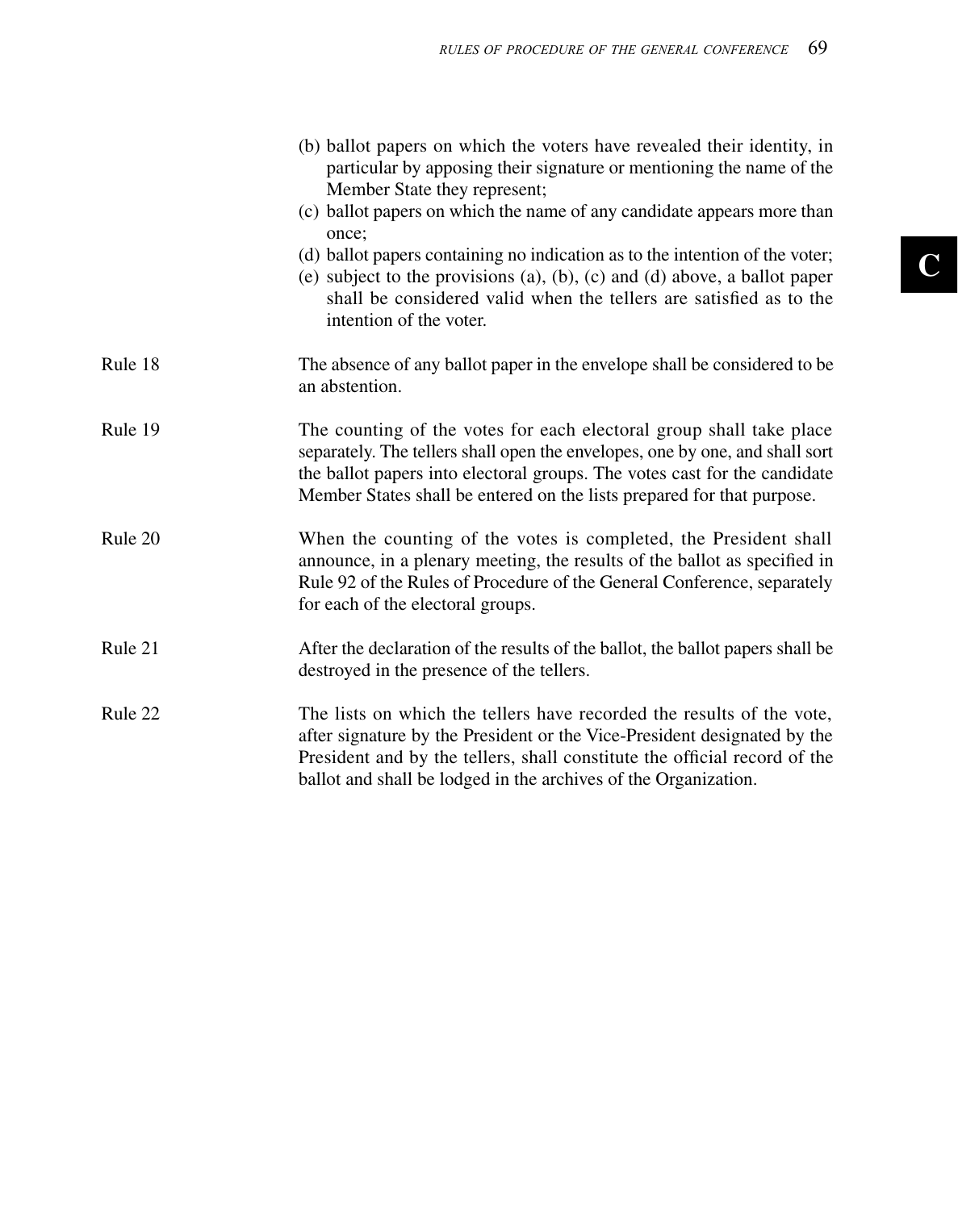(b) ballot papers on which the voters have revealed their identity, in particular by apposing their signature or mentioning the name of the Member State they represent;

(c) ballot papers on which the name of any candidate appears more than once;

(d) ballot papers containing no indication as to the intention of the voter;

(e) subject to the provisions (a), (b), (c) and (d) above, a ballot paper shall be considered valid when the tellers are satisfied as to the intention of the voter.

Rule 18

The absence of any ballot paper in the envelope shall be considered to be an abstention.

Rule 19

The counting of the votes for each electoral group shall take place separately. The tellers shall open the envelopes, one by one, and shall sort the ballot papers into electoral groups. The votes cast for the candidate Member States shall be entered on the lists prepared for that purpose.

Rule 20

When the counting of the votes is completed, the President shall announce, in a plenary meeting, the results of the ballot as specified in Rule 92 of the Rules of Procedure of the General Conference, separately for each of the electoral groups.

Rule 21

After the declaration of the results of the ballot, the ballot papers shall be destroyed in the presence of the tellers.

Rule 22

The lists on which the tellers have recorded the results of the vote, after signature by the President or the Vice-President designated by the President and by the tellers, shall constitute the official record of the ballot and shall be lodged in the archives of the Organization.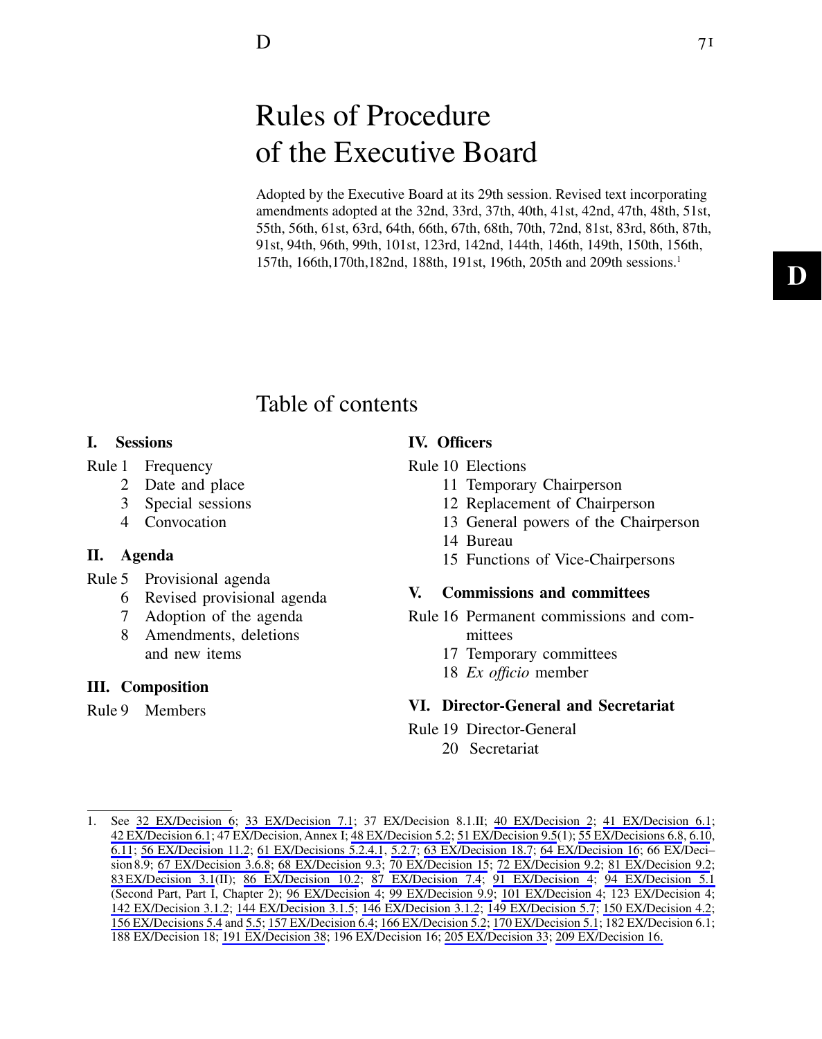# Rules of Procedure of the Executive Board

Adopted by the Executive Board at its 29th session. Revised text incorporating amendments adopted at the 32nd, 33rd, 37th, 40th, 41st, 42nd, 47th, 48th, 51st, 55th, 56th, 61st, 63rd, 64th, 66th, 67th, 68th, 70th, 72nd, 81st, 83rd, 86th, 87th, 91st, 94th, 96th, 99th, 101st, 123rd, 142nd, 144th, 146th, 149th, 150th, 156th, 157th, 166th,170th,182nd, 188th, 191st, 196th, 205th and 209th sessions.[1]

## Table of contents

**I. Sessions**

Rule 1 Frequency
2 Date and place
3 Special sessions
4 Convocation

**II. Agenda**

Rule 5 Provisional agenda
6 Revised provisional agenda
7 Adoption of the agenda
8 Amendments, deletions and new items

**III. Composition**

Rule 9 Members

**IV. Officers**

Rule 10 Elections
11 Temporary Chairperson
12 Replacement of Chairperson
13 General powers of the Chairperson
14 Bureau
15 Functions of Vice-Chairpersons

**V. Commissions and committees**

Rule 16 Permanent commissions and committees
17 Temporary committees
18 *Ex officio* member

**VI. Director-General and Secretariat**

Rule 19 Director-General
20 Secretariat

---

1. See 32 EX/Decision 6; 33 EX/Decision 7.1; 37 EX/Decision 8.1.II; 40 EX/Decision 2; 41 EX/Decision 6.1; 42 EX/Decision 6.1; 47 EX/Decision, Annex I; 48 EX/Decision 5.2; 51 EX/Decision 9.5(1); 55 EX/Decisions 6.8, 6.10, 6.11; 56 EX/Decision 11.2; 61 EX/Decisions 5.2.4.1, 5.2.7; 63 EX/Decision 18.7; 64 EX/Decision 16; 66 EX/Decision 8.9; 67 EX/Decision 3.6.8; 68 EX/Decision 9.3; 70 EX/Decision 15; 72 EX/Decision 9.2; 81 EX/Decision 9.2; 83 EX/Decision 3.1(II); 86 EX/Decision 10.2; 87 EX/Decision 7.4; 91 EX/Decision 4; 94 EX/Decision 5.1 (Second Part, Part I, Chapter 2); 96 EX/Decision 4; 99 EX/Decision 9.9; 101 EX/Decision 4; 123 EX/Decision 4; 142 EX/Decision 3.1.2; 144 EX/Decision 3.1.5; 146 EX/Decision 3.1.2; 149 EX/Decision 5.7; 150 EX/Decision 4.2; 156 EX/Decisions 5.4 and 5.5; 157 EX/Decision 6.4; 166 EX/Decision 5.2; 170 EX/Decision 5.1; 182 EX/Decision 6.1; 188 EX/Decision 18; 191 EX/Decision 38; 196 EX/Decision 16; 205 EX/Decision 33; 209 EX/Decision 16.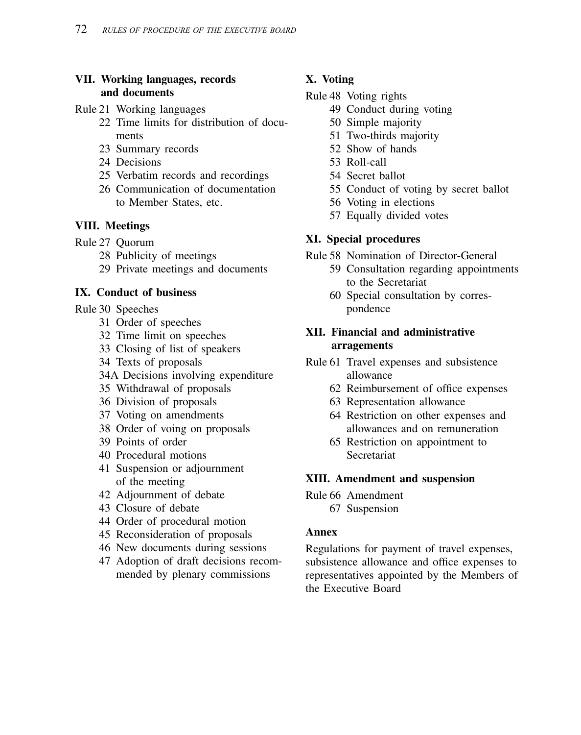## VII. Working languages, records and documents

Rule 21 Working languages
22 Time limits for distribution of documents
23 Summary records
24 Decisions
25 Verbatim records and recordings
26 Communication of documentation to Member States, etc.

## VIII. Meetings

Rule 27 Quorum
28 Publicity of meetings
29 Private meetings and documents

## IX. Conduct of business

Rule 30 Speeches
31 Order of speeches
32 Time limit on speeches
33 Closing of list of speakers
34 Texts of proposals
34A Decisions involving expenditure
35 Withdrawal of proposals
36 Division of proposals
37 Voting on amendments
38 Order of voing on proposals
39 Points of order
40 Procedural motions
41 Suspension or adjournment of the meeting
42 Adjournment of debate
43 Closure of debate
44 Order of procedural motion
45 Reconsideration of proposals
46 New documents during sessions
47 Adoption of draft decisions recommended by plenary commissions

## X. Voting

Rule 48 Voting rights
49 Conduct during voting
50 Simple majority
51 Two-thirds majority
52 Show of hands
53 Roll-call
54 Secret ballot
55 Conduct of voting by secret ballot
56 Voting in elections
57 Equally divided votes

## XI. Special procedures

Rule 58 Nomination of Director-General
59 Consultation regarding appointments to the Secretariat
60 Special consultation by correspondence

## XII. Financial and administrative arragements

Rule 61 Travel expenses and subsistence allowance
62 Reimbursement of office expenses
63 Representation allowance
64 Restriction on other expenses and allowances and on remuneration
65 Restriction on appointment to Secretariat

## XIII. Amendment and suspension

Rule 66 Amendment
67 Suspension

## Annex

Regulations for payment of travel expenses, subsistence allowance and office expenses to representatives appointed by the Members of the Executive Board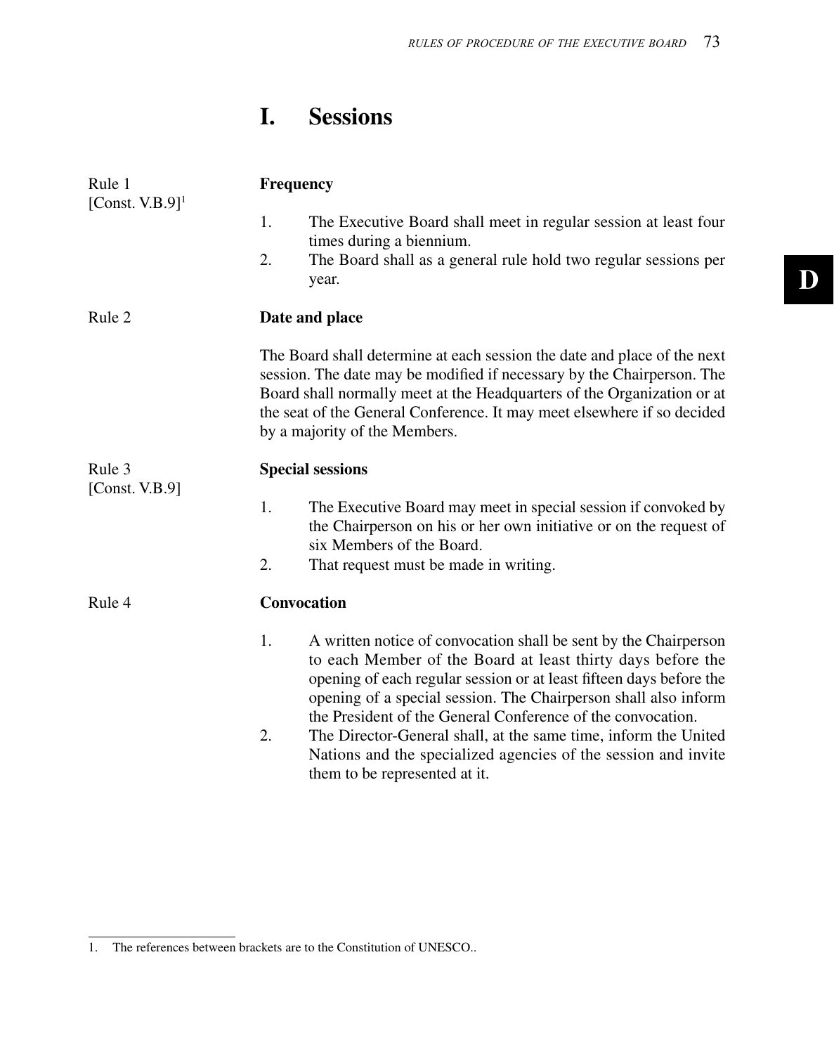# I. Sessions

Rule 1
[Const. V.B.9][1]

### Frequency

1. The Executive Board shall meet in regular session at least four times during a biennium.
2. The Board shall as a general rule hold two regular sessions per year.

Rule 2

### Date and place

The Board shall determine at each session the date and place of the next session. The date may be modified if necessary by the Chairperson. The Board shall normally meet at the Headquarters of the Organization or at the seat of the General Conference. It may meet elsewhere if so decided by a majority of the Members.

Rule 3
[Const. V.B.9]

### Special sessions

1. The Executive Board may meet in special session if convoked by the Chairperson on his or her own initiative or on the request of six Members of the Board.
2. That request must be made in writing.

Rule 4

### Convocation

1. A written notice of convocation shall be sent by the Chairperson to each Member of the Board at least thirty days before the opening of each regular session or at least fifteen days before the opening of a special session. The Chairperson shall also inform the President of the General Conference of the convocation.
2. The Director-General shall, at the same time, inform the United Nations and the specialized agencies of the session and invite them to be represented at it.

---

1. The references between brackets are to the Constitution of UNESCO..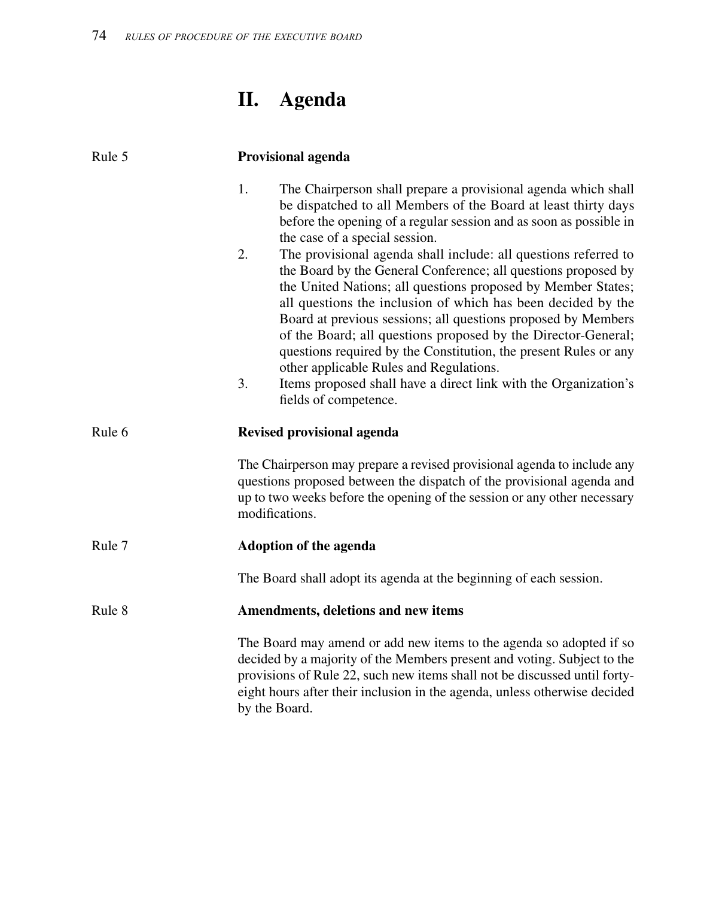# II. Agenda

Rule 5

**Provisional agenda**

1. The Chairperson shall prepare a provisional agenda which shall be dispatched to all Members of the Board at least thirty days before the opening of a regular session and as soon as possible in the case of a special session.
2. The provisional agenda shall include: all questions referred to the Board by the General Conference; all questions proposed by the United Nations; all questions proposed by Member States; all questions the inclusion of which has been decided by the Board at previous sessions; all questions proposed by Members of the Board; all questions proposed by the Director-General; questions required by the Constitution, the present Rules or any other applicable Rules and Regulations.
3. Items proposed shall have a direct link with the Organization's fields of competence.

Rule 6

**Revised provisional agenda**

The Chairperson may prepare a revised provisional agenda to include any questions proposed between the dispatch of the provisional agenda and up to two weeks before the opening of the session or any other necessary modifications.

Rule 7

**Adoption of the agenda**

The Board shall adopt its agenda at the beginning of each session.

Rule 8

**Amendments, deletions and new items**

The Board may amend or add new items to the agenda so adopted if so decided by a majority of the Members present and voting. Subject to the provisions of Rule 22, such new items shall not be discussed until forty-eight hours after their inclusion in the agenda, unless otherwise decided by the Board.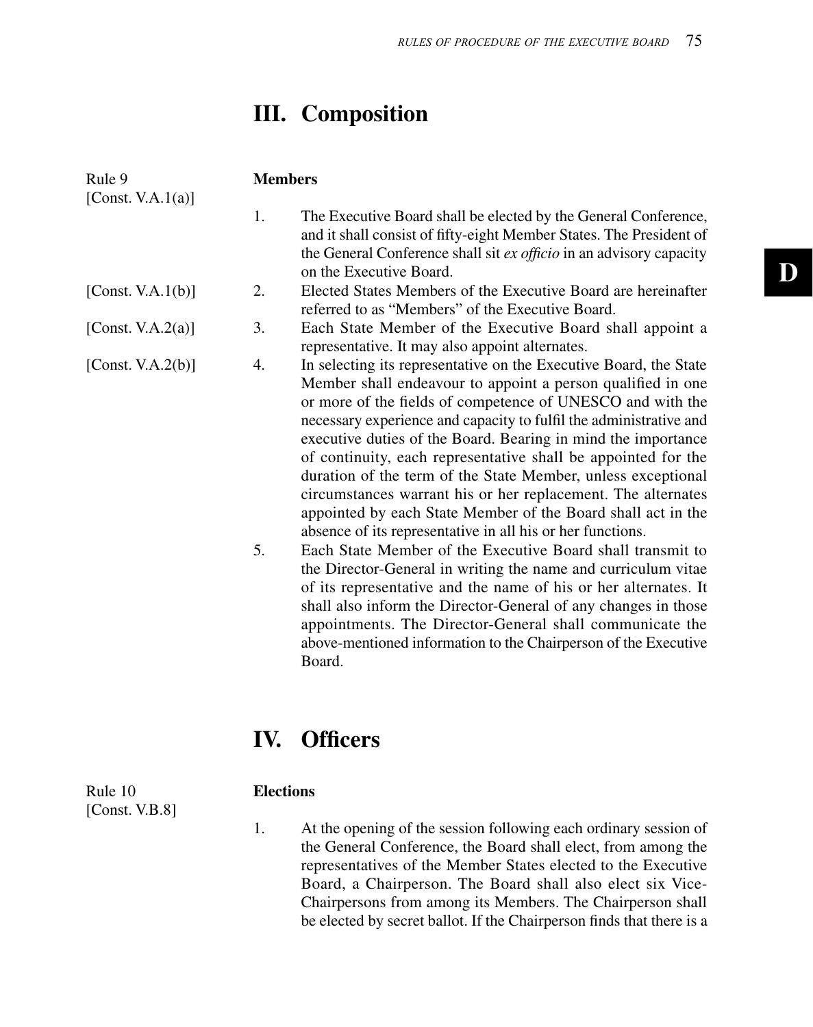## III. Composition

Rule 9
[Const. V.A.1(a)]

**Members**

1. The Executive Board shall be elected by the General Conference, and it shall consist of fifty-eight Member States. The President of the General Conference shall sit *ex officio* in an advisory capacity on the Executive Board.

[Const. V.A.1(b)]

2. Elected States Members of the Executive Board are hereinafter referred to as "Members" of the Executive Board.

[Const. V.A.2(a)]

3. Each State Member of the Executive Board shall appoint a representative. It may also appoint alternates.

[Const. V.A.2(b)]

4. In selecting its representative on the Executive Board, the State Member shall endeavour to appoint a person qualified in one or more of the fields of competence of UNESCO and with the necessary experience and capacity to fulfil the administrative and executive duties of the Board. Bearing in mind the importance of continuity, each representative shall be appointed for the duration of the term of the State Member, unless exceptional circumstances warrant his or her replacement. The alternates appointed by each State Member of the Board shall act in the absence of its representative in all his or her functions.

5. Each State Member of the Executive Board shall transmit to the Director-General in writing the name and curriculum vitae of its representative and the name of his or her alternates. It shall also inform the Director-General of any changes in those appointments. The Director-General shall communicate the above-mentioned information to the Chairperson of the Executive Board.

## IV. Officers

Rule 10
[Const. V.B.8]

**Elections**

1. At the opening of the session following each ordinary session of the General Conference, the Board shall elect, from among the representatives of the Member States elected to the Executive Board, a Chairperson. The Board shall also elect six Vice-Chairpersons from among its Members. The Chairperson shall be elected by secret ballot. If the Chairperson finds that there is a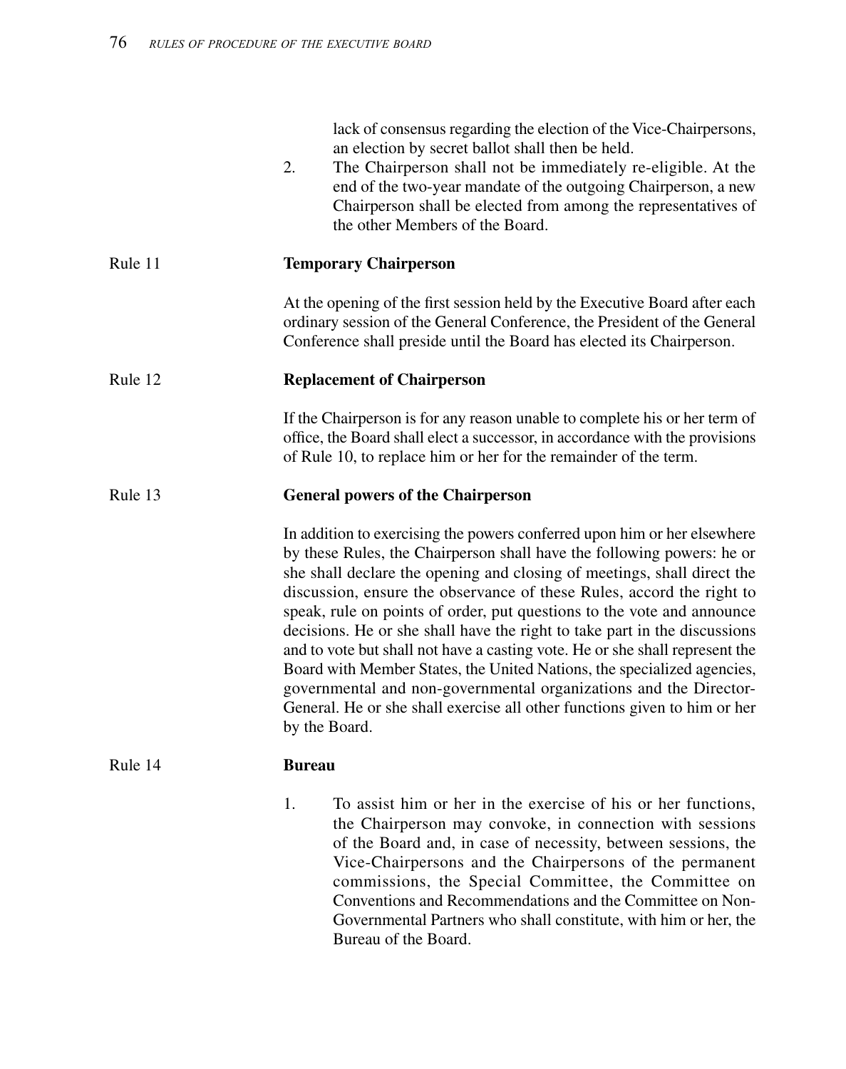lack of consensus regarding the election of the Vice-Chairpersons, an election by secret ballot shall then be held.

2. The Chairperson shall not be immediately re-eligible. At the end of the two-year mandate of the outgoing Chairperson, a new Chairperson shall be elected from among the representatives of the other Members of the Board.

Rule 11 **Temporary Chairperson**

At the opening of the first session held by the Executive Board after each ordinary session of the General Conference, the President of the General Conference shall preside until the Board has elected its Chairperson.

Rule 12 **Replacement of Chairperson**

If the Chairperson is for any reason unable to complete his or her term of office, the Board shall elect a successor, in accordance with the provisions of Rule 10, to replace him or her for the remainder of the term.

Rule 13 **General powers of the Chairperson**

In addition to exercising the powers conferred upon him or her elsewhere by these Rules, the Chairperson shall have the following powers: he or she shall declare the opening and closing of meetings, shall direct the discussion, ensure the observance of these Rules, accord the right to speak, rule on points of order, put questions to the vote and announce decisions. He or she shall have the right to take part in the discussions and to vote but shall not have a casting vote. He or she shall represent the Board with Member States, the United Nations, the specialized agencies, governmental and non-governmental organizations and the Director-General. He or she shall exercise all other functions given to him or her by the Board.

Rule 14 **Bureau**

1. To assist him or her in the exercise of his or her functions, the Chairperson may convoke, in connection with sessions of the Board and, in case of necessity, between sessions, the Vice-Chairpersons and the Chairpersons of the permanent commissions, the Special Committee, the Committee on Conventions and Recommendations and the Committee on Non-Governmental Partners who shall constitute, with him or her, the Bureau of the Board.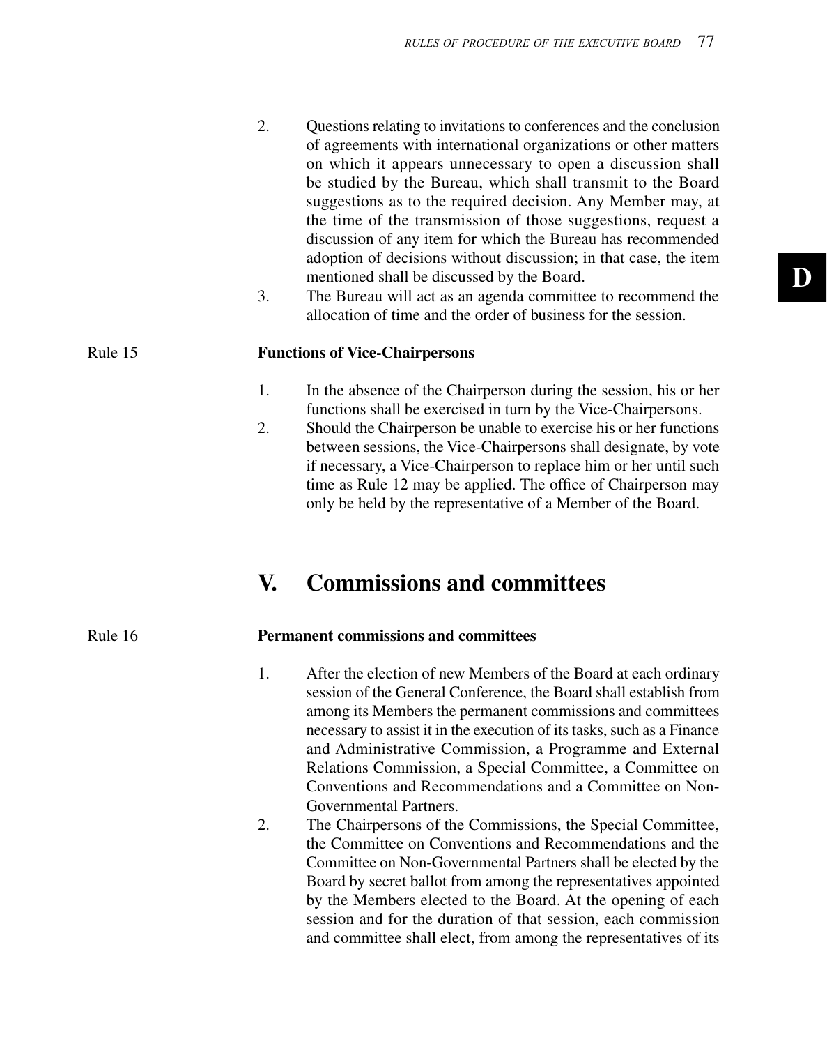2. Questions relating to invitations to conferences and the conclusion of agreements with international organizations or other matters on which it appears unnecessary to open a discussion shall be studied by the Bureau, which shall transmit to the Board suggestions as to the required decision. Any Member may, at the time of the transmission of those suggestions, request a discussion of any item for which the Bureau has recommended adoption of decisions without discussion; in that case, the item mentioned shall be discussed by the Board.
3. The Bureau will act as an agenda committee to recommend the allocation of time and the order of business for the session.

Rule 15 **Functions of Vice-Chairpersons**

1. In the absence of the Chairperson during the session, his or her functions shall be exercised in turn by the Vice-Chairpersons.
2. Should the Chairperson be unable to exercise his or her functions between sessions, the Vice-Chairpersons shall designate, by vote if necessary, a Vice-Chairperson to replace him or her until such time as Rule 12 may be applied. The office of Chairperson may only be held by the representative of a Member of the Board.

## V. Commissions and committees

Rule 16 **Permanent commissions and committees**

1. After the election of new Members of the Board at each ordinary session of the General Conference, the Board shall establish from among its Members the permanent commissions and committees necessary to assist it in the execution of its tasks, such as a Finance and Administrative Commission, a Programme and External Relations Commission, a Special Committee, a Committee on Conventions and Recommendations and a Committee on Non-Governmental Partners.
2. The Chairpersons of the Commissions, the Special Committee, the Committee on Conventions and Recommendations and the Committee on Non-Governmental Partners shall be elected by the Board by secret ballot from among the representatives appointed by the Members elected to the Board. At the opening of each session and for the duration of that session, each commission and committee shall elect, from among the representatives of its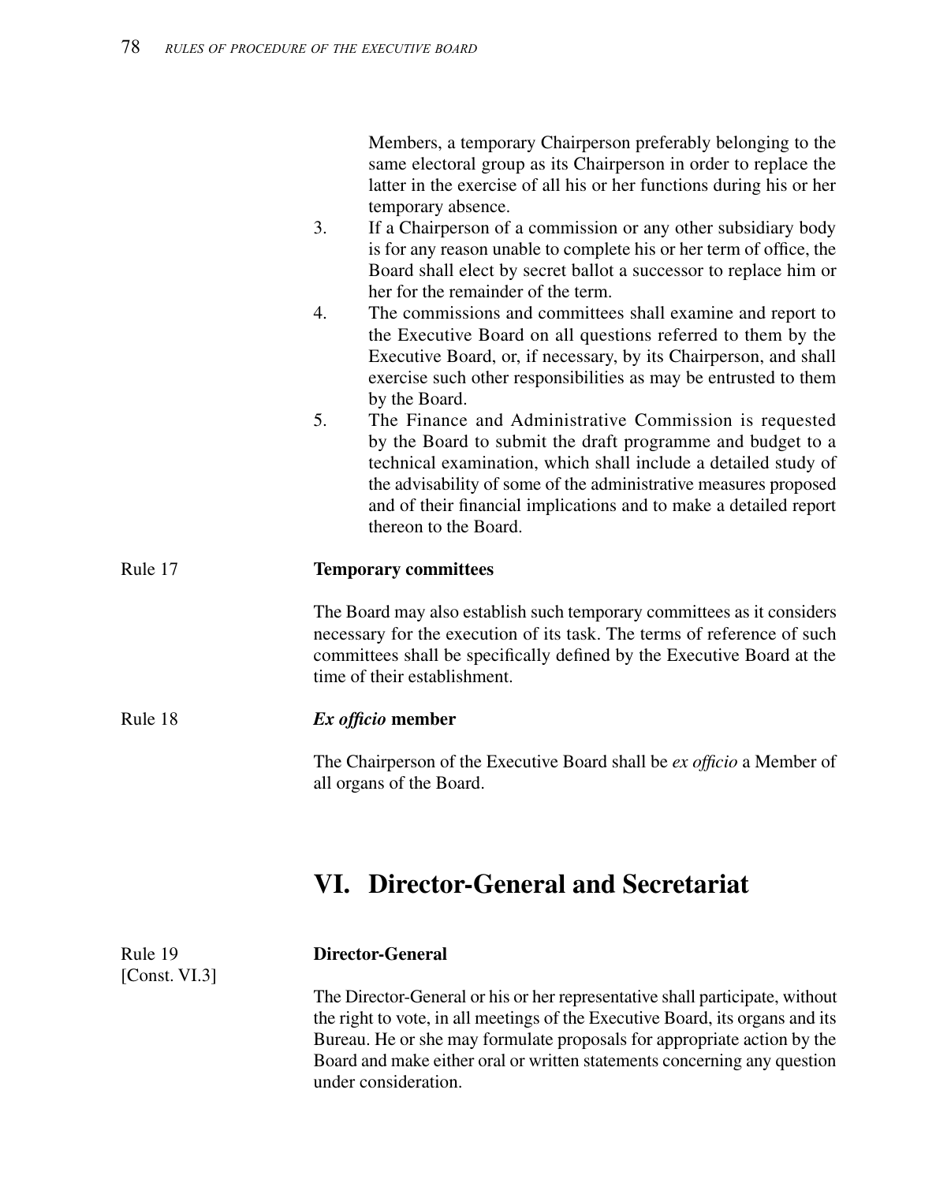Members, a temporary Chairperson preferably belonging to the same electoral group as its Chairperson in order to replace the latter in the exercise of all his or her functions during his or her temporary absence.

3. If a Chairperson of a commission or any other subsidiary body is for any reason unable to complete his or her term of office, the Board shall elect by secret ballot a successor to replace him or her for the remainder of the term.
4. The commissions and committees shall examine and report to the Executive Board on all questions referred to them by the Executive Board, or, if necessary, by its Chairperson, and shall exercise such other responsibilities as may be entrusted to them by the Board.
5. The Finance and Administrative Commission is requested by the Board to submit the draft programme and budget to a technical examination, which shall include a detailed study of the advisability of some of the administrative measures proposed and of their financial implications and to make a detailed report thereon to the Board.

Rule 17

**Temporary committees**

The Board may also establish such temporary committees as it considers necessary for the execution of its task. The terms of reference of such committees shall be specifically defined by the Executive Board at the time of their establishment.

Rule 18

***Ex officio* member**

The Chairperson of the Executive Board shall be *ex officio* a Member of all organs of the Board.

## VI. Director-General and Secretariat

Rule 19
[Const. VI.3]

**Director-General**

The Director-General or his or her representative shall participate, without the right to vote, in all meetings of the Executive Board, its organs and its Bureau. He or she may formulate proposals for appropriate action by the Board and make either oral or written statements concerning any question under consideration.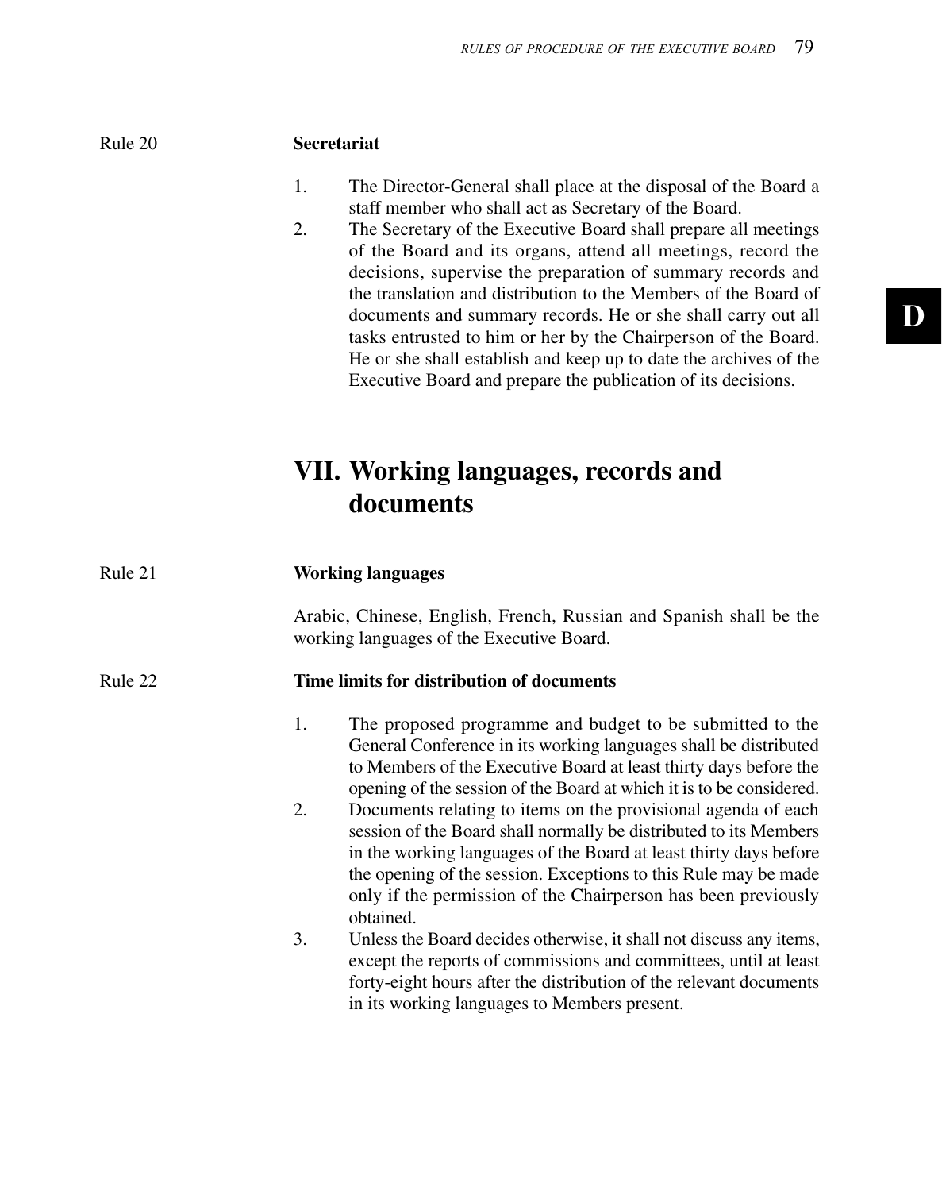Rule 20

**Secretariat**

1. The Director-General shall place at the disposal of the Board a staff member who shall act as Secretary of the Board.
2. The Secretary of the Executive Board shall prepare all meetings of the Board and its organs, attend all meetings, record the decisions, supervise the preparation of summary records and the translation and distribution to the Members of the Board of documents and summary records. He or she shall carry out all tasks entrusted to him or her by the Chairperson of the Board. He or she shall establish and keep up to date the archives of the Executive Board and prepare the publication of its decisions.

## VII. Working languages, records and documents

Rule 21

**Working languages**

Arabic, Chinese, English, French, Russian and Spanish shall be the working languages of the Executive Board.

Rule 22

**Time limits for distribution of documents**

1. The proposed programme and budget to be submitted to the General Conference in its working languages shall be distributed to Members of the Executive Board at least thirty days before the opening of the session of the Board at which it is to be considered.
2. Documents relating to items on the provisional agenda of each session of the Board shall normally be distributed to its Members in the working languages of the Board at least thirty days before the opening of the session. Exceptions to this Rule may be made only if the permission of the Chairperson has been previously obtained.
3. Unless the Board decides otherwise, it shall not discuss any items, except the reports of commissions and committees, until at least forty-eight hours after the distribution of the relevant documents in its working languages to Members present.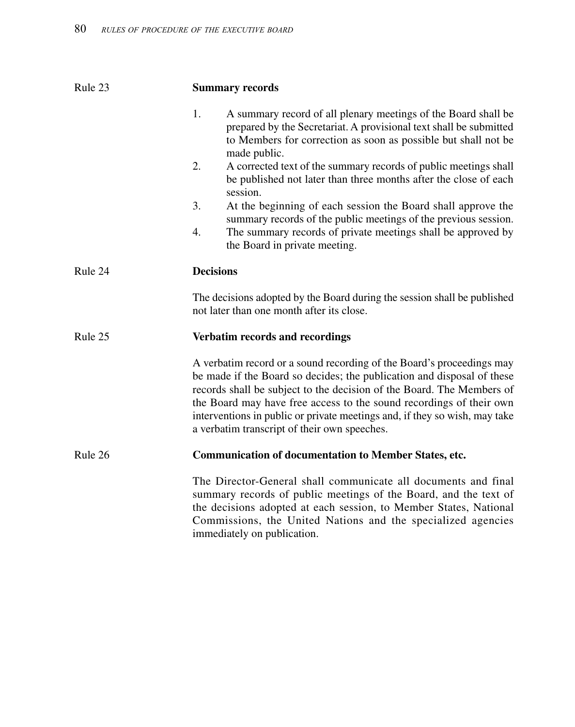### Rule 23 — Summary records

1. A summary record of all plenary meetings of the Board shall be prepared by the Secretariat. A provisional text shall be submitted to Members for correction as soon as possible but shall not be made public.
2. A corrected text of the summary records of public meetings shall be published not later than three months after the close of each session.
3. At the beginning of each session the Board shall approve the summary records of the public meetings of the previous session.
4. The summary records of private meetings shall be approved by the Board in private meeting.

### Rule 24 — Decisions

The decisions adopted by the Board during the session shall be published not later than one month after its close.

### Rule 25 — Verbatim records and recordings

A verbatim record or a sound recording of the Board's proceedings may be made if the Board so decides; the publication and disposal of these records shall be subject to the decision of the Board. The Members of the Board may have free access to the sound recordings of their own interventions in public or private meetings and, if they so wish, may take a verbatim transcript of their own speeches.

### Rule 26 — Communication of documentation to Member States, etc.

The Director-General shall communicate all documents and final summary records of public meetings of the Board, and the text of the decisions adopted at each session, to Member States, National Commissions, the United Nations and the specialized agencies immediately on publication.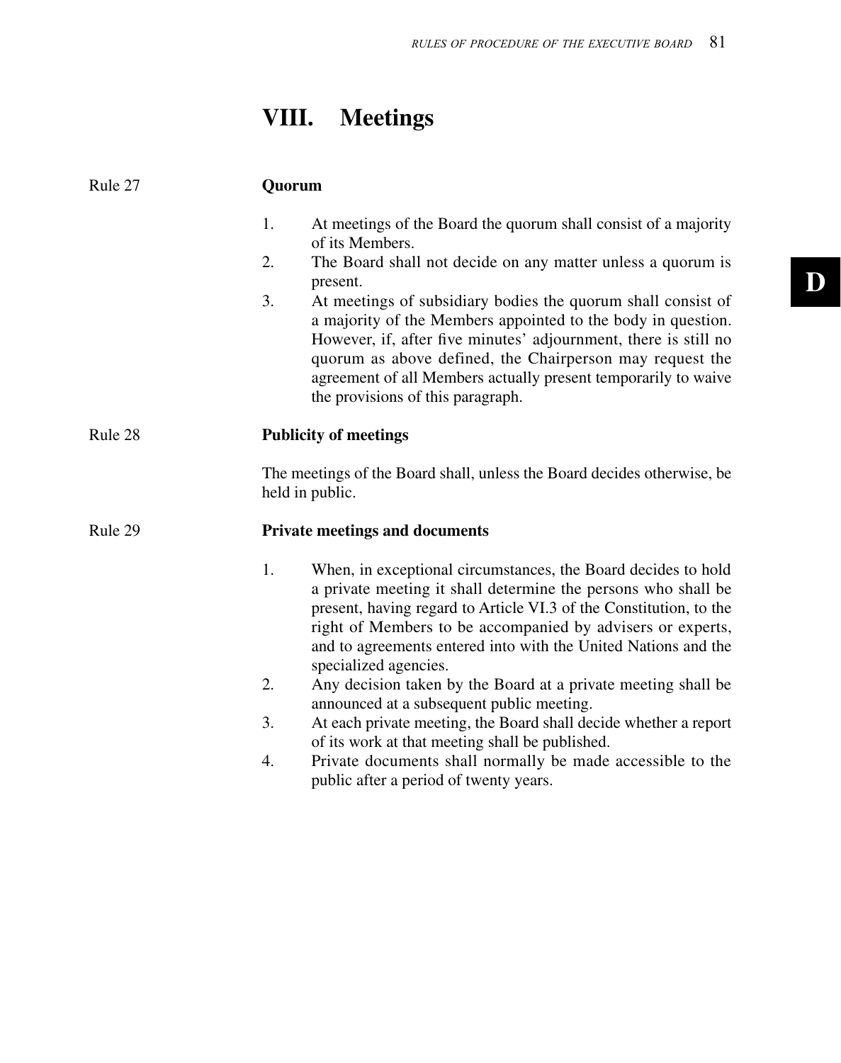# VIII. Meetings

Rule 27

**Quorum**

1. At meetings of the Board the quorum shall consist of a majority of its Members.
2. The Board shall not decide on any matter unless a quorum is present.
3. At meetings of subsidiary bodies the quorum shall consist of a majority of the Members appointed to the body in question. However, if, after five minutes' adjournment, there is still no quorum as above defined, the Chairperson may request the agreement of all Members actually present temporarily to waive the provisions of this paragraph.

Rule 28

**Publicity of meetings**

The meetings of the Board shall, unless the Board decides otherwise, be held in public.

Rule 29

**Private meetings and documents**

1. When, in exceptional circumstances, the Board decides to hold a private meeting it shall determine the persons who shall be present, having regard to Article VI.3 of the Constitution, to the right of Members to be accompanied by advisers or experts, and to agreements entered into with the United Nations and the specialized agencies.
2. Any decision taken by the Board at a private meeting shall be announced at a subsequent public meeting.
3. At each private meeting, the Board shall decide whether a report of its work at that meeting shall be published.
4. Private documents shall normally be made accessible to the public after a period of twenty years.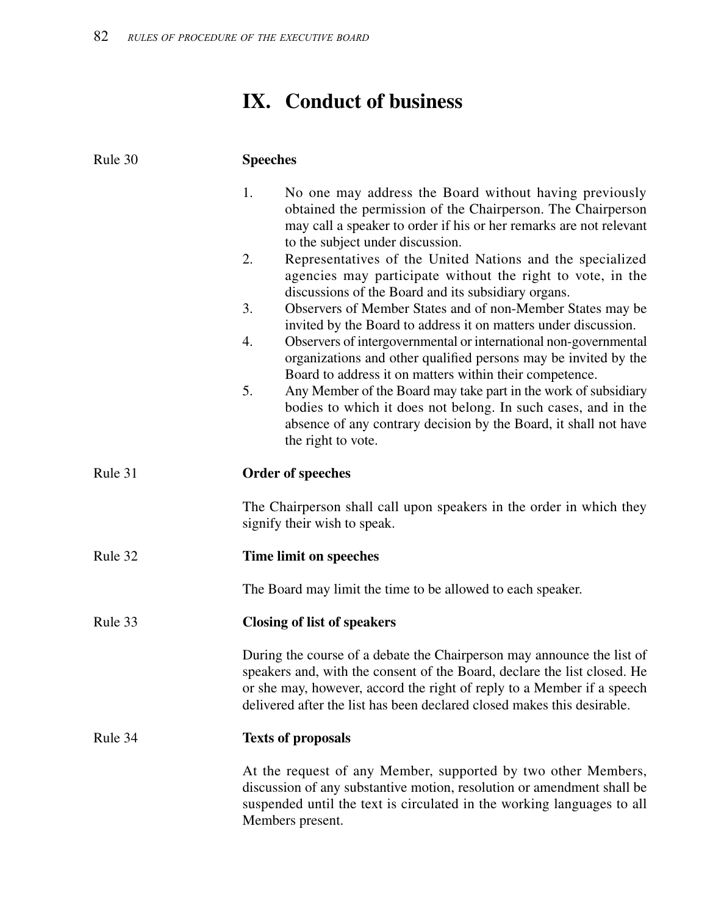# IX. Conduct of business

**Rule 30 — Speeches**

1. No one may address the Board without having previously obtained the permission of the Chairperson. The Chairperson may call a speaker to order if his or her remarks are not relevant to the subject under discussion.
2. Representatives of the United Nations and the specialized agencies may participate without the right to vote, in the discussions of the Board and its subsidiary organs.
3. Observers of Member States and of non-Member States may be invited by the Board to address it on matters under discussion.
4. Observers of intergovernmental or international non-governmental organizations and other qualified persons may be invited by the Board to address it on matters within their competence.
5. Any Member of the Board may take part in the work of subsidiary bodies to which it does not belong. In such cases, and in the absence of any contrary decision by the Board, it shall not have the right to vote.

**Rule 31 — Order of speeches**

The Chairperson shall call upon speakers in the order in which they signify their wish to speak.

**Rule 32 — Time limit on speeches**

The Board may limit the time to be allowed to each speaker.

**Rule 33 — Closing of list of speakers**

During the course of a debate the Chairperson may announce the list of speakers and, with the consent of the Board, declare the list closed. He or she may, however, accord the right of reply to a Member if a speech delivered after the list has been declared closed makes this desirable.

**Rule 34 — Texts of proposals**

At the request of any Member, supported by two other Members, discussion of any substantive motion, resolution or amendment shall be suspended until the text is circulated in the working languages to all Members present.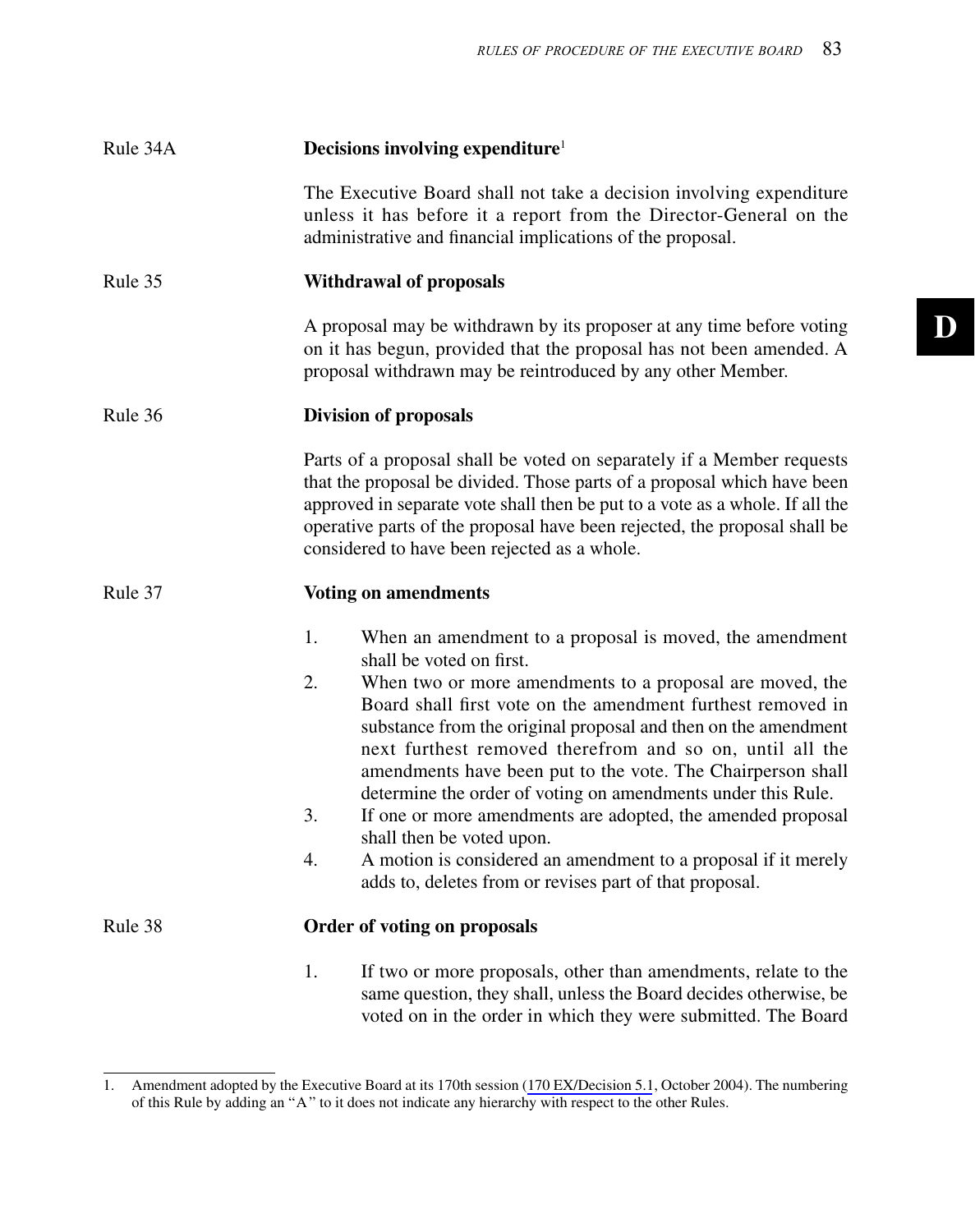Rule 34A **Decisions involving expenditure**[1]

The Executive Board shall not take a decision involving expenditure unless it has before it a report from the Director-General on the administrative and financial implications of the proposal.

Rule 35 **Withdrawal of proposals**

A proposal may be withdrawn by its proposer at any time before voting on it has begun, provided that the proposal has not been amended. A proposal withdrawn may be reintroduced by any other Member.

Rule 36 **Division of proposals**

Parts of a proposal shall be voted on separately if a Member requests that the proposal be divided. Those parts of a proposal which have been approved in separate vote shall then be put to a vote as a whole. If all the operative parts of the proposal have been rejected, the proposal shall be considered to have been rejected as a whole.

Rule 37 **Voting on amendments**

1. When an amendment to a proposal is moved, the amendment shall be voted on first.
2. When two or more amendments to a proposal are moved, the Board shall first vote on the amendment furthest removed in substance from the original proposal and then on the amendment next furthest removed therefrom and so on, until all the amendments have been put to the vote. The Chairperson shall determine the order of voting on amendments under this Rule.
3. If one or more amendments are adopted, the amended proposal shall then be voted upon.
4. A motion is considered an amendment to a proposal if it merely adds to, deletes from or revises part of that proposal.

Rule 38 **Order of voting on proposals**

1. If two or more proposals, other than amendments, relate to the same question, they shall, unless the Board decides otherwise, be voted on in the order in which they were submitted. The Board

---

1. Amendment adopted by the Executive Board at its 170th session (170 EX/Decision 5.1, October 2004). The numbering of this Rule by adding an "A" to it does not indicate any hierarchy with respect to the other Rules.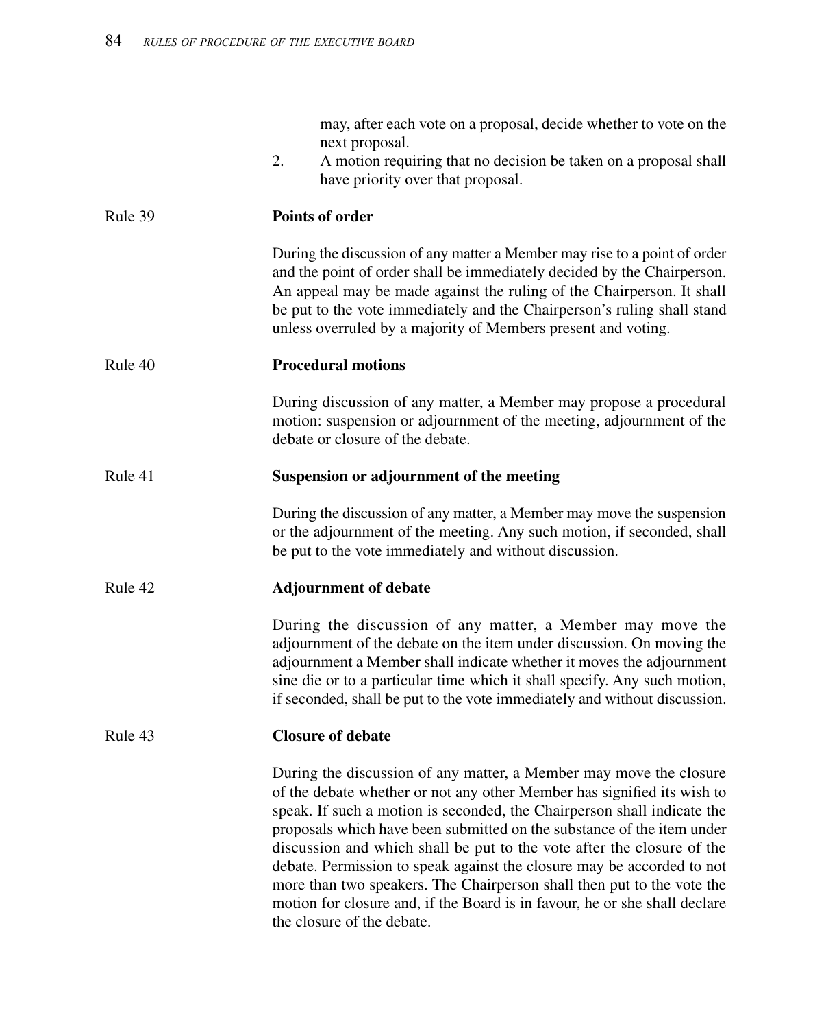may, after each vote on a proposal, decide whether to vote on the next proposal.

2. A motion requiring that no decision be taken on a proposal shall have priority over that proposal.

Rule 39 **Points of order**

During the discussion of any matter a Member may rise to a point of order and the point of order shall be immediately decided by the Chairperson. An appeal may be made against the ruling of the Chairperson. It shall be put to the vote immediately and the Chairperson's ruling shall stand unless overruled by a majority of Members present and voting.

Rule 40 **Procedural motions**

During discussion of any matter, a Member may propose a procedural motion: suspension or adjournment of the meeting, adjournment of the debate or closure of the debate.

Rule 41 **Suspension or adjournment of the meeting**

During the discussion of any matter, a Member may move the suspension or the adjournment of the meeting. Any such motion, if seconded, shall be put to the vote immediately and without discussion.

Rule 42 **Adjournment of debate**

During the discussion of any matter, a Member may move the adjournment of the debate on the item under discussion. On moving the adjournment a Member shall indicate whether it moves the adjournment sine die or to a particular time which it shall specify. Any such motion, if seconded, shall be put to the vote immediately and without discussion.

Rule 43 **Closure of debate**

During the discussion of any matter, a Member may move the closure of the debate whether or not any other Member has signified its wish to speak. If such a motion is seconded, the Chairperson shall indicate the proposals which have been submitted on the substance of the item under discussion and which shall be put to the vote after the closure of the debate. Permission to speak against the closure may be accorded to not more than two speakers. The Chairperson shall then put to the vote the motion for closure and, if the Board is in favour, he or she shall declare the closure of the debate.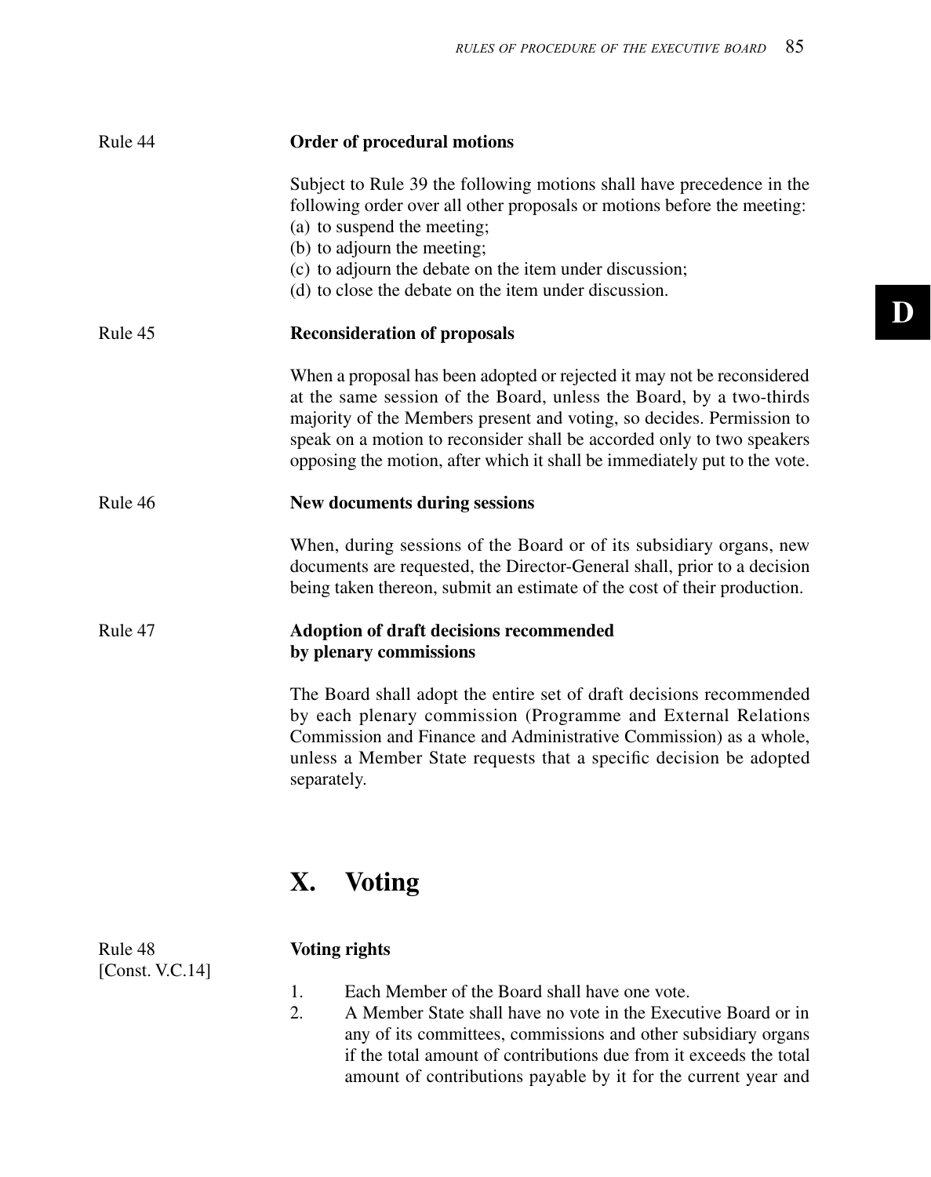Rule 44

### Order of procedural motions

Subject to Rule 39 the following motions shall have precedence in the following order over all other proposals or motions before the meeting:
(a) to suspend the meeting;
(b) to adjourn the meeting;
(c) to adjourn the debate on the item under discussion;
(d) to close the debate on the item under discussion.

Rule 45

### Reconsideration of proposals

When a proposal has been adopted or rejected it may not be reconsidered at the same session of the Board, unless the Board, by a two-thirds majority of the Members present and voting, so decides. Permission to speak on a motion to reconsider shall be accorded only to two speakers opposing the motion, after which it shall be immediately put to the vote.

Rule 46

### New documents during sessions

When, during sessions of the Board or of its subsidiary organs, new documents are requested, the Director-General shall, prior to a decision being taken thereon, submit an estimate of the cost of their production.

Rule 47

### Adoption of draft decisions recommended by plenary commissions

The Board shall adopt the entire set of draft decisions recommended by each plenary commission (Programme and External Relations Commission and Finance and Administrative Commission) as a whole, unless a Member State requests that a specific decision be adopted separately.

## X. Voting

Rule 48
[Const. V.C.14]

### Voting rights

1. Each Member of the Board shall have one vote.
2. A Member State shall have no vote in the Executive Board or in any of its committees, commissions and other subsidiary organs if the total amount of contributions due from it exceeds the total amount of contributions payable by it for the current year and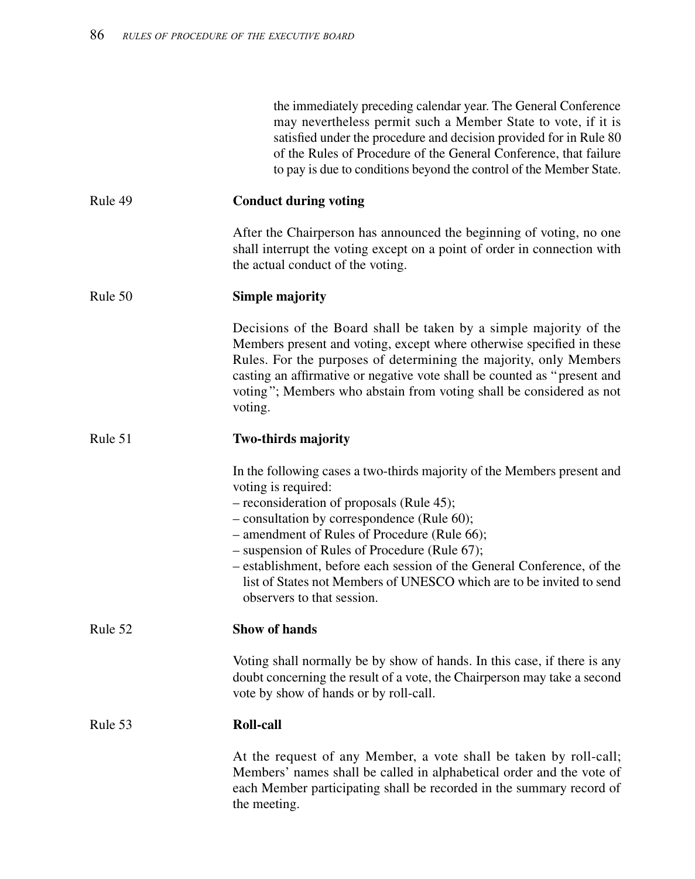the immediately preceding calendar year. The General Conference may nevertheless permit such a Member State to vote, if it is satisfied under the procedure and decision provided for in Rule 80 of the Rules of Procedure of the General Conference, that failure to pay is due to conditions beyond the control of the Member State.

Rule 49 **Conduct during voting**

After the Chairperson has announced the beginning of voting, no one shall interrupt the voting except on a point of order in connection with the actual conduct of the voting.

Rule 50 **Simple majority**

Decisions of the Board shall be taken by a simple majority of the Members present and voting, except where otherwise specified in these Rules. For the purposes of determining the majority, only Members casting an affirmative or negative vote shall be counted as "present and voting"; Members who abstain from voting shall be considered as not voting.

Rule 51 **Two-thirds majority**

In the following cases a two-thirds majority of the Members present and voting is required:

– reconsideration of proposals (Rule 45);
– consultation by correspondence (Rule 60);
– amendment of Rules of Procedure (Rule 66);
– suspension of Rules of Procedure (Rule 67);
– establishment, before each session of the General Conference, of the list of States not Members of UNESCO which are to be invited to send observers to that session.

Rule 52 **Show of hands**

Voting shall normally be by show of hands. In this case, if there is any doubt concerning the result of a vote, the Chairperson may take a second vote by show of hands or by roll-call.

Rule 53 **Roll-call**

At the request of any Member, a vote shall be taken by roll-call; Members' names shall be called in alphabetical order and the vote of each Member participating shall be recorded in the summary record of the meeting.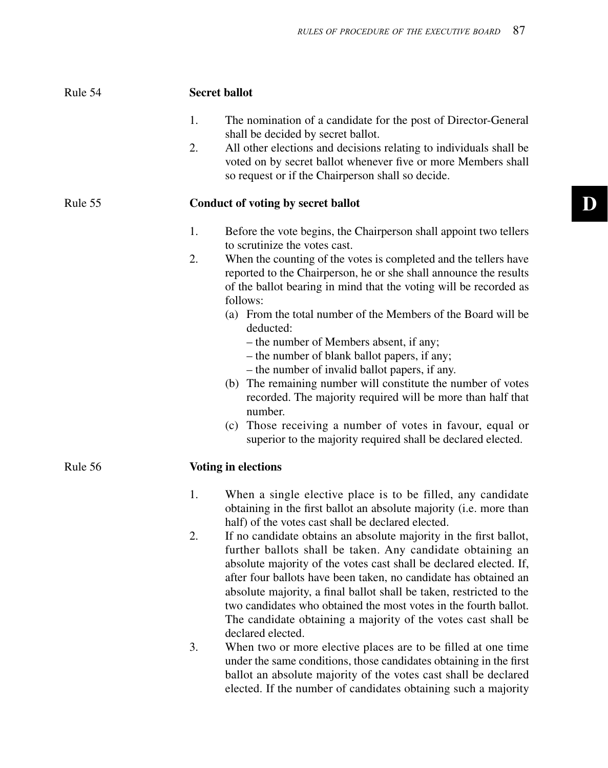Rule 54

**Secret ballot**

1. The nomination of a candidate for the post of Director-General shall be decided by secret ballot.
2. All other elections and decisions relating to individuals shall be voted on by secret ballot whenever five or more Members shall so request or if the Chairperson shall so decide.

Rule 55

**Conduct of voting by secret ballot**

1. Before the vote begins, the Chairperson shall appoint two tellers to scrutinize the votes cast.
2. When the counting of the votes is completed and the tellers have reported to the Chairperson, he or she shall announce the results of the ballot bearing in mind that the voting will be recorded as follows:
   (a) From the total number of the Members of the Board will be deducted:
   – the number of Members absent, if any;
   – the number of blank ballot papers, if any;
   – the number of invalid ballot papers, if any.
   (b) The remaining number will constitute the number of votes recorded. The majority required will be more than half that number.
   (c) Those receiving a number of votes in favour, equal or superior to the majority required shall be declared elected.

Rule 56

**Voting in elections**

1. When a single elective place is to be filled, any candidate obtaining in the first ballot an absolute majority (i.e. more than half) of the votes cast shall be declared elected.
2. If no candidate obtains an absolute majority in the first ballot, further ballots shall be taken. Any candidate obtaining an absolute majority of the votes cast shall be declared elected. If, after four ballots have been taken, no candidate has obtained an absolute majority, a final ballot shall be taken, restricted to the two candidates who obtained the most votes in the fourth ballot. The candidate obtaining a majority of the votes cast shall be declared elected.
3. When two or more elective places are to be filled at one time under the same conditions, those candidates obtaining in the first ballot an absolute majority of the votes cast shall be declared elected. If the number of candidates obtaining such a majority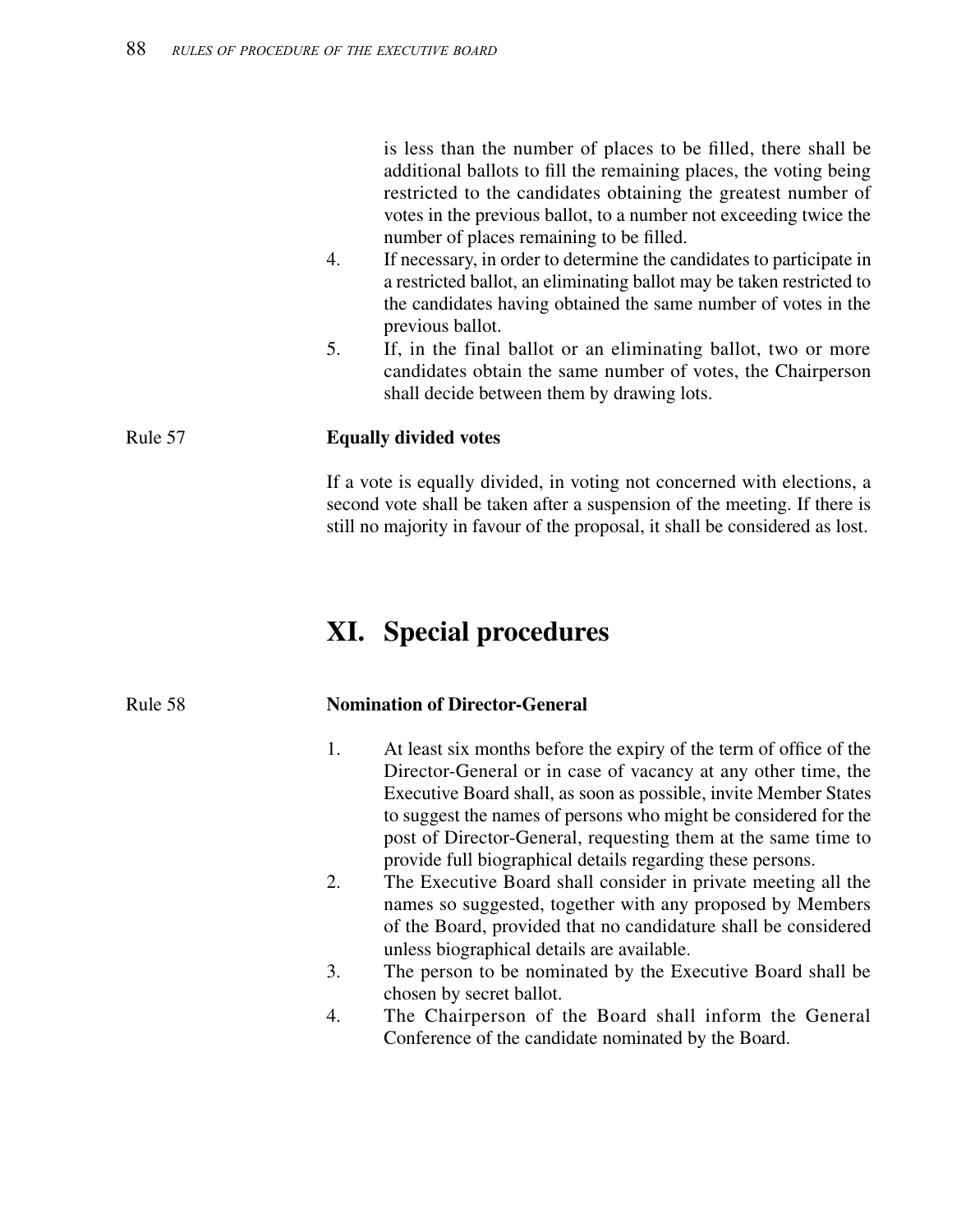is less than the number of places to be filled, there shall be additional ballots to fill the remaining places, the voting being restricted to the candidates obtaining the greatest number of votes in the previous ballot, to a number not exceeding twice the number of places remaining to be filled.

4. If necessary, in order to determine the candidates to participate in a restricted ballot, an eliminating ballot may be taken restricted to the candidates having obtained the same number of votes in the previous ballot.
5. If, in the final ballot or an eliminating ballot, two or more candidates obtain the same number of votes, the Chairperson shall decide between them by drawing lots.

Rule 57 **Equally divided votes**

If a vote is equally divided, in voting not concerned with elections, a second vote shall be taken after a suspension of the meeting. If there is still no majority in favour of the proposal, it shall be considered as lost.

# XI. Special procedures

Rule 58 **Nomination of Director-General**

1. At least six months before the expiry of the term of office of the Director-General or in case of vacancy at any other time, the Executive Board shall, as soon as possible, invite Member States to suggest the names of persons who might be considered for the post of Director-General, requesting them at the same time to provide full biographical details regarding these persons.
2. The Executive Board shall consider in private meeting all the names so suggested, together with any proposed by Members of the Board, provided that no candidature shall be considered unless biographical details are available.
3. The person to be nominated by the Executive Board shall be chosen by secret ballot.
4. The Chairperson of the Board shall inform the General Conference of the candidate nominated by the Board.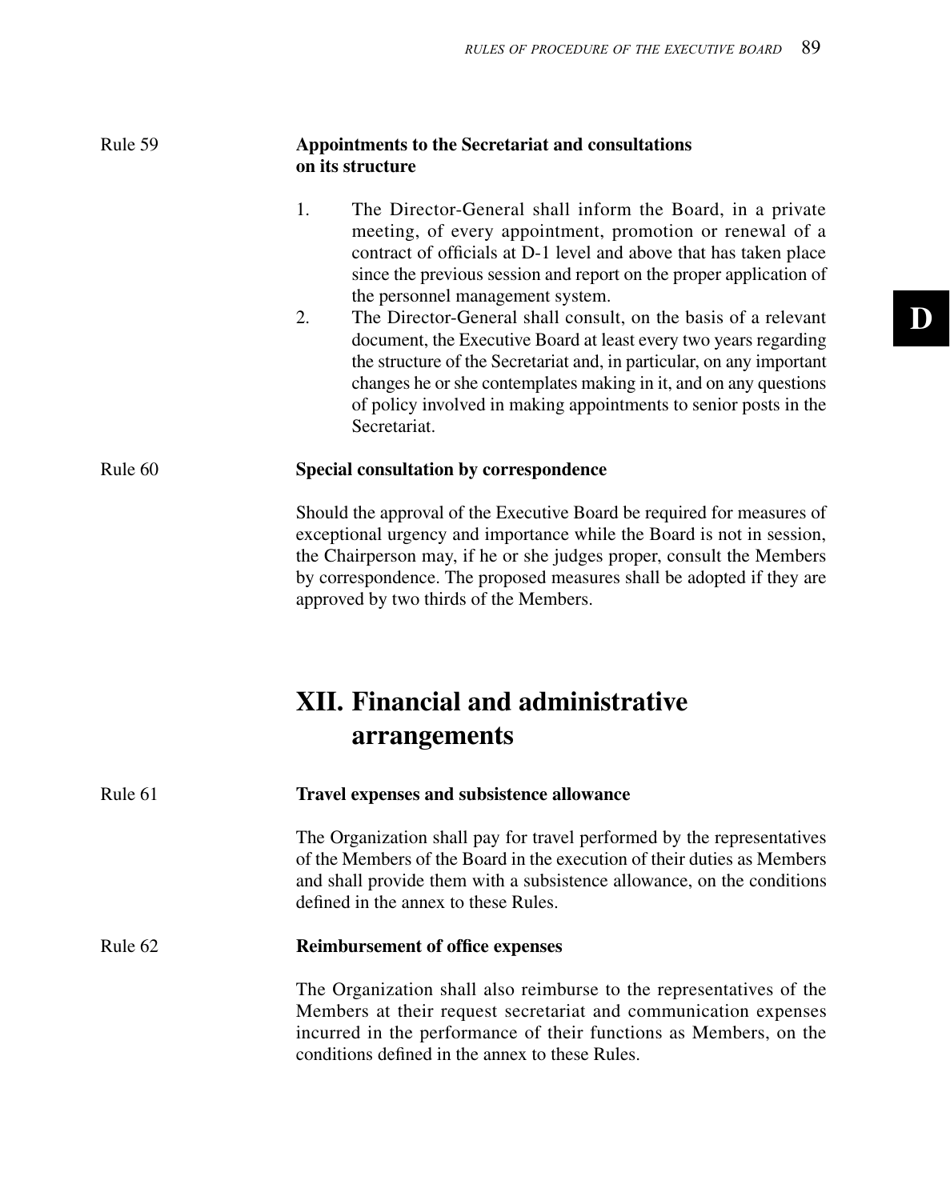**Rule 59**

**Appointments to the Secretariat and consultations on its structure**

1. The Director-General shall inform the Board, in a private meeting, of every appointment, promotion or renewal of a contract of officials at D-1 level and above that has taken place since the previous session and report on the proper application of the personnel management system.
2. The Director-General shall consult, on the basis of a relevant document, the Executive Board at least every two years regarding the structure of the Secretariat and, in particular, on any important changes he or she contemplates making in it, and on any questions of policy involved in making appointments to senior posts in the Secretariat.

**Rule 60**

**Special consultation by correspondence**

Should the approval of the Executive Board be required for measures of exceptional urgency and importance while the Board is not in session, the Chairperson may, if he or she judges proper, consult the Members by correspondence. The proposed measures shall be adopted if they are approved by two thirds of the Members.

## XII. Financial and administrative arrangements

**Rule 61**

**Travel expenses and subsistence allowance**

The Organization shall pay for travel performed by the representatives of the Members of the Board in the execution of their duties as Members and shall provide them with a subsistence allowance, on the conditions defined in the annex to these Rules.

**Rule 62**

**Reimbursement of office expenses**

The Organization shall also reimburse to the representatives of the Members at their request secretariat and communication expenses incurred in the performance of their functions as Members, on the conditions defined in the annex to these Rules.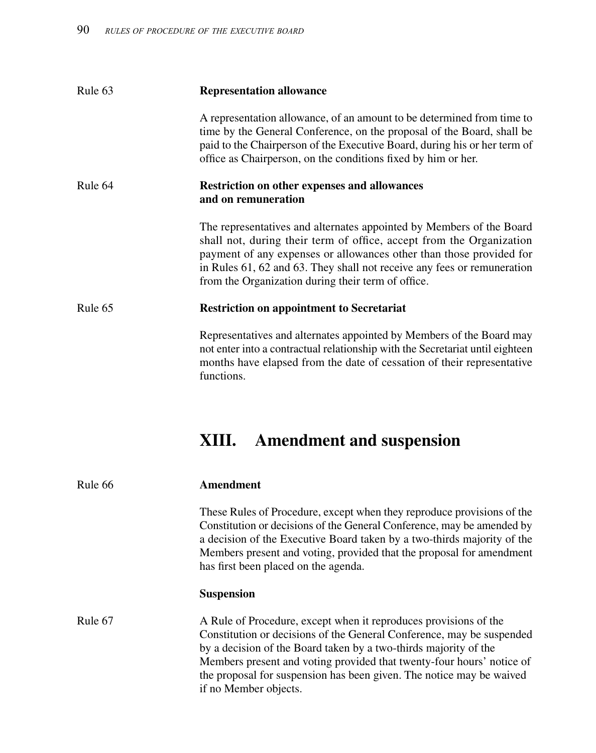Rule 63

**Representation allowance**

A representation allowance, of an amount to be determined from time to time by the General Conference, on the proposal of the Board, shall be paid to the Chairperson of the Executive Board, during his or her term of office as Chairperson, on the conditions fixed by him or her.

Rule 64

**Restriction on other expenses and allowances and on remuneration**

The representatives and alternates appointed by Members of the Board shall not, during their term of office, accept from the Organization payment of any expenses or allowances other than those provided for in Rules 61, 62 and 63. They shall not receive any fees or remuneration from the Organization during their term of office.

Rule 65

**Restriction on appointment to Secretariat**

Representatives and alternates appointed by Members of the Board may not enter into a contractual relationship with the Secretariat until eighteen months have elapsed from the date of cessation of their representative functions.

## XIII. Amendment and suspension

Rule 66

**Amendment**

These Rules of Procedure, except when they reproduce provisions of the Constitution or decisions of the General Conference, may be amended by a decision of the Executive Board taken by a two-thirds majority of the Members present and voting, provided that the proposal for amendment has first been placed on the agenda.

**Suspension**

Rule 67

A Rule of Procedure, except when it reproduces provisions of the Constitution or decisions of the General Conference, may be suspended by a decision of the Board taken by a two-thirds majority of the Members present and voting provided that twenty-four hours' notice of the proposal for suspension has been given. The notice may be waived if no Member objects.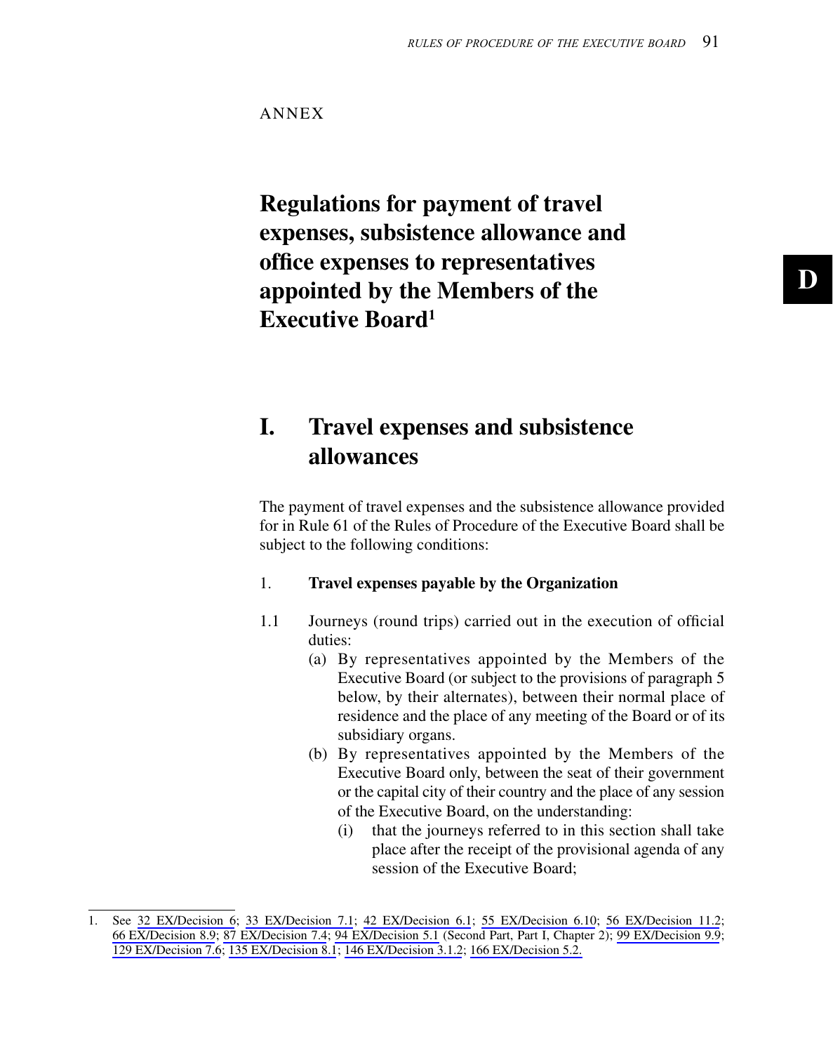ANNEX

# Regulations for payment of travel expenses, subsistence allowance and office expenses to representatives appointed by the Members of the Executive Board[1]

## I. Travel expenses and subsistence allowances

The payment of travel expenses and the subsistence allowance provided for in Rule 61 of the Rules of Procedure of the Executive Board shall be subject to the following conditions:

### 1. Travel expenses payable by the Organization

1.1 Journeys (round trips) carried out in the execution of official duties:

(a) By representatives appointed by the Members of the Executive Board (or subject to the provisions of paragraph 5 below, by their alternates), between their normal place of residence and the place of any meeting of the Board or of its subsidiary organs.

(b) By representatives appointed by the Members of the Executive Board only, between the seat of their government or the capital city of their country and the place of any session of the Executive Board, on the understanding:

(i) that the journeys referred to in this section shall take place after the receipt of the provisional agenda of any session of the Executive Board;

---

1. See 32 EX/Decision 6; 33 EX/Decision 7.1; 42 EX/Decision 6.1; 55 EX/Decision 6.10; 56 EX/Decision 11.2; 66 EX/Decision 8.9; 87 EX/Decision 7.4; 94 EX/Decision 5.1 (Second Part, Part I, Chapter 2); 99 EX/Decision 9.9; 129 EX/Decision 7.6; 135 EX/Decision 8.1; 146 EX/Decision 3.1.2; 166 EX/Decision 5.2.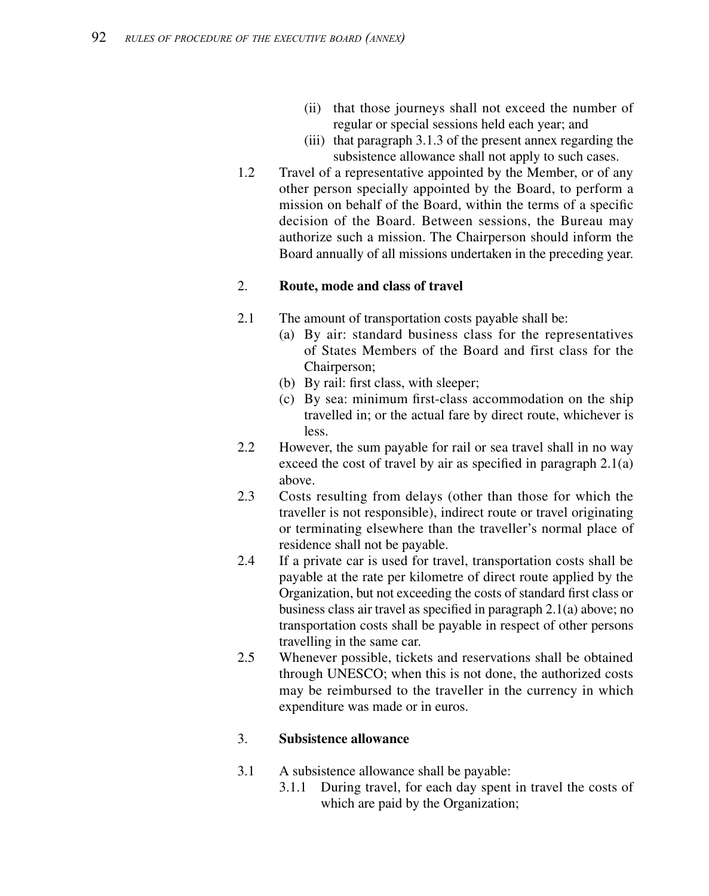(ii) that those journeys shall not exceed the number of regular or special sessions held each year; and

(iii) that paragraph 3.1.3 of the present annex regarding the subsistence allowance shall not apply to such cases.

1.2 Travel of a representative appointed by the Member, or of any other person specially appointed by the Board, to perform a mission on behalf of the Board, within the terms of a specific decision of the Board. Between sessions, the Bureau may authorize such a mission. The Chairperson should inform the Board annually of all missions undertaken in the preceding year.

## 2. Route, mode and class of travel

2.1 The amount of transportation costs payable shall be:

(a) By air: standard business class for the representatives of States Members of the Board and first class for the Chairperson;

(b) By rail: first class, with sleeper;

(c) By sea: minimum first-class accommodation on the ship travelled in; or the actual fare by direct route, whichever is less.

2.2 However, the sum payable for rail or sea travel shall in no way exceed the cost of travel by air as specified in paragraph 2.1(a) above.

2.3 Costs resulting from delays (other than those for which the traveller is not responsible), indirect route or travel originating or terminating elsewhere than the traveller's normal place of residence shall not be payable.

2.4 If a private car is used for travel, transportation costs shall be payable at the rate per kilometre of direct route applied by the Organization, but not exceeding the costs of standard first class or business class air travel as specified in paragraph 2.1(a) above; no transportation costs shall be payable in respect of other persons travelling in the same car.

2.5 Whenever possible, tickets and reservations shall be obtained through UNESCO; when this is not done, the authorized costs may be reimbursed to the traveller in the currency in which expenditure was made or in euros.

## 3. Subsistence allowance

3.1 A subsistence allowance shall be payable:

3.1.1 During travel, for each day spent in travel the costs of which are paid by the Organization;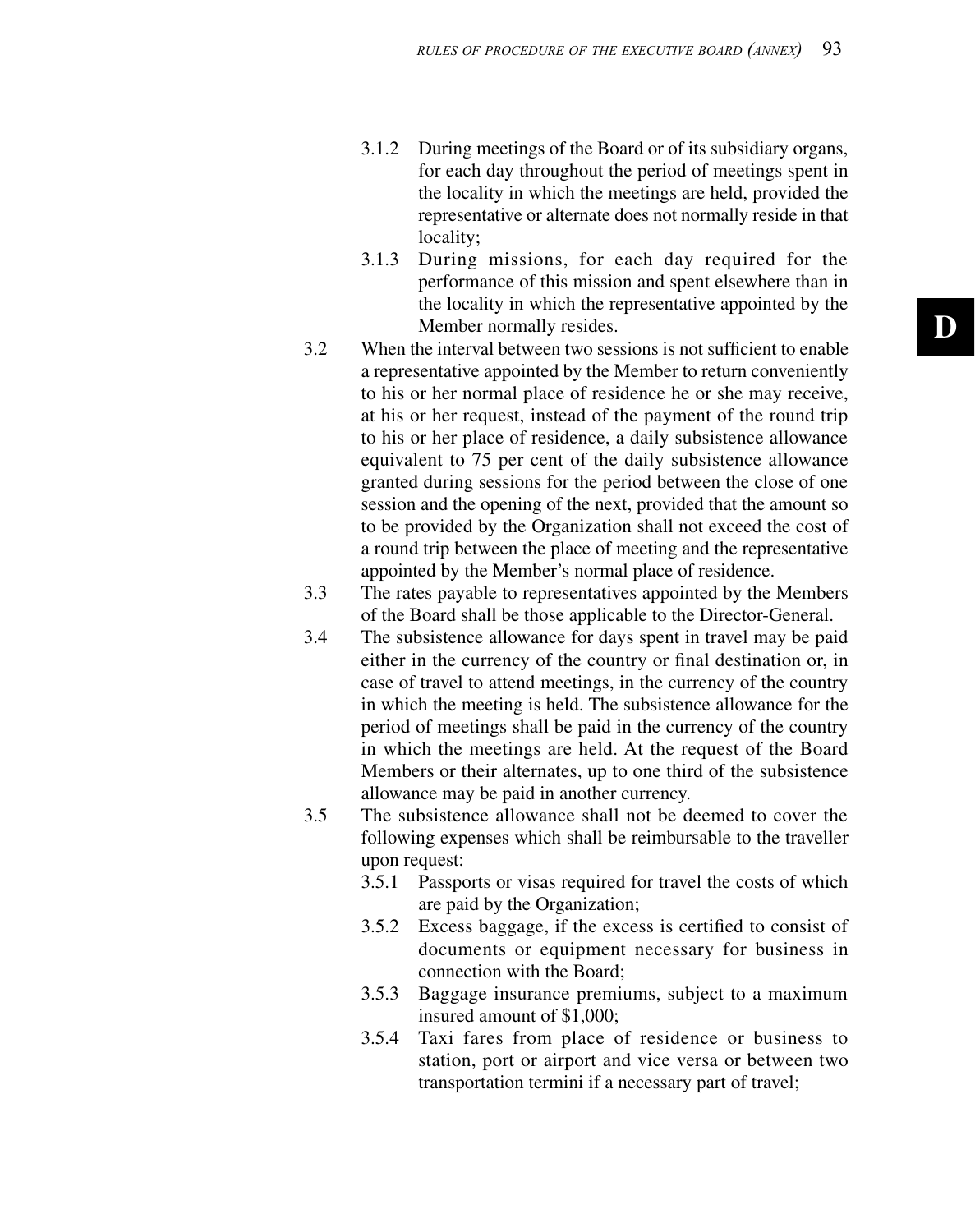3.1.2 During meetings of the Board or of its subsidiary organs, for each day throughout the period of meetings spent in the locality in which the meetings are held, provided the representative or alternate does not normally reside in that locality;

3.1.3 During missions, for each day required for the performance of this mission and spent elsewhere than in the locality in which the representative appointed by the Member normally resides.

3.2 When the interval between two sessions is not sufficient to enable a representative appointed by the Member to return conveniently to his or her normal place of residence he or she may receive, at his or her request, instead of the payment of the round trip to his or her place of residence, a daily subsistence allowance equivalent to 75 per cent of the daily subsistence allowance granted during sessions for the period between the close of one session and the opening of the next, provided that the amount so to be provided by the Organization shall not exceed the cost of a round trip between the place of meeting and the representative appointed by the Member's normal place of residence.

3.3 The rates payable to representatives appointed by the Members of the Board shall be those applicable to the Director-General.

3.4 The subsistence allowance for days spent in travel may be paid either in the currency of the country or final destination or, in case of travel to attend meetings, in the currency of the country in which the meeting is held. The subsistence allowance for the period of meetings shall be paid in the currency of the country in which the meetings are held. At the request of the Board Members or their alternates, up to one third of the subsistence allowance may be paid in another currency.

3.5 The subsistence allowance shall not be deemed to cover the following expenses which shall be reimbursable to the traveller upon request:

3.5.1 Passports or visas required for travel the costs of which are paid by the Organization;

3.5.2 Excess baggage, if the excess is certified to consist of documents or equipment necessary for business in connection with the Board;

3.5.3 Baggage insurance premiums, subject to a maximum insured amount of $1,000;

3.5.4 Taxi fares from place of residence or business to station, port or airport and vice versa or between two transportation termini if a necessary part of travel;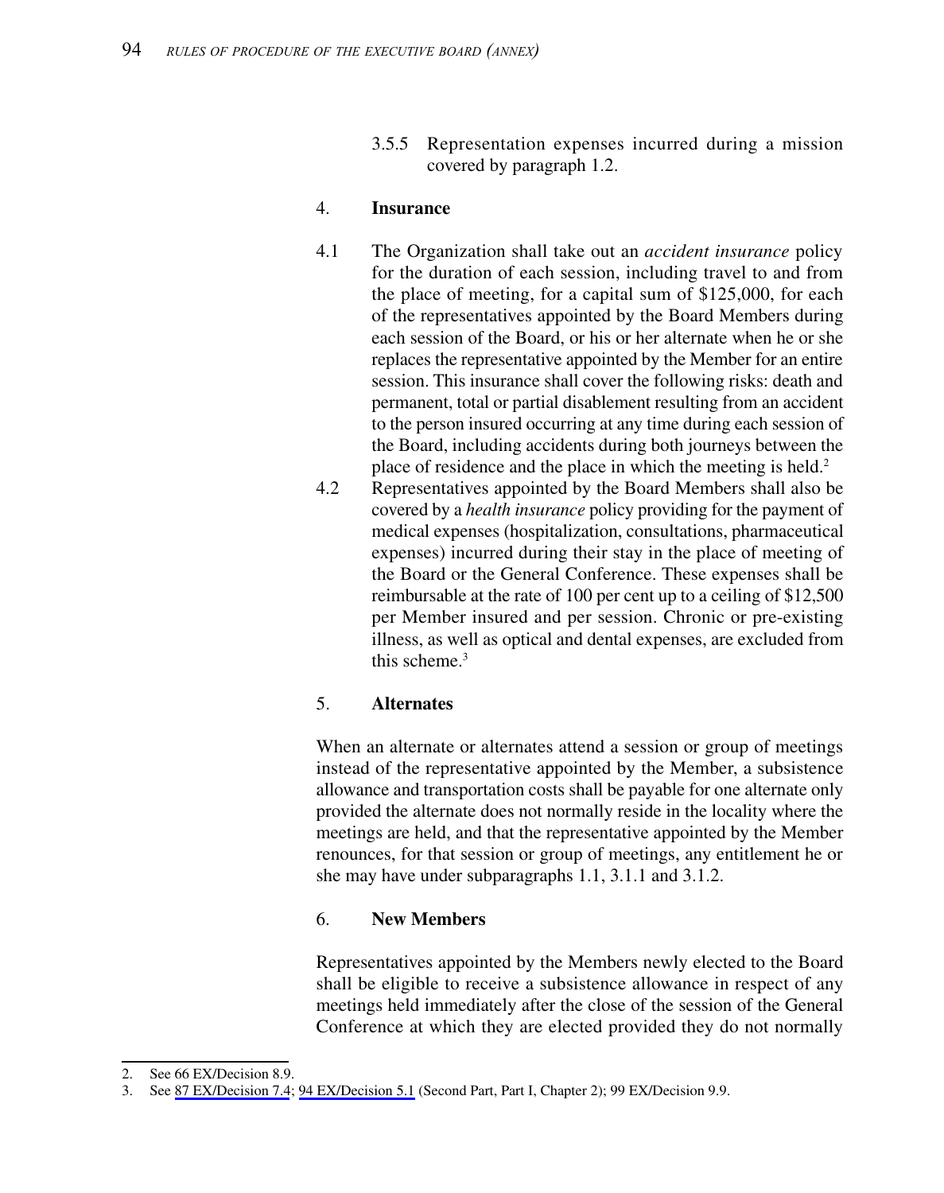3.5.5 Representation expenses incurred during a mission covered by paragraph 1.2.

4. **Insurance**

4.1 The Organization shall take out an *accident insurance* policy for the duration of each session, including travel to and from the place of meeting, for a capital sum of $125,000, for each of the representatives appointed by the Board Members during each session of the Board, or his or her alternate when he or she replaces the representative appointed by the Member for an entire session. This insurance shall cover the following risks: death and permanent, total or partial disablement resulting from an accident to the person insured occurring at any time during each session of the Board, including accidents during both journeys between the place of residence and the place in which the meeting is held.[2]

4.2 Representatives appointed by the Board Members shall also be covered by a *health insurance* policy providing for the payment of medical expenses (hospitalization, consultations, pharmaceutical expenses) incurred during their stay in the place of meeting of the Board or the General Conference. These expenses shall be reimbursable at the rate of 100 per cent up to a ceiling of $12,500 per Member insured and per session. Chronic or pre-existing illness, as well as optical and dental expenses, are excluded from this scheme.[3]

5. **Alternates**

When an alternate or alternates attend a session or group of meetings instead of the representative appointed by the Member, a subsistence allowance and transportation costs shall be payable for one alternate only provided the alternate does not normally reside in the locality where the meetings are held, and that the representative appointed by the Member renounces, for that session or group of meetings, any entitlement he or she may have under subparagraphs 1.1, 3.1.1 and 3.1.2.

6. **New Members**

Representatives appointed by the Members newly elected to the Board shall be eligible to receive a subsistence allowance in respect of any meetings held immediately after the close of the session of the General Conference at which they are elected provided they do not normally

---

2. See 66 EX/Decision 8.9.
3. See 87 EX/Decision 7.4; 94 EX/Decision 5.1 (Second Part, Part I, Chapter 2); 99 EX/Decision 9.9.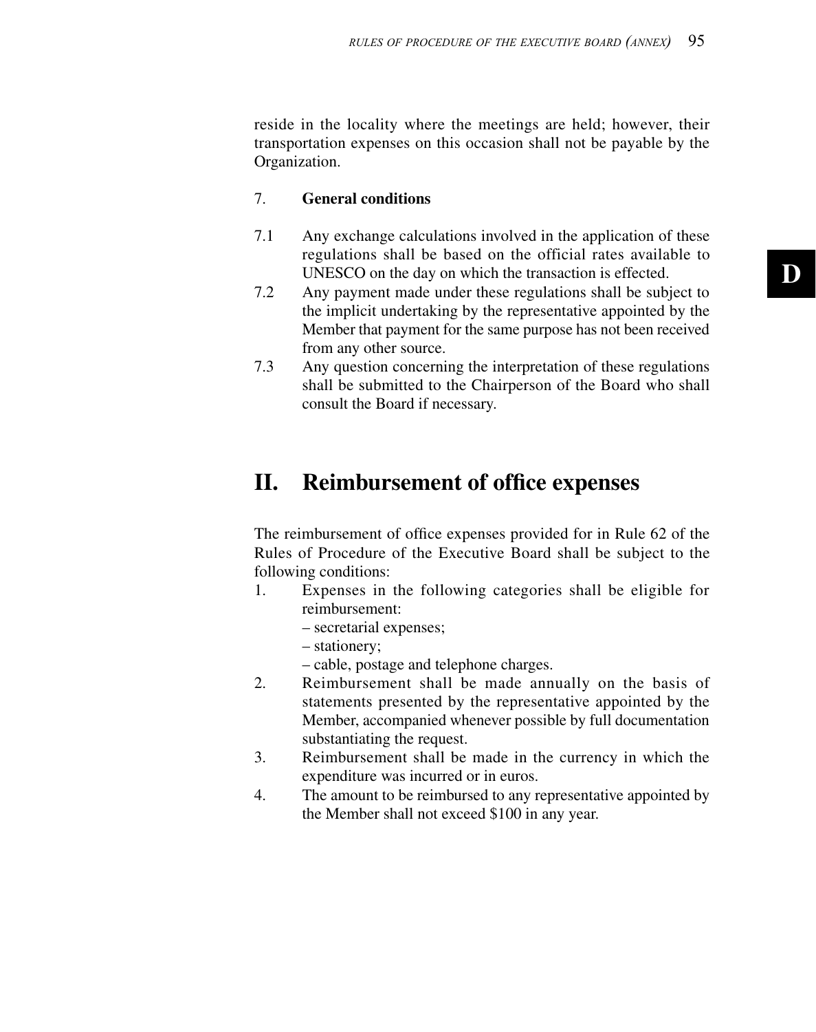reside in the locality where the meetings are held; however, their transportation expenses on this occasion shall not be payable by the Organization.

7. **General conditions**

7.1 Any exchange calculations involved in the application of these regulations shall be based on the official rates available to UNESCO on the day on which the transaction is effected.

7.2 Any payment made under these regulations shall be subject to the implicit undertaking by the representative appointed by the Member that payment for the same purpose has not been received from any other source.

7.3 Any question concerning the interpretation of these regulations shall be submitted to the Chairperson of the Board who shall consult the Board if necessary.

## II. Reimbursement of office expenses

The reimbursement of office expenses provided for in Rule 62 of the Rules of Procedure of the Executive Board shall be subject to the following conditions:

1. Expenses in the following categories shall be eligible for reimbursement:
   – secretarial expenses;
   – stationery;
   – cable, postage and telephone charges.
2. Reimbursement shall be made annually on the basis of statements presented by the representative appointed by the Member, accompanied whenever possible by full documentation substantiating the request.
3. Reimbursement shall be made in the currency in which the expenditure was incurred or in euros.
4. The amount to be reimbursed to any representative appointed by the Member shall not exceed $100 in any year.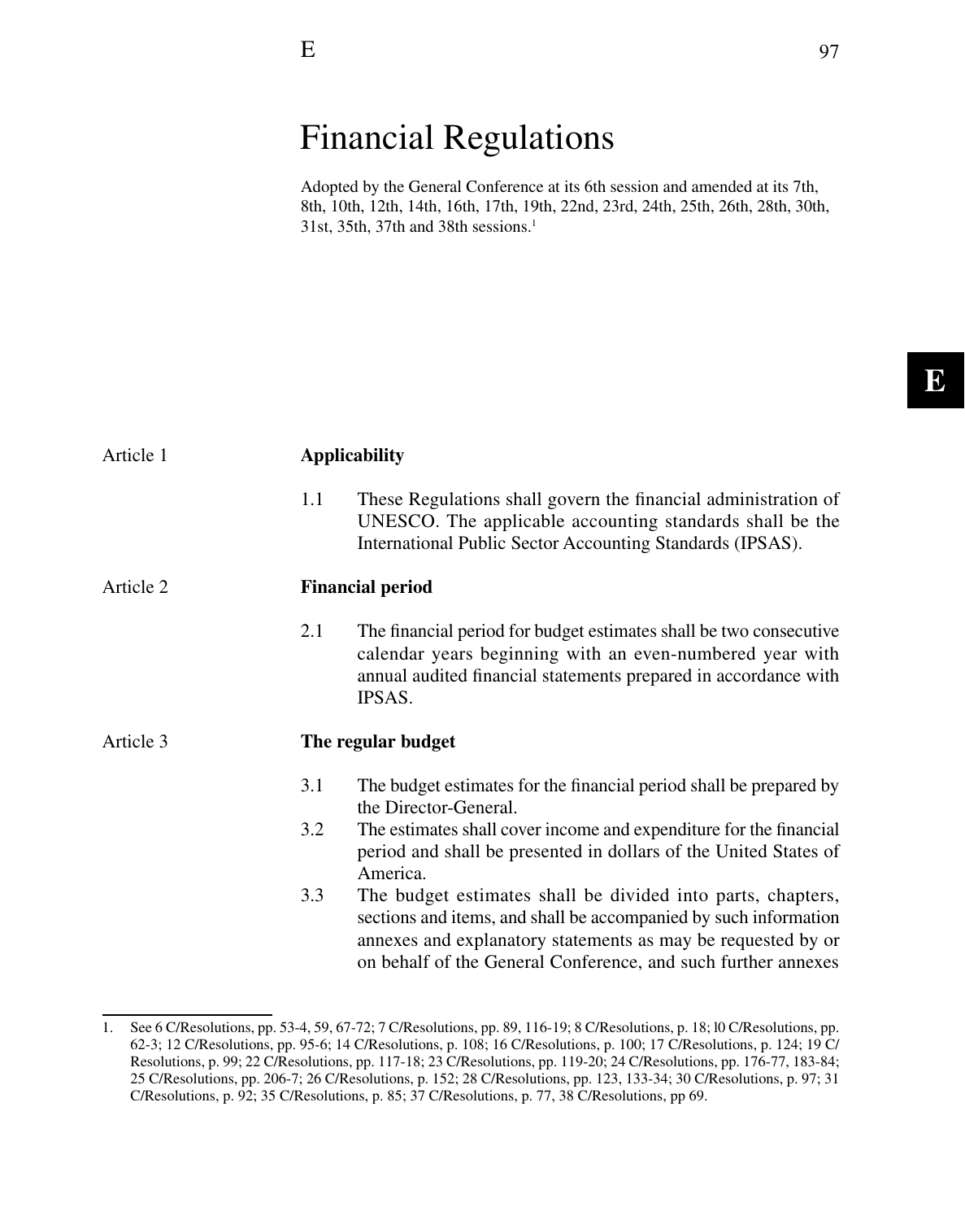# Financial Regulations

Adopted by the General Conference at its 6th session and amended at its 7th, 8th, 10th, 12th, 14th, 16th, 17th, 19th, 22nd, 23rd, 24th, 25th, 26th, 28th, 30th, 31st, 35th, 37th and 38th sessions.[1]

## Article 1 Applicability

1.1 These Regulations shall govern the financial administration of UNESCO. The applicable accounting standards shall be the International Public Sector Accounting Standards (IPSAS).

## Article 2 Financial period

2.1 The financial period for budget estimates shall be two consecutive calendar years beginning with an even-numbered year with annual audited financial statements prepared in accordance with IPSAS.

## Article 3 The regular budget

3.1 The budget estimates for the financial period shall be prepared by the Director-General.

3.2 The estimates shall cover income and expenditure for the financial period and shall be presented in dollars of the United States of America.

3.3 The budget estimates shall be divided into parts, chapters, sections and items, and shall be accompanied by such information annexes and explanatory statements as may be requested by or on behalf of the General Conference, and such further annexes

1. See 6 C/Resolutions, pp. 53-4, 59, 67-72; 7 C/Resolutions, pp. 89, 116-19; 8 C/Resolutions, p. 18; l0 C/Resolutions, pp. 62-3; 12 C/Resolutions, pp. 95-6; 14 C/Resolutions, p. 108; 16 C/Resolutions, p. 100; 17 C/Resolutions, p. 124; 19 C/Resolutions, p. 99; 22 C/Resolutions, pp. 117-18; 23 C/Resolutions, pp. 119-20; 24 C/Resolutions, pp. 176-77, 183-84; 25 C/Resolutions, pp. 206-7; 26 C/Resolutions, p. 152; 28 C/Resolutions, pp. 123, 133-34; 30 C/Resolutions, p. 97; 31 C/Resolutions, p. 92; 35 C/Resolutions, p. 85; 37 C/Resolutions, p. 77, 38 C/Resolutions, pp 69.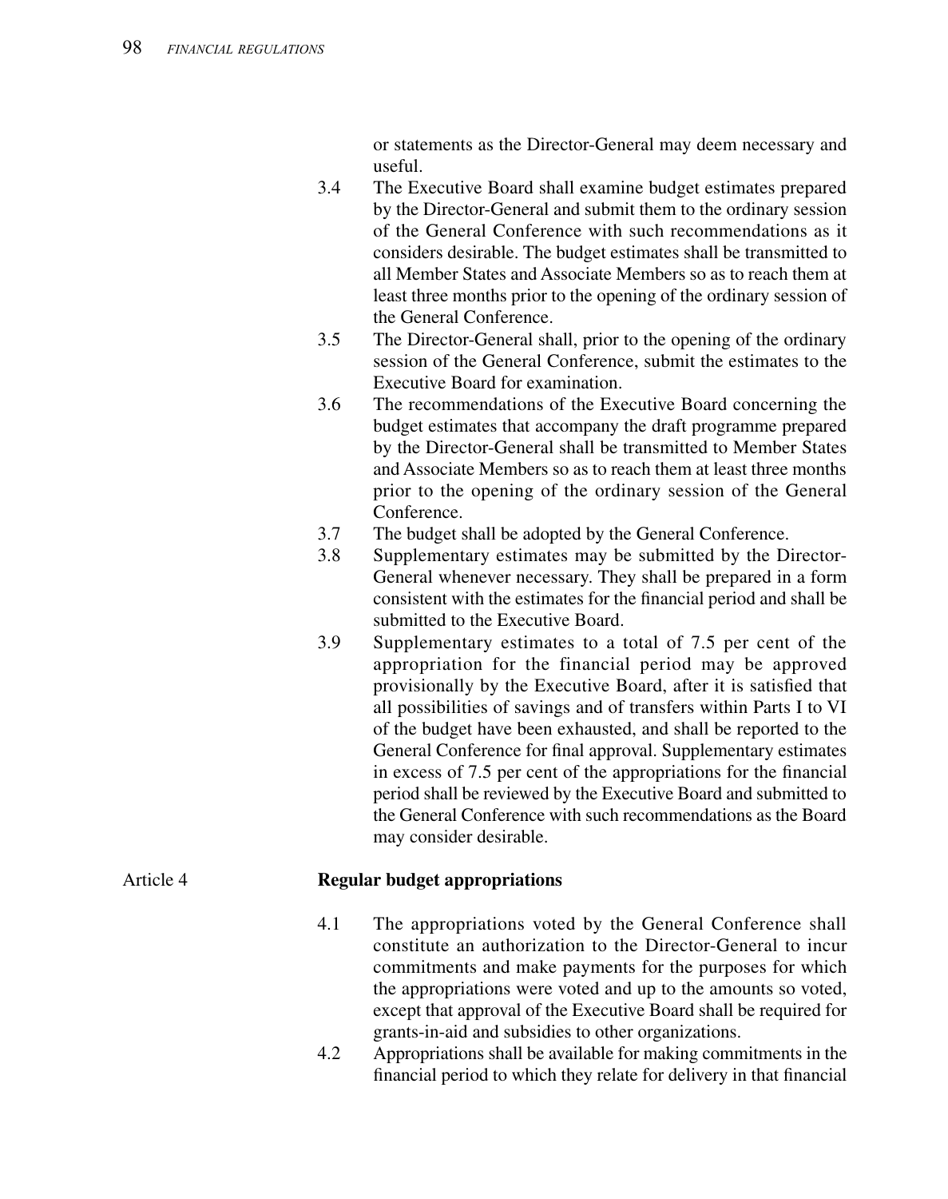or statements as the Director-General may deem necessary and useful.

3.4 The Executive Board shall examine budget estimates prepared by the Director-General and submit them to the ordinary session of the General Conference with such recommendations as it considers desirable. The budget estimates shall be transmitted to all Member States and Associate Members so as to reach them at least three months prior to the opening of the ordinary session of the General Conference.

3.5 The Director-General shall, prior to the opening of the ordinary session of the General Conference, submit the estimates to the Executive Board for examination.

3.6 The recommendations of the Executive Board concerning the budget estimates that accompany the draft programme prepared by the Director-General shall be transmitted to Member States and Associate Members so as to reach them at least three months prior to the opening of the ordinary session of the General Conference.

3.7 The budget shall be adopted by the General Conference.

3.8 Supplementary estimates may be submitted by the Director-General whenever necessary. They shall be prepared in a form consistent with the estimates for the financial period and shall be submitted to the Executive Board.

3.9 Supplementary estimates to a total of 7.5 per cent of the appropriation for the financial period may be approved provisionally by the Executive Board, after it is satisfied that all possibilities of savings and of transfers within Parts I to VI of the budget have been exhausted, and shall be reported to the General Conference for final approval. Supplementary estimates in excess of 7.5 per cent of the appropriations for the financial period shall be reviewed by the Executive Board and submitted to the General Conference with such recommendations as the Board may consider desirable.

## Article 4 **Regular budget appropriations**

4.1 The appropriations voted by the General Conference shall constitute an authorization to the Director-General to incur commitments and make payments for the purposes for which the appropriations were voted and up to the amounts so voted, except that approval of the Executive Board shall be required for grants-in-aid and subsidies to other organizations.

4.2 Appropriations shall be available for making commitments in the financial period to which they relate for delivery in that financial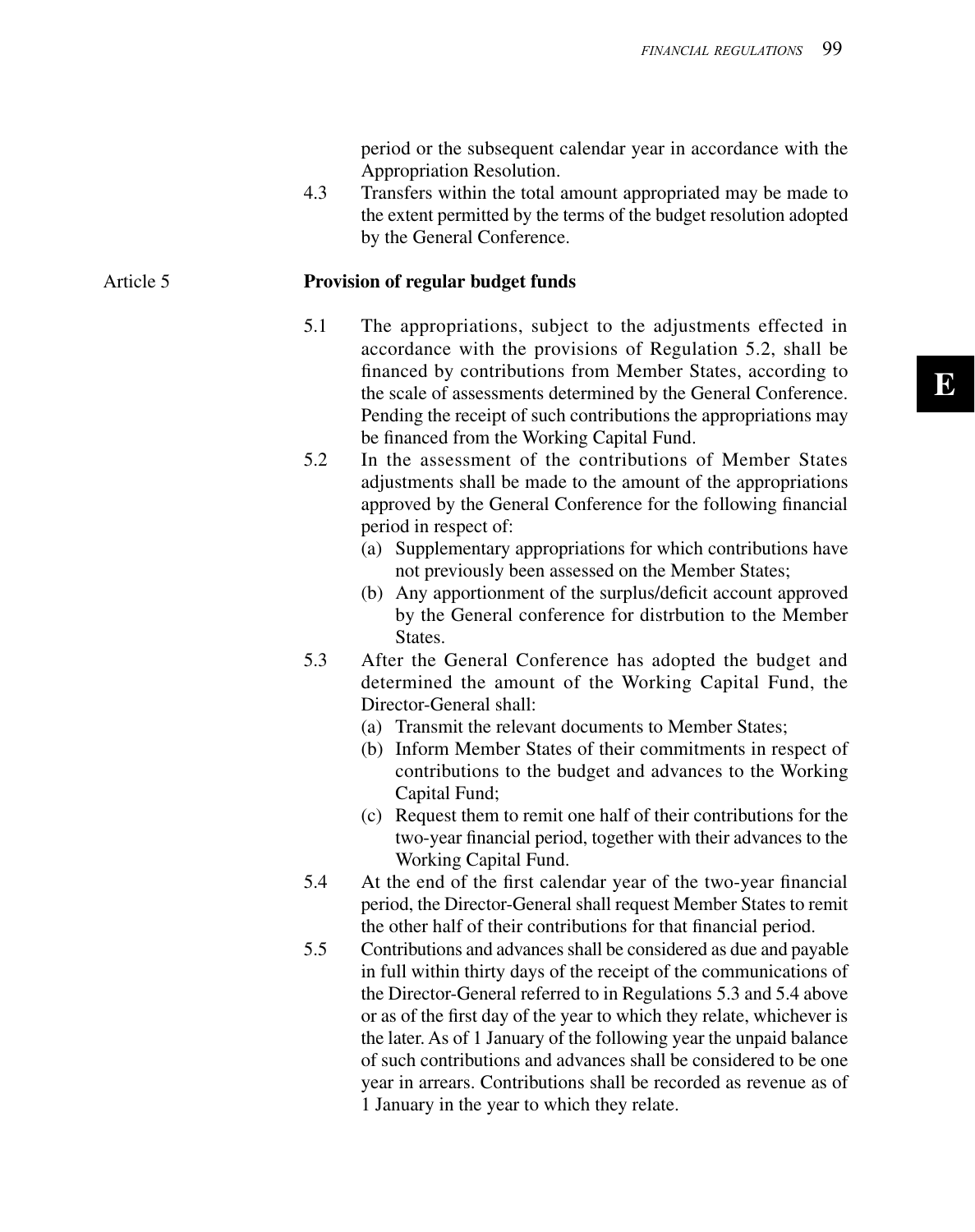period or the subsequent calendar year in accordance with the Appropriation Resolution.

4.3 Transfers within the total amount appropriated may be made to the extent permitted by the terms of the budget resolution adopted by the General Conference.

## Article 5 **Provision of regular budget funds**

5.1 The appropriations, subject to the adjustments effected in accordance with the provisions of Regulation 5.2, shall be financed by contributions from Member States, according to the scale of assessments determined by the General Conference. Pending the receipt of such contributions the appropriations may be financed from the Working Capital Fund.

5.2 In the assessment of the contributions of Member States adjustments shall be made to the amount of the appropriations approved by the General Conference for the following financial period in respect of:

(a) Supplementary appropriations for which contributions have not previously been assessed on the Member States;

(b) Any apportionment of the surplus/deficit account approved by the General conference for distrbution to the Member States.

5.3 After the General Conference has adopted the budget and determined the amount of the Working Capital Fund, the Director-General shall:

(a) Transmit the relevant documents to Member States;

(b) Inform Member States of their commitments in respect of contributions to the budget and advances to the Working Capital Fund;

(c) Request them to remit one half of their contributions for the two-year financial period, together with their advances to the Working Capital Fund.

5.4 At the end of the first calendar year of the two-year financial period, the Director-General shall request Member States to remit the other half of their contributions for that financial period.

5.5 Contributions and advances shall be considered as due and payable in full within thirty days of the receipt of the communications of the Director-General referred to in Regulations 5.3 and 5.4 above or as of the first day of the year to which they relate, whichever is the later. As of 1 January of the following year the unpaid balance of such contributions and advances shall be considered to be one year in arrears. Contributions shall be recorded as revenue as of 1 January in the year to which they relate.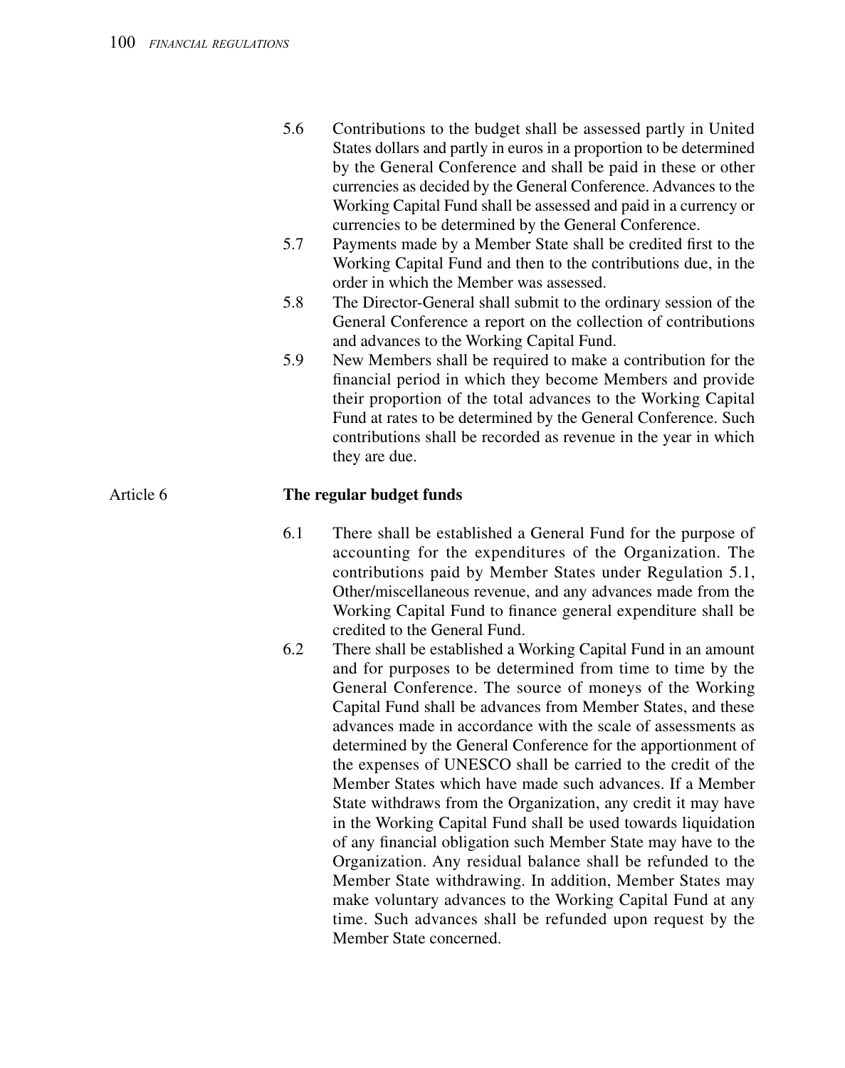5.6 Contributions to the budget shall be assessed partly in United States dollars and partly in euros in a proportion to be determined by the General Conference and shall be paid in these or other currencies as decided by the General Conference. Advances to the Working Capital Fund shall be assessed and paid in a currency or currencies to be determined by the General Conference.

5.7 Payments made by a Member State shall be credited first to the Working Capital Fund and then to the contributions due, in the order in which the Member was assessed.

5.8 The Director-General shall submit to the ordinary session of the General Conference a report on the collection of contributions and advances to the Working Capital Fund.

5.9 New Members shall be required to make a contribution for the financial period in which they become Members and provide their proportion of the total advances to the Working Capital Fund at rates to be determined by the General Conference. Such contributions shall be recorded as revenue in the year in which they are due.

## Article 6 **The regular budget funds**

6.1 There shall be established a General Fund for the purpose of accounting for the expenditures of the Organization. The contributions paid by Member States under Regulation 5.1, Other/miscellaneous revenue, and any advances made from the Working Capital Fund to finance general expenditure shall be credited to the General Fund.

6.2 There shall be established a Working Capital Fund in an amount and for purposes to be determined from time to time by the General Conference. The source of moneys of the Working Capital Fund shall be advances from Member States, and these advances made in accordance with the scale of assessments as determined by the General Conference for the apportionment of the expenses of UNESCO shall be carried to the credit of the Member States which have made such advances. If a Member State withdraws from the Organization, any credit it may have in the Working Capital Fund shall be used towards liquidation of any financial obligation such Member State may have to the Organization. Any residual balance shall be refunded to the Member State withdrawing. In addition, Member States may make voluntary advances to the Working Capital Fund at any time. Such advances shall be refunded upon request by the Member State concerned.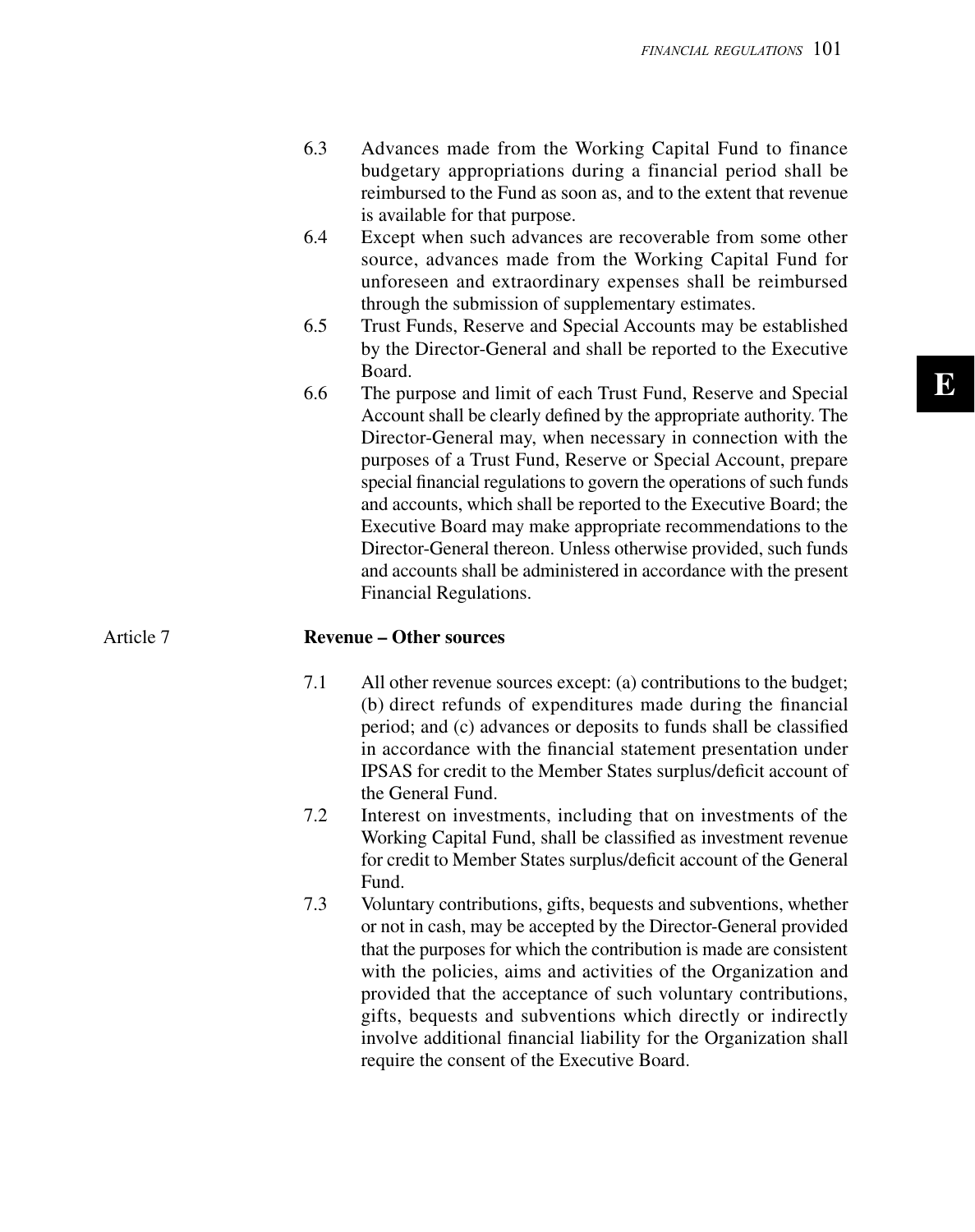6.3 Advances made from the Working Capital Fund to finance budgetary appropriations during a financial period shall be reimbursed to the Fund as soon as, and to the extent that revenue is available for that purpose.

6.4 Except when such advances are recoverable from some other source, advances made from the Working Capital Fund for unforeseen and extraordinary expenses shall be reimbursed through the submission of supplementary estimates.

6.5 Trust Funds, Reserve and Special Accounts may be established by the Director-General and shall be reported to the Executive Board.

6.6 The purpose and limit of each Trust Fund, Reserve and Special Account shall be clearly defined by the appropriate authority. The Director-General may, when necessary in connection with the purposes of a Trust Fund, Reserve or Special Account, prepare special financial regulations to govern the operations of such funds and accounts, which shall be reported to the Executive Board; the Executive Board may make appropriate recommendations to the Director-General thereon. Unless otherwise provided, such funds and accounts shall be administered in accordance with the present Financial Regulations.

## Article 7 **Revenue – Other sources**

7.1 All other revenue sources except: (a) contributions to the budget; (b) direct refunds of expenditures made during the financial period; and (c) advances or deposits to funds shall be classified in accordance with the financial statement presentation under IPSAS for credit to the Member States surplus/deficit account of the General Fund.

7.2 Interest on investments, including that on investments of the Working Capital Fund, shall be classified as investment revenue for credit to Member States surplus/deficit account of the General Fund.

7.3 Voluntary contributions, gifts, bequests and subventions, whether or not in cash, may be accepted by the Director-General provided that the purposes for which the contribution is made are consistent with the policies, aims and activities of the Organization and provided that the acceptance of such voluntary contributions, gifts, bequests and subventions which directly or indirectly involve additional financial liability for the Organization shall require the consent of the Executive Board.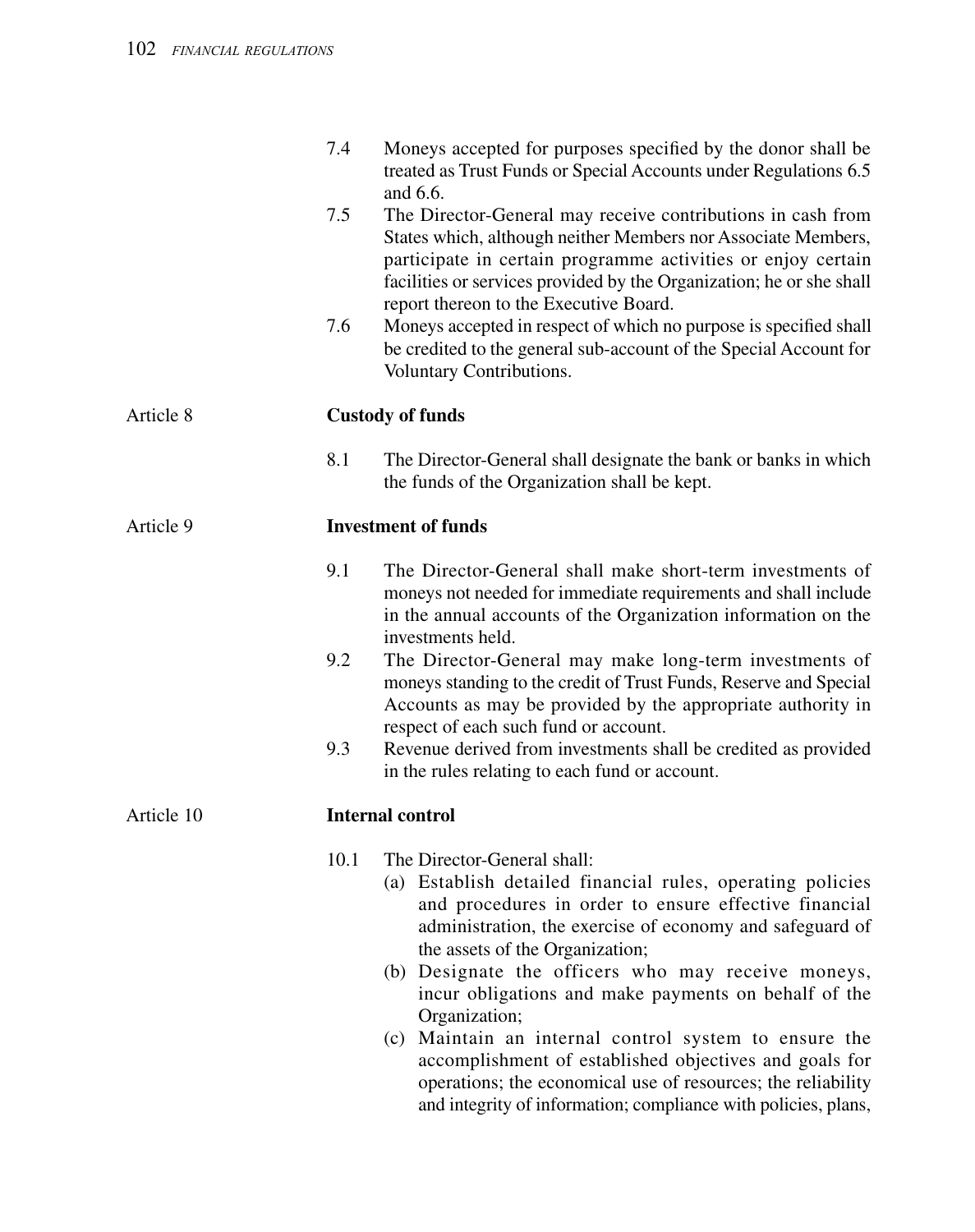7.4 Moneys accepted for purposes specified by the donor shall be treated as Trust Funds or Special Accounts under Regulations 6.5 and 6.6.

7.5 The Director-General may receive contributions in cash from States which, although neither Members nor Associate Members, participate in certain programme activities or enjoy certain facilities or services provided by the Organization; he or she shall report thereon to the Executive Board.

7.6 Moneys accepted in respect of which no purpose is specified shall be credited to the general sub-account of the Special Account for Voluntary Contributions.

## Article 8 — Custody of funds

8.1 The Director-General shall designate the bank or banks in which the funds of the Organization shall be kept.

## Article 9 — Investment of funds

9.1 The Director-General shall make short-term investments of moneys not needed for immediate requirements and shall include in the annual accounts of the Organization information on the investments held.

9.2 The Director-General may make long-term investments of moneys standing to the credit of Trust Funds, Reserve and Special Accounts as may be provided by the appropriate authority in respect of each such fund or account.

9.3 Revenue derived from investments shall be credited as provided in the rules relating to each fund or account.

## Article 10 — Internal control

10.1 The Director-General shall:

(a) Establish detailed financial rules, operating policies and procedures in order to ensure effective financial administration, the exercise of economy and safeguard of the assets of the Organization;

(b) Designate the officers who may receive moneys, incur obligations and make payments on behalf of the Organization;

(c) Maintain an internal control system to ensure the accomplishment of established objectives and goals for operations; the economical use of resources; the reliability and integrity of information; compliance with policies, plans,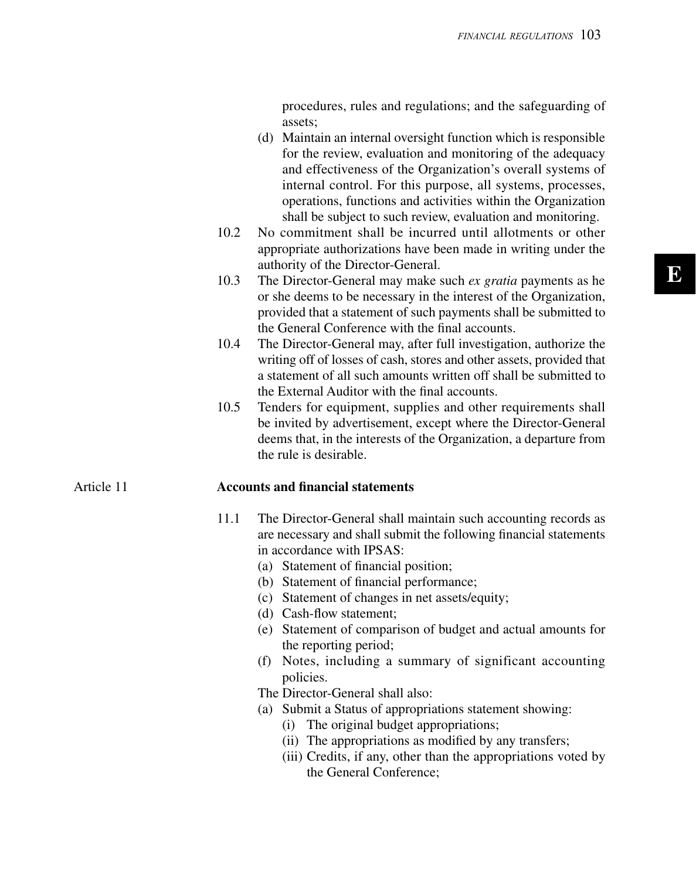procedures, rules and regulations; and the safeguarding of assets;

(d) Maintain an internal oversight function which is responsible for the review, evaluation and monitoring of the adequacy and effectiveness of the Organization's overall systems of internal control. For this purpose, all systems, processes, operations, functions and activities within the Organization shall be subject to such review, evaluation and monitoring.

10.2 No commitment shall be incurred until allotments or other appropriate authorizations have been made in writing under the authority of the Director-General.

10.3 The Director-General may make such *ex gratia* payments as he or she deems to be necessary in the interest of the Organization, provided that a statement of such payments shall be submitted to the General Conference with the final accounts.

10.4 The Director-General may, after full investigation, authorize the writing off of losses of cash, stores and other assets, provided that a statement of all such amounts written off shall be submitted to the External Auditor with the final accounts.

10.5 Tenders for equipment, supplies and other requirements shall be invited by advertisement, except where the Director-General deems that, in the interests of the Organization, a departure from the rule is desirable.

## Article 11 — Accounts and financial statements

11.1 The Director-General shall maintain such accounting records as are necessary and shall submit the following financial statements in accordance with IPSAS:

(a) Statement of financial position;
(b) Statement of financial performance;
(c) Statement of changes in net assets/equity;
(d) Cash-flow statement;
(e) Statement of comparison of budget and actual amounts for the reporting period;
(f) Notes, including a summary of significant accounting policies.

The Director-General shall also:

(a) Submit a Status of appropriations statement showing:
   (i) The original budget appropriations;
   (ii) The appropriations as modified by any transfers;
   (iii) Credits, if any, other than the appropriations voted by the General Conference;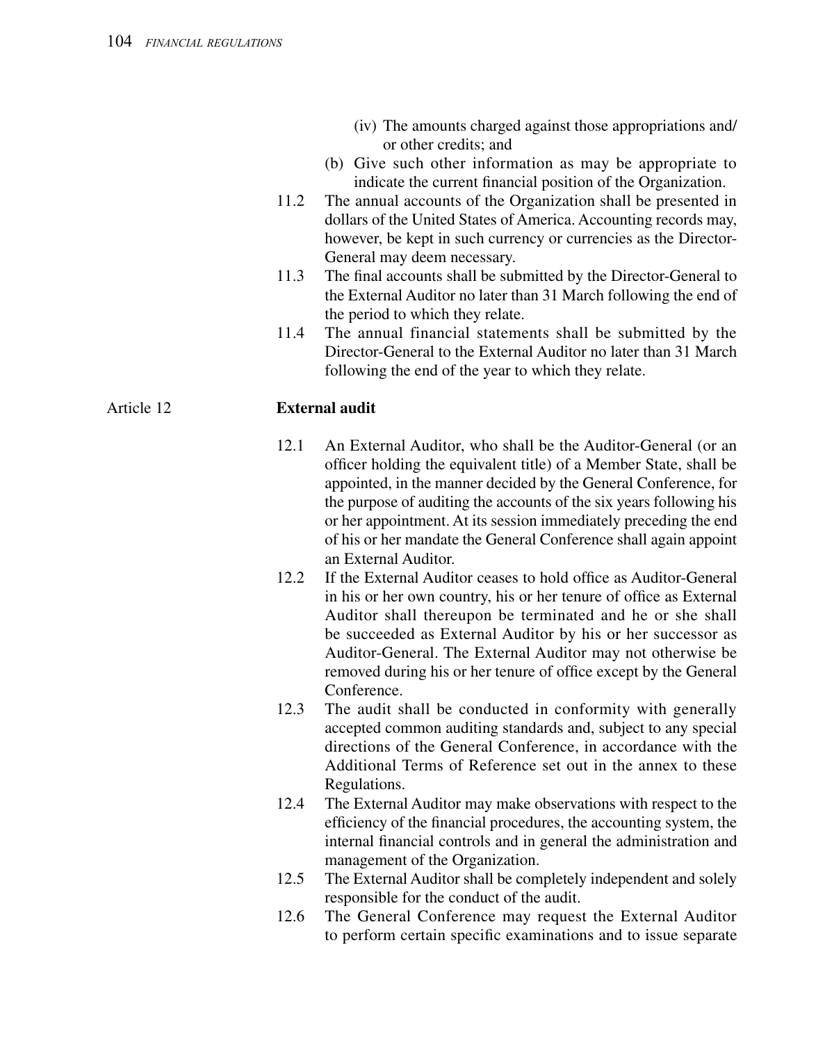(iv) The amounts charged against those appropriations and/or other credits; and

(b) Give such other information as may be appropriate to indicate the current financial position of the Organization.

11.2 The annual accounts of the Organization shall be presented in dollars of the United States of America. Accounting records may, however, be kept in such currency or currencies as the Director-General may deem necessary.

11.3 The final accounts shall be submitted by the Director-General to the External Auditor no later than 31 March following the end of the period to which they relate.

11.4 The annual financial statements shall be submitted by the Director-General to the External Auditor no later than 31 March following the end of the year to which they relate.

## Article 12 External audit

12.1 An External Auditor, who shall be the Auditor-General (or an officer holding the equivalent title) of a Member State, shall be appointed, in the manner decided by the General Conference, for the purpose of auditing the accounts of the six years following his or her appointment. At its session immediately preceding the end of his or her mandate the General Conference shall again appoint an External Auditor.

12.2 If the External Auditor ceases to hold office as Auditor-General in his or her own country, his or her tenure of office as External Auditor shall thereupon be terminated and he or she shall be succeeded as External Auditor by his or her successor as Auditor-General. The External Auditor may not otherwise be removed during his or her tenure of office except by the General Conference.

12.3 The audit shall be conducted in conformity with generally accepted common auditing standards and, subject to any special directions of the General Conference, in accordance with the Additional Terms of Reference set out in the annex to these Regulations.

12.4 The External Auditor may make observations with respect to the efficiency of the financial procedures, the accounting system, the internal financial controls and in general the administration and management of the Organization.

12.5 The External Auditor shall be completely independent and solely responsible for the conduct of the audit.

12.6 The General Conference may request the External Auditor to perform certain specific examinations and to issue separate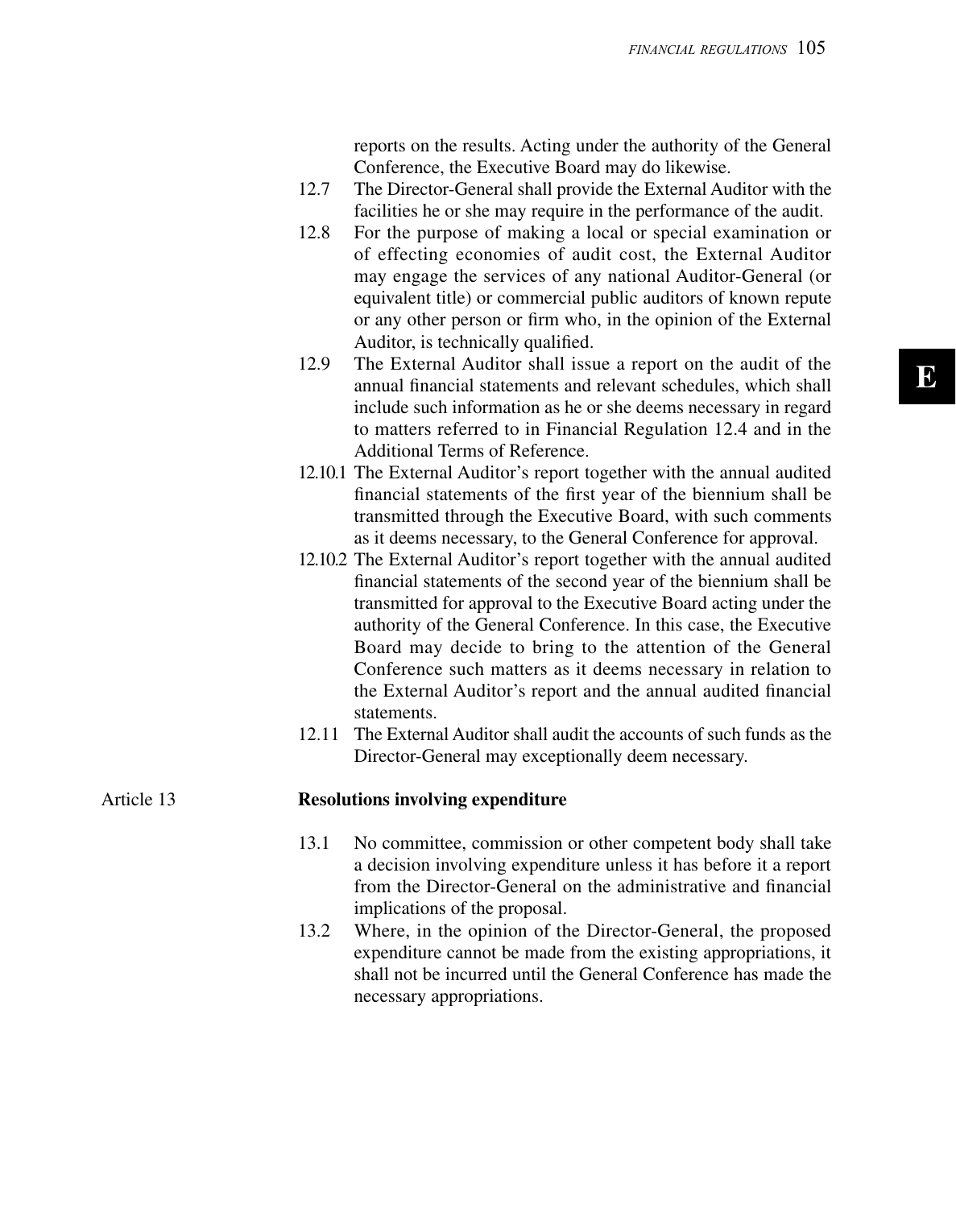reports on the results. Acting under the authority of the General Conference, the Executive Board may do likewise.

12.7 The Director-General shall provide the External Auditor with the facilities he or she may require in the performance of the audit.

12.8 For the purpose of making a local or special examination or of effecting economies of audit cost, the External Auditor may engage the services of any national Auditor-General (or equivalent title) or commercial public auditors of known repute or any other person or firm who, in the opinion of the External Auditor, is technically qualified.

12.9 The External Auditor shall issue a report on the audit of the annual financial statements and relevant schedules, which shall include such information as he or she deems necessary in regard to matters referred to in Financial Regulation 12.4 and in the Additional Terms of Reference.

12.10.1 The External Auditor's report together with the annual audited financial statements of the first year of the biennium shall be transmitted through the Executive Board, with such comments as it deems necessary, to the General Conference for approval.

12.10.2 The External Auditor's report together with the annual audited financial statements of the second year of the biennium shall be transmitted for approval to the Executive Board acting under the authority of the General Conference. In this case, the Executive Board may decide to bring to the attention of the General Conference such matters as it deems necessary in relation to the External Auditor's report and the annual audited financial statements.

12.11 The External Auditor shall audit the accounts of such funds as the Director-General may exceptionally deem necessary.

## Article 13 — Resolutions involving expenditure

13.1 No committee, commission or other competent body shall take a decision involving expenditure unless it has before it a report from the Director-General on the administrative and financial implications of the proposal.

13.2 Where, in the opinion of the Director-General, the proposed expenditure cannot be made from the existing appropriations, it shall not be incurred until the General Conference has made the necessary appropriations.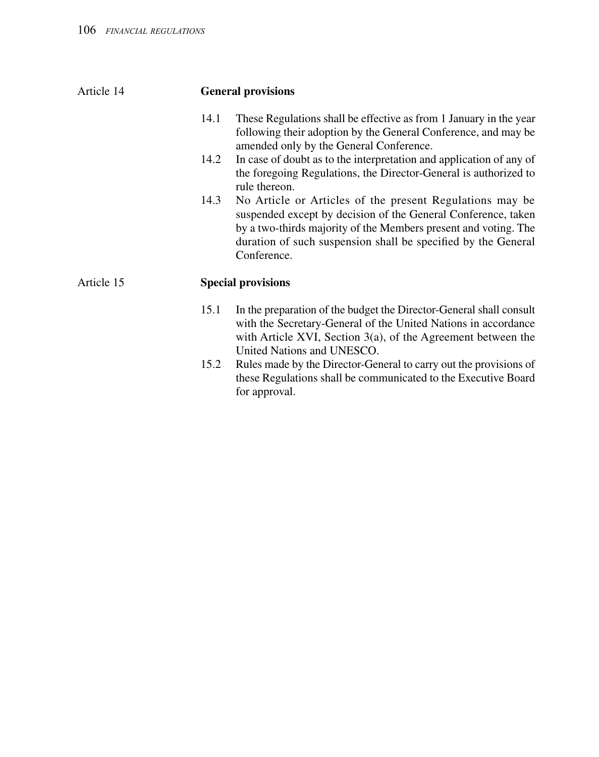## Article 14 General provisions

14.1 These Regulations shall be effective as from 1 January in the year following their adoption by the General Conference, and may be amended only by the General Conference.

14.2 In case of doubt as to the interpretation and application of any of the foregoing Regulations, the Director-General is authorized to rule thereon.

14.3 No Article or Articles of the present Regulations may be suspended except by decision of the General Conference, taken by a two-thirds majority of the Members present and voting. The duration of such suspension shall be specified by the General Conference.

## Article 15 Special provisions

15.1 In the preparation of the budget the Director-General shall consult with the Secretary-General of the United Nations in accordance with Article XVI, Section 3(a), of the Agreement between the United Nations and UNESCO.

15.2 Rules made by the Director-General to carry out the provisions of these Regulations shall be communicated to the Executive Board for approval.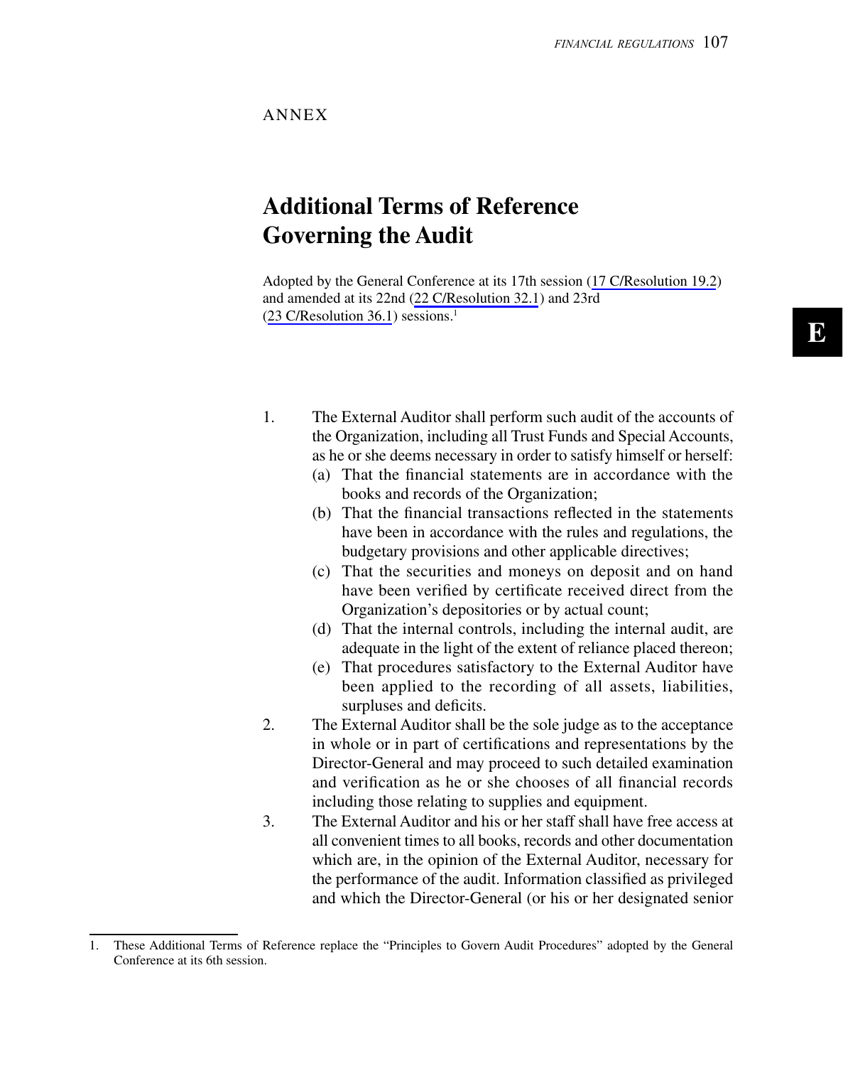ANNEX

# Additional Terms of Reference Governing the Audit

Adopted by the General Conference at its 17th session (17 C/Resolution 19.2) and amended at its 22nd (22 C/Resolution 32.1) and 23rd (23 C/Resolution 36.1) sessions.[1]

1. The External Auditor shall perform such audit of the accounts of the Organization, including all Trust Funds and Special Accounts, as he or she deems necessary in order to satisfy himself or herself:
   (a) That the financial statements are in accordance with the books and records of the Organization;
   (b) That the financial transactions reflected in the statements have been in accordance with the rules and regulations, the budgetary provisions and other applicable directives;
   (c) That the securities and moneys on deposit and on hand have been verified by certificate received direct from the Organization's depositories or by actual count;
   (d) That the internal controls, including the internal audit, are adequate in the light of the extent of reliance placed thereon;
   (e) That procedures satisfactory to the External Auditor have been applied to the recording of all assets, liabilities, surpluses and deficits.
2. The External Auditor shall be the sole judge as to the acceptance in whole or in part of certifications and representations by the Director-General and may proceed to such detailed examination and verification as he or she chooses of all financial records including those relating to supplies and equipment.
3. The External Auditor and his or her staff shall have free access at all convenient times to all books, records and other documentation which are, in the opinion of the External Auditor, necessary for the performance of the audit. Information classified as privileged and which the Director-General (or his or her designated senior

---

1. These Additional Terms of Reference replace the "Principles to Govern Audit Procedures" adopted by the General Conference at its 6th session.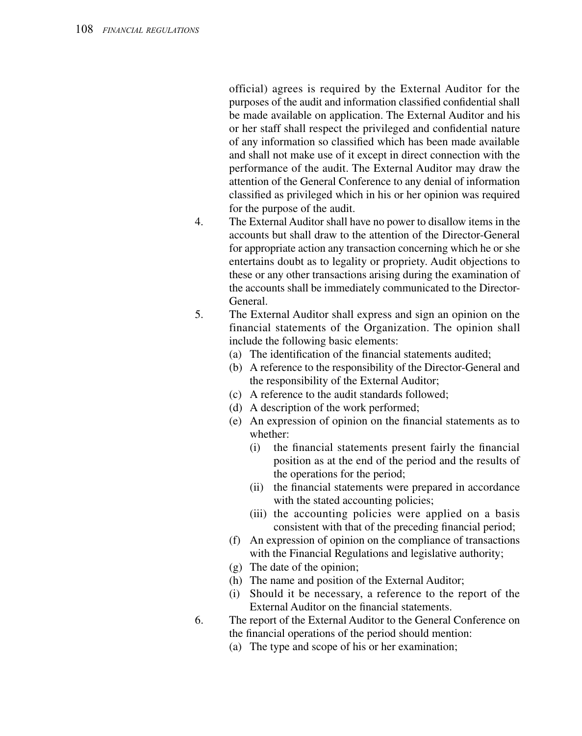official) agrees is required by the External Auditor for the purposes of the audit and information classified confidential shall be made available on application. The External Auditor and his or her staff shall respect the privileged and confidential nature of any information so classified which has been made available and shall not make use of it except in direct connection with the performance of the audit. The External Auditor may draw the attention of the General Conference to any denial of information classified as privileged which in his or her opinion was required for the purpose of the audit.

4. The External Auditor shall have no power to disallow items in the accounts but shall draw to the attention of the Director-General for appropriate action any transaction concerning which he or she entertains doubt as to legality or propriety. Audit objections to these or any other transactions arising during the examination of the accounts shall be immediately communicated to the Director-General.

5. The External Auditor shall express and sign an opinion on the financial statements of the Organization. The opinion shall include the following basic elements:
   - (a) The identification of the financial statements audited;
   - (b) A reference to the responsibility of the Director-General and the responsibility of the External Auditor;
   - (c) A reference to the audit standards followed;
   - (d) A description of the work performed;
   - (e) An expression of opinion on the financial statements as to whether:
     - (i) the financial statements present fairly the financial position as at the end of the period and the results of the operations for the period;
     - (ii) the financial statements were prepared in accordance with the stated accounting policies;
     - (iii) the accounting policies were applied on a basis consistent with that of the preceding financial period;
   - (f) An expression of opinion on the compliance of transactions with the Financial Regulations and legislative authority;
   - (g) The date of the opinion;
   - (h) The name and position of the External Auditor;
   - (i) Should it be necessary, a reference to the report of the External Auditor on the financial statements.

6. The report of the External Auditor to the General Conference on the financial operations of the period should mention:
   - (a) The type and scope of his or her examination;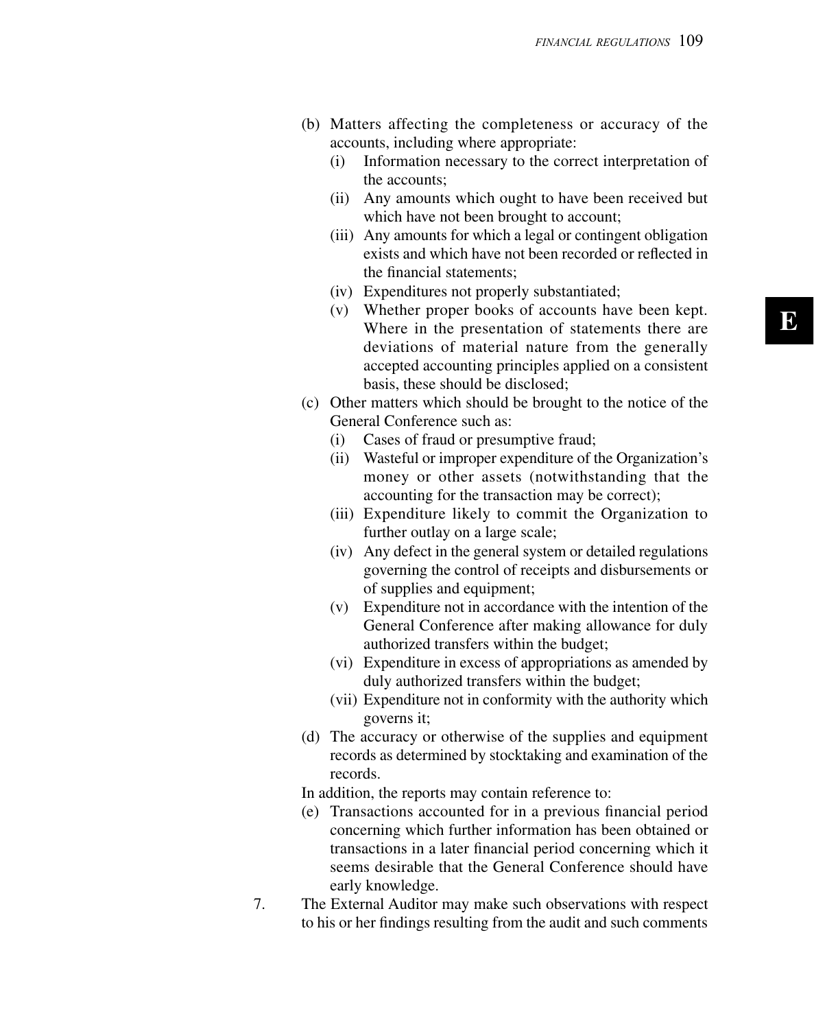- (b) Matters affecting the completeness or accuracy of the accounts, including where appropriate:
  - (i) Information necessary to the correct interpretation of the accounts;
  - (ii) Any amounts which ought to have been received but which have not been brought to account;
  - (iii) Any amounts for which a legal or contingent obligation exists and which have not been recorded or reflected in the financial statements;
  - (iv) Expenditures not properly substantiated;
  - (v) Whether proper books of accounts have been kept. Where in the presentation of statements there are deviations of material nature from the generally accepted accounting principles applied on a consistent basis, these should be disclosed;
- (c) Other matters which should be brought to the notice of the General Conference such as:
  - (i) Cases of fraud or presumptive fraud;
  - (ii) Wasteful or improper expenditure of the Organization's money or other assets (notwithstanding that the accounting for the transaction may be correct);
  - (iii) Expenditure likely to commit the Organization to further outlay on a large scale;
  - (iv) Any defect in the general system or detailed regulations governing the control of receipts and disbursements or of supplies and equipment;
  - (v) Expenditure not in accordance with the intention of the General Conference after making allowance for duly authorized transfers within the budget;
  - (vi) Expenditure in excess of appropriations as amended by duly authorized transfers within the budget;
  - (vii) Expenditure not in conformity with the authority which governs it;
- (d) The accuracy or otherwise of the supplies and equipment records as determined by stocktaking and examination of the records.

In addition, the reports may contain reference to:

- (e) Transactions accounted for in a previous financial period concerning which further information has been obtained or transactions in a later financial period concerning which it seems desirable that the General Conference should have early knowledge.

7. The External Auditor may make such observations with respect to his or her findings resulting from the audit and such comments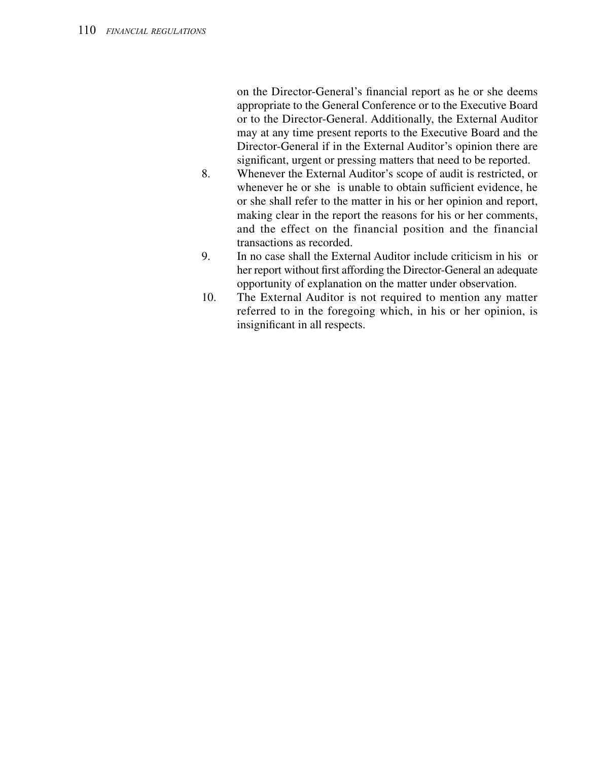on the Director-General's financial report as he or she deems appropriate to the General Conference or to the Executive Board or to the Director-General. Additionally, the External Auditor may at any time present reports to the Executive Board and the Director-General if in the External Auditor's opinion there are significant, urgent or pressing matters that need to be reported.

8. Whenever the External Auditor's scope of audit is restricted, or whenever he or she is unable to obtain sufficient evidence, he or she shall refer to the matter in his or her opinion and report, making clear in the report the reasons for his or her comments, and the effect on the financial position and the financial transactions as recorded.

9. In no case shall the External Auditor include criticism in his or her report without first affording the Director-General an adequate opportunity of explanation on the matter under observation.

10. The External Auditor is not required to mention any matter referred to in the foregoing which, in his or her opinion, is insignificant in all respects.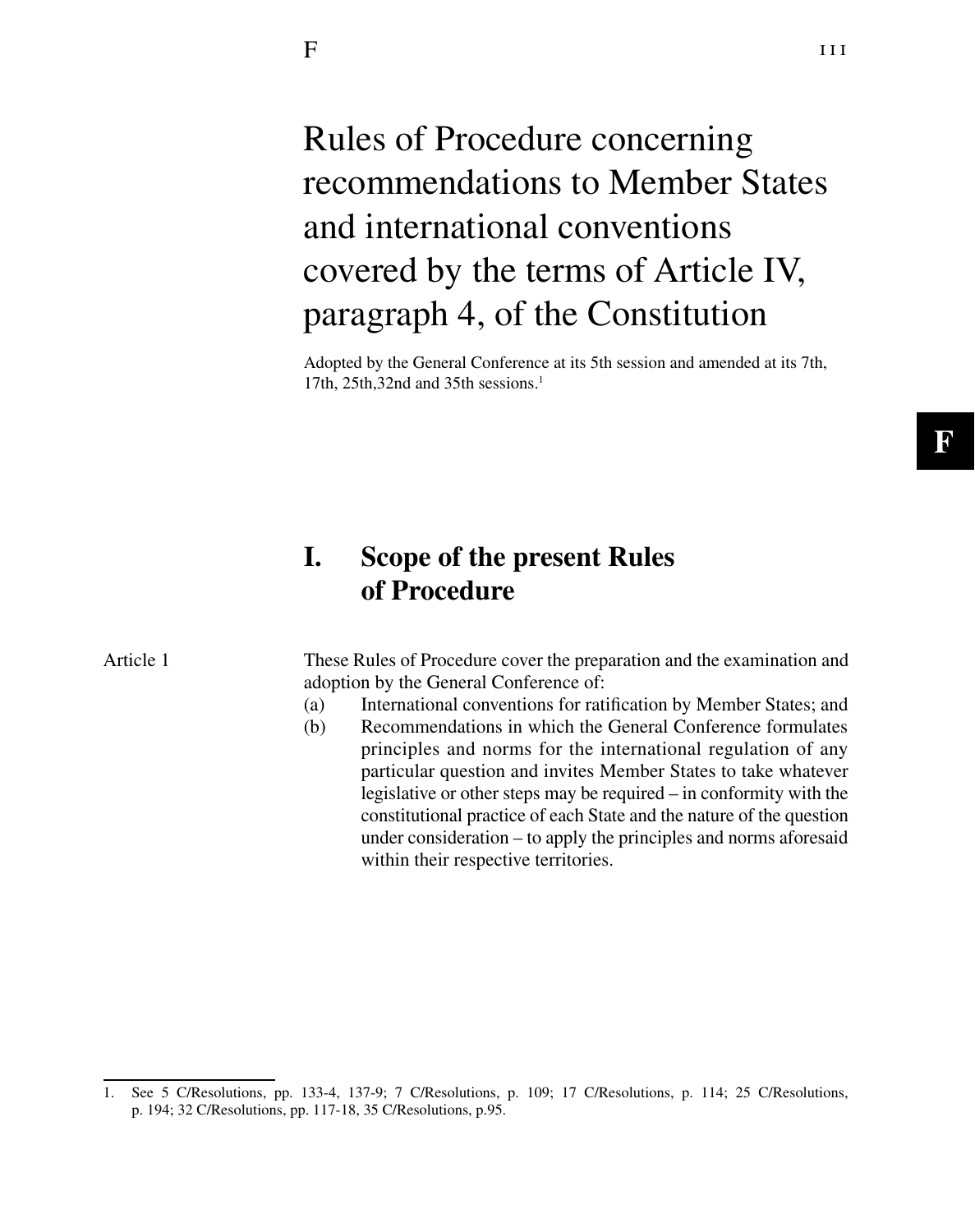# Rules of Procedure concerning recommendations to Member States and international conventions covered by the terms of Article IV, paragraph 4, of the Constitution

Adopted by the General Conference at its 5th session and amended at its 7th, 17th, 25th,32nd and 35th sessions.[1]

## I. Scope of the present Rules of Procedure

**Article 1**

These Rules of Procedure cover the preparation and the examination and adoption by the General Conference of:

(a) International conventions for ratification by Member States; and

(b) Recommendations in which the General Conference formulates principles and norms for the international regulation of any particular question and invites Member States to take whatever legislative or other steps may be required – in conformity with the constitutional practice of each State and the nature of the question under consideration – to apply the principles and norms aforesaid within their respective territories.

---

1. See 5 C/Resolutions, pp. 133-4, 137-9; 7 C/Resolutions, p. 109; 17 C/Resolutions, p. 114; 25 C/Resolutions, p. 194; 32 C/Resolutions, pp. 117-18, 35 C/Resolutions, p.95.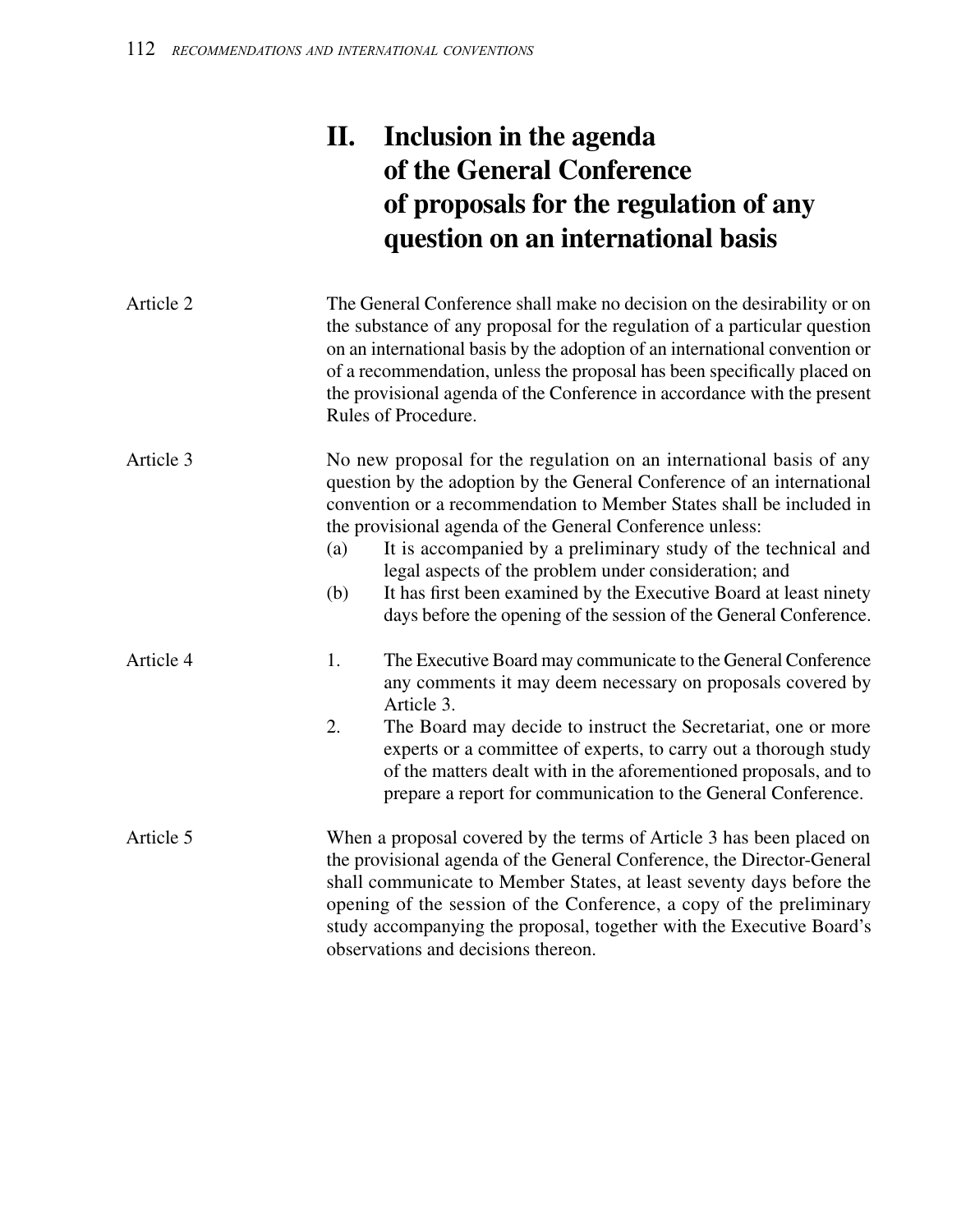## II. Inclusion in the agenda of the General Conference of proposals for the regulation of any question on an international basis

**Article 2**

The General Conference shall make no decision on the desirability or on the substance of any proposal for the regulation of a particular question on an international basis by the adoption of an international convention or of a recommendation, unless the proposal has been specifically placed on the provisional agenda of the Conference in accordance with the present Rules of Procedure.

**Article 3**

No new proposal for the regulation on an international basis of any question by the adoption by the General Conference of an international convention or a recommendation to Member States shall be included in the provisional agenda of the General Conference unless:

(a) It is accompanied by a preliminary study of the technical and legal aspects of the problem under consideration; and

(b) It has first been examined by the Executive Board at least ninety days before the opening of the session of the General Conference.

**Article 4**

1. The Executive Board may communicate to the General Conference any comments it may deem necessary on proposals covered by Article 3.
2. The Board may decide to instruct the Secretariat, one or more experts or a committee of experts, to carry out a thorough study of the matters dealt with in the aforementioned proposals, and to prepare a report for communication to the General Conference.

**Article 5**

When a proposal covered by the terms of Article 3 has been placed on the provisional agenda of the General Conference, the Director-General shall communicate to Member States, at least seventy days before the opening of the session of the Conference, a copy of the preliminary study accompanying the proposal, together with the Executive Board's observations and decisions thereon.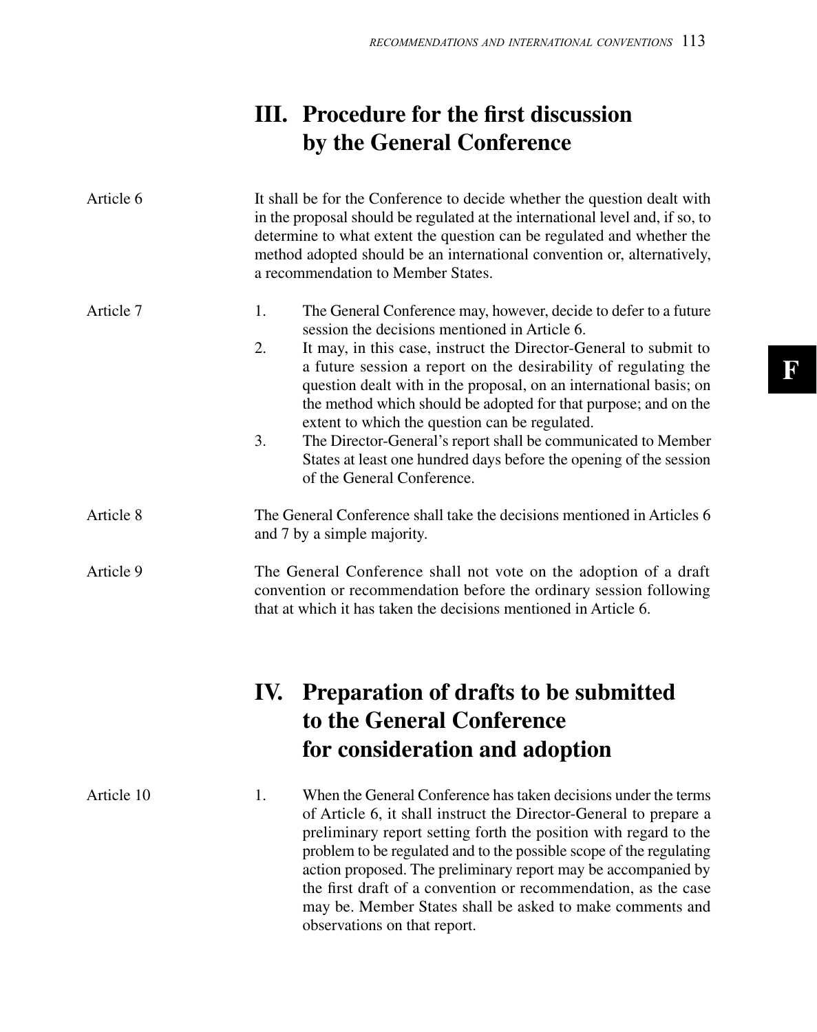## III. Procedure for the first discussion by the General Conference

**Article 6**

It shall be for the Conference to decide whether the question dealt with in the proposal should be regulated at the international level and, if so, to determine to what extent the question can be regulated and whether the method adopted should be an international convention or, alternatively, a recommendation to Member States.

**Article 7**

1. The General Conference may, however, decide to defer to a future session the decisions mentioned in Article 6.
2. It may, in this case, instruct the Director-General to submit to a future session a report on the desirability of regulating the question dealt with in the proposal, on an international basis; on the method which should be adopted for that purpose; and on the extent to which the question can be regulated.
3. The Director-General's report shall be communicated to Member States at least one hundred days before the opening of the session of the General Conference.

**Article 8**

The General Conference shall take the decisions mentioned in Articles 6 and 7 by a simple majority.

**Article 9**

The General Conference shall not vote on the adoption of a draft convention or recommendation before the ordinary session following that at which it has taken the decisions mentioned in Article 6.

## IV. Preparation of drafts to be submitted to the General Conference for consideration and adoption

**Article 10**

1. When the General Conference has taken decisions under the terms of Article 6, it shall instruct the Director-General to prepare a preliminary report setting forth the position with regard to the problem to be regulated and to the possible scope of the regulating action proposed. The preliminary report may be accompanied by the first draft of a convention or recommendation, as the case may be. Member States shall be asked to make comments and observations on that report.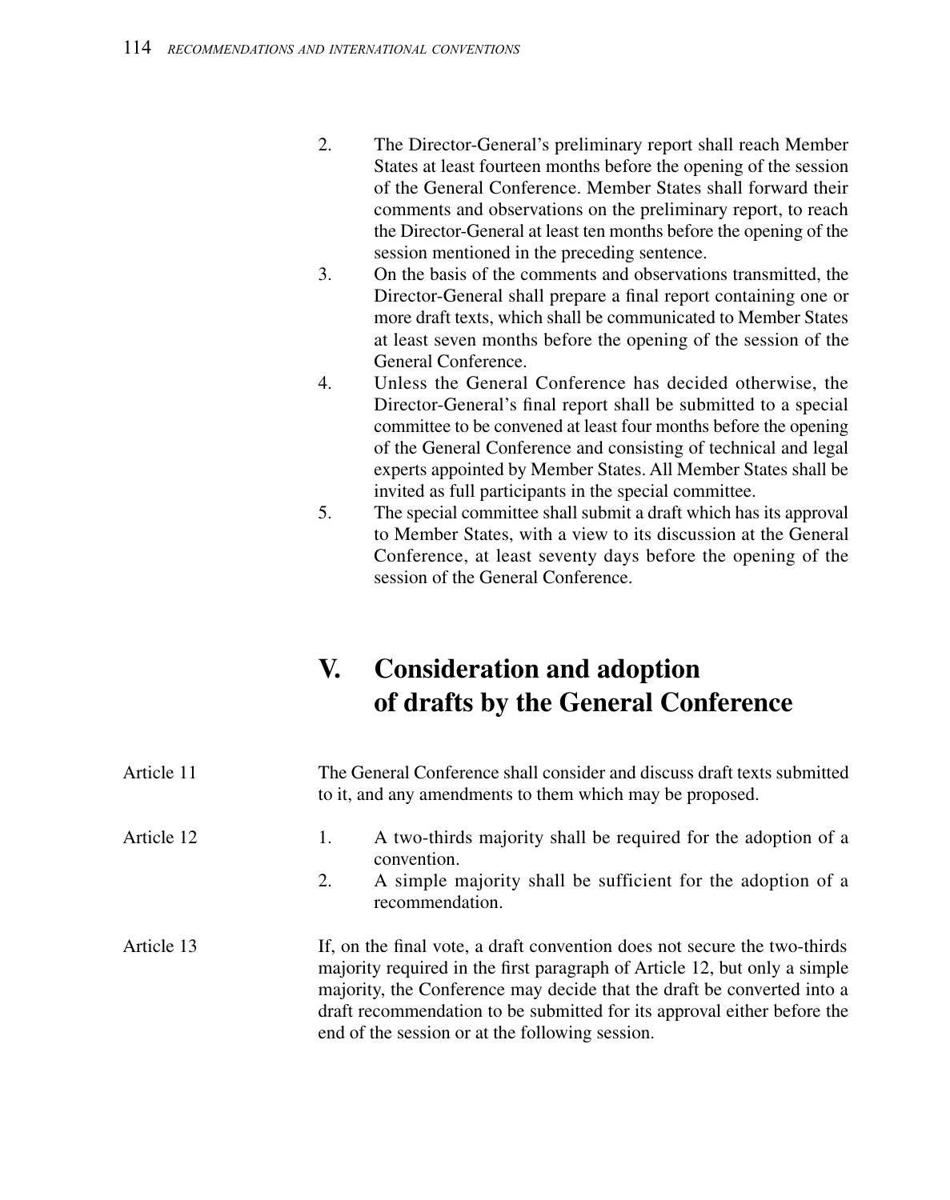2. The Director-General's preliminary report shall reach Member States at least fourteen months before the opening of the session of the General Conference. Member States shall forward their comments and observations on the preliminary report, to reach the Director-General at least ten months before the opening of the session mentioned in the preceding sentence.
3. On the basis of the comments and observations transmitted, the Director-General shall prepare a final report containing one or more draft texts, which shall be communicated to Member States at least seven months before the opening of the session of the General Conference.
4. Unless the General Conference has decided otherwise, the Director-General's final report shall be submitted to a special committee to be convened at least four months before the opening of the General Conference and consisting of technical and legal experts appointed by Member States. All Member States shall be invited as full participants in the special committee.
5. The special committee shall submit a draft which has its approval to Member States, with a view to its discussion at the General Conference, at least seventy days before the opening of the session of the General Conference.

## V. Consideration and adoption of drafts by the General Conference

Article 11

The General Conference shall consider and discuss draft texts submitted to it, and any amendments to them which may be proposed.

Article 12

1. A two-thirds majority shall be required for the adoption of a convention.
2. A simple majority shall be sufficient for the adoption of a recommendation.

Article 13

If, on the final vote, a draft convention does not secure the two-thirds majority required in the first paragraph of Article 12, but only a simple majority, the Conference may decide that the draft be converted into a draft recommendation to be submitted for its approval either before the end of the session or at the following session.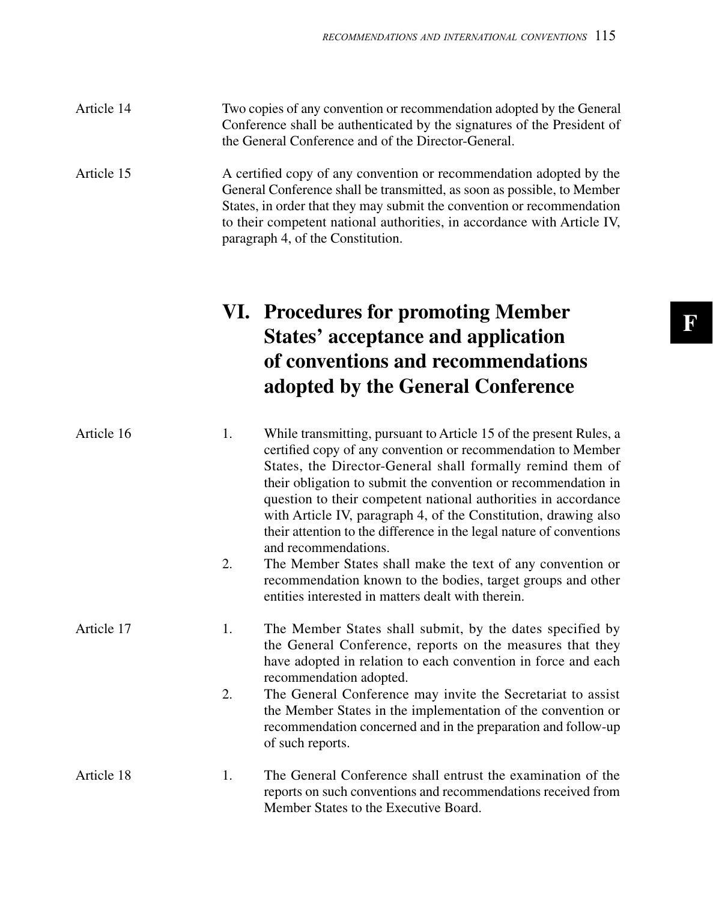Article 14

Two copies of any convention or recommendation adopted by the General Conference shall be authenticated by the signatures of the President of the General Conference and of the Director-General.

Article 15

A certified copy of any convention or recommendation adopted by the General Conference shall be transmitted, as soon as possible, to Member States, in order that they may submit the convention or recommendation to their competent national authorities, in accordance with Article IV, paragraph 4, of the Constitution.

## VI. Procedures for promoting Member States' acceptance and application of conventions and recommendations adopted by the General Conference

Article 16

1. While transmitting, pursuant to Article 15 of the present Rules, a certified copy of any convention or recommendation to Member States, the Director-General shall formally remind them of their obligation to submit the convention or recommendation in question to their competent national authorities in accordance with Article IV, paragraph 4, of the Constitution, drawing also their attention to the difference in the legal nature of conventions and recommendations.
2. The Member States shall make the text of any convention or recommendation known to the bodies, target groups and other entities interested in matters dealt with therein.

Article 17

1. The Member States shall submit, by the dates specified by the General Conference, reports on the measures that they have adopted in relation to each convention in force and each recommendation adopted.
2. The General Conference may invite the Secretariat to assist the Member States in the implementation of the convention or recommendation concerned and in the preparation and follow-up of such reports.

Article 18

1. The General Conference shall entrust the examination of the reports on such conventions and recommendations received from Member States to the Executive Board.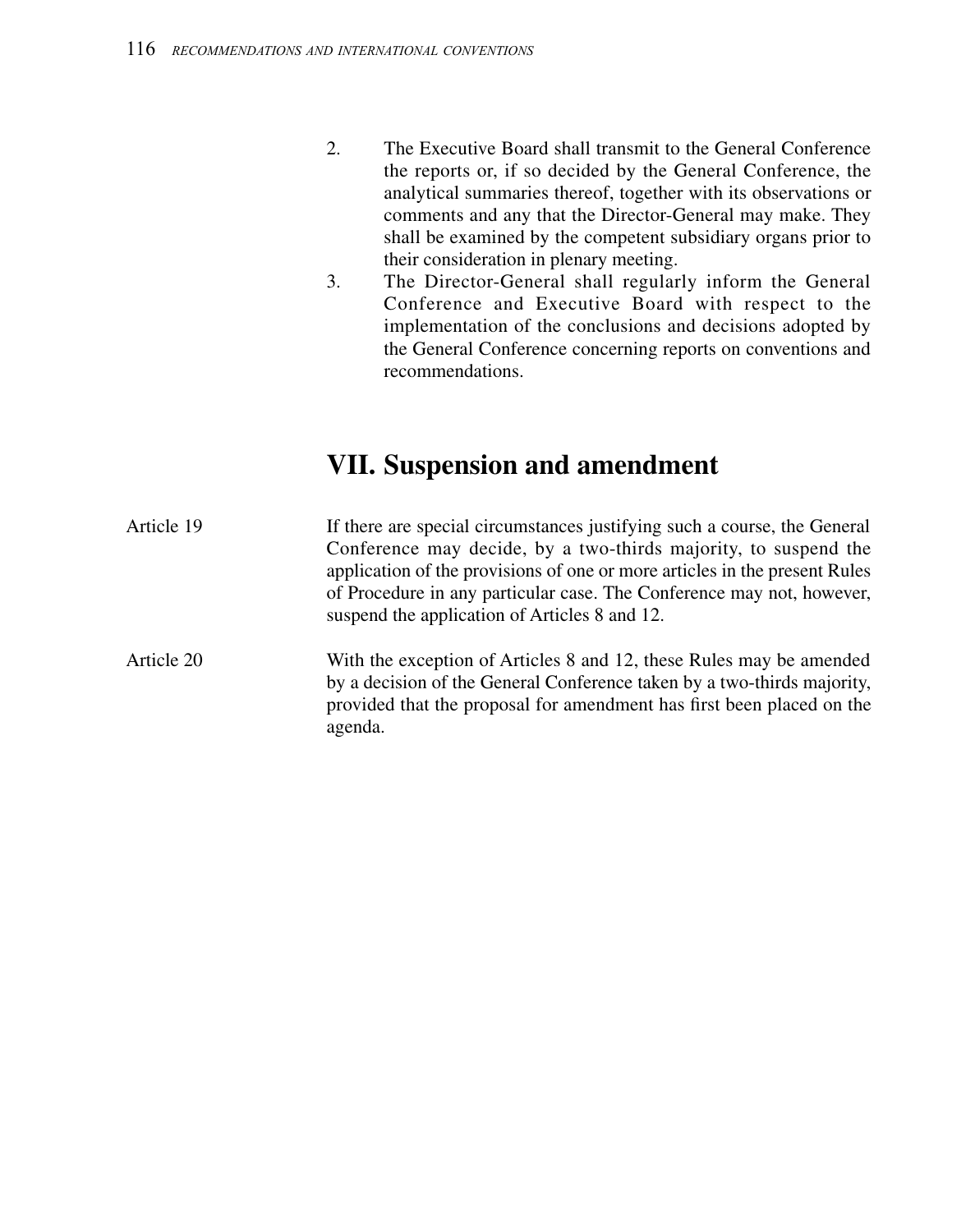2. The Executive Board shall transmit to the General Conference the reports or, if so decided by the General Conference, the analytical summaries thereof, together with its observations or comments and any that the Director-General may make. They shall be examined by the competent subsidiary organs prior to their consideration in plenary meeting.
3. The Director-General shall regularly inform the General Conference and Executive Board with respect to the implementation of the conclusions and decisions adopted by the General Conference concerning reports on conventions and recommendations.

## VII. Suspension and amendment

Article 19 — If there are special circumstances justifying such a course, the General Conference may decide, by a two-thirds majority, to suspend the application of the provisions of one or more articles in the present Rules of Procedure in any particular case. The Conference may not, however, suspend the application of Articles 8 and 12.

Article 20 — With the exception of Articles 8 and 12, these Rules may be amended by a decision of the General Conference taken by a two-thirds majority, provided that the proposal for amendment has first been placed on the agenda.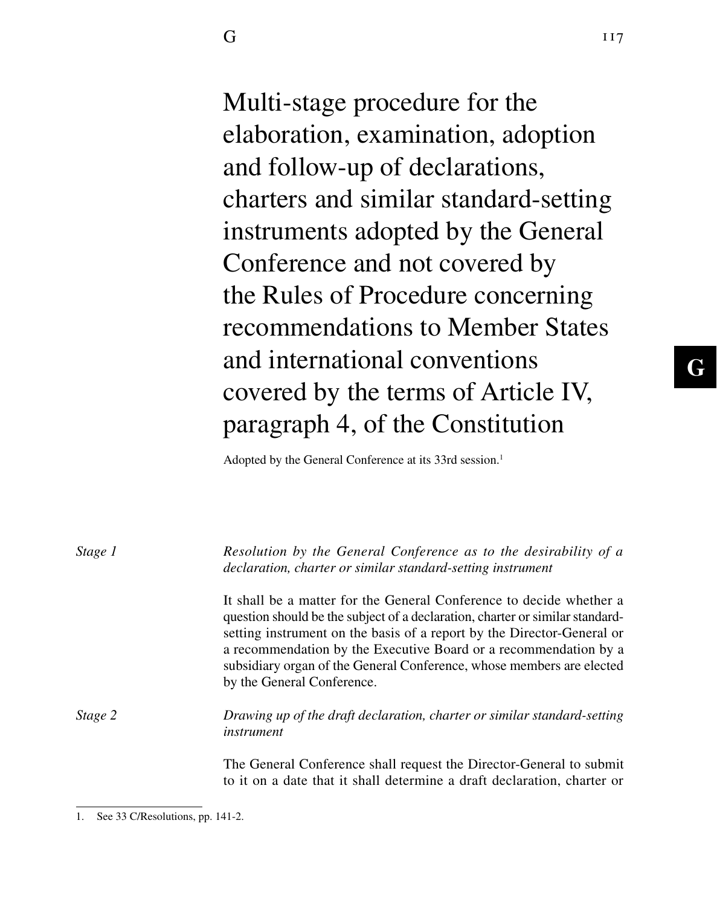# Multi-stage procedure for the elaboration, examination, adoption and follow-up of declarations, charters and similar standard-setting instruments adopted by the General Conference and not covered by the Rules of Procedure concerning recommendations to Member States and international conventions covered by the terms of Article IV, paragraph 4, of the Constitution

Adopted by the General Conference at its 33rd session.[1]

*Stage 1* — *Resolution by the General Conference as to the desirability of a declaration, charter or similar standard-setting instrument*

It shall be a matter for the General Conference to decide whether a question should be the subject of a declaration, charter or similar standard-setting instrument on the basis of a report by the Director-General or a recommendation by the Executive Board or a recommendation by a subsidiary organ of the General Conference, whose members are elected by the General Conference.

*Stage 2* — *Drawing up of the draft declaration, charter or similar standard-setting instrument*

The General Conference shall request the Director-General to submit to it on a date that it shall determine a draft declaration, charter or

1. See 33 C/Resolutions, pp. 141-2.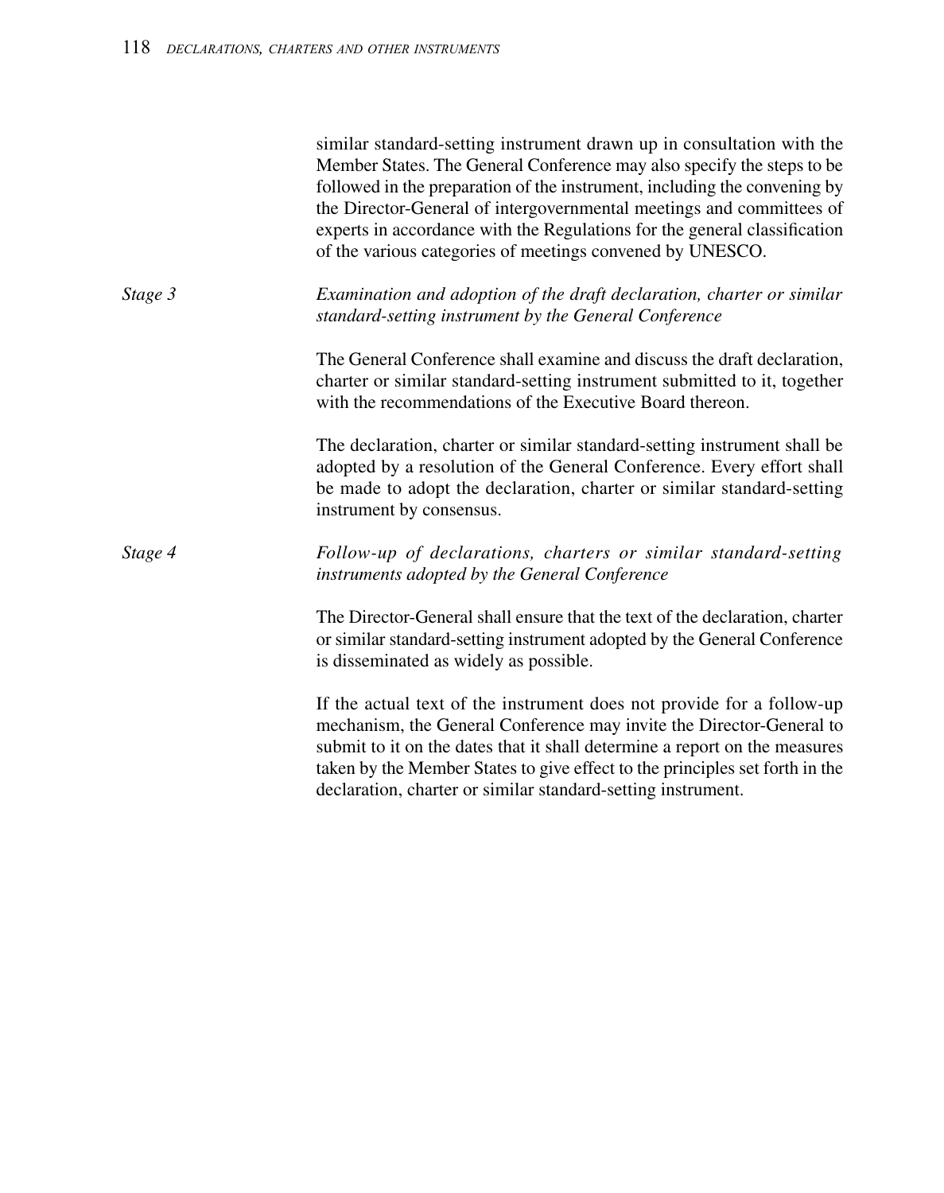similar standard-setting instrument drawn up in consultation with the Member States. The General Conference may also specify the steps to be followed in the preparation of the instrument, including the convening by the Director-General of intergovernmental meetings and committees of experts in accordance with the Regulations for the general classification of the various categories of meetings convened by UNESCO.

*Stage 3* *Examination and adoption of the draft declaration, charter or similar standard-setting instrument by the General Conference*

The General Conference shall examine and discuss the draft declaration, charter or similar standard-setting instrument submitted to it, together with the recommendations of the Executive Board thereon.

The declaration, charter or similar standard-setting instrument shall be adopted by a resolution of the General Conference. Every effort shall be made to adopt the declaration, charter or similar standard-setting instrument by consensus.

*Stage 4* *Follow-up of declarations, charters or similar standard-setting instruments adopted by the General Conference*

The Director-General shall ensure that the text of the declaration, charter or similar standard-setting instrument adopted by the General Conference is disseminated as widely as possible.

If the actual text of the instrument does not provide for a follow-up mechanism, the General Conference may invite the Director-General to submit to it on the dates that it shall determine a report on the measures taken by the Member States to give effect to the principles set forth in the declaration, charter or similar standard-setting instrument.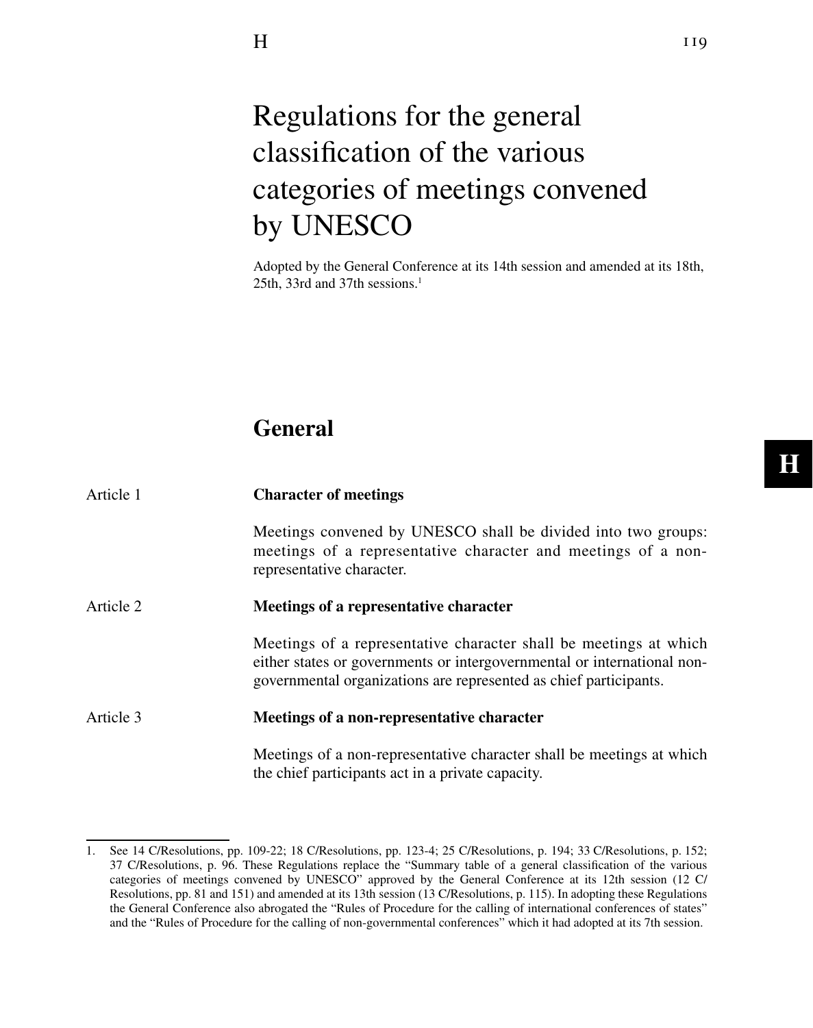# Regulations for the general classification of the various categories of meetings convened by UNESCO

Adopted by the General Conference at its 14th session and amended at its 18th, 25th, 33rd and 37th sessions.[1]

## General

### Article 1 — Character of meetings

Meetings convened by UNESCO shall be divided into two groups: meetings of a representative character and meetings of a non-representative character.

### Article 2 — Meetings of a representative character

Meetings of a representative character shall be meetings at which either states or governments or intergovernmental or international non-governmental organizations are represented as chief participants.

### Article 3 — Meetings of a non-representative character

Meetings of a non-representative character shall be meetings at which the chief participants act in a private capacity.

---

1. See 14 C/Resolutions, pp. 109-22; 18 C/Resolutions, pp. 123-4; 25 C/Resolutions, p. 194; 33 C/Resolutions, p. 152; 37 C/Resolutions, p. 96. These Regulations replace the "Summary table of a general classification of the various categories of meetings convened by UNESCO" approved by the General Conference at its 12th session (12 C/Resolutions, pp. 81 and 151) and amended at its 13th session (13 C/Resolutions, p. 115). In adopting these Regulations the General Conference also abrogated the "Rules of Procedure for the calling of international conferences of states" and the "Rules of Procedure for the calling of non-governmental conferences" which it had adopted at its 7th session.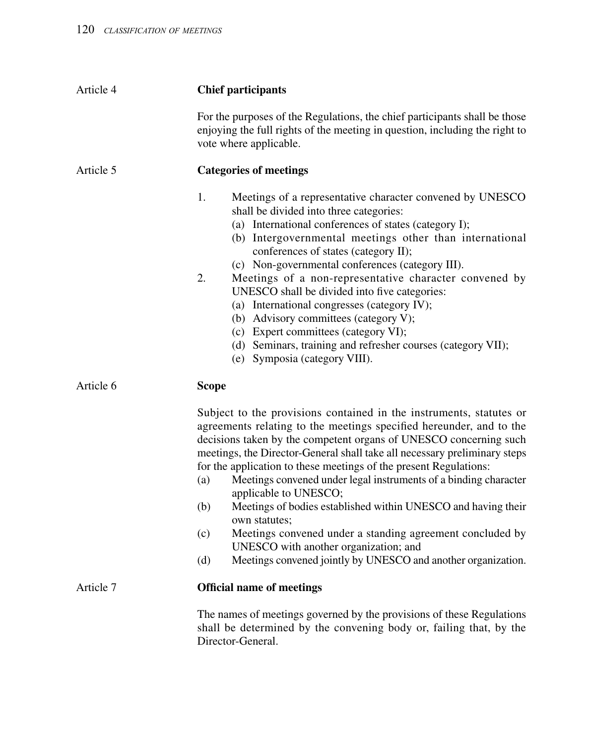## Article 4 — Chief participants

For the purposes of the Regulations, the chief participants shall be those enjoying the full rights of the meeting in question, including the right to vote where applicable.

## Article 5 — Categories of meetings

1. Meetings of a representative character convened by UNESCO shall be divided into three categories:
   (a) International conferences of states (category I);
   (b) Intergovernmental meetings other than international conferences of states (category II);
   (c) Non-governmental conferences (category III).
2. Meetings of a non-representative character convened by UNESCO shall be divided into five categories:
   (a) International congresses (category IV);
   (b) Advisory committees (category V);
   (c) Expert committees (category VI);
   (d) Seminars, training and refresher courses (category VII);
   (e) Symposia (category VIII).

## Article 6 — Scope

Subject to the provisions contained in the instruments, statutes or agreements relating to the meetings specified hereunder, and to the decisions taken by the competent organs of UNESCO concerning such meetings, the Director-General shall take all necessary preliminary steps for the application to these meetings of the present Regulations:

(a) Meetings convened under legal instruments of a binding character applicable to UNESCO;
(b) Meetings of bodies established within UNESCO and having their own statutes;
(c) Meetings convened under a standing agreement concluded by UNESCO with another organization; and
(d) Meetings convened jointly by UNESCO and another organization.

## Article 7 — Official name of meetings

The names of meetings governed by the provisions of these Regulations shall be determined by the convening body or, failing that, by the Director-General.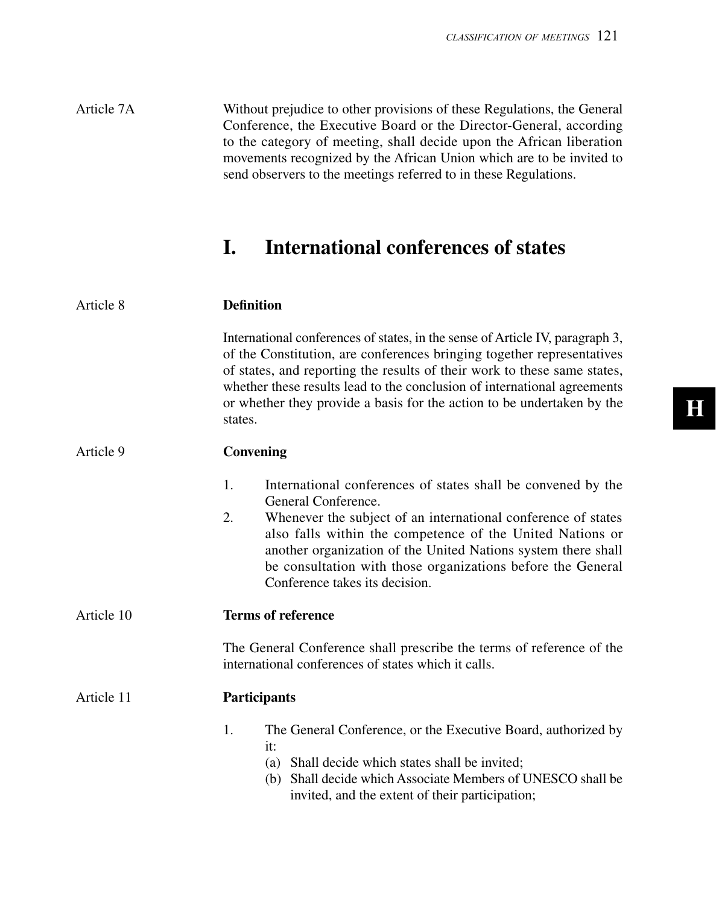Article 7A

Without prejudice to other provisions of these Regulations, the General Conference, the Executive Board or the Director-General, according to the category of meeting, shall decide upon the African liberation movements recognized by the African Union which are to be invited to send observers to the meetings referred to in these Regulations.

## I. International conferences of states

Article 8

**Definition**

International conferences of states, in the sense of Article IV, paragraph 3, of the Constitution, are conferences bringing together representatives of states, and reporting the results of their work to these same states, whether these results lead to the conclusion of international agreements or whether they provide a basis for the action to be undertaken by the states.

Article 9

**Convening**

1. International conferences of states shall be convened by the General Conference.
2. Whenever the subject of an international conference of states also falls within the competence of the United Nations or another organization of the United Nations system there shall be consultation with those organizations before the General Conference takes its decision.

Article 10

**Terms of reference**

The General Conference shall prescribe the terms of reference of the international conferences of states which it calls.

Article 11

**Participants**

1. The General Conference, or the Executive Board, authorized by it:
   (a) Shall decide which states shall be invited;
   (b) Shall decide which Associate Members of UNESCO shall be invited, and the extent of their participation;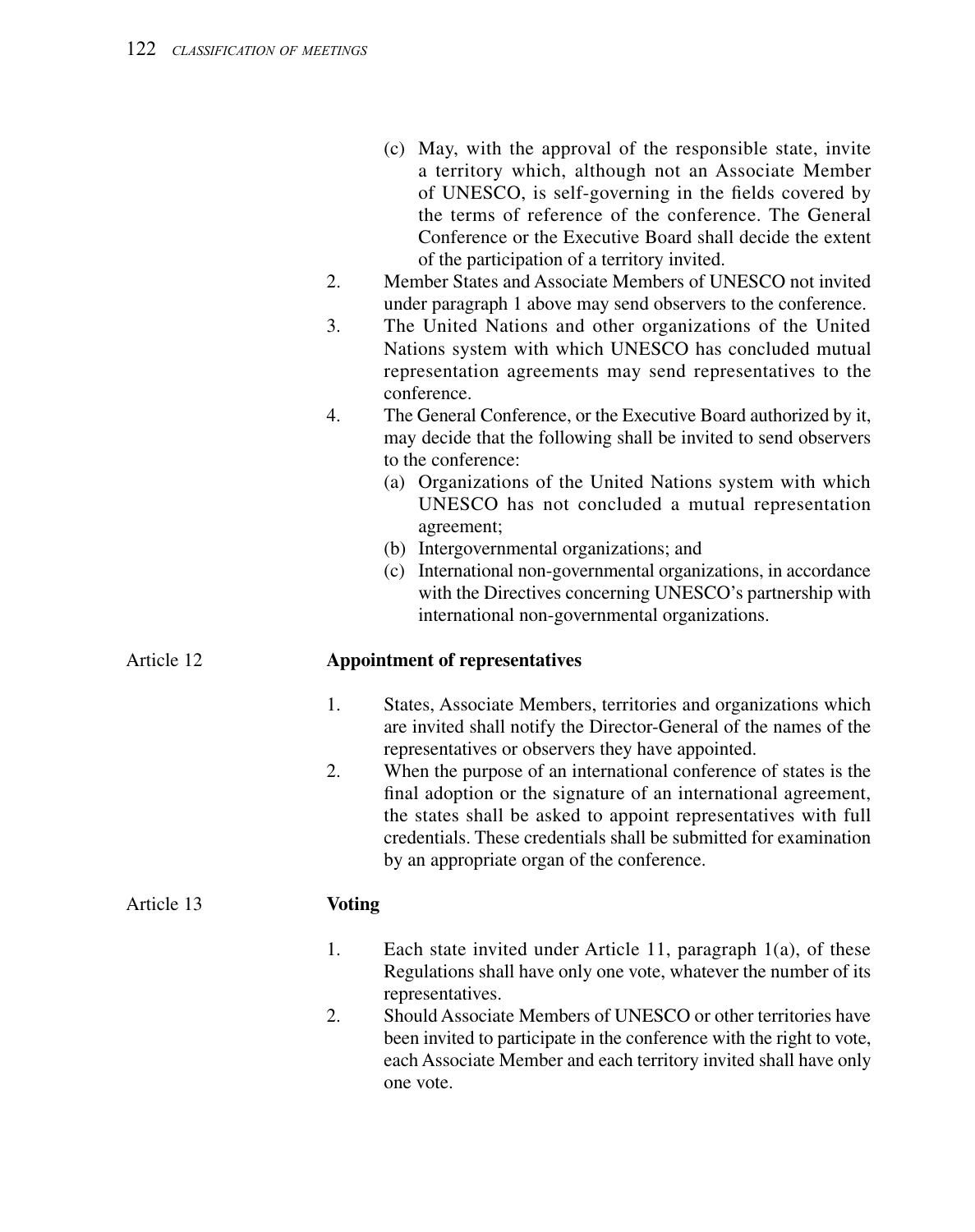(c) May, with the approval of the responsible state, invite a territory which, although not an Associate Member of UNESCO, is self-governing in the fields covered by the terms of reference of the conference. The General Conference or the Executive Board shall decide the extent of the participation of a territory invited.

2. Member States and Associate Members of UNESCO not invited under paragraph 1 above may send observers to the conference.

3. The United Nations and other organizations of the United Nations system with which UNESCO has concluded mutual representation agreements may send representatives to the conference.

4. The General Conference, or the Executive Board authorized by it, may decide that the following shall be invited to send observers to the conference:
   - (a) Organizations of the United Nations system with which UNESCO has not concluded a mutual representation agreement;
   - (b) Intergovernmental organizations; and
   - (c) International non-governmental organizations, in accordance with the Directives concerning UNESCO's partnership with international non-governmental organizations.

## Article 12 — Appointment of representatives

1. States, Associate Members, territories and organizations which are invited shall notify the Director-General of the names of the representatives or observers they have appointed.
2. When the purpose of an international conference of states is the final adoption or the signature of an international agreement, the states shall be asked to appoint representatives with full credentials. These credentials shall be submitted for examination by an appropriate organ of the conference.

## Article 13 — Voting

1. Each state invited under Article 11, paragraph 1(a), of these Regulations shall have only one vote, whatever the number of its representatives.
2. Should Associate Members of UNESCO or other territories have been invited to participate in the conference with the right to vote, each Associate Member and each territory invited shall have only one vote.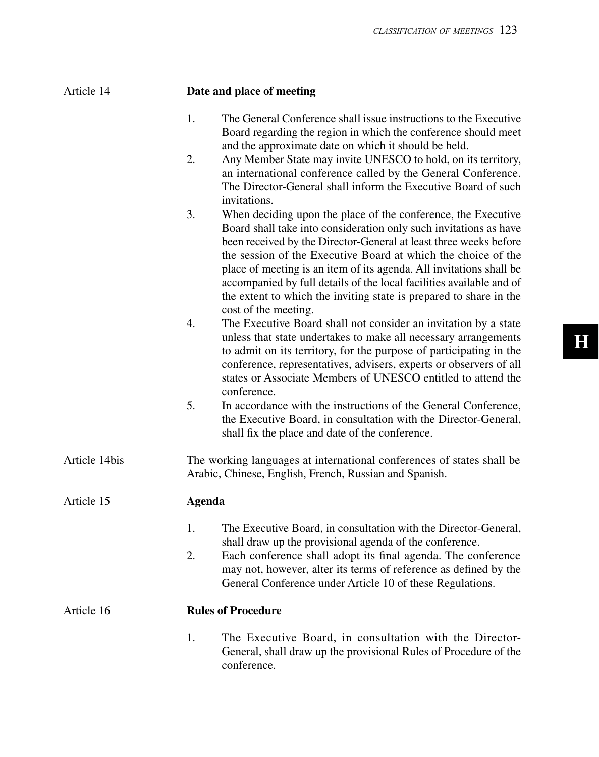Article 14 **Date and place of meeting**

1. The General Conference shall issue instructions to the Executive Board regarding the region in which the conference should meet and the approximate date on which it should be held.
2. Any Member State may invite UNESCO to hold, on its territory, an international conference called by the General Conference. The Director-General shall inform the Executive Board of such invitations.
3. When deciding upon the place of the conference, the Executive Board shall take into consideration only such invitations as have been received by the Director-General at least three weeks before the session of the Executive Board at which the choice of the place of meeting is an item of its agenda. All invitations shall be accompanied by full details of the local facilities available and of the extent to which the inviting state is prepared to share in the cost of the meeting.
4. The Executive Board shall not consider an invitation by a state unless that state undertakes to make all necessary arrangements to admit on its territory, for the purpose of participating in the conference, representatives, advisers, experts or observers of all states or Associate Members of UNESCO entitled to attend the conference.
5. In accordance with the instructions of the General Conference, the Executive Board, in consultation with the Director-General, shall fix the place and date of the conference.

Article 14bis The working languages at international conferences of states shall be Arabic, Chinese, English, French, Russian and Spanish.

Article 15 **Agenda**

1. The Executive Board, in consultation with the Director-General, shall draw up the provisional agenda of the conference.
2. Each conference shall adopt its final agenda. The conference may not, however, alter its terms of reference as defined by the General Conference under Article 10 of these Regulations.

Article 16 **Rules of Procedure**

1. The Executive Board, in consultation with the Director-General, shall draw up the provisional Rules of Procedure of the conference.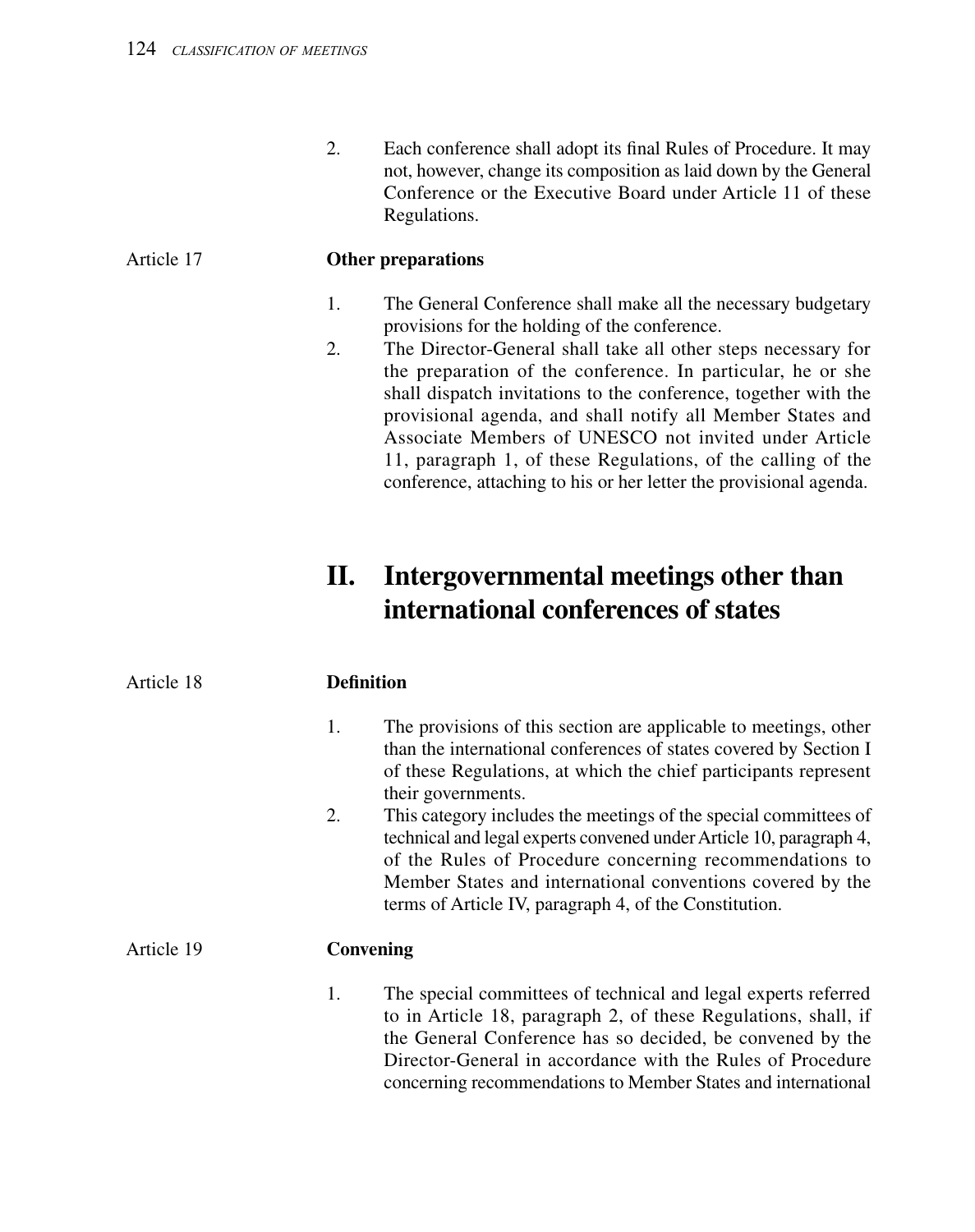2. Each conference shall adopt its final Rules of Procedure. It may not, however, change its composition as laid down by the General Conference or the Executive Board under Article 11 of these Regulations.

Article 17 **Other preparations**

1. The General Conference shall make all the necessary budgetary provisions for the holding of the conference.
2. The Director-General shall take all other steps necessary for the preparation of the conference. In particular, he or she shall dispatch invitations to the conference, together with the provisional agenda, and shall notify all Member States and Associate Members of UNESCO not invited under Article 11, paragraph 1, of these Regulations, of the calling of the conference, attaching to his or her letter the provisional agenda.

## II. Intergovernmental meetings other than international conferences of states

Article 18 **Definition**

1. The provisions of this section are applicable to meetings, other than the international conferences of states covered by Section I of these Regulations, at which the chief participants represent their governments.
2. This category includes the meetings of the special committees of technical and legal experts convened under Article 10, paragraph 4, of the Rules of Procedure concerning recommendations to Member States and international conventions covered by the terms of Article IV, paragraph 4, of the Constitution.

Article 19 **Convening**

1. The special committees of technical and legal experts referred to in Article 18, paragraph 2, of these Regulations, shall, if the General Conference has so decided, be convened by the Director-General in accordance with the Rules of Procedure concerning recommendations to Member States and international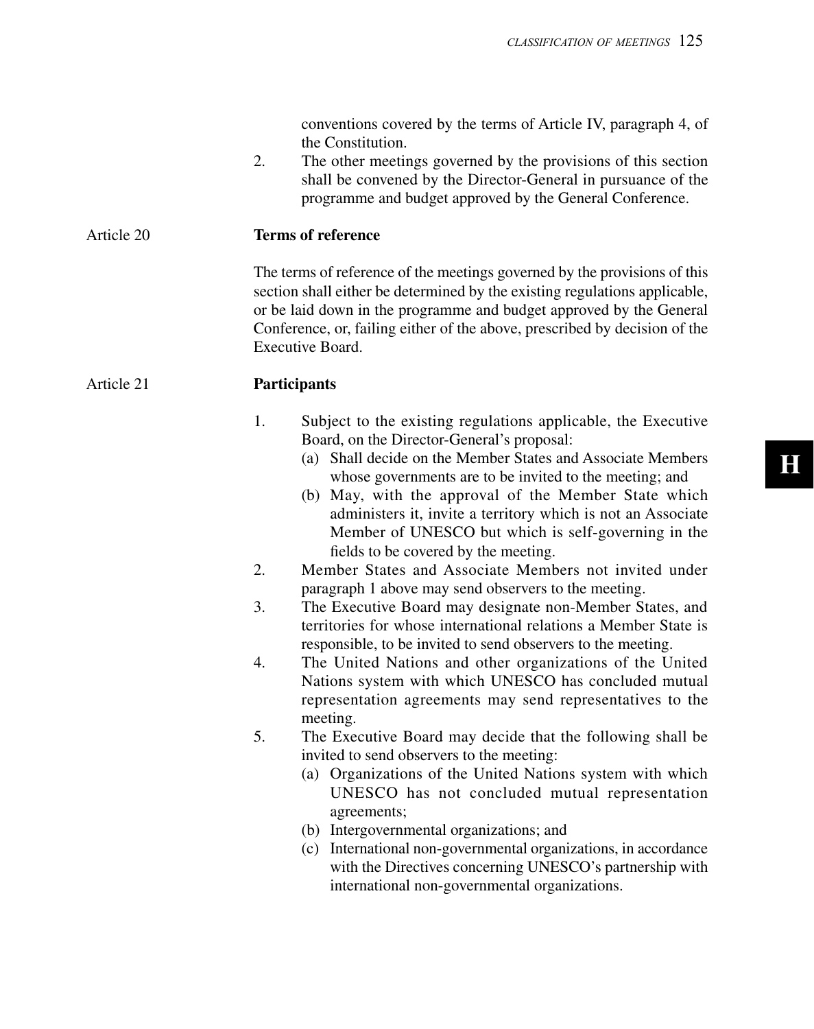conventions covered by the terms of Article IV, paragraph 4, of the Constitution.

2. The other meetings governed by the provisions of this section shall be convened by the Director-General in pursuance of the programme and budget approved by the General Conference.

Article 20 **Terms of reference**

The terms of reference of the meetings governed by the provisions of this section shall either be determined by the existing regulations applicable, or be laid down in the programme and budget approved by the General Conference, or, failing either of the above, prescribed by decision of the Executive Board.

Article 21 **Participants**

1. Subject to the existing regulations applicable, the Executive Board, on the Director-General's proposal:
   (a) Shall decide on the Member States and Associate Members whose governments are to be invited to the meeting; and
   (b) May, with the approval of the Member State which administers it, invite a territory which is not an Associate Member of UNESCO but which is self-governing in the fields to be covered by the meeting.
2. Member States and Associate Members not invited under paragraph 1 above may send observers to the meeting.
3. The Executive Board may designate non-Member States, and territories for whose international relations a Member State is responsible, to be invited to send observers to the meeting.
4. The United Nations and other organizations of the United Nations system with which UNESCO has concluded mutual representation agreements may send representatives to the meeting.
5. The Executive Board may decide that the following shall be invited to send observers to the meeting:
   (a) Organizations of the United Nations system with which UNESCO has not concluded mutual representation agreements;
   (b) Intergovernmental organizations; and
   (c) International non-governmental organizations, in accordance with the Directives concerning UNESCO's partnership with international non-governmental organizations.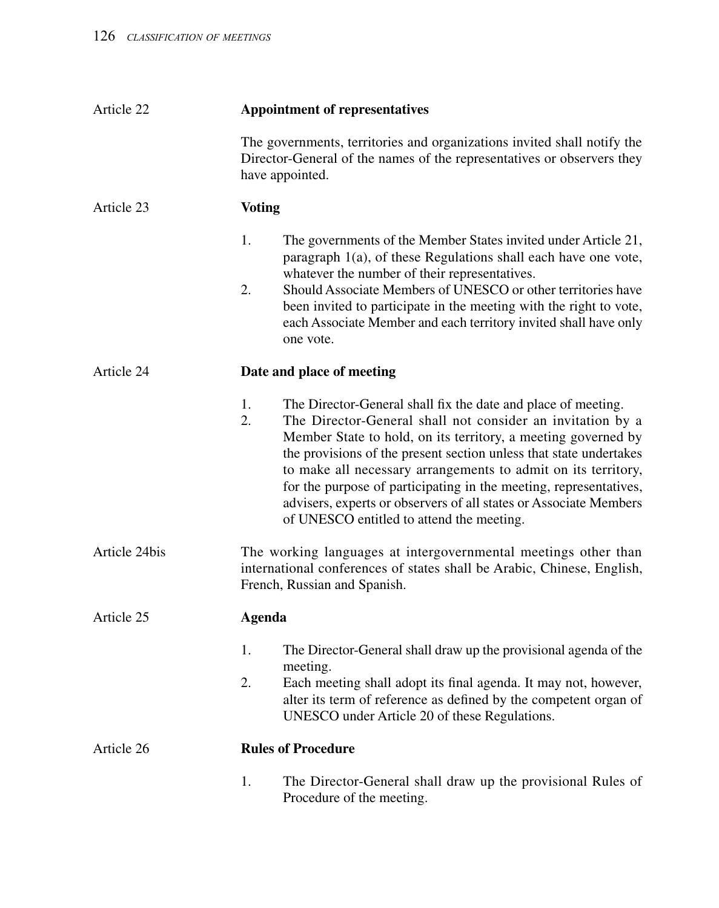Article 22 **Appointment of representatives**

The governments, territories and organizations invited shall notify the Director-General of the names of the representatives or observers they have appointed.

Article 23 **Voting**

1. The governments of the Member States invited under Article 21, paragraph 1(a), of these Regulations shall each have one vote, whatever the number of their representatives.
2. Should Associate Members of UNESCO or other territories have been invited to participate in the meeting with the right to vote, each Associate Member and each territory invited shall have only one vote.

Article 24 **Date and place of meeting**

1. The Director-General shall fix the date and place of meeting.
2. The Director-General shall not consider an invitation by a Member State to hold, on its territory, a meeting governed by the provisions of the present section unless that state undertakes to make all necessary arrangements to admit on its territory, for the purpose of participating in the meeting, representatives, advisers, experts or observers of all states or Associate Members of UNESCO entitled to attend the meeting.

Article 24bis The working languages at intergovernmental meetings other than international conferences of states shall be Arabic, Chinese, English, French, Russian and Spanish.

Article 25 **Agenda**

1. The Director-General shall draw up the provisional agenda of the meeting.
2. Each meeting shall adopt its final agenda. It may not, however, alter its term of reference as defined by the competent organ of UNESCO under Article 20 of these Regulations.

Article 26 **Rules of Procedure**

1. The Director-General shall draw up the provisional Rules of Procedure of the meeting.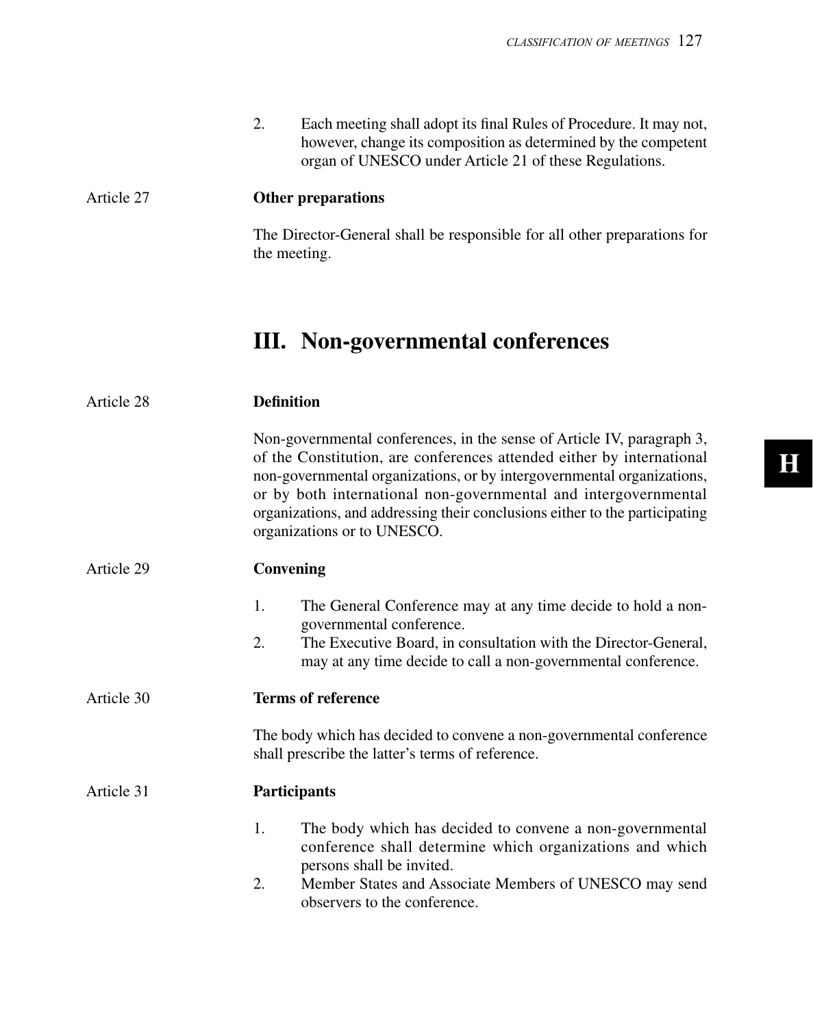2. Each meeting shall adopt its final Rules of Procedure. It may not, however, change its composition as determined by the competent organ of UNESCO under Article 21 of these Regulations.

Article 27 **Other preparations**

The Director-General shall be responsible for all other preparations for the meeting.

## III. Non-governmental conferences

Article 28 **Definition**

Non-governmental conferences, in the sense of Article IV, paragraph 3, of the Constitution, are conferences attended either by international non-governmental organizations, or by intergovernmental organizations, or by both international non-governmental and intergovernmental organizations, and addressing their conclusions either to the participating organizations or to UNESCO.

Article 29 **Convening**

1. The General Conference may at any time decide to hold a non-governmental conference.
2. The Executive Board, in consultation with the Director-General, may at any time decide to call a non-governmental conference.

Article 30 **Terms of reference**

The body which has decided to convene a non-governmental conference shall prescribe the latter's terms of reference.

Article 31 **Participants**

1. The body which has decided to convene a non-governmental conference shall determine which organizations and which persons shall be invited.
2. Member States and Associate Members of UNESCO may send observers to the conference.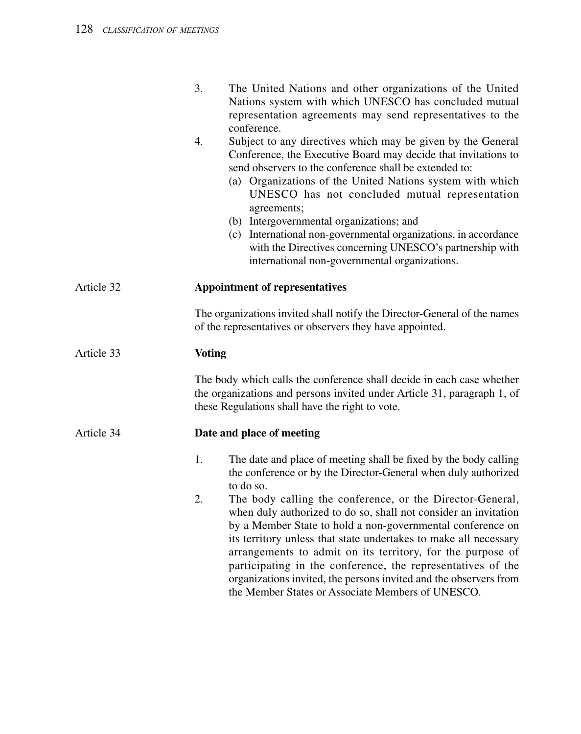3. The United Nations and other organizations of the United Nations system with which UNESCO has concluded mutual representation agreements may send representatives to the conference.
4. Subject to any directives which may be given by the General Conference, the Executive Board may decide that invitations to send observers to the conference shall be extended to:
   (a) Organizations of the United Nations system with which UNESCO has not concluded mutual representation agreements;
   (b) Intergovernmental organizations; and
   (c) International non-governmental organizations, in accordance with the Directives concerning UNESCO's partnership with international non-governmental organizations.

Article 32 **Appointment of representatives**

The organizations invited shall notify the Director-General of the names of the representatives or observers they have appointed.

Article 33 **Voting**

The body which calls the conference shall decide in each case whether the organizations and persons invited under Article 31, paragraph 1, of these Regulations shall have the right to vote.

Article 34 **Date and place of meeting**

1. The date and place of meeting shall be fixed by the body calling the conference or by the Director-General when duly authorized to do so.
2. The body calling the conference, or the Director-General, when duly authorized to do so, shall not consider an invitation by a Member State to hold a non-governmental conference on its territory unless that state undertakes to make all necessary arrangements to admit on its territory, for the purpose of participating in the conference, the representatives of the organizations invited, the persons invited and the observers from the Member States or Associate Members of UNESCO.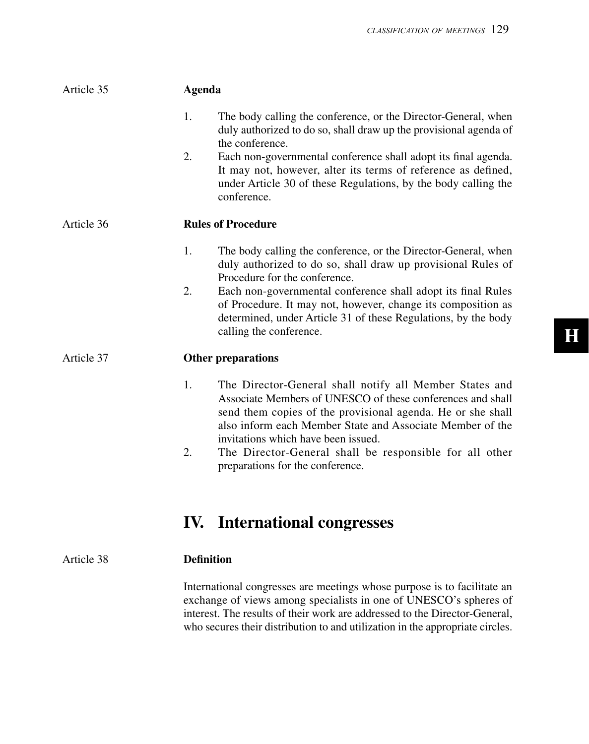Article 35

### Agenda

1. The body calling the conference, or the Director-General, when duly authorized to do so, shall draw up the provisional agenda of the conference.
2. Each non-governmental conference shall adopt its final agenda. It may not, however, alter its terms of reference as defined, under Article 30 of these Regulations, by the body calling the conference.

Article 36

### Rules of Procedure

1. The body calling the conference, or the Director-General, when duly authorized to do so, shall draw up provisional Rules of Procedure for the conference.
2. Each non-governmental conference shall adopt its final Rules of Procedure. It may not, however, change its composition as determined, under Article 31 of these Regulations, by the body calling the conference.

Article 37

### Other preparations

1. The Director-General shall notify all Member States and Associate Members of UNESCO of these conferences and shall send them copies of the provisional agenda. He or she shall also inform each Member State and Associate Member of the invitations which have been issued.
2. The Director-General shall be responsible for all other preparations for the conference.

## IV. International congresses

Article 38

### Definition

International congresses are meetings whose purpose is to facilitate an exchange of views among specialists in one of UNESCO's spheres of interest. The results of their work are addressed to the Director-General, who secures their distribution to and utilization in the appropriate circles.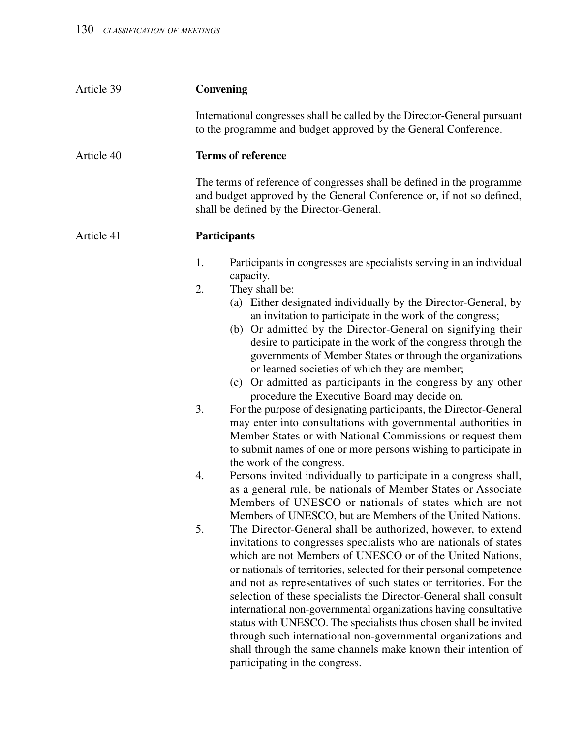Article 39

**Convening**

International congresses shall be called by the Director-General pursuant to the programme and budget approved by the General Conference.

Article 40

**Terms of reference**

The terms of reference of congresses shall be defined in the programme and budget approved by the General Conference or, if not so defined, shall be defined by the Director-General.

Article 41

**Participants**

1. Participants in congresses are specialists serving in an individual capacity.
2. They shall be:
   (a) Either designated individually by the Director-General, by an invitation to participate in the work of the congress;
   (b) Or admitted by the Director-General on signifying their desire to participate in the work of the congress through the governments of Member States or through the organizations or learned societies of which they are member;
   (c) Or admitted as participants in the congress by any other procedure the Executive Board may decide on.
3. For the purpose of designating participants, the Director-General may enter into consultations with governmental authorities in Member States or with National Commissions or request them to submit names of one or more persons wishing to participate in the work of the congress.
4. Persons invited individually to participate in a congress shall, as a general rule, be nationals of Member States or Associate Members of UNESCO or nationals of states which are not Members of UNESCO, but are Members of the United Nations.
5. The Director-General shall be authorized, however, to extend invitations to congresses specialists who are nationals of states which are not Members of UNESCO or of the United Nations, or nationals of territories, selected for their personal competence and not as representatives of such states or territories. For the selection of these specialists the Director-General shall consult international non-governmental organizations having consultative status with UNESCO. The specialists thus chosen shall be invited through such international non-governmental organizations and shall through the same channels make known their intention of participating in the congress.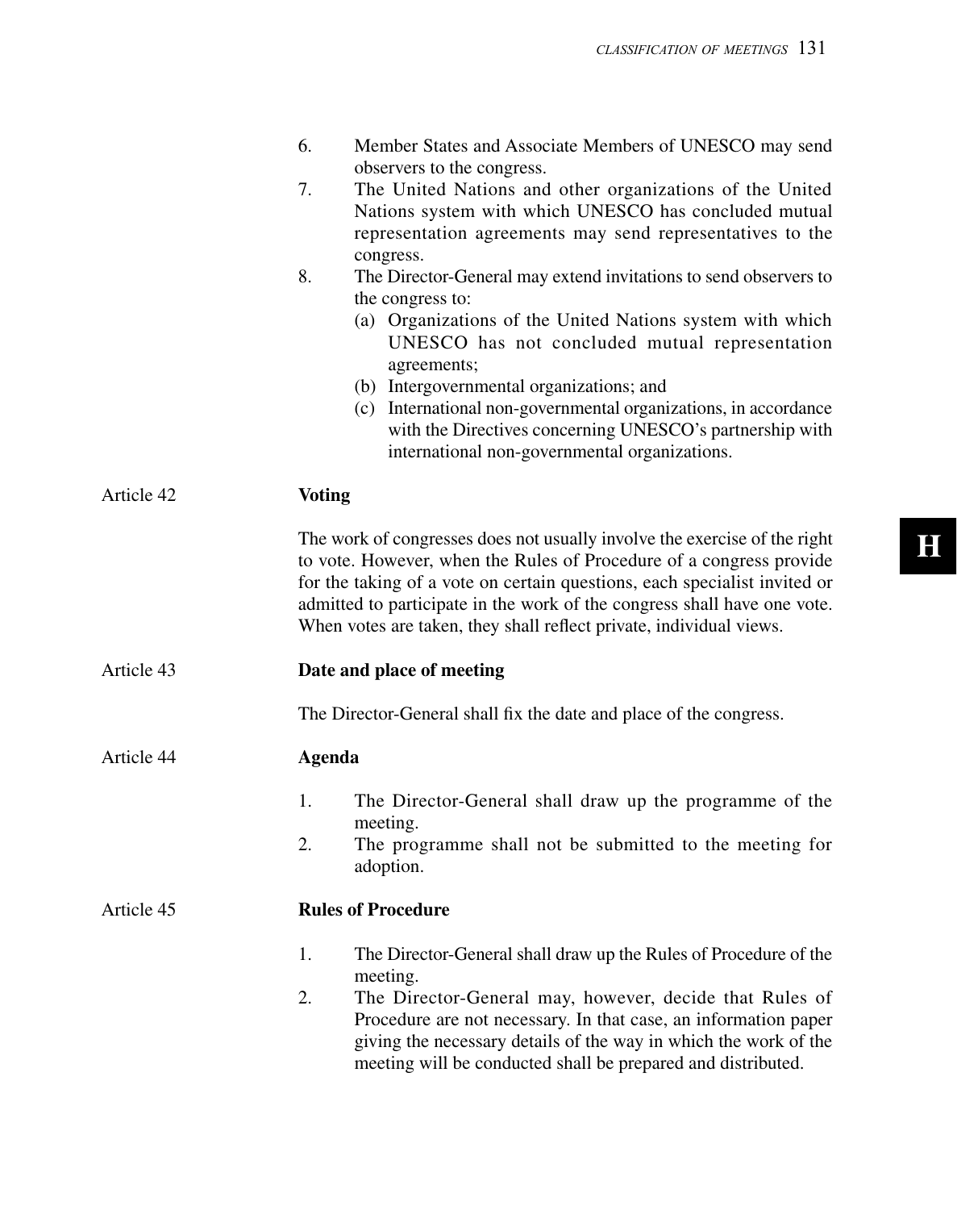6. Member States and Associate Members of UNESCO may send observers to the congress.
7. The United Nations and other organizations of the United Nations system with which UNESCO has concluded mutual representation agreements may send representatives to the congress.
8. The Director-General may extend invitations to send observers to the congress to:
   (a) Organizations of the United Nations system with which UNESCO has not concluded mutual representation agreements;
   (b) Intergovernmental organizations; and
   (c) International non-governmental organizations, in accordance with the Directives concerning UNESCO's partnership with international non-governmental organizations.

Article 42 **Voting**

The work of congresses does not usually involve the exercise of the right to vote. However, when the Rules of Procedure of a congress provide for the taking of a vote on certain questions, each specialist invited or admitted to participate in the work of the congress shall have one vote. When votes are taken, they shall reflect private, individual views.

Article 43 **Date and place of meeting**

The Director-General shall fix the date and place of the congress.

Article 44 **Agenda**

1. The Director-General shall draw up the programme of the meeting.
2. The programme shall not be submitted to the meeting for adoption.

Article 45 **Rules of Procedure**

1. The Director-General shall draw up the Rules of Procedure of the meeting.
2. The Director-General may, however, decide that Rules of Procedure are not necessary. In that case, an information paper giving the necessary details of the way in which the work of the meeting will be conducted shall be prepared and distributed.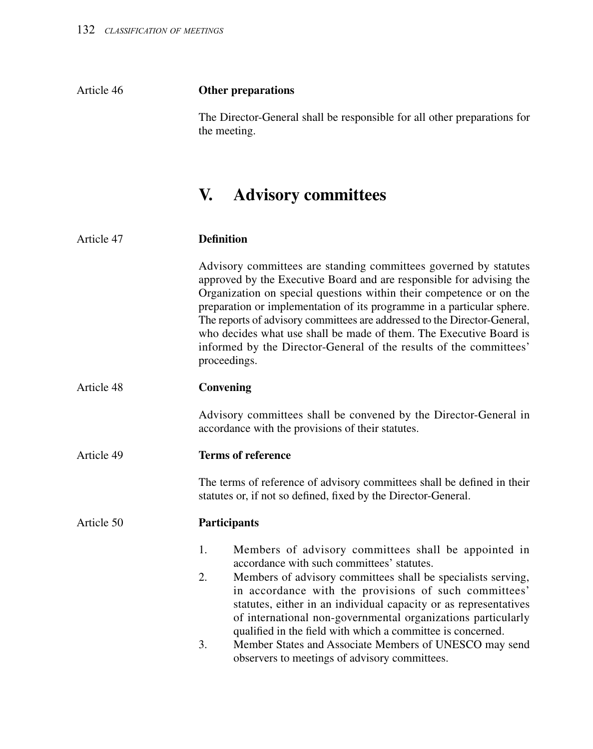Article 46 **Other preparations**

The Director-General shall be responsible for all other preparations for the meeting.

## V. Advisory committees

Article 47 **Definition**

Advisory committees are standing committees governed by statutes approved by the Executive Board and are responsible for advising the Organization on special questions within their competence or on the preparation or implementation of its programme in a particular sphere. The reports of advisory committees are addressed to the Director-General, who decides what use shall be made of them. The Executive Board is informed by the Director-General of the results of the committees' proceedings.

Article 48 **Convening**

Advisory committees shall be convened by the Director-General in accordance with the provisions of their statutes.

Article 49 **Terms of reference**

The terms of reference of advisory committees shall be defined in their statutes or, if not so defined, fixed by the Director-General.

Article 50 **Participants**

1. Members of advisory committees shall be appointed in accordance with such committees' statutes.
2. Members of advisory committees shall be specialists serving, in accordance with the provisions of such committees' statutes, either in an individual capacity or as representatives of international non-governmental organizations particularly qualified in the field with which a committee is concerned.
3. Member States and Associate Members of UNESCO may send observers to meetings of advisory committees.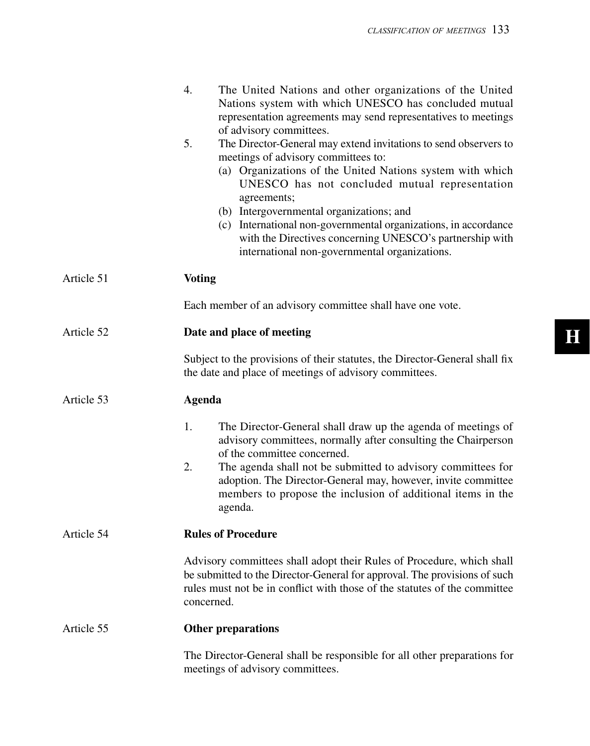4. The United Nations and other organizations of the United Nations system with which UNESCO has concluded mutual representation agreements may send representatives to meetings of advisory committees.
5. The Director-General may extend invitations to send observers to meetings of advisory committees to:
   (a) Organizations of the United Nations system with which UNESCO has not concluded mutual representation agreements;
   (b) Intergovernmental organizations; and
   (c) International non-governmental organizations, in accordance with the Directives concerning UNESCO's partnership with international non-governmental organizations.

Article 51 **Voting**

Each member of an advisory committee shall have one vote.

Article 52 **Date and place of meeting**

Subject to the provisions of their statutes, the Director-General shall fix the date and place of meetings of advisory committees.

Article 53 **Agenda**

1. The Director-General shall draw up the agenda of meetings of advisory committees, normally after consulting the Chairperson of the committee concerned.
2. The agenda shall not be submitted to advisory committees for adoption. The Director-General may, however, invite committee members to propose the inclusion of additional items in the agenda.

Article 54 **Rules of Procedure**

Advisory committees shall adopt their Rules of Procedure, which shall be submitted to the Director-General for approval. The provisions of such rules must not be in conflict with those of the statutes of the committee concerned.

Article 55 **Other preparations**

The Director-General shall be responsible for all other preparations for meetings of advisory committees.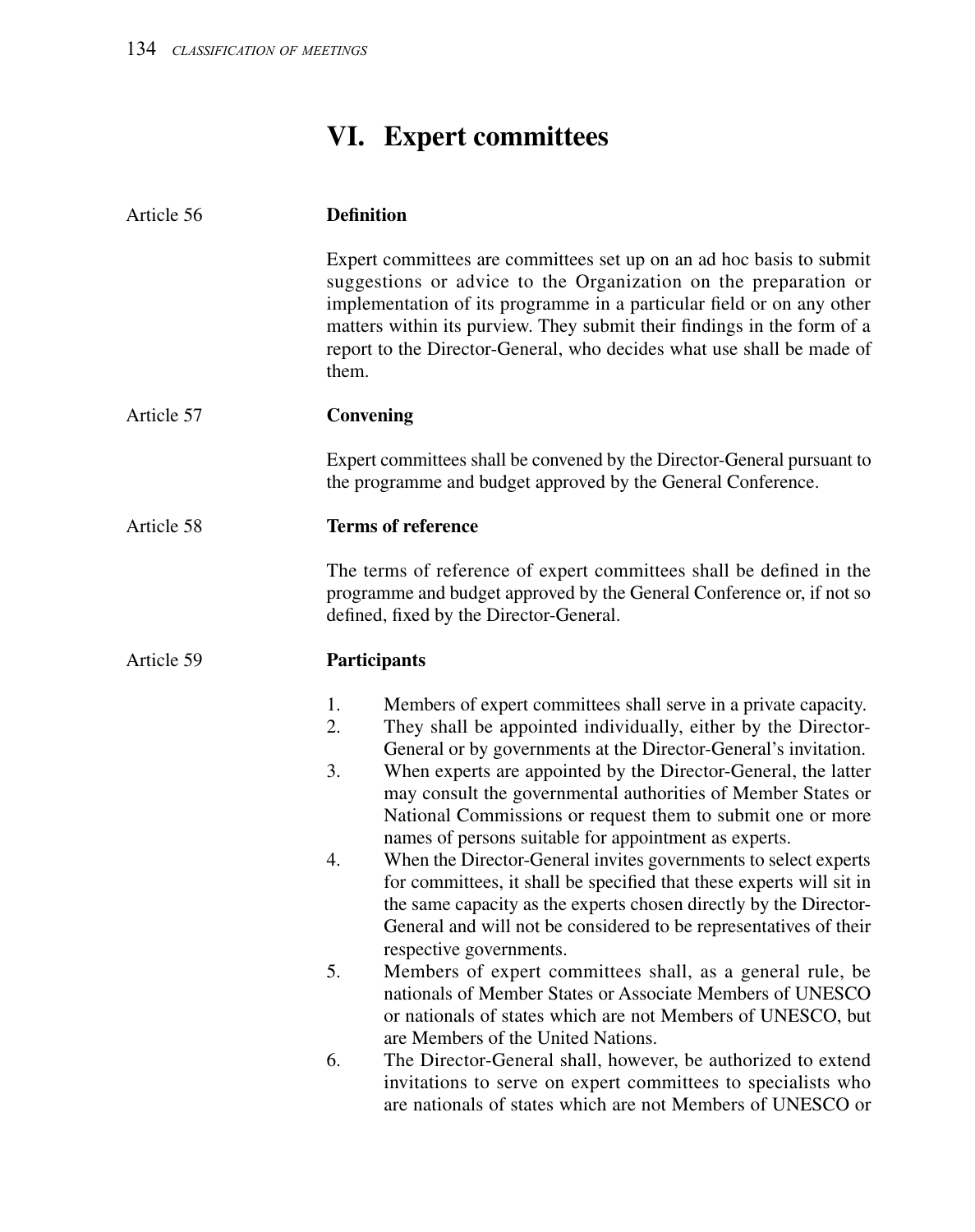# VI. Expert committees

Article 56 **Definition**

Expert committees are committees set up on an ad hoc basis to submit suggestions or advice to the Organization on the preparation or implementation of its programme in a particular field or on any other matters within its purview. They submit their findings in the form of a report to the Director-General, who decides what use shall be made of them.

Article 57 **Convening**

Expert committees shall be convened by the Director-General pursuant to the programme and budget approved by the General Conference.

Article 58 **Terms of reference**

The terms of reference of expert committees shall be defined in the programme and budget approved by the General Conference or, if not so defined, fixed by the Director-General.

Article 59 **Participants**

1. Members of expert committees shall serve in a private capacity.
2. They shall be appointed individually, either by the Director-General or by governments at the Director-General's invitation.
3. When experts are appointed by the Director-General, the latter may consult the governmental authorities of Member States or National Commissions or request them to submit one or more names of persons suitable for appointment as experts.
4. When the Director-General invites governments to select experts for committees, it shall be specified that these experts will sit in the same capacity as the experts chosen directly by the Director-General and will not be considered to be representatives of their respective governments.
5. Members of expert committees shall, as a general rule, be nationals of Member States or Associate Members of UNESCO or nationals of states which are not Members of UNESCO, but are Members of the United Nations.
6. The Director-General shall, however, be authorized to extend invitations to serve on expert committees to specialists who are nationals of states which are not Members of UNESCO or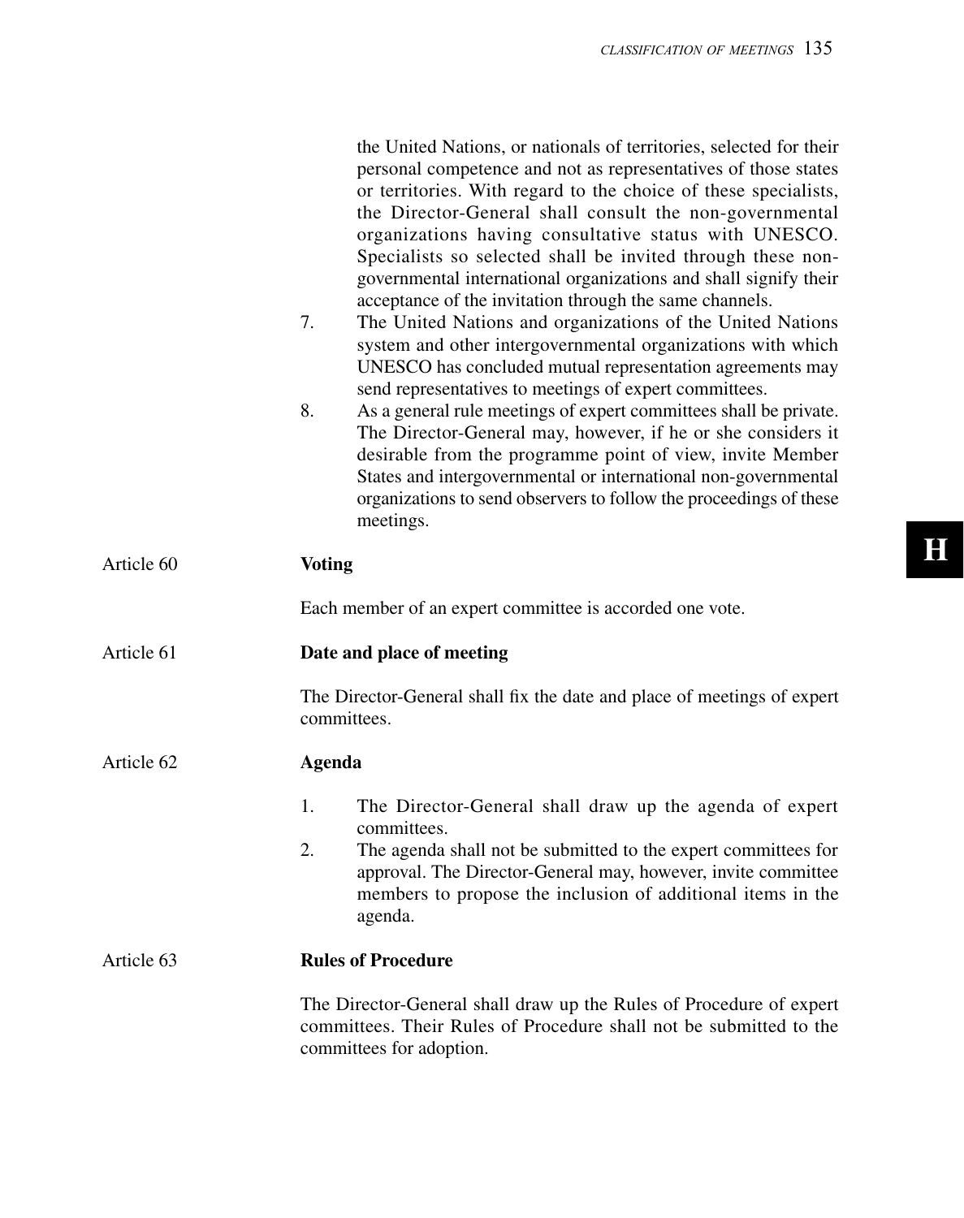the United Nations, or nationals of territories, selected for their personal competence and not as representatives of those states or territories. With regard to the choice of these specialists, the Director-General shall consult the non-governmental organizations having consultative status with UNESCO. Specialists so selected shall be invited through these non-governmental international organizations and shall signify their acceptance of the invitation through the same channels.

7. The United Nations and organizations of the United Nations system and other intergovernmental organizations with which UNESCO has concluded mutual representation agreements may send representatives to meetings of expert committees.
8. As a general rule meetings of expert committees shall be private. The Director-General may, however, if he or she considers it desirable from the programme point of view, invite Member States and intergovernmental or international non-governmental organizations to send observers to follow the proceedings of these meetings.

Article 60 **Voting**

Each member of an expert committee is accorded one vote.

Article 61 **Date and place of meeting**

The Director-General shall fix the date and place of meetings of expert committees.

Article 62 **Agenda**

1. The Director-General shall draw up the agenda of expert committees.
2. The agenda shall not be submitted to the expert committees for approval. The Director-General may, however, invite committee members to propose the inclusion of additional items in the agenda.

Article 63 **Rules of Procedure**

The Director-General shall draw up the Rules of Procedure of expert committees. Their Rules of Procedure shall not be submitted to the committees for adoption.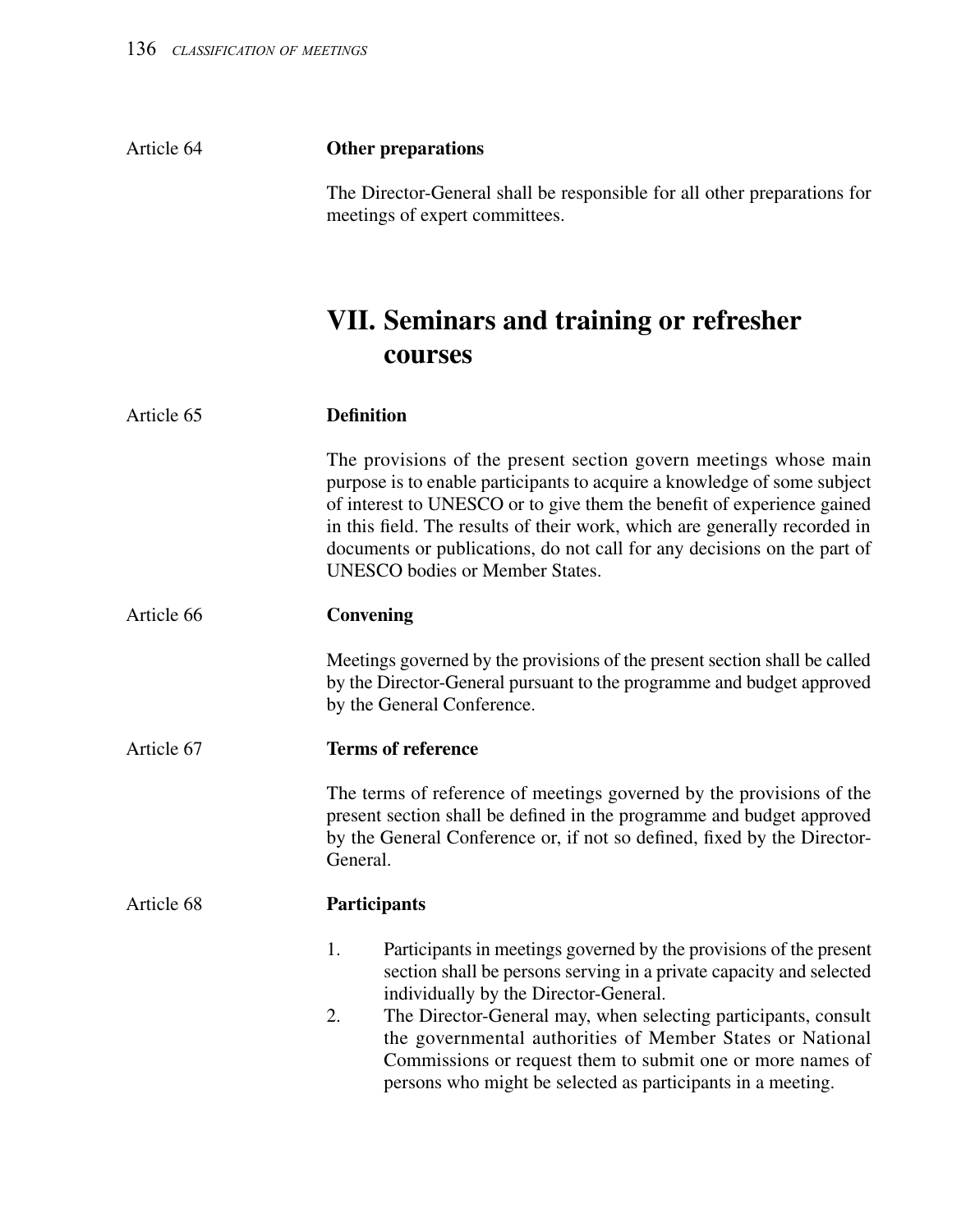Article 64 **Other preparations**

The Director-General shall be responsible for all other preparations for meetings of expert committees.

# VII. Seminars and training or refresher courses

Article 65 **Definition**

The provisions of the present section govern meetings whose main purpose is to enable participants to acquire a knowledge of some subject of interest to UNESCO or to give them the benefit of experience gained in this field. The results of their work, which are generally recorded in documents or publications, do not call for any decisions on the part of UNESCO bodies or Member States.

Article 66 **Convening**

Meetings governed by the provisions of the present section shall be called by the Director-General pursuant to the programme and budget approved by the General Conference.

Article 67 **Terms of reference**

The terms of reference of meetings governed by the provisions of the present section shall be defined in the programme and budget approved by the General Conference or, if not so defined, fixed by the Director-General.

Article 68 **Participants**

1. Participants in meetings governed by the provisions of the present section shall be persons serving in a private capacity and selected individually by the Director-General.
2. The Director-General may, when selecting participants, consult the governmental authorities of Member States or National Commissions or request them to submit one or more names of persons who might be selected as participants in a meeting.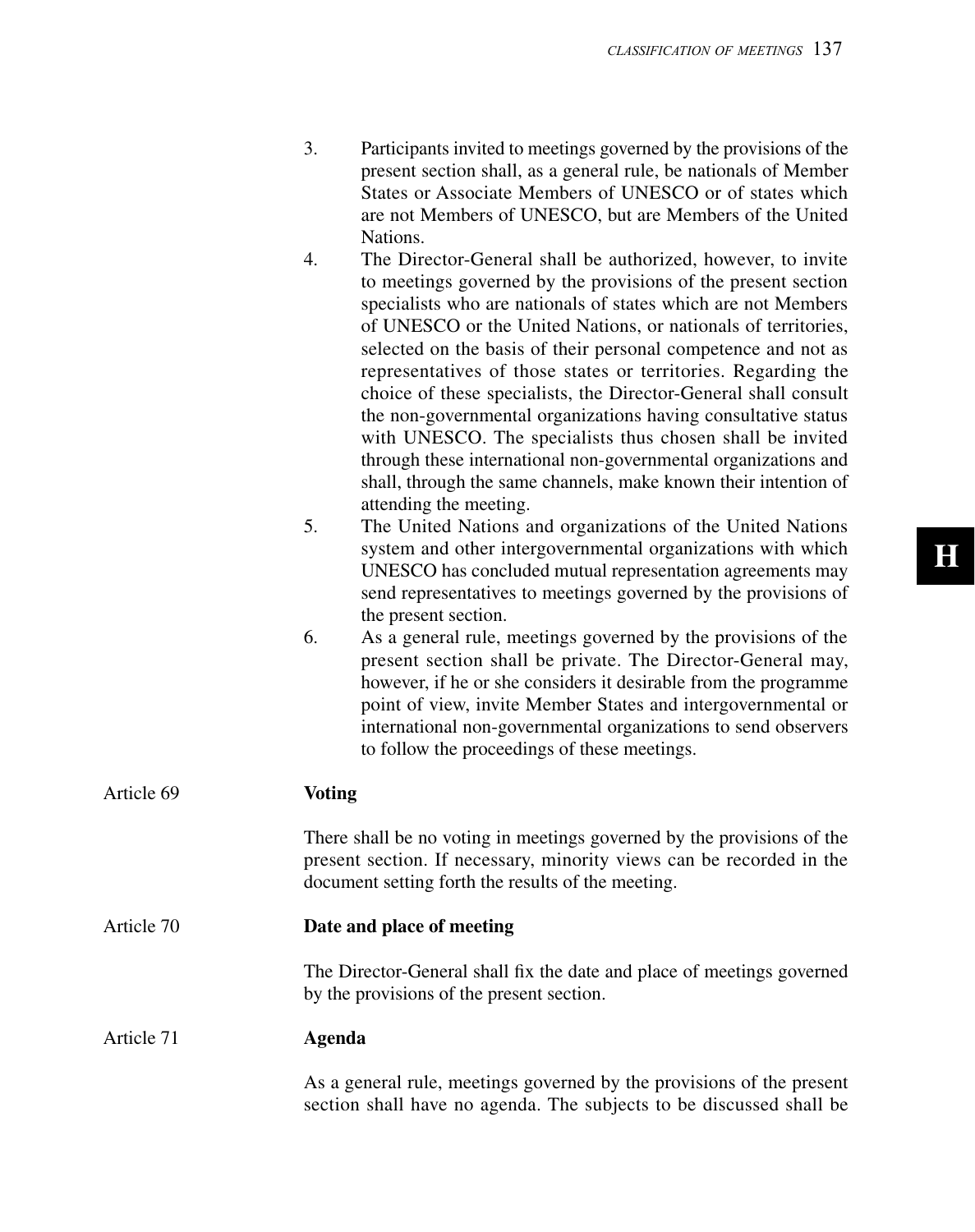3. Participants invited to meetings governed by the provisions of the present section shall, as a general rule, be nationals of Member States or Associate Members of UNESCO or of states which are not Members of UNESCO, but are Members of the United Nations.
4. The Director-General shall be authorized, however, to invite to meetings governed by the provisions of the present section specialists who are nationals of states which are not Members of UNESCO or the United Nations, or nationals of territories, selected on the basis of their personal competence and not as representatives of those states or territories. Regarding the choice of these specialists, the Director-General shall consult the non-governmental organizations having consultative status with UNESCO. The specialists thus chosen shall be invited through these international non-governmental organizations and shall, through the same channels, make known their intention of attending the meeting.
5. The United Nations and organizations of the United Nations system and other intergovernmental organizations with which UNESCO has concluded mutual representation agreements may send representatives to meetings governed by the provisions of the present section.
6. As a general rule, meetings governed by the provisions of the present section shall be private. The Director-General may, however, if he or she considers it desirable from the programme point of view, invite Member States and intergovernmental or international non-governmental organizations to send observers to follow the proceedings of these meetings.

Article 69 **Voting**

There shall be no voting in meetings governed by the provisions of the present section. If necessary, minority views can be recorded in the document setting forth the results of the meeting.

Article 70 **Date and place of meeting**

The Director-General shall fix the date and place of meetings governed by the provisions of the present section.

Article 71 **Agenda**

As a general rule, meetings governed by the provisions of the present section shall have no agenda. The subjects to be discussed shall be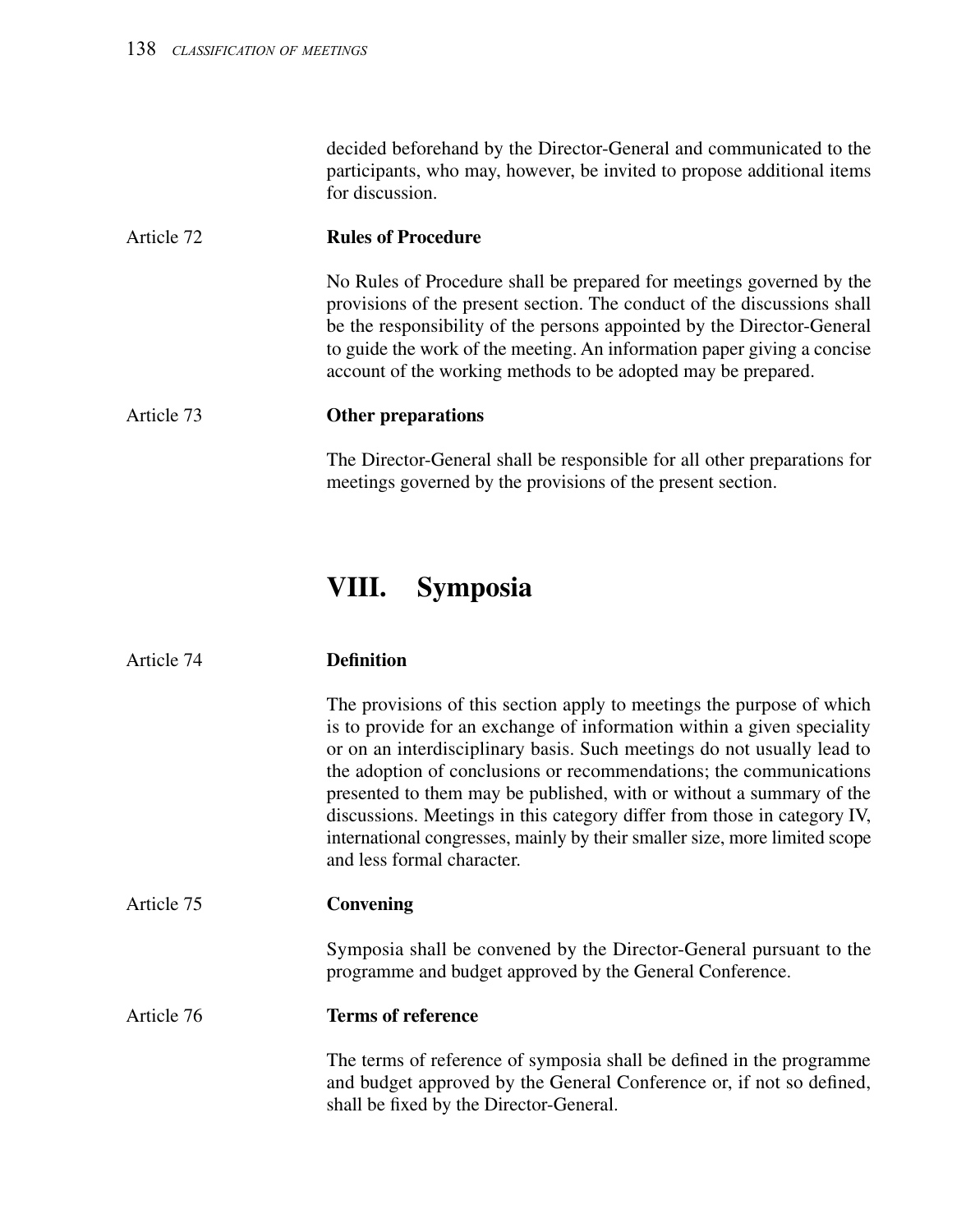decided beforehand by the Director-General and communicated to the participants, who may, however, be invited to propose additional items for discussion.

Article 72 **Rules of Procedure**

No Rules of Procedure shall be prepared for meetings governed by the provisions of the present section. The conduct of the discussions shall be the responsibility of the persons appointed by the Director-General to guide the work of the meeting. An information paper giving a concise account of the working methods to be adopted may be prepared.

Article 73 **Other preparations**

The Director-General shall be responsible for all other preparations for meetings governed by the provisions of the present section.

## VIII. Symposia

Article 74 **Definition**

The provisions of this section apply to meetings the purpose of which is to provide for an exchange of information within a given speciality or on an interdisciplinary basis. Such meetings do not usually lead to the adoption of conclusions or recommendations; the communications presented to them may be published, with or without a summary of the discussions. Meetings in this category differ from those in category IV, international congresses, mainly by their smaller size, more limited scope and less formal character.

Article 75 **Convening**

Symposia shall be convened by the Director-General pursuant to the programme and budget approved by the General Conference.

Article 76 **Terms of reference**

The terms of reference of symposia shall be defined in the programme and budget approved by the General Conference or, if not so defined, shall be fixed by the Director-General.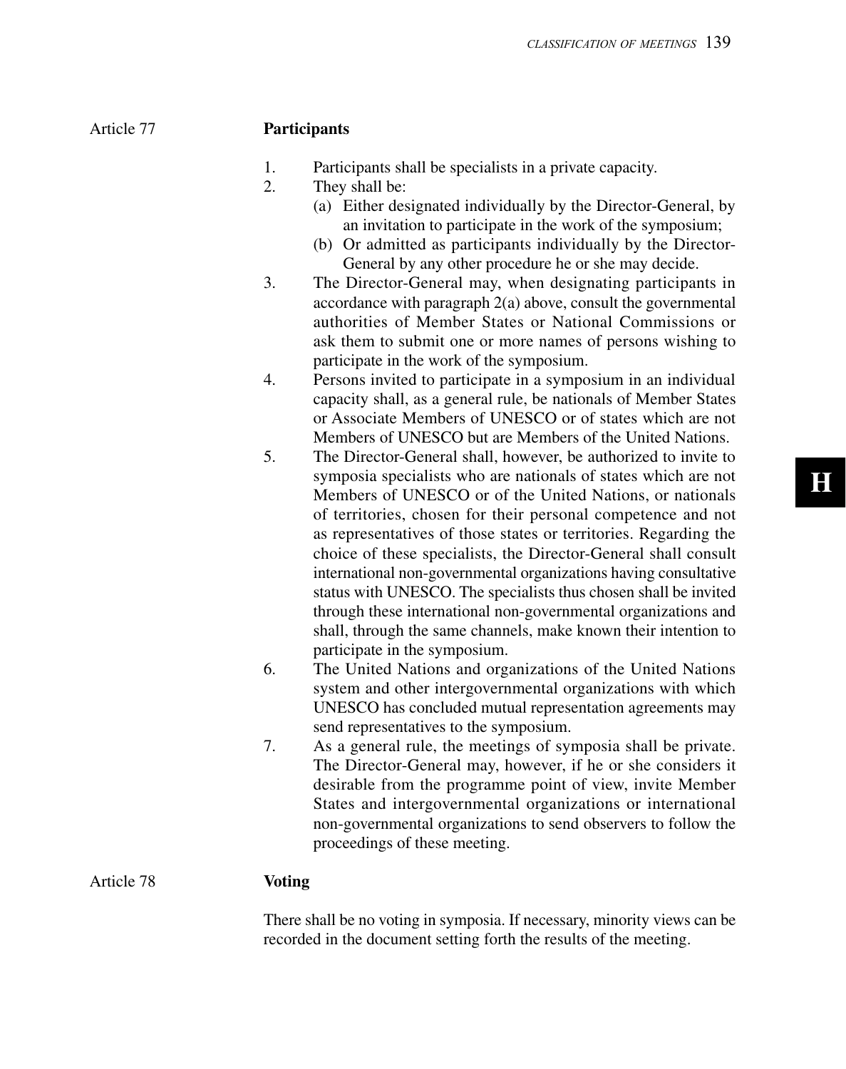### Article 77 Participants

1. Participants shall be specialists in a private capacity.
2. They shall be:
   (a) Either designated individually by the Director-General, by an invitation to participate in the work of the symposium;
   (b) Or admitted as participants individually by the Director-General by any other procedure he or she may decide.
3. The Director-General may, when designating participants in accordance with paragraph 2(a) above, consult the governmental authorities of Member States or National Commissions or ask them to submit one or more names of persons wishing to participate in the work of the symposium.
4. Persons invited to participate in a symposium in an individual capacity shall, as a general rule, be nationals of Member States or Associate Members of UNESCO or of states which are not Members of UNESCO but are Members of the United Nations.
5. The Director-General shall, however, be authorized to invite to symposia specialists who are nationals of states which are not Members of UNESCO or of the United Nations, or nationals of territories, chosen for their personal competence and not as representatives of those states or territories. Regarding the choice of these specialists, the Director-General shall consult international non-governmental organizations having consultative status with UNESCO. The specialists thus chosen shall be invited through these international non-governmental organizations and shall, through the same channels, make known their intention to participate in the symposium.
6. The United Nations and organizations of the United Nations system and other intergovernmental organizations with which UNESCO has concluded mutual representation agreements may send representatives to the symposium.
7. As a general rule, the meetings of symposia shall be private. The Director-General may, however, if he or she considers it desirable from the programme point of view, invite Member States and intergovernmental organizations or international non-governmental organizations to send observers to follow the proceedings of these meeting.

### Article 78 Voting

There shall be no voting in symposia. If necessary, minority views can be recorded in the document setting forth the results of the meeting.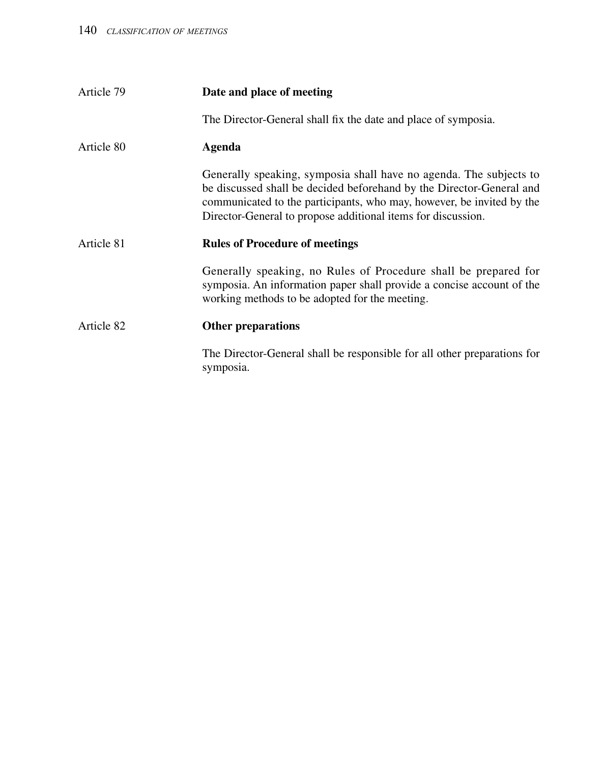Article 79 **Date and place of meeting**

The Director-General shall fix the date and place of symposia.

Article 80 **Agenda**

Generally speaking, symposia shall have no agenda. The subjects to be discussed shall be decided beforehand by the Director-General and communicated to the participants, who may, however, be invited by the Director-General to propose additional items for discussion.

Article 81 **Rules of Procedure of meetings**

Generally speaking, no Rules of Procedure shall be prepared for symposia. An information paper shall provide a concise account of the working methods to be adopted for the meeting.

Article 82 **Other preparations**

The Director-General shall be responsible for all other preparations for symposia.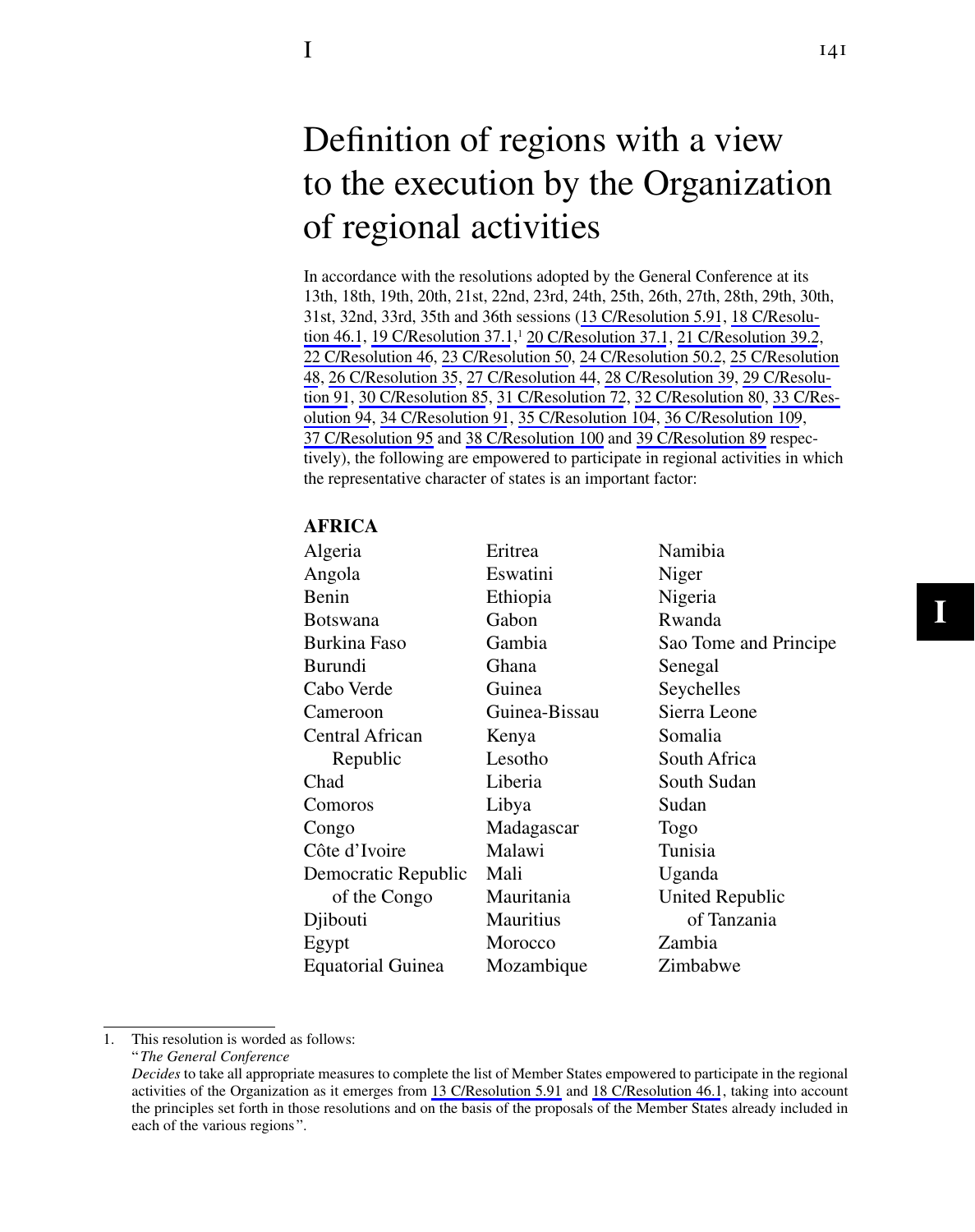# Definition of regions with a view to the execution by the Organization of regional activities

In accordance with the resolutions adopted by the General Conference at its 13th, 18th, 19th, 20th, 21st, 22nd, 23rd, 24th, 25th, 26th, 27th, 28th, 29th, 30th, 31st, 32nd, 33rd, 35th and 36th sessions (13 C/Resolution 5.91, 18 C/Resolution 46.1, 19 C/Resolution 37.1,[1] 20 C/Resolution 37.1, 21 C/Resolution 39.2, 22 C/Resolution 46, 23 C/Resolution 50, 24 C/Resolution 50.2, 25 C/Resolution 48, 26 C/Resolution 35, 27 C/Resolution 44, 28 C/Resolution 39, 29 C/Resolution 91, 30 C/Resolution 85, 31 C/Resolution 72, 32 C/Resolution 80, 33 C/Resolution 94, 34 C/Resolution 91, 35 C/Resolution 104, 36 C/Resolution 109, 37 C/Resolution 95 and 38 C/Resolution 100 and 39 C/Resolution 89 respectively), the following are empowered to participate in regional activities in which the representative character of states is an important factor:

**AFRICA**

Algeria
Angola
Benin
Botswana
Burkina Faso
Burundi
Cabo Verde
Cameroon
Central African Republic
Chad
Comoros
Congo
Côte d'Ivoire
Democratic Republic of the Congo
Djibouti
Egypt
Equatorial Guinea
Eritrea
Eswatini
Ethiopia
Gabon
Gambia
Ghana
Guinea
Guinea-Bissau
Kenya
Lesotho
Liberia
Libya
Madagascar
Malawi
Mali
Mauritania
Mauritius
Morocco
Mozambique
Namibia
Niger
Nigeria
Rwanda
Sao Tome and Principe
Senegal
Seychelles
Sierra Leone
Somalia
South Africa
South Sudan
Sudan
Togo
Tunisia
Uganda
United Republic of Tanzania
Zambia
Zimbabwe

---

1. This resolution is worded as follows:
"*The General Conference*
*Decides* to take all appropriate measures to complete the list of Member States empowered to participate in the regional activities of the Organization as it emerges from 13 C/Resolution 5.91 and 18 C/Resolution 46.1, taking into account the principles set forth in those resolutions and on the basis of the proposals of the Member States already included in each of the various regions".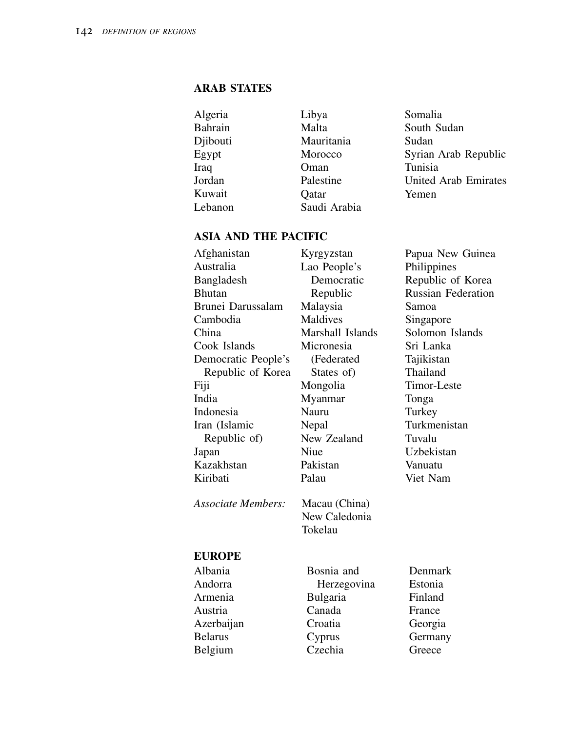## ARAB STATES

Algeria
Bahrain
Djibouti
Egypt
Iraq
Jordan
Kuwait
Lebanon
Libya
Malta
Mauritania
Morocco
Oman
Palestine
Qatar
Saudi Arabia
Somalia
South Sudan
Sudan
Syrian Arab Republic
Tunisia
United Arab Emirates
Yemen

## ASIA AND THE PACIFIC

Afghanistan
Australia
Bangladesh
Bhutan
Brunei Darussalam
Cambodia
China
Cook Islands
Democratic People's Republic of Korea
Fiji
India
Indonesia
Iran (Islamic Republic of)
Japan
Kazakhstan
Kiribati
Kyrgyzstan
Lao People's Democratic Republic
Malaysia
Maldives
Marshall Islands
Micronesia (Federated States of)
Mongolia
Myanmar
Nauru
Nepal
New Zealand
Niue
Pakistan
Palau
Papua New Guinea
Philippines
Republic of Korea
Russian Federation
Samoa
Singapore
Solomon Islands
Sri Lanka
Tajikistan
Thailand
Timor-Leste
Tonga
Turkey
Turkmenistan
Tuvalu
Uzbekistan
Vanuatu
Viet Nam

*Associate Members:*
Macau (China)
New Caledonia
Tokelau

## EUROPE

Albania
Andorra
Armenia
Austria
Azerbaijan
Belarus
Belgium
Bosnia and Herzegovina
Bulgaria
Canada
Croatia
Cyprus
Czechia
Denmark
Estonia
Finland
France
Georgia
Germany
Greece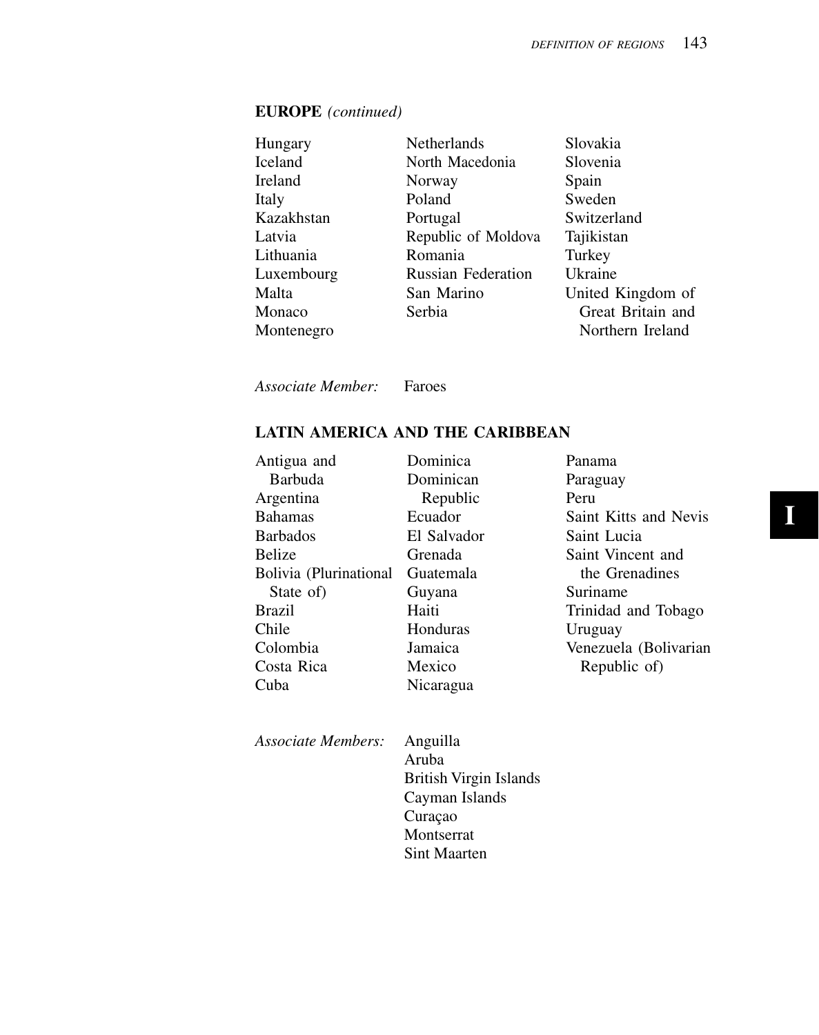## EUROPE *(continued)*

Hungary
Iceland
Ireland
Italy
Kazakhstan
Latvia
Lithuania
Luxembourg
Malta
Monaco
Montenegro
Netherlands
North Macedonia
Norway
Poland
Portugal
Republic of Moldova
Romania
Russian Federation
San Marino
Serbia
Slovakia
Slovenia
Spain
Sweden
Switzerland
Tajikistan
Turkey
Ukraine
United Kingdom of Great Britain and Northern Ireland

*Associate Member:* Faroes

## LATIN AMERICA AND THE CARIBBEAN

Antigua and Barbuda
Argentina
Bahamas
Barbados
Belize
Bolivia (Plurinational State of)
Brazil
Chile
Colombia
Costa Rica
Cuba
Dominica
Dominican Republic
Ecuador
El Salvador
Grenada
Guatemala
Guyana
Haiti
Honduras
Jamaica
Mexico
Nicaragua
Panama
Paraguay
Peru
Saint Kitts and Nevis
Saint Lucia
Saint Vincent and the Grenadines
Suriname
Trinidad and Tobago
Uruguay
Venezuela (Bolivarian Republic of)

*Associate Members:*
Anguilla
Aruba
British Virgin Islands
Cayman Islands
Curaçao
Montserrat
Sint Maarten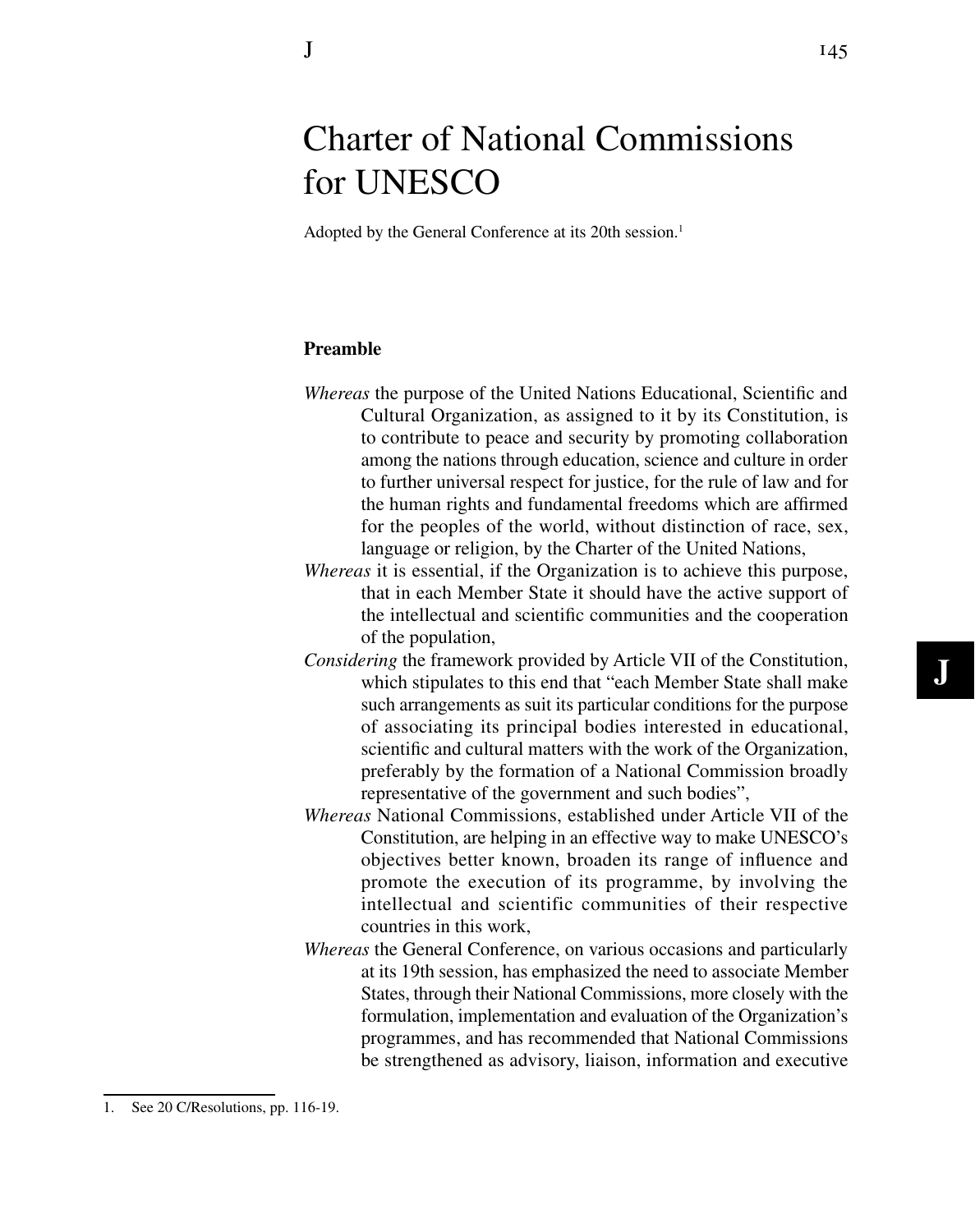# Charter of National Commissions for UNESCO

Adopted by the General Conference at its 20th session.[1]

## Preamble

*Whereas* the purpose of the United Nations Educational, Scientific and Cultural Organization, as assigned to it by its Constitution, is to contribute to peace and security by promoting collaboration among the nations through education, science and culture in order to further universal respect for justice, for the rule of law and for the human rights and fundamental freedoms which are affirmed for the peoples of the world, without distinction of race, sex, language or religion, by the Charter of the United Nations,

*Whereas* it is essential, if the Organization is to achieve this purpose, that in each Member State it should have the active support of the intellectual and scientific communities and the cooperation of the population,

*Considering* the framework provided by Article VII of the Constitution, which stipulates to this end that "each Member State shall make such arrangements as suit its particular conditions for the purpose of associating its principal bodies interested in educational, scientific and cultural matters with the work of the Organization, preferably by the formation of a National Commission broadly representative of the government and such bodies",

*Whereas* National Commissions, established under Article VII of the Constitution, are helping in an effective way to make UNESCO's objectives better known, broaden its range of influence and promote the execution of its programme, by involving the intellectual and scientific communities of their respective countries in this work,

*Whereas* the General Conference, on various occasions and particularly at its 19th session, has emphasized the need to associate Member States, through their National Commissions, more closely with the formulation, implementation and evaluation of the Organization's programmes, and has recommended that National Commissions be strengthened as advisory, liaison, information and executive

1. See 20 C/Resolutions, pp. 116-19.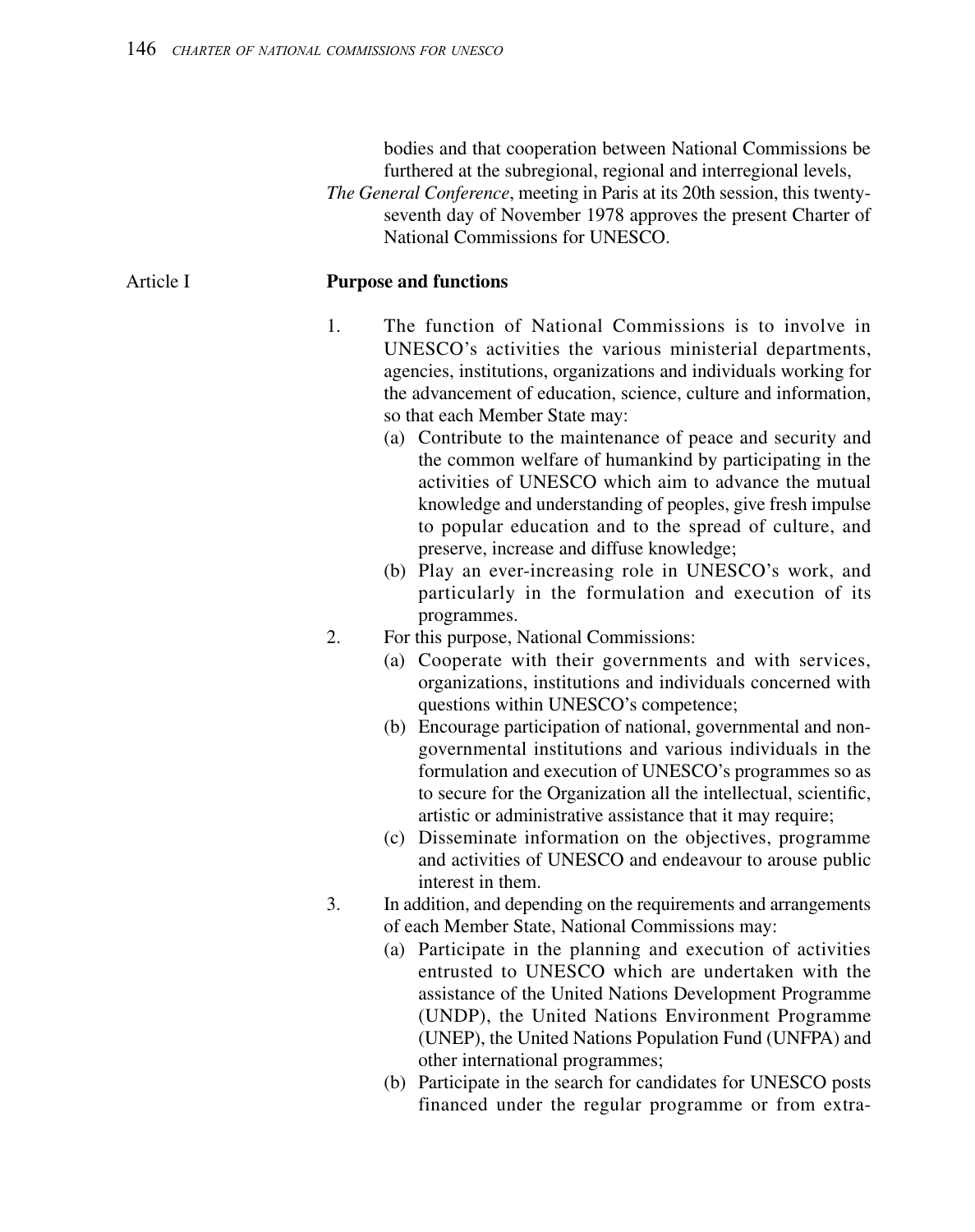bodies and that cooperation between National Commissions be furthered at the subregional, regional and interregional levels,

*The General Conference*, meeting in Paris at its 20th session, this twenty-seventh day of November 1978 approves the present Charter of National Commissions for UNESCO.

## Article I **Purpose and functions**

1. The function of National Commissions is to involve in UNESCO's activities the various ministerial departments, agencies, institutions, organizations and individuals working for the advancement of education, science, culture and information, so that each Member State may:
   (a) Contribute to the maintenance of peace and security and the common welfare of humankind by participating in the activities of UNESCO which aim to advance the mutual knowledge and understanding of peoples, give fresh impulse to popular education and to the spread of culture, and preserve, increase and diffuse knowledge;
   (b) Play an ever-increasing role in UNESCO's work, and particularly in the formulation and execution of its programmes.
2. For this purpose, National Commissions:
   (a) Cooperate with their governments and with services, organizations, institutions and individuals concerned with questions within UNESCO's competence;
   (b) Encourage participation of national, governmental and non-governmental institutions and various individuals in the formulation and execution of UNESCO's programmes so as to secure for the Organization all the intellectual, scientific, artistic or administrative assistance that it may require;
   (c) Disseminate information on the objectives, programme and activities of UNESCO and endeavour to arouse public interest in them.
3. In addition, and depending on the requirements and arrangements of each Member State, National Commissions may:
   (a) Participate in the planning and execution of activities entrusted to UNESCO which are undertaken with the assistance of the United Nations Development Programme (UNDP), the United Nations Environment Programme (UNEP), the United Nations Population Fund (UNFPA) and other international programmes;
   (b) Participate in the search for candidates for UNESCO posts financed under the regular programme or from extra-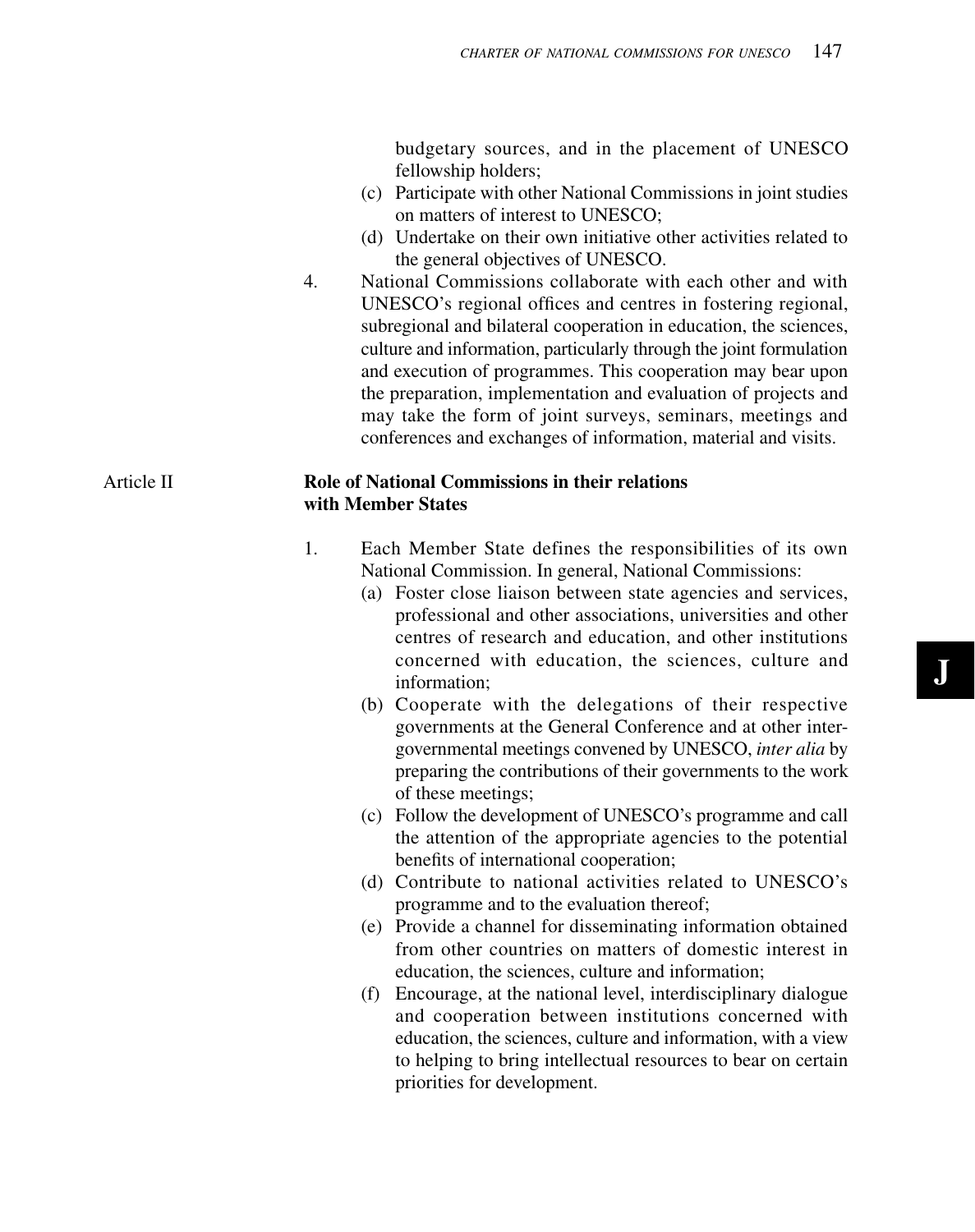budgetary sources, and in the placement of UNESCO fellowship holders;

(c) Participate with other National Commissions in joint studies on matters of interest to UNESCO;

(d) Undertake on their own initiative other activities related to the general objectives of UNESCO.

4. National Commissions collaborate with each other and with UNESCO's regional offices and centres in fostering regional, subregional and bilateral cooperation in education, the sciences, culture and information, particularly through the joint formulation and execution of programmes. This cooperation may bear upon the preparation, implementation and evaluation of projects and may take the form of joint surveys, seminars, meetings and conferences and exchanges of information, material and visits.

## Article II — Role of National Commissions in their relations with Member States

1. Each Member State defines the responsibilities of its own National Commission. In general, National Commissions:

   (a) Foster close liaison between state agencies and services, professional and other associations, universities and other centres of research and education, and other institutions concerned with education, the sciences, culture and information;

   (b) Cooperate with the delegations of their respective governments at the General Conference and at other intergovernmental meetings convened by UNESCO, *inter alia* by preparing the contributions of their governments to the work of these meetings;

   (c) Follow the development of UNESCO's programme and call the attention of the appropriate agencies to the potential benefits of international cooperation;

   (d) Contribute to national activities related to UNESCO's programme and to the evaluation thereof;

   (e) Provide a channel for disseminating information obtained from other countries on matters of domestic interest in education, the sciences, culture and information;

   (f) Encourage, at the national level, interdisciplinary dialogue and cooperation between institutions concerned with education, the sciences, culture and information, with a view to helping to bring intellectual resources to bear on certain priorities for development.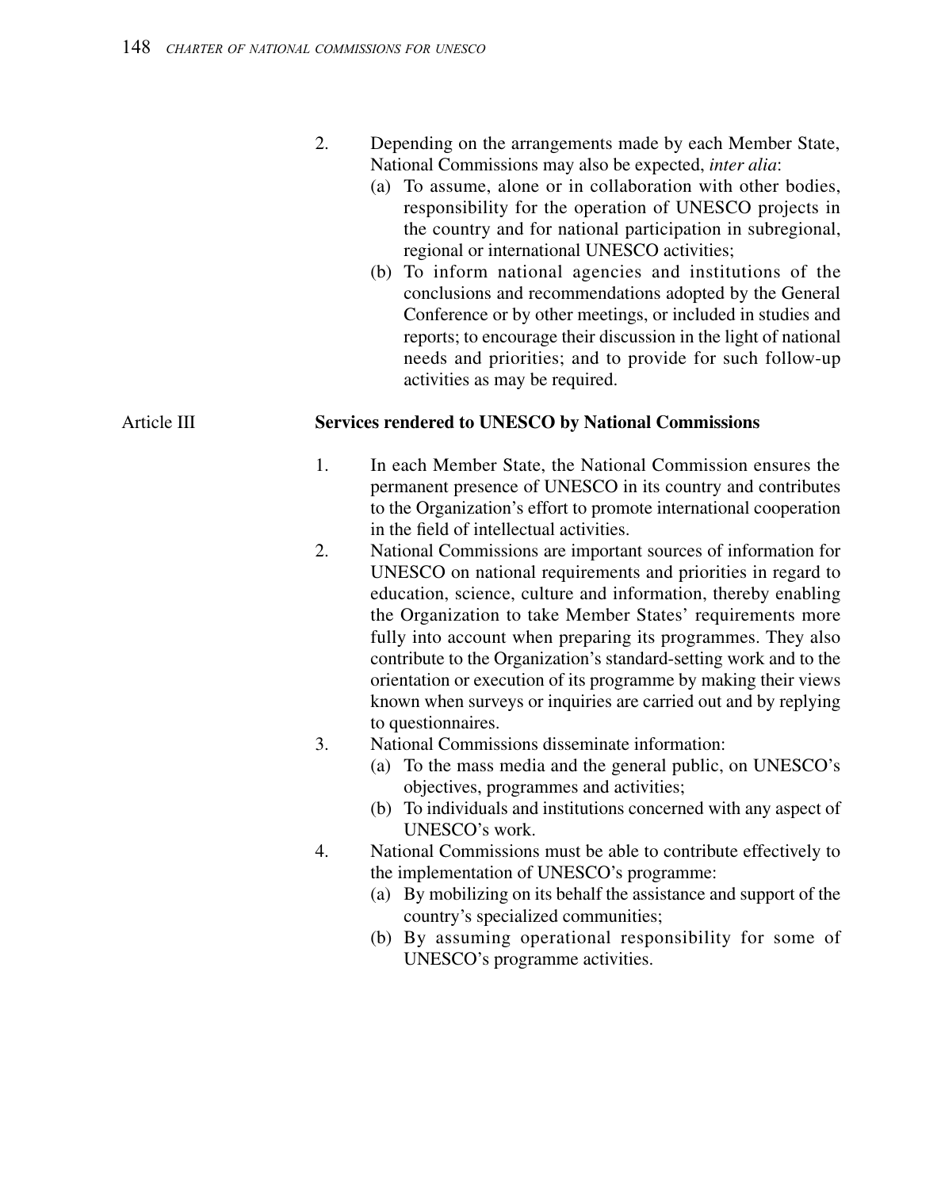2. Depending on the arrangements made by each Member State, National Commissions may also be expected, *inter alia*:
   (a) To assume, alone or in collaboration with other bodies, responsibility for the operation of UNESCO projects in the country and for national participation in subregional, regional or international UNESCO activities;
   (b) To inform national agencies and institutions of the conclusions and recommendations adopted by the General Conference or by other meetings, or included in studies and reports; to encourage their discussion in the light of national needs and priorities; and to provide for such follow-up activities as may be required.

## Article III **Services rendered to UNESCO by National Commissions**

1. In each Member State, the National Commission ensures the permanent presence of UNESCO in its country and contributes to the Organization's effort to promote international cooperation in the field of intellectual activities.
2. National Commissions are important sources of information for UNESCO on national requirements and priorities in regard to education, science, culture and information, thereby enabling the Organization to take Member States' requirements more fully into account when preparing its programmes. They also contribute to the Organization's standard-setting work and to the orientation or execution of its programme by making their views known when surveys or inquiries are carried out and by replying to questionnaires.
3. National Commissions disseminate information:
   (a) To the mass media and the general public, on UNESCO's objectives, programmes and activities;
   (b) To individuals and institutions concerned with any aspect of UNESCO's work.
4. National Commissions must be able to contribute effectively to the implementation of UNESCO's programme:
   (a) By mobilizing on its behalf the assistance and support of the country's specialized communities;
   (b) By assuming operational responsibility for some of UNESCO's programme activities.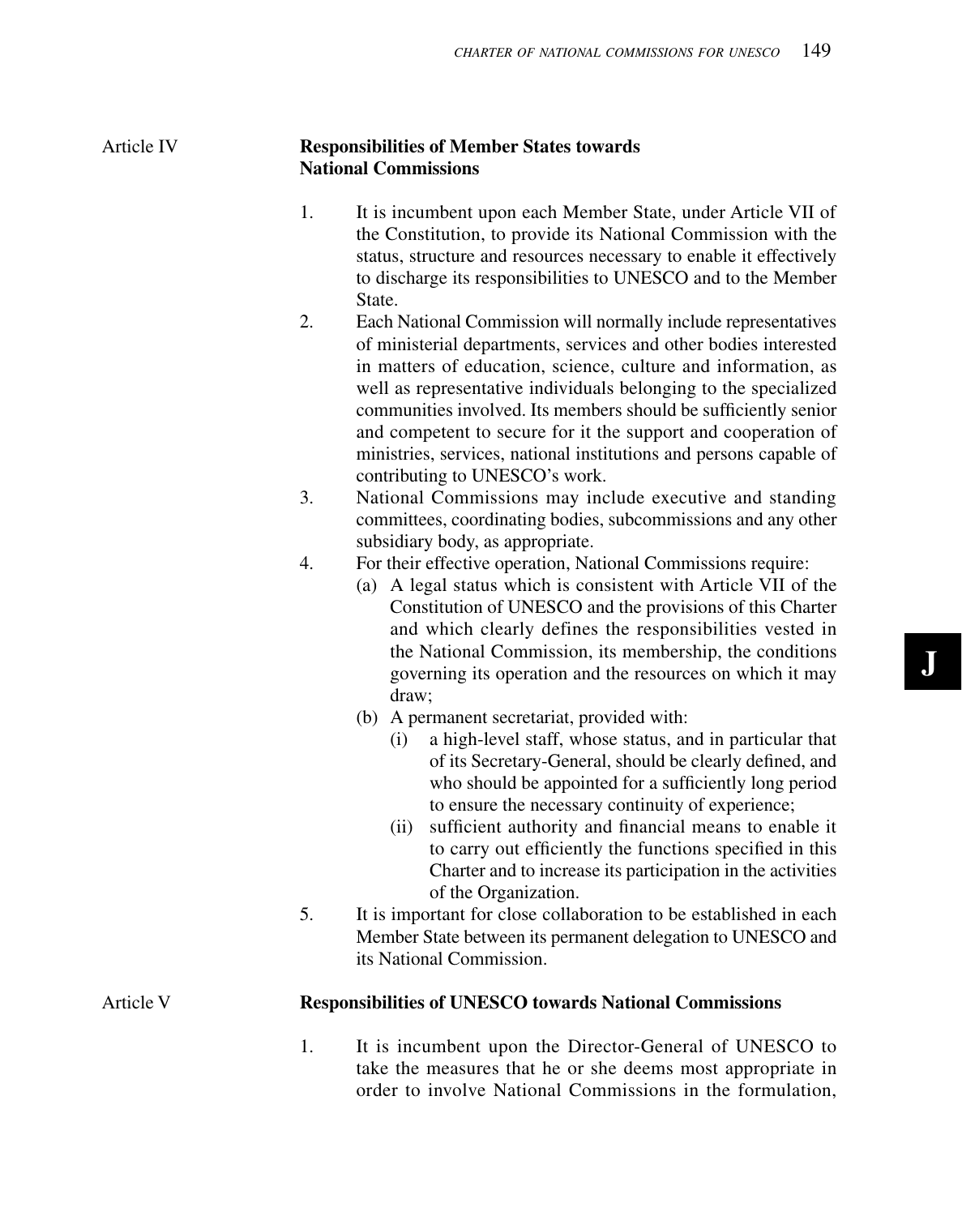## Article IV — Responsibilities of Member States towards National Commissions

1. It is incumbent upon each Member State, under Article VII of the Constitution, to provide its National Commission with the status, structure and resources necessary to enable it effectively to discharge its responsibilities to UNESCO and to the Member State.
2. Each National Commission will normally include representatives of ministerial departments, services and other bodies interested in matters of education, science, culture and information, as well as representative individuals belonging to the specialized communities involved. Its members should be sufficiently senior and competent to secure for it the support and cooperation of ministries, services, national institutions and persons capable of contributing to UNESCO's work.
3. National Commissions may include executive and standing committees, coordinating bodies, subcommissions and any other subsidiary body, as appropriate.
4. For their effective operation, National Commissions require:
   (a) A legal status which is consistent with Article VII of the Constitution of UNESCO and the provisions of this Charter and which clearly defines the responsibilities vested in the National Commission, its membership, the conditions governing its operation and the resources on which it may draw;
   (b) A permanent secretariat, provided with:
      (i) a high-level staff, whose status, and in particular that of its Secretary-General, should be clearly defined, and who should be appointed for a sufficiently long period to ensure the necessary continuity of experience;
      (ii) sufficient authority and financial means to enable it to carry out efficiently the functions specified in this Charter and to increase its participation in the activities of the Organization.
5. It is important for close collaboration to be established in each Member State between its permanent delegation to UNESCO and its National Commission.

## Article V — Responsibilities of UNESCO towards National Commissions

1. It is incumbent upon the Director-General of UNESCO to take the measures that he or she deems most appropriate in order to involve National Commissions in the formulation,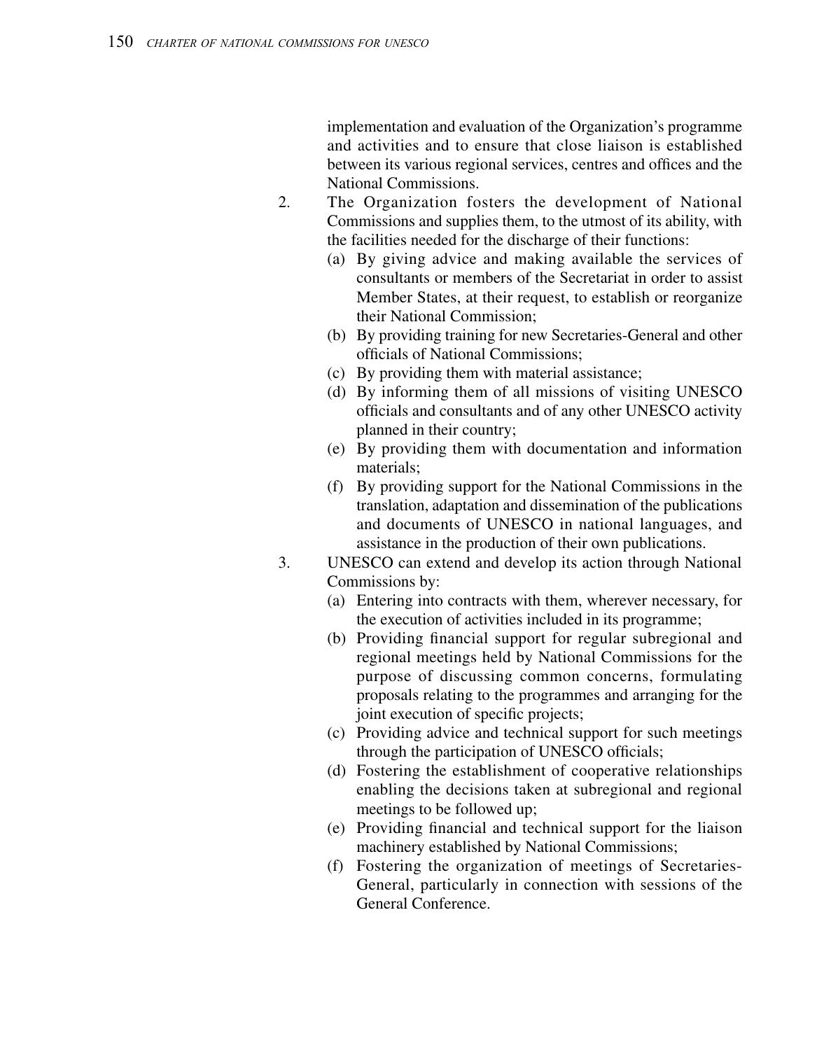implementation and evaluation of the Organization's programme and activities and to ensure that close liaison is established between its various regional services, centres and offices and the National Commissions.

2. The Organization fosters the development of National Commissions and supplies them, to the utmost of its ability, with the facilities needed for the discharge of their functions:
   (a) By giving advice and making available the services of consultants or members of the Secretariat in order to assist Member States, at their request, to establish or reorganize their National Commission;
   (b) By providing training for new Secretaries-General and other officials of National Commissions;
   (c) By providing them with material assistance;
   (d) By informing them of all missions of visiting UNESCO officials and consultants and of any other UNESCO activity planned in their country;
   (e) By providing them with documentation and information materials;
   (f) By providing support for the National Commissions in the translation, adaptation and dissemination of the publications and documents of UNESCO in national languages, and assistance in the production of their own publications.

3. UNESCO can extend and develop its action through National Commissions by:
   (a) Entering into contracts with them, wherever necessary, for the execution of activities included in its programme;
   (b) Providing financial support for regular subregional and regional meetings held by National Commissions for the purpose of discussing common concerns, formulating proposals relating to the programmes and arranging for the joint execution of specific projects;
   (c) Providing advice and technical support for such meetings through the participation of UNESCO officials;
   (d) Fostering the establishment of cooperative relationships enabling the decisions taken at subregional and regional meetings to be followed up;
   (e) Providing financial and technical support for the liaison machinery established by National Commissions;
   (f) Fostering the organization of meetings of Secretaries-General, particularly in connection with sessions of the General Conference.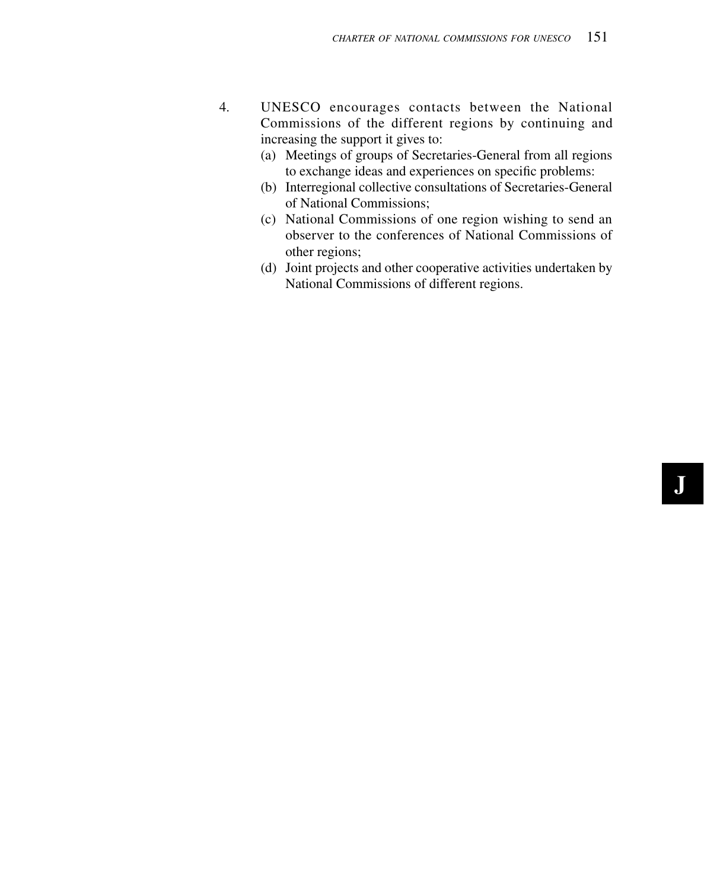4. UNESCO encourages contacts between the National Commissions of the different regions by continuing and increasing the support it gives to:
   (a) Meetings of groups of Secretaries-General from all regions to exchange ideas and experiences on specific problems:
   (b) Interregional collective consultations of Secretaries-General of National Commissions;
   (c) National Commissions of one region wishing to send an observer to the conferences of National Commissions of other regions;
   (d) Joint projects and other cooperative activities undertaken by National Commissions of different regions.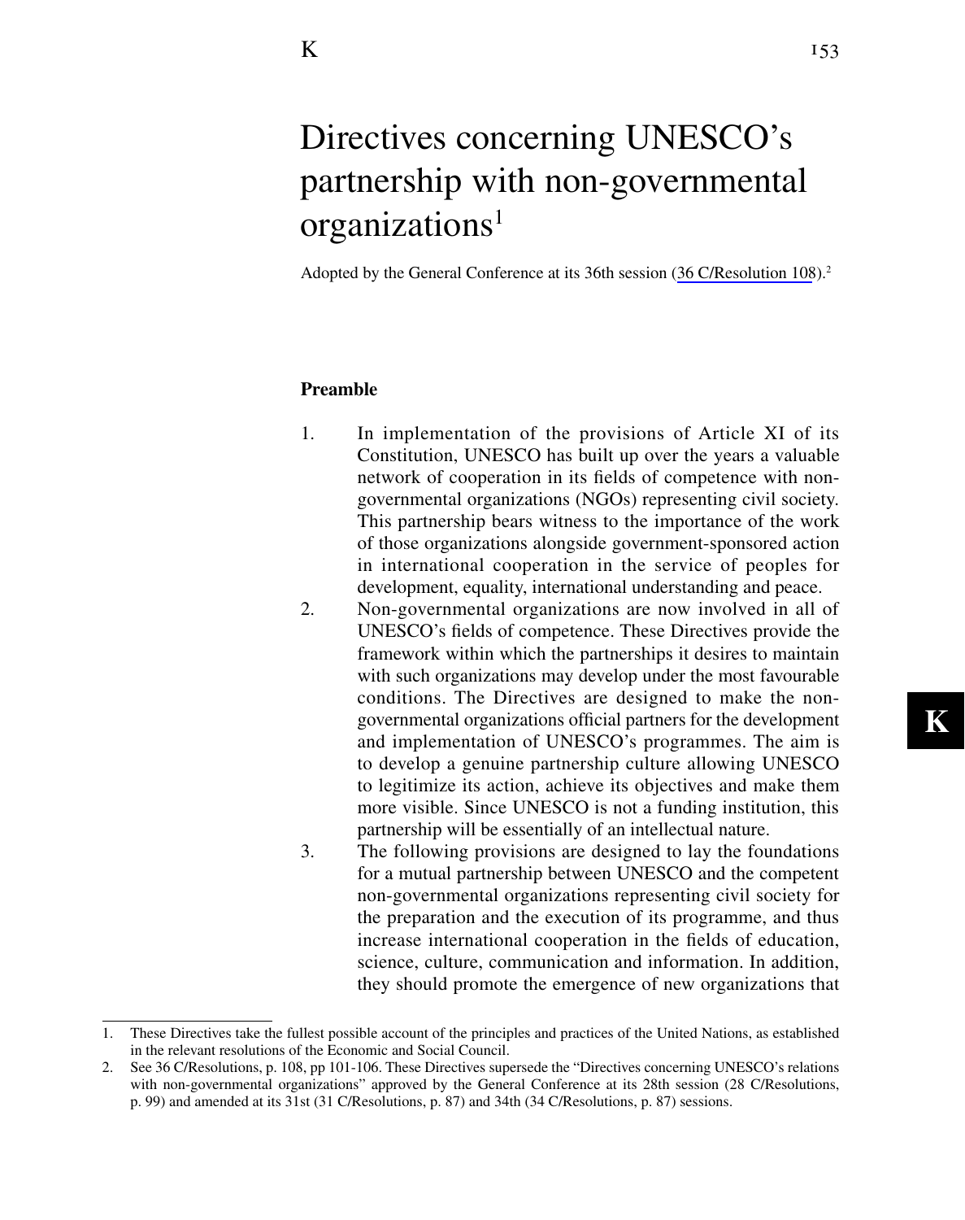# Directives concerning UNESCO's partnership with non-governmental organizations[1]

Adopted by the General Conference at its 36th session (36 C/Resolution 108).[2]

**Preamble**

1. In implementation of the provisions of Article XI of its Constitution, UNESCO has built up over the years a valuable network of cooperation in its fields of competence with non-governmental organizations (NGOs) representing civil society. This partnership bears witness to the importance of the work of those organizations alongside government-sponsored action in international cooperation in the service of peoples for development, equality, international understanding and peace.
2. Non-governmental organizations are now involved in all of UNESCO's fields of competence. These Directives provide the framework within which the partnerships it desires to maintain with such organizations may develop under the most favourable conditions. The Directives are designed to make the non-governmental organizations official partners for the development and implementation of UNESCO's programmes. The aim is to develop a genuine partnership culture allowing UNESCO to legitimize its action, achieve its objectives and make them more visible. Since UNESCO is not a funding institution, this partnership will be essentially of an intellectual nature.
3. The following provisions are designed to lay the foundations for a mutual partnership between UNESCO and the competent non-governmental organizations representing civil society for the preparation and the execution of its programme, and thus increase international cooperation in the fields of education, science, culture, communication and information. In addition, they should promote the emergence of new organizations that

---

1. These Directives take the fullest possible account of the principles and practices of the United Nations, as established in the relevant resolutions of the Economic and Social Council.
2. See 36 C/Resolutions, p. 108, pp 101-106. These Directives supersede the "Directives concerning UNESCO's relations with non-governmental organizations" approved by the General Conference at its 28th session (28 C/Resolutions, p. 99) and amended at its 31st (31 C/Resolutions, p. 87) and 34th (34 C/Resolutions, p. 87) sessions.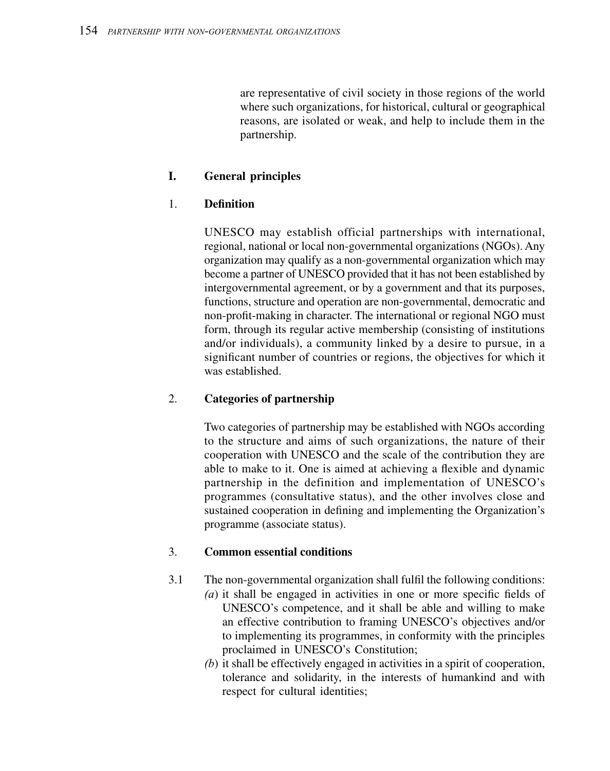are representative of civil society in those regions of the world where such organizations, for historical, cultural or geographical reasons, are isolated or weak, and help to include them in the partnership.

## I. General principles

### 1. Definition

UNESCO may establish official partnerships with international, regional, national or local non-governmental organizations (NGOs). Any organization may qualify as a non-governmental organization which may become a partner of UNESCO provided that it has not been established by intergovernmental agreement, or by a government and that its purposes, functions, structure and operation are non-governmental, democratic and non-profit-making in character. The international or regional NGO must form, through its regular active membership (consisting of institutions and/or individuals), a community linked by a desire to pursue, in a significant number of countries or regions, the objectives for which it was established.

### 2. Categories of partnership

Two categories of partnership may be established with NGOs according to the structure and aims of such organizations, the nature of their cooperation with UNESCO and the scale of the contribution they are able to make to it. One is aimed at achieving a flexible and dynamic partnership in the definition and implementation of UNESCO's programmes (consultative status), and the other involves close and sustained cooperation in defining and implementing the Organization's programme (associate status).

### 3. Common essential conditions

3.1 The non-governmental organization shall fulfil the following conditions:

*(a)* it shall be engaged in activities in one or more specific fields of UNESCO's competence, and it shall be able and willing to make an effective contribution to framing UNESCO's objectives and/or to implementing its programmes, in conformity with the principles proclaimed in UNESCO's Constitution;

*(b)* it shall be effectively engaged in activities in a spirit of cooperation, tolerance and solidarity, in the interests of humankind and with respect for cultural identities;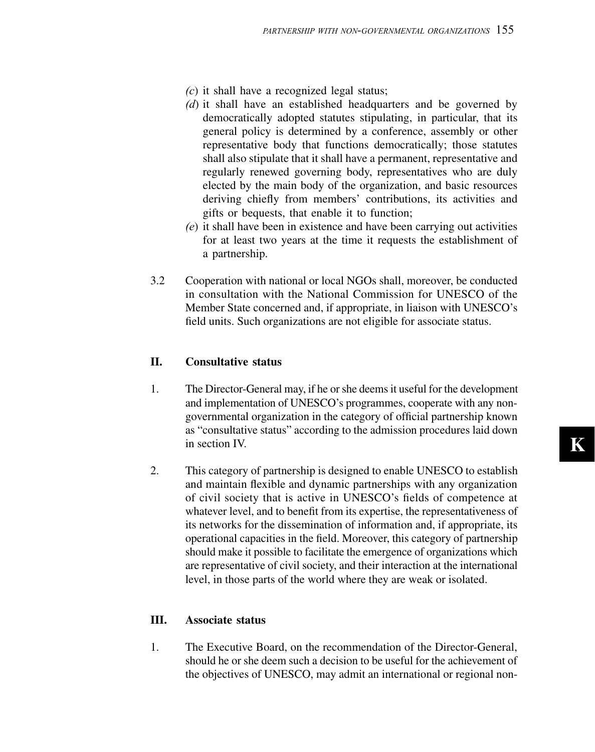*(c)* it shall have a recognized legal status;

*(d)* it shall have an established headquarters and be governed by democratically adopted statutes stipulating, in particular, that its general policy is determined by a conference, assembly or other representative body that functions democratically; those statutes shall also stipulate that it shall have a permanent, representative and regularly renewed governing body, representatives who are duly elected by the main body of the organization, and basic resources deriving chiefly from members' contributions, its activities and gifts or bequests, that enable it to function;

*(e)* it shall have been in existence and have been carrying out activities for at least two years at the time it requests the establishment of a partnership.

3.2 Cooperation with national or local NGOs shall, moreover, be conducted in consultation with the National Commission for UNESCO of the Member State concerned and, if appropriate, in liaison with UNESCO's field units. Such organizations are not eligible for associate status.

## II. Consultative status

1. The Director-General may, if he or she deems it useful for the development and implementation of UNESCO's programmes, cooperate with any non-governmental organization in the category of official partnership known as "consultative status" according to the admission procedures laid down in section IV.

2. This category of partnership is designed to enable UNESCO to establish and maintain flexible and dynamic partnerships with any organization of civil society that is active in UNESCO's fields of competence at whatever level, and to benefit from its expertise, the representativeness of its networks for the dissemination of information and, if appropriate, its operational capacities in the field. Moreover, this category of partnership should make it possible to facilitate the emergence of organizations which are representative of civil society, and their interaction at the international level, in those parts of the world where they are weak or isolated.

## III. Associate status

1. The Executive Board, on the recommendation of the Director-General, should he or she deem such a decision to be useful for the achievement of the objectives of UNESCO, may admit an international or regional non-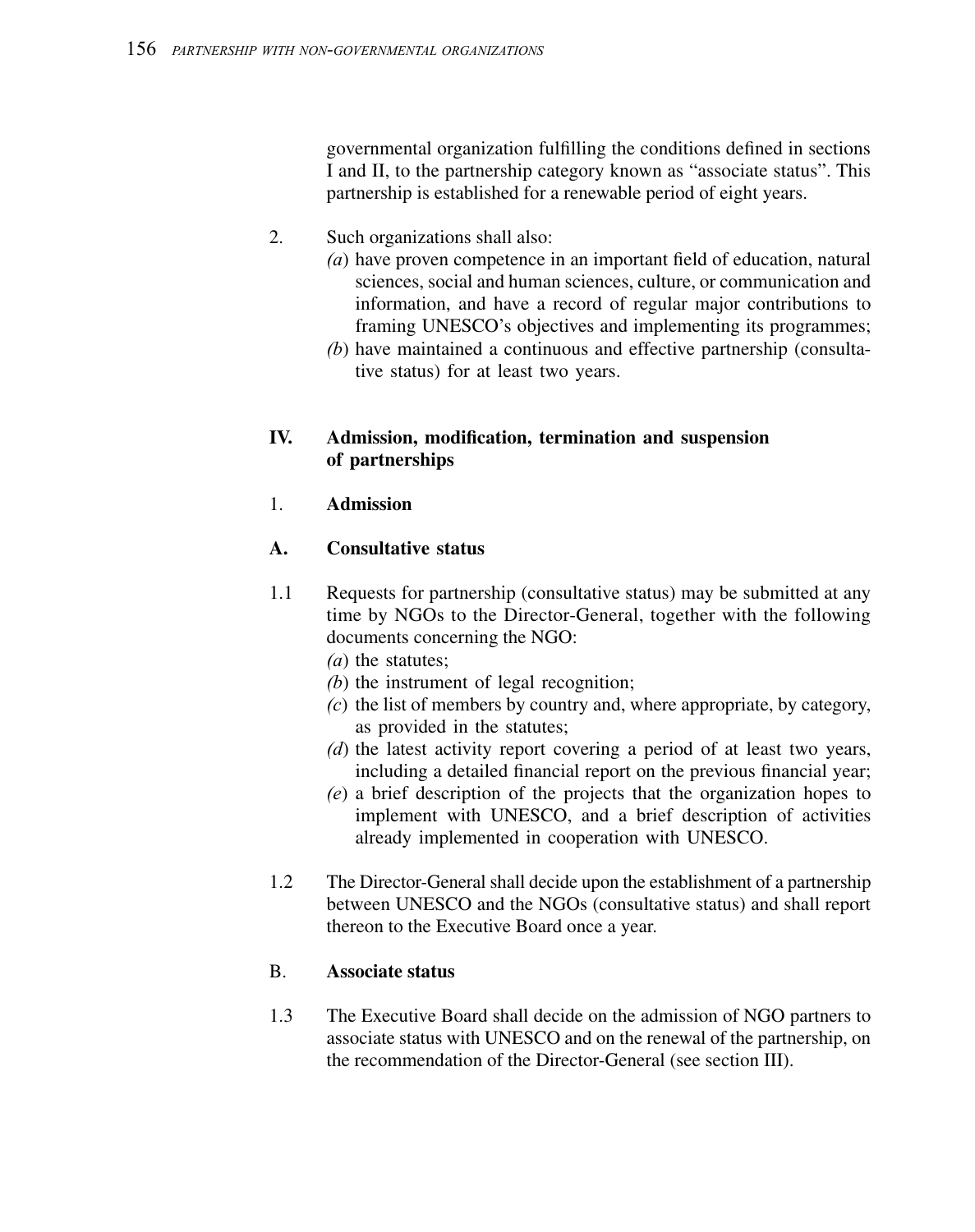governmental organization fulfilling the conditions defined in sections I and II, to the partnership category known as "associate status". This partnership is established for a renewable period of eight years.

2. Such organizations shall also:
   *(a)* have proven competence in an important field of education, natural sciences, social and human sciences, culture, or communication and information, and have a record of regular major contributions to framing UNESCO's objectives and implementing its programmes;
   *(b)* have maintained a continuous and effective partnership (consultative status) for at least two years.

## IV. Admission, modification, termination and suspension of partnerships

### 1. Admission

### A. Consultative status

1.1 Requests for partnership (consultative status) may be submitted at any time by NGOs to the Director-General, together with the following documents concerning the NGO:
   *(a)* the statutes;
   *(b)* the instrument of legal recognition;
   *(c)* the list of members by country and, where appropriate, by category, as provided in the statutes;
   *(d)* the latest activity report covering a period of at least two years, including a detailed financial report on the previous financial year;
   *(e)* a brief description of the projects that the organization hopes to implement with UNESCO, and a brief description of activities already implemented in cooperation with UNESCO.

1.2 The Director-General shall decide upon the establishment of a partnership between UNESCO and the NGOs (consultative status) and shall report thereon to the Executive Board once a year.

### B. Associate status

1.3 The Executive Board shall decide on the admission of NGO partners to associate status with UNESCO and on the renewal of the partnership, on the recommendation of the Director-General (see section III).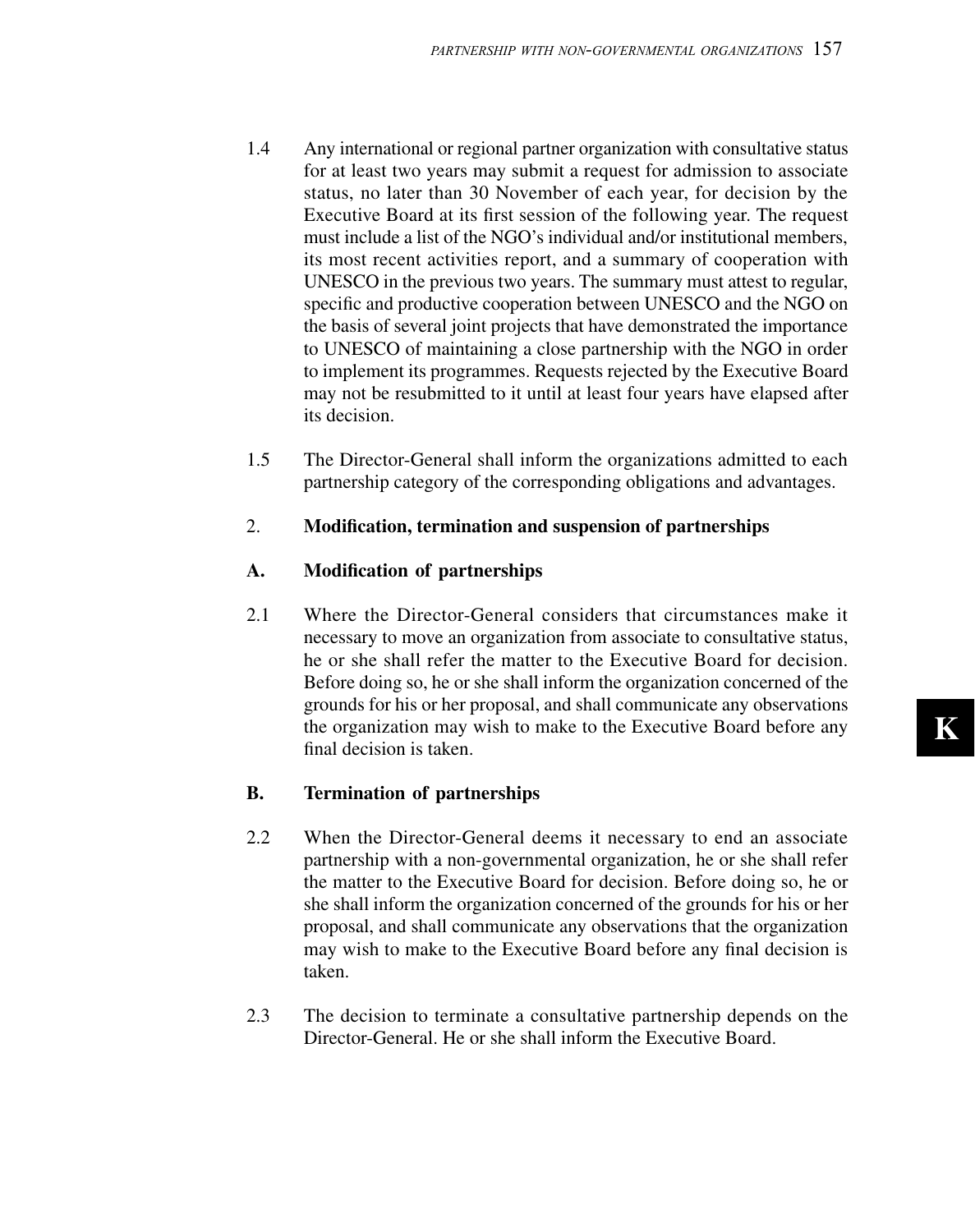1.4 Any international or regional partner organization with consultative status for at least two years may submit a request for admission to associate status, no later than 30 November of each year, for decision by the Executive Board at its first session of the following year. The request must include a list of the NGO's individual and/or institutional members, its most recent activities report, and a summary of cooperation with UNESCO in the previous two years. The summary must attest to regular, specific and productive cooperation between UNESCO and the NGO on the basis of several joint projects that have demonstrated the importance to UNESCO of maintaining a close partnership with the NGO in order to implement its programmes. Requests rejected by the Executive Board may not be resubmitted to it until at least four years have elapsed after its decision.

1.5 The Director-General shall inform the organizations admitted to each partnership category of the corresponding obligations and advantages.

## 2. Modification, termination and suspension of partnerships

### A. Modification of partnerships

2.1 Where the Director-General considers that circumstances make it necessary to move an organization from associate to consultative status, he or she shall refer the matter to the Executive Board for decision. Before doing so, he or she shall inform the organization concerned of the grounds for his or her proposal, and shall communicate any observations the organization may wish to make to the Executive Board before any final decision is taken.

### B. Termination of partnerships

2.2 When the Director-General deems it necessary to end an associate partnership with a non-governmental organization, he or she shall refer the matter to the Executive Board for decision. Before doing so, he or she shall inform the organization concerned of the grounds for his or her proposal, and shall communicate any observations that the organization may wish to make to the Executive Board before any final decision is taken.

2.3 The decision to terminate a consultative partnership depends on the Director-General. He or she shall inform the Executive Board.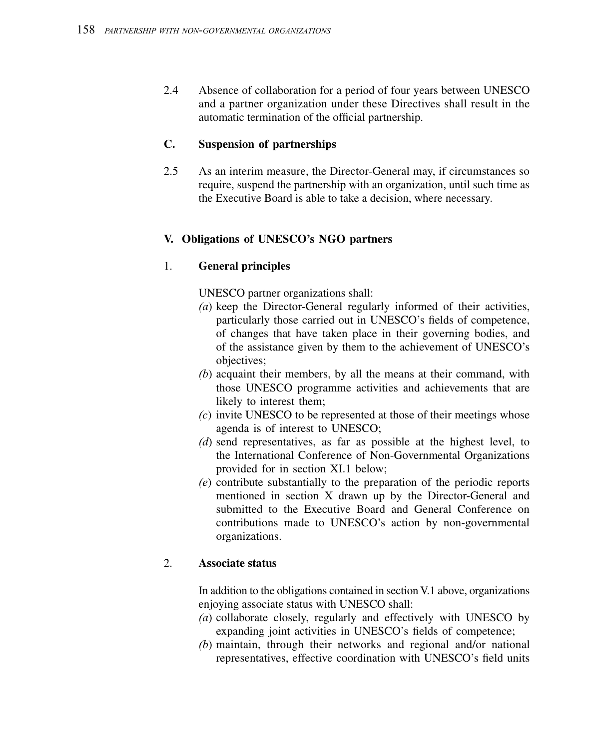2.4 Absence of collaboration for a period of four years between UNESCO and a partner organization under these Directives shall result in the automatic termination of the official partnership.

### C. Suspension of partnerships

2.5 As an interim measure, the Director-General may, if circumstances so require, suspend the partnership with an organization, until such time as the Executive Board is able to take a decision, where necessary.

## V. Obligations of UNESCO's NGO partners

### 1. General principles

UNESCO partner organizations shall:

*(a)* keep the Director-General regularly informed of their activities, particularly those carried out in UNESCO's fields of competence, of changes that have taken place in their governing bodies, and of the assistance given by them to the achievement of UNESCO's objectives;

*(b)* acquaint their members, by all the means at their command, with those UNESCO programme activities and achievements that are likely to interest them;

*(c)* invite UNESCO to be represented at those of their meetings whose agenda is of interest to UNESCO;

*(d)* send representatives, as far as possible at the highest level, to the International Conference of Non-Governmental Organizations provided for in section XI.1 below;

*(e)* contribute substantially to the preparation of the periodic reports mentioned in section X drawn up by the Director-General and submitted to the Executive Board and General Conference on contributions made to UNESCO's action by non-governmental organizations.

### 2. Associate status

In addition to the obligations contained in section V.1 above, organizations enjoying associate status with UNESCO shall:

*(a)* collaborate closely, regularly and effectively with UNESCO by expanding joint activities in UNESCO's fields of competence;

*(b)* maintain, through their networks and regional and/or national representatives, effective coordination with UNESCO's field units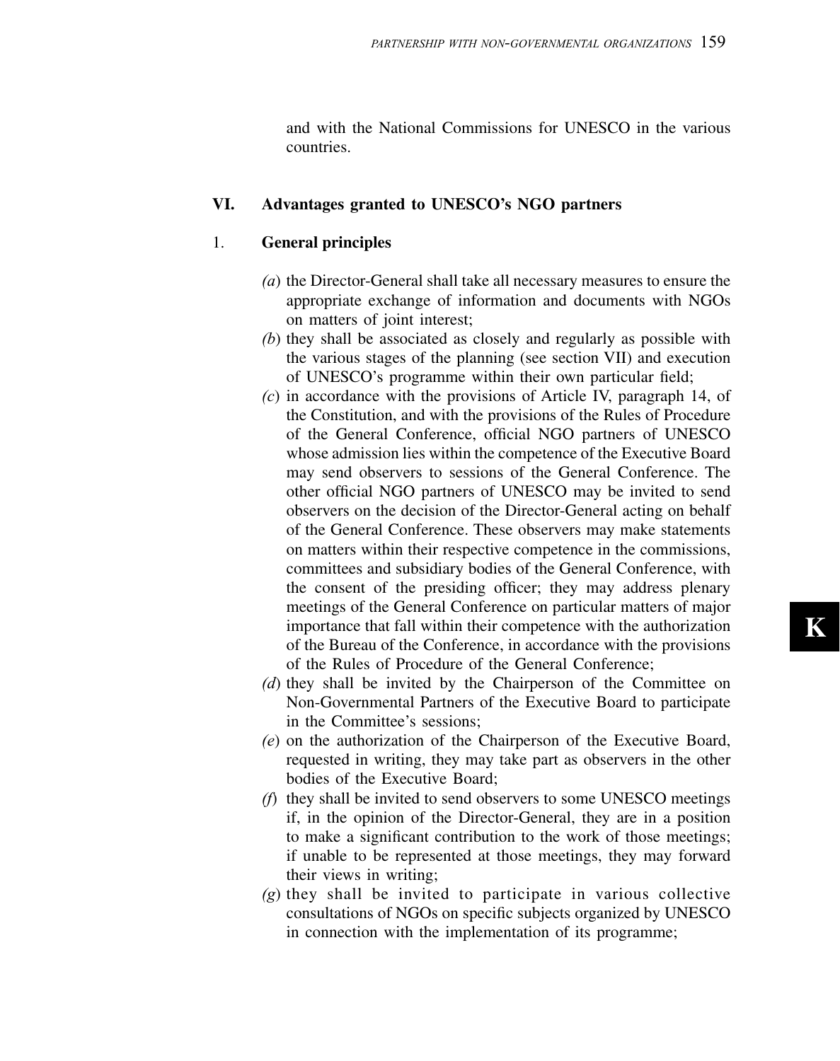and with the National Commissions for UNESCO in the various countries.

## VI. Advantages granted to UNESCO's NGO partners

### 1. General principles

*(a)* the Director-General shall take all necessary measures to ensure the appropriate exchange of information and documents with NGOs on matters of joint interest;

*(b)* they shall be associated as closely and regularly as possible with the various stages of the planning (see section VII) and execution of UNESCO's programme within their own particular field;

*(c)* in accordance with the provisions of Article IV, paragraph 14, of the Constitution, and with the provisions of the Rules of Procedure of the General Conference, official NGO partners of UNESCO whose admission lies within the competence of the Executive Board may send observers to sessions of the General Conference. The other official NGO partners of UNESCO may be invited to send observers on the decision of the Director-General acting on behalf of the General Conference. These observers may make statements on matters within their respective competence in the commissions, committees and subsidiary bodies of the General Conference, with the consent of the presiding officer; they may address plenary meetings of the General Conference on particular matters of major importance that fall within their competence with the authorization of the Bureau of the Conference, in accordance with the provisions of the Rules of Procedure of the General Conference;

*(d)* they shall be invited by the Chairperson of the Committee on Non-Governmental Partners of the Executive Board to participate in the Committee's sessions;

*(e)* on the authorization of the Chairperson of the Executive Board, requested in writing, they may take part as observers in the other bodies of the Executive Board;

*(f)* they shall be invited to send observers to some UNESCO meetings if, in the opinion of the Director-General, they are in a position to make a significant contribution to the work of those meetings; if unable to be represented at those meetings, they may forward their views in writing;

*(g)* they shall be invited to participate in various collective consultations of NGOs on specific subjects organized by UNESCO in connection with the implementation of its programme;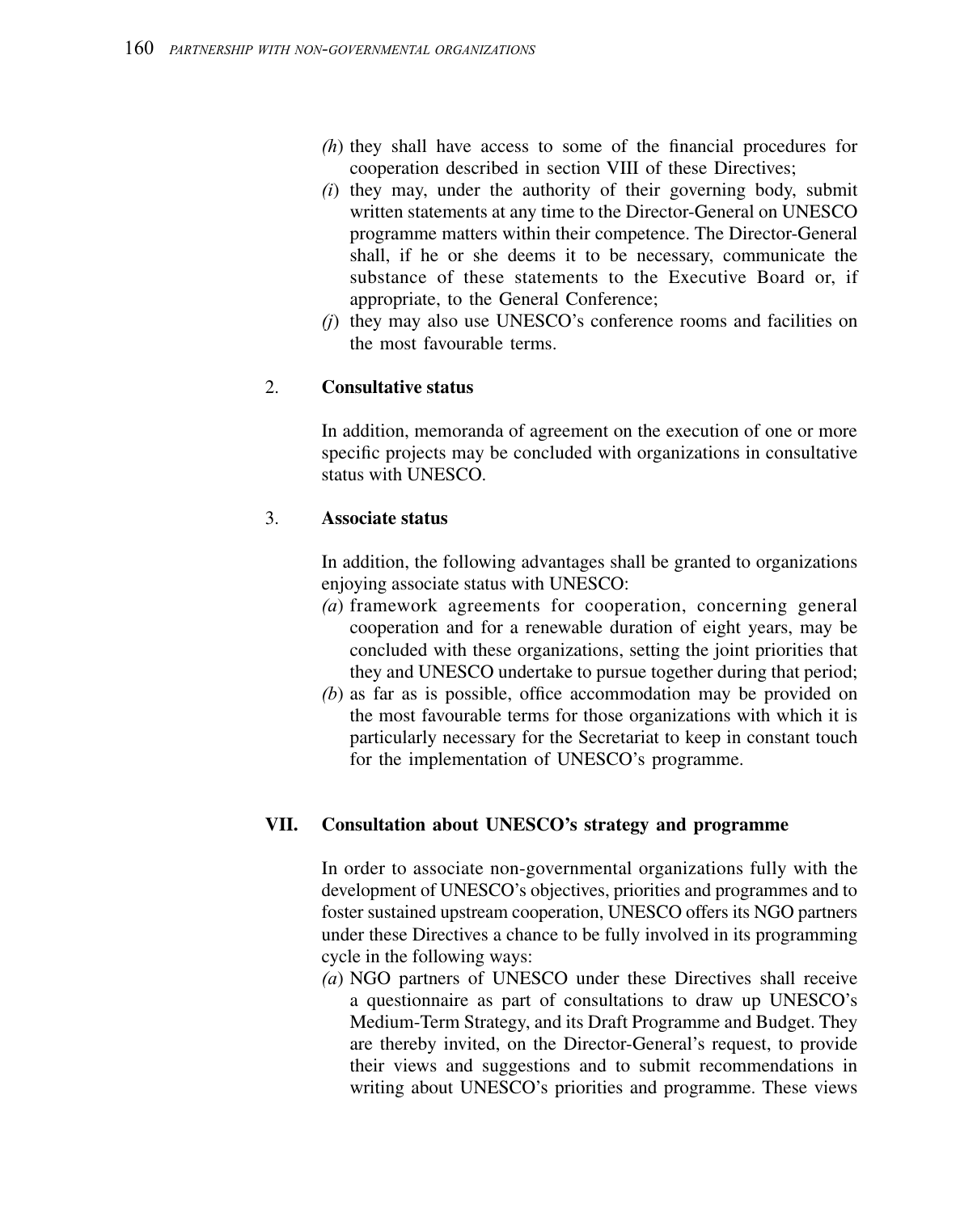(*h*) they shall have access to some of the financial procedures for cooperation described in section VIII of these Directives;

(*i*) they may, under the authority of their governing body, submit written statements at any time to the Director-General on UNESCO programme matters within their competence. The Director-General shall, if he or she deems it to be necessary, communicate the substance of these statements to the Executive Board or, if appropriate, to the General Conference;

(*j*) they may also use UNESCO's conference rooms and facilities on the most favourable terms.

2. **Consultative status**

In addition, memoranda of agreement on the execution of one or more specific projects may be concluded with organizations in consultative status with UNESCO.

3. **Associate status**

In addition, the following advantages shall be granted to organizations enjoying associate status with UNESCO:

(*a*) framework agreements for cooperation, concerning general cooperation and for a renewable duration of eight years, may be concluded with these organizations, setting the joint priorities that they and UNESCO undertake to pursue together during that period;

(*b*) as far as is possible, office accommodation may be provided on the most favourable terms for those organizations with which it is particularly necessary for the Secretariat to keep in constant touch for the implementation of UNESCO's programme.

## VII. Consultation about UNESCO's strategy and programme

In order to associate non-governmental organizations fully with the development of UNESCO's objectives, priorities and programmes and to foster sustained upstream cooperation, UNESCO offers its NGO partners under these Directives a chance to be fully involved in its programming cycle in the following ways:

(*a*) NGO partners of UNESCO under these Directives shall receive a questionnaire as part of consultations to draw up UNESCO's Medium-Term Strategy, and its Draft Programme and Budget. They are thereby invited, on the Director-General's request, to provide their views and suggestions and to submit recommendations in writing about UNESCO's priorities and programme. These views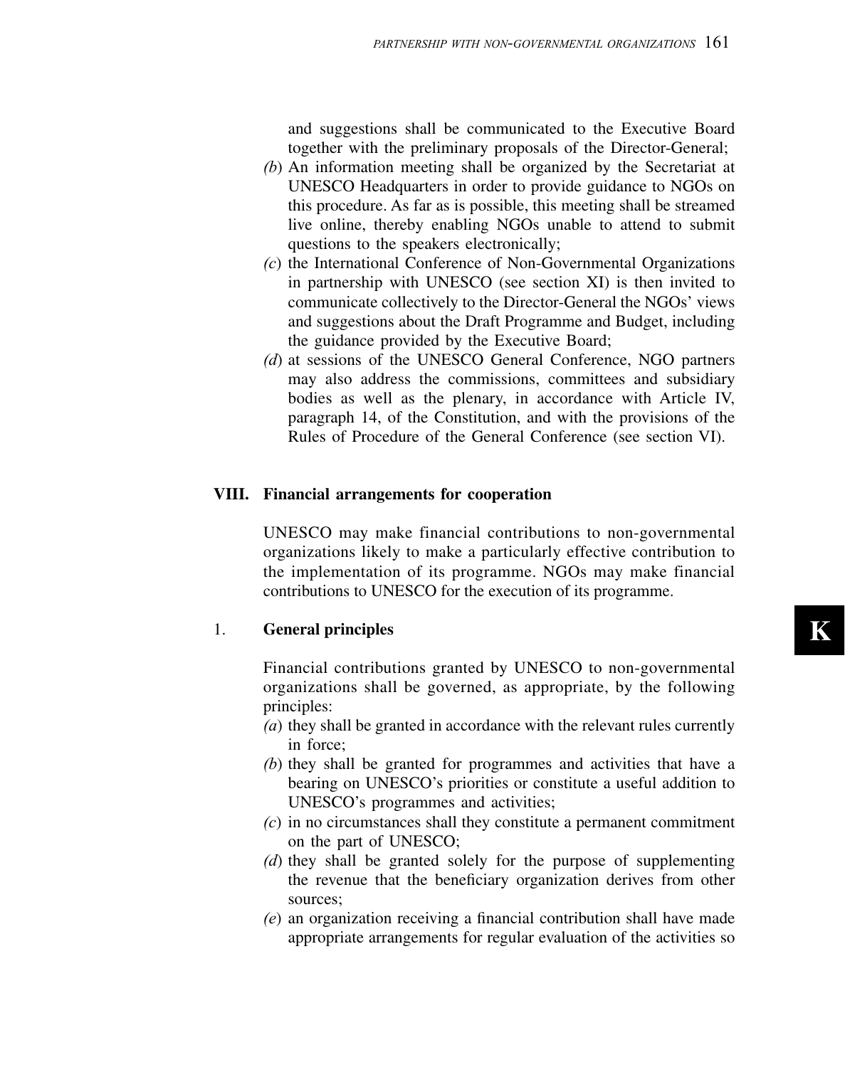and suggestions shall be communicated to the Executive Board together with the preliminary proposals of the Director-General;

*(b)* An information meeting shall be organized by the Secretariat at UNESCO Headquarters in order to provide guidance to NGOs on this procedure. As far as is possible, this meeting shall be streamed live online, thereby enabling NGOs unable to attend to submit questions to the speakers electronically;

*(c)* the International Conference of Non-Governmental Organizations in partnership with UNESCO (see section XI) is then invited to communicate collectively to the Director-General the NGOs' views and suggestions about the Draft Programme and Budget, including the guidance provided by the Executive Board;

*(d)* at sessions of the UNESCO General Conference, NGO partners may also address the commissions, committees and subsidiary bodies as well as the plenary, in accordance with Article IV, paragraph 14, of the Constitution, and with the provisions of the Rules of Procedure of the General Conference (see section VI).

## VIII. Financial arrangements for cooperation

UNESCO may make financial contributions to non-governmental organizations likely to make a particularly effective contribution to the implementation of its programme. NGOs may make financial contributions to UNESCO for the execution of its programme.

### 1. General principles

Financial contributions granted by UNESCO to non-governmental organizations shall be governed, as appropriate, by the following principles:

*(a)* they shall be granted in accordance with the relevant rules currently in force;

*(b)* they shall be granted for programmes and activities that have a bearing on UNESCO's priorities or constitute a useful addition to UNESCO's programmes and activities;

*(c)* in no circumstances shall they constitute a permanent commitment on the part of UNESCO;

*(d)* they shall be granted solely for the purpose of supplementing the revenue that the beneficiary organization derives from other sources;

*(e)* an organization receiving a financial contribution shall have made appropriate arrangements for regular evaluation of the activities so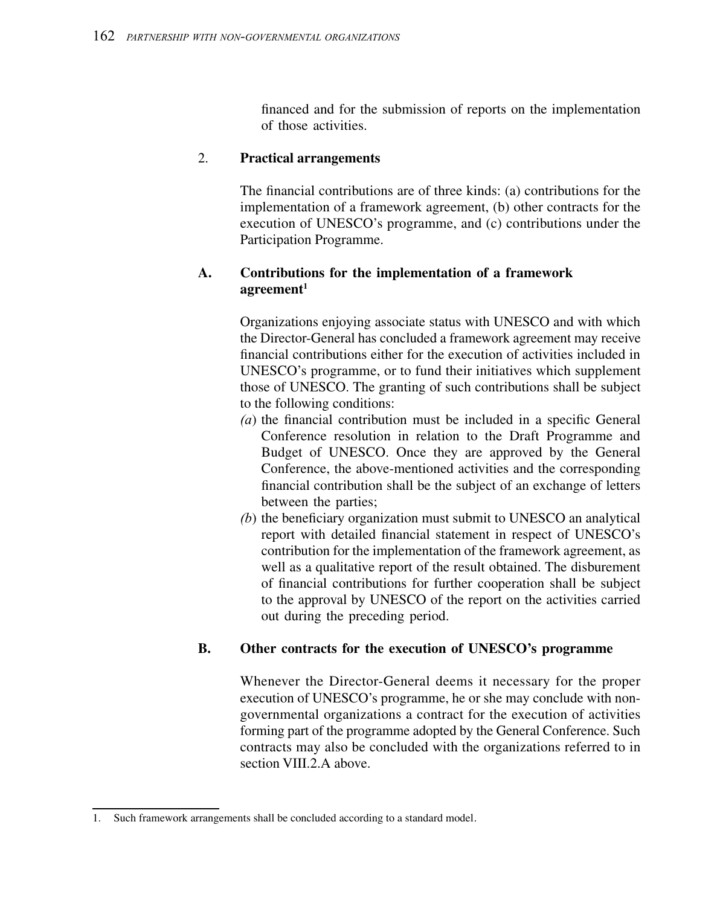financed and for the submission of reports on the implementation of those activities.

## 2. Practical arrangements

The financial contributions are of three kinds: (a) contributions for the implementation of a framework agreement, (b) other contracts for the execution of UNESCO's programme, and (c) contributions under the Participation Programme.

### A. Contributions for the implementation of a framework agreement[1]

Organizations enjoying associate status with UNESCO and with which the Director-General has concluded a framework agreement may receive financial contributions either for the execution of activities included in UNESCO's programme, or to fund their initiatives which supplement those of UNESCO. The granting of such contributions shall be subject to the following conditions:

*(a)* the financial contribution must be included in a specific General Conference resolution in relation to the Draft Programme and Budget of UNESCO. Once they are approved by the General Conference, the above-mentioned activities and the corresponding financial contribution shall be the subject of an exchange of letters between the parties;

*(b)* the beneficiary organization must submit to UNESCO an analytical report with detailed financial statement in respect of UNESCO's contribution for the implementation of the framework agreement, as well as a qualitative report of the result obtained. The disburement of financial contributions for further cooperation shall be subject to the approval by UNESCO of the report on the activities carried out during the preceding period.

### B. Other contracts for the execution of UNESCO's programme

Whenever the Director-General deems it necessary for the proper execution of UNESCO's programme, he or she may conclude with non-governmental organizations a contract for the execution of activities forming part of the programme adopted by the General Conference. Such contracts may also be concluded with the organizations referred to in section VIII.2.A above.

---

1. Such framework arrangements shall be concluded according to a standard model.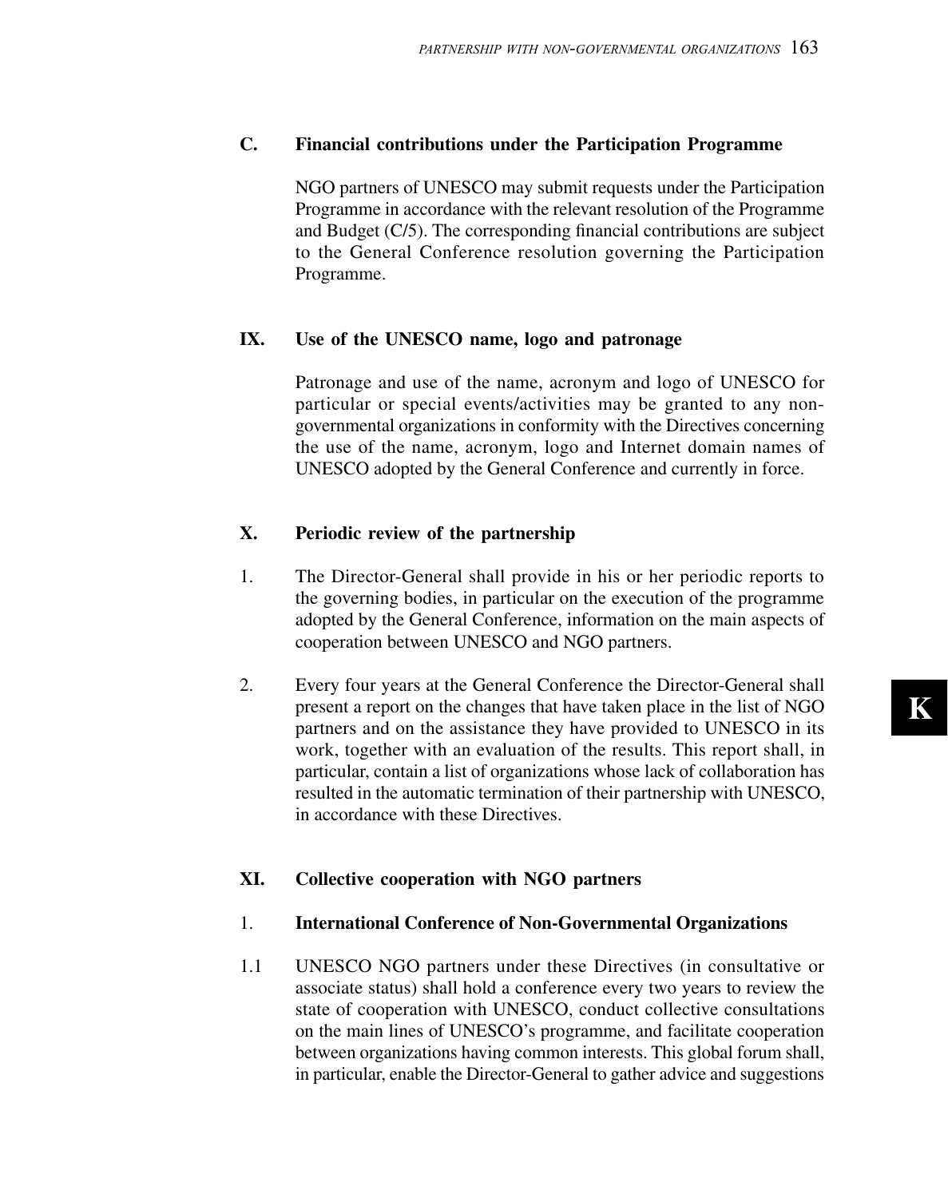### C. Financial contributions under the Participation Programme

NGO partners of UNESCO may submit requests under the Participation Programme in accordance with the relevant resolution of the Programme and Budget (C/5). The corresponding financial contributions are subject to the General Conference resolution governing the Participation Programme.

## IX. Use of the UNESCO name, logo and patronage

Patronage and use of the name, acronym and logo of UNESCO for particular or special events/activities may be granted to any non-governmental organizations in conformity with the Directives concerning the use of the name, acronym, logo and Internet domain names of UNESCO adopted by the General Conference and currently in force.

## X. Periodic review of the partnership

1. The Director-General shall provide in his or her periodic reports to the governing bodies, in particular on the execution of the programme adopted by the General Conference, information on the main aspects of cooperation between UNESCO and NGO partners.

2. Every four years at the General Conference the Director-General shall present a report on the changes that have taken place in the list of NGO partners and on the assistance they have provided to UNESCO in its work, together with an evaluation of the results. This report shall, in particular, contain a list of organizations whose lack of collaboration has resulted in the automatic termination of their partnership with UNESCO, in accordance with these Directives.

## XI. Collective cooperation with NGO partners

### 1. International Conference of Non-Governmental Organizations

1.1 UNESCO NGO partners under these Directives (in consultative or associate status) shall hold a conference every two years to review the state of cooperation with UNESCO, conduct collective consultations on the main lines of UNESCO's programme, and facilitate cooperation between organizations having common interests. This global forum shall, in particular, enable the Director-General to gather advice and suggestions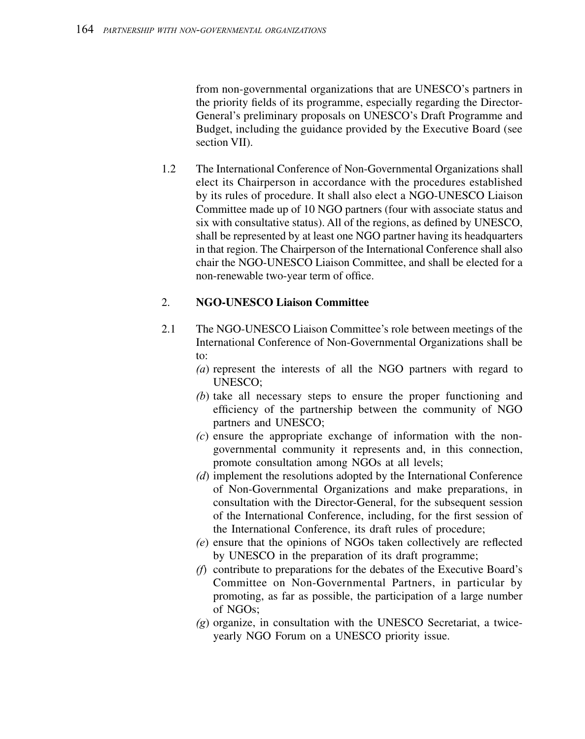from non-governmental organizations that are UNESCO's partners in the priority fields of its programme, especially regarding the Director-General's preliminary proposals on UNESCO's Draft Programme and Budget, including the guidance provided by the Executive Board (see section VII).

1.2 The International Conference of Non-Governmental Organizations shall elect its Chairperson in accordance with the procedures established by its rules of procedure. It shall also elect a NGO-UNESCO Liaison Committee made up of 10 NGO partners (four with associate status and six with consultative status). All of the regions, as defined by UNESCO, shall be represented by at least one NGO partner having its headquarters in that region. The Chairperson of the International Conference shall also chair the NGO-UNESCO Liaison Committee, and shall be elected for a non-renewable two-year term of office.

## 2. NGO-UNESCO Liaison Committee

2.1 The NGO-UNESCO Liaison Committee's role between meetings of the International Conference of Non-Governmental Organizations shall be to:

*(a)* represent the interests of all the NGO partners with regard to UNESCO;

*(b)* take all necessary steps to ensure the proper functioning and efficiency of the partnership between the community of NGO partners and UNESCO;

*(c)* ensure the appropriate exchange of information with the non-governmental community it represents and, in this connection, promote consultation among NGOs at all levels;

*(d)* implement the resolutions adopted by the International Conference of Non-Governmental Organizations and make preparations, in consultation with the Director-General, for the subsequent session of the International Conference, including, for the first session of the International Conference, its draft rules of procedure;

*(e)* ensure that the opinions of NGOs taken collectively are reflected by UNESCO in the preparation of its draft programme;

*(f)* contribute to preparations for the debates of the Executive Board's Committee on Non-Governmental Partners, in particular by promoting, as far as possible, the participation of a large number of NGOs;

*(g)* organize, in consultation with the UNESCO Secretariat, a twice-yearly NGO Forum on a UNESCO priority issue.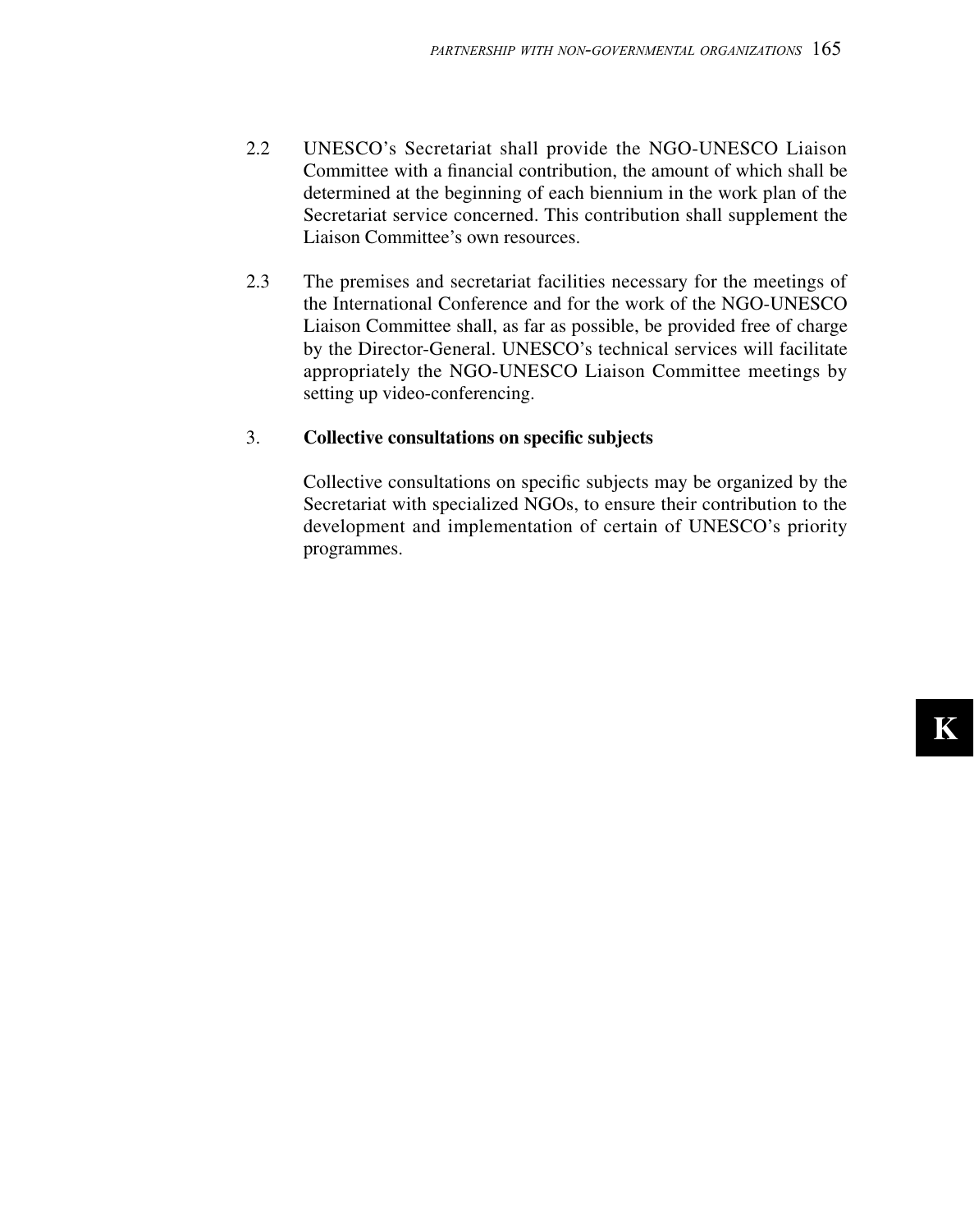2.2 UNESCO's Secretariat shall provide the NGO-UNESCO Liaison Committee with a financial contribution, the amount of which shall be determined at the beginning of each biennium in the work plan of the Secretariat service concerned. This contribution shall supplement the Liaison Committee's own resources.

2.3 The premises and secretariat facilities necessary for the meetings of the International Conference and for the work of the NGO-UNESCO Liaison Committee shall, as far as possible, be provided free of charge by the Director-General. UNESCO's technical services will facilitate appropriately the NGO-UNESCO Liaison Committee meetings by setting up video-conferencing.

3. **Collective consultations on specific subjects**

Collective consultations on specific subjects may be organized by the Secretariat with specialized NGOs, to ensure their contribution to the development and implementation of certain of UNESCO's priority programmes.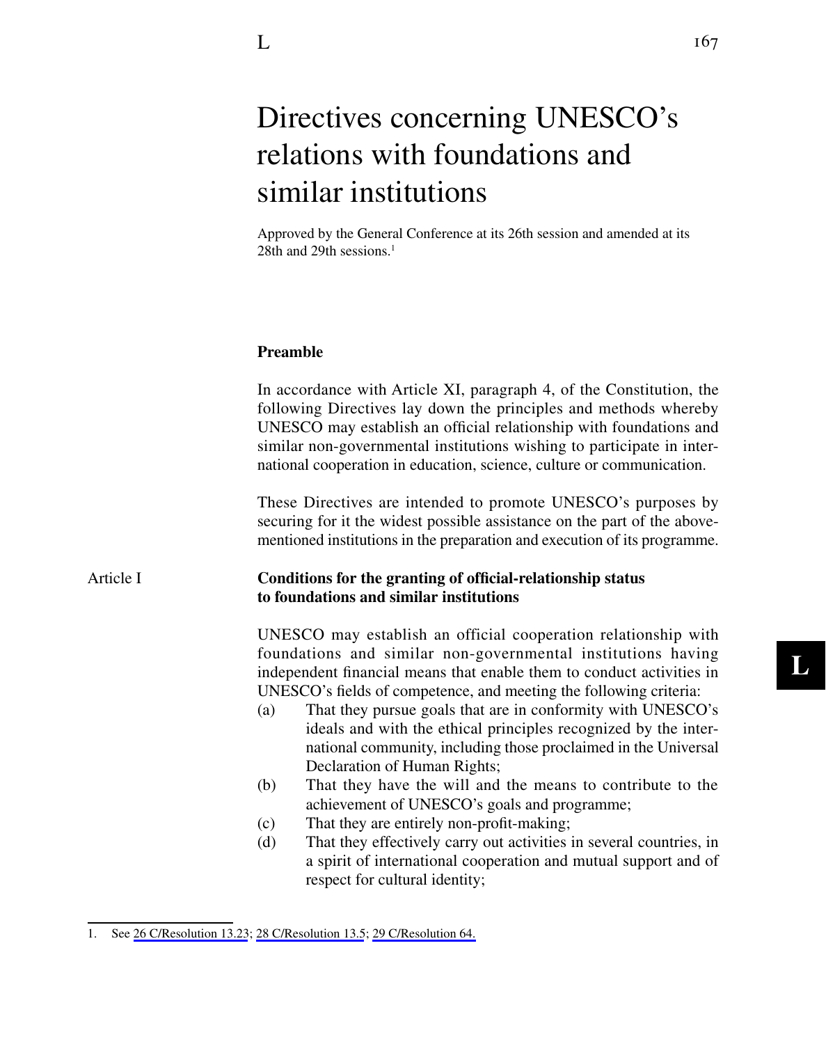# Directives concerning UNESCO's relations with foundations and similar institutions

Approved by the General Conference at its 26th session and amended at its 28th and 29th sessions.[1]

## Preamble

In accordance with Article XI, paragraph 4, of the Constitution, the following Directives lay down the principles and methods whereby UNESCO may establish an official relationship with foundations and similar non-governmental institutions wishing to participate in international cooperation in education, science, culture or communication.

These Directives are intended to promote UNESCO's purposes by securing for it the widest possible assistance on the part of the above-mentioned institutions in the preparation and execution of its programme.

## Article I

### Conditions for the granting of official-relationship status to foundations and similar institutions

UNESCO may establish an official cooperation relationship with foundations and similar non-governmental institutions having independent financial means that enable them to conduct activities in UNESCO's fields of competence, and meeting the following criteria:

(a) That they pursue goals that are in conformity with UNESCO's ideals and with the ethical principles recognized by the international community, including those proclaimed in the Universal Declaration of Human Rights;

(b) That they have the will and the means to contribute to the achievement of UNESCO's goals and programme;

(c) That they are entirely non-profit-making;

(d) That they effectively carry out activities in several countries, in a spirit of international cooperation and mutual support and of respect for cultural identity;

---

1. See 26 C/Resolution 13.23; 28 C/Resolution 13.5; 29 C/Resolution 64.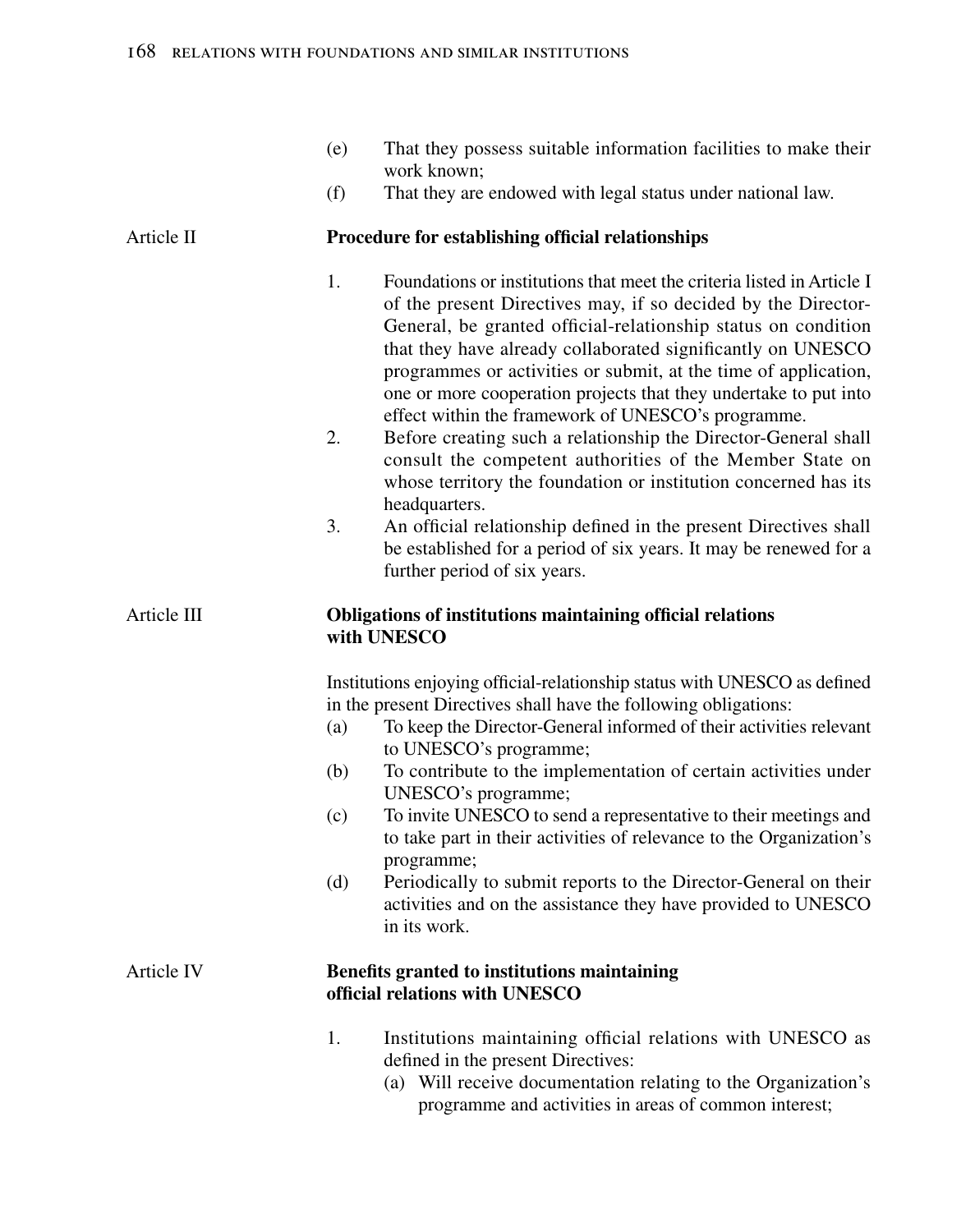(e) That they possess suitable information facilities to make their work known;

(f) That they are endowed with legal status under national law.

## Article II — Procedure for establishing official relationships

1. Foundations or institutions that meet the criteria listed in Article I of the present Directives may, if so decided by the Director-General, be granted official-relationship status on condition that they have already collaborated significantly on UNESCO programmes or activities or submit, at the time of application, one or more cooperation projects that they undertake to put into effect within the framework of UNESCO's programme.
2. Before creating such a relationship the Director-General shall consult the competent authorities of the Member State on whose territory the foundation or institution concerned has its headquarters.
3. An official relationship defined in the present Directives shall be established for a period of six years. It may be renewed for a further period of six years.

## Article III — Obligations of institutions maintaining official relations with UNESCO

Institutions enjoying official-relationship status with UNESCO as defined in the present Directives shall have the following obligations:

(a) To keep the Director-General informed of their activities relevant to UNESCO's programme;

(b) To contribute to the implementation of certain activities under UNESCO's programme;

(c) To invite UNESCO to send a representative to their meetings and to take part in their activities of relevance to the Organization's programme;

(d) Periodically to submit reports to the Director-General on their activities and on the assistance they have provided to UNESCO in its work.

## Article IV — Benefits granted to institutions maintaining official relations with UNESCO

1. Institutions maintaining official relations with UNESCO as defined in the present Directives:
   (a) Will receive documentation relating to the Organization's programme and activities in areas of common interest;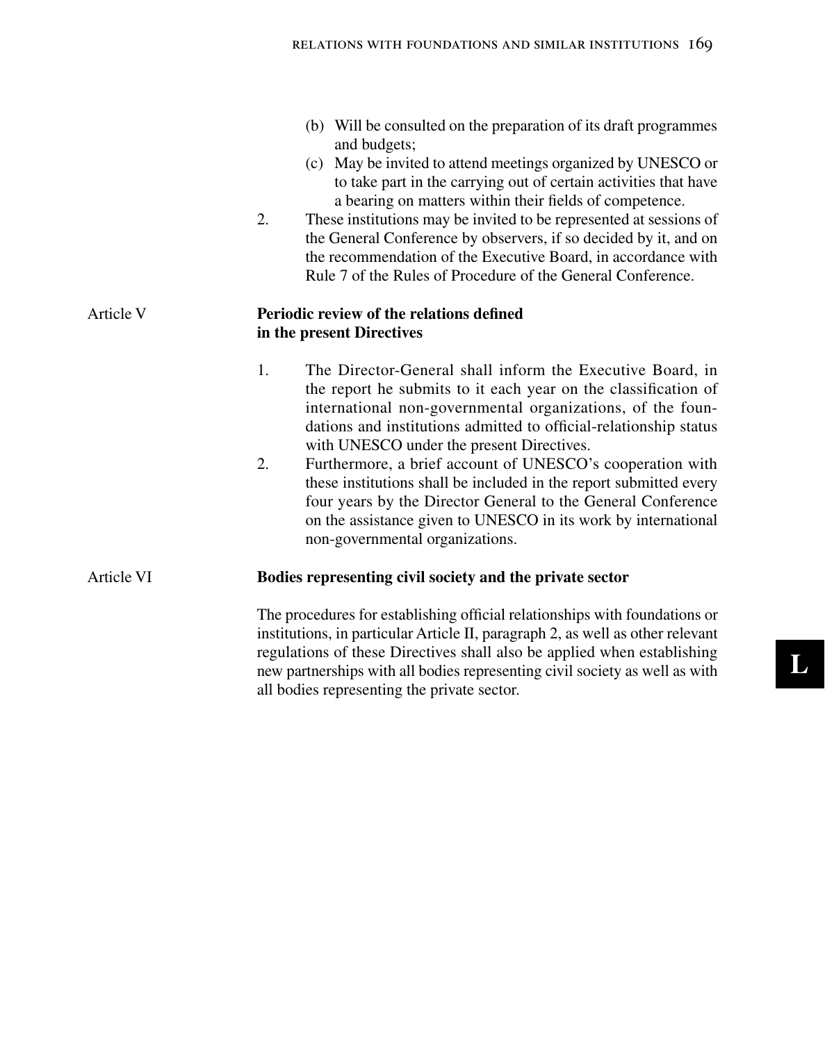(b) Will be consulted on the preparation of its draft programmes and budgets;

(c) May be invited to attend meetings organized by UNESCO or to take part in the carrying out of certain activities that have a bearing on matters within their fields of competence.

2. These institutions may be invited to be represented at sessions of the General Conference by observers, if so decided by it, and on the recommendation of the Executive Board, in accordance with Rule 7 of the Rules of Procedure of the General Conference.

## Article V — Periodic review of the relations defined in the present Directives

1. The Director-General shall inform the Executive Board, in the report he submits to it each year on the classification of international non-governmental organizations, of the foundations and institutions admitted to official-relationship status with UNESCO under the present Directives.
2. Furthermore, a brief account of UNESCO's cooperation with these institutions shall be included in the report submitted every four years by the Director General to the General Conference on the assistance given to UNESCO in its work by international non-governmental organizations.

## Article VI — Bodies representing civil society and the private sector

The procedures for establishing official relationships with foundations or institutions, in particular Article II, paragraph 2, as well as other relevant regulations of these Directives shall also be applied when establishing new partnerships with all bodies representing civil society as well as with all bodies representing the private sector.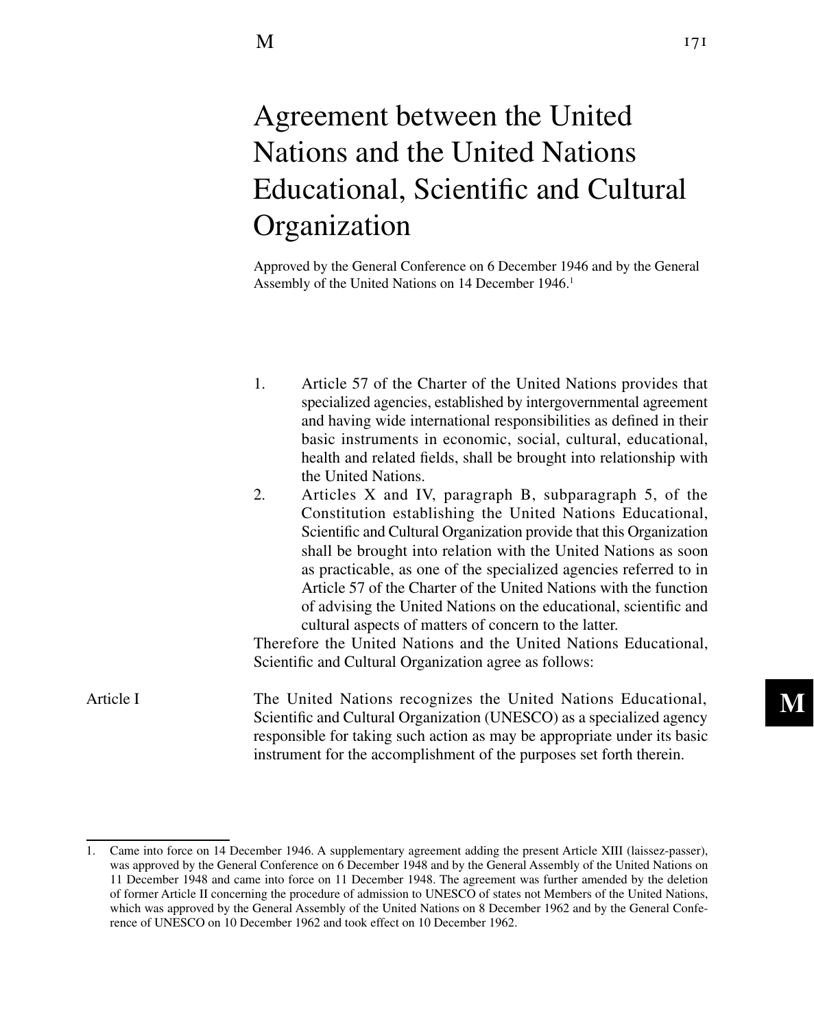# Agreement between the United Nations and the United Nations Educational, Scientific and Cultural Organization

Approved by the General Conference on 6 December 1946 and by the General Assembly of the United Nations on 14 December 1946.[1]

1. Article 57 of the Charter of the United Nations provides that specialized agencies, established by intergovernmental agreement and having wide international responsibilities as defined in their basic instruments in economic, social, cultural, educational, health and related fields, shall be brought into relationship with the United Nations.
2. Articles X and IV, paragraph B, subparagraph 5, of the Constitution establishing the United Nations Educational, Scientific and Cultural Organization provide that this Organization shall be brought into relation with the United Nations as soon as practicable, as one of the specialized agencies referred to in Article 57 of the Charter of the United Nations with the function of advising the United Nations on the educational, scientific and cultural aspects of matters of concern to the latter.

Therefore the United Nations and the United Nations Educational, Scientific and Cultural Organization agree as follows:

**Article I**

The United Nations recognizes the United Nations Educational, Scientific and Cultural Organization (UNESCO) as a specialized agency responsible for taking such action as may be appropriate under its basic instrument for the accomplishment of the purposes set forth therein.

---

1. Came into force on 14 December 1946. A supplementary agreement adding the present Article XIII (laissez-passer), was approved by the General Conference on 6 December 1948 and by the General Assembly of the United Nations on 11 December 1948 and came into force on 11 December 1948. The agreement was further amended by the deletion of former Article II concerning the procedure of admission to UNESCO of states not Members of the United Nations, which was approved by the General Assembly of the United Nations on 8 December 1962 and by the General Conference of UNESCO on 10 December 1962 and took effect on 10 December 1962.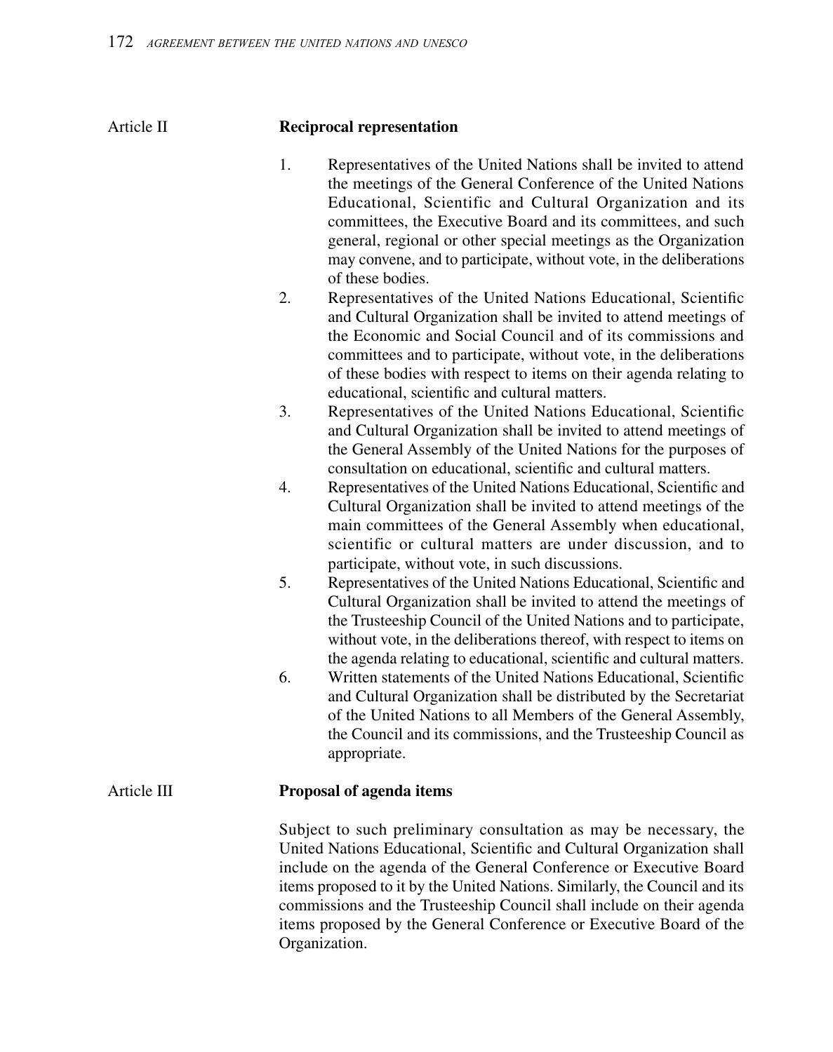## Article II — Reciprocal representation

1. Representatives of the United Nations shall be invited to attend the meetings of the General Conference of the United Nations Educational, Scientific and Cultural Organization and its committees, the Executive Board and its committees, and such general, regional or other special meetings as the Organization may convene, and to participate, without vote, in the deliberations of these bodies.
2. Representatives of the United Nations Educational, Scientific and Cultural Organization shall be invited to attend meetings of the Economic and Social Council and of its commissions and committees and to participate, without vote, in the deliberations of these bodies with respect to items on their agenda relating to educational, scientific and cultural matters.
3. Representatives of the United Nations Educational, Scientific and Cultural Organization shall be invited to attend meetings of the General Assembly of the United Nations for the purposes of consultation on educational, scientific and cultural matters.
4. Representatives of the United Nations Educational, Scientific and Cultural Organization shall be invited to attend meetings of the main committees of the General Assembly when educational, scientific or cultural matters are under discussion, and to participate, without vote, in such discussions.
5. Representatives of the United Nations Educational, Scientific and Cultural Organization shall be invited to attend the meetings of the Trusteeship Council of the United Nations and to participate, without vote, in the deliberations thereof, with respect to items on the agenda relating to educational, scientific and cultural matters.
6. Written statements of the United Nations Educational, Scientific and Cultural Organization shall be distributed by the Secretariat of the United Nations to all Members of the General Assembly, the Council and its commissions, and the Trusteeship Council as appropriate.

## Article III — Proposal of agenda items

Subject to such preliminary consultation as may be necessary, the United Nations Educational, Scientific and Cultural Organization shall include on the agenda of the General Conference or Executive Board items proposed to it by the United Nations. Similarly, the Council and its commissions and the Trusteeship Council shall include on their agenda items proposed by the General Conference or Executive Board of the Organization.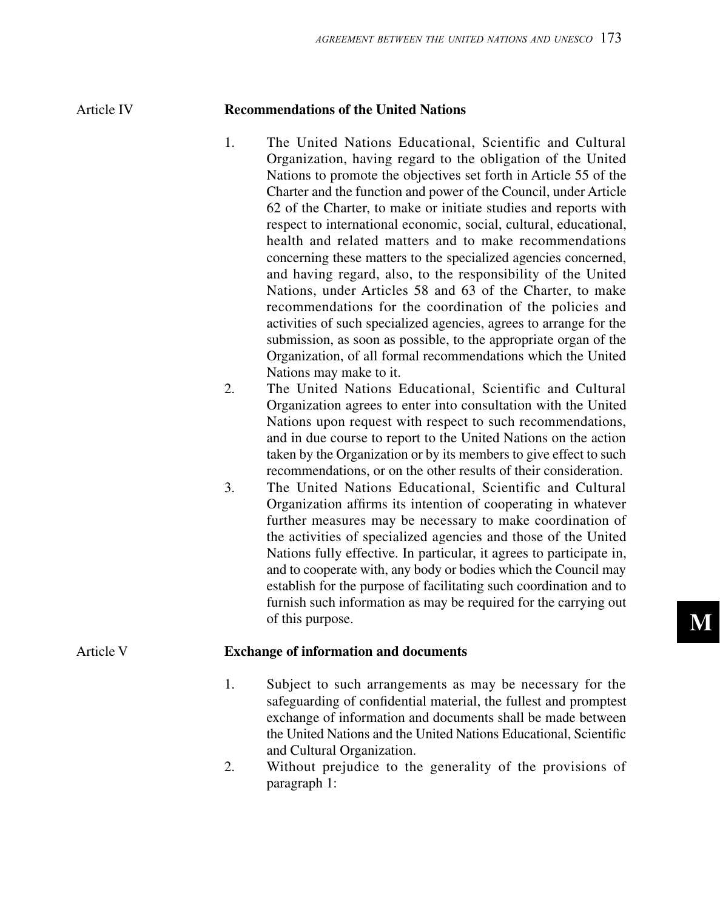## Article IV — Recommendations of the United Nations

1. The United Nations Educational, Scientific and Cultural Organization, having regard to the obligation of the United Nations to promote the objectives set forth in Article 55 of the Charter and the function and power of the Council, under Article 62 of the Charter, to make or initiate studies and reports with respect to international economic, social, cultural, educational, health and related matters and to make recommendations concerning these matters to the specialized agencies concerned, and having regard, also, to the responsibility of the United Nations, under Articles 58 and 63 of the Charter, to make recommendations for the coordination of the policies and activities of such specialized agencies, agrees to arrange for the submission, as soon as possible, to the appropriate organ of the Organization, of all formal recommendations which the United Nations may make to it.
2. The United Nations Educational, Scientific and Cultural Organization agrees to enter into consultation with the United Nations upon request with respect to such recommendations, and in due course to report to the United Nations on the action taken by the Organization or by its members to give effect to such recommendations, or on the other results of their consideration.
3. The United Nations Educational, Scientific and Cultural Organization affirms its intention of cooperating in whatever further measures may be necessary to make coordination of the activities of specialized agencies and those of the United Nations fully effective. In particular, it agrees to participate in, and to cooperate with, any body or bodies which the Council may establish for the purpose of facilitating such coordination and to furnish such information as may be required for the carrying out of this purpose.

## Article V — Exchange of information and documents

1. Subject to such arrangements as may be necessary for the safeguarding of confidential material, the fullest and promptest exchange of information and documents shall be made between the United Nations and the United Nations Educational, Scientific and Cultural Organization.
2. Without prejudice to the generality of the provisions of paragraph 1: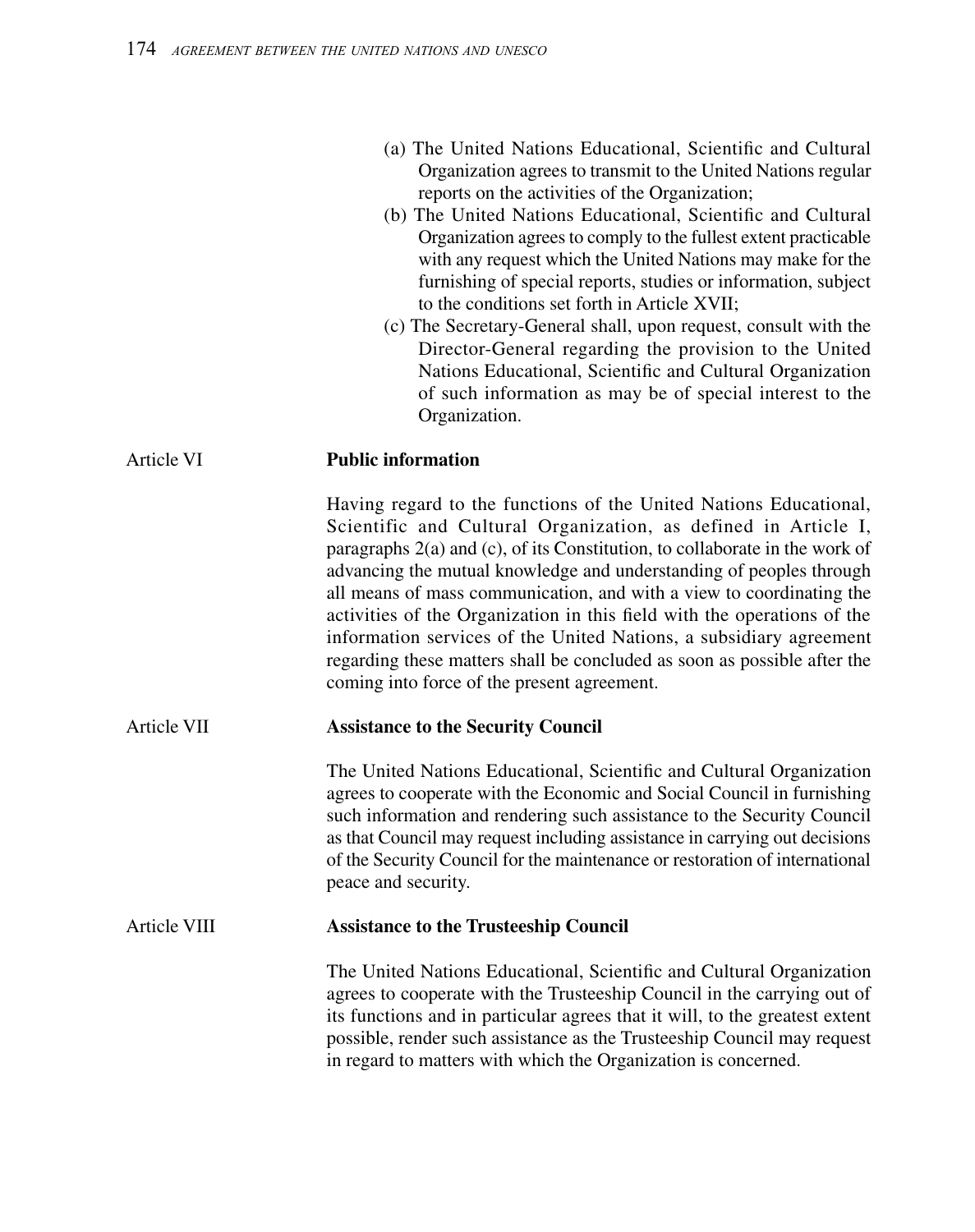(a) The United Nations Educational, Scientific and Cultural Organization agrees to transmit to the United Nations regular reports on the activities of the Organization;

(b) The United Nations Educational, Scientific and Cultural Organization agrees to comply to the fullest extent practicable with any request which the United Nations may make for the furnishing of special reports, studies or information, subject to the conditions set forth in Article XVII;

(c) The Secretary-General shall, upon request, consult with the Director-General regarding the provision to the United Nations Educational, Scientific and Cultural Organization of such information as may be of special interest to the Organization.

Article VI **Public information**

Having regard to the functions of the United Nations Educational, Scientific and Cultural Organization, as defined in Article I, paragraphs 2(a) and (c), of its Constitution, to collaborate in the work of advancing the mutual knowledge and understanding of peoples through all means of mass communication, and with a view to coordinating the activities of the Organization in this field with the operations of the information services of the United Nations, a subsidiary agreement regarding these matters shall be concluded as soon as possible after the coming into force of the present agreement.

Article VII **Assistance to the Security Council**

The United Nations Educational, Scientific and Cultural Organization agrees to cooperate with the Economic and Social Council in furnishing such information and rendering such assistance to the Security Council as that Council may request including assistance in carrying out decisions of the Security Council for the maintenance or restoration of international peace and security.

Article VIII **Assistance to the Trusteeship Council**

The United Nations Educational, Scientific and Cultural Organization agrees to cooperate with the Trusteeship Council in the carrying out of its functions and in particular agrees that it will, to the greatest extent possible, render such assistance as the Trusteeship Council may request in regard to matters with which the Organization is concerned.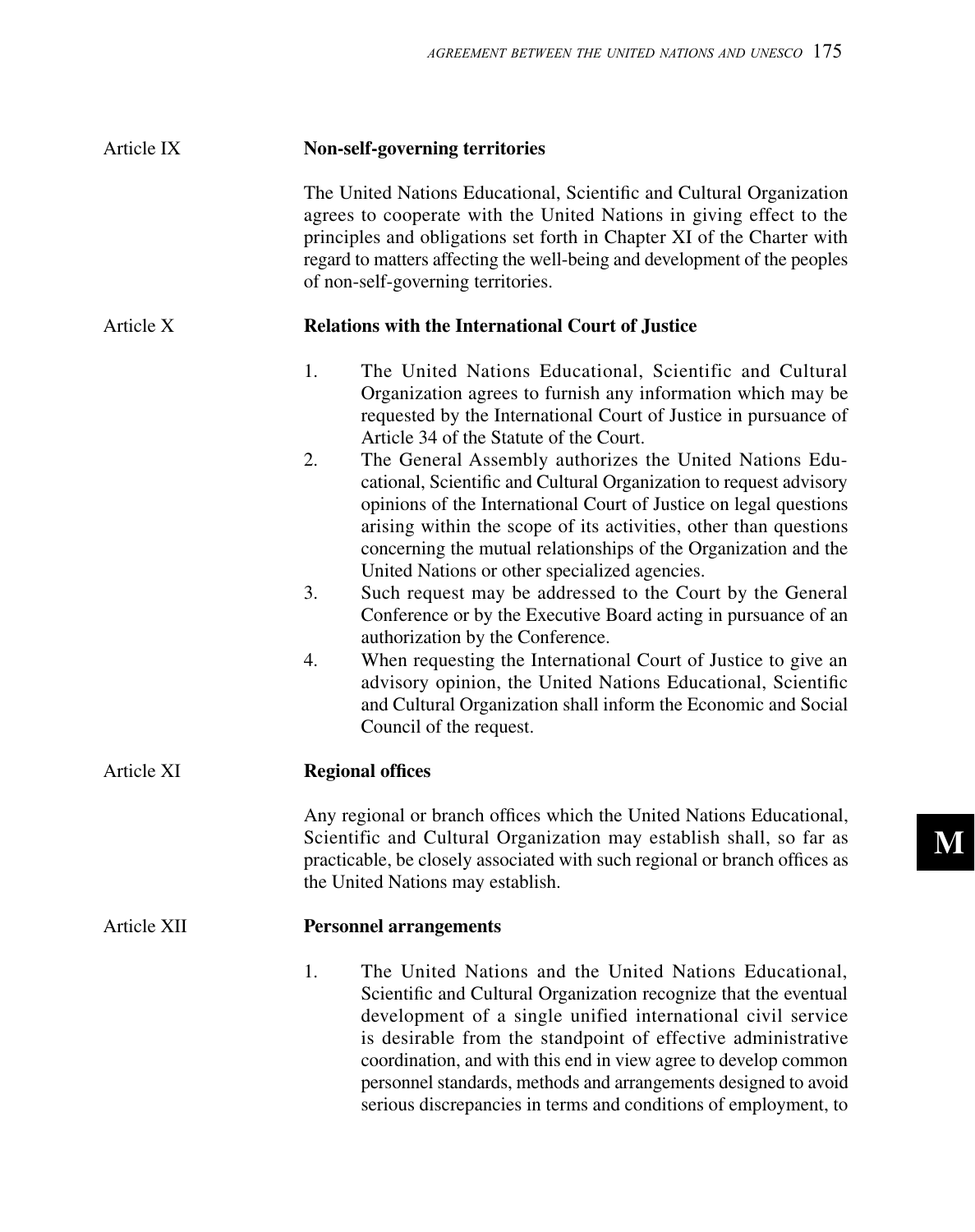### Article IX — Non-self-governing territories

The United Nations Educational, Scientific and Cultural Organization agrees to cooperate with the United Nations in giving effect to the principles and obligations set forth in Chapter XI of the Charter with regard to matters affecting the well-being and development of the peoples of non-self-governing territories.

### Article X — Relations with the International Court of Justice

1. The United Nations Educational, Scientific and Cultural Organization agrees to furnish any information which may be requested by the International Court of Justice in pursuance of Article 34 of the Statute of the Court.
2. The General Assembly authorizes the United Nations Educational, Scientific and Cultural Organization to request advisory opinions of the International Court of Justice on legal questions arising within the scope of its activities, other than questions concerning the mutual relationships of the Organization and the United Nations or other specialized agencies.
3. Such request may be addressed to the Court by the General Conference or by the Executive Board acting in pursuance of an authorization by the Conference.
4. When requesting the International Court of Justice to give an advisory opinion, the United Nations Educational, Scientific and Cultural Organization shall inform the Economic and Social Council of the request.

### Article XI — Regional offices

Any regional or branch offices which the United Nations Educational, Scientific and Cultural Organization may establish shall, so far as practicable, be closely associated with such regional or branch offices as the United Nations may establish.

### Article XII — Personnel arrangements

1. The United Nations and the United Nations Educational, Scientific and Cultural Organization recognize that the eventual development of a single unified international civil service is desirable from the standpoint of effective administrative coordination, and with this end in view agree to develop common personnel standards, methods and arrangements designed to avoid serious discrepancies in terms and conditions of employment, to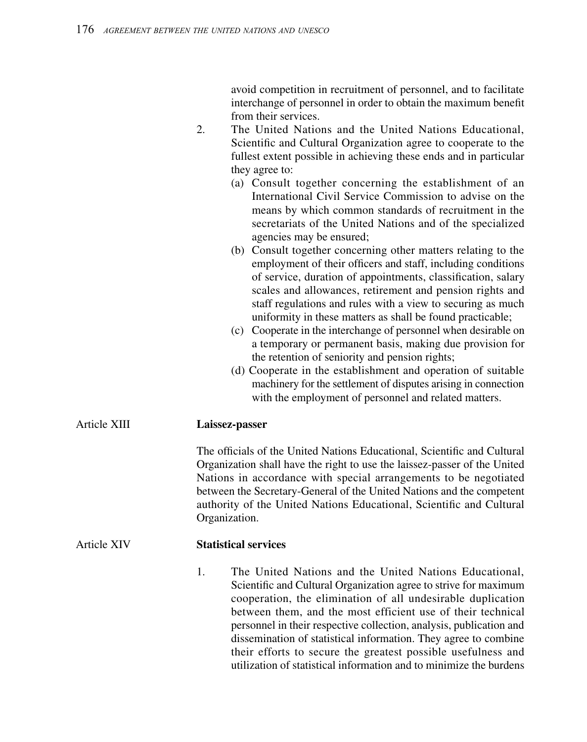avoid competition in recruitment of personnel, and to facilitate interchange of personnel in order to obtain the maximum benefit from their services.

2. The United Nations and the United Nations Educational, Scientific and Cultural Organization agree to cooperate to the fullest extent possible in achieving these ends and in particular they agree to:

   (a) Consult together concerning the establishment of an International Civil Service Commission to advise on the means by which common standards of recruitment in the secretariats of the United Nations and of the specialized agencies may be ensured;

   (b) Consult together concerning other matters relating to the employment of their officers and staff, including conditions of service, duration of appointments, classification, salary scales and allowances, retirement and pension rights and staff regulations and rules with a view to securing as much uniformity in these matters as shall be found practicable;

   (c) Cooperate in the interchange of personnel when desirable on a temporary or permanent basis, making due provision for the retention of seniority and pension rights;

   (d) Cooperate in the establishment and operation of suitable machinery for the settlement of disputes arising in connection with the employment of personnel and related matters.

Article XIII **Laissez-passer**

The officials of the United Nations Educational, Scientific and Cultural Organization shall have the right to use the laissez-passer of the United Nations in accordance with special arrangements to be negotiated between the Secretary-General of the United Nations and the competent authority of the United Nations Educational, Scientific and Cultural Organization.

Article XIV **Statistical services**

1. The United Nations and the United Nations Educational, Scientific and Cultural Organization agree to strive for maximum cooperation, the elimination of all undesirable duplication between them, and the most efficient use of their technical personnel in their respective collection, analysis, publication and dissemination of statistical information. They agree to combine their efforts to secure the greatest possible usefulness and utilization of statistical information and to minimize the burdens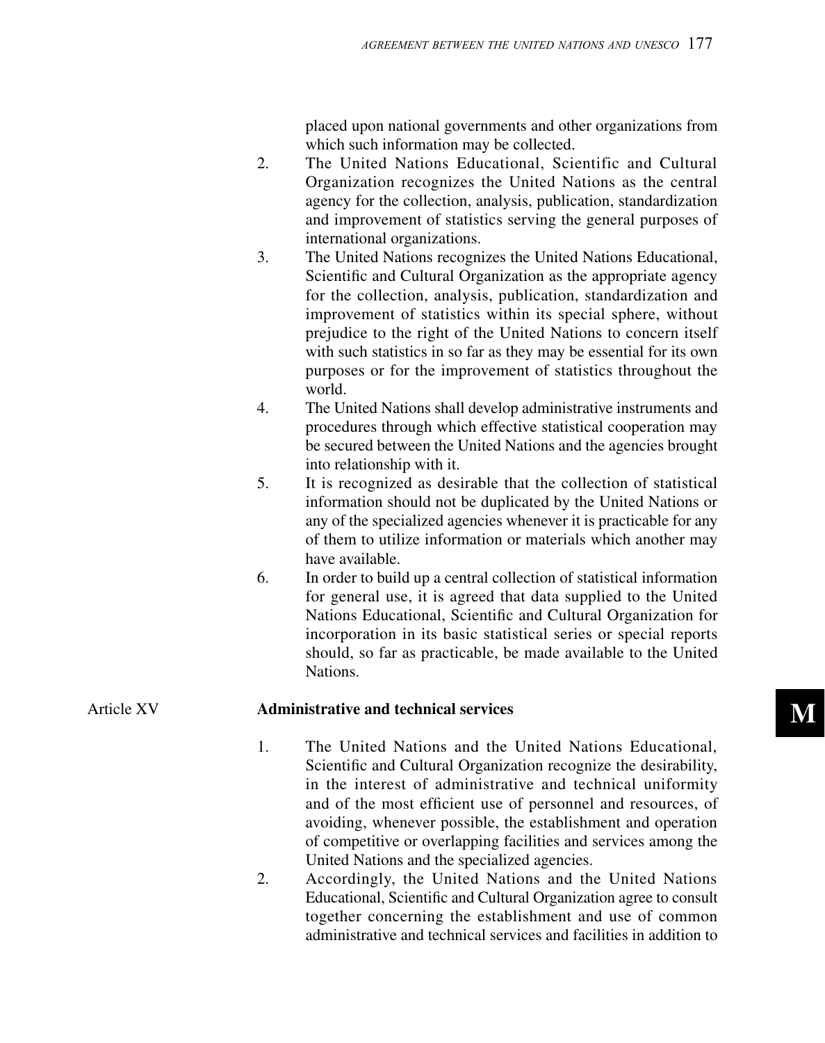placed upon national governments and other organizations from which such information may be collected.

2. The United Nations Educational, Scientific and Cultural Organization recognizes the United Nations as the central agency for the collection, analysis, publication, standardization and improvement of statistics serving the general purposes of international organizations.

3. The United Nations recognizes the United Nations Educational, Scientific and Cultural Organization as the appropriate agency for the collection, analysis, publication, standardization and improvement of statistics within its special sphere, without prejudice to the right of the United Nations to concern itself with such statistics in so far as they may be essential for its own purposes or for the improvement of statistics throughout the world.

4. The United Nations shall develop administrative instruments and procedures through which effective statistical cooperation may be secured between the United Nations and the agencies brought into relationship with it.

5. It is recognized as desirable that the collection of statistical information should not be duplicated by the United Nations or any of the specialized agencies whenever it is practicable for any of them to utilize information or materials which another may have available.

6. In order to build up a central collection of statistical information for general use, it is agreed that data supplied to the United Nations Educational, Scientific and Cultural Organization for incorporation in its basic statistical series or special reports should, so far as practicable, be made available to the United Nations.

## Article XV — Administrative and technical services

1. The United Nations and the United Nations Educational, Scientific and Cultural Organization recognize the desirability, in the interest of administrative and technical uniformity and of the most efficient use of personnel and resources, of avoiding, whenever possible, the establishment and operation of competitive or overlapping facilities and services among the United Nations and the specialized agencies.

2. Accordingly, the United Nations and the United Nations Educational, Scientific and Cultural Organization agree to consult together concerning the establishment and use of common administrative and technical services and facilities in addition to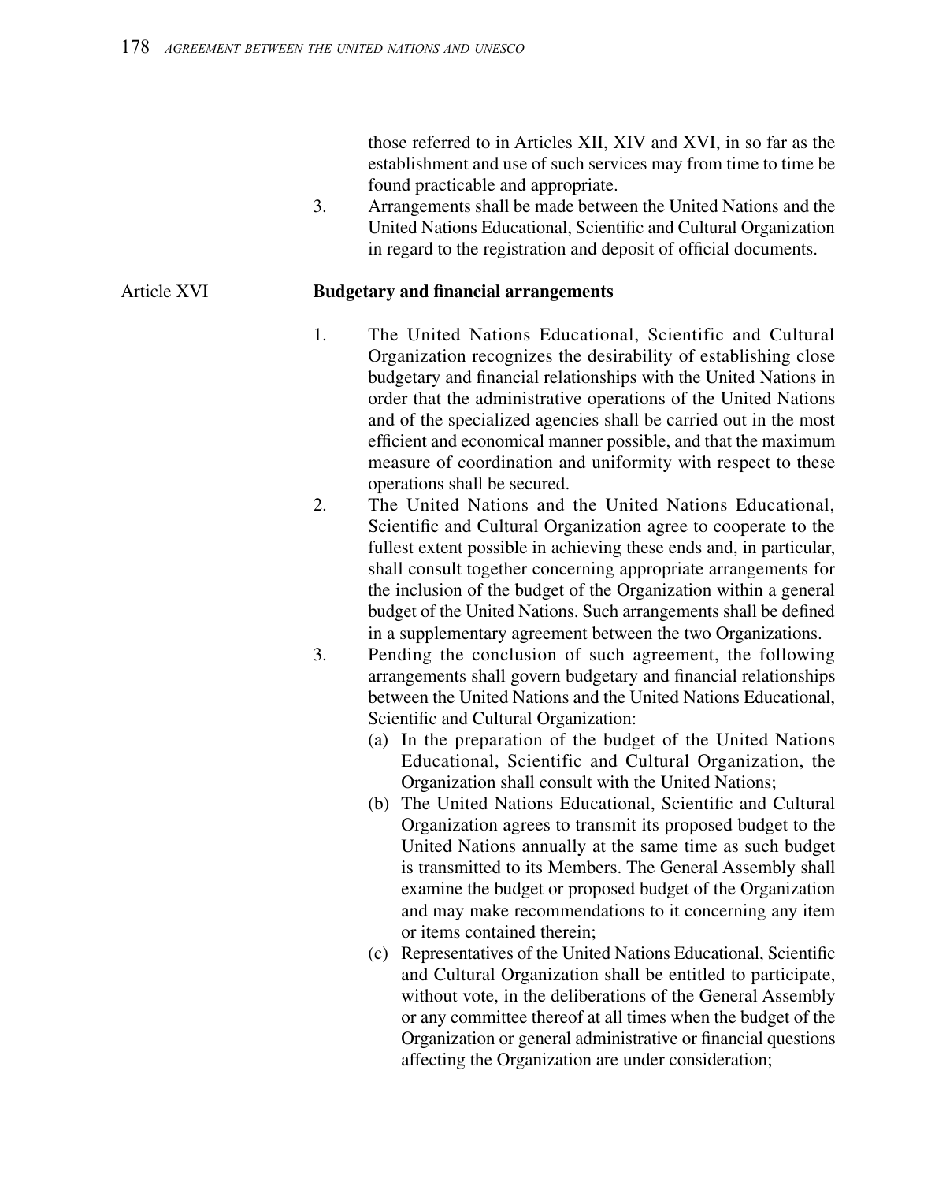those referred to in Articles XII, XIV and XVI, in so far as the establishment and use of such services may from time to time be found practicable and appropriate.

3. Arrangements shall be made between the United Nations and the United Nations Educational, Scientific and Cultural Organization in regard to the registration and deposit of official documents.

Article XVI **Budgetary and financial arrangements**

1. The United Nations Educational, Scientific and Cultural Organization recognizes the desirability of establishing close budgetary and financial relationships with the United Nations in order that the administrative operations of the United Nations and of the specialized agencies shall be carried out in the most efficient and economical manner possible, and that the maximum measure of coordination and uniformity with respect to these operations shall be secured.
2. The United Nations and the United Nations Educational, Scientific and Cultural Organization agree to cooperate to the fullest extent possible in achieving these ends and, in particular, shall consult together concerning appropriate arrangements for the inclusion of the budget of the Organization within a general budget of the United Nations. Such arrangements shall be defined in a supplementary agreement between the two Organizations.
3. Pending the conclusion of such agreement, the following arrangements shall govern budgetary and financial relationships between the United Nations and the United Nations Educational, Scientific and Cultural Organization:
   (a) In the preparation of the budget of the United Nations Educational, Scientific and Cultural Organization, the Organization shall consult with the United Nations;
   (b) The United Nations Educational, Scientific and Cultural Organization agrees to transmit its proposed budget to the United Nations annually at the same time as such budget is transmitted to its Members. The General Assembly shall examine the budget or proposed budget of the Organization and may make recommendations to it concerning any item or items contained therein;
   (c) Representatives of the United Nations Educational, Scientific and Cultural Organization shall be entitled to participate, without vote, in the deliberations of the General Assembly or any committee thereof at all times when the budget of the Organization or general administrative or financial questions affecting the Organization are under consideration;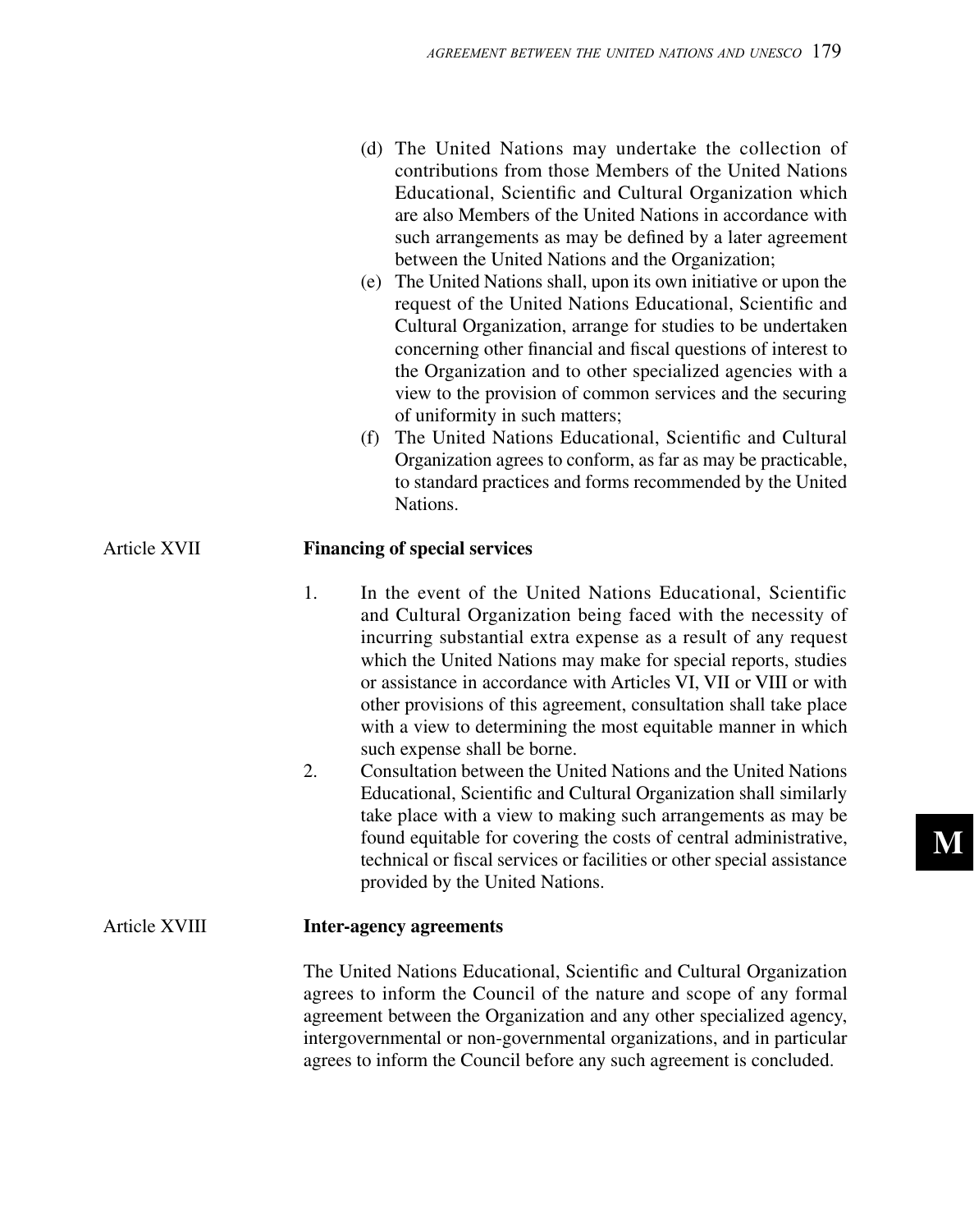(d) The United Nations may undertake the collection of contributions from those Members of the United Nations Educational, Scientific and Cultural Organization which are also Members of the United Nations in accordance with such arrangements as may be defined by a later agreement between the United Nations and the Organization;

(e) The United Nations shall, upon its own initiative or upon the request of the United Nations Educational, Scientific and Cultural Organization, arrange for studies to be undertaken concerning other financial and fiscal questions of interest to the Organization and to other specialized agencies with a view to the provision of common services and the securing of uniformity in such matters;

(f) The United Nations Educational, Scientific and Cultural Organization agrees to conform, as far as may be practicable, to standard practices and forms recommended by the United Nations.

Article XVII **Financing of special services**

1. In the event of the United Nations Educational, Scientific and Cultural Organization being faced with the necessity of incurring substantial extra expense as a result of any request which the United Nations may make for special reports, studies or assistance in accordance with Articles VI, VII or VIII or with other provisions of this agreement, consultation shall take place with a view to determining the most equitable manner in which such expense shall be borne.
2. Consultation between the United Nations and the United Nations Educational, Scientific and Cultural Organization shall similarly take place with a view to making such arrangements as may be found equitable for covering the costs of central administrative, technical or fiscal services or facilities or other special assistance provided by the United Nations.

Article XVIII **Inter-agency agreements**

The United Nations Educational, Scientific and Cultural Organization agrees to inform the Council of the nature and scope of any formal agreement between the Organization and any other specialized agency, intergovernmental or non-governmental organizations, and in particular agrees to inform the Council before any such agreement is concluded.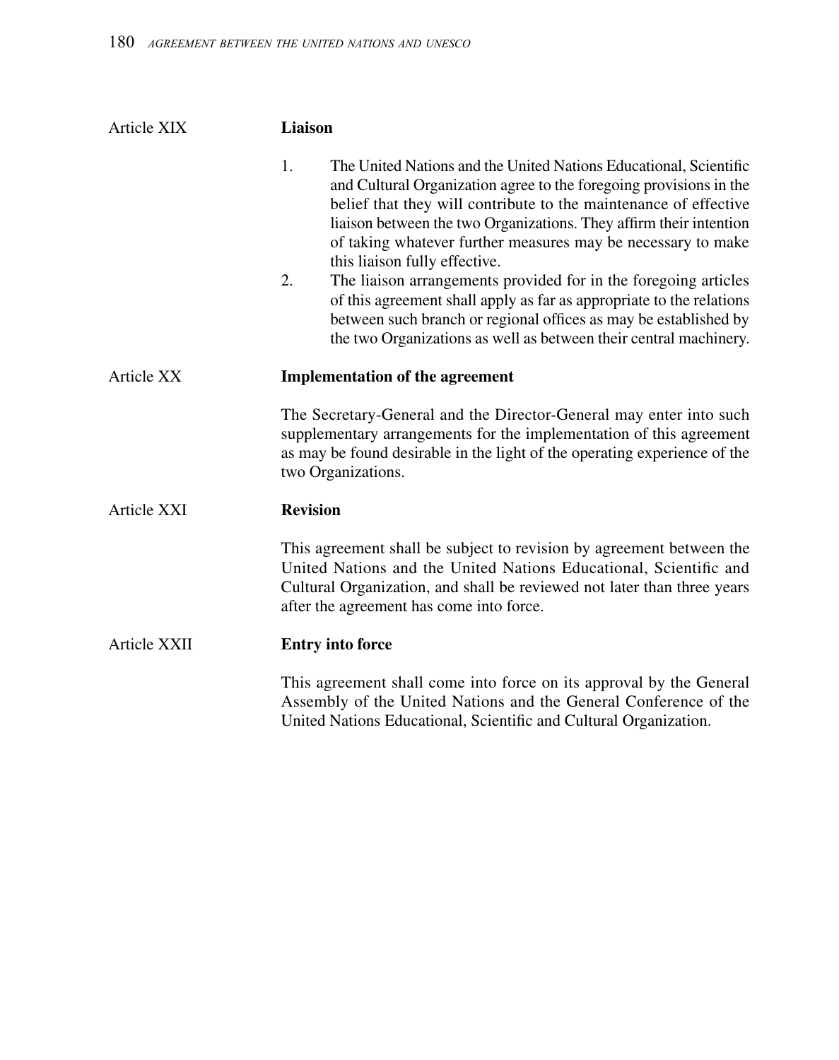**Article XIX** **Liaison**

1. The United Nations and the United Nations Educational, Scientific and Cultural Organization agree to the foregoing provisions in the belief that they will contribute to the maintenance of effective liaison between the two Organizations. They affirm their intention of taking whatever further measures may be necessary to make this liaison fully effective.
2. The liaison arrangements provided for in the foregoing articles of this agreement shall apply as far as appropriate to the relations between such branch or regional offices as may be established by the two Organizations as well as between their central machinery.

**Article XX** **Implementation of the agreement**

The Secretary-General and the Director-General may enter into such supplementary arrangements for the implementation of this agreement as may be found desirable in the light of the operating experience of the two Organizations.

**Article XXI** **Revision**

This agreement shall be subject to revision by agreement between the United Nations and the United Nations Educational, Scientific and Cultural Organization, and shall be reviewed not later than three years after the agreement has come into force.

**Article XXII** **Entry into force**

This agreement shall come into force on its approval by the General Assembly of the United Nations and the General Conference of the United Nations Educational, Scientific and Cultural Organization.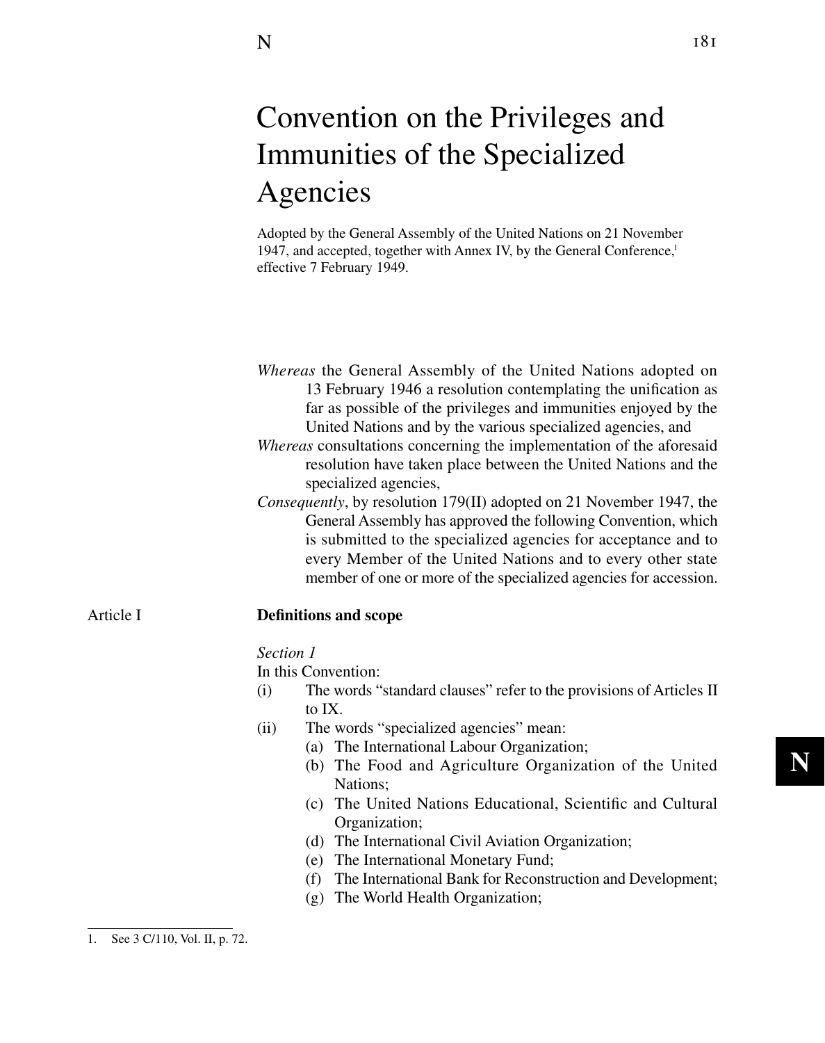# Convention on the Privileges and Immunities of the Specialized Agencies

Adopted by the General Assembly of the United Nations on 21 November 1947, and accepted, together with Annex IV, by the General Conference,[1] effective 7 February 1949.

*Whereas* the General Assembly of the United Nations adopted on 13 February 1946 a resolution contemplating the unification as far as possible of the privileges and immunities enjoyed by the United Nations and by the various specialized agencies, and

*Whereas* consultations concerning the implementation of the aforesaid resolution have taken place between the United Nations and the specialized agencies,

*Consequently*, by resolution 179(II) adopted on 21 November 1947, the General Assembly has approved the following Convention, which is submitted to the specialized agencies for acceptance and to every Member of the United Nations and to every other state member of one or more of the specialized agencies for accession.

## Article I — Definitions and scope

*Section 1*

In this Convention:

(i) The words "standard clauses" refer to the provisions of Articles II to IX.

(ii) The words "specialized agencies" mean:

- (a) The International Labour Organization;
- (b) The Food and Agriculture Organization of the United Nations;
- (c) The United Nations Educational, Scientific and Cultural Organization;
- (d) The International Civil Aviation Organization;
- (e) The International Monetary Fund;
- (f) The International Bank for Reconstruction and Development;
- (g) The World Health Organization;

1. See 3 C/110, Vol. II, p. 72.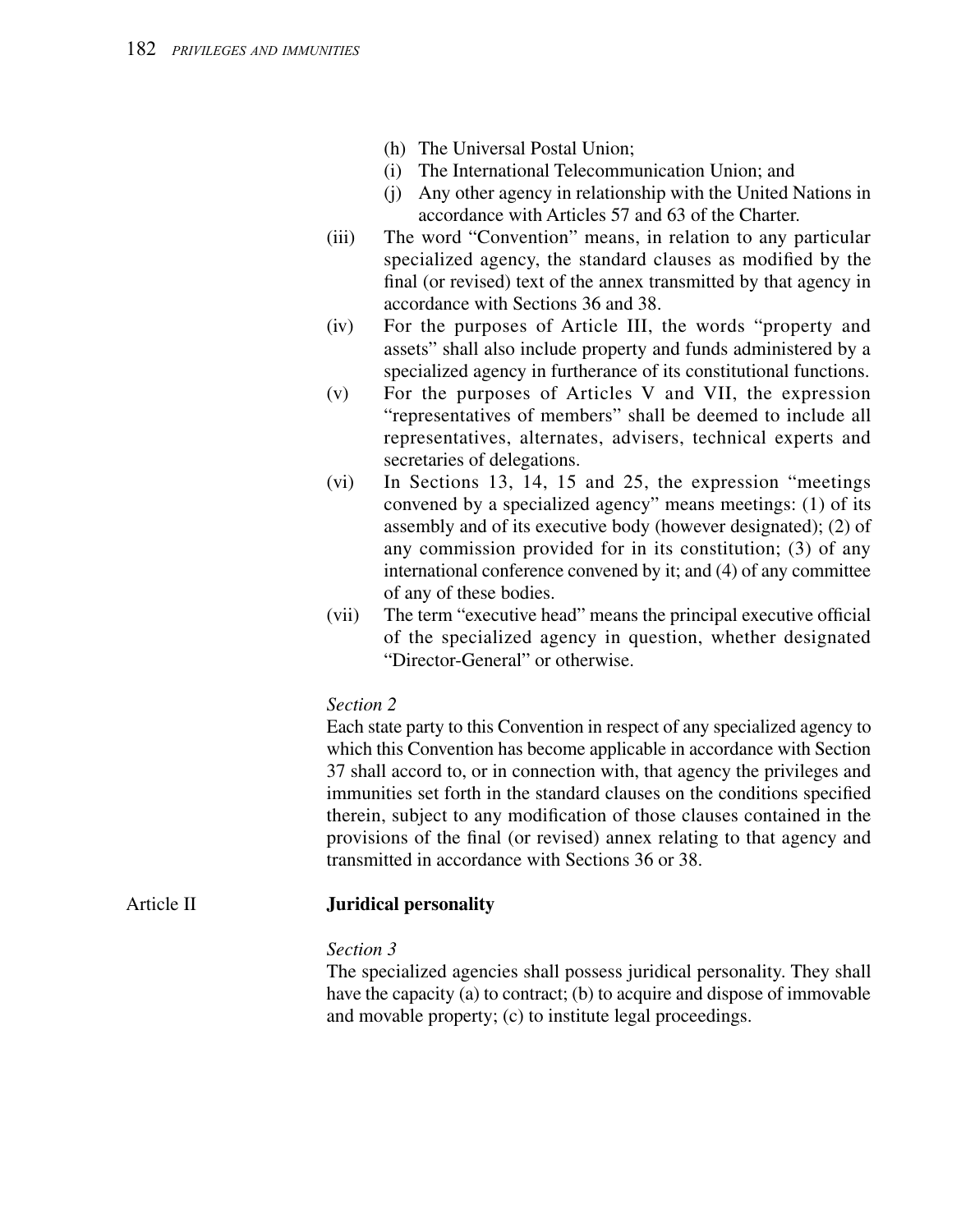(h) The Universal Postal Union;
(i) The International Telecommunication Union; and
(j) Any other agency in relationship with the United Nations in accordance with Articles 57 and 63 of the Charter.

(iii) The word "Convention" means, in relation to any particular specialized agency, the standard clauses as modified by the final (or revised) text of the annex transmitted by that agency in accordance with Sections 36 and 38.

(iv) For the purposes of Article III, the words "property and assets" shall also include property and funds administered by a specialized agency in furtherance of its constitutional functions.

(v) For the purposes of Articles V and VII, the expression "representatives of members" shall be deemed to include all representatives, alternates, advisers, technical experts and secretaries of delegations.

(vi) In Sections 13, 14, 15 and 25, the expression "meetings convened by a specialized agency" means meetings: (1) of its assembly and of its executive body (however designated); (2) of any commission provided for in its constitution; (3) of any international conference convened by it; and (4) of any committee of any of these bodies.

(vii) The term "executive head" means the principal executive official of the specialized agency in question, whether designated "Director-General" or otherwise.

*Section 2*

Each state party to this Convention in respect of any specialized agency to which this Convention has become applicable in accordance with Section 37 shall accord to, or in connection with, that agency the privileges and immunities set forth in the standard clauses on the conditions specified therein, subject to any modification of those clauses contained in the provisions of the final (or revised) annex relating to that agency and transmitted in accordance with Sections 36 or 38.

## Article II **Juridical personality**

*Section 3*

The specialized agencies shall possess juridical personality. They shall have the capacity (a) to contract; (b) to acquire and dispose of immovable and movable property; (c) to institute legal proceedings.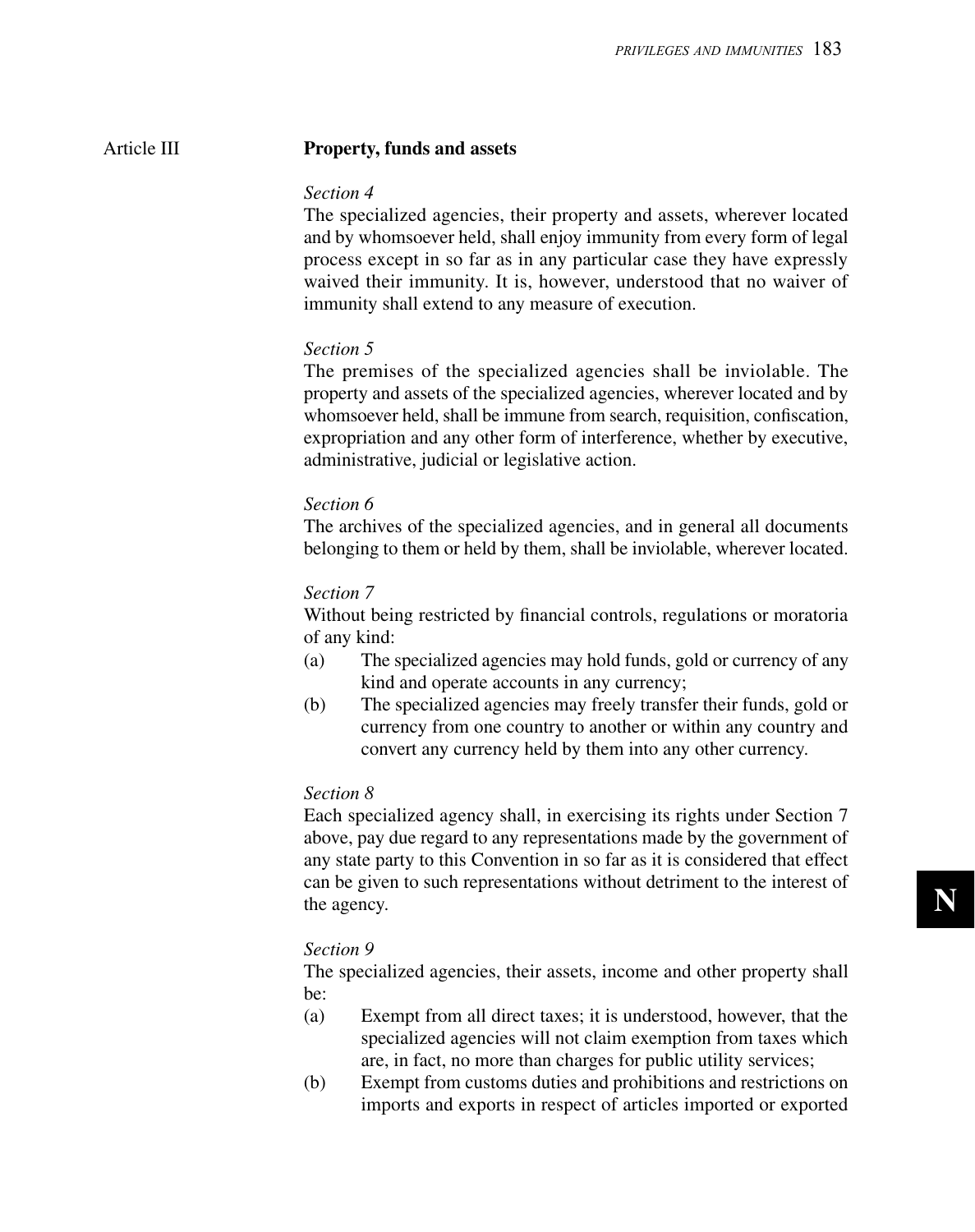Article III

## Property, funds and assets

*Section 4*

The specialized agencies, their property and assets, wherever located and by whomsoever held, shall enjoy immunity from every form of legal process except in so far as in any particular case they have expressly waived their immunity. It is, however, understood that no waiver of immunity shall extend to any measure of execution.

*Section 5*

The premises of the specialized agencies shall be inviolable. The property and assets of the specialized agencies, wherever located and by whomsoever held, shall be immune from search, requisition, confiscation, expropriation and any other form of interference, whether by executive, administrative, judicial or legislative action.

*Section 6*

The archives of the specialized agencies, and in general all documents belonging to them or held by them, shall be inviolable, wherever located.

*Section 7*

Without being restricted by financial controls, regulations or moratoria of any kind:

(a) The specialized agencies may hold funds, gold or currency of any kind and operate accounts in any currency;

(b) The specialized agencies may freely transfer their funds, gold or currency from one country to another or within any country and convert any currency held by them into any other currency.

*Section 8*

Each specialized agency shall, in exercising its rights under Section 7 above, pay due regard to any representations made by the government of any state party to this Convention in so far as it is considered that effect can be given to such representations without detriment to the interest of the agency.

*Section 9*

The specialized agencies, their assets, income and other property shall be:

(a) Exempt from all direct taxes; it is understood, however, that the specialized agencies will not claim exemption from taxes which are, in fact, no more than charges for public utility services;

(b) Exempt from customs duties and prohibitions and restrictions on imports and exports in respect of articles imported or exported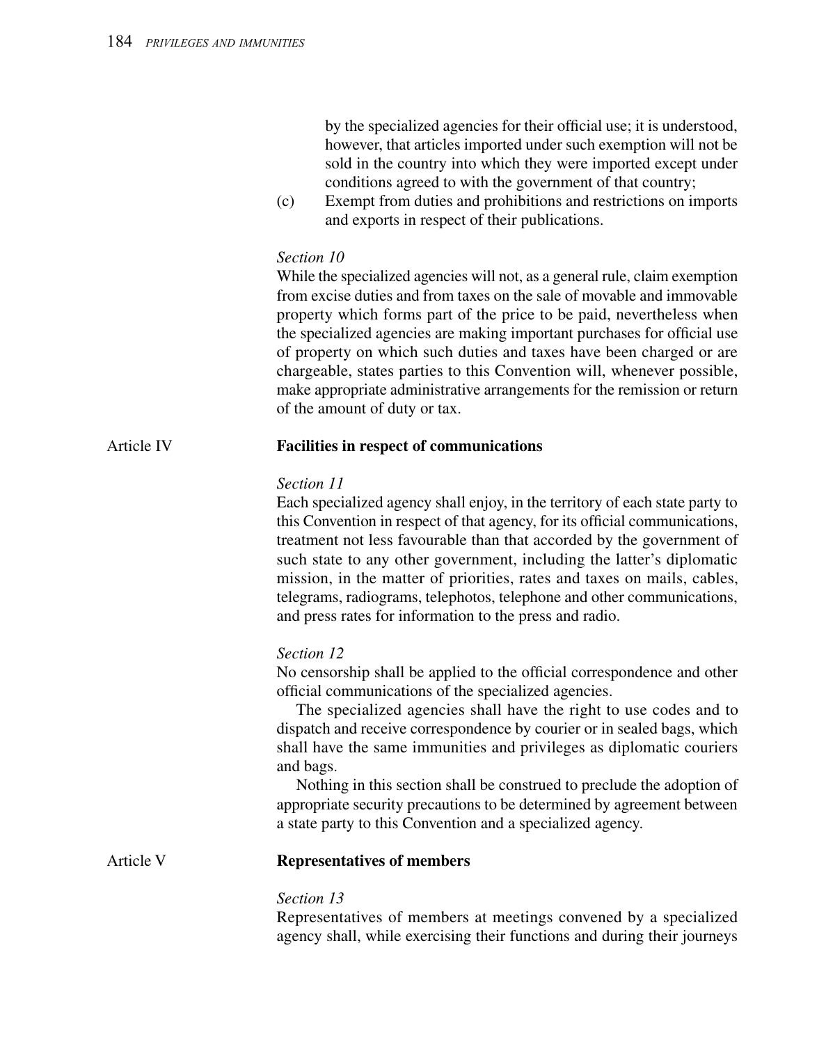by the specialized agencies for their official use; it is understood, however, that articles imported under such exemption will not be sold in the country into which they were imported except under conditions agreed to with the government of that country;

(c) Exempt from duties and prohibitions and restrictions on imports and exports in respect of their publications.

*Section 10*

While the specialized agencies will not, as a general rule, claim exemption from excise duties and from taxes on the sale of movable and immovable property which forms part of the price to be paid, nevertheless when the specialized agencies are making important purchases for official use of property on which such duties and taxes have been charged or are chargeable, states parties to this Convention will, whenever possible, make appropriate administrative arrangements for the remission or return of the amount of duty or tax.

## Article IV **Facilities in respect of communications**

*Section 11*

Each specialized agency shall enjoy, in the territory of each state party to this Convention in respect of that agency, for its official communications, treatment not less favourable than that accorded by the government of such state to any other government, including the latter's diplomatic mission, in the matter of priorities, rates and taxes on mails, cables, telegrams, radiograms, telephotos, telephone and other communications, and press rates for information to the press and radio.

*Section 12*

No censorship shall be applied to the official correspondence and other official communications of the specialized agencies.

The specialized agencies shall have the right to use codes and to dispatch and receive correspondence by courier or in sealed bags, which shall have the same immunities and privileges as diplomatic couriers and bags.

Nothing in this section shall be construed to preclude the adoption of appropriate security precautions to be determined by agreement between a state party to this Convention and a specialized agency.

## Article V **Representatives of members**

*Section 13*

Representatives of members at meetings convened by a specialized agency shall, while exercising their functions and during their journeys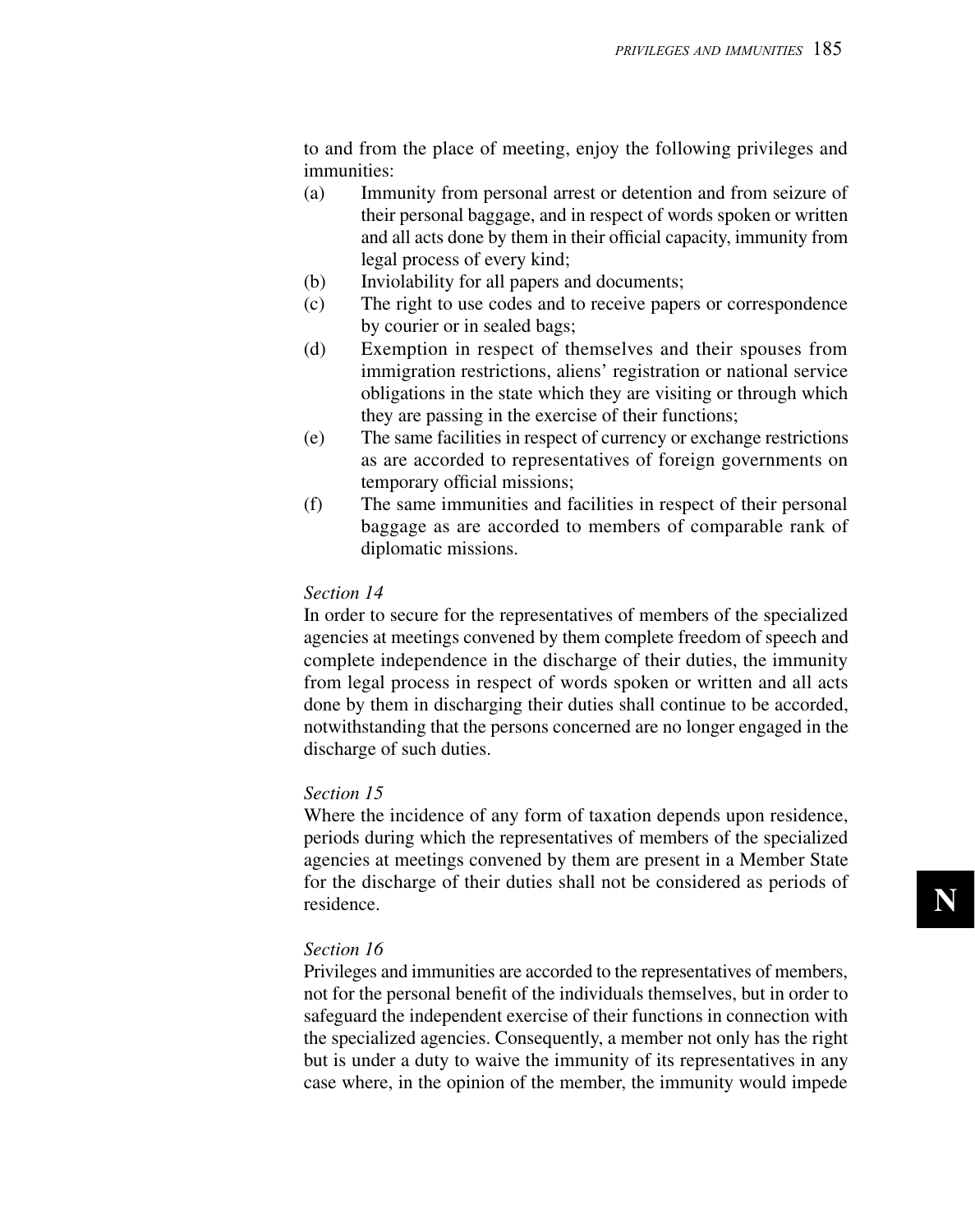to and from the place of meeting, enjoy the following privileges and immunities:

(a) Immunity from personal arrest or detention and from seizure of their personal baggage, and in respect of words spoken or written and all acts done by them in their official capacity, immunity from legal process of every kind;

(b) Inviolability for all papers and documents;

(c) The right to use codes and to receive papers or correspondence by courier or in sealed bags;

(d) Exemption in respect of themselves and their spouses from immigration restrictions, aliens' registration or national service obligations in the state which they are visiting or through which they are passing in the exercise of their functions;

(e) The same facilities in respect of currency or exchange restrictions as are accorded to representatives of foreign governments on temporary official missions;

(f) The same immunities and facilities in respect of their personal baggage as are accorded to members of comparable rank of diplomatic missions.

*Section 14*

In order to secure for the representatives of members of the specialized agencies at meetings convened by them complete freedom of speech and complete independence in the discharge of their duties, the immunity from legal process in respect of words spoken or written and all acts done by them in discharging their duties shall continue to be accorded, notwithstanding that the persons concerned are no longer engaged in the discharge of such duties.

*Section 15*

Where the incidence of any form of taxation depends upon residence, periods during which the representatives of members of the specialized agencies at meetings convened by them are present in a Member State for the discharge of their duties shall not be considered as periods of residence.

*Section 16*

Privileges and immunities are accorded to the representatives of members, not for the personal benefit of the individuals themselves, but in order to safeguard the independent exercise of their functions in connection with the specialized agencies. Consequently, a member not only has the right but is under a duty to waive the immunity of its representatives in any case where, in the opinion of the member, the immunity would impede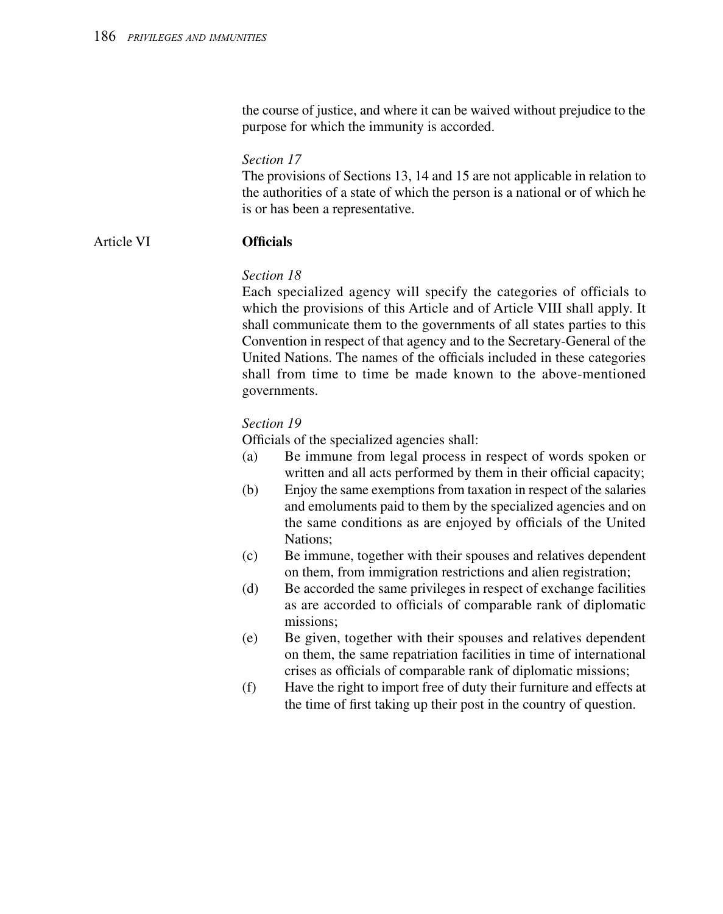the course of justice, and where it can be waived without prejudice to the purpose for which the immunity is accorded.

*Section 17*

The provisions of Sections 13, 14 and 15 are not applicable in relation to the authorities of a state of which the person is a national or of which he is or has been a representative.

## Article VI — **Officials**

*Section 18*

Each specialized agency will specify the categories of officials to which the provisions of this Article and of Article VIII shall apply. It shall communicate them to the governments of all states parties to this Convention in respect of that agency and to the Secretary-General of the United Nations. The names of the officials included in these categories shall from time to time be made known to the above-mentioned governments.

*Section 19*

Officials of the specialized agencies shall:

(a) Be immune from legal process in respect of words spoken or written and all acts performed by them in their official capacity;

(b) Enjoy the same exemptions from taxation in respect of the salaries and emoluments paid to them by the specialized agencies and on the same conditions as are enjoyed by officials of the United Nations;

(c) Be immune, together with their spouses and relatives dependent on them, from immigration restrictions and alien registration;

(d) Be accorded the same privileges in respect of exchange facilities as are accorded to officials of comparable rank of diplomatic missions;

(e) Be given, together with their spouses and relatives dependent on them, the same repatriation facilities in time of international crises as officials of comparable rank of diplomatic missions;

(f) Have the right to import free of duty their furniture and effects at the time of first taking up their post in the country of question.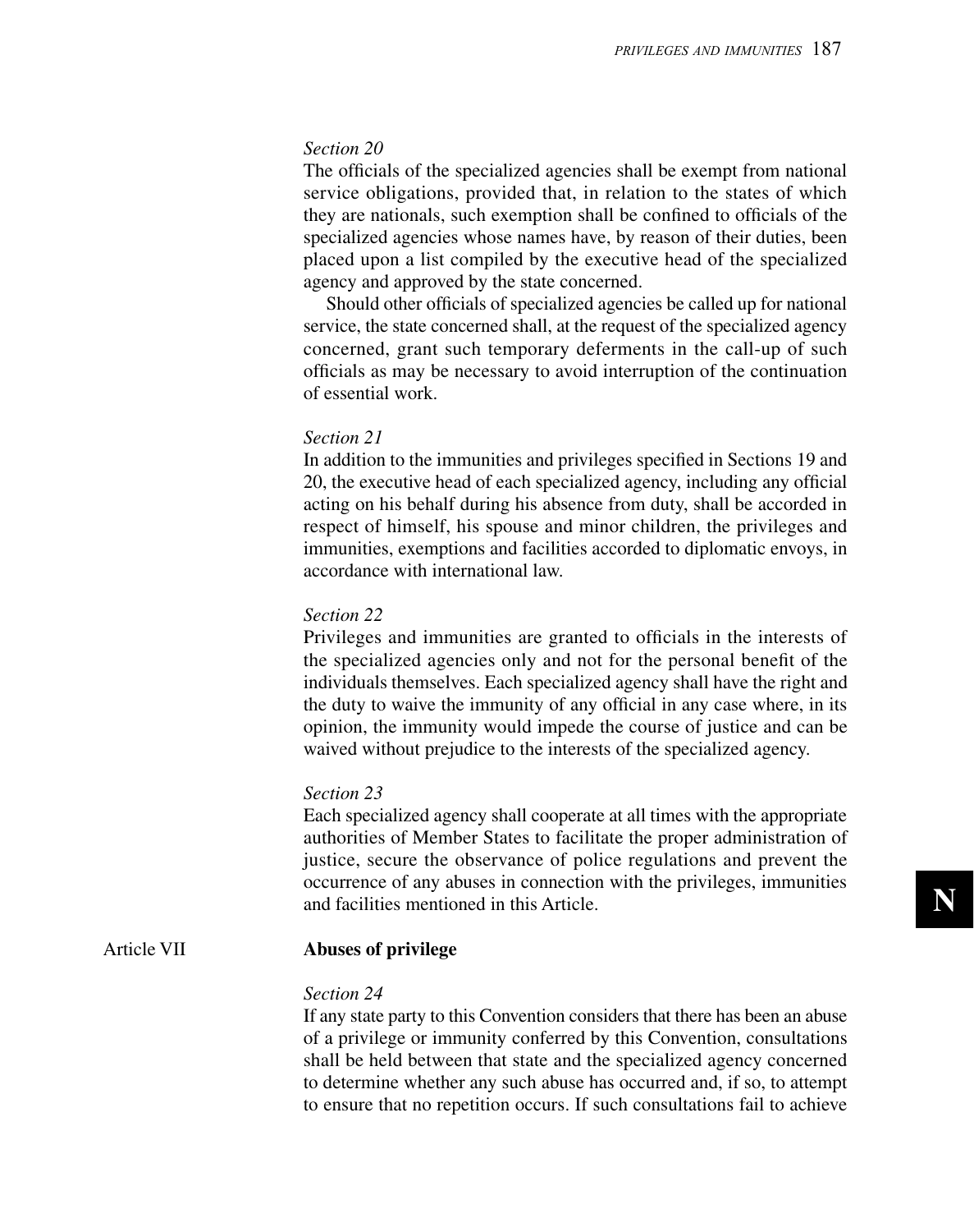*Section 20*

The officials of the specialized agencies shall be exempt from national service obligations, provided that, in relation to the states of which they are nationals, such exemption shall be confined to officials of the specialized agencies whose names have, by reason of their duties, been placed upon a list compiled by the executive head of the specialized agency and approved by the state concerned.

Should other officials of specialized agencies be called up for national service, the state concerned shall, at the request of the specialized agency concerned, grant such temporary deferments in the call-up of such officials as may be necessary to avoid interruption of the continuation of essential work.

*Section 21*

In addition to the immunities and privileges specified in Sections 19 and 20, the executive head of each specialized agency, including any official acting on his behalf during his absence from duty, shall be accorded in respect of himself, his spouse and minor children, the privileges and immunities, exemptions and facilities accorded to diplomatic envoys, in accordance with international law.

*Section 22*

Privileges and immunities are granted to officials in the interests of the specialized agencies only and not for the personal benefit of the individuals themselves. Each specialized agency shall have the right and the duty to waive the immunity of any official in any case where, in its opinion, the immunity would impede the course of justice and can be waived without prejudice to the interests of the specialized agency.

*Section 23*

Each specialized agency shall cooperate at all times with the appropriate authorities of Member States to facilitate the proper administration of justice, secure the observance of police regulations and prevent the occurrence of any abuses in connection with the privileges, immunities and facilities mentioned in this Article.

## Article VII **Abuses of privilege**

*Section 24*

If any state party to this Convention considers that there has been an abuse of a privilege or immunity conferred by this Convention, consultations shall be held between that state and the specialized agency concerned to determine whether any such abuse has occurred and, if so, to attempt to ensure that no repetition occurs. If such consultations fail to achieve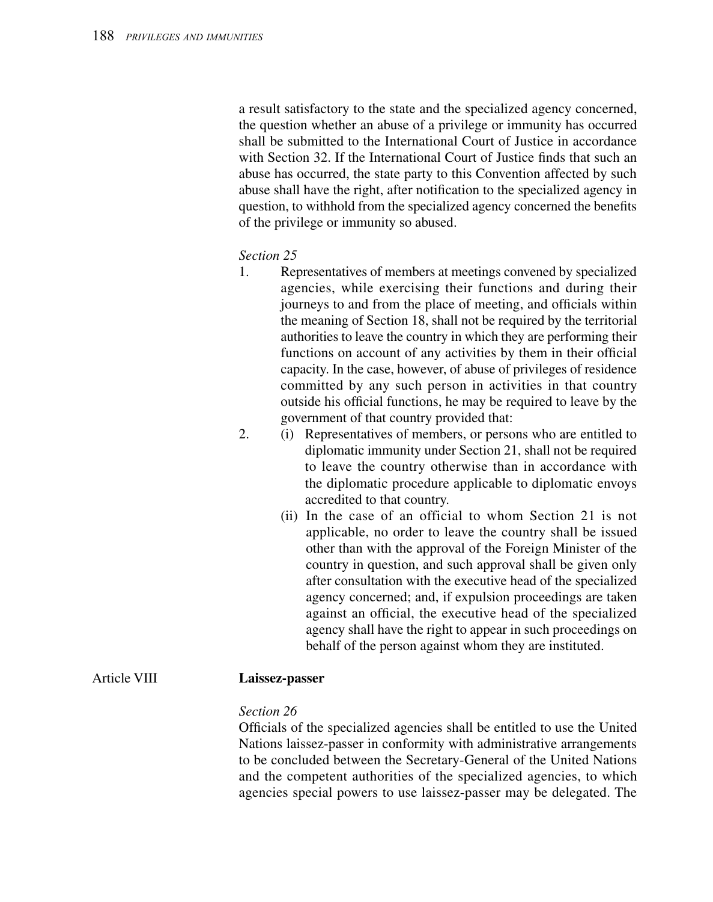a result satisfactory to the state and the specialized agency concerned, the question whether an abuse of a privilege or immunity has occurred shall be submitted to the International Court of Justice in accordance with Section 32. If the International Court of Justice finds that such an abuse has occurred, the state party to this Convention affected by such abuse shall have the right, after notification to the specialized agency in question, to withhold from the specialized agency concerned the benefits of the privilege or immunity so abused.

*Section 25*

1. Representatives of members at meetings convened by specialized agencies, while exercising their functions and during their journeys to and from the place of meeting, and officials within the meaning of Section 18, shall not be required by the territorial authorities to leave the country in which they are performing their functions on account of any activities by them in their official capacity. In the case, however, of abuse of privileges of residence committed by any such person in activities in that country outside his official functions, he may be required to leave by the government of that country provided that:
2. (i) Representatives of members, or persons who are entitled to diplomatic immunity under Section 21, shall not be required to leave the country otherwise than in accordance with the diplomatic procedure applicable to diplomatic envoys accredited to that country.

   (ii) In the case of an official to whom Section 21 is not applicable, no order to leave the country shall be issued other than with the approval of the Foreign Minister of the country in question, and such approval shall be given only after consultation with the executive head of the specialized agency concerned; and, if expulsion proceedings are taken against an official, the executive head of the specialized agency shall have the right to appear in such proceedings on behalf of the person against whom they are instituted.

## Article VIII **Laissez-passer**

*Section 26*

Officials of the specialized agencies shall be entitled to use the United Nations laissez-passer in conformity with administrative arrangements to be concluded between the Secretary-General of the United Nations and the competent authorities of the specialized agencies, to which agencies special powers to use laissez-passer may be delegated. The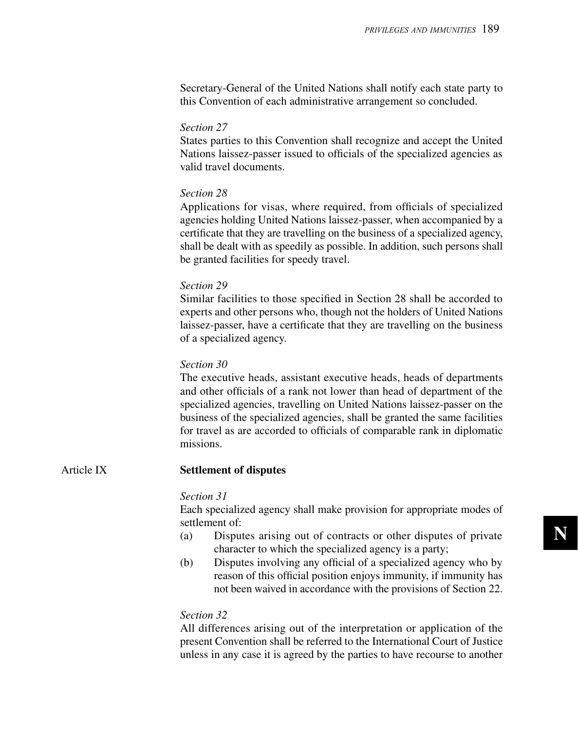Secretary-General of the United Nations shall notify each state party to this Convention of each administrative arrangement so concluded.

*Section 27*

States parties to this Convention shall recognize and accept the United Nations laissez-passer issued to officials of the specialized agencies as valid travel documents.

*Section 28*

Applications for visas, where required, from officials of specialized agencies holding United Nations laissez-passer, when accompanied by a certificate that they are travelling on the business of a specialized agency, shall be dealt with as speedily as possible. In addition, such persons shall be granted facilities for speedy travel.

*Section 29*

Similar facilities to those specified in Section 28 shall be accorded to experts and other persons who, though not the holders of United Nations laissez-passer, have a certificate that they are travelling on the business of a specialized agency.

*Section 30*

The executive heads, assistant executive heads, heads of departments and other officials of a rank not lower than head of department of the specialized agencies, travelling on United Nations laissez-passer on the business of the specialized agencies, shall be granted the same facilities for travel as are accorded to officials of comparable rank in diplomatic missions.

## Article IX **Settlement of disputes**

*Section 31*

Each specialized agency shall make provision for appropriate modes of settlement of:

(a) Disputes arising out of contracts or other disputes of private character to which the specialized agency is a party;

(b) Disputes involving any official of a specialized agency who by reason of this official position enjoys immunity, if immunity has not been waived in accordance with the provisions of Section 22.

*Section 32*

All differences arising out of the interpretation or application of the present Convention shall be referred to the International Court of Justice unless in any case it is agreed by the parties to have recourse to another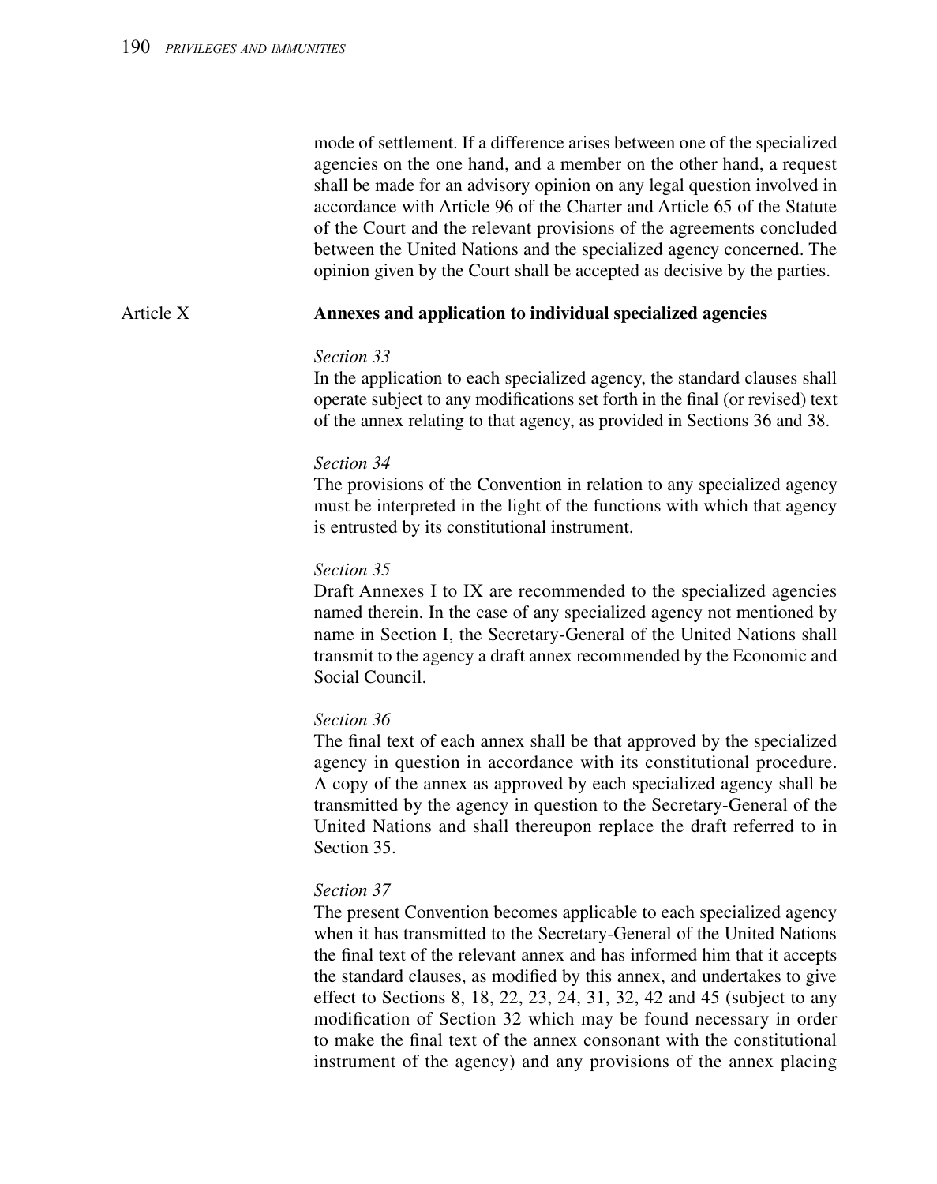mode of settlement. If a difference arises between one of the specialized agencies on the one hand, and a member on the other hand, a request shall be made for an advisory opinion on any legal question involved in accordance with Article 96 of the Charter and Article 65 of the Statute of the Court and the relevant provisions of the agreements concluded between the United Nations and the specialized agency concerned. The opinion given by the Court shall be accepted as decisive by the parties.

## Article X — Annexes and application to individual specialized agencies

*Section 33*
In the application to each specialized agency, the standard clauses shall operate subject to any modifications set forth in the final (or revised) text of the annex relating to that agency, as provided in Sections 36 and 38.

*Section 34*
The provisions of the Convention in relation to any specialized agency must be interpreted in the light of the functions with which that agency is entrusted by its constitutional instrument.

*Section 35*
Draft Annexes I to IX are recommended to the specialized agencies named therein. In the case of any specialized agency not mentioned by name in Section I, the Secretary-General of the United Nations shall transmit to the agency a draft annex recommended by the Economic and Social Council.

*Section 36*
The final text of each annex shall be that approved by the specialized agency in question in accordance with its constitutional procedure. A copy of the annex as approved by each specialized agency shall be transmitted by the agency in question to the Secretary-General of the United Nations and shall thereupon replace the draft referred to in Section 35.

*Section 37*
The present Convention becomes applicable to each specialized agency when it has transmitted to the Secretary-General of the United Nations the final text of the relevant annex and has informed him that it accepts the standard clauses, as modified by this annex, and undertakes to give effect to Sections 8, 18, 22, 23, 24, 31, 32, 42 and 45 (subject to any modification of Section 32 which may be found necessary in order to make the final text of the annex consonant with the constitutional instrument of the agency) and any provisions of the annex placing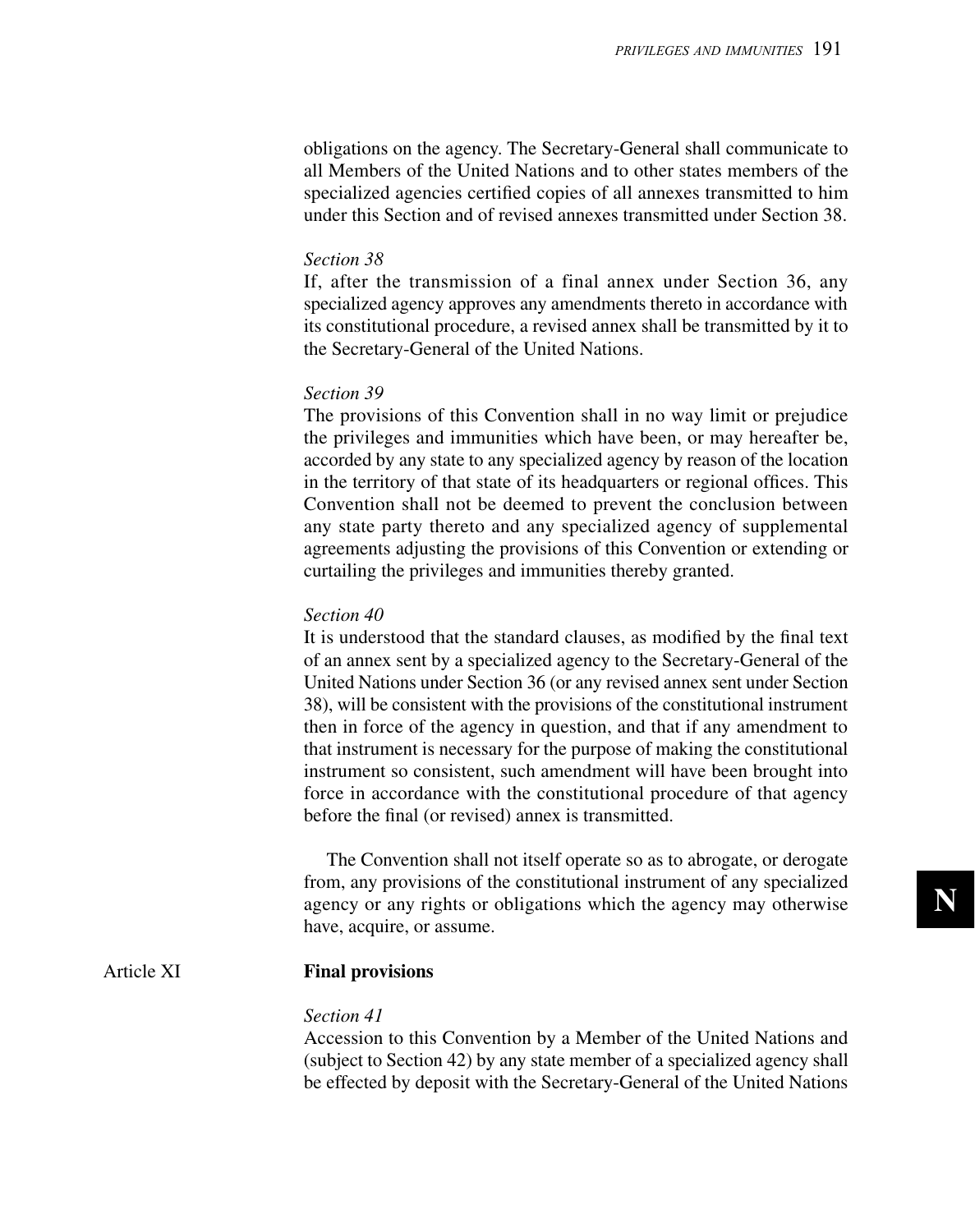obligations on the agency. The Secretary-General shall communicate to all Members of the United Nations and to other states members of the specialized agencies certified copies of all annexes transmitted to him under this Section and of revised annexes transmitted under Section 38.

*Section 38*

If, after the transmission of a final annex under Section 36, any specialized agency approves any amendments thereto in accordance with its constitutional procedure, a revised annex shall be transmitted by it to the Secretary-General of the United Nations.

*Section 39*

The provisions of this Convention shall in no way limit or prejudice the privileges and immunities which have been, or may hereafter be, accorded by any state to any specialized agency by reason of the location in the territory of that state of its headquarters or regional offices. This Convention shall not be deemed to prevent the conclusion between any state party thereto and any specialized agency of supplemental agreements adjusting the provisions of this Convention or extending or curtailing the privileges and immunities thereby granted.

*Section 40*

It is understood that the standard clauses, as modified by the final text of an annex sent by a specialized agency to the Secretary-General of the United Nations under Section 36 (or any revised annex sent under Section 38), will be consistent with the provisions of the constitutional instrument then in force of the agency in question, and that if any amendment to that instrument is necessary for the purpose of making the constitutional instrument so consistent, such amendment will have been brought into force in accordance with the constitutional procedure of that agency before the final (or revised) annex is transmitted.

The Convention shall not itself operate so as to abrogate, or derogate from, any provisions of the constitutional instrument of any specialized agency or any rights or obligations which the agency may otherwise have, acquire, or assume.

## Article XI **Final provisions**

*Section 41*

Accession to this Convention by a Member of the United Nations and (subject to Section 42) by any state member of a specialized agency shall be effected by deposit with the Secretary-General of the United Nations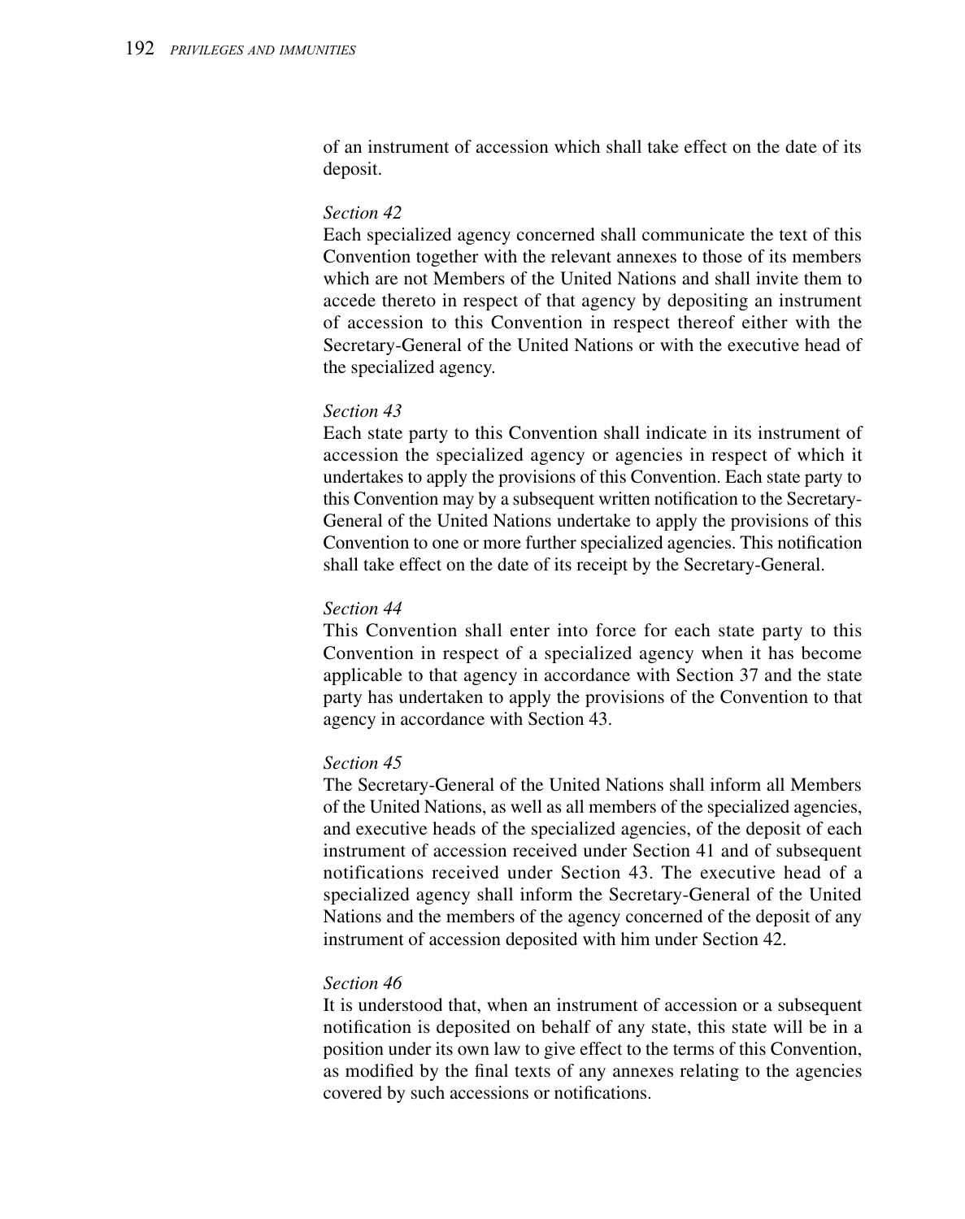of an instrument of accession which shall take effect on the date of its deposit.

*Section 42*

Each specialized agency concerned shall communicate the text of this Convention together with the relevant annexes to those of its members which are not Members of the United Nations and shall invite them to accede thereto in respect of that agency by depositing an instrument of accession to this Convention in respect thereof either with the Secretary-General of the United Nations or with the executive head of the specialized agency.

*Section 43*

Each state party to this Convention shall indicate in its instrument of accession the specialized agency or agencies in respect of which it undertakes to apply the provisions of this Convention. Each state party to this Convention may by a subsequent written notification to the Secretary-General of the United Nations undertake to apply the provisions of this Convention to one or more further specialized agencies. This notification shall take effect on the date of its receipt by the Secretary-General.

*Section 44*

This Convention shall enter into force for each state party to this Convention in respect of a specialized agency when it has become applicable to that agency in accordance with Section 37 and the state party has undertaken to apply the provisions of the Convention to that agency in accordance with Section 43.

*Section 45*

The Secretary-General of the United Nations shall inform all Members of the United Nations, as well as all members of the specialized agencies, and executive heads of the specialized agencies, of the deposit of each instrument of accession received under Section 41 and of subsequent notifications received under Section 43. The executive head of a specialized agency shall inform the Secretary-General of the United Nations and the members of the agency concerned of the deposit of any instrument of accession deposited with him under Section 42.

*Section 46*

It is understood that, when an instrument of accession or a subsequent notification is deposited on behalf of any state, this state will be in a position under its own law to give effect to the terms of this Convention, as modified by the final texts of any annexes relating to the agencies covered by such accessions or notifications.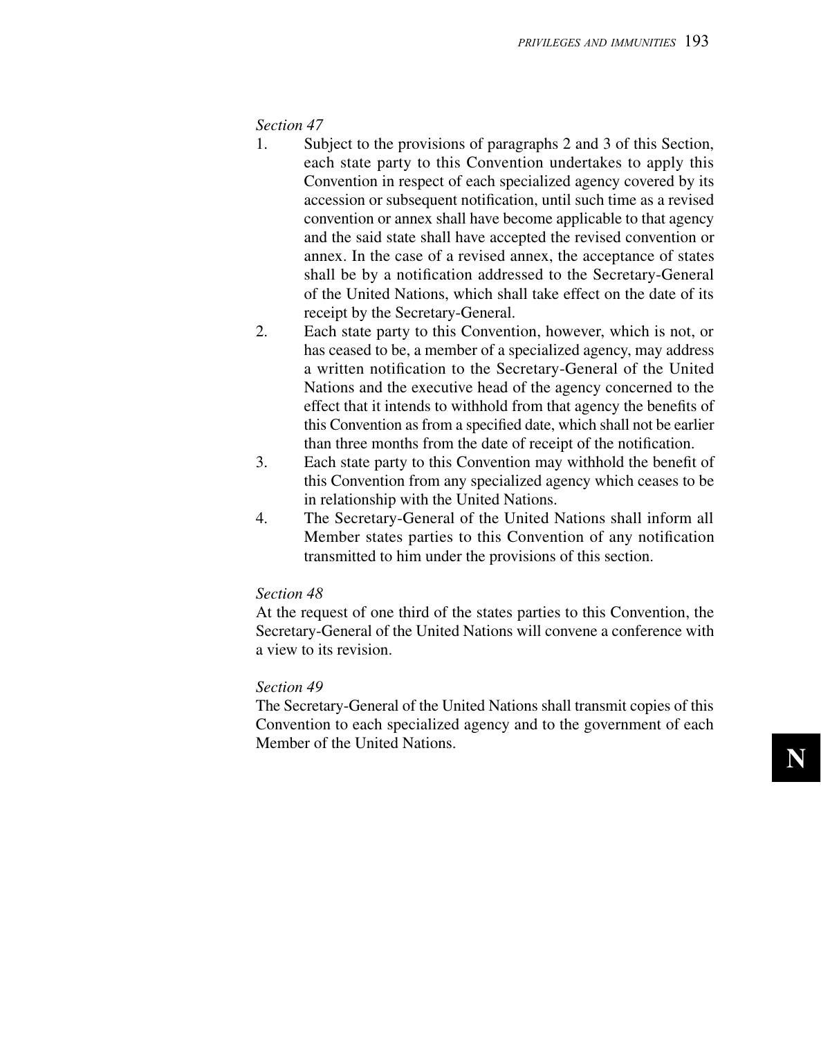*Section 47*

1. Subject to the provisions of paragraphs 2 and 3 of this Section, each state party to this Convention undertakes to apply this Convention in respect of each specialized agency covered by its accession or subsequent notification, until such time as a revised convention or annex shall have become applicable to that agency and the said state shall have accepted the revised convention or annex. In the case of a revised annex, the acceptance of states shall be by a notification addressed to the Secretary-General of the United Nations, which shall take effect on the date of its receipt by the Secretary-General.
2. Each state party to this Convention, however, which is not, or has ceased to be, a member of a specialized agency, may address a written notification to the Secretary-General of the United Nations and the executive head of the agency concerned to the effect that it intends to withhold from that agency the benefits of this Convention as from a specified date, which shall not be earlier than three months from the date of receipt of the notification.
3. Each state party to this Convention may withhold the benefit of this Convention from any specialized agency which ceases to be in relationship with the United Nations.
4. The Secretary-General of the United Nations shall inform all Member states parties to this Convention of any notification transmitted to him under the provisions of this section.

*Section 48*

At the request of one third of the states parties to this Convention, the Secretary-General of the United Nations will convene a conference with a view to its revision.

*Section 49*

The Secretary-General of the United Nations shall transmit copies of this Convention to each specialized agency and to the government of each Member of the United Nations.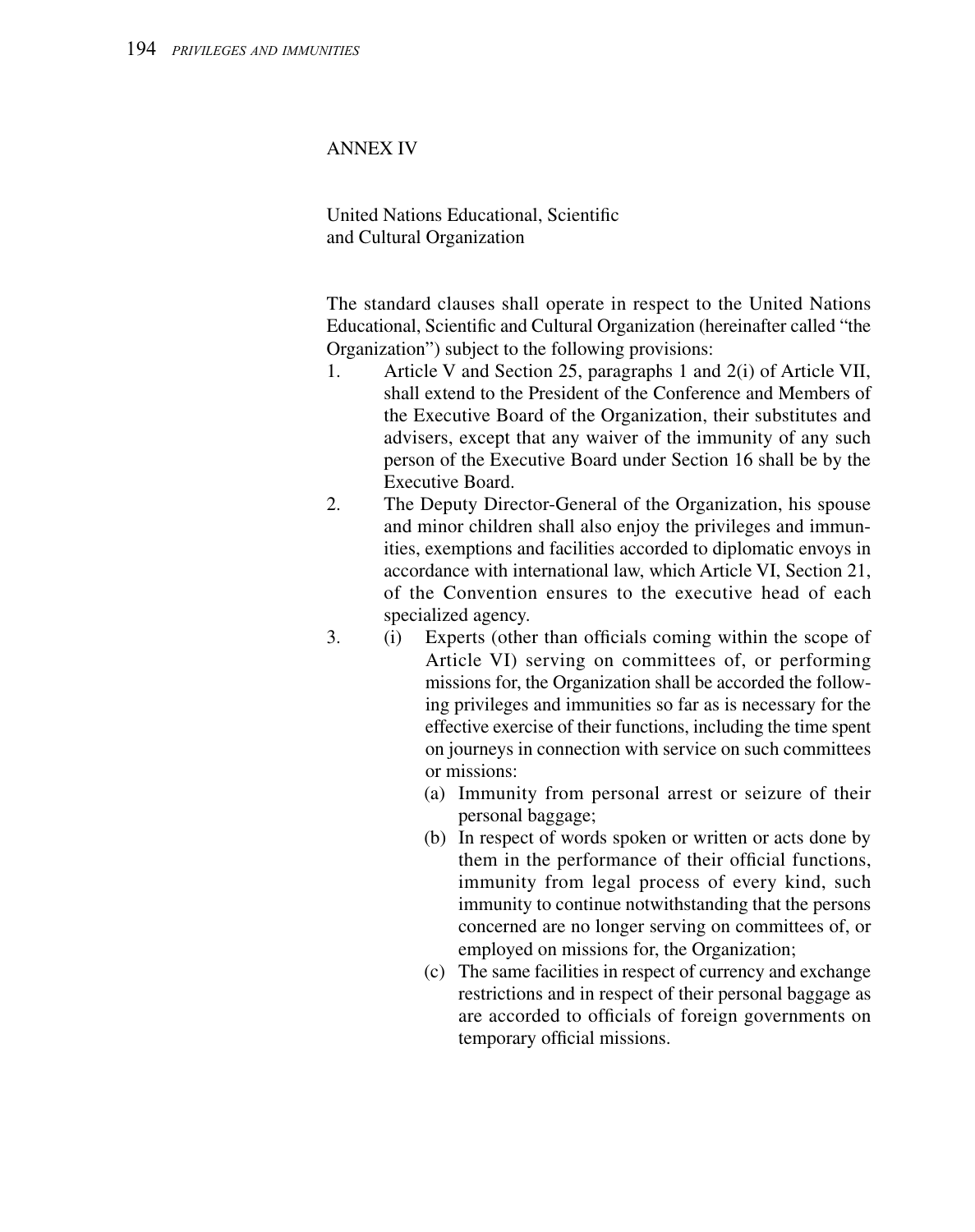## ANNEX IV

### United Nations Educational, Scientific and Cultural Organization

The standard clauses shall operate in respect to the United Nations Educational, Scientific and Cultural Organization (hereinafter called "the Organization") subject to the following provisions:

1. Article V and Section 25, paragraphs 1 and 2(i) of Article VII, shall extend to the President of the Conference and Members of the Executive Board of the Organization, their substitutes and advisers, except that any waiver of the immunity of any such person of the Executive Board under Section 16 shall be by the Executive Board.
2. The Deputy Director-General of the Organization, his spouse and minor children shall also enjoy the privileges and immunities, exemptions and facilities accorded to diplomatic envoys in accordance with international law, which Article VI, Section 21, of the Convention ensures to the executive head of each specialized agency.
3. (i) Experts (other than officials coming within the scope of Article VI) serving on committees of, or performing missions for, the Organization shall be accorded the following privileges and immunities so far as is necessary for the effective exercise of their functions, including the time spent on journeys in connection with service on such committees or missions:
   - (a) Immunity from personal arrest or seizure of their personal baggage;
   - (b) In respect of words spoken or written or acts done by them in the performance of their official functions, immunity from legal process of every kind, such immunity to continue notwithstanding that the persons concerned are no longer serving on committees of, or employed on missions for, the Organization;
   - (c) The same facilities in respect of currency and exchange restrictions and in respect of their personal baggage as are accorded to officials of foreign governments on temporary official missions.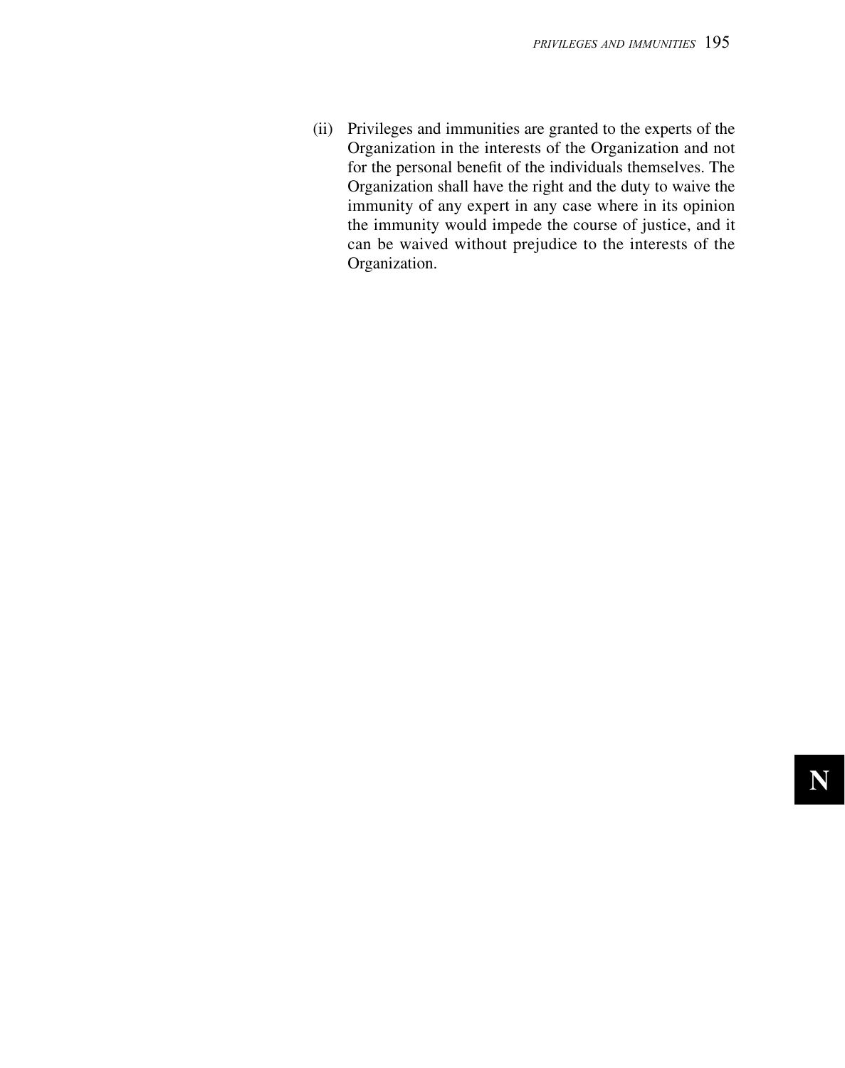(ii) Privileges and immunities are granted to the experts of the Organization in the interests of the Organization and not for the personal benefit of the individuals themselves. The Organization shall have the right and the duty to waive the immunity of any expert in any case where in its opinion the immunity would impede the course of justice, and it can be waived without prejudice to the interests of the Organization.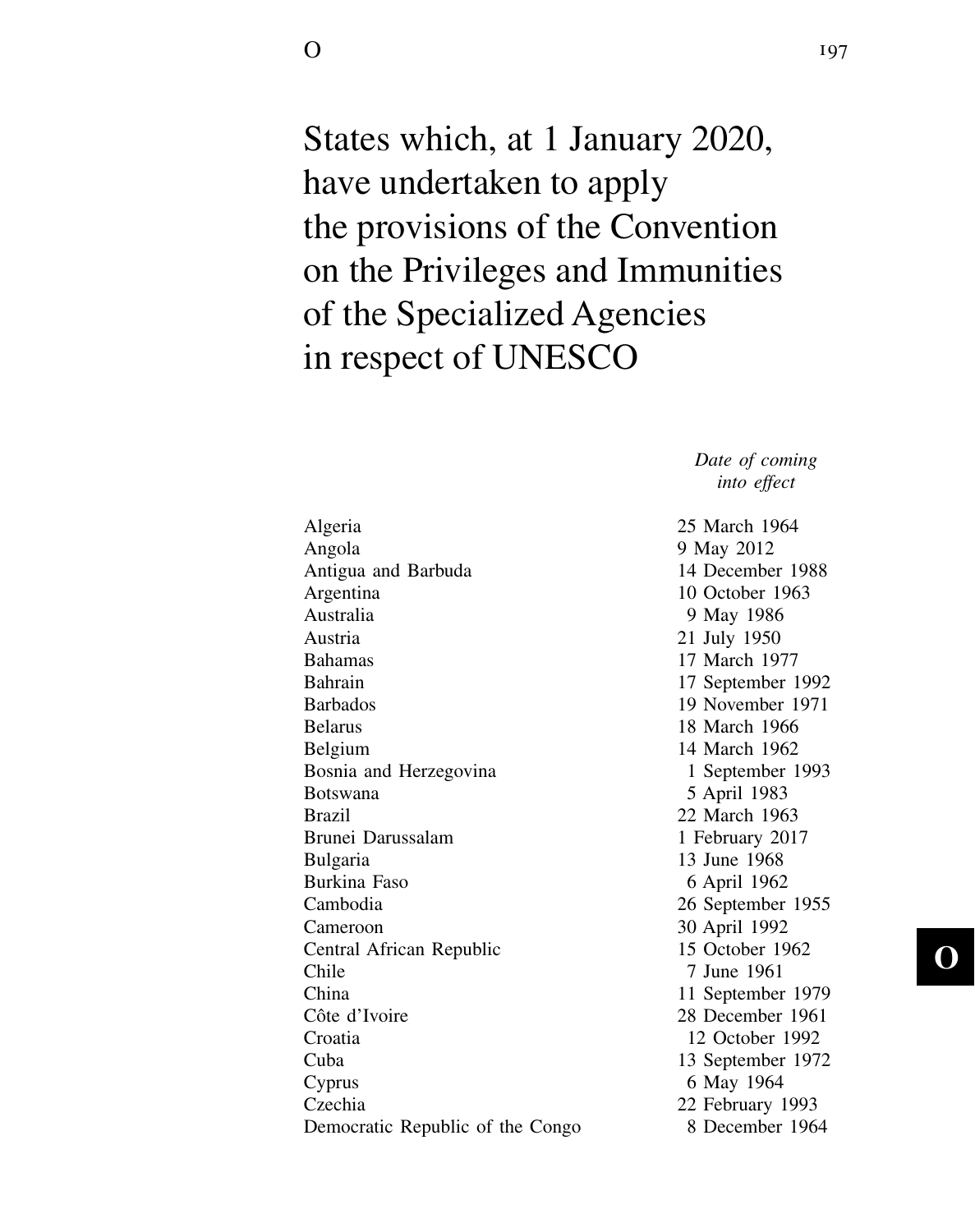# States which, at 1 January 2020, have undertaken to apply the provisions of the Convention on the Privileges and Immunities of the Specialized Agencies in respect of UNESCO

| | *Date of coming into effect* |
|---|---|
| Algeria | 25 March 1964 |
| Angola | 9 May 2012 |
| Antigua and Barbuda | 14 December 1988 |
| Argentina | 10 October 1963 |
| Australia | 9 May 1986 |
| Austria | 21 July 1950 |
| Bahamas | 17 March 1977 |
| Bahrain | 17 September 1992 |
| Barbados | 19 November 1971 |
| Belarus | 18 March 1966 |
| Belgium | 14 March 1962 |
| Bosnia and Herzegovina | 1 September 1993 |
| Botswana | 5 April 1983 |
| Brazil | 22 March 1963 |
| Brunei Darussalam | 1 February 2017 |
| Bulgaria | 13 June 1968 |
| Burkina Faso | 6 April 1962 |
| Cambodia | 26 September 1955 |
| Cameroon | 30 April 1992 |
| Central African Republic | 15 October 1962 |
| Chile | 7 June 1961 |
| China | 11 September 1979 |
| Côte d'Ivoire | 28 December 1961 |
| Croatia | 12 October 1992 |
| Cuba | 13 September 1972 |
| Cyprus | 6 May 1964 |
| Czechia | 22 February 1993 |
| Democratic Republic of the Congo | 8 December 1964 |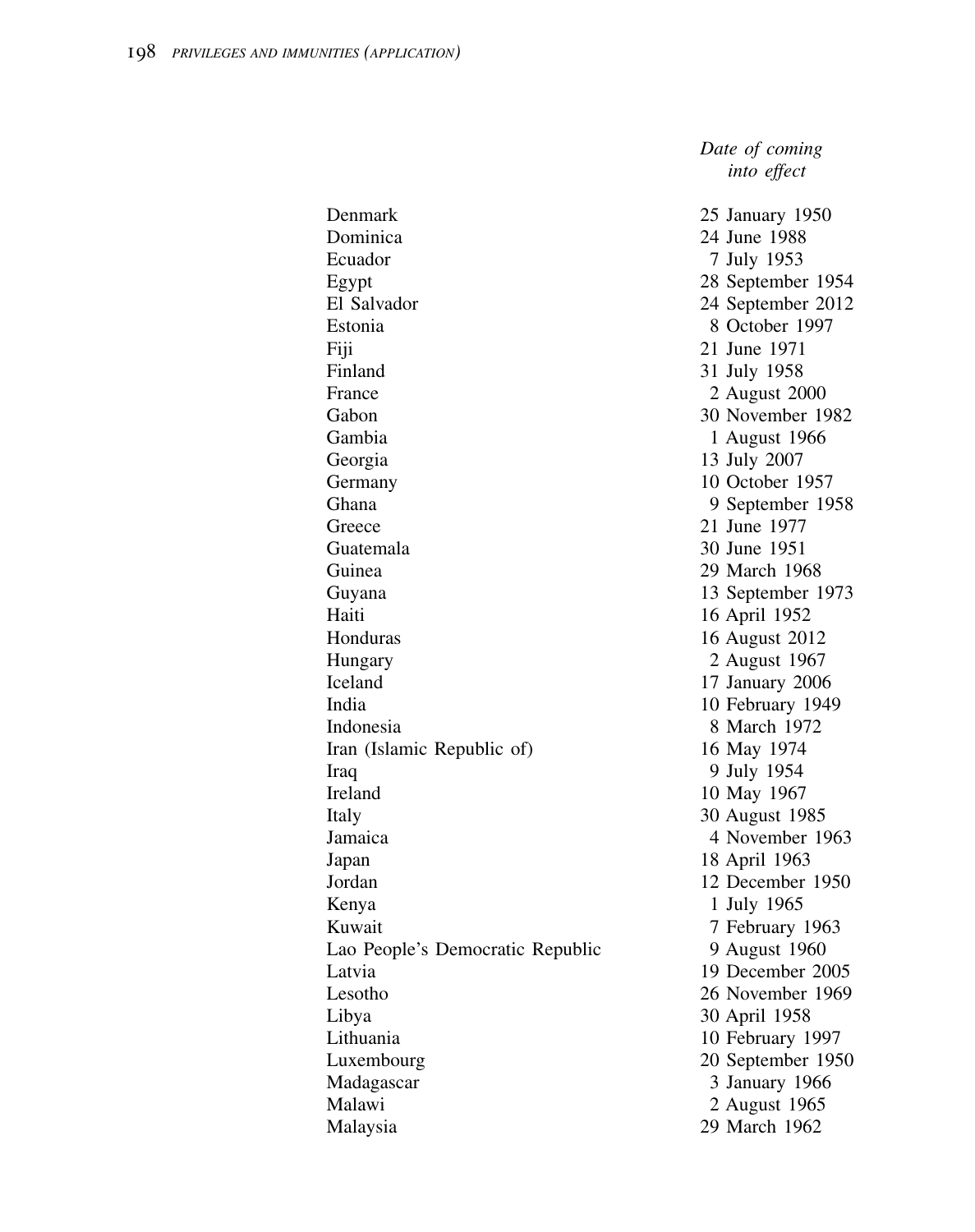| | *Date of coming into effect* |
|---|---|
| Denmark | 25 January 1950 |
| Dominica | 24 June 1988 |
| Ecuador | 7 July 1953 |
| Egypt | 28 September 1954 |
| El Salvador | 24 September 2012 |
| Estonia | 8 October 1997 |
| Fiji | 21 June 1971 |
| Finland | 31 July 1958 |
| France | 2 August 2000 |
| Gabon | 30 November 1982 |
| Gambia | 1 August 1966 |
| Georgia | 13 July 2007 |
| Germany | 10 October 1957 |
| Ghana | 9 September 1958 |
| Greece | 21 June 1977 |
| Guatemala | 30 June 1951 |
| Guinea | 29 March 1968 |
| Guyana | 13 September 1973 |
| Haiti | 16 April 1952 |
| Honduras | 16 August 2012 |
| Hungary | 2 August 1967 |
| Iceland | 17 January 2006 |
| India | 10 February 1949 |
| Indonesia | 8 March 1972 |
| Iran (Islamic Republic of) | 16 May 1974 |
| Iraq | 9 July 1954 |
| Ireland | 10 May 1967 |
| Italy | 30 August 1985 |
| Jamaica | 4 November 1963 |
| Japan | 18 April 1963 |
| Jordan | 12 December 1950 |
| Kenya | 1 July 1965 |
| Kuwait | 7 February 1963 |
| Lao People's Democratic Republic | 9 August 1960 |
| Latvia | 19 December 2005 |
| Lesotho | 26 November 1969 |
| Libya | 30 April 1958 |
| Lithuania | 10 February 1997 |
| Luxembourg | 20 September 1950 |
| Madagascar | 3 January 1966 |
| Malawi | 2 August 1965 |
| Malaysia | 29 March 1962 |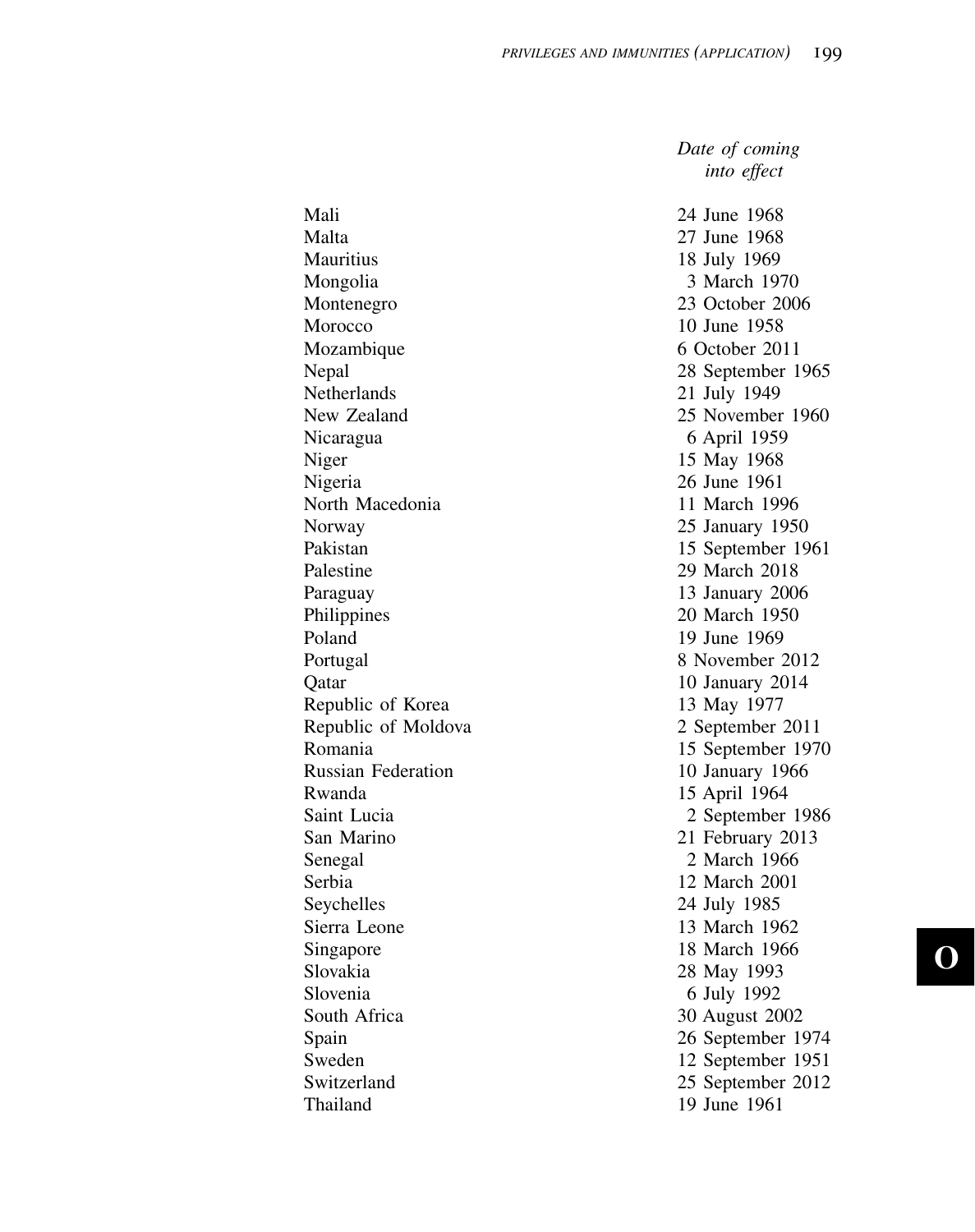| | Date of coming into effect |
|---|---|
| Mali | 24 June 1968 |
| Malta | 27 June 1968 |
| Mauritius | 18 July 1969 |
| Mongolia | 3 March 1970 |
| Montenegro | 23 October 2006 |
| Morocco | 10 June 1958 |
| Mozambique | 6 October 2011 |
| Nepal | 28 September 1965 |
| Netherlands | 21 July 1949 |
| New Zealand | 25 November 1960 |
| Nicaragua | 6 April 1959 |
| Niger | 15 May 1968 |
| Nigeria | 26 June 1961 |
| North Macedonia | 11 March 1996 |
| Norway | 25 January 1950 |
| Pakistan | 15 September 1961 |
| Palestine | 29 March 2018 |
| Paraguay | 13 January 2006 |
| Philippines | 20 March 1950 |
| Poland | 19 June 1969 |
| Portugal | 8 November 2012 |
| Qatar | 10 January 2014 |
| Republic of Korea | 13 May 1977 |
| Republic of Moldova | 2 September 2011 |
| Romania | 15 September 1970 |
| Russian Federation | 10 January 1966 |
| Rwanda | 15 April 1964 |
| Saint Lucia | 2 September 1986 |
| San Marino | 21 February 2013 |
| Senegal | 2 March 1966 |
| Serbia | 12 March 2001 |
| Seychelles | 24 July 1985 |
| Sierra Leone | 13 March 1962 |
| Singapore | 18 March 1966 |
| Slovakia | 28 May 1993 |
| Slovenia | 6 July 1992 |
| South Africa | 30 August 2002 |
| Spain | 26 September 1974 |
| Sweden | 12 September 1951 |
| Switzerland | 25 September 2012 |
| Thailand | 19 June 1961 |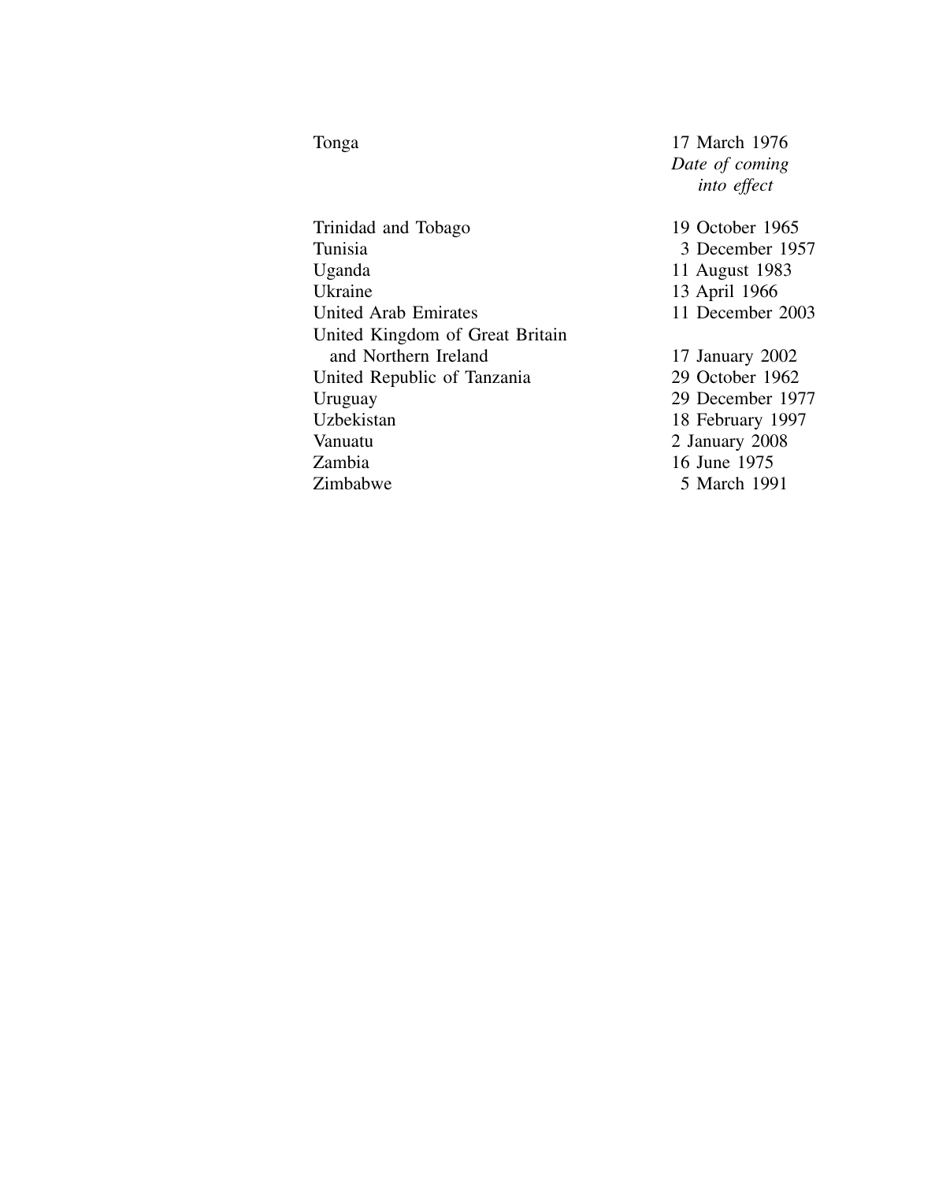| | |
|---|---|
| Tonga | 17 March 1976 |
| | *Date of coming into effect* |
| Trinidad and Tobago | 19 October 1965 |
| Tunisia | 3 December 1957 |
| Uganda | 11 August 1983 |
| Ukraine | 13 April 1966 |
| United Arab Emirates | 11 December 2003 |
| United Kingdom of Great Britain and Northern Ireland | 17 January 2002 |
| United Republic of Tanzania | 29 October 1962 |
| Uruguay | 29 December 1977 |
| Uzbekistan | 18 February 1997 |
| Vanuatu | 2 January 2008 |
| Zambia | 16 June 1975 |
| Zimbabwe | 5 March 1991 |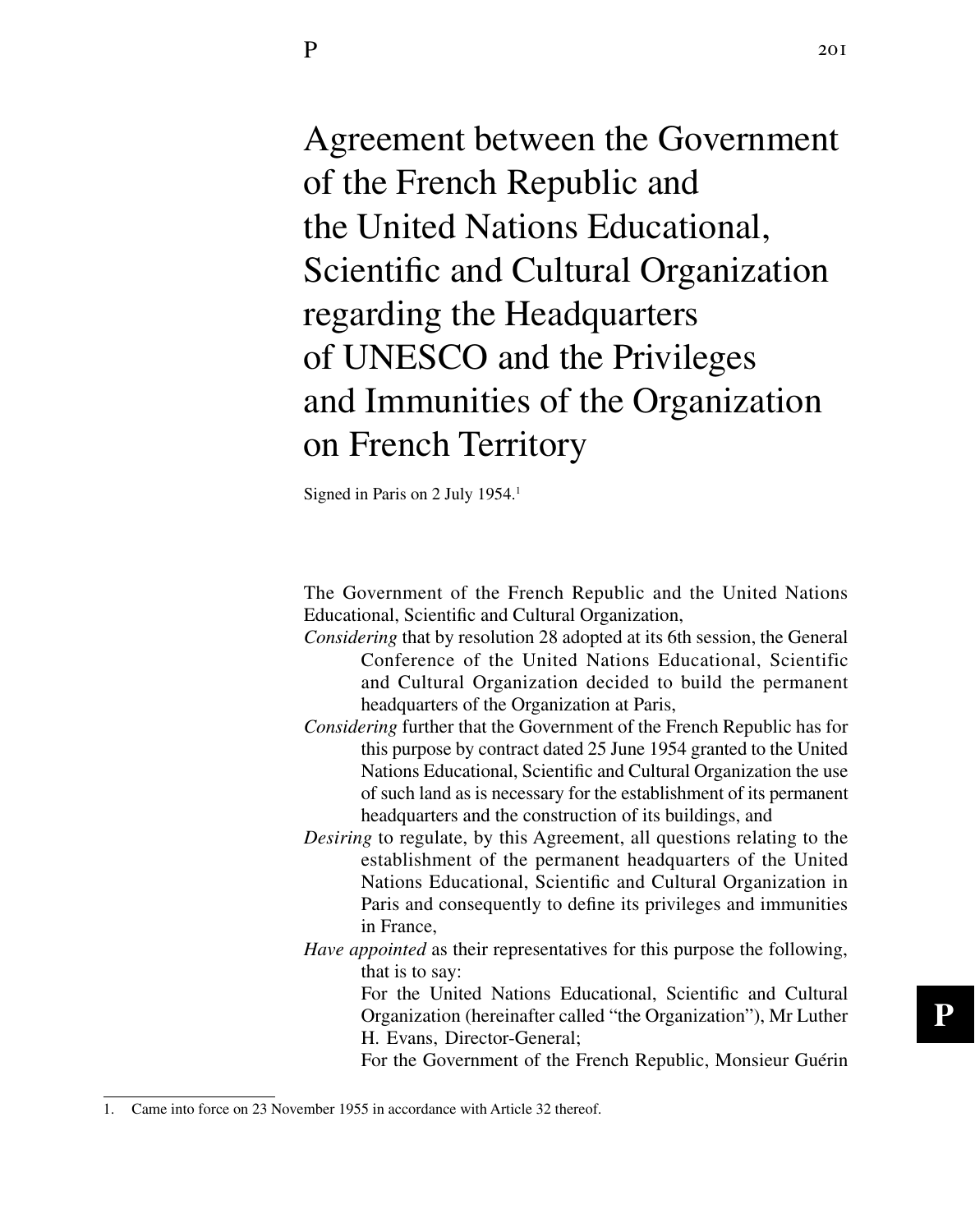# Agreement between the Government of the French Republic and the United Nations Educational, Scientific and Cultural Organization regarding the Headquarters of UNESCO and the Privileges and Immunities of the Organization on French Territory

Signed in Paris on 2 July 1954.[1]

The Government of the French Republic and the United Nations Educational, Scientific and Cultural Organization,

*Considering* that by resolution 28 adopted at its 6th session, the General Conference of the United Nations Educational, Scientific and Cultural Organization decided to build the permanent headquarters of the Organization at Paris,

*Considering* further that the Government of the French Republic has for this purpose by contract dated 25 June 1954 granted to the United Nations Educational, Scientific and Cultural Organization the use of such land as is necessary for the establishment of its permanent headquarters and the construction of its buildings, and

*Desiring* to regulate, by this Agreement, all questions relating to the establishment of the permanent headquarters of the United Nations Educational, Scientific and Cultural Organization in Paris and consequently to define its privileges and immunities in France,

*Have appointed* as their representatives for this purpose the following, that is to say:

For the United Nations Educational, Scientific and Cultural Organization (hereinafter called "the Organization"), Mr Luther H. Evans, Director-General;

For the Government of the French Republic, Monsieur Guérin

---

1. Came into force on 23 November 1955 in accordance with Article 32 thereof.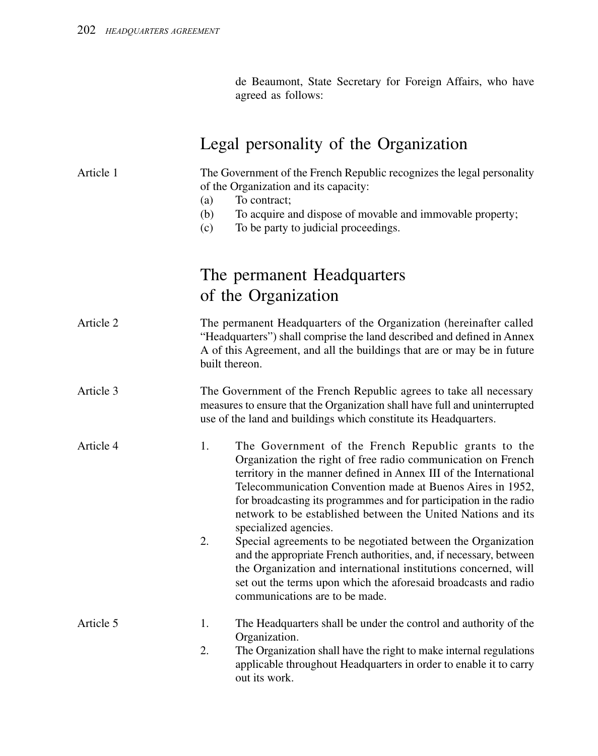de Beaumont, State Secretary for Foreign Affairs, who have agreed as follows:

## Legal personality of the Organization

**Article 1**

The Government of the French Republic recognizes the legal personality of the Organization and its capacity:

(a) To contract;

(b) To acquire and dispose of movable and immovable property;

(c) To be party to judicial proceedings.

## The permanent Headquarters of the Organization

**Article 2**

The permanent Headquarters of the Organization (hereinafter called "Headquarters") shall comprise the land described and defined in Annex A of this Agreement, and all the buildings that are or may be in future built thereon.

**Article 3**

The Government of the French Republic agrees to take all necessary measures to ensure that the Organization shall have full and uninterrupted use of the land and buildings which constitute its Headquarters.

**Article 4**

1. The Government of the French Republic grants to the Organization the right of free radio communication on French territory in the manner defined in Annex III of the International Telecommunication Convention made at Buenos Aires in 1952, for broadcasting its programmes and for participation in the radio network to be established between the United Nations and its specialized agencies.
2. Special agreements to be negotiated between the Organization and the appropriate French authorities, and, if necessary, between the Organization and international institutions concerned, will set out the terms upon which the aforesaid broadcasts and radio communications are to be made.

**Article 5**

1. The Headquarters shall be under the control and authority of the Organization.
2. The Organization shall have the right to make internal regulations applicable throughout Headquarters in order to enable it to carry out its work.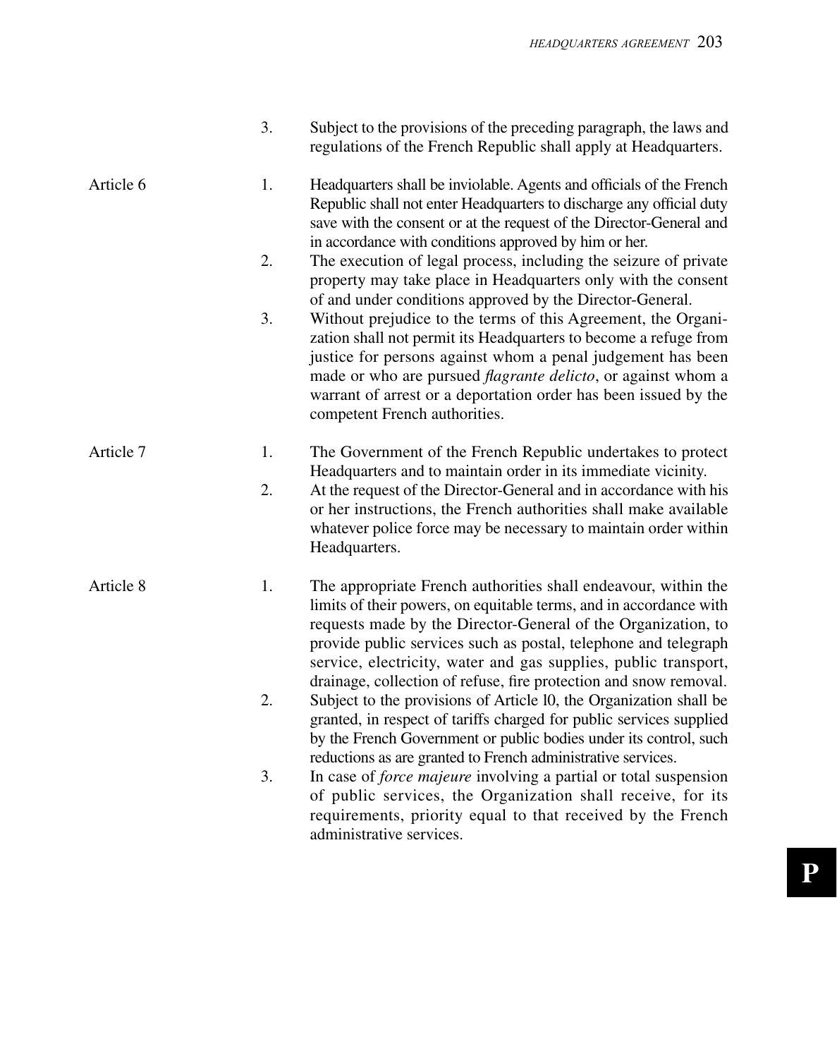3. Subject to the provisions of the preceding paragraph, the laws and regulations of the French Republic shall apply at Headquarters.

**Article 6**

1. Headquarters shall be inviolable. Agents and officials of the French Republic shall not enter Headquarters to discharge any official duty save with the consent or at the request of the Director-General and in accordance with conditions approved by him or her.
2. The execution of legal process, including the seizure of private property may take place in Headquarters only with the consent of and under conditions approved by the Director-General.
3. Without prejudice to the terms of this Agreement, the Organization shall not permit its Headquarters to become a refuge from justice for persons against whom a penal judgement has been made or who are pursued *flagrante delicto*, or against whom a warrant of arrest or a deportation order has been issued by the competent French authorities.

**Article 7**

1. The Government of the French Republic undertakes to protect Headquarters and to maintain order in its immediate vicinity.
2. At the request of the Director-General and in accordance with his or her instructions, the French authorities shall make available whatever police force may be necessary to maintain order within Headquarters.

**Article 8**

1. The appropriate French authorities shall endeavour, within the limits of their powers, on equitable terms, and in accordance with requests made by the Director-General of the Organization, to provide public services such as postal, telephone and telegraph service, electricity, water and gas supplies, public transport, drainage, collection of refuse, fire protection and snow removal.
2. Subject to the provisions of Article 10, the Organization shall be granted, in respect of tariffs charged for public services supplied by the French Government or public bodies under its control, such reductions as are granted to French administrative services.
3. In case of *force majeure* involving a partial or total suspension of public services, the Organization shall receive, for its requirements, priority equal to that received by the French administrative services.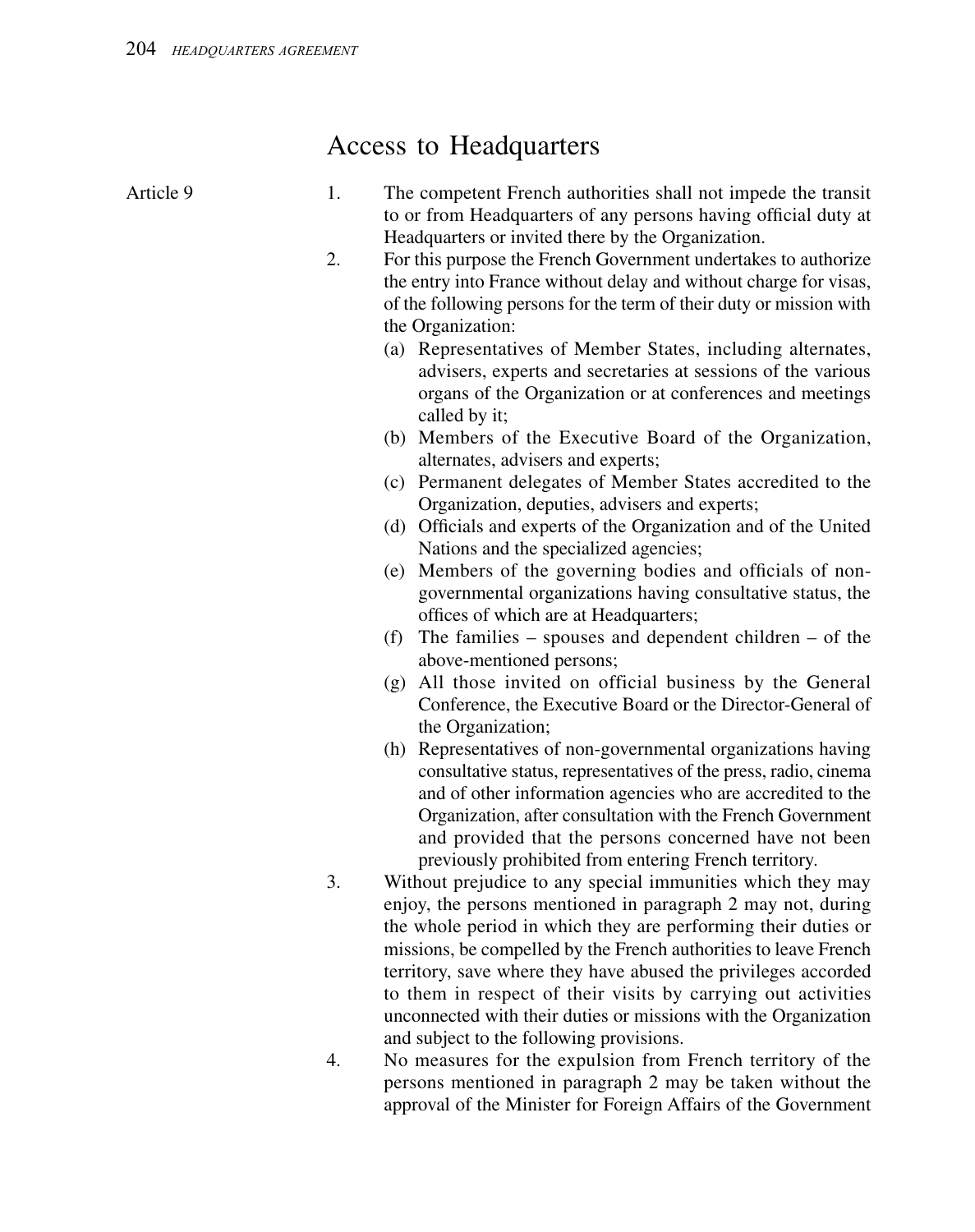## Access to Headquarters

Article 9

1. The competent French authorities shall not impede the transit to or from Headquarters of any persons having official duty at Headquarters or invited there by the Organization.
2. For this purpose the French Government undertakes to authorize the entry into France without delay and without charge for visas, of the following persons for the term of their duty or mission with the Organization:
   (a) Representatives of Member States, including alternates, advisers, experts and secretaries at sessions of the various organs of the Organization or at conferences and meetings called by it;
   (b) Members of the Executive Board of the Organization, alternates, advisers and experts;
   (c) Permanent delegates of Member States accredited to the Organization, deputies, advisers and experts;
   (d) Officials and experts of the Organization and of the United Nations and the specialized agencies;
   (e) Members of the governing bodies and officials of non-governmental organizations having consultative status, the offices of which are at Headquarters;
   (f) The families – spouses and dependent children – of the above-mentioned persons;
   (g) All those invited on official business by the General Conference, the Executive Board or the Director-General of the Organization;
   (h) Representatives of non-governmental organizations having consultative status, representatives of the press, radio, cinema and of other information agencies who are accredited to the Organization, after consultation with the French Government and provided that the persons concerned have not been previously prohibited from entering French territory.
3. Without prejudice to any special immunities which they may enjoy, the persons mentioned in paragraph 2 may not, during the whole period in which they are performing their duties or missions, be compelled by the French authorities to leave French territory, save where they have abused the privileges accorded to them in respect of their visits by carrying out activities unconnected with their duties or missions with the Organization and subject to the following provisions.
4. No measures for the expulsion from French territory of the persons mentioned in paragraph 2 may be taken without the approval of the Minister for Foreign Affairs of the Government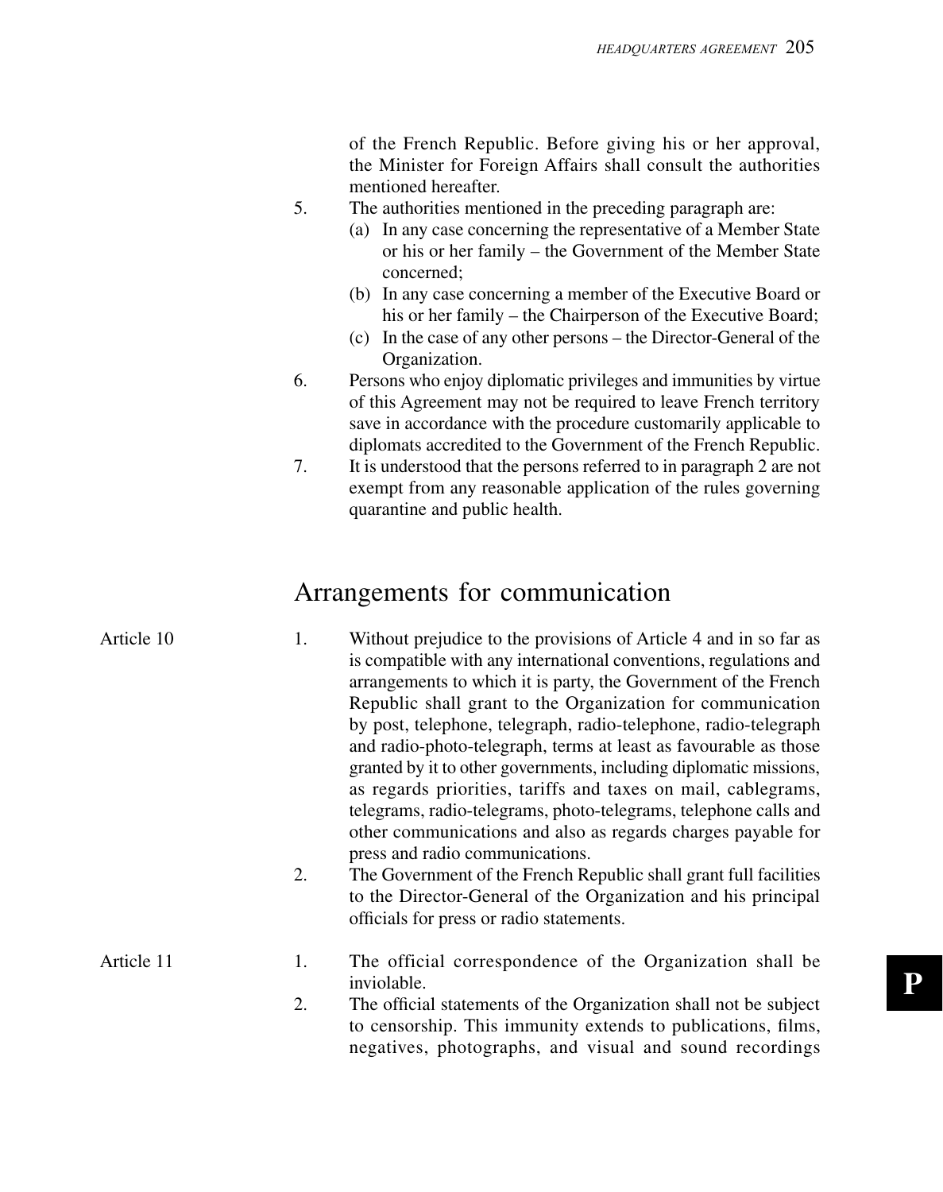of the French Republic. Before giving his or her approval, the Minister for Foreign Affairs shall consult the authorities mentioned hereafter.

5. The authorities mentioned in the preceding paragraph are:
   (a) In any case concerning the representative of a Member State or his or her family – the Government of the Member State concerned;
   (b) In any case concerning a member of the Executive Board or his or her family – the Chairperson of the Executive Board;
   (c) In the case of any other persons – the Director-General of the Organization.
6. Persons who enjoy diplomatic privileges and immunities by virtue of this Agreement may not be required to leave French territory save in accordance with the procedure customarily applicable to diplomats accredited to the Government of the French Republic.
7. It is understood that the persons referred to in paragraph 2 are not exempt from any reasonable application of the rules governing quarantine and public health.

## Arrangements for communication

Article 10

1. Without prejudice to the provisions of Article 4 and in so far as is compatible with any international conventions, regulations and arrangements to which it is party, the Government of the French Republic shall grant to the Organization for communication by post, telephone, telegraph, radio-telephone, radio-telegraph and radio-photo-telegraph, terms at least as favourable as those granted by it to other governments, including diplomatic missions, as regards priorities, tariffs and taxes on mail, cablegrams, telegrams, radio-telegrams, photo-telegrams, telephone calls and other communications and also as regards charges payable for press and radio communications.
2. The Government of the French Republic shall grant full facilities to the Director-General of the Organization and his principal officials for press or radio statements.

Article 11

1. The official correspondence of the Organization shall be inviolable.
2. The official statements of the Organization shall not be subject to censorship. This immunity extends to publications, films, negatives, photographs, and visual and sound recordings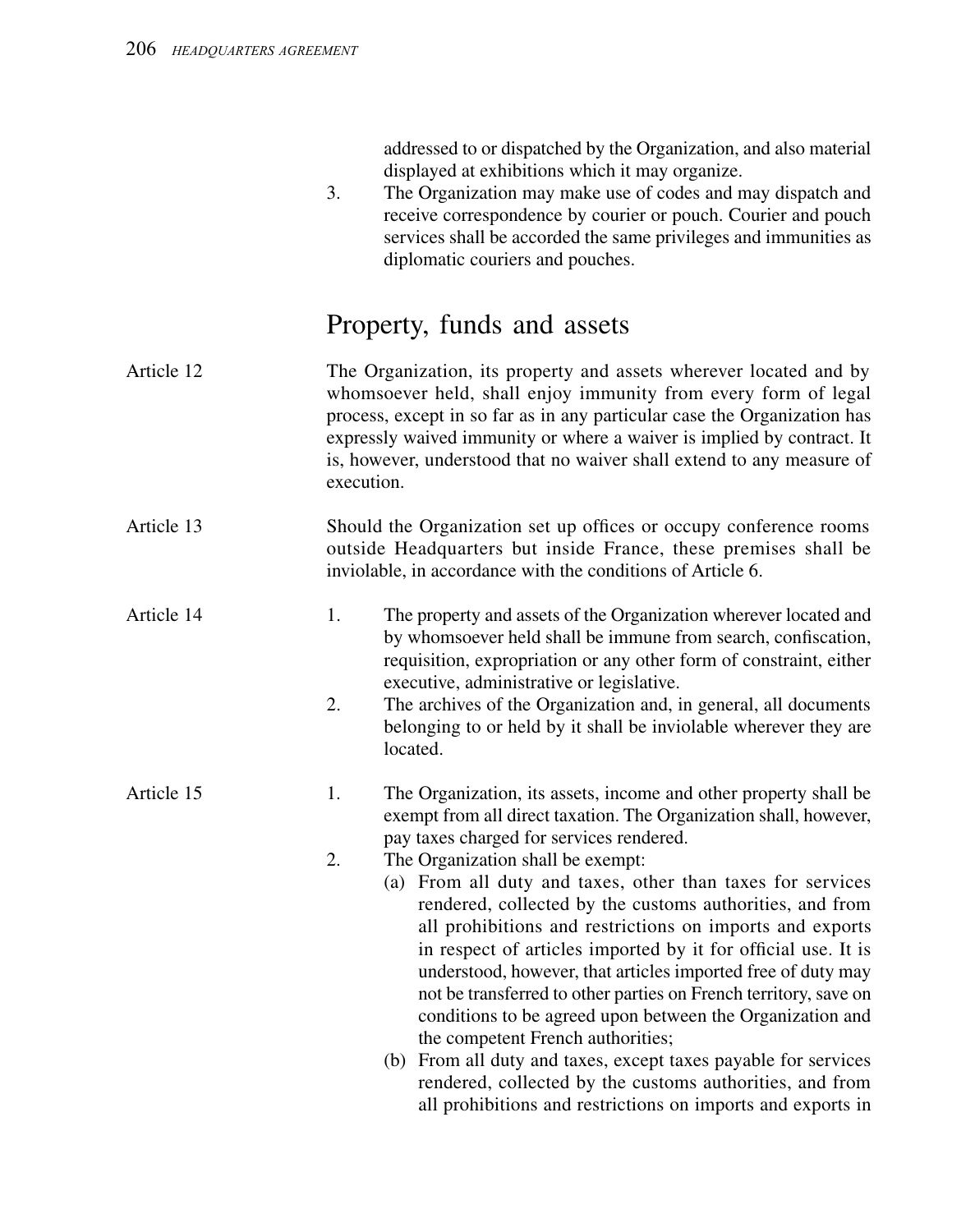addressed to or dispatched by the Organization, and also material displayed at exhibitions which it may organize.

3. The Organization may make use of codes and may dispatch and receive correspondence by courier or pouch. Courier and pouch services shall be accorded the same privileges and immunities as diplomatic couriers and pouches.

## Property, funds and assets

Article 12

The Organization, its property and assets wherever located and by whomsoever held, shall enjoy immunity from every form of legal process, except in so far as in any particular case the Organization has expressly waived immunity or where a waiver is implied by contract. It is, however, understood that no waiver shall extend to any measure of execution.

Article 13

Should the Organization set up offices or occupy conference rooms outside Headquarters but inside France, these premises shall be inviolable, in accordance with the conditions of Article 6.

Article 14

1. The property and assets of the Organization wherever located and by whomsoever held shall be immune from search, confiscation, requisition, expropriation or any other form of constraint, either executive, administrative or legislative.
2. The archives of the Organization and, in general, all documents belonging to or held by it shall be inviolable wherever they are located.

Article 15

1. The Organization, its assets, income and other property shall be exempt from all direct taxation. The Organization shall, however, pay taxes charged for services rendered.
2. The Organization shall be exempt:
   (a) From all duty and taxes, other than taxes for services rendered, collected by the customs authorities, and from all prohibitions and restrictions on imports and exports in respect of articles imported by it for official use. It is understood, however, that articles imported free of duty may not be transferred to other parties on French territory, save on conditions to be agreed upon between the Organization and the competent French authorities;
   (b) From all duty and taxes, except taxes payable for services rendered, collected by the customs authorities, and from all prohibitions and restrictions on imports and exports in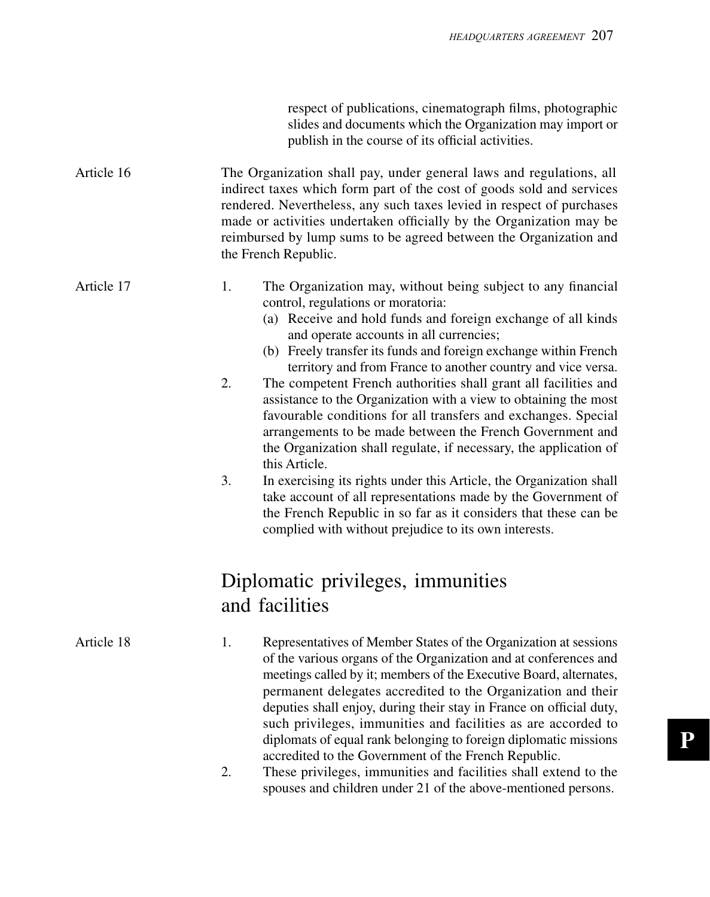respect of publications, cinematograph films, photographic slides and documents which the Organization may import or publish in the course of its official activities.

**Article 16**

The Organization shall pay, under general laws and regulations, all indirect taxes which form part of the cost of goods sold and services rendered. Nevertheless, any such taxes levied in respect of purchases made or activities undertaken officially by the Organization may be reimbursed by lump sums to be agreed between the Organization and the French Republic.

**Article 17**

1. The Organization may, without being subject to any financial control, regulations or moratoria:
   (a) Receive and hold funds and foreign exchange of all kinds and operate accounts in all currencies;
   (b) Freely transfer its funds and foreign exchange within French territory and from France to another country and vice versa.
2. The competent French authorities shall grant all facilities and assistance to the Organization with a view to obtaining the most favourable conditions for all transfers and exchanges. Special arrangements to be made between the French Government and the Organization shall regulate, if necessary, the application of this Article.
3. In exercising its rights under this Article, the Organization shall take account of all representations made by the Government of the French Republic in so far as it considers that these can be complied with without prejudice to its own interests.

## Diplomatic privileges, immunities and facilities

**Article 18**

1. Representatives of Member States of the Organization at sessions of the various organs of the Organization and at conferences and meetings called by it; members of the Executive Board, alternates, permanent delegates accredited to the Organization and their deputies shall enjoy, during their stay in France on official duty, such privileges, immunities and facilities as are accorded to diplomats of equal rank belonging to foreign diplomatic missions accredited to the Government of the French Republic.
2. These privileges, immunities and facilities shall extend to the spouses and children under 21 of the above-mentioned persons.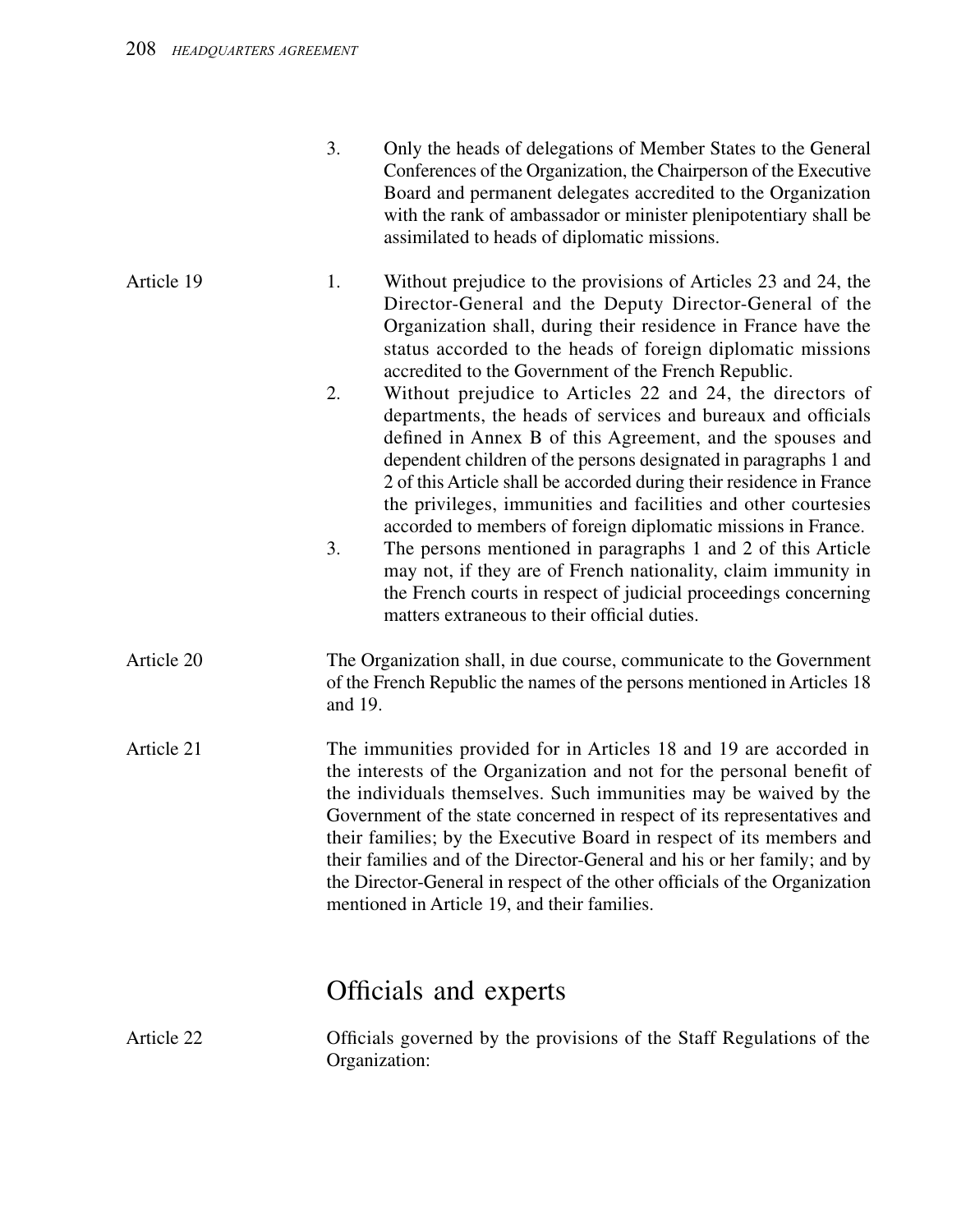3. Only the heads of delegations of Member States to the General Conferences of the Organization, the Chairperson of the Executive Board and permanent delegates accredited to the Organization with the rank of ambassador or minister plenipotentiary shall be assimilated to heads of diplomatic missions.

**Article 19**

1. Without prejudice to the provisions of Articles 23 and 24, the Director-General and the Deputy Director-General of the Organization shall, during their residence in France have the status accorded to the heads of foreign diplomatic missions accredited to the Government of the French Republic.
2. Without prejudice to Articles 22 and 24, the directors of departments, the heads of services and bureaux and officials defined in Annex B of this Agreement, and the spouses and dependent children of the persons designated in paragraphs 1 and 2 of this Article shall be accorded during their residence in France the privileges, immunities and facilities and other courtesies accorded to members of foreign diplomatic missions in France.
3. The persons mentioned in paragraphs 1 and 2 of this Article may not, if they are of French nationality, claim immunity in the French courts in respect of judicial proceedings concerning matters extraneous to their official duties.

**Article 20**

The Organization shall, in due course, communicate to the Government of the French Republic the names of the persons mentioned in Articles 18 and 19.

**Article 21**

The immunities provided for in Articles 18 and 19 are accorded in the interests of the Organization and not for the personal benefit of the individuals themselves. Such immunities may be waived by the Government of the state concerned in respect of its representatives and their families; by the Executive Board in respect of its members and their families and of the Director-General and his or her family; and by the Director-General in respect of the other officials of the Organization mentioned in Article 19, and their families.

## Officials and experts

**Article 22**

Officials governed by the provisions of the Staff Regulations of the Organization: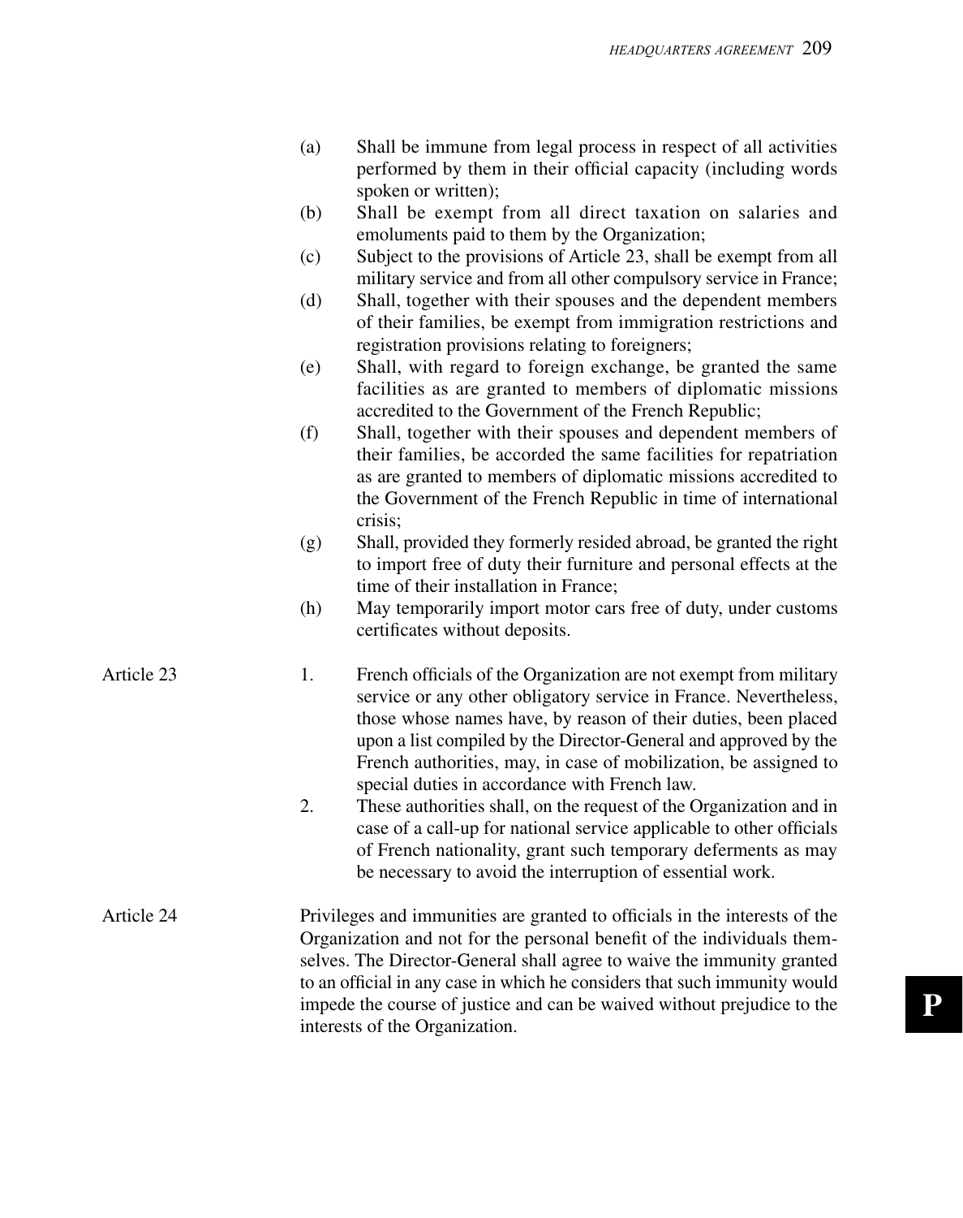(a) Shall be immune from legal process in respect of all activities performed by them in their official capacity (including words spoken or written);

(b) Shall be exempt from all direct taxation on salaries and emoluments paid to them by the Organization;

(c) Subject to the provisions of Article 23, shall be exempt from all military service and from all other compulsory service in France;

(d) Shall, together with their spouses and the dependent members of their families, be exempt from immigration restrictions and registration provisions relating to foreigners;

(e) Shall, with regard to foreign exchange, be granted the same facilities as are granted to members of diplomatic missions accredited to the Government of the French Republic;

(f) Shall, together with their spouses and dependent members of their families, be accorded the same facilities for repatriation as are granted to members of diplomatic missions accredited to the Government of the French Republic in time of international crisis;

(g) Shall, provided they formerly resided abroad, be granted the right to import free of duty their furniture and personal effects at the time of their installation in France;

(h) May temporarily import motor cars free of duty, under customs certificates without deposits.

**Article 23**

1. French officials of the Organization are not exempt from military service or any other obligatory service in France. Nevertheless, those whose names have, by reason of their duties, been placed upon a list compiled by the Director-General and approved by the French authorities, may, in case of mobilization, be assigned to special duties in accordance with French law.

2. These authorities shall, on the request of the Organization and in case of a call-up for national service applicable to other officials of French nationality, grant such temporary deferments as may be necessary to avoid the interruption of essential work.

**Article 24**

Privileges and immunities are granted to officials in the interests of the Organization and not for the personal benefit of the individuals themselves. The Director-General shall agree to waive the immunity granted to an official in any case in which he considers that such immunity would impede the course of justice and can be waived without prejudice to the interests of the Organization.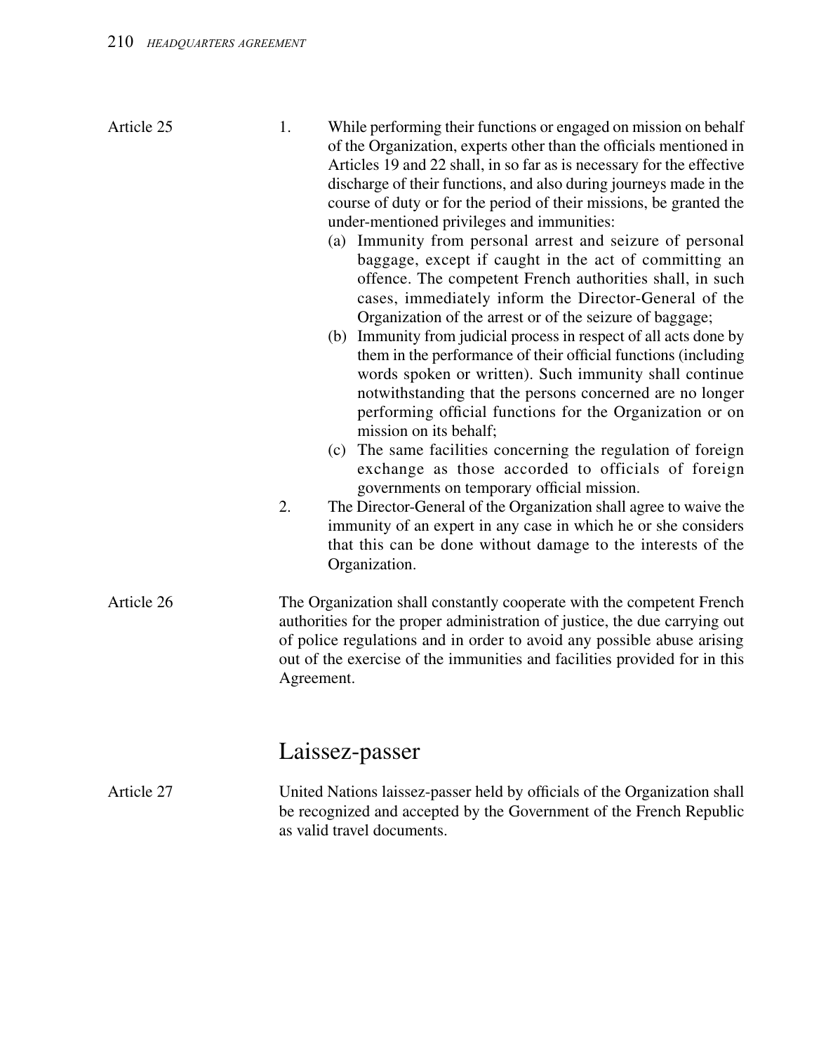Article 25

1. While performing their functions or engaged on mission on behalf of the Organization, experts other than the officials mentioned in Articles 19 and 22 shall, in so far as is necessary for the effective discharge of their functions, and also during journeys made in the course of duty or for the period of their missions, be granted the under-mentioned privileges and immunities:
   (a) Immunity from personal arrest and seizure of personal baggage, except if caught in the act of committing an offence. The competent French authorities shall, in such cases, immediately inform the Director-General of the Organization of the arrest or of the seizure of baggage;
   (b) Immunity from judicial process in respect of all acts done by them in the performance of their official functions (including words spoken or written). Such immunity shall continue notwithstanding that the persons concerned are no longer performing official functions for the Organization or on mission on its behalf;
   (c) The same facilities concerning the regulation of foreign exchange as those accorded to officials of foreign governments on temporary official mission.
2. The Director-General of the Organization shall agree to waive the immunity of an expert in any case in which he or she considers that this can be done without damage to the interests of the Organization.

Article 26

The Organization shall constantly cooperate with the competent French authorities for the proper administration of justice, the due carrying out of police regulations and in order to avoid any possible abuse arising out of the exercise of the immunities and facilities provided for in this Agreement.

## Laissez-passer

Article 27

United Nations laissez-passer held by officials of the Organization shall be recognized and accepted by the Government of the French Republic as valid travel documents.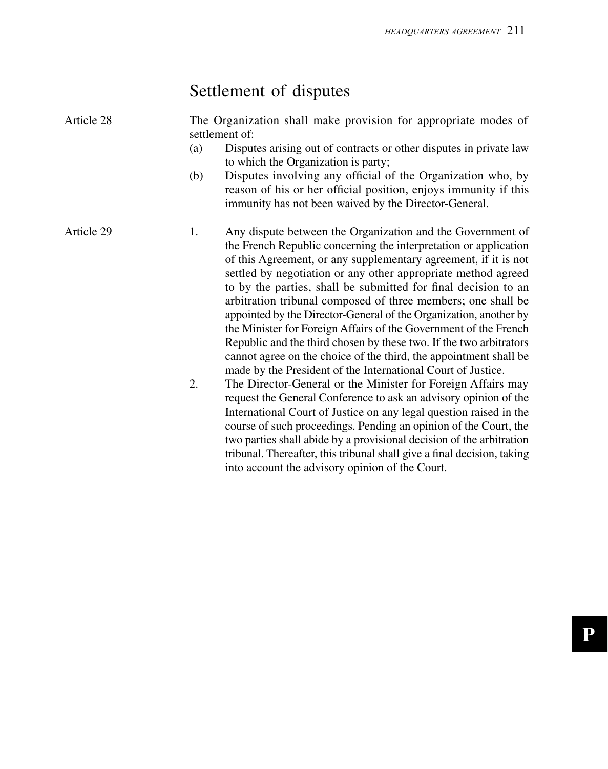## Settlement of disputes

Article 28

The Organization shall make provision for appropriate modes of settlement of:

(a) Disputes arising out of contracts or other disputes in private law to which the Organization is party;

(b) Disputes involving any official of the Organization who, by reason of his or her official position, enjoys immunity if this immunity has not been waived by the Director-General.

Article 29

1. Any dispute between the Organization and the Government of the French Republic concerning the interpretation or application of this Agreement, or any supplementary agreement, if it is not settled by negotiation or any other appropriate method agreed to by the parties, shall be submitted for final decision to an arbitration tribunal composed of three members; one shall be appointed by the Director-General of the Organization, another by the Minister for Foreign Affairs of the Government of the French Republic and the third chosen by these two. If the two arbitrators cannot agree on the choice of the third, the appointment shall be made by the President of the International Court of Justice.

2. The Director-General or the Minister for Foreign Affairs may request the General Conference to ask an advisory opinion of the International Court of Justice on any legal question raised in the course of such proceedings. Pending an opinion of the Court, the two parties shall abide by a provisional decision of the arbitration tribunal. Thereafter, this tribunal shall give a final decision, taking into account the advisory opinion of the Court.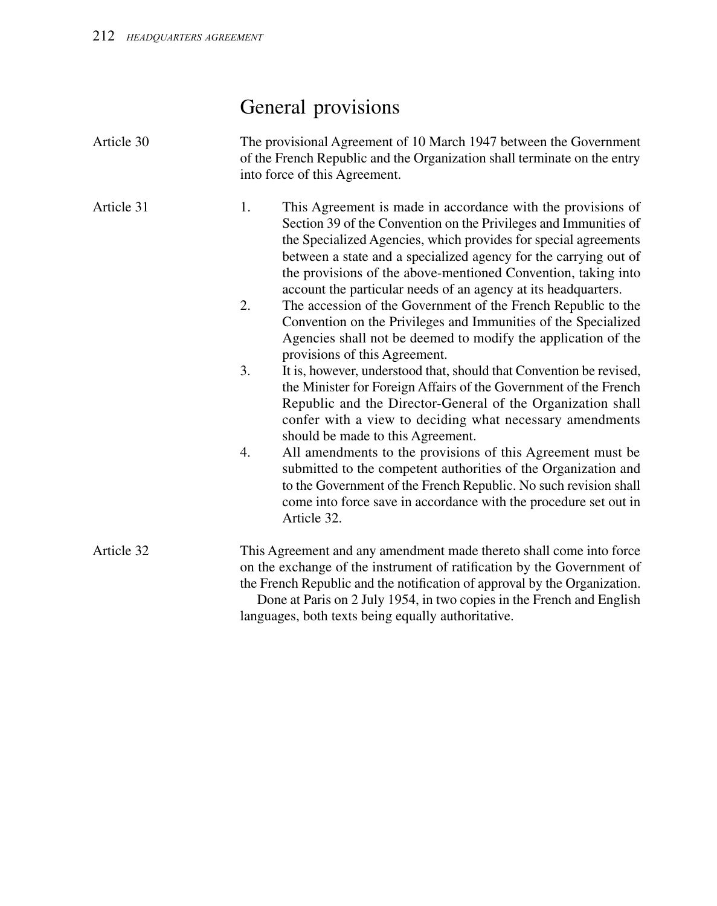## General provisions

**Article 30**

The provisional Agreement of 10 March 1947 between the Government of the French Republic and the Organization shall terminate on the entry into force of this Agreement.

**Article 31**

1. This Agreement is made in accordance with the provisions of Section 39 of the Convention on the Privileges and Immunities of the Specialized Agencies, which provides for special agreements between a state and a specialized agency for the carrying out of the provisions of the above-mentioned Convention, taking into account the particular needs of an agency at its headquarters.
2. The accession of the Government of the French Republic to the Convention on the Privileges and Immunities of the Specialized Agencies shall not be deemed to modify the application of the provisions of this Agreement.
3. It is, however, understood that, should that Convention be revised, the Minister for Foreign Affairs of the Government of the French Republic and the Director-General of the Organization shall confer with a view to deciding what necessary amendments should be made to this Agreement.
4. All amendments to the provisions of this Agreement must be submitted to the competent authorities of the Organization and to the Government of the French Republic. No such revision shall come into force save in accordance with the procedure set out in Article 32.

**Article 32**

This Agreement and any amendment made thereto shall come into force on the exchange of the instrument of ratification by the Government of the French Republic and the notification of approval by the Organization.

Done at Paris on 2 July 1954, in two copies in the French and English languages, both texts being equally authoritative.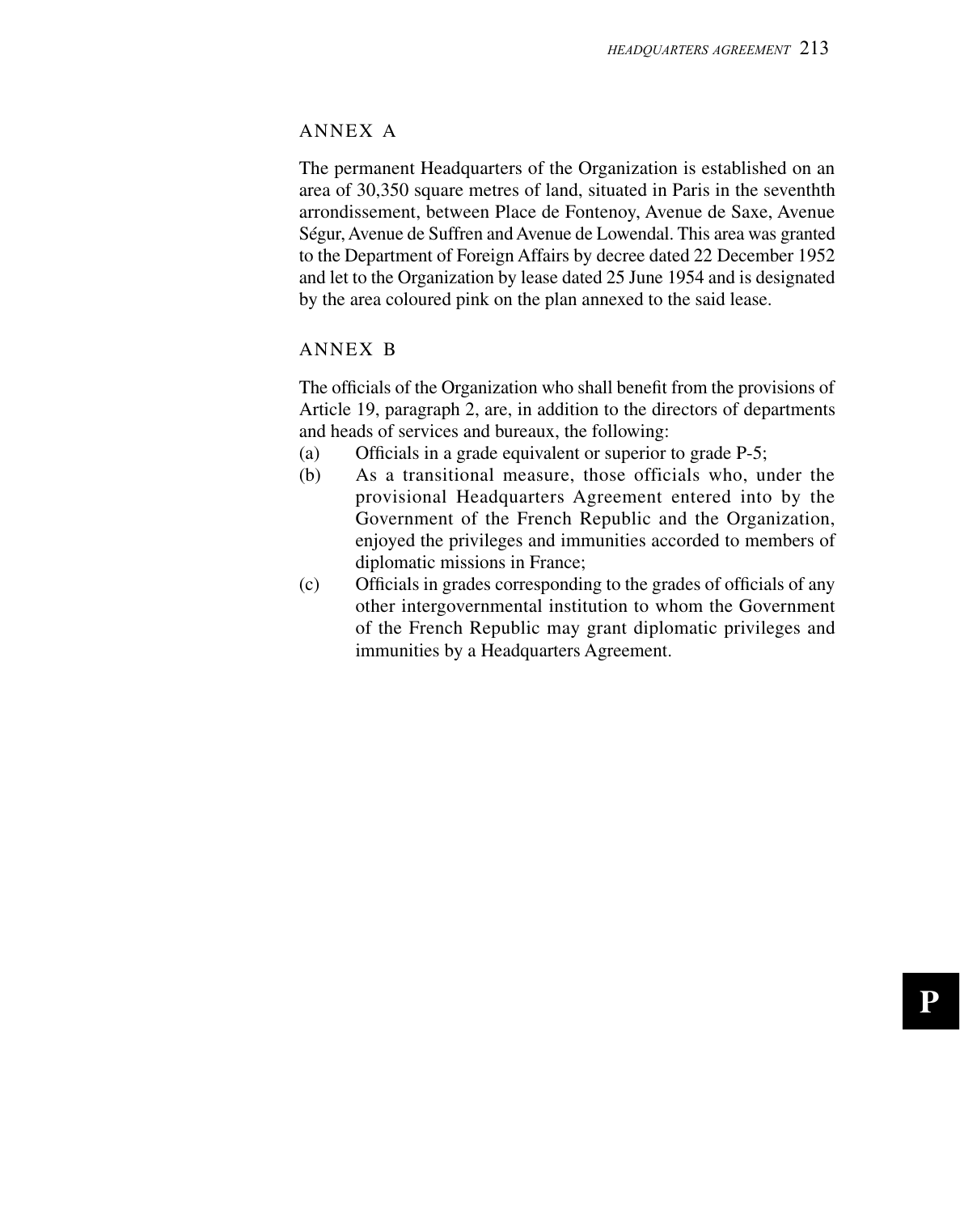## ANNEX A

The permanent Headquarters of the Organization is established on an area of 30,350 square metres of land, situated in Paris in the seventhth arrondissement, between Place de Fontenoy, Avenue de Saxe, Avenue Ségur, Avenue de Suffren and Avenue de Lowendal. This area was granted to the Department of Foreign Affairs by decree dated 22 December 1952 and let to the Organization by lease dated 25 June 1954 and is designated by the area coloured pink on the plan annexed to the said lease.

## ANNEX B

The officials of the Organization who shall benefit from the provisions of Article 19, paragraph 2, are, in addition to the directors of departments and heads of services and bureaux, the following:

(a) Officials in a grade equivalent or superior to grade P-5;

(b) As a transitional measure, those officials who, under the provisional Headquarters Agreement entered into by the Government of the French Republic and the Organization, enjoyed the privileges and immunities accorded to members of diplomatic missions in France;

(c) Officials in grades corresponding to the grades of officials of any other intergovernmental institution to whom the Government of the French Republic may grant diplomatic privileges and immunities by a Headquarters Agreement.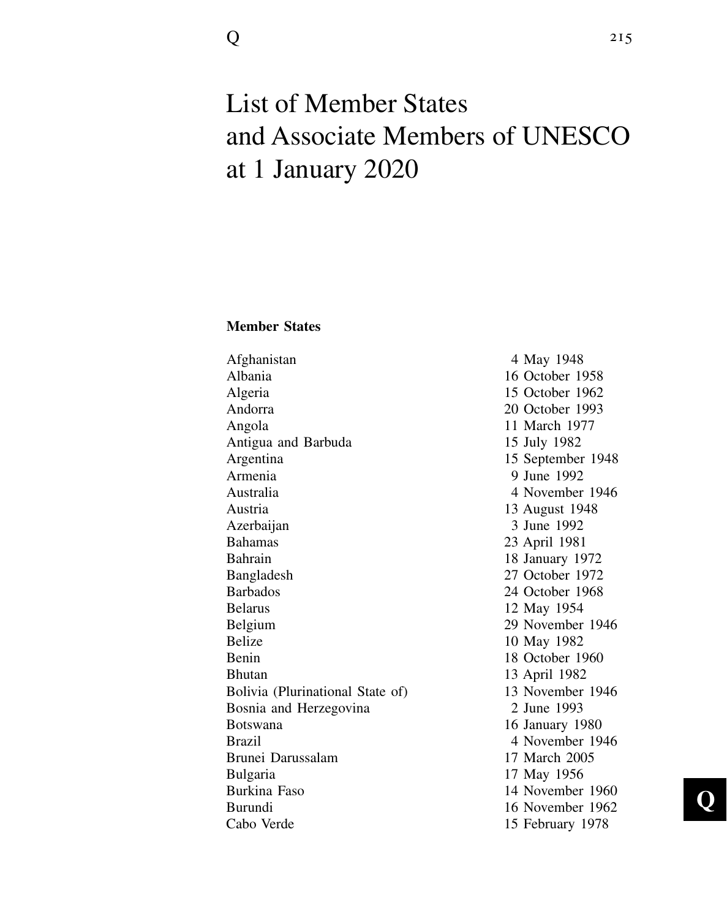# List of Member States and Associate Members of UNESCO at 1 January 2020

**Member States**

| | |
|---|---|
| Afghanistan | 4 May 1948 |
| Albania | 16 October 1958 |
| Algeria | 15 October 1962 |
| Andorra | 20 October 1993 |
| Angola | 11 March 1977 |
| Antigua and Barbuda | 15 July 1982 |
| Argentina | 15 September 1948 |
| Armenia | 9 June 1992 |
| Australia | 4 November 1946 |
| Austria | 13 August 1948 |
| Azerbaijan | 3 June 1992 |
| Bahamas | 23 April 1981 |
| Bahrain | 18 January 1972 |
| Bangladesh | 27 October 1972 |
| Barbados | 24 October 1968 |
| Belarus | 12 May 1954 |
| Belgium | 29 November 1946 |
| Belize | 10 May 1982 |
| Benin | 18 October 1960 |
| Bhutan | 13 April 1982 |
| Bolivia (Plurinational State of) | 13 November 1946 |
| Bosnia and Herzegovina | 2 June 1993 |
| Botswana | 16 January 1980 |
| Brazil | 4 November 1946 |
| Brunei Darussalam | 17 March 2005 |
| Bulgaria | 17 May 1956 |
| Burkina Faso | 14 November 1960 |
| Burundi | 16 November 1962 |
| Cabo Verde | 15 February 1978 |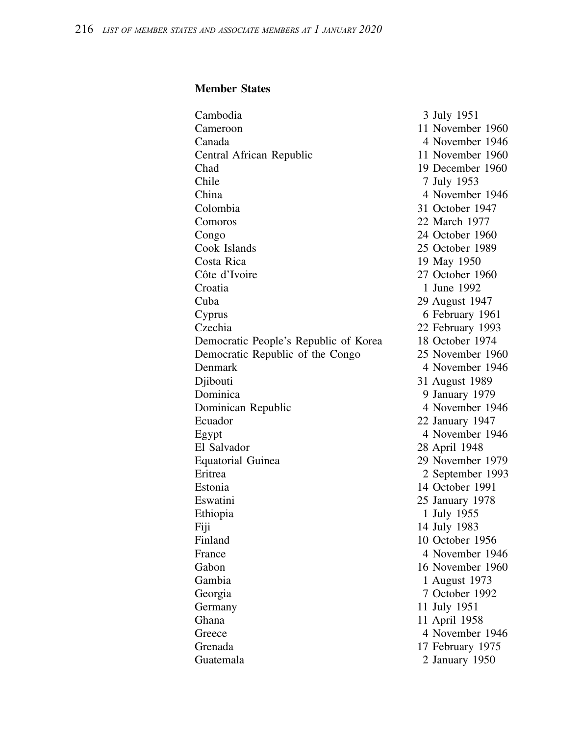**Member States**

| | |
|---|---|
| Cambodia | 3 July 1951 |
| Cameroon | 11 November 1960 |
| Canada | 4 November 1946 |
| Central African Republic | 11 November 1960 |
| Chad | 19 December 1960 |
| Chile | 7 July 1953 |
| China | 4 November 1946 |
| Colombia | 31 October 1947 |
| Comoros | 22 March 1977 |
| Congo | 24 October 1960 |
| Cook Islands | 25 October 1989 |
| Costa Rica | 19 May 1950 |
| Côte d'Ivoire | 27 October 1960 |
| Croatia | 1 June 1992 |
| Cuba | 29 August 1947 |
| Cyprus | 6 February 1961 |
| Czechia | 22 February 1993 |
| Democratic People's Republic of Korea | 18 October 1974 |
| Democratic Republic of the Congo | 25 November 1960 |
| Denmark | 4 November 1946 |
| Djibouti | 31 August 1989 |
| Dominica | 9 January 1979 |
| Dominican Republic | 4 November 1946 |
| Ecuador | 22 January 1947 |
| Egypt | 4 November 1946 |
| El Salvador | 28 April 1948 |
| Equatorial Guinea | 29 November 1979 |
| Eritrea | 2 September 1993 |
| Estonia | 14 October 1991 |
| Eswatini | 25 January 1978 |
| Ethiopia | 1 July 1955 |
| Fiji | 14 July 1983 |
| Finland | 10 October 1956 |
| France | 4 November 1946 |
| Gabon | 16 November 1960 |
| Gambia | 1 August 1973 |
| Georgia | 7 October 1992 |
| Germany | 11 July 1951 |
| Ghana | 11 April 1958 |
| Greece | 4 November 1946 |
| Grenada | 17 February 1975 |
| Guatemala | 2 January 1950 |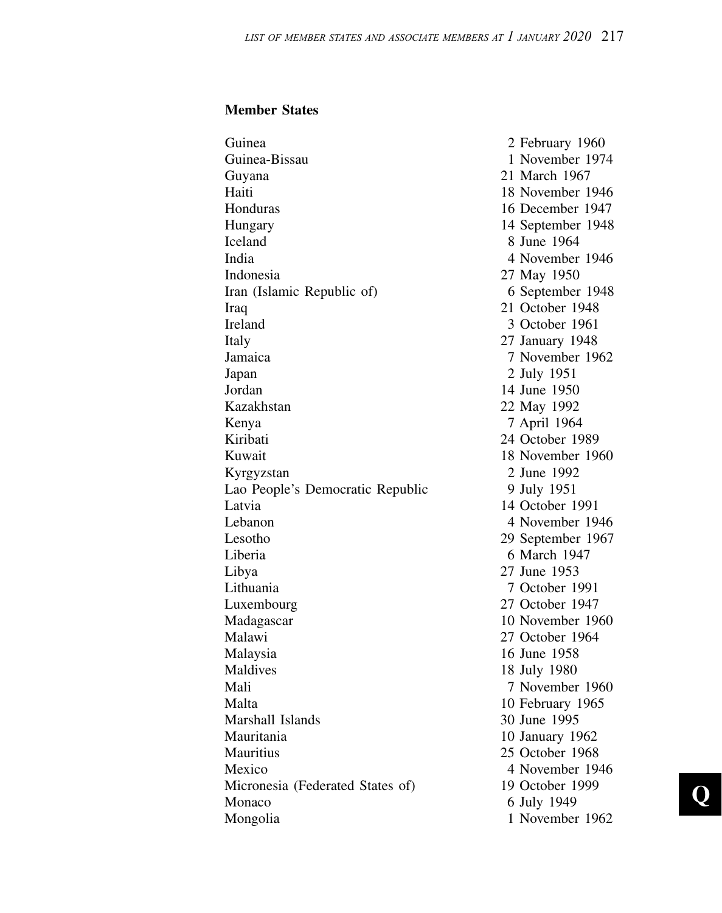## Member States

| | |
|---|---|
| Guinea | 2 February 1960 |
| Guinea-Bissau | 1 November 1974 |
| Guyana | 21 March 1967 |
| Haiti | 18 November 1946 |
| Honduras | 16 December 1947 |
| Hungary | 14 September 1948 |
| Iceland | 8 June 1964 |
| India | 4 November 1946 |
| Indonesia | 27 May 1950 |
| Iran (Islamic Republic of) | 6 September 1948 |
| Iraq | 21 October 1948 |
| Ireland | 3 October 1961 |
| Italy | 27 January 1948 |
| Jamaica | 7 November 1962 |
| Japan | 2 July 1951 |
| Jordan | 14 June 1950 |
| Kazakhstan | 22 May 1992 |
| Kenya | 7 April 1964 |
| Kiribati | 24 October 1989 |
| Kuwait | 18 November 1960 |
| Kyrgyzstan | 2 June 1992 |
| Lao People's Democratic Republic | 9 July 1951 |
| Latvia | 14 October 1991 |
| Lebanon | 4 November 1946 |
| Lesotho | 29 September 1967 |
| Liberia | 6 March 1947 |
| Libya | 27 June 1953 |
| Lithuania | 7 October 1991 |
| Luxembourg | 27 October 1947 |
| Madagascar | 10 November 1960 |
| Malawi | 27 October 1964 |
| Malaysia | 16 June 1958 |
| Maldives | 18 July 1980 |
| Mali | 7 November 1960 |
| Malta | 10 February 1965 |
| Marshall Islands | 30 June 1995 |
| Mauritania | 10 January 1962 |
| Mauritius | 25 October 1968 |
| Mexico | 4 November 1946 |
| Micronesia (Federated States of) | 19 October 1999 |
| Monaco | 6 July 1949 |
| Mongolia | 1 November 1962 |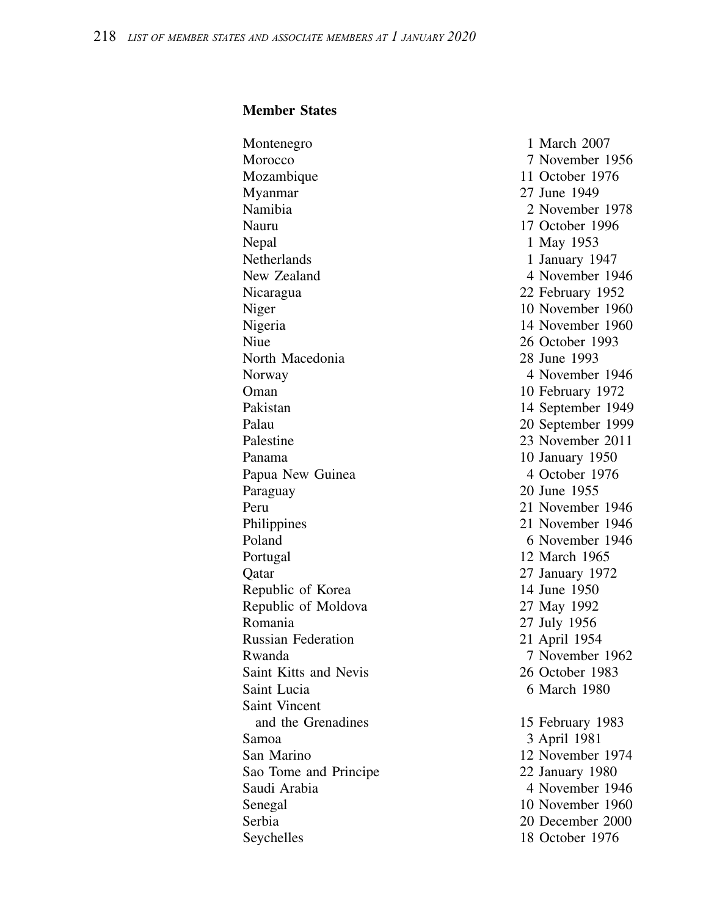**Member States**

| | |
|---|---|
| Montenegro | 1 March 2007 |
| Morocco | 7 November 1956 |
| Mozambique | 11 October 1976 |
| Myanmar | 27 June 1949 |
| Namibia | 2 November 1978 |
| Nauru | 17 October 1996 |
| Nepal | 1 May 1953 |
| Netherlands | 1 January 1947 |
| New Zealand | 4 November 1946 |
| Nicaragua | 22 February 1952 |
| Niger | 10 November 1960 |
| Nigeria | 14 November 1960 |
| Niue | 26 October 1993 |
| North Macedonia | 28 June 1993 |
| Norway | 4 November 1946 |
| Oman | 10 February 1972 |
| Pakistan | 14 September 1949 |
| Palau | 20 September 1999 |
| Palestine | 23 November 2011 |
| Panama | 10 January 1950 |
| Papua New Guinea | 4 October 1976 |
| Paraguay | 20 June 1955 |
| Peru | 21 November 1946 |
| Philippines | 21 November 1946 |
| Poland | 6 November 1946 |
| Portugal | 12 March 1965 |
| Qatar | 27 January 1972 |
| Republic of Korea | 14 June 1950 |
| Republic of Moldova | 27 May 1992 |
| Romania | 27 July 1956 |
| Russian Federation | 21 April 1954 |
| Rwanda | 7 November 1962 |
| Saint Kitts and Nevis | 26 October 1983 |
| Saint Lucia | 6 March 1980 |
| Saint Vincent and the Grenadines | 15 February 1983 |
| Samoa | 3 April 1981 |
| San Marino | 12 November 1974 |
| Sao Tome and Principe | 22 January 1980 |
| Saudi Arabia | 4 November 1946 |
| Senegal | 10 November 1960 |
| Serbia | 20 December 2000 |
| Seychelles | 18 October 1976 |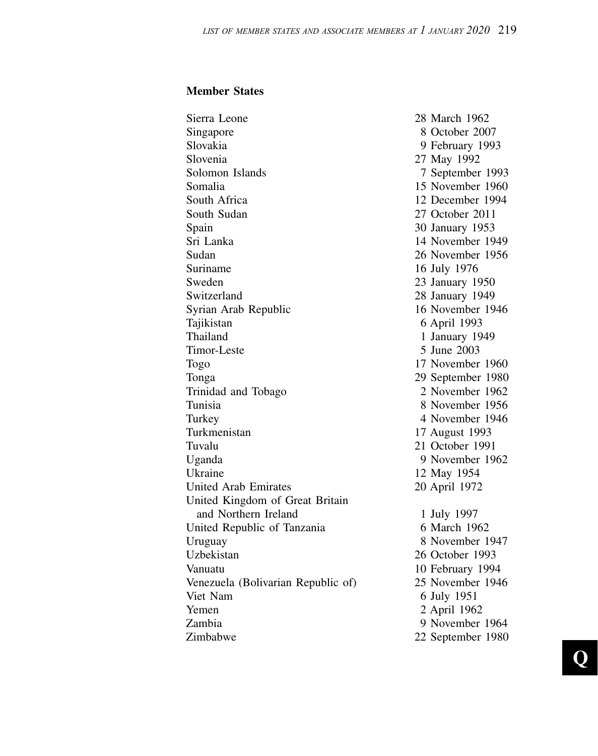**Member States**

| | |
|---|---|
| Sierra Leone | 28 March 1962 |
| Singapore | 8 October 2007 |
| Slovakia | 9 February 1993 |
| Slovenia | 27 May 1992 |
| Solomon Islands | 7 September 1993 |
| Somalia | 15 November 1960 |
| South Africa | 12 December 1994 |
| South Sudan | 27 October 2011 |
| Spain | 30 January 1953 |
| Sri Lanka | 14 November 1949 |
| Sudan | 26 November 1956 |
| Suriname | 16 July 1976 |
| Sweden | 23 January 1950 |
| Switzerland | 28 January 1949 |
| Syrian Arab Republic | 16 November 1946 |
| Tajikistan | 6 April 1993 |
| Thailand | 1 January 1949 |
| Timor-Leste | 5 June 2003 |
| Togo | 17 November 1960 |
| Tonga | 29 September 1980 |
| Trinidad and Tobago | 2 November 1962 |
| Tunisia | 8 November 1956 |
| Turkey | 4 November 1946 |
| Turkmenistan | 17 August 1993 |
| Tuvalu | 21 October 1991 |
| Uganda | 9 November 1962 |
| Ukraine | 12 May 1954 |
| United Arab Emirates | 20 April 1972 |
| United Kingdom of Great Britain and Northern Ireland | 1 July 1997 |
| United Republic of Tanzania | 6 March 1962 |
| Uruguay | 8 November 1947 |
| Uzbekistan | 26 October 1993 |
| Vanuatu | 10 February 1994 |
| Venezuela (Bolivarian Republic of) | 25 November 1946 |
| Viet Nam | 6 July 1951 |
| Yemen | 2 April 1962 |
| Zambia | 9 November 1964 |
| Zimbabwe | 22 September 1980 |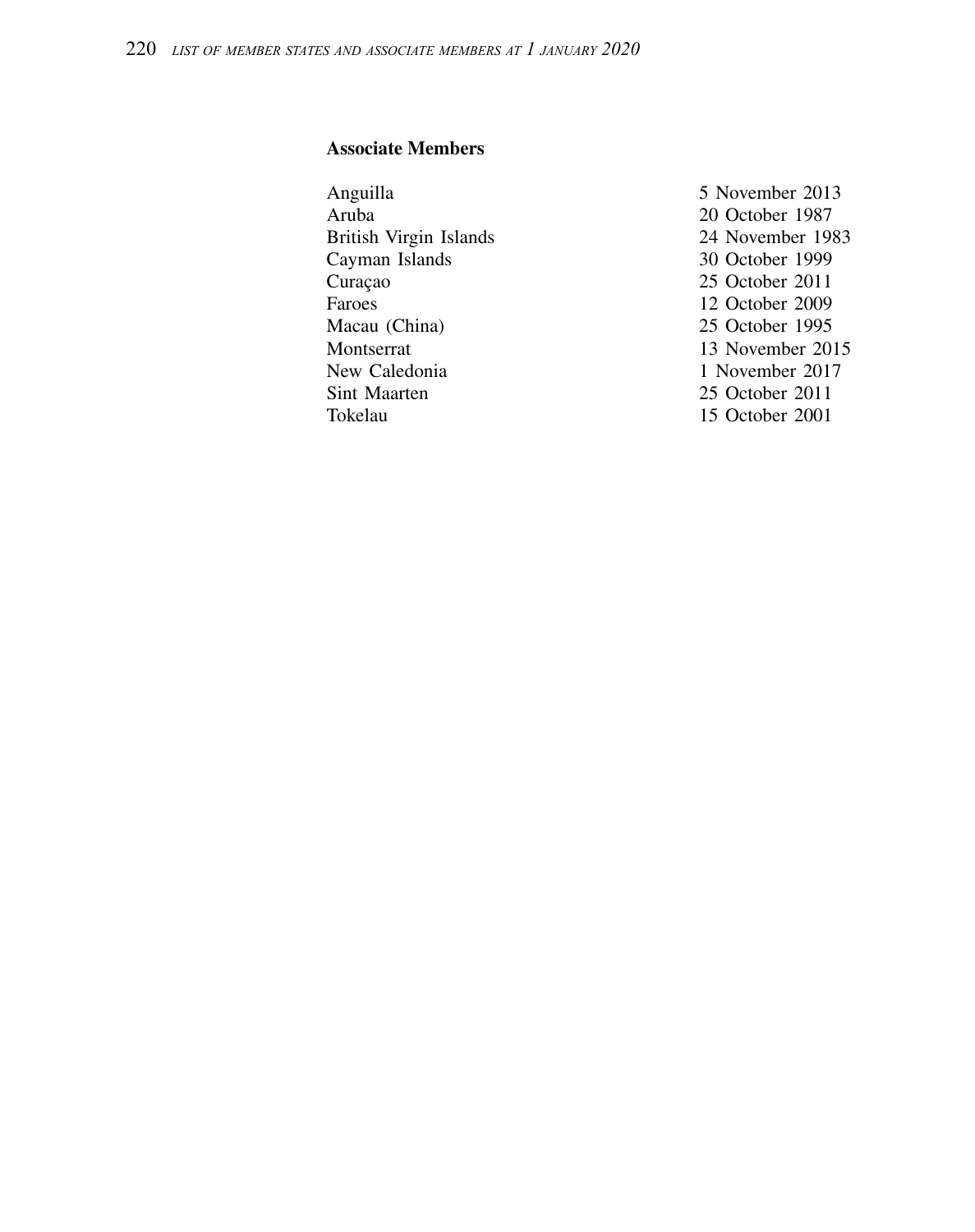## Associate Members

| | |
|---|---|
| Anguilla | 5 November 2013 |
| Aruba | 20 October 1987 |
| British Virgin Islands | 24 November 1983 |
| Cayman Islands | 30 October 1999 |
| Curaçao | 25 October 2011 |
| Faroes | 12 October 2009 |
| Macau (China) | 25 October 1995 |
| Montserrat | 13 November 2015 |
| New Caledonia | 1 November 2017 |
| Sint Maarten | 25 October 2011 |
| Tokelau | 15 October 2001 |